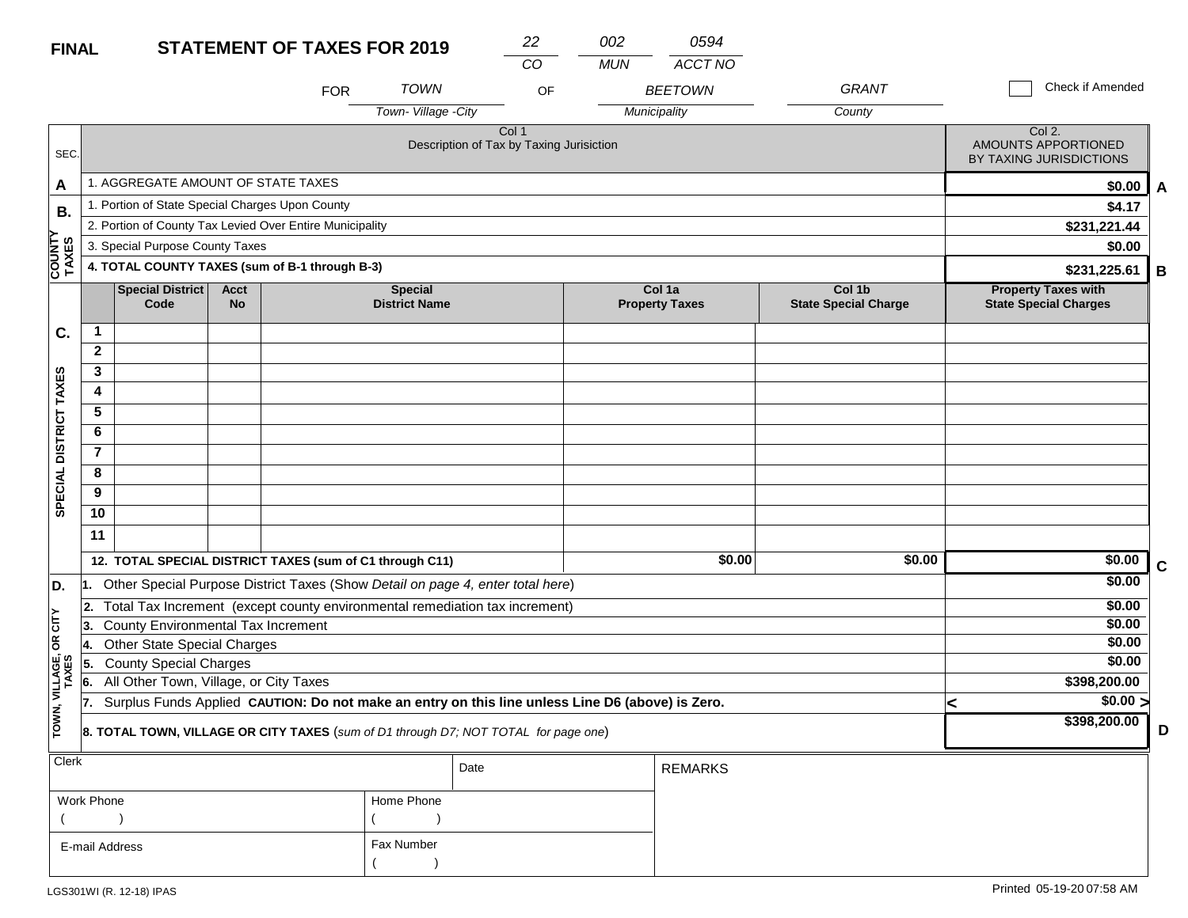**FINAL** **STATEMENT OF TAXES FOR 2019**

| 22 | 002 | 0594 |
|---|---|---|
| CO | MUN | ACCT NO |

FOR TOWN (Town- Village -City) OF BEETOWN (Municipality) GRANT (County)

☐ Check if Amended

| SEC. | Col 1 Description of Tax by Taxing Jurisiction | Col 2. AMOUNTS APPORTIONED BY TAXING JURISDICTIONS | |
|---|---|---|---|
| A | 1. AGGREGATE AMOUNT OF STATE TAXES | $0.00 | A |
| B. COUNTY TAXES | 1. Portion of State Special Charges Upon County | $4.17 | |
| | 2. Portion of County Tax Levied Over Entire Municipality | $231,221.44 | |
| | 3. Special Purpose County Taxes | $0.00 | |
| | **4. TOTAL COUNTY TAXES (sum of B-1 through B-3)** | **$231,225.61** | B |

| SEC. | | Special District Code | Acct No | Special District Name | Col 1a Property Taxes | Col 1b State Special Charge | Property Taxes with State Special Charges | |
|---|---|---|---|---|---|---|---|---|
| C. SPECIAL DISTRICT TAXES | 1 | | | | | | | |
| | 2 | | | | | | | |
| | 3 | | | | | | | |
| | 4 | | | | | | | |
| | 5 | | | | | | | |
| | 6 | | | | | | | |
| | 7 | | | | | | | |
| | 8 | | | | | | | |
| | 9 | | | | | | | |
| | 10 | | | | | | | |
| | 11 | | | | | | | |
| | **12. TOTAL SPECIAL DISTRICT TAXES (sum of C1 through C11)** | | | | $0.00 | $0.00 | $0.00 | C |

| SEC. | Description | Amount | |
|---|---|---|---|
| D. TOWN, VILLAGE, OR CITY TAXES | 1. Other Special Purpose District Taxes (Show *Detail on page 4, enter total here*) | $0.00 | |
| | 2. Total Tax Increment (except county environmental remediation tax increment) | $0.00 | |
| | 3. County Environmental Tax Increment | $0.00 | |
| | 4. Other State Special Charges | $0.00 | |
| | 5. County Special Charges | $0.00 | |
| | 6. All Other Town, Village, or City Taxes | $398,200.00 | |
| | 7. Surplus Funds Applied **CAUTION: Do not make an entry on this line unless Line D6 (above) is Zero.** | < $0.00 > | |
| | **8. TOTAL TOWN, VILLAGE OR CITY TAXES** (*sum of D1 through D7; NOT TOTAL for page one*) | $398,200.00 | D |

| Clerk | | Date | REMARKS |
|---|---|---|---|
| Work Phone ( ) | Home Phone ( ) | | |
| E-mail Address | Fax Number ( ) | | |

LGS301WI (R. 12-18) IPAS

Printed 05-19-20 07:58 AM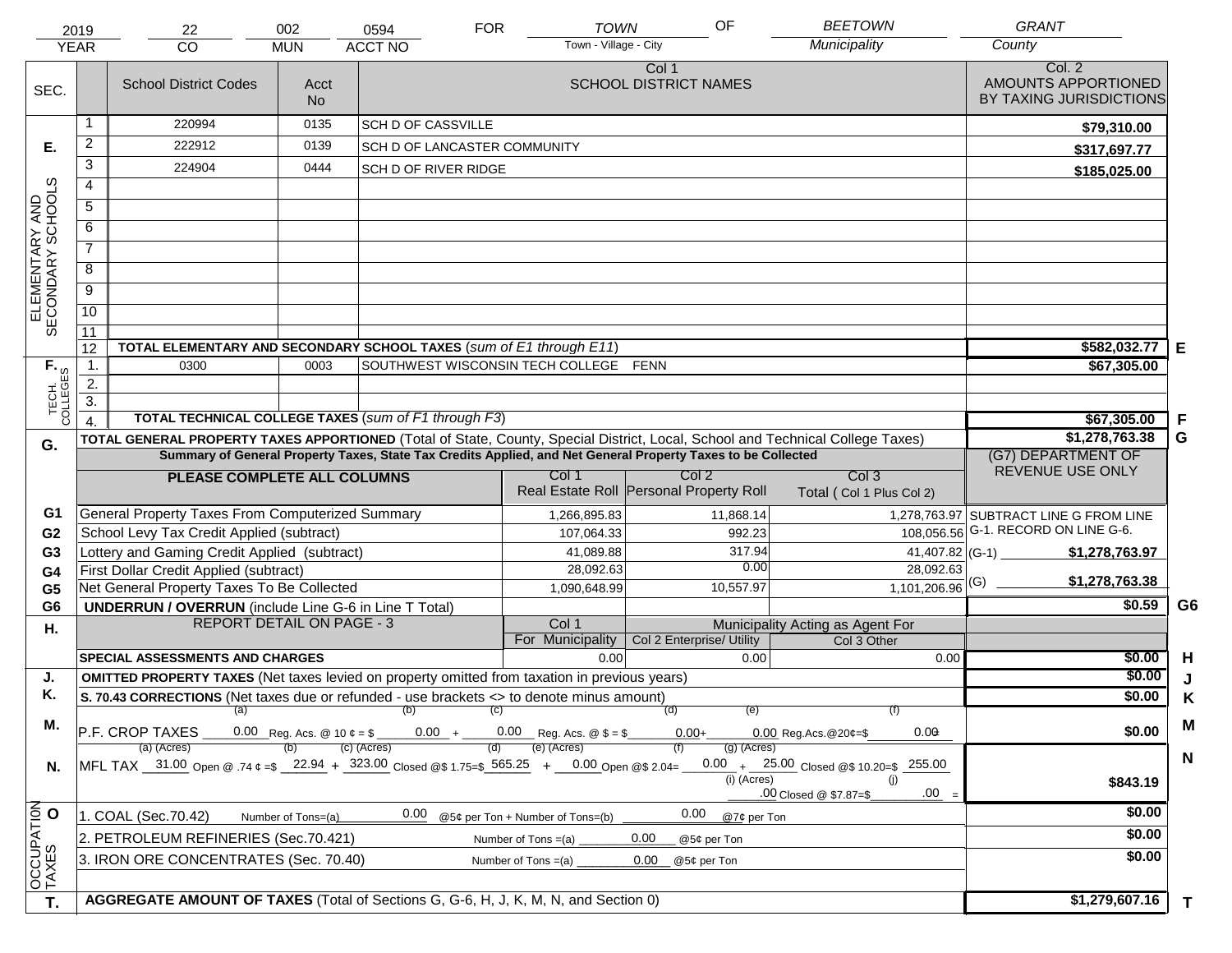| 2019 | 22 | 002 | 0594 | FOR | TOWN | OF | BEETOWN | GRANT |
|---|---|---|---|---|---|---|---|---|
| YEAR | CO | MUN | ACCT NO | | Town - Village - City | | Municipality | County |

| SEC. | | School District Codes | Acct No | Col 1 SCHOOL DISTRICT NAMES | Col. 2 AMOUNTS APPORTIONED BY TAXING JURISDICTIONS | |
|---|---|---|---|---|---|---|
| E. ELEMENTARY AND SECONDARY SCHOOLS | 1 | 220994 | 0135 | SCH D OF CASSVILLE | $79,310.00 | |
| | 2 | 222912 | 0139 | SCH D OF LANCASTER COMMUNITY | $317,697.77 | |
| | 3 | 224904 | 0444 | SCH D OF RIVER RIDGE | $185,025.00 | |
| | 4 | | | | | |
| | 5 | | | | | |
| | 6 | | | | | |
| | 7 | | | | | |
| | 8 | | | | | |
| | 9 | | | | | |
| | 10 | | | | | |
| | 11 | | | | | |
| | 12 | TOTAL ELEMENTARY AND SECONDARY SCHOOL TAXES (*sum of E1 through E11*) | | | $582,032.77 | E |
| F. TECH. COLLEGES | 1. | 0300 | 0003 | SOUTHWEST WISCONSIN TECH COLLEGE FENN | $67,305.00 | |
| | 2. | | | | | |
| | 3. | | | | | |
| | 4. | TOTAL TECHNICAL COLLEGE TAXES (*sum of F1 through F3*) | | | $67,305.00 | F |
| G. | | TOTAL GENERAL PROPERTY TAXES APPORTIONED (Total of State, County, Special District, Local, School and Technical College Taxes) | | | $1,278,763.38 | G |

**Summary of General Property Taxes, State Tax Credits Applied, and Net General Property Taxes to be Collected**

| | PLEASE COMPLETE ALL COLUMNS | Col 1 Real Estate Roll | Col 2 Personal Property Roll | Col 3 Total ( Col 1 Plus Col 2) | (G7) DEPARTMENT OF REVENUE USE ONLY | |
|---|---|---|---|---|---|---|
| G1 | General Property Taxes From Computerized Summary | 1,266,895.83 | 11,868.14 | 1,278,763.97 | SUBTRACT LINE G FROM LINE G-1. RECORD ON LINE G-6. | |
| G2 | School Levy Tax Credit Applied (subtract) | 107,064.33 | 992.23 | 108,056.56 | | |
| G3 | Lottery and Gaming Credit Applied (subtract) | 41,089.88 | 317.94 | 41,407.82 | (G-1) $1,278,763.97 | |
| G4 | First Dollar Credit Applied (subtract) | 28,092.63 | 0.00 | 28,092.63 | | |
| G5 | Net General Property Taxes To Be Collected | 1,090,648.99 | 10,557.97 | 1,101,206.96 | (G) $1,278,763.38 | |
| G6 | UNDERRUN / OVERRUN (include Line G-6 in Line T Total) | | | | $0.59 | G6 |

| H. | REPORT DETAIL ON PAGE - 3 | Col 1 For Municipality | Col 2 Enterprise/ Utility (Municipality Acting as Agent For) | Col 3 Other | | |
|---|---|---|---|---|---|---|
| | SPECIAL ASSESSMENTS AND CHARGES | 0.00 | 0.00 | 0.00 | $0.00 | H |
| J. | OMITTED PROPERTY TAXES (Net taxes levied on property omitted from taxation in previous years) | | | | $0.00 | J |
| K. | S. 70.43 CORRECTIONS (Net taxes due or refunded - use brackets <> to denote minus amount) | | | | $0.00 | K |
| M. | P.F. CROP TAXES (a) 0.00 Reg. Acs. @ 10 ¢ = $ (b) 0.00 + (c) 0.00 Reg. Acs. @ $ = $ (d) 0.00 + (e) 0.00 Reg.Acs.@20¢=$ (f) 0.00 = | | | | $0.00 | M |
| N. | MFL TAX (a) (Acres) 31.00 Open @ .74 ¢ =$ (b) 22.94 + (c) (Acres) 323.00 Closed @$ 1.75=$ (d) 565.25 + (e) (Acres) 0.00 Open @$ 2.04= (f) 0.00 + (g) (Acres) 25.00 Closed @$ 10.20=$ 255.00 (i) (Acres) .00 Closed @ $7.87=$ (j) .00 = | | | | $843.19 | N |
| O OCCUPATION TAXES | 1. COAL (Sec.70.42) Number of Tons=(a) 0.00 @5¢ per Ton + Number of Tons=(b) 0.00 @7¢ per Ton | | | | $0.00 | |
| | 2. PETROLEUM REFINERIES (Sec.70.421) Number of Tons =(a) 0.00 @5¢ per Ton | | | | $0.00 | |
| | 3. IRON ORE CONCENTRATES (Sec. 70.40) Number of Tons =(a) 0.00 @5¢ per Ton | | | | $0.00 | |
| T. | AGGREGATE AMOUNT OF TAXES (Total of Sections G, G-6, H, J, K, M, N, and Section 0) | | | | $1,279,607.16 | T |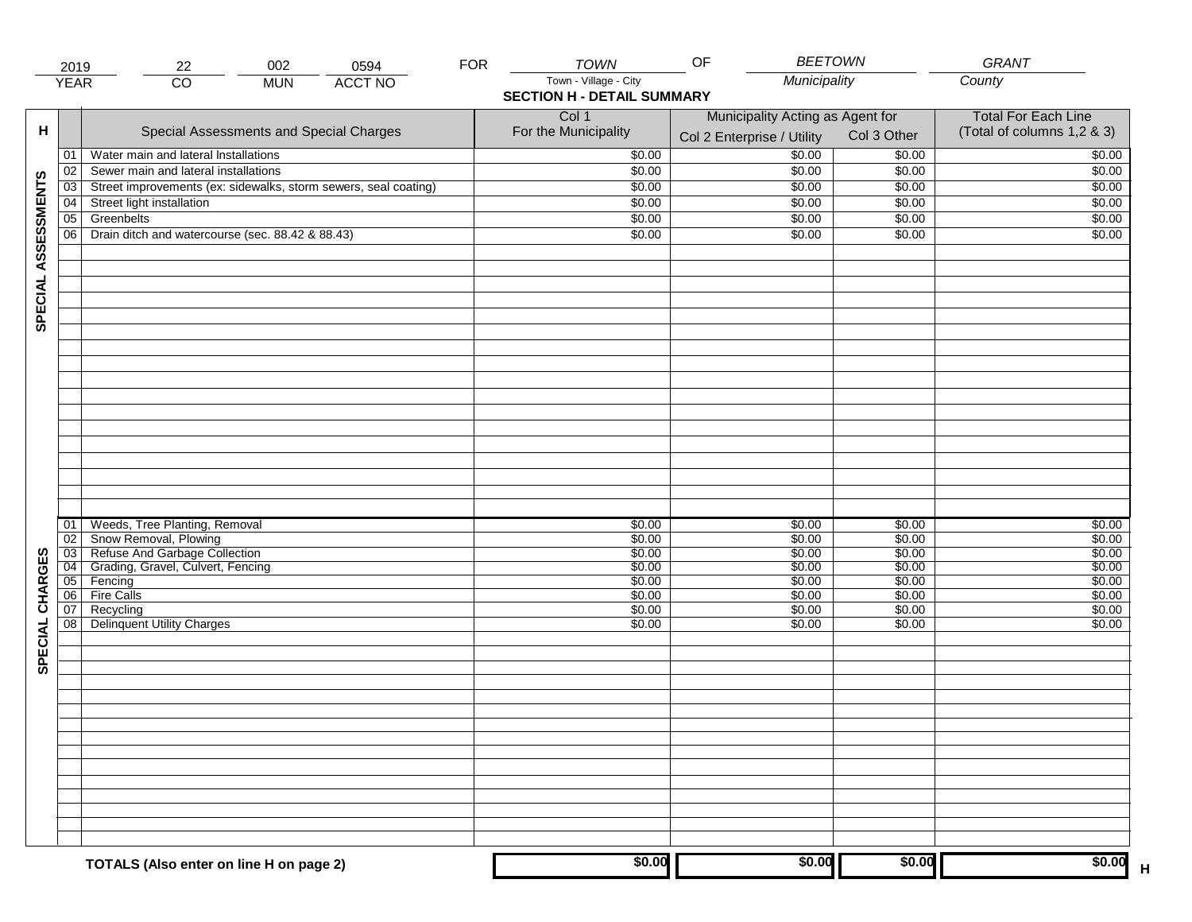| 2019 | 22 | 002 | 0594 | FOR | TOWN | OF | BEETOWN | GRANT |
|---|---|---|---|---|---|---|---|---|
| YEAR | CO | MUN | ACCT NO | | Town - Village - City | | Municipality | County |

## SECTION H - DETAIL SUMMARY

| H | | Special Assessments and Special Charges | Col 1 For the Municipality | Municipality Acting as Agent for Col 2 Enterprise / Utility | Col 3 Other | Total For Each Line (Total of columns 1,2 & 3) |
|---|---|---|---|---|---|---|
| SPECIAL ASSESSMENTS | 01 | Water main and lateral Installations | $0.00 | $0.00 | $0.00 | $0.00 |
| | 02 | Sewer main and lateral installations | $0.00 | $0.00 | $0.00 | $0.00 |
| | 03 | Street improvements (ex: sidewalks, storm sewers, seal coating) | $0.00 | $0.00 | $0.00 | $0.00 |
| | 04 | Street light installation | $0.00 | $0.00 | $0.00 | $0.00 |
| | 05 | Greenbelts | $0.00 | $0.00 | $0.00 | $0.00 |
| | 06 | Drain ditch and watercourse (sec. 88.42 & 88.43) | $0.00 | $0.00 | $0.00 | $0.00 |
| SPECIAL CHARGES | 01 | Weeds, Tree Planting, Removal | $0.00 | $0.00 | $0.00 | $0.00 |
| | 02 | Snow Removal, Plowing | $0.00 | $0.00 | $0.00 | $0.00 |
| | 03 | Refuse And Garbage Collection | $0.00 | $0.00 | $0.00 | $0.00 |
| | 04 | Grading, Gravel, Culvert, Fencing | $0.00 | $0.00 | $0.00 | $0.00 |
| | 05 | Fencing | $0.00 | $0.00 | $0.00 | $0.00 |
| | 06 | Fire Calls | $0.00 | $0.00 | $0.00 | $0.00 |
| | 07 | Recycling | $0.00 | $0.00 | $0.00 | $0.00 |
| | 08 | Delinquent Utility Charges | $0.00 | $0.00 | $0.00 | $0.00 |
| | | **TOTALS (Also enter on line H on page 2)** | **$0.00** | **$0.00** | **$0.00** | **$0.00** H |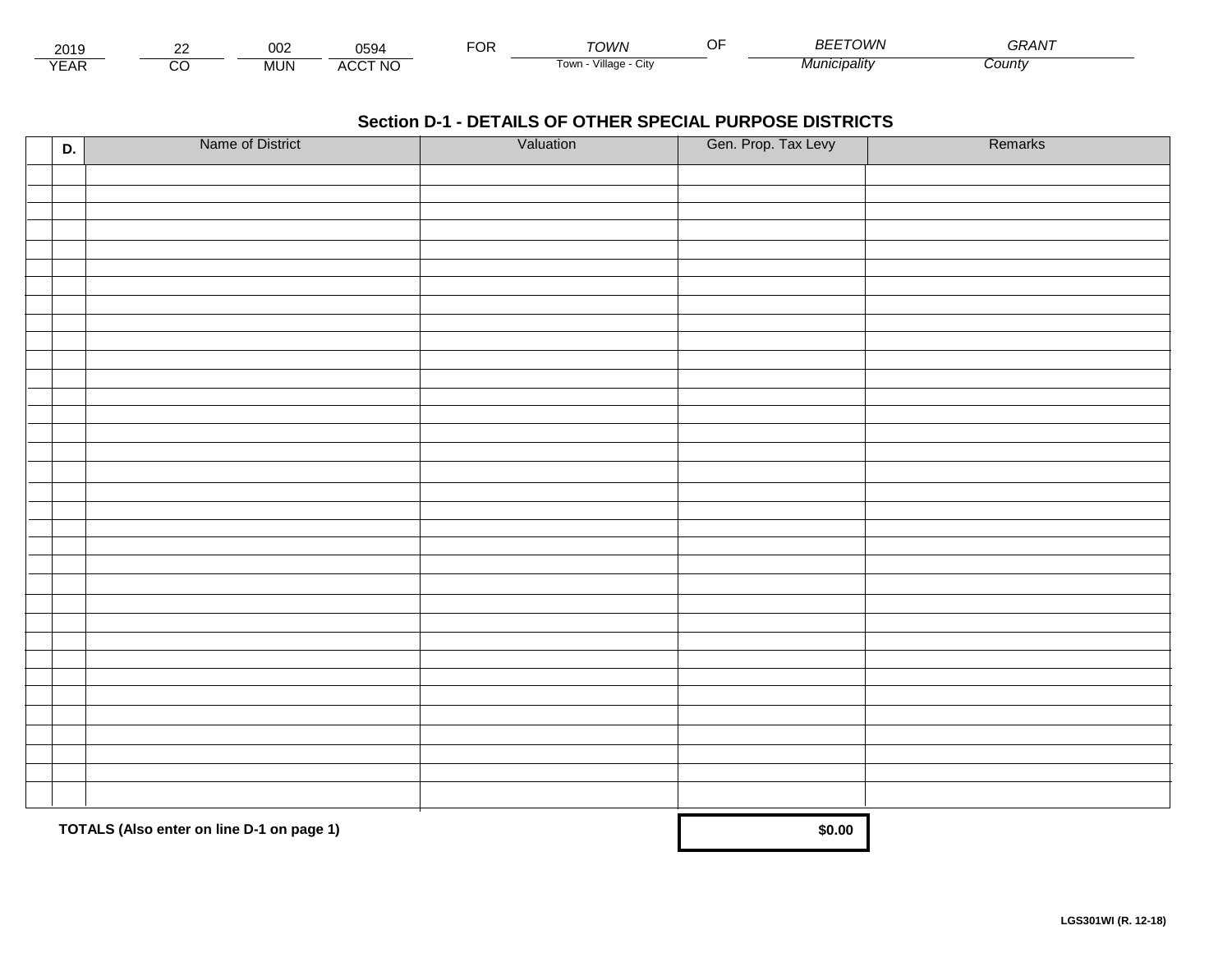| 2019 | 22 | 002 | 0594 | FOR | TOWN | OF | BEETOWN | GRANT |
|---|---|---|---|---|---|---|---|---|
| YEAR | CO | MUN | ACCT NO | | Town - Village - City | | Municipality | County |

## Section D-1 - DETAILS OF OTHER SPECIAL PURPOSE DISTRICTS

| | D. | Name of District | Valuation | Gen. Prop. Tax Levy | Remarks |
|---|---|---|---|---|---|
| | | | | | |
| | | | | | |
| | | | | | |
| | | | | | |
| | | | | | |
| | | | | | |
| | | | | | |
| | | | | | |
| | | | | | |
| | | | | | |
| | | | | | |
| | | | | | |
| | | | | | |
| | | | | | |
| | | | | | |
| | | | | | |
| | | | | | |
| | | | | | |
| | | | | | |
| | | | | | |
| | | | | | |
| | | | | | |
| | | | | | |
| | | | | | |
| | | | | | |
| | | | | | |
| | | | | | |
| | | | | | |
| | | | | | |
| | | | | | |
| | | | | | |
| | | | | | |
| | | | | | |
| | | | | | |
| | | | | | |

**TOTALS (Also enter on line D-1 on page 1)** **$0.00**

**LGS301WI (R. 12-18)**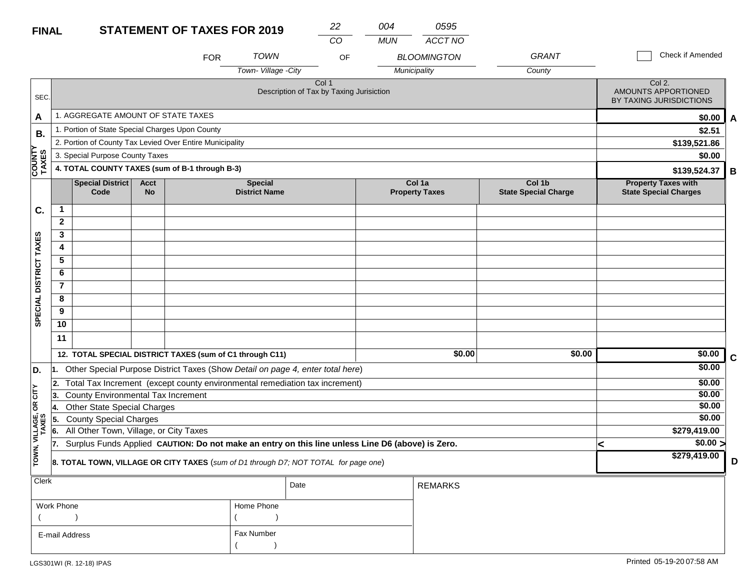**FINAL** **STATEMENT OF TAXES FOR 2019**

| 22 | 004 | 0595 |
|---|---|---|
| CO | MUN | ACCT NO |

FOR *TOWN* (Town- Village -City) OF *BLOOMINGTON* (Municipality) *GRANT* (County)

☐ Check if Amended

| SEC. | Col 1 Description of Tax by Taxing Jurisiction | Col 2. AMOUNTS APPORTIONED BY TAXING JURISDICTIONS | |
|---|---|---|---|
| A | 1. AGGREGATE AMOUNT OF STATE TAXES | $0.00 | A |
| B. COUNTY TAXES | 1. Portion of State Special Charges Upon County | $2.51 | |
| | 2. Portion of County Tax Levied Over Entire Municipality | $139,521.86 | |
| | 3. Special Purpose County Taxes | $0.00 | |
| | **4. TOTAL COUNTY TAXES (sum of B-1 through B-3)** | **$139,524.37** | B |

| C. SPECIAL DISTRICT TAXES | | Special District Code | Acct No | Special District Name | Col 1a Property Taxes | Col 1b State Special Charge | Property Taxes with State Special Charges |
|---|---|---|---|---|---|---|---|
| | 1 | | | | | | |
| | 2 | | | | | | |
| | 3 | | | | | | |
| | 4 | | | | | | |
| | 5 | | | | | | |
| | 6 | | | | | | |
| | 7 | | | | | | |
| | 8 | | | | | | |
| | 9 | | | | | | |
| | 10 | | | | | | |
| | 11 | | | | | | |
| | **12. TOTAL SPECIAL DISTRICT TAXES (sum of C1 through C11)** | | | | **$0.00** | **$0.00** | **$0.00** C |

| D. TOWN, VILLAGE, OR CITY TAXES | | |
|---|---|---|
| | 1. Other Special Purpose District Taxes (Show *Detail on page 4, enter total here*) | $0.00 |
| | 2. Total Tax Increment (except county environmental remediation tax increment) | $0.00 |
| | 3. County Environmental Tax Increment | $0.00 |
| | 4. Other State Special Charges | $0.00 |
| | 5. County Special Charges | $0.00 |
| | 6. All Other Town, Village, or City Taxes | $279,419.00 |
| | 7. Surplus Funds Applied **CAUTION: Do not make an entry on this line unless Line D6 (above) is Zero.** | < $0.00 > |
| | **8. TOTAL TOWN, VILLAGE OR CITY TAXES** (*sum of D1 through D7; NOT TOTAL for page one*) | **$279,419.00** D |

| Clerk | | Date | REMARKS |
|---|---|---|---|
| Work Phone ( ) | Home Phone ( ) | | |
| E-mail Address | Fax Number ( ) | | |

LGS301WI (R. 12-18) IPAS

Printed 05-19-20 07:58 AM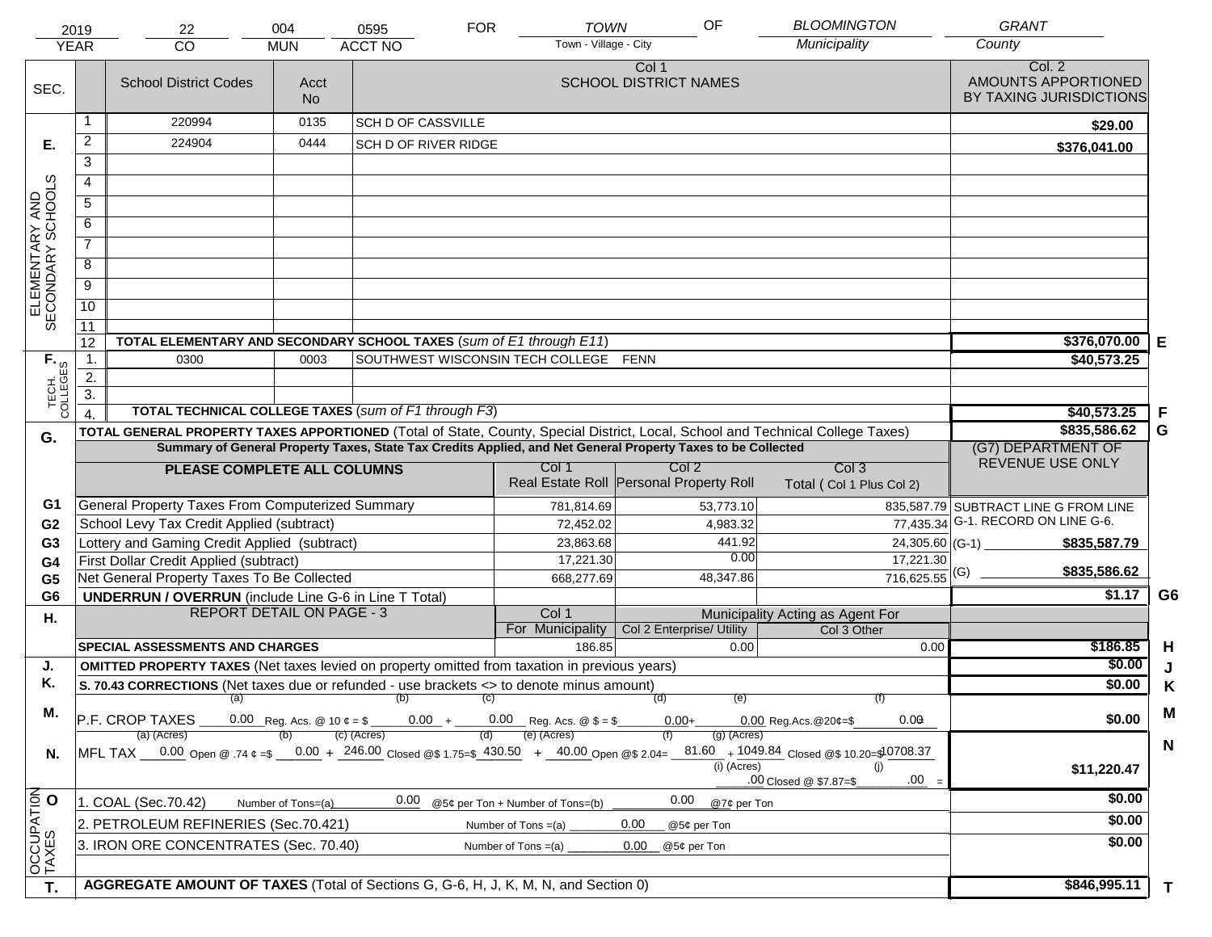| 2019 | 22 | 004 | 0595 | FOR | TOWN | OF | BLOOMINGTON | GRANT |
|---|---|---|---|---|---|---|---|---|
| YEAR | CO | MUN | ACCT NO | | Town - Village - City | | Municipality | County |

| SEC. | | School District Codes | Acct No | Col 1 SCHOOL DISTRICT NAMES | Col. 2 AMOUNTS APPORTIONED BY TAXING JURISDICTIONS | |
|---|---|---|---|---|---|---|
| E. ELEMENTARY AND SECONDARY SCHOOLS | 1 | 220994 | 0135 | SCH D OF CASSVILLE | $29.00 | |
| | 2 | 224904 | 0444 | SCH D OF RIVER RIDGE | $376,041.00 | |
| | 3 | | | | | |
| | 4 | | | | | |
| | 5 | | | | | |
| | 6 | | | | | |
| | 7 | | | | | |
| | 8 | | | | | |
| | 9 | | | | | |
| | 10 | | | | | |
| | 11 | | | | | |
| | 12 | TOTAL ELEMENTARY AND SECONDARY SCHOOL TAXES *(sum of E1 through E11)* | | | $376,070.00 | E |
| F. TECH. COLLEGES | 1. | 0300 | 0003 | SOUTHWEST WISCONSIN TECH COLLEGE FENN | $40,573.25 | |
| | 2. | | | | | |
| | 3. | | | | | |
| | 4. | TOTAL TECHNICAL COLLEGE TAXES *(sum of F1 through F3)* | | | $40,573.25 | F |
| G. | | TOTAL GENERAL PROPERTY TAXES APPORTIONED (Total of State, County, Special District, Local, School and Technical College Taxes) | | | $835,586.62 | G |

**Summary of General Property Taxes, State Tax Credits Applied, and Net General Property Taxes to be Collected**

| | PLEASE COMPLETE ALL COLUMNS | Col 1 Real Estate Roll | Col 2 Personal Property Roll | Col 3 Total ( Col 1 Plus Col 2) | (G7) DEPARTMENT OF REVENUE USE ONLY |
|---|---|---|---|---|---|
| G1 | General Property Taxes From Computerized Summary | 781,814.69 | 53,773.10 | 835,587.79 | SUBTRACT LINE G FROM LINE G-1. RECORD ON LINE G-6. |
| G2 | School Levy Tax Credit Applied (subtract) | 72,452.02 | 4,983.32 | 77,435.34 | |
| G3 | Lottery and Gaming Credit Applied (subtract) | 23,863.68 | 441.92 | 24,305.60 | (G-1) $835,587.79 |
| G4 | First Dollar Credit Applied (subtract) | 17,221.30 | 0.00 | 17,221.30 | |
| G5 | Net General Property Taxes To Be Collected | 668,277.69 | 48,347.86 | 716,625.55 | (G) $835,586.62 |
| G6 | UNDERRUN / OVERRUN (include Line G-6 in Line T Total) | | | | $1.17 G6 |

| H. | REPORT DETAIL ON PAGE - 3 | Col 1 For Municipality | Col 2 Enterprise/ Utility (Municipality Acting as Agent For) | Col 3 Other | | |
|---|---|---|---|---|---|---|
| | SPECIAL ASSESSMENTS AND CHARGES | 186.85 | 0.00 | 0.00 | $186.85 | H |
| J. | OMITTED PROPERTY TAXES (Net taxes levied on property omitted from taxation in previous years) | | | | $0.00 | J |
| K. | S. 70.43 CORRECTIONS (Net taxes due or refunded - use brackets <> to denote minus amount) | | | | $0.00 | K |
| M. | P.F. CROP TAXES (a) 0.00 Reg. Acs. @ 10 ¢ = $ (b) 0.00 + (c) 0.00 Reg. Acs. @ $ = $ (d) 0.00 + (e) 0.00 Reg.Acs.@20¢=$ (f) 0.00 | | | | $0.00 | M |
| N. | MFL TAX (a) (Acres) 0.00 Open @ .74 ¢ =$ (b) 0.00 + (c) (Acres) 246.00 Closed @$ 1.75=$ (d) 430.50 + (e) (Acres) 40.00 Open @$ 2.04= (f) 81.60 + (g) (Acres) 1049.84 Closed @$ 10.20=$ 10708.37 + (i) (Acres) .00 Closed @ $7.87=$ (j) .00 = | | | | $11,220.47 | N |
| O OCCUPATION TAXES | 1. COAL (Sec.70.42) Number of Tons=(a) 0.00 @5¢ per Ton + Number of Tons=(b) 0.00 @7¢ per Ton | | | | $0.00 | |
| | 2. PETROLEUM REFINERIES (Sec.70.421) Number of Tons =(a) 0.00 @5¢ per Ton | | | | $0.00 | |
| | 3. IRON ORE CONCENTRATES (Sec. 70.40) Number of Tons =(a) 0.00 @5¢ per Ton | | | | $0.00 | |
| T. | AGGREGATE AMOUNT OF TAXES (Total of Sections G, G-6, H, J, K, M, N, and Section 0) | | | | $846,995.11 | T |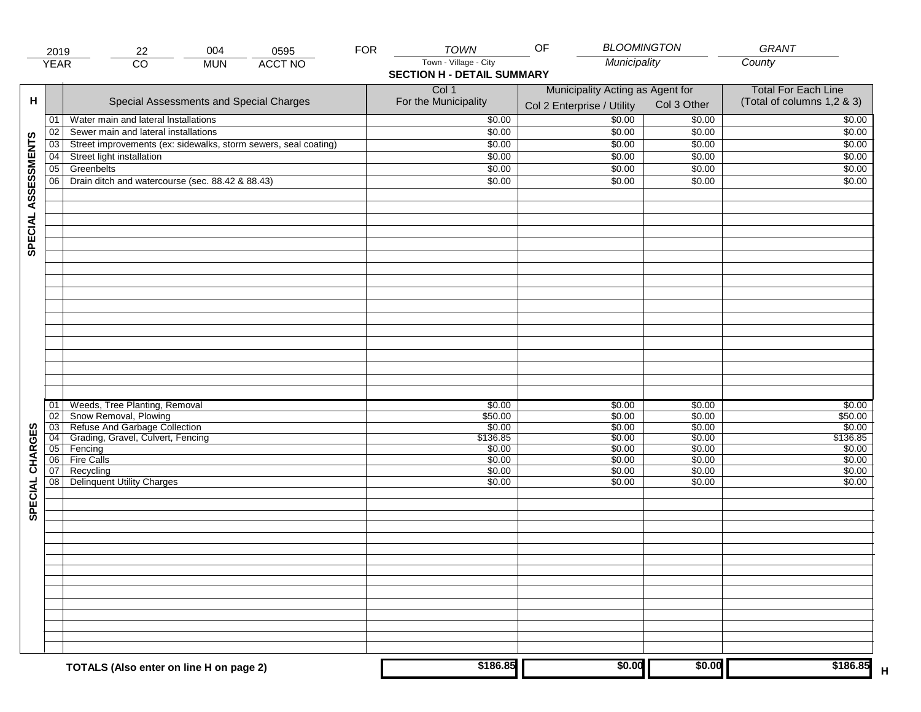| 2019 | 22 | 004 | 0595 | FOR | TOWN | OF | BLOOMINGTON | GRANT |
|---|---|---|---|---|---|---|---|---|
| YEAR | CO | MUN | ACCT NO | | Town - Village - City | | Municipality | County |

## SECTION H - DETAIL SUMMARY

| H | | Special Assessments and Special Charges | Col 1 For the Municipality | Municipality Acting as Agent for Col 2 Enterprise / Utility | Col 3 Other | Total For Each Line (Total of columns 1,2 & 3) |
|---|---|---|---|---|---|---|
| SPECIAL ASSESSMENTS | 01 | Water main and lateral Installations | $0.00 | $0.00 | $0.00 | $0.00 |
| | 02 | Sewer main and lateral installations | $0.00 | $0.00 | $0.00 | $0.00 |
| | 03 | Street improvements (ex: sidewalks, storm sewers, seal coating) | $0.00 | $0.00 | $0.00 | $0.00 |
| | 04 | Street light installation | $0.00 | $0.00 | $0.00 | $0.00 |
| | 05 | Greenbelts | $0.00 | $0.00 | $0.00 | $0.00 |
| | 06 | Drain ditch and watercourse (sec. 88.42 & 88.43) | $0.00 | $0.00 | $0.00 | $0.00 |
| SPECIAL CHARGES | 01 | Weeds, Tree Planting, Removal | $0.00 | $0.00 | $0.00 | $0.00 |
| | 02 | Snow Removal, Plowing | $50.00 | $0.00 | $0.00 | $50.00 |
| | 03 | Refuse And Garbage Collection | $0.00 | $0.00 | $0.00 | $0.00 |
| | 04 | Grading, Gravel, Culvert, Fencing | $136.85 | $0.00 | $0.00 | $136.85 |
| | 05 | Fencing | $0.00 | $0.00 | $0.00 | $0.00 |
| | 06 | Fire Calls | $0.00 | $0.00 | $0.00 | $0.00 |
| | 07 | Recycling | $0.00 | $0.00 | $0.00 | $0.00 |
| | 08 | Delinquent Utility Charges | $0.00 | $0.00 | $0.00 | $0.00 |
| | | **TOTALS (Also enter on line H on page 2)** | **$186.85** | **$0.00** | **$0.00** | **$186.85** H |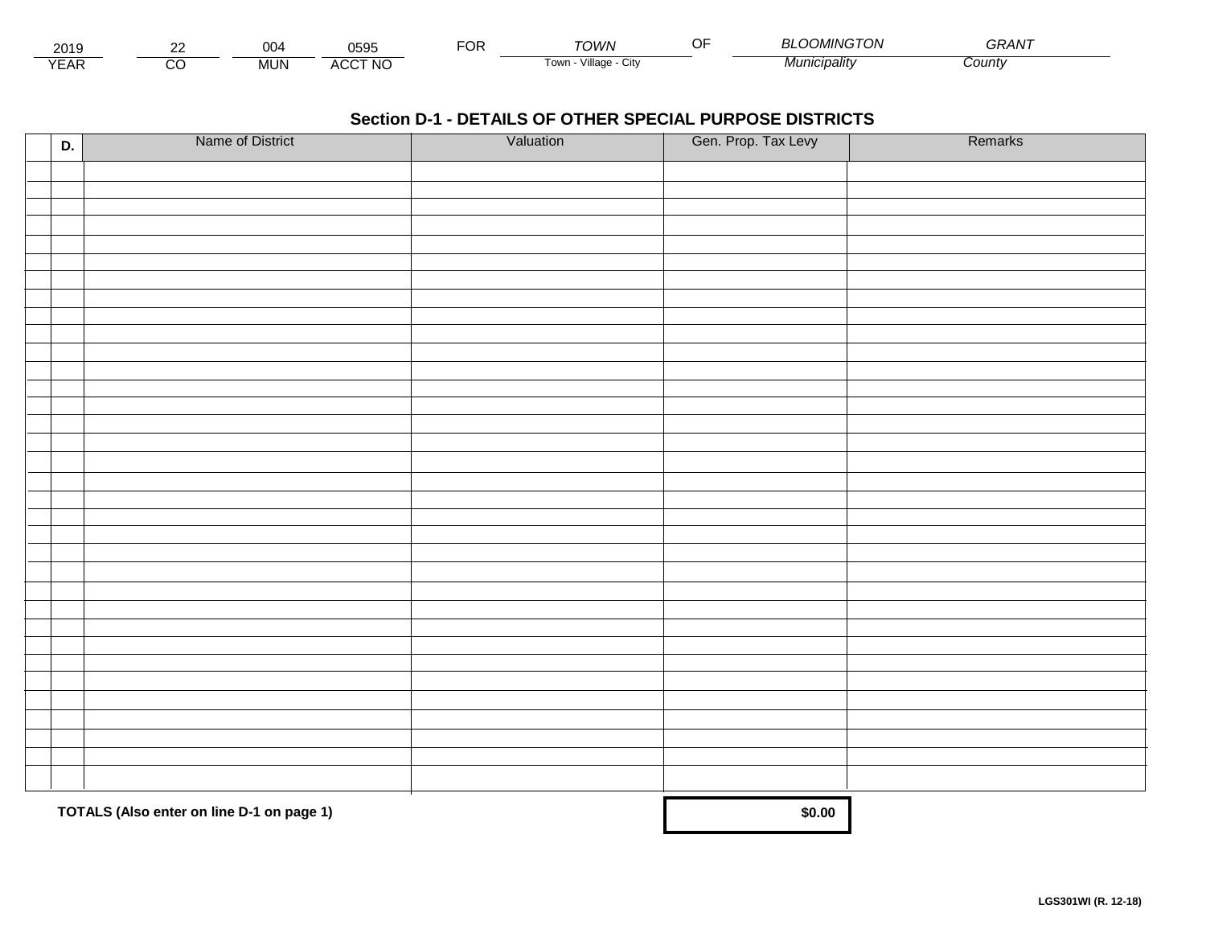| 2019 | 22 | 004 | 0595 | FOR | TOWN | OF | BLOOMINGTON | GRANT |
|---|---|---|---|---|---|---|---|---|
| YEAR | CO | MUN | ACCT NO | | Town - Village - City | | Municipality | County |

## Section D-1 - DETAILS OF OTHER SPECIAL PURPOSE DISTRICTS

| | D. | Name of District | Valuation | Gen. Prop. Tax Levy | Remarks |
|---|---|---|---|---|---|
| | | | | | |
| | | | | | |
| | | | | | |
| | | | | | |
| | | | | | |
| | | | | | |
| | | | | | |
| | | | | | |
| | | | | | |
| | | | | | |
| | | | | | |
| | | | | | |
| | | | | | |
| | | | | | |
| | | | | | |
| | | | | | |
| | | | | | |
| | | | | | |
| | | | | | |
| | | | | | |
| | | | | | |
| | | | | | |
| | | | | | |
| | | | | | |
| | | | | | |
| | | | | | |
| | | | | | |
| | | | | | |
| | | | | | |
| | | | | | |
| | | | | | |
| | | | | | |
| | | | | | |
| | | | | | |
| | | | | | |
| | | | | | |

**TOTALS (Also enter on line D-1 on page 1)** **$0.00**

**LGS301WI (R. 12-18)**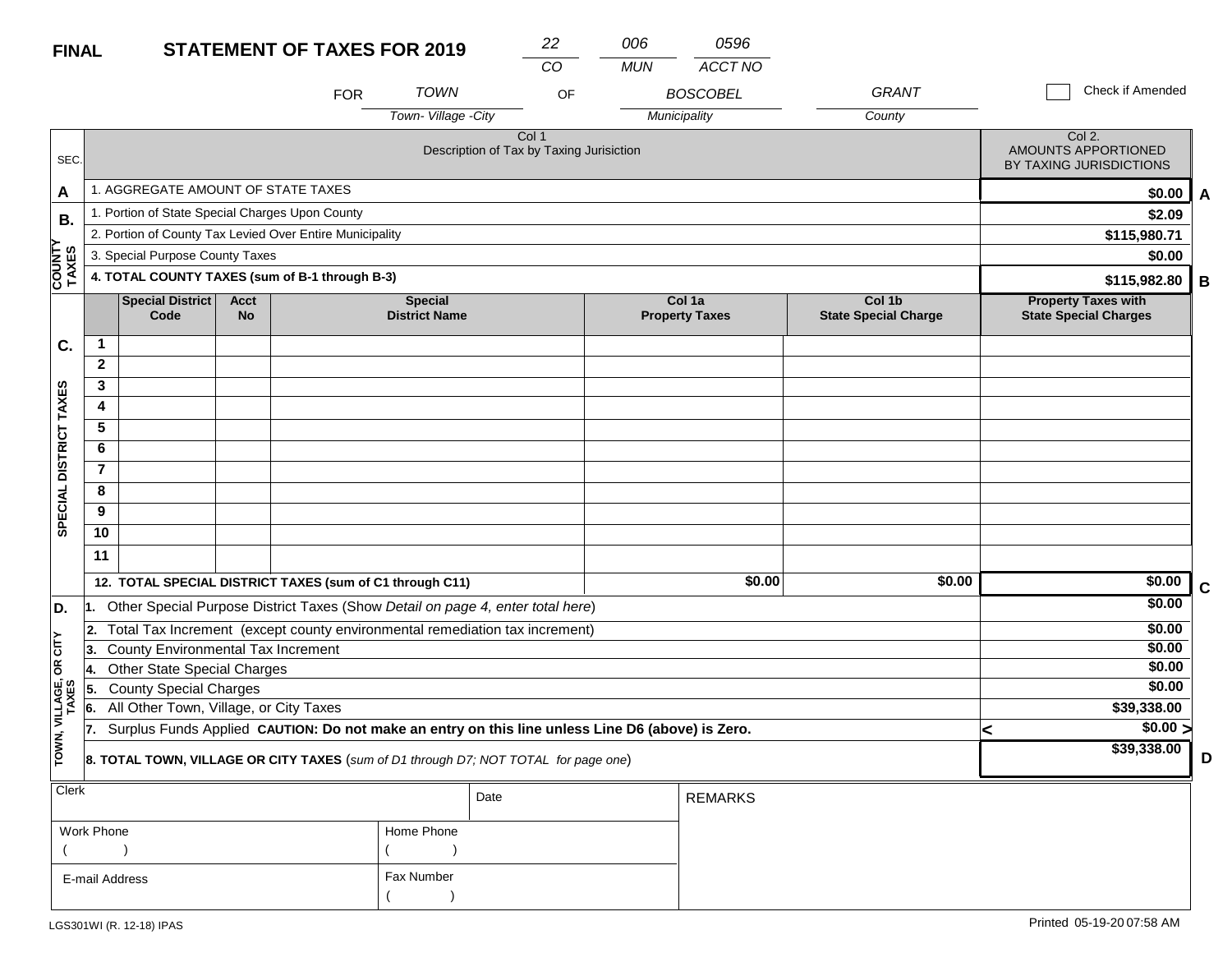**FINAL** **STATEMENT OF TAXES FOR 2019**

| 22 | 006 | 0596 |
|---|---|---|
| CO | MUN | ACCT NO |

FOR *TOWN* OF *BOSCOBEL* *GRANT*

*Town- Village -City* *Municipality* *County*

☐ Check if Amended

| SEC. | Col 1 Description of Tax by Taxing Jurisiction | Col 2. AMOUNTS APPORTIONED BY TAXING JURISDICTIONS | |
|---|---|---|---|
| A | 1. AGGREGATE AMOUNT OF STATE TAXES | $0.00 | A |
| B. COUNTY TAXES | 1. Portion of State Special Charges Upon County | $2.09 | |
| | 2. Portion of County Tax Levied Over Entire Municipality | $115,980.71 | |
| | 3. Special Purpose County Taxes | $0.00 | |
| | **4. TOTAL COUNTY TAXES (sum of B-1 through B-3)** | **$115,982.80** | B |

| SEC. | | Special District Code | Acct No | Special District Name | Col 1a Property Taxes | Col 1b State Special Charge | Property Taxes with State Special Charges | |
|---|---|---|---|---|---|---|---|---|
| C. SPECIAL DISTRICT TAXES | 1 | | | | | | | |
| | 2 | | | | | | | |
| | 3 | | | | | | | |
| | 4 | | | | | | | |
| | 5 | | | | | | | |
| | 6 | | | | | | | |
| | 7 | | | | | | | |
| | 8 | | | | | | | |
| | 9 | | | | | | | |
| | 10 | | | | | | | |
| | 11 | | | | | | | |
| | **12. TOTAL SPECIAL DISTRICT TAXES (sum of C1 through C11)** | | | | **$0.00** | **$0.00** | **$0.00** | C |

| SEC. | Description | Amount | |
|---|---|---|---|
| D. TOWN, VILLAGE, OR CITY TAXES | 1. Other Special Purpose District Taxes (Show *Detail on page 4, enter total here*) | $0.00 | |
| | 2. Total Tax Increment (except county environmental remediation tax increment) | $0.00 | |
| | 3. County Environmental Tax Increment | $0.00 | |
| | 4. Other State Special Charges | $0.00 | |
| | 5. County Special Charges | $0.00 | |
| | 6. All Other Town, Village, or City Taxes | $39,338.00 | |
| | 7. Surplus Funds Applied **CAUTION: Do not make an entry on this line unless Line D6 (above) is Zero.** | < $0.00 > | |
| | **8. TOTAL TOWN, VILLAGE OR CITY TAXES** (*sum of D1 through D7; NOT TOTAL for page one*) | **$39,338.00** | D |

| Clerk | | Date | REMARKS |
|---|---|---|---|
| Work Phone ( ) | Home Phone ( ) | | |
| E-mail Address | Fax Number ( ) | | |

LGS301WI (R. 12-18) IPAS

Printed 05-19-20 07:58 AM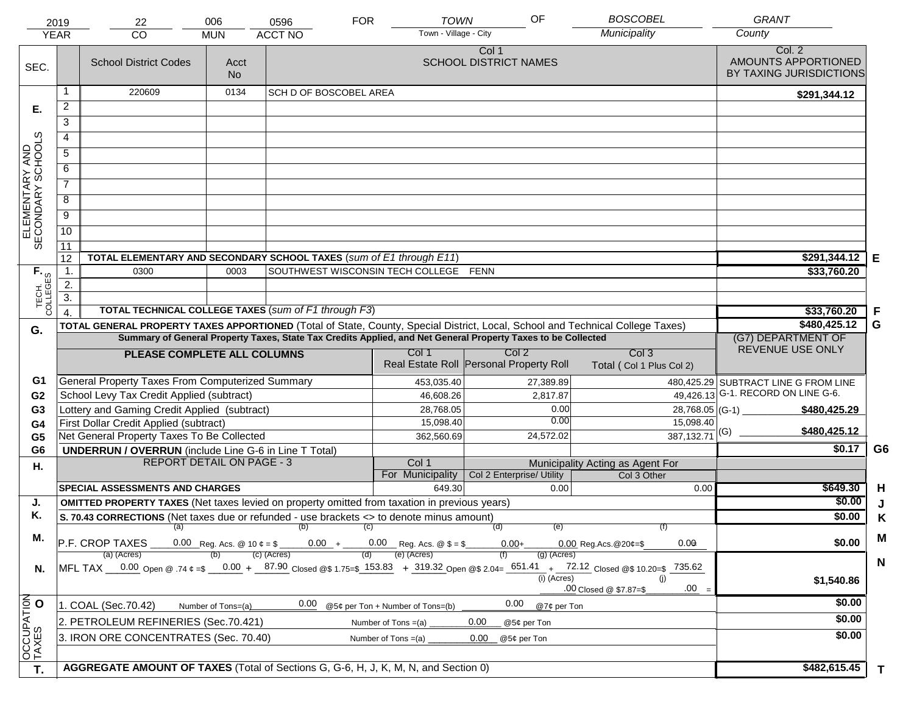| 2019 | 22 | 006 | 0596 | FOR | TOWN | OF | BOSCOBEL | GRANT |
|---|---|---|---|---|---|---|---|---|
| YEAR | CO | MUN | ACCT NO | | Town - Village - City | | Municipality | County |

| SEC. | | School District Codes | Acct No | Col 1 SCHOOL DISTRICT NAMES | Col. 2 AMOUNTS APPORTIONED BY TAXING JURISDICTIONS | |
|---|---|---|---|---|---|---|
| E. ELEMENTARY AND SECONDARY SCHOOLS | 1 | 220609 | 0134 | SCH D OF BOSCOBEL AREA | $291,344.12 | |
| | 2 | | | | | |
| | 3 | | | | | |
| | 4 | | | | | |
| | 5 | | | | | |
| | 6 | | | | | |
| | 7 | | | | | |
| | 8 | | | | | |
| | 9 | | | | | |
| | 10 | | | | | |
| | 11 | | | | | |
| | 12 | TOTAL ELEMENTARY AND SECONDARY SCHOOL TAXES (*sum of E1 through E11*) | | | $291,344.12 | E |
| F. TECH. COLLEGES | 1. | 0300 | 0003 | SOUTHWEST WISCONSIN TECH COLLEGE FENN | $33,760.20 | |
| | 2. | | | | | |
| | 3. | | | | | |
| | 4. | TOTAL TECHNICAL COLLEGE TAXES (*sum of F1 through F3*) | | | $33,760.20 | F |
| G. | | TOTAL GENERAL PROPERTY TAXES APPORTIONED (Total of State, County, Special District, Local, School and Technical College Taxes) | | | $480,425.12 | G |

**Summary of General Property Taxes, State Tax Credits Applied, and Net General Property Taxes to be Collected**

| | PLEASE COMPLETE ALL COLUMNS | Col 1 Real Estate Roll | Col 2 Personal Property Roll | Col 3 Total ( Col 1 Plus Col 2) | (G7) DEPARTMENT OF REVENUE USE ONLY | |
|---|---|---|---|---|---|---|
| G1 | General Property Taxes From Computerized Summary | 453,035.40 | 27,389.89 | 480,425.29 | SUBTRACT LINE G FROM LINE G-1. RECORD ON LINE G-6. | |
| G2 | School Levy Tax Credit Applied (subtract) | 46,608.26 | 2,817.87 | 49,426.13 | | |
| G3 | Lottery and Gaming Credit Applied (subtract) | 28,768.05 | 0.00 | 28,768.05 | (G-1) $480,425.29 | |
| G4 | First Dollar Credit Applied (subtract) | 15,098.40 | 0.00 | 15,098.40 | | |
| G5 | Net General Property Taxes To Be Collected | 362,560.69 | 24,572.02 | 387,132.71 | (G) $480,425.12 | |
| G6 | UNDERRUN / OVERRUN (include Line G-6 in Line T Total) | | | | $0.17 | G6 |

| H. | REPORT DETAIL ON PAGE - 3 | Col 1 For Municipality | Col 2 Enterprise/ Utility (Municipality Acting as Agent For) | Col 3 Other | | |
|---|---|---|---|---|---|---|
| | SPECIAL ASSESSMENTS AND CHARGES | 649.30 | 0.00 | 0.00 | $649.30 | H |
| J. | OMITTED PROPERTY TAXES (Net taxes levied on property omitted from taxation in previous years) | | | | $0.00 | J |
| K. | S. 70.43 CORRECTIONS (Net taxes due or refunded - use brackets <> to denote minus amount) | | | | $0.00 | K |
| M. | P.F. CROP TAXES (a) 0.00 (Acres) Reg. Acs. @ 10 ¢ = $ (b) 0.00 + (c) 0.00 (Acres) Reg. Acs. @ $ = $ (d) 0.00 + (e) 0.00 (Acres) Reg.Acs.@20¢=$ (f) 0.00 | | | | $0.00 | M |
| N. | MFL TAX (a) 0.00 Open @ .74 ¢ =$ (b) 0.00 + (c) 87.90 Closed @$ 1.75=$ (d) 153.83 + (e) 319.32 Open @$ 2.04= (f) 651.41 + (g) 72.12 Closed @$ 10.20=$ 735.62 + (i) .00 (Acres) Closed @ $7.87=$ (j) .00 = | | | | $1,540.86 | N |
| O. OCCUPATION TAXES | 1. COAL (Sec.70.42) Number of Tons=(a) 0.00 @5¢ per Ton + Number of Tons=(b) 0.00 @7¢ per Ton | | | | $0.00 | O |
| | 2. PETROLEUM REFINERIES (Sec.70.421) Number of Tons =(a) 0.00 @5¢ per Ton | | | | $0.00 | |
| | 3. IRON ORE CONCENTRATES (Sec. 70.40) Number of Tons =(a) 0.00 @5¢ per Ton | | | | $0.00 | |
| T. | AGGREGATE AMOUNT OF TAXES (Total of Sections G, G-6, H, J, K, M, N, and Section 0) | | | | $482,615.45 | T |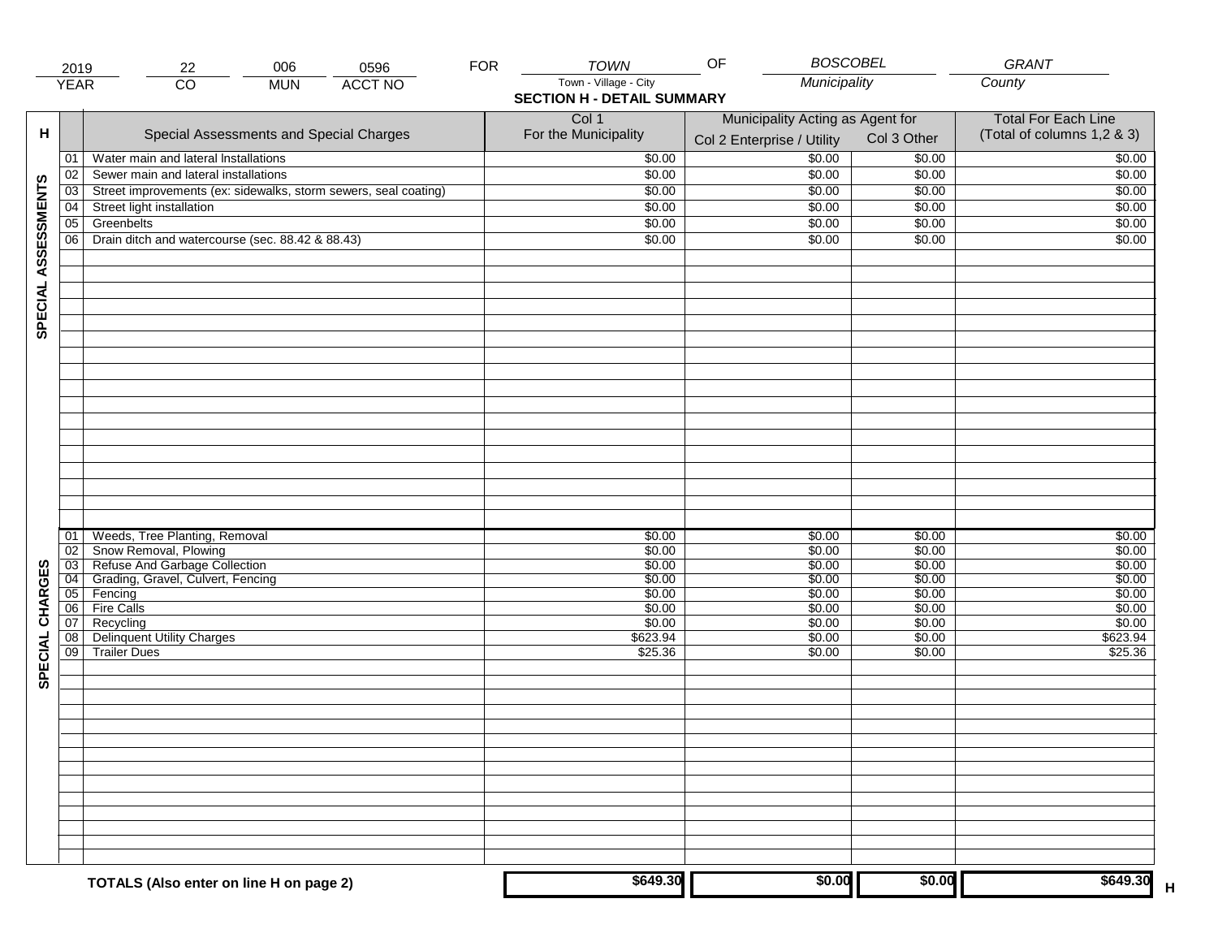| 2019 | 22 | 006 | 0596 | FOR | TOWN | OF | BOSCOBEL | GRANT |
|---|---|---|---|---|---|---|---|---|
| YEAR | CO | MUN | ACCT NO | | Town - Village - City | | Municipality | County |

**SECTION H - DETAIL SUMMARY**

| H | | Special Assessments and Special Charges | Col 1 For the Municipality | Municipality Acting as Agent for Col 2 Enterprise / Utility | Col 3 Other | Total For Each Line (Total of columns 1,2 & 3) |
|---|---|---|---|---|---|---|
| SPECIAL ASSESSMENTS | 01 | Water main and lateral Installations | $0.00 | $0.00 | $0.00 | $0.00 |
| | 02 | Sewer main and lateral installations | $0.00 | $0.00 | $0.00 | $0.00 |
| | 03 | Street improvements (ex: sidewalks, storm sewers, seal coating) | $0.00 | $0.00 | $0.00 | $0.00 |
| | 04 | Street light installation | $0.00 | $0.00 | $0.00 | $0.00 |
| | 05 | Greenbelts | $0.00 | $0.00 | $0.00 | $0.00 |
| | 06 | Drain ditch and watercourse (sec. 88.42 & 88.43) | $0.00 | $0.00 | $0.00 | $0.00 |
| SPECIAL CHARGES | 01 | Weeds, Tree Planting, Removal | $0.00 | $0.00 | $0.00 | $0.00 |
| | 02 | Snow Removal, Plowing | $0.00 | $0.00 | $0.00 | $0.00 |
| | 03 | Refuse And Garbage Collection | $0.00 | $0.00 | $0.00 | $0.00 |
| | 04 | Grading, Gravel, Culvert, Fencing | $0.00 | $0.00 | $0.00 | $0.00 |
| | 05 | Fencing | $0.00 | $0.00 | $0.00 | $0.00 |
| | 06 | Fire Calls | $0.00 | $0.00 | $0.00 | $0.00 |
| | 07 | Recycling | $0.00 | $0.00 | $0.00 | $0.00 |
| | 08 | Delinquent Utility Charges | $623.94 | $0.00 | $0.00 | $623.94 |
| | 09 | Trailer Dues | $25.36 | $0.00 | $0.00 | $25.36 |
| | | **TOTALS (Also enter on line H on page 2)** | $649.30 | $0.00 | $0.00 | $649.30 H |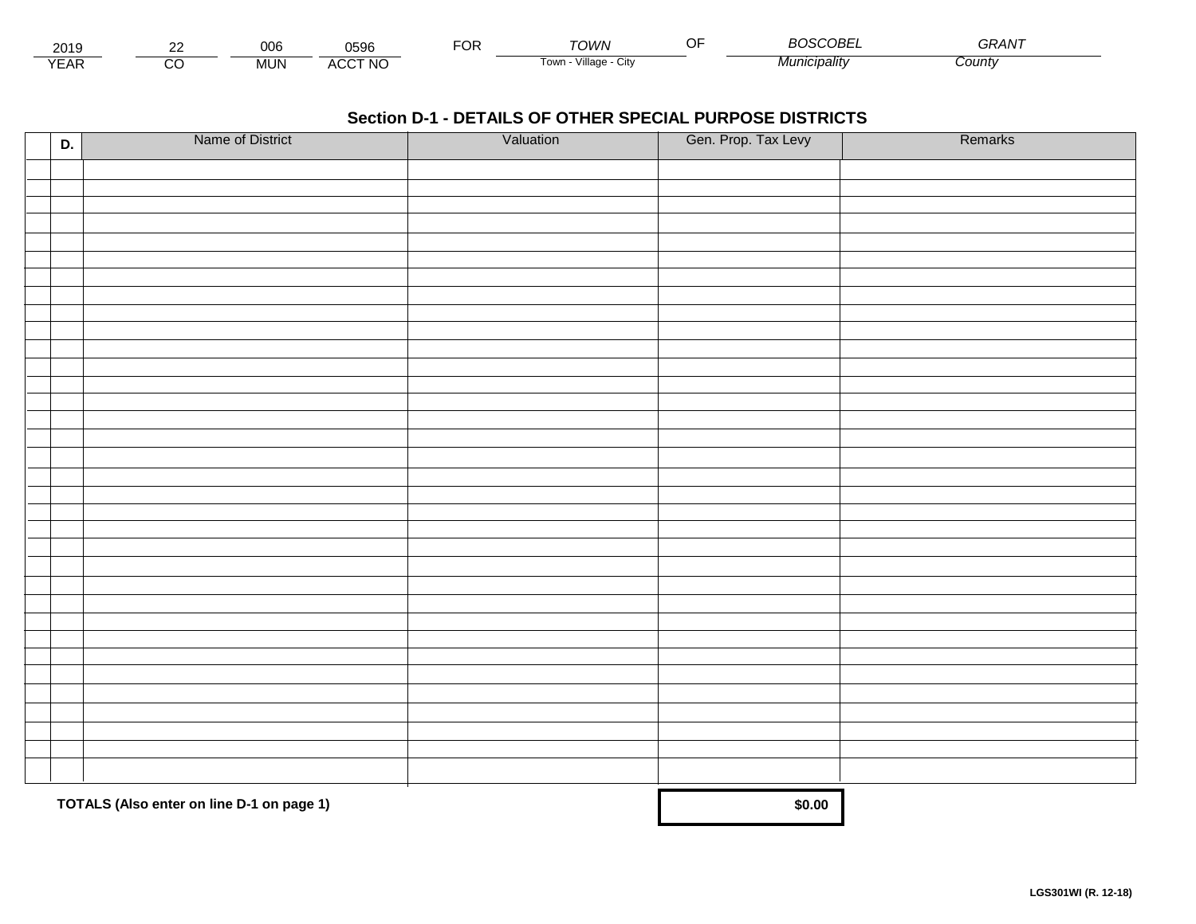| 2019 | 22 | 006 | 0596 | FOR | TOWN | OF | BOSCOBEL | GRANT |
|---|---|---|---|---|---|---|---|---|
| YEAR | CO | MUN | ACCT NO | | Town - Village - City | | Municipality | County |

## Section D-1 - DETAILS OF OTHER SPECIAL PURPOSE DISTRICTS

| | D. | Name of District | Valuation | Gen. Prop. Tax Levy | Remarks |
|---|---|---|---|---|---|
| | | | | | |
| | | | | | |
| | | | | | |
| | | | | | |
| | | | | | |
| | | | | | |
| | | | | | |
| | | | | | |
| | | | | | |
| | | | | | |
| | | | | | |
| | | | | | |
| | | | | | |
| | | | | | |
| | | | | | |
| | | | | | |
| | | | | | |
| | | | | | |
| | | | | | |
| | | | | | |
| | | | | | |
| | | | | | |
| | | | | | |
| | | | | | |
| | | | | | |
| | | | | | |
| | | | | | |
| | | | | | |
| | | | | | |
| | | | | | |
| | | | | | |
| | | | | | |
| | | | | | |
| | | | | | |
| | | | | | |

**TOTALS (Also enter on line D-1 on page 1)** **$0.00**

**LGS301WI (R. 12-18)**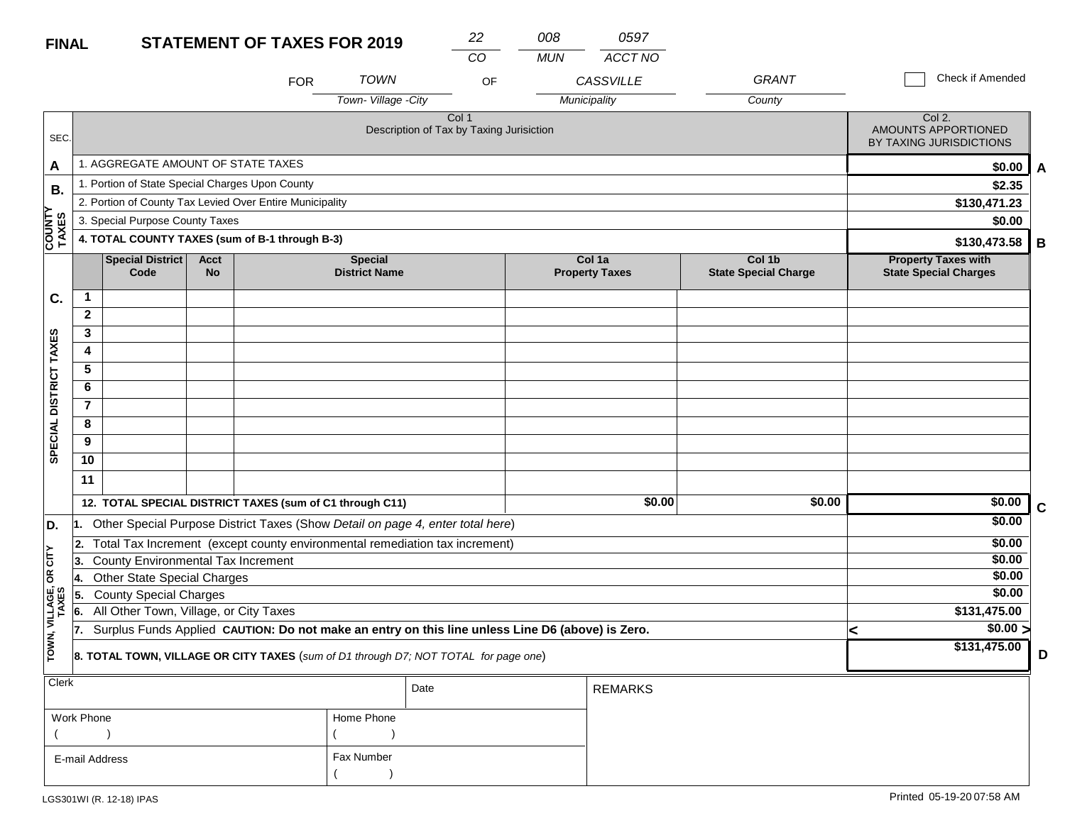**FINAL**

# STATEMENT OF TAXES FOR 2019

| 22 | 008 | 0597 |
|---|---|---|
| CO | MUN | ACCT NO |

FOR TOWN OF CASSVILLE GRANT

Town- Village -City / Municipality / County

☐ Check if Amended

| SEC. | Col 1 Description of Tax by Taxing Jurisiction | Col 2. AMOUNTS APPORTIONED BY TAXING JURISDICTIONS | |
|---|---|---|---|
| A | 1. AGGREGATE AMOUNT OF STATE TAXES | $0.00 | A |
| B. COUNTY TAXES | 1. Portion of State Special Charges Upon County | $2.35 | |
| | 2. Portion of County Tax Levied Over Entire Municipality | $130,471.23 | |
| | 3. Special Purpose County Taxes | $0.00 | |
| | **4. TOTAL COUNTY TAXES (sum of B-1 through B-3)** | $130,473.58 | B |

| SEC. | | Special District Code | Acct No | Special District Name | Col 1a Property Taxes | Col 1b State Special Charge | Property Taxes with State Special Charges | |
|---|---|---|---|---|---|---|---|---|
| C. SPECIAL DISTRICT TAXES | 1 | | | | | | | |
| | 2 | | | | | | | |
| | 3 | | | | | | | |
| | 4 | | | | | | | |
| | 5 | | | | | | | |
| | 6 | | | | | | | |
| | 7 | | | | | | | |
| | 8 | | | | | | | |
| | 9 | | | | | | | |
| | 10 | | | | | | | |
| | 11 | | | | | | | |
| | **12. TOTAL SPECIAL DISTRICT TAXES (sum of C1 through C11)** | | | | $0.00 | $0.00 | $0.00 | C |

| SEC. | Description | Amount | |
|---|---|---|---|
| D. TOWN, VILLAGE, OR CITY TAXES | 1. Other Special Purpose District Taxes (Show *Detail on page 4, enter total here*) | $0.00 | |
| | 2. Total Tax Increment (except county environmental remediation tax increment) | $0.00 | |
| | 3. County Environmental Tax Increment | $0.00 | |
| | 4. Other State Special Charges | $0.00 | |
| | 5. County Special Charges | $0.00 | |
| | 6. All Other Town, Village, or City Taxes | $131,475.00 | |
| | 7. Surplus Funds Applied **CAUTION: Do not make an entry on this line unless Line D6 (above) is Zero.** | < $0.00 > | |
| | **8. TOTAL TOWN, VILLAGE OR CITY TAXES** (*sum of D1 through D7; NOT TOTAL for page one*) | $131,475.00 | D |

| Clerk | | Date | REMARKS |
|---|---|---|---|
| Work Phone ( ) | Home Phone ( ) | | |
| E-mail Address | Fax Number ( ) | | |

LGS301WI (R. 12-18) IPAS

Printed 05-19-20 07:58 AM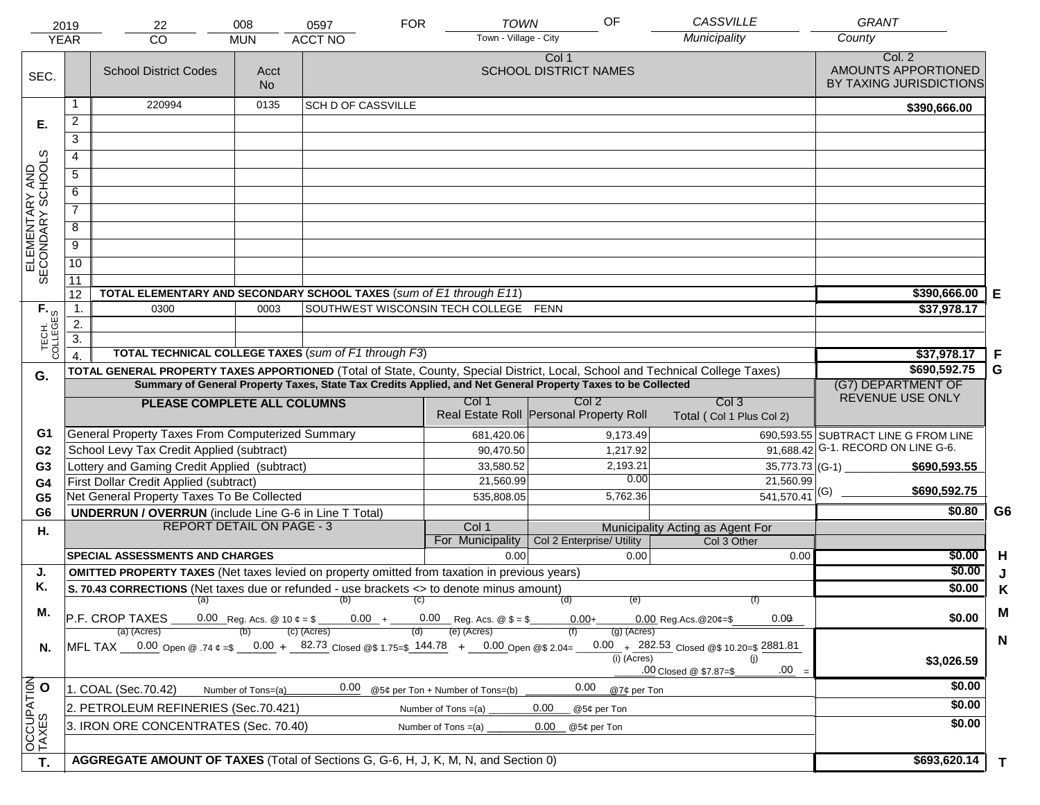| 2019 | 22 | 008 | 0597 | FOR | TOWN | OF | CASSVILLE | GRANT |
|---|---|---|---|---|---|---|---|---|
| YEAR | CO | MUN | ACCT NO | | Town - Village - City | | Municipality | County |

| SEC. | | School District Codes | Acct No | Col 1 SCHOOL DISTRICT NAMES | Col. 2 AMOUNTS APPORTIONED BY TAXING JURISDICTIONS | |
|---|---|---|---|---|---|---|
| E. ELEMENTARY AND SECONDARY SCHOOLS | 1 | 220994 | 0135 | SCH D OF CASSVILLE | $390,666.00 | |
| | 2 | | | | | |
| | 3 | | | | | |
| | 4 | | | | | |
| | 5 | | | | | |
| | 6 | | | | | |
| | 7 | | | | | |
| | 8 | | | | | |
| | 9 | | | | | |
| | 10 | | | | | |
| | 11 | | | | | |
| | 12 | TOTAL ELEMENTARY AND SECONDARY SCHOOL TAXES (*sum of E1 through E11*) | | | $390,666.00 | E |
| F. TECH. COLLEGES | 1. | 0300 | 0003 | SOUTHWEST WISCONSIN TECH COLLEGE FENN | $37,978.17 | |
| | 2. | | | | | |
| | 3. | | | | | |
| | 4. | TOTAL TECHNICAL COLLEGE TAXES (*sum of F1 through F3*) | | | $37,978.17 | F |
| G. | | TOTAL GENERAL PROPERTY TAXES APPORTIONED (Total of State, County, Special District, Local, School and Technical College Taxes) | | | $690,592.75 | G |

Summary of General Property Taxes, State Tax Credits Applied, and Net General Property Taxes to be Collected

| | PLEASE COMPLETE ALL COLUMNS | Col 1 Real Estate Roll | Col 2 Personal Property Roll | Col 3 Total ( Col 1 Plus Col 2) | (G7) DEPARTMENT OF REVENUE USE ONLY |
|---|---|---|---|---|---|
| G1 | General Property Taxes From Computerized Summary | 681,420.06 | 9,173.49 | 690,593.55 | SUBTRACT LINE G FROM LINE G-1. RECORD ON LINE G-6. |
| G2 | School Levy Tax Credit Applied (subtract) | 90,470.50 | 1,217.92 | 91,688.42 | |
| G3 | Lottery and Gaming Credit Applied (subtract) | 33,580.52 | 2,193.21 | 35,773.73 | (G-1) $690,593.55 |
| G4 | First Dollar Credit Applied (subtract) | 21,560.99 | 0.00 | 21,560.99 | |
| G5 | Net General Property Taxes To Be Collected | 535,808.05 | 5,762.36 | 541,570.41 | (G) $690,592.75 |
| G6 | UNDERRUN / OVERRUN (include Line G-6 in Line T Total) | | | | $0.80 G6 |

| H. | REPORT DETAIL ON PAGE - 3 | Col 1 For Municipality | Col 2 Enterprise/ Utility (Municipality Acting as Agent For) | Col 3 Other | | |
|---|---|---|---|---|---|---|
| | SPECIAL ASSESSMENTS AND CHARGES | 0.00 | 0.00 | 0.00 | $0.00 | H |
| J. | OMITTED PROPERTY TAXES (Net taxes levied on property omitted from taxation in previous years) | | | | $0.00 | J |
| K. | S. 70.43 CORRECTIONS (Net taxes due or refunded - use brackets <> to denote minus amount) | | | | $0.00 | K |
| M. | P.F. CROP TAXES (a) 0.00 Reg. Acs. @ 10 ¢ = $ (b) 0.00 + (c) 0.00 Reg. Acs. @ $ = $ (d) 0.00 + (e) 0.00 Reg.Acs.@20¢=$ (f) 0.00 | | | | $0.00 | M |
| N. | MFL TAX (a) (Acres) 0.00 Open @ .74 ¢ =$ (b) 0.00 + (c) (Acres) 82.73 Closed @$ 1.75=$ (d) 144.78 + (e) (Acres) 0.00 Open @$ 2.04= (f) 0.00 + (g) (Acres) 282.53 Closed @$ 10.20=$ 2881.81 (i) (Acres) .00 Closed @ $7.87=$ (j) .00 = | | | | $3,026.59 | N |
| O OCCUPATION TAXES | 1. COAL (Sec.70.42) Number of Tons=(a) 0.00 @5¢ per Ton + Number of Tons=(b) 0.00 @7¢ per Ton | | | | $0.00 | |
| | 2. PETROLEUM REFINERIES (Sec.70.421) Number of Tons =(a) 0.00 @5¢ per Ton | | | | $0.00 | |
| | 3. IRON ORE CONCENTRATES (Sec. 70.40) Number of Tons =(a) 0.00 @5¢ per Ton | | | | $0.00 | |
| T. | AGGREGATE AMOUNT OF TAXES (Total of Sections G, G-6, H, J, K, M, N, and Section 0) | | | | $693,620.14 | T |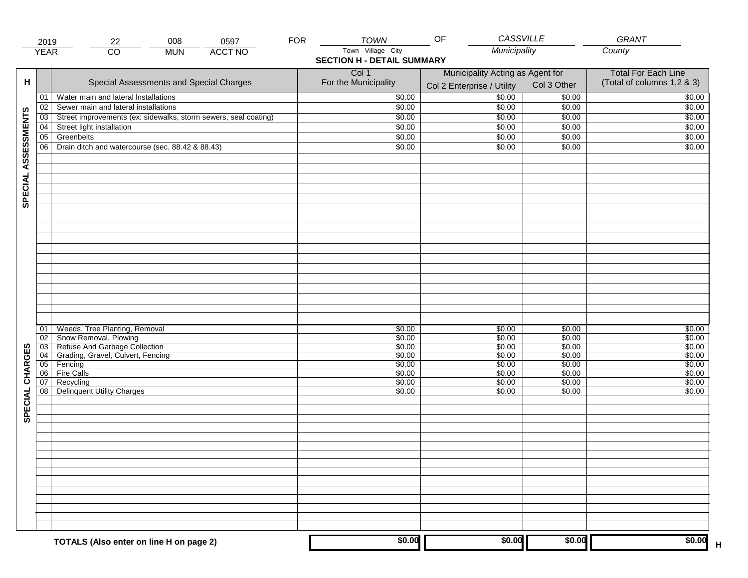| 2019 | 22 | 008 | 0597 | FOR | TOWN | OF | CASSVILLE | GRANT |
|---|---|---|---|---|---|---|---|---|
| YEAR | CO | MUN | ACCT NO | | Town - Village - City | | Municipality | County |

## SECTION H - DETAIL SUMMARY

| H | | Special Assessments and Special Charges | Col 1 For the Municipality | Municipality Acting as Agent for Col 2 Enterprise / Utility | Col 3 Other | Total For Each Line (Total of columns 1,2 & 3) |
|---|---|---|---|---|---|---|
| SPECIAL ASSESSMENTS | 01 | Water main and lateral Installations | $0.00 | $0.00 | $0.00 | $0.00 |
| | 02 | Sewer main and lateral installations | $0.00 | $0.00 | $0.00 | $0.00 |
| | 03 | Street improvements (ex: sidewalks, storm sewers, seal coating) | $0.00 | $0.00 | $0.00 | $0.00 |
| | 04 | Street light installation | $0.00 | $0.00 | $0.00 | $0.00 |
| | 05 | Greenbelts | $0.00 | $0.00 | $0.00 | $0.00 |
| | 06 | Drain ditch and watercourse (sec. 88.42 & 88.43) | $0.00 | $0.00 | $0.00 | $0.00 |
| SPECIAL CHARGES | 01 | Weeds, Tree Planting, Removal | $0.00 | $0.00 | $0.00 | $0.00 |
| | 02 | Snow Removal, Plowing | $0.00 | $0.00 | $0.00 | $0.00 |
| | 03 | Refuse And Garbage Collection | $0.00 | $0.00 | $0.00 | $0.00 |
| | 04 | Grading, Gravel, Culvert, Fencing | $0.00 | $0.00 | $0.00 | $0.00 |
| | 05 | Fencing | $0.00 | $0.00 | $0.00 | $0.00 |
| | 06 | Fire Calls | $0.00 | $0.00 | $0.00 | $0.00 |
| | 07 | Recycling | $0.00 | $0.00 | $0.00 | $0.00 |
| | 08 | Delinquent Utility Charges | $0.00 | $0.00 | $0.00 | $0.00 |
| | | **TOTALS (Also enter on line H on page 2)** | **$0.00** | **$0.00** | **$0.00** | **$0.00** H |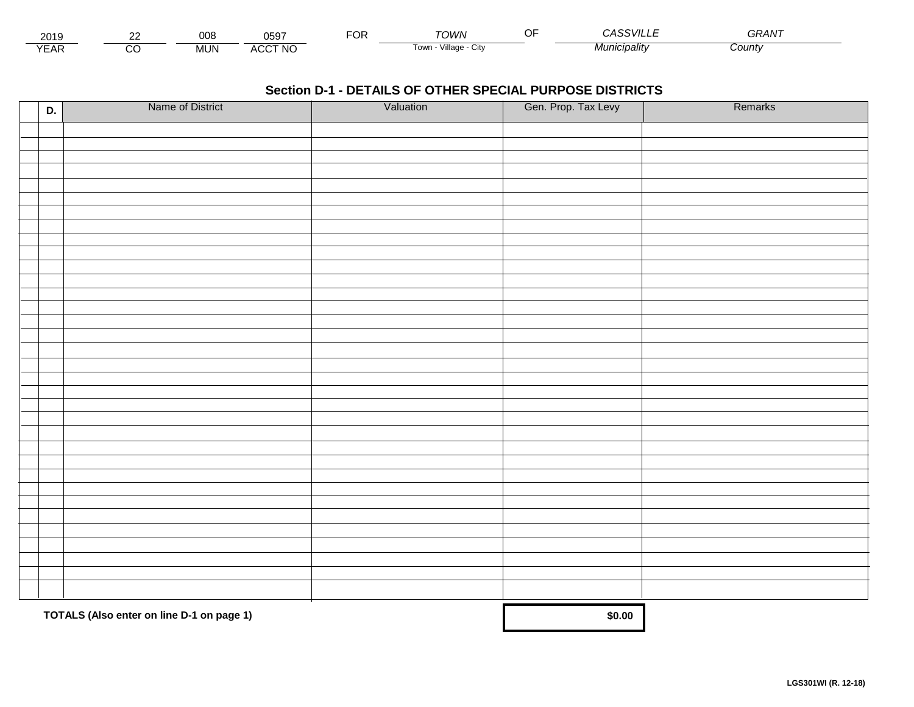| 2019 | 22 | 008 | 0597 | FOR | TOWN | OF | CASSVILLE | GRANT |
|---|---|---|---|---|---|---|---|---|
| YEAR | CO | MUN | ACCT NO | | Town - Village - City | | Municipality | County |

## Section D-1 - DETAILS OF OTHER SPECIAL PURPOSE DISTRICTS

| D. | Name of District | Valuation | Gen. Prop. Tax Levy | Remarks |
|---|---|---|---|---|
| | | | | |
| | | | | |
| | | | | |
| | | | | |
| | | | | |
| | | | | |
| | | | | |
| | | | | |
| | | | | |
| | | | | |
| | | | | |
| | | | | |
| | | | | |
| | | | | |
| | | | | |
| | | | | |
| | | | | |
| | | | | |
| | | | | |
| | | | | |
| | | | | |
| | | | | |
| | | | | |
| | | | | |
| | | | | |
| | | | | |
| | | | | |
| | | | | |
| | | | | |
| | | | | |
| | | | | |
| | | | | |
| | | | | |
| | | | | |
| | | | | |
| | **TOTALS (Also enter on line D-1 on page 1)** | | **$0.00** | |

**LGS301WI (R. 12-18)**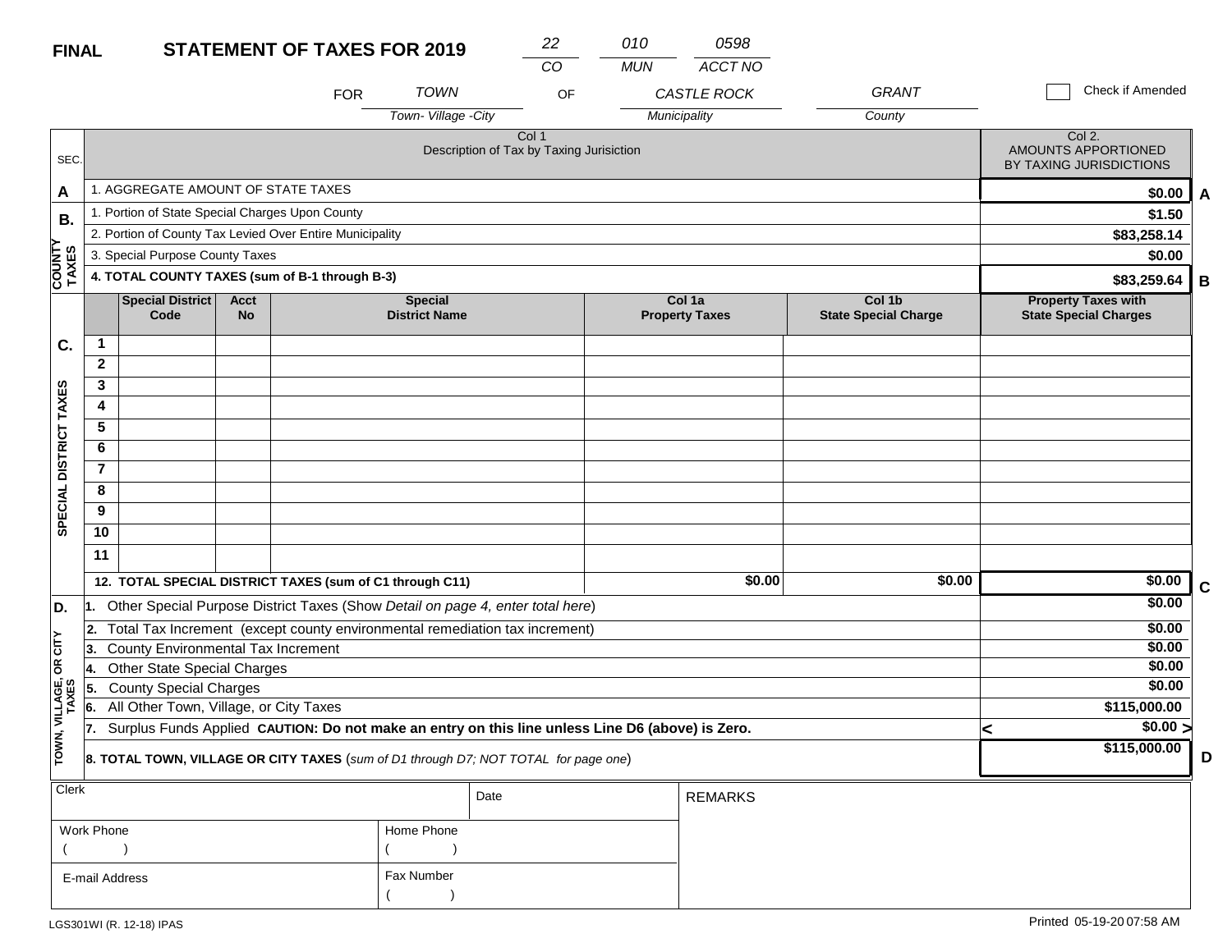**FINAL** **STATEMENT OF TAXES FOR 2019**

| 22 | 010 | 0598 |
|---|---|---|
| *CO* | *MUN* | *ACCT NO* |

FOR *TOWN* OF *CASTLE ROCK* *GRANT*

*Town- Village -City* *Municipality* *County*

☐ Check if Amended

| SEC. | Col 1 Description of Tax by Taxing Jurisiction | Col 2. AMOUNTS APPORTIONED BY TAXING JURISDICTIONS | |
|---|---|---|---|
| A | 1. AGGREGATE AMOUNT OF STATE TAXES | **$0.00** | A |
| B. COUNTY TAXES | 1. Portion of State Special Charges Upon County | **$1.50** | |
| | 2. Portion of County Tax Levied Over Entire Municipality | **$83,258.14** | |
| | 3. Special Purpose County Taxes | **$0.00** | |
| | **4. TOTAL COUNTY TAXES (sum of B-1 through B-3)** | **$83,259.64** | B |

| SEC. | | Special District Code | Acct No | Special District Name | Col 1a Property Taxes | Col 1b State Special Charge | Property Taxes with State Special Charges | |
|---|---|---|---|---|---|---|---|---|
| C. SPECIAL DISTRICT TAXES | 1 | | | | | | | |
| | 2 | | | | | | | |
| | 3 | | | | | | | |
| | 4 | | | | | | | |
| | 5 | | | | | | | |
| | 6 | | | | | | | |
| | 7 | | | | | | | |
| | 8 | | | | | | | |
| | 9 | | | | | | | |
| | 10 | | | | | | | |
| | 11 | | | | | | | |
| | **12. TOTAL SPECIAL DISTRICT TAXES (sum of C1 through C11)** | | | | **$0.00** | **$0.00** | **$0.00** | C |

| SEC. | Description | Amount | |
|---|---|---|---|
| D. TOWN, VILLAGE, OR CITY TAXES | 1. Other Special Purpose District Taxes (Show *Detail on page 4, enter total here*) | **$0.00** | |
| | 2. Total Tax Increment (except county environmental remediation tax increment) | **$0.00** | |
| | 3. County Environmental Tax Increment | **$0.00** | |
| | 4. Other State Special Charges | **$0.00** | |
| | 5. County Special Charges | **$0.00** | |
| | 6. All Other Town, Village, or City Taxes | **$115,000.00** | |
| | 7. Surplus Funds Applied **CAUTION: Do not make an entry on this line unless Line D6 (above) is Zero.** | < **$0.00** > | |
| | **8. TOTAL TOWN, VILLAGE OR CITY TAXES** (*sum of D1 through D7; NOT TOTAL for page one*) | **$115,000.00** | D |

| Clerk | | Date | REMARKS |
|---|---|---|---|
| Work Phone ( ) | Home Phone ( ) | | |
| E-mail Address | Fax Number ( ) | | |

LGS301WI (R. 12-18) IPAS

Printed 05-19-20 07:58 AM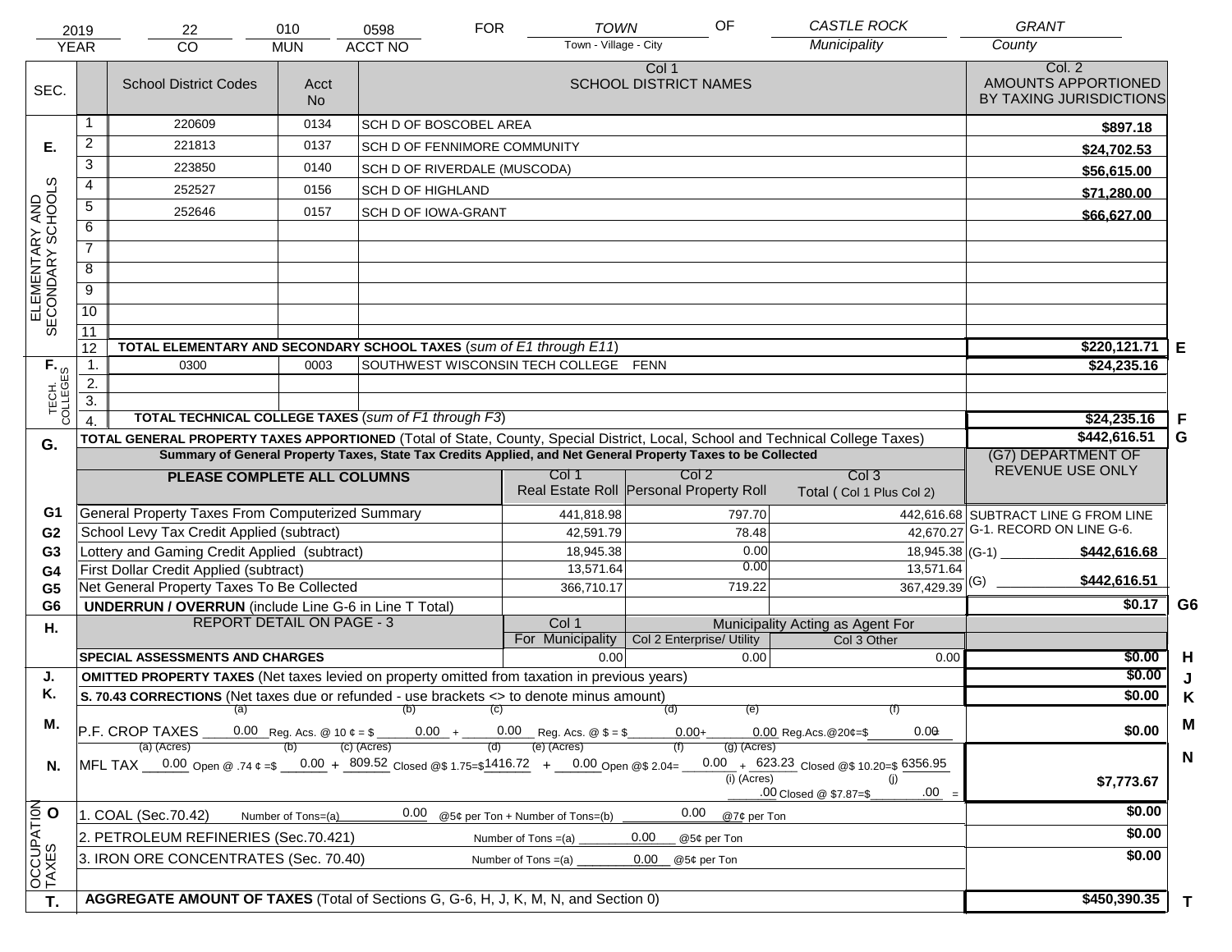| 2019 | 22 | 010 | 0598 | FOR | TOWN | OF | CASTLE ROCK | GRANT |
|---|---|---|---|---|---|---|---|---|
| YEAR | CO | MUN | ACCT NO | | Town - Village - City | | Municipality | County |

| SEC. | | School District Codes | Acct No | Col 1 SCHOOL DISTRICT NAMES | Col. 2 AMOUNTS APPORTIONED BY TAXING JURISDICTIONS | |
|---|---|---|---|---|---|---|
| E. ELEMENTARY AND SECONDARY SCHOOLS | 1 | 220609 | 0134 | SCH D OF BOSCOBEL AREA | $897.18 | |
| | 2 | 221813 | 0137 | SCH D OF FENNIMORE COMMUNITY | $24,702.53 | |
| | 3 | 223850 | 0140 | SCH D OF RIVERDALE (MUSCODA) | $56,615.00 | |
| | 4 | 252527 | 0156 | SCH D OF HIGHLAND | $71,280.00 | |
| | 5 | 252646 | 0157 | SCH D OF IOWA-GRANT | $66,627.00 | |
| | 6 | | | | | |
| | 7 | | | | | |
| | 8 | | | | | |
| | 9 | | | | | |
| | 10 | | | | | |
| | 11 | | | | | |
| | 12 | TOTAL ELEMENTARY AND SECONDARY SCHOOL TAXES (*sum of E1 through E11*) | | | $220,121.71 | E |
| F. TECH. COLLEGES | 1. | 0300 | 0003 | SOUTHWEST WISCONSIN TECH COLLEGE FENN | $24,235.16 | |
| | 2. | | | | | |
| | 3. | | | | | |
| | 4. | TOTAL TECHNICAL COLLEGE TAXES (*sum of F1 through F3*) | | | $24,235.16 | F |
| G. | | TOTAL GENERAL PROPERTY TAXES APPORTIONED (Total of State, County, Special District, Local, School and Technical College Taxes) | | | $442,616.51 | G |

**Summary of General Property Taxes, State Tax Credits Applied, and Net General Property Taxes to be Collected**

| | PLEASE COMPLETE ALL COLUMNS | Col 1 Real Estate Roll | Col 2 Personal Property Roll | Col 3 Total ( Col 1 Plus Col 2) | (G7) DEPARTMENT OF REVENUE USE ONLY |
|---|---|---|---|---|---|
| G1 | General Property Taxes From Computerized Summary | 441,818.98 | 797.70 | 442,616.68 | SUBTRACT LINE G FROM LINE G-1. RECORD ON LINE G-6. |
| G2 | School Levy Tax Credit Applied (subtract) | 42,591.79 | 78.48 | 42,670.27 | |
| G3 | Lottery and Gaming Credit Applied (subtract) | 18,945.38 | 0.00 | 18,945.38 | (G-1) $442,616.68 |
| G4 | First Dollar Credit Applied (subtract) | 13,571.64 | 0.00 | 13,571.64 | |
| G5 | Net General Property Taxes To Be Collected | 366,710.17 | 719.22 | 367,429.39 | (G) $442,616.51 |
| G6 | UNDERRUN / OVERRUN (include Line G-6 in Line T Total) | | | | $0.17 G6 |

| H. | REPORT DETAIL ON PAGE - 3 | Col 1 For Municipality | Col 2 Enterprise/ Utility (Municipality Acting as Agent For) | Col 3 Other | | |
|---|---|---|---|---|---|---|
| | SPECIAL ASSESSMENTS AND CHARGES | 0.00 | 0.00 | 0.00 | $0.00 | H |
| J. | OMITTED PROPERTY TAXES (Net taxes levied on property omitted from taxation in previous years) | | | | $0.00 | J |
| K. | S. 70.43 CORRECTIONS (Net taxes due or refunded - use brackets <> to denote minus amount) | | | | $0.00 | K |
| M. | P.F. CROP TAXES (a) 0.00 Reg. Acs. @ 10 ¢ = $ (b) 0.00 + (c) 0.00 Reg. Acs. @ $ = $ (d) 0.00 + (e) 0.00 Reg.Acs.@20¢=$ (f) 0.00 | | | | $0.00 | M |
| N. | MFL TAX (a) (Acres) 0.00 Open @ .74 ¢ =$ (b) 0.00 + (c) (Acres) 809.52 Closed @$ 1.75=$ (d) 1416.72 + (e) (Acres) 0.00 Open @$ 2.04= (f) 0.00 + (g) (Acres) 623.23 Closed @$ 10.20=$ 6356.95 (i) (Acres) .00 Closed @ $7.87=$ (j) .00 = | | | | $7,773.67 | N |
| O. OCCUPATION TAXES | 1. COAL (Sec.70.42) Number of Tons=(a) 0.00 @5¢ per Ton + Number of Tons=(b) 0.00 @7¢ per Ton | | | | $0.00 | |
| | 2. PETROLEUM REFINERIES (Sec.70.421) Number of Tons =(a) 0.00 @5¢ per Ton | | | | $0.00 | |
| | 3. IRON ORE CONCENTRATES (Sec. 70.40) Number of Tons =(a) 0.00 @5¢ per Ton | | | | $0.00 | |
| T. | AGGREGATE AMOUNT OF TAXES (Total of Sections G, G-6, H, J, K, M, N, and Section 0) | | | | $450,390.35 | T |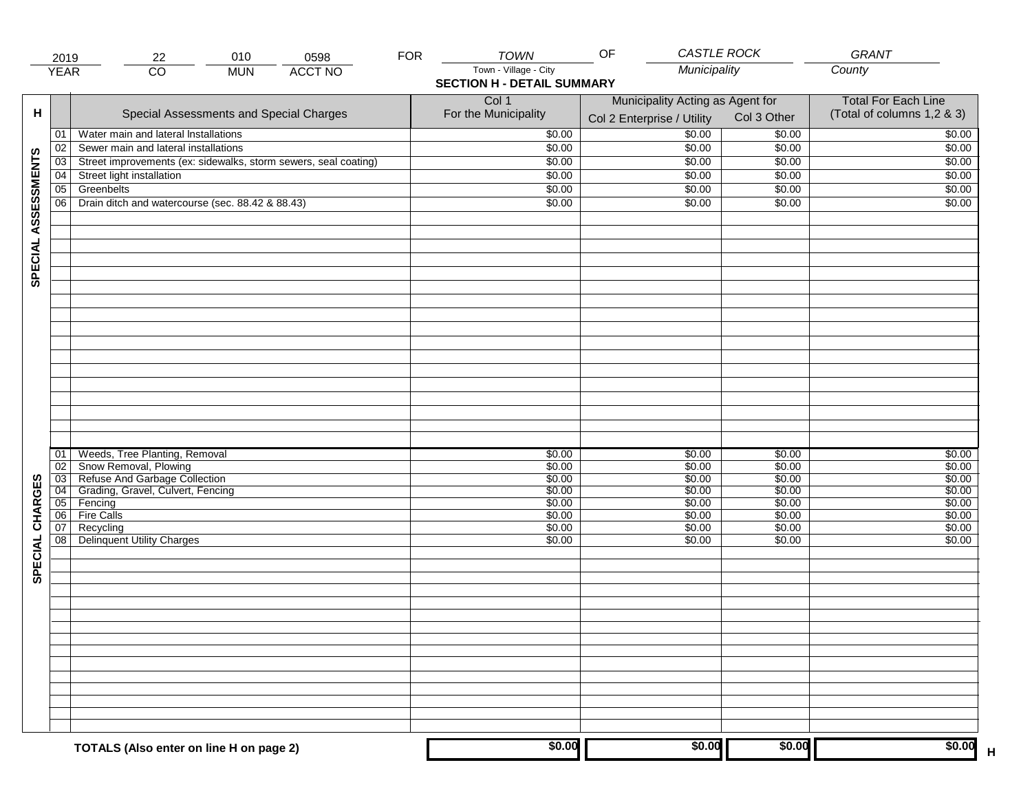| 2019 | 22 | 010 | 0598 | FOR | TOWN | OF | CASTLE ROCK | GRANT |
|---|---|---|---|---|---|---|---|---|
| YEAR | CO | MUN | ACCT NO | | Town - Village - City | | Municipality | County |

## SECTION H - DETAIL SUMMARY

| H | | Special Assessments and Special Charges | Col 1 For the Municipality | Municipality Acting as Agent for Col 2 Enterprise / Utility | Col 3 Other | Total For Each Line (Total of columns 1,2 & 3) |
|---|---|---|---|---|---|---|
| SPECIAL ASSESSMENTS | 01 | Water main and lateral Installations | $0.00 | $0.00 | $0.00 | $0.00 |
| | 02 | Sewer main and lateral installations | $0.00 | $0.00 | $0.00 | $0.00 |
| | 03 | Street improvements (ex: sidewalks, storm sewers, seal coating) | $0.00 | $0.00 | $0.00 | $0.00 |
| | 04 | Street light installation | $0.00 | $0.00 | $0.00 | $0.00 |
| | 05 | Greenbelts | $0.00 | $0.00 | $0.00 | $0.00 |
| | 06 | Drain ditch and watercourse (sec. 88.42 & 88.43) | $0.00 | $0.00 | $0.00 | $0.00 |
| SPECIAL CHARGES | 01 | Weeds, Tree Planting, Removal | $0.00 | $0.00 | $0.00 | $0.00 |
| | 02 | Snow Removal, Plowing | $0.00 | $0.00 | $0.00 | $0.00 |
| | 03 | Refuse And Garbage Collection | $0.00 | $0.00 | $0.00 | $0.00 |
| | 04 | Grading, Gravel, Culvert, Fencing | $0.00 | $0.00 | $0.00 | $0.00 |
| | 05 | Fencing | $0.00 | $0.00 | $0.00 | $0.00 |
| | 06 | Fire Calls | $0.00 | $0.00 | $0.00 | $0.00 |
| | 07 | Recycling | $0.00 | $0.00 | $0.00 | $0.00 |
| | 08 | Delinquent Utility Charges | $0.00 | $0.00 | $0.00 | $0.00 |
| | | **TOTALS (Also enter on line H on page 2)** | **$0.00** | **$0.00** | **$0.00** | **$0.00** H |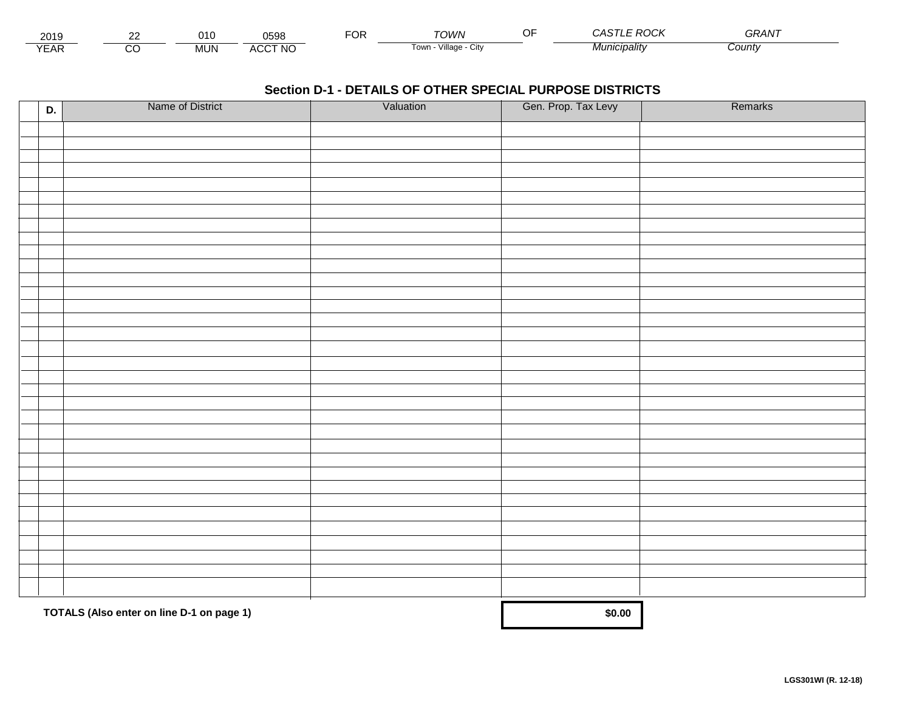| 2019 | 22 | 010 | 0598 | FOR | TOWN | OF | CASTLE ROCK | GRANT |
|---|---|---|---|---|---|---|---|---|
| YEAR | CO | MUN | ACCT NO | | Town - Village - City | | Municipality | County |

## Section D-1 - DETAILS OF OTHER SPECIAL PURPOSE DISTRICTS

| | D. | Name of District | Valuation | Gen. Prop. Tax Levy | Remarks |
|---|---|---|---|---|---|
| | | | | | |
| | | | | | |
| | | | | | |
| | | | | | |
| | | | | | |
| | | | | | |
| | | | | | |
| | | | | | |
| | | | | | |
| | | | | | |
| | | | | | |
| | | | | | |
| | | | | | |
| | | | | | |
| | | | | | |
| | | | | | |
| | | | | | |
| | | | | | |
| | | | | | |
| | | | | | |
| | | | | | |
| | | | | | |
| | | | | | |
| | | | | | |
| | | | | | |
| | | | | | |
| | | | | | |
| | | | | | |
| | | | | | |
| | | | | | |
| | | | | | |
| | | | | | |
| | | | | | |
| | | | | | |

**TOTALS (Also enter on line D-1 on page 1)** **$0.00**

**LGS301WI (R. 12-18)**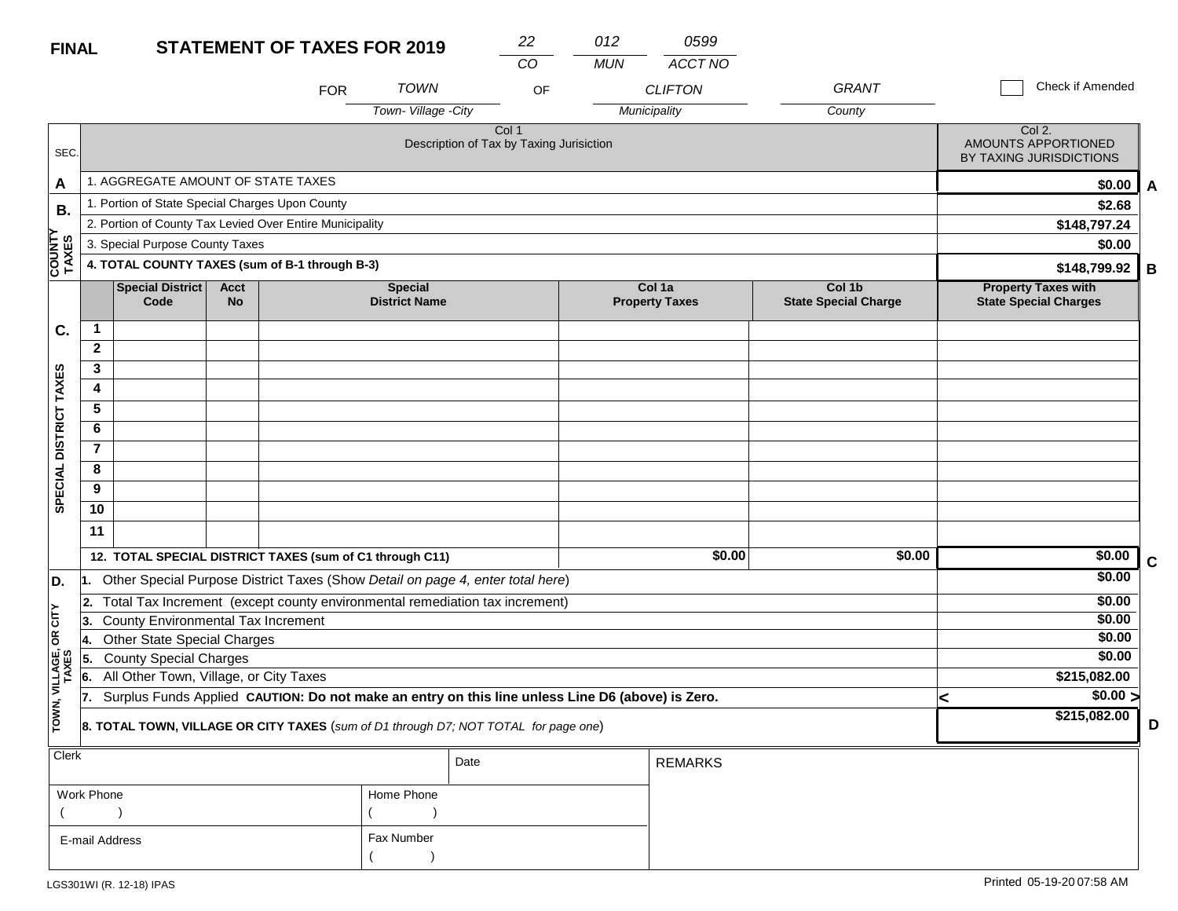**FINAL** **STATEMENT OF TAXES FOR 2019**

| 22 | 012 | 0599 |
|---|---|---|
| CO | MUN | ACCT NO |

FOR *TOWN* (Town- Village -City) OF *CLIFTON* (Municipality) *GRANT* (County)

☐ Check if Amended

| SEC. | Col 1 Description of Tax by Taxing Jurisiction | Col 2. AMOUNTS APPORTIONED BY TAXING JURISDICTIONS | |
|---|---|---|---|
| A | 1. AGGREGATE AMOUNT OF STATE TAXES | $0.00 | A |
| B. COUNTY TAXES | 1. Portion of State Special Charges Upon County | $2.68 | |
| | 2. Portion of County Tax Levied Over Entire Municipality | $148,797.24 | |
| | 3. Special Purpose County Taxes | $0.00 | |
| | **4. TOTAL COUNTY TAXES (sum of B-1 through B-3)** | $148,799.92 | B |

| SEC. | | Special District Code | Acct No | Special District Name | Col 1a Property Taxes | Col 1b State Special Charge | Property Taxes with State Special Charges | |
|---|---|---|---|---|---|---|---|---|
| C. SPECIAL DISTRICT TAXES | 1 | | | | | | | |
| | 2 | | | | | | | |
| | 3 | | | | | | | |
| | 4 | | | | | | | |
| | 5 | | | | | | | |
| | 6 | | | | | | | |
| | 7 | | | | | | | |
| | 8 | | | | | | | |
| | 9 | | | | | | | |
| | 10 | | | | | | | |
| | 11 | | | | | | | |
| | **12. TOTAL SPECIAL DISTRICT TAXES (sum of C1 through C11)** | | | | $0.00 | $0.00 | $0.00 | C |

| SEC. | Description | Amount | |
|---|---|---|---|
| D. TOWN, VILLAGE, OR CITY TAXES | 1. Other Special Purpose District Taxes (Show *Detail on page 4, enter total here*) | $0.00 | |
| | 2. Total Tax Increment (except county environmental remediation tax increment) | $0.00 | |
| | 3. County Environmental Tax Increment | $0.00 | |
| | 4. Other State Special Charges | $0.00 | |
| | 5. County Special Charges | $0.00 | |
| | 6. All Other Town, Village, or City Taxes | $215,082.00 | |
| | 7. Surplus Funds Applied **CAUTION: Do not make an entry on this line unless Line D6 (above) is Zero.** | < $0.00 > | |
| | **8. TOTAL TOWN, VILLAGE OR CITY TAXES** (*sum of D1 through D7; NOT TOTAL for page one*) | $215,082.00 | D |

| Clerk | | Date | REMARKS |
|---|---|---|---|
| Work Phone ( ) | Home Phone ( ) | | |
| E-mail Address | Fax Number ( ) | | |

LGS301WI (R. 12-18) IPAS

Printed 05-19-20 07:58 AM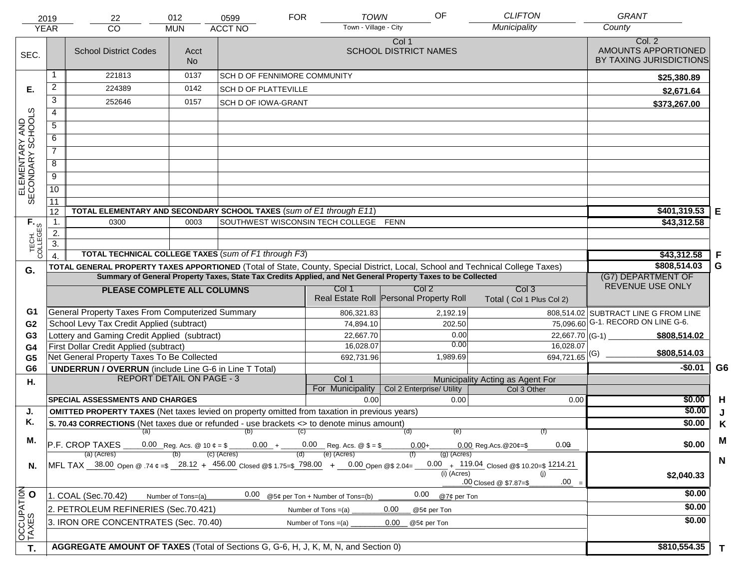| 2019 | 22 | 012 | 0599 | FOR | TOWN | OF | CLIFTON | GRANT |
|---|---|---|---|---|---|---|---|---|
| YEAR | CO | MUN | ACCT NO | | Town - Village - City | | Municipality | County |

| SEC. | | School District Codes | Acct No | Col 1 SCHOOL DISTRICT NAMES | Col. 2 AMOUNTS APPORTIONED BY TAXING JURISDICTIONS | |
|---|---|---|---|---|---|---|
| E. ELEMENTARY AND SECONDARY SCHOOLS | 1 | 221813 | 0137 | SCH D OF FENNIMORE COMMUNITY | $25,380.89 | |
| | 2 | 224389 | 0142 | SCH D OF PLATTEVILLE | $2,671.64 | |
| | 3 | 252646 | 0157 | SCH D OF IOWA-GRANT | $373,267.00 | |
| | 4 | | | | | |
| | 5 | | | | | |
| | 6 | | | | | |
| | 7 | | | | | |
| | 8 | | | | | |
| | 9 | | | | | |
| | 10 | | | | | |
| | 11 | | | | | |
| | 12 | TOTAL ELEMENTARY AND SECONDARY SCHOOL TAXES (*sum of E1 through E11*) | | | $401,319.53 | E |
| F. TECH. COLLEGES | 1. | 0300 | 0003 | SOUTHWEST WISCONSIN TECH COLLEGE FENN | $43,312.58 | |
| | 2. | | | | | |
| | 3. | | | | | |
| | 4. | TOTAL TECHNICAL COLLEGE TAXES (*sum of F1 through F3*) | | | $43,312.58 | F |
| G. | | TOTAL GENERAL PROPERTY TAXES APPORTIONED (Total of State, County, Special District, Local, School and Technical College Taxes) | | | $808,514.03 | G |

Summary of General Property Taxes, State Tax Credits Applied, and Net General Property Taxes to be Collected

| | PLEASE COMPLETE ALL COLUMNS | Col 1 Real Estate Roll | Col 2 Personal Property Roll | Col 3 Total ( Col 1 Plus Col 2) | (G7) DEPARTMENT OF REVENUE USE ONLY | |
|---|---|---|---|---|---|---|
| G1 | General Property Taxes From Computerized Summary | 806,321.83 | 2,192.19 | 808,514.02 | SUBTRACT LINE G FROM LINE G-1. RECORD ON LINE G-6. | |
| G2 | School Levy Tax Credit Applied (subtract) | 74,894.10 | 202.50 | 75,096.60 | | |
| G3 | Lottery and Gaming Credit Applied (subtract) | 22,667.70 | 0.00 | 22,667.70 | (G-1) $808,514.02 | |
| G4 | First Dollar Credit Applied (subtract) | 16,028.07 | 0.00 | 16,028.07 | | |
| G5 | Net General Property Taxes To Be Collected | 692,731.96 | 1,989.69 | 694,721.65 | (G) $808,514.03 | |
| G6 | UNDERRUN / OVERRUN (include Line G-6 in Line T Total) | | | | -$0.01 | G6 |

| H. | REPORT DETAIL ON PAGE - 3 | Col 1 For Municipality | Col 2 Enterprise/ Utility (Municipality Acting as Agent For) | Col 3 Other | | |
|---|---|---|---|---|---|---|
| | SPECIAL ASSESSMENTS AND CHARGES | 0.00 | 0.00 | 0.00 | $0.00 | H |
| J. | OMITTED PROPERTY TAXES (Net taxes levied on property omitted from taxation in previous years) | | | | $0.00 | J |
| K. | S. 70.43 CORRECTIONS (Net taxes due or refunded - use brackets <> to denote minus amount) | | | | $0.00 | K |
| M. | P.F. CROP TAXES (a) 0.00 Reg. Acs. @ 10 ¢ = $ (b) 0.00 + (c) 0.00 Reg. Acs. @ $ = $ (d) 0.00 + (e) 0.00 Reg.Acs.@20¢=$ (f) 0.00 | | | | $0.00 | M |
| N. | MFL TAX (a) (Acres) 38.00 Open @ .74 ¢ =$ (b) 28.12 + (c) (Acres) 456.00 Closed @$ 1.75=$ (d) 798.00 + (e) (Acres) 0.00 Open @$ 2.04= (f) 0.00 + (g) (Acres) 119.04 Closed @$ 10.20=$ 1214.21 (i) (Acres) .00 Closed @ $7.87=$ (j) .00 = | | | | $2,040.33 | N |
| O. OCCUPATION TAXES | 1. COAL (Sec.70.42) Number of Tons=(a) 0.00 @5¢ per Ton + Number of Tons=(b) 0.00 @7¢ per Ton | | | | $0.00 | |
| | 2. PETROLEUM REFINERIES (Sec.70.421) Number of Tons =(a) 0.00 @5¢ per Ton | | | | $0.00 | |
| | 3. IRON ORE CONCENTRATES (Sec. 70.40) Number of Tons =(a) 0.00 @5¢ per Ton | | | | $0.00 | |
| T. | AGGREGATE AMOUNT OF TAXES (Total of Sections G, G-6, H, J, K, M, N, and Section 0) | | | | $810,554.35 | T |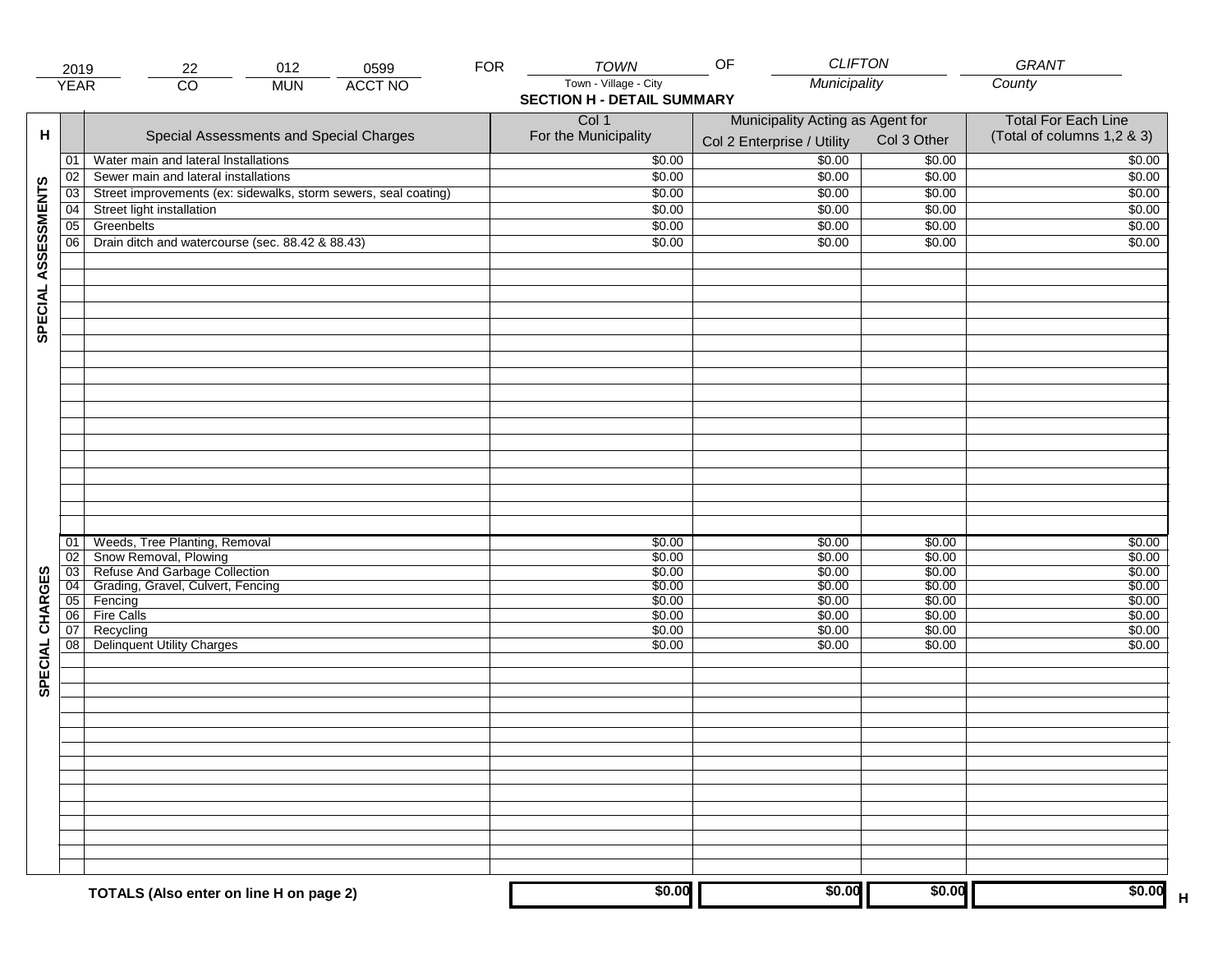| 2019 | 22 | 012 | 0599 | FOR | TOWN | OF | CLIFTON | GRANT |
|---|---|---|---|---|---|---|---|---|
| YEAR | CO | MUN | ACCT NO | | Town - Village - City | | Municipality | County |

## SECTION H - DETAIL SUMMARY

| H | | Special Assessments and Special Charges | Col 1 For the Municipality | Municipality Acting as Agent for Col 2 Enterprise / Utility | Col 3 Other | Total For Each Line (Total of columns 1,2 & 3) |
|---|---|---|---|---|---|---|
| SPECIAL ASSESSMENTS | 01 | Water main and lateral Installations | $0.00 | $0.00 | $0.00 | $0.00 |
| | 02 | Sewer main and lateral installations | $0.00 | $0.00 | $0.00 | $0.00 |
| | 03 | Street improvements (ex: sidewalks, storm sewers, seal coating) | $0.00 | $0.00 | $0.00 | $0.00 |
| | 04 | Street light installation | $0.00 | $0.00 | $0.00 | $0.00 |
| | 05 | Greenbelts | $0.00 | $0.00 | $0.00 | $0.00 |
| | 06 | Drain ditch and watercourse (sec. 88.42 & 88.43) | $0.00 | $0.00 | $0.00 | $0.00 |
| SPECIAL CHARGES | 01 | Weeds, Tree Planting, Removal | $0.00 | $0.00 | $0.00 | $0.00 |
| | 02 | Snow Removal, Plowing | $0.00 | $0.00 | $0.00 | $0.00 |
| | 03 | Refuse And Garbage Collection | $0.00 | $0.00 | $0.00 | $0.00 |
| | 04 | Grading, Gravel, Culvert, Fencing | $0.00 | $0.00 | $0.00 | $0.00 |
| | 05 | Fencing | $0.00 | $0.00 | $0.00 | $0.00 |
| | 06 | Fire Calls | $0.00 | $0.00 | $0.00 | $0.00 |
| | 07 | Recycling | $0.00 | $0.00 | $0.00 | $0.00 |
| | 08 | Delinquent Utility Charges | $0.00 | $0.00 | $0.00 | $0.00 |
| | | **TOTALS (Also enter on line H on page 2)** | **$0.00** | **$0.00** | **$0.00** | **$0.00** H |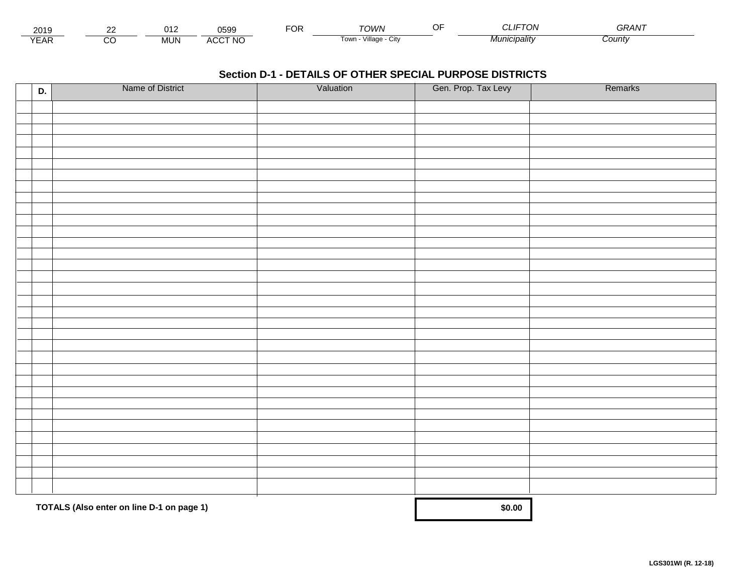| 2019 | 22 | 012 | 0599 | FOR | TOWN | OF | CLIFTON | GRANT |
|---|---|---|---|---|---|---|---|---|
| YEAR | CO | MUN | ACCT NO | | Town - Village - City | | Municipality | County |

## Section D-1 - DETAILS OF OTHER SPECIAL PURPOSE DISTRICTS

| | D. | Name of District | Valuation | Gen. Prop. Tax Levy | Remarks |
|---|---|---|---|---|---|
| | | | | | |
| | | | | | |
| | | | | | |
| | | | | | |
| | | | | | |
| | | | | | |
| | | | | | |
| | | | | | |
| | | | | | |
| | | | | | |
| | | | | | |
| | | | | | |
| | | | | | |
| | | | | | |
| | | | | | |
| | | | | | |
| | | | | | |
| | | | | | |
| | | | | | |
| | | | | | |
| | | | | | |
| | | | | | |
| | | | | | |
| | | | | | |
| | | | | | |
| | | | | | |
| | | | | | |
| | | | | | |
| | | | | | |
| | | | | | |
| | | | | | |
| | | | | | |
| | | | | | |
| | | | | | |
| | | | | | |
| | | | | | |

**TOTALS (Also enter on line D-1 on page 1)** **$0.00**

LGS301WI (R. 12-18)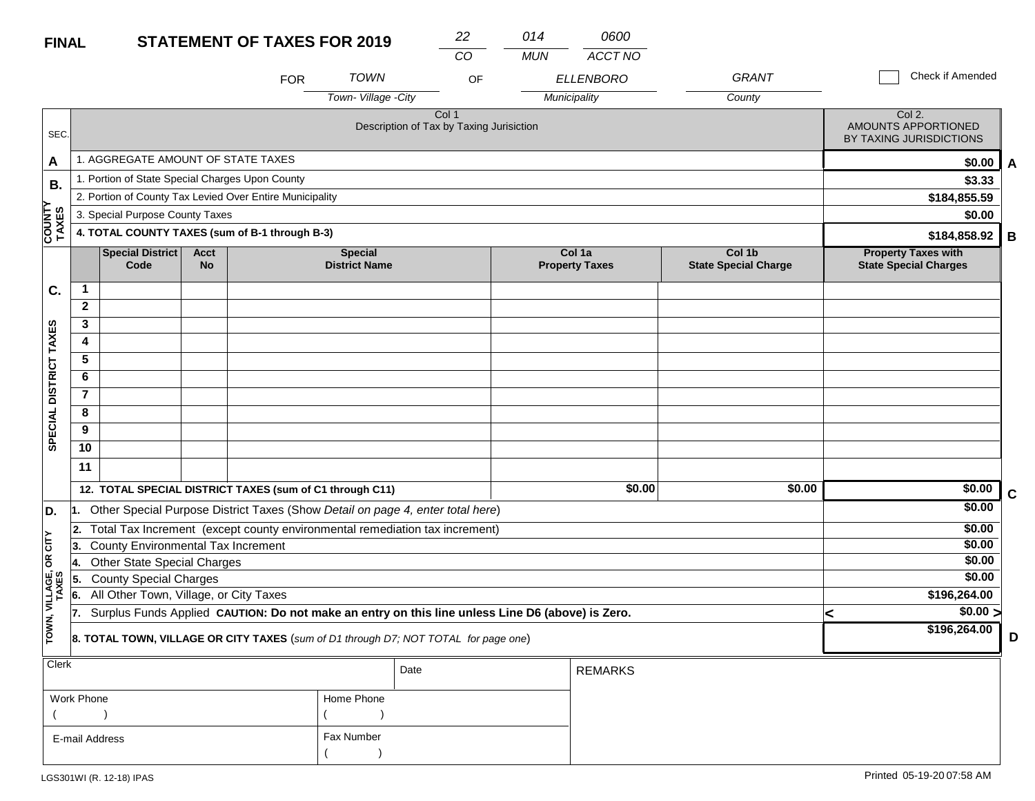**FINAL** **STATEMENT OF TAXES FOR 2019**

| CO | MUN | ACCT NO |
|---|---|---|
| 22 | 014 | 0600 |

FOR *TOWN* (Town- Village -City) OF *ELLENBORO* (Municipality) *GRANT* (County)

☐ Check if Amended

| SEC. | Col 1 Description of Tax by Taxing Jurisiction | Col 2. AMOUNTS APPORTIONED BY TAXING JURISDICTIONS | |
|---|---|---|---|
| A | 1. AGGREGATE AMOUNT OF STATE TAXES | $0.00 | A |
| B. COUNTY TAXES | 1. Portion of State Special Charges Upon County | $3.33 | |
| | 2. Portion of County Tax Levied Over Entire Municipality | $184,855.59 | |
| | 3. Special Purpose County Taxes | $0.00 | |
| | **4. TOTAL COUNTY TAXES (sum of B-1 through B-3)** | **$184,858.92** | B |

| SEC. | | Special District Code | Acct No | Special District Name | Col 1a Property Taxes | Col 1b State Special Charge | Property Taxes with State Special Charges | |
|---|---|---|---|---|---|---|---|---|
| C. SPECIAL DISTRICT TAXES | 1 | | | | | | | |
| | 2 | | | | | | | |
| | 3 | | | | | | | |
| | 4 | | | | | | | |
| | 5 | | | | | | | |
| | 6 | | | | | | | |
| | 7 | | | | | | | |
| | 8 | | | | | | | |
| | 9 | | | | | | | |
| | 10 | | | | | | | |
| | 11 | | | | | | | |
| | **12. TOTAL SPECIAL DISTRICT TAXES (sum of C1 through C11)** | | | | $0.00 | $0.00 | $0.00 | C |

| SEC. | Description | Amount | |
|---|---|---|---|
| D. TOWN, VILLAGE, OR CITY TAXES | 1. Other Special Purpose District Taxes (Show *Detail on page 4, enter total here*) | $0.00 | |
| | 2. Total Tax Increment (except county environmental remediation tax increment) | $0.00 | |
| | 3. County Environmental Tax Increment | $0.00 | |
| | 4. Other State Special Charges | $0.00 | |
| | 5. County Special Charges | $0.00 | |
| | 6. All Other Town, Village, or City Taxes | $196,264.00 | |
| | 7. Surplus Funds Applied **CAUTION: Do not make an entry on this line unless Line D6 (above) is Zero.** | < $0.00 > | |
| | **8. TOTAL TOWN, VILLAGE OR CITY TAXES** (*sum of D1 through D7; NOT TOTAL for page one*) | $196,264.00 | D |

| Clerk | | Date | REMARKS |
|---|---|---|---|
| Work Phone ( ) | Home Phone ( ) | | |
| E-mail Address | Fax Number ( ) | | |

LGS301WI (R. 12-18) IPAS

Printed 05-19-20 07:58 AM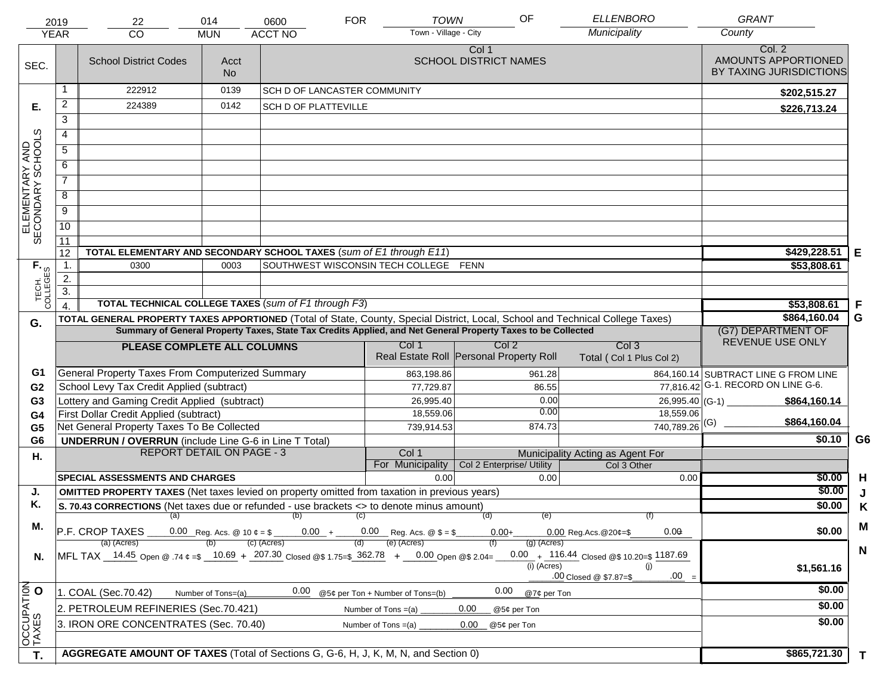| 2019 | 22 | 014 | 0600 | FOR | TOWN | OF | ELLENBORO | GRANT |
|---|---|---|---|---|---|---|---|---|
| YEAR | CO | MUN | ACCT NO | | Town - Village - City | | Municipality | County |

| SEC. | | School District Codes | Acct No | Col 1 SCHOOL DISTRICT NAMES | Col. 2 AMOUNTS APPORTIONED BY TAXING JURISDICTIONS | |
|---|---|---|---|---|---|---|
| E. ELEMENTARY AND SECONDARY SCHOOLS | 1 | 222912 | 0139 | SCH D OF LANCASTER COMMUNITY | $202,515.27 | |
| | 2 | 224389 | 0142 | SCH D OF PLATTEVILLE | $226,713.24 | |
| | 3 | | | | | |
| | 4 | | | | | |
| | 5 | | | | | |
| | 6 | | | | | |
| | 7 | | | | | |
| | 8 | | | | | |
| | 9 | | | | | |
| | 10 | | | | | |
| | 11 | | | | | |
| | 12 | TOTAL ELEMENTARY AND SECONDARY SCHOOL TAXES (*sum of E1 through E11*) | | | $429,228.51 | E |
| F. TECH. COLLEGES | 1. | 0300 | 0003 | SOUTHWEST WISCONSIN TECH COLLEGE FENN | $53,808.61 | |
| | 2. | | | | | |
| | 3. | | | | | |
| | 4. | TOTAL TECHNICAL COLLEGE TAXES (*sum of F1 through F3*) | | | $53,808.61 | F |
| G. | | TOTAL GENERAL PROPERTY TAXES APPORTIONED (Total of State, County, Special District, Local, School and Technical College Taxes) | | | $864,160.04 | G |

**Summary of General Property Taxes, State Tax Credits Applied, and Net General Property Taxes to be Collected**

| | PLEASE COMPLETE ALL COLUMNS | Col 1 Real Estate Roll | Col 2 Personal Property Roll | Col 3 Total ( Col 1 Plus Col 2) | (G7) DEPARTMENT OF REVENUE USE ONLY | |
|---|---|---|---|---|---|---|
| G1 | General Property Taxes From Computerized Summary | 863,198.86 | 961.28 | 864,160.14 | SUBTRACT LINE G FROM LINE G-1. RECORD ON LINE G-6. | |
| G2 | School Levy Tax Credit Applied (subtract) | 77,729.87 | 86.55 | 77,816.42 | | |
| G3 | Lottery and Gaming Credit Applied (subtract) | 26,995.40 | 0.00 | 26,995.40 | (G-1) $864,160.14 | |
| G4 | First Dollar Credit Applied (subtract) | 18,559.06 | 0.00 | 18,559.06 | | |
| G5 | Net General Property Taxes To Be Collected | 739,914.53 | 874.73 | 740,789.26 | (G) $864,160.04 | |
| G6 | UNDERRUN / OVERRUN (include Line G-6 in Line T Total) | | | | $0.10 | G6 |

| H. | REPORT DETAIL ON PAGE - 3 | Col 1 For Municipality | Col 2 Enterprise/ Utility (Municipality Acting as Agent For) | Col 3 Other | | |
|---|---|---|---|---|---|---|
| | SPECIAL ASSESSMENTS AND CHARGES | 0.00 | 0.00 | 0.00 | $0.00 | H |
| J. | OMITTED PROPERTY TAXES (Net taxes levied on property omitted from taxation in previous years) | | | | $0.00 | J |
| K. | S. 70.43 CORRECTIONS (Net taxes due or refunded - use brackets <> to denote minus amount) | | | | $0.00 | K |
| M. | P.F. CROP TAXES (a) 0.00 Reg. Acs. @ 10 ¢ = $ (b) 0.00 + (c) 0.00 Reg. Acs. @ $ = $ (d) 0.00 + (e) 0.00 Reg.Acs.@20¢=$ (f) 0.00 = | | | | $0.00 | M |
| N. | MFL TAX (a) 14.45 (Acres) Open @ .74 ¢ =$ (b) 10.69 + (c) 207.30 (Acres) Closed @$ 1.75=$ (d) 362.78 + (e) 0.00 (Acres) Open @$ 2.04= (f) 0.00 + (g) 116.44 (Acres) Closed @$ 10.20=$ 1187.69 + (i) .00 (Acres) Closed @ $7.87=$ (j) .00 = | | | | $1,561.16 | N |
| O OCCUPATION TAXES | 1. COAL (Sec.70.42) Number of Tons=(a) 0.00 @5¢ per Ton + Number of Tons=(b) 0.00 @7¢ per Ton | | | | $0.00 | |
| | 2. PETROLEUM REFINERIES (Sec.70.421) Number of Tons =(a) 0.00 @5¢ per Ton | | | | $0.00 | |
| | 3. IRON ORE CONCENTRATES (Sec. 70.40) Number of Tons =(a) 0.00 @5¢ per Ton | | | | $0.00 | |
| T. | AGGREGATE AMOUNT OF TAXES (Total of Sections G, G-6, H, J, K, M, N, and Section 0) | | | | $865,721.30 | T |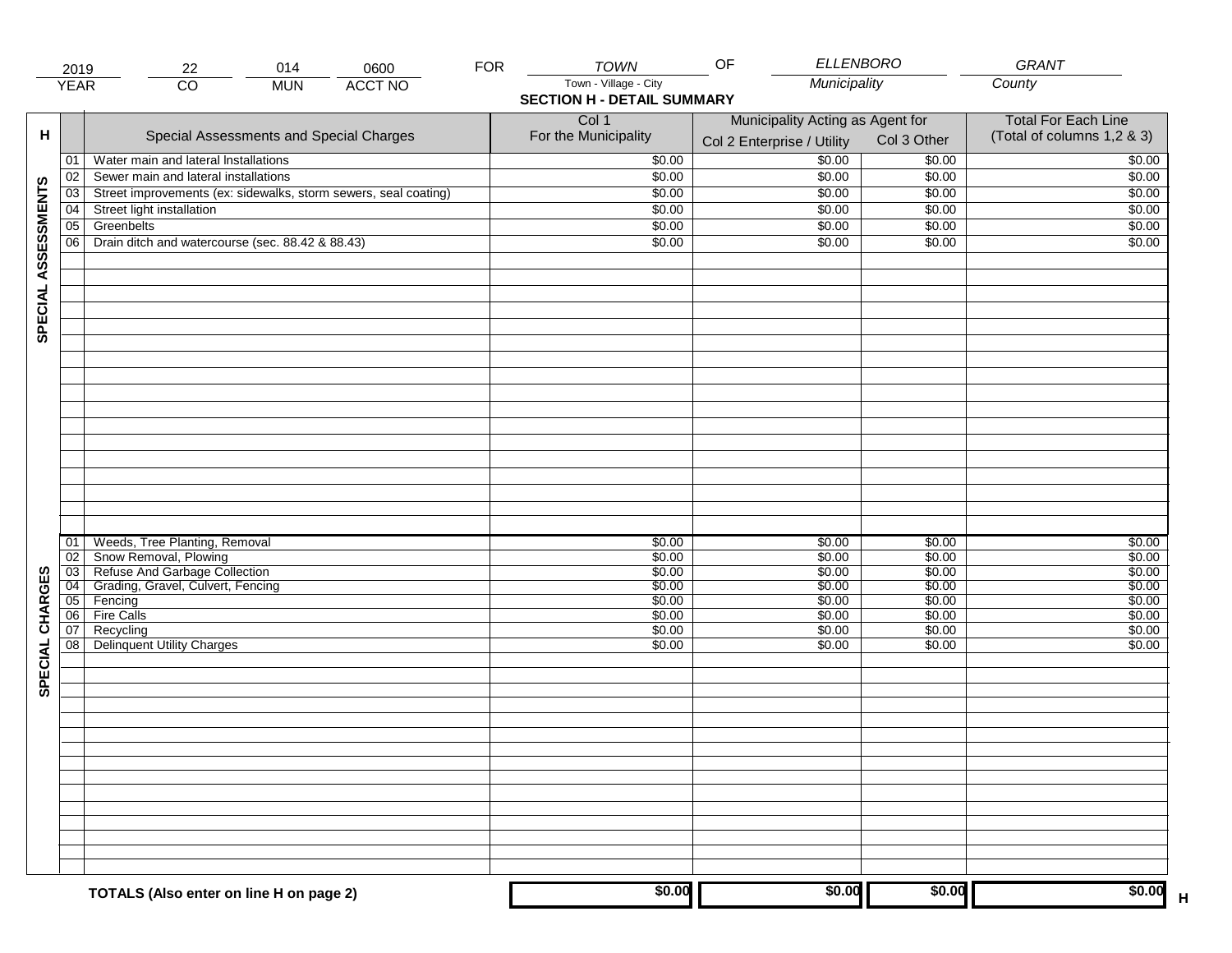| 2019 | 22 | 014 | 0600 | FOR | TOWN | OF | ELLENBORO | GRANT |
|---|---|---|---|---|---|---|---|---|
| YEAR | CO | MUN | ACCT NO | | Town - Village - City | | Municipality | County |

## SECTION H - DETAIL SUMMARY

| H | | Special Assessments and Special Charges | Col 1 For the Municipality | Municipality Acting as Agent for Col 2 Enterprise / Utility | Col 3 Other | Total For Each Line (Total of columns 1,2 & 3) |
|---|---|---|---|---|---|---|
| SPECIAL ASSESSMENTS | 01 | Water main and lateral Installations | $0.00 | $0.00 | $0.00 | $0.00 |
| | 02 | Sewer main and lateral installations | $0.00 | $0.00 | $0.00 | $0.00 |
| | 03 | Street improvements (ex: sidewalks, storm sewers, seal coating) | $0.00 | $0.00 | $0.00 | $0.00 |
| | 04 | Street light installation | $0.00 | $0.00 | $0.00 | $0.00 |
| | 05 | Greenbelts | $0.00 | $0.00 | $0.00 | $0.00 |
| | 06 | Drain ditch and watercourse (sec. 88.42 & 88.43) | $0.00 | $0.00 | $0.00 | $0.00 |
| SPECIAL CHARGES | 01 | Weeds, Tree Planting, Removal | $0.00 | $0.00 | $0.00 | $0.00 |
| | 02 | Snow Removal, Plowing | $0.00 | $0.00 | $0.00 | $0.00 |
| | 03 | Refuse And Garbage Collection | $0.00 | $0.00 | $0.00 | $0.00 |
| | 04 | Grading, Gravel, Culvert, Fencing | $0.00 | $0.00 | $0.00 | $0.00 |
| | 05 | Fencing | $0.00 | $0.00 | $0.00 | $0.00 |
| | 06 | Fire Calls | $0.00 | $0.00 | $0.00 | $0.00 |
| | 07 | Recycling | $0.00 | $0.00 | $0.00 | $0.00 |
| | 08 | Delinquent Utility Charges | $0.00 | $0.00 | $0.00 | $0.00 |
| | | **TOTALS (Also enter on line H on page 2)** | **$0.00** | **$0.00** | **$0.00** | **$0.00** H |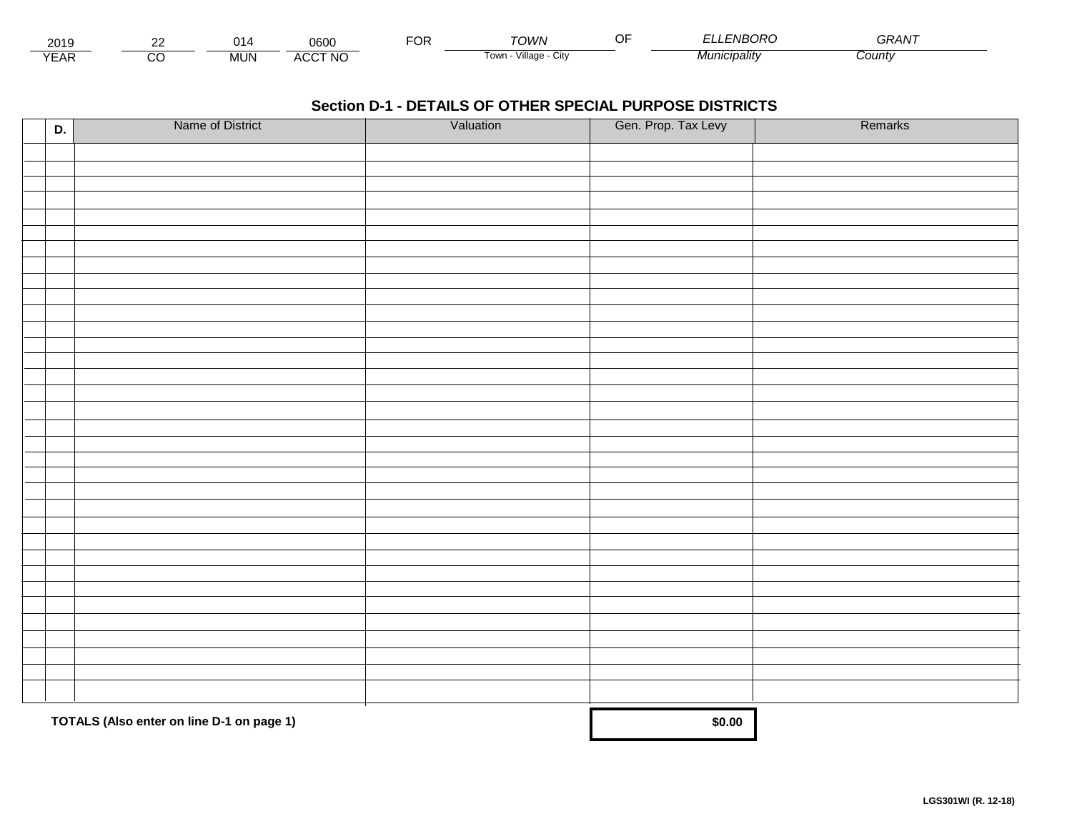| 2019 | 22 | 014 | 0600 | FOR | TOWN | OF | ELLENBORO | GRANT |
|---|---|---|---|---|---|---|---|---|
| YEAR | CO | MUN | ACCT NO | | Town - Village - City | | Municipality | County |

## Section D-1 - DETAILS OF OTHER SPECIAL PURPOSE DISTRICTS

| D. | Name of District | Valuation | Gen. Prop. Tax Levy | Remarks |
|---|---|---|---|---|
| | | | | |
| | | | | |
| | | | | |
| | | | | |
| | | | | |
| | | | | |
| | | | | |
| | | | | |
| | | | | |
| | | | | |
| | | | | |
| | | | | |
| | | | | |
| | | | | |
| | | | | |
| | | | | |
| | | | | |
| | | | | |
| | | | | |
| | | | | |
| | | | | |
| | | | | |
| | | | | |
| | | | | |
| | | | | |
| | | | | |
| | | | | |
| | | | | |
| | | | | |
| | | | | |
| | | | | |
| | | | | |
| | | | | |
| | | | | |
| | | | | |
| | **TOTALS (Also enter on line D-1 on page 1)** | | **$0.00** | |

**LGS301WI (R. 12-18)**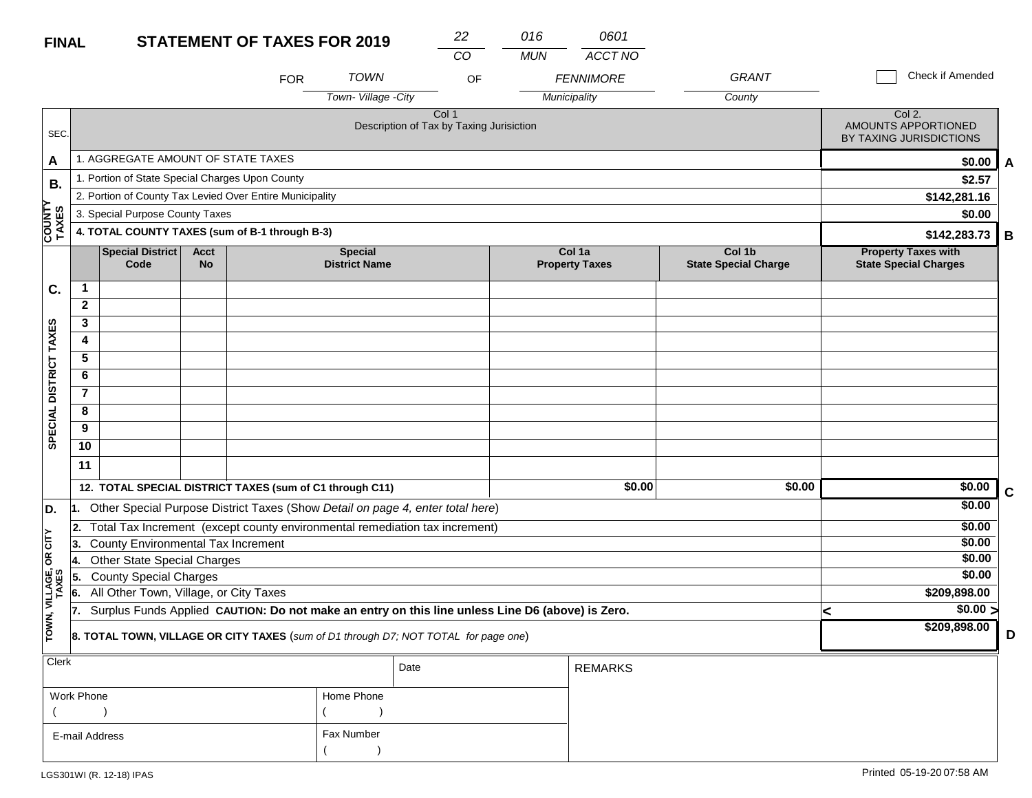**FINAL** **STATEMENT OF TAXES FOR 2019**

| 22 | 016 | 0601 |
|---|---|---|
| CO | MUN | ACCT NO |

FOR *TOWN* (Town- Village -City) OF *FENNIMORE* (Municipality) *GRANT* (County)

☐ Check if Amended

| SEC. | Col 1 Description of Tax by Taxing Jurisiction | Col 2. AMOUNTS APPORTIONED BY TAXING JURISDICTIONS | |
|---|---|---|---|
| A | 1. AGGREGATE AMOUNT OF STATE TAXES | $0.00 | A |
| B. COUNTY TAXES | 1. Portion of State Special Charges Upon County | $2.57 | |
| | 2. Portion of County Tax Levied Over Entire Municipality | $142,281.16 | |
| | 3. Special Purpose County Taxes | $0.00 | |
| | **4. TOTAL COUNTY TAXES (sum of B-1 through B-3)** | $142,283.73 | B |

| SEC. | | Special District Code | Acct No | Special District Name | Col 1a Property Taxes | Col 1b State Special Charge | Property Taxes with State Special Charges | |
|---|---|---|---|---|---|---|---|---|
| C. SPECIAL DISTRICT TAXES | 1 | | | | | | | |
| | 2 | | | | | | | |
| | 3 | | | | | | | |
| | 4 | | | | | | | |
| | 5 | | | | | | | |
| | 6 | | | | | | | |
| | 7 | | | | | | | |
| | 8 | | | | | | | |
| | 9 | | | | | | | |
| | 10 | | | | | | | |
| | 11 | | | | | | | |
| | **12. TOTAL SPECIAL DISTRICT TAXES (sum of C1 through C11)** | | | | $0.00 | $0.00 | $0.00 | C |

| SEC. | Description | Amount | |
|---|---|---|---|
| D. TOWN, VILLAGE, OR CITY TAXES | 1. Other Special Purpose District Taxes (Show *Detail on page 4, enter total here*) | $0.00 | |
| | 2. Total Tax Increment (except county environmental remediation tax increment) | $0.00 | |
| | 3. County Environmental Tax Increment | $0.00 | |
| | 4. Other State Special Charges | $0.00 | |
| | 5. County Special Charges | $0.00 | |
| | 6. All Other Town, Village, or City Taxes | $209,898.00 | |
| | 7. Surplus Funds Applied **CAUTION: Do not make an entry on this line unless Line D6 (above) is Zero.** | < $0.00 > | |
| | **8. TOTAL TOWN, VILLAGE OR CITY TAXES** (*sum of D1 through D7; NOT TOTAL for page one*) | $209,898.00 | D |

| Clerk | Date | REMARKS |
|---|---|---|
| Work Phone ( ) | Home Phone ( ) | |
| E-mail Address | Fax Number ( ) | |

LGS301WI (R. 12-18) IPAS

Printed 05-19-20 07:58 AM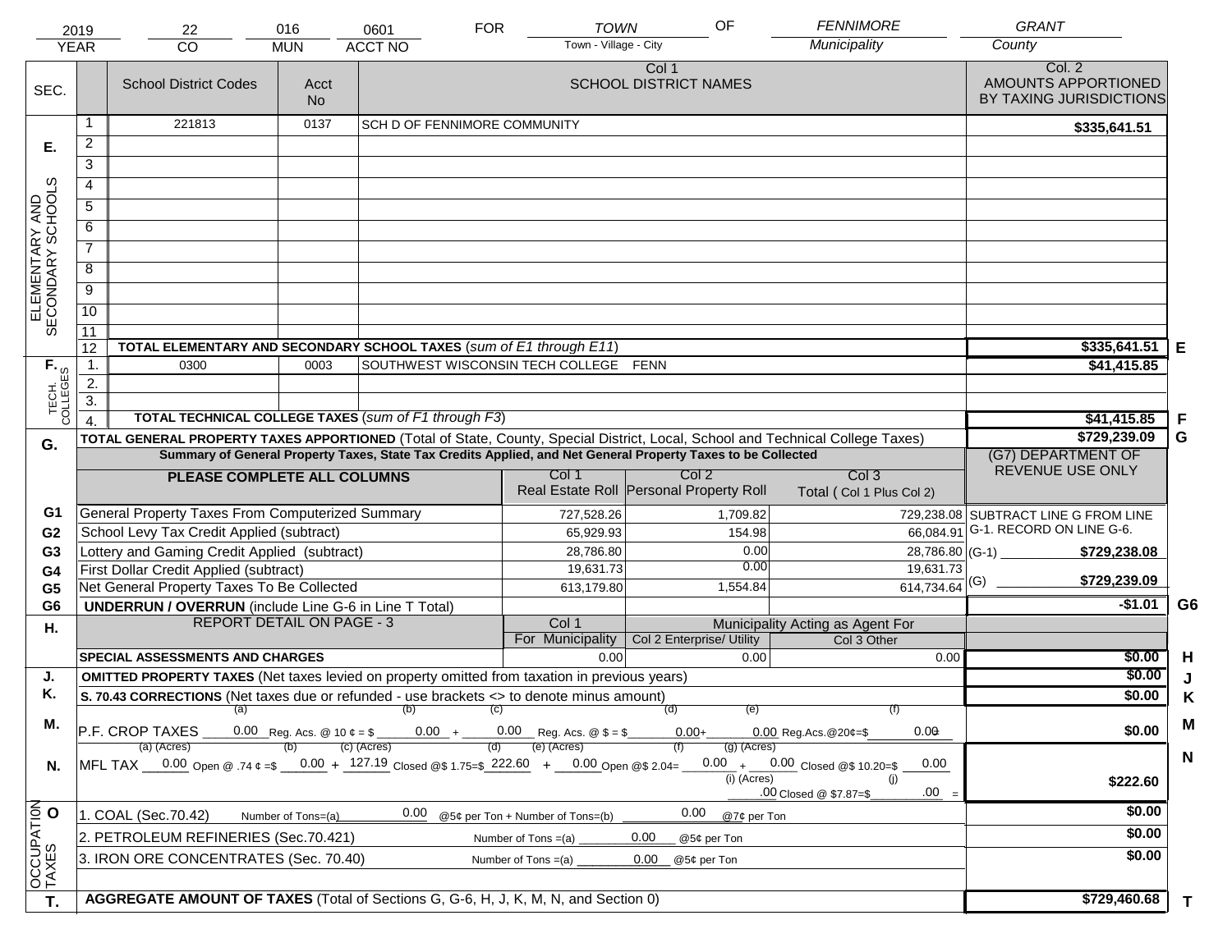| 2019 | 22 | 016 | 0601 | FOR | TOWN | OF | FENNIMORE | GRANT |
|---|---|---|---|---|---|---|---|---|
| YEAR | CO | MUN | ACCT NO | | Town - Village - City | | Municipality | County |

| SEC. | | School District Codes | Acct No | Col 1 SCHOOL DISTRICT NAMES | Col. 2 AMOUNTS APPORTIONED BY TAXING JURISDICTIONS | |
|---|---|---|---|---|---|---|
| E. ELEMENTARY AND SECONDARY SCHOOLS | 1 | 221813 | 0137 | SCH D OF FENNIMORE COMMUNITY | $335,641.51 | |
| | 2 | | | | | |
| | 3 | | | | | |
| | 4 | | | | | |
| | 5 | | | | | |
| | 6 | | | | | |
| | 7 | | | | | |
| | 8 | | | | | |
| | 9 | | | | | |
| | 10 | | | | | |
| | 11 | | | | | |
| | 12 | TOTAL ELEMENTARY AND SECONDARY SCHOOL TAXES (*sum of E1 through E11*) | | | $335,641.51 | E |
| F. TECH. COLLEGES | 1. | 0300 | 0003 | SOUTHWEST WISCONSIN TECH COLLEGE FENN | $41,415.85 | |
| | 2. | | | | | |
| | 3. | | | | | |
| | 4. | TOTAL TECHNICAL COLLEGE TAXES (*sum of F1 through F3*) | | | $41,415.85 | F |
| G. | | TOTAL GENERAL PROPERTY TAXES APPORTIONED (Total of State, County, Special District, Local, School and Technical College Taxes) | | | $729,239.09 | G |

**Summary of General Property Taxes, State Tax Credits Applied, and Net General Property Taxes to be Collected**

| | PLEASE COMPLETE ALL COLUMNS | Col 1 Real Estate Roll | Col 2 Personal Property Roll | Col 3 Total ( Col 1 Plus Col 2) | (G7) DEPARTMENT OF REVENUE USE ONLY |
|---|---|---|---|---|---|
| G1 | General Property Taxes From Computerized Summary | 727,528.26 | 1,709.82 | 729,238.08 | SUBTRACT LINE G FROM LINE G-1. RECORD ON LINE G-6. |
| G2 | School Levy Tax Credit Applied (subtract) | 65,929.93 | 154.98 | 66,084.91 | |
| G3 | Lottery and Gaming Credit Applied (subtract) | 28,786.80 | 0.00 | 28,786.80 | (G-1) $729,238.08 |
| G4 | First Dollar Credit Applied (subtract) | 19,631.73 | 0.00 | 19,631.73 | |
| G5 | Net General Property Taxes To Be Collected | 613,179.80 | 1,554.84 | 614,734.64 | (G) $729,239.09 |
| G6 | UNDERRUN / OVERRUN (include Line G-6 in Line T Total) | | | | -$1.01 G6 |

| H. | REPORT DETAIL ON PAGE - 3 | Col 1 For Municipality | Col 2 Enterprise/ Utility (Municipality Acting as Agent For) | Col 3 Other | | |
|---|---|---|---|---|---|---|
| | SPECIAL ASSESSMENTS AND CHARGES | 0.00 | 0.00 | 0.00 | $0.00 | H |
| J. | OMITTED PROPERTY TAXES (Net taxes levied on property omitted from taxation in previous years) | | | | $0.00 | J |
| K. | S. 70.43 CORRECTIONS (Net taxes due or refunded - use brackets <> to denote minus amount) | | | | $0.00 | K |
| M. | P.F. CROP TAXES (a) 0.00 Reg. Acs. @ 10 ¢ = $ (b) 0.00 + (c) 0.00 Reg. Acs. @ $ = $ (d) 0.00 + (e) 0.00 Reg.Acs.@20¢=$ (f) 0.00 | | | | $0.00 | M |
| N. | MFL TAX (a) (Acres) 0.00 Open @ .74 ¢ =$ (b) 0.00 + (c) (Acres) 127.19 Closed @$ 1.75=$ (d) 222.60 + (e) (Acres) 0.00 Open @$ 2.04= (f) 0.00 + (g) (Acres) 0.00 Closed @$ 10.20=$ 0.00 (i) (Acres) .00 Closed @ $7.87=$ (j) .00 = | | | | $222.60 | N |
| O OCCUPATION TAXES | 1. COAL (Sec.70.42) Number of Tons=(a) 0.00 @5¢ per Ton + Number of Tons=(b) 0.00 @7¢ per Ton | | | | $0.00 | |
| | 2. PETROLEUM REFINERIES (Sec.70.421) Number of Tons =(a) 0.00 @5¢ per Ton | | | | $0.00 | |
| | 3. IRON ORE CONCENTRATES (Sec. 70.40) Number of Tons =(a) 0.00 @5¢ per Ton | | | | $0.00 | |
| T. | AGGREGATE AMOUNT OF TAXES (Total of Sections G, G-6, H, J, K, M, N, and Section 0) | | | | $729,460.68 | T |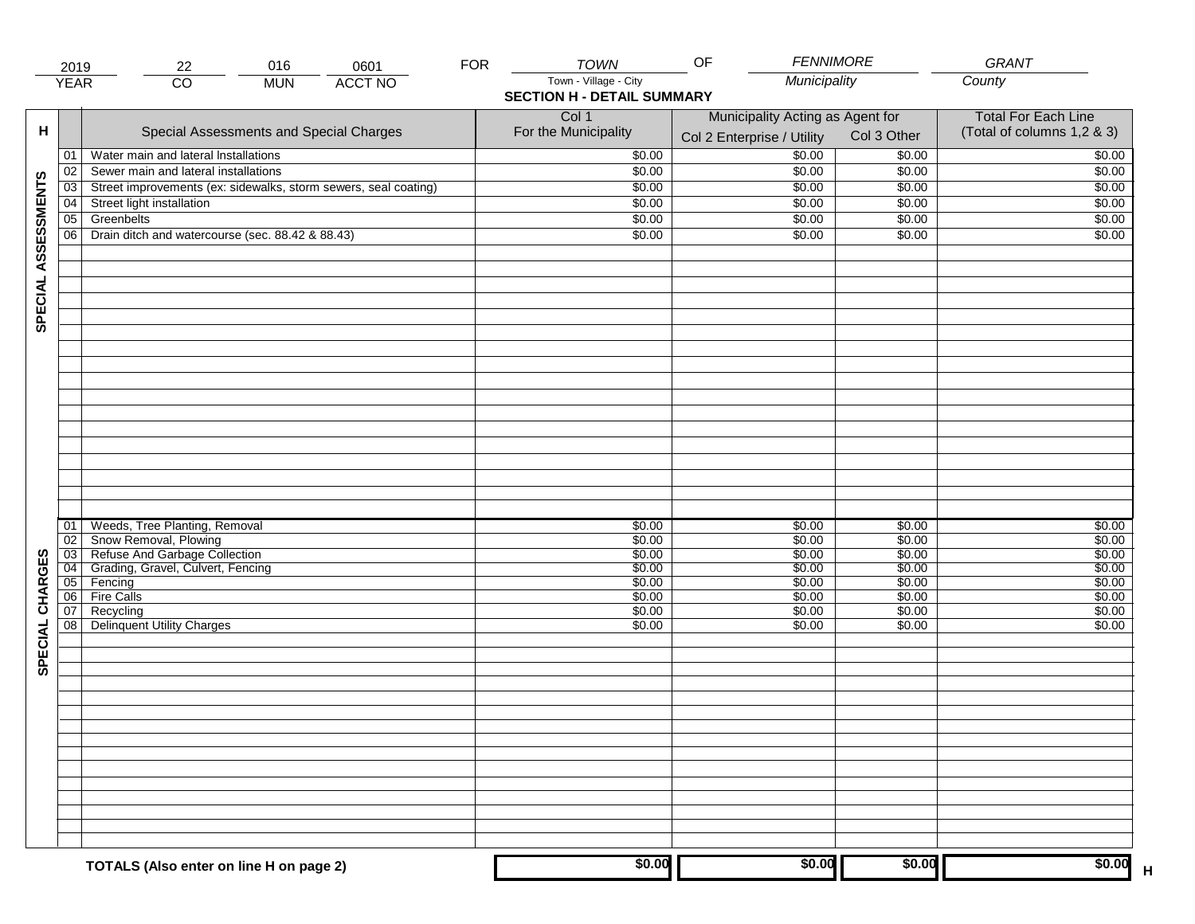| 2019 | 22 | 016 | 0601 | FOR | TOWN | OF | FENNIMORE | GRANT |
|---|---|---|---|---|---|---|---|---|
| YEAR | CO | MUN | ACCT NO | | Town - Village - City | | Municipality | County |

## SECTION H - DETAIL SUMMARY

| H | | Special Assessments and Special Charges | Col 1 For the Municipality | Municipality Acting as Agent for Col 2 Enterprise / Utility | Col 3 Other | Total For Each Line (Total of columns 1,2 & 3) |
|---|---|---|---|---|---|---|
| SPECIAL ASSESSMENTS | 01 | Water main and lateral Installations | $0.00 | $0.00 | $0.00 | $0.00 |
| | 02 | Sewer main and lateral installations | $0.00 | $0.00 | $0.00 | $0.00 |
| | 03 | Street improvements (ex: sidewalks, storm sewers, seal coating) | $0.00 | $0.00 | $0.00 | $0.00 |
| | 04 | Street light installation | $0.00 | $0.00 | $0.00 | $0.00 |
| | 05 | Greenbelts | $0.00 | $0.00 | $0.00 | $0.00 |
| | 06 | Drain ditch and watercourse (sec. 88.42 & 88.43) | $0.00 | $0.00 | $0.00 | $0.00 |
| SPECIAL CHARGES | 01 | Weeds, Tree Planting, Removal | $0.00 | $0.00 | $0.00 | $0.00 |
| | 02 | Snow Removal, Plowing | $0.00 | $0.00 | $0.00 | $0.00 |
| | 03 | Refuse And Garbage Collection | $0.00 | $0.00 | $0.00 | $0.00 |
| | 04 | Grading, Gravel, Culvert, Fencing | $0.00 | $0.00 | $0.00 | $0.00 |
| | 05 | Fencing | $0.00 | $0.00 | $0.00 | $0.00 |
| | 06 | Fire Calls | $0.00 | $0.00 | $0.00 | $0.00 |
| | 07 | Recycling | $0.00 | $0.00 | $0.00 | $0.00 |
| | 08 | Delinquent Utility Charges | $0.00 | $0.00 | $0.00 | $0.00 |
| | | **TOTALS (Also enter on line H on page 2)** | **$0.00** | **$0.00** | **$0.00** | **$0.00** H |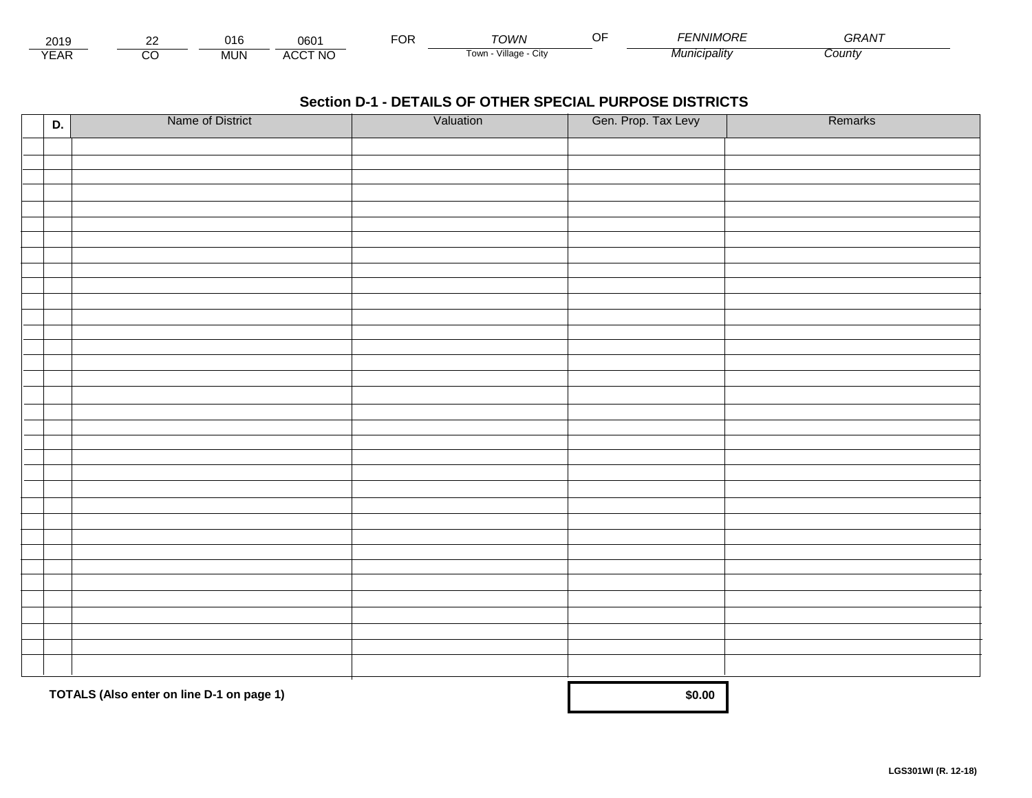| 2019 | 22 | 016 | 0601 | FOR | TOWN | OF | FENNIMORE | GRANT |
|---|---|---|---|---|---|---|---|---|
| YEAR | CO | MUN | ACCT NO | | Town - Village - City | | Municipality | County |

## Section D-1 - DETAILS OF OTHER SPECIAL PURPOSE DISTRICTS

| D. | Name of District | Valuation | Gen. Prop. Tax Levy | Remarks |
|---|---|---|---|---|
| | | | | |
| | | | | |
| | | | | |
| | | | | |
| | | | | |
| | | | | |
| | | | | |
| | | | | |
| | | | | |
| | | | | |
| | | | | |
| | | | | |
| | | | | |
| | | | | |
| | | | | |
| | | | | |
| | | | | |
| | | | | |
| | | | | |
| | | | | |
| | | | | |
| | | | | |
| | | | | |
| | | | | |
| | | | | |
| | | | | |
| | | | | |
| | | | | |
| | | | | |
| | | | | |
| | | | | |
| | | | | |
| | | | | |
| | | | | |

**TOTALS (Also enter on line D-1 on page 1)** **$0.00**

**LGS301WI (R. 12-18)**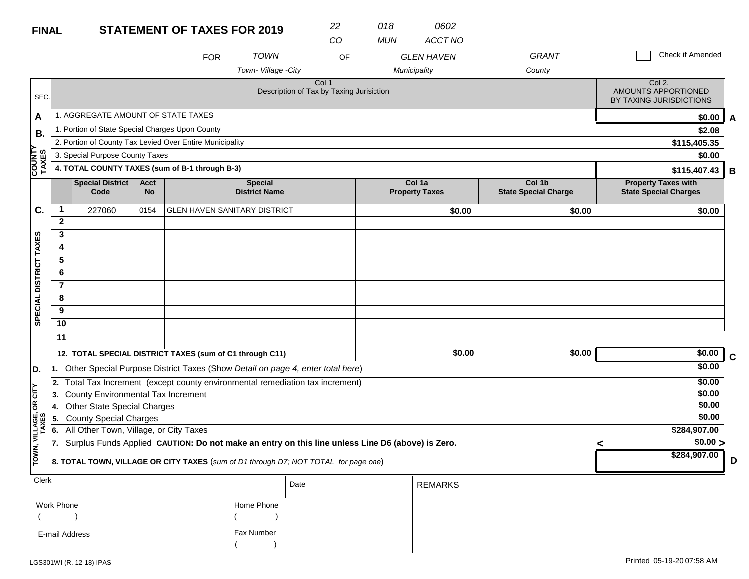**FINAL** **STATEMENT OF TAXES FOR 2019**

| 22 | 018 | 0602 |
|---|---|---|
| CO | MUN | ACCT NO |

FOR *TOWN* (Town- Village -City) OF *GLEN HAVEN* (Municipality) *GRANT* (County)

☐ Check if Amended

| SEC. | Col 1 Description of Tax by Taxing Jurisiction | Col 2. AMOUNTS APPORTIONED BY TAXING JURISDICTIONS | |
|---|---|---|---|
| A | 1. AGGREGATE AMOUNT OF STATE TAXES | $0.00 | A |
| B. COUNTY TAXES | 1. Portion of State Special Charges Upon County | $2.08 | |
| | 2. Portion of County Tax Levied Over Entire Municipality | $115,405.35 | |
| | 3. Special Purpose County Taxes | $0.00 | |
| | **4. TOTAL COUNTY TAXES (sum of B-1 through B-3)** | $115,407.43 | B |

| SEC. | | Special District Code | Acct No | Special District Name | Col 1a Property Taxes | Col 1b State Special Charge | Property Taxes with State Special Charges | |
|---|---|---|---|---|---|---|---|---|
| C. SPECIAL DISTRICT TAXES | 1 | 227060 | 0154 | GLEN HAVEN SANITARY DISTRICT | $0.00 | $0.00 | $0.00 | |
| | 2 | | | | | | | |
| | 3 | | | | | | | |
| | 4 | | | | | | | |
| | 5 | | | | | | | |
| | 6 | | | | | | | |
| | 7 | | | | | | | |
| | 8 | | | | | | | |
| | 9 | | | | | | | |
| | 10 | | | | | | | |
| | 11 | | | | | | | |
| | **12. TOTAL SPECIAL DISTRICT TAXES (sum of C1 through C11)** | | | | $0.00 | $0.00 | $0.00 | C |

| SEC. | Description | Amount | |
|---|---|---|---|
| D. TOWN, VILLAGE, OR CITY TAXES | 1. Other Special Purpose District Taxes (Show *Detail on page 4, enter total here*) | $0.00 | |
| | 2. Total Tax Increment (except county environmental remediation tax increment) | $0.00 | |
| | 3. County Environmental Tax Increment | $0.00 | |
| | 4. Other State Special Charges | $0.00 | |
| | 5. County Special Charges | $0.00 | |
| | 6. All Other Town, Village, or City Taxes | $284,907.00 | |
| | 7. Surplus Funds Applied **CAUTION: Do not make an entry on this line unless Line D6 (above) is Zero.** | < $0.00 > | |
| | **8. TOTAL TOWN, VILLAGE OR CITY TAXES** (*sum of D1 through D7; NOT TOTAL for page one*) | $284,907.00 | D |

| Clerk | | Date | REMARKS |
|---|---|---|---|
| Work Phone ( ) | Home Phone ( ) | | |
| E-mail Address | Fax Number ( ) | | |

LGS301WI (R. 12-18) IPAS

Printed 05-19-20 07:58 AM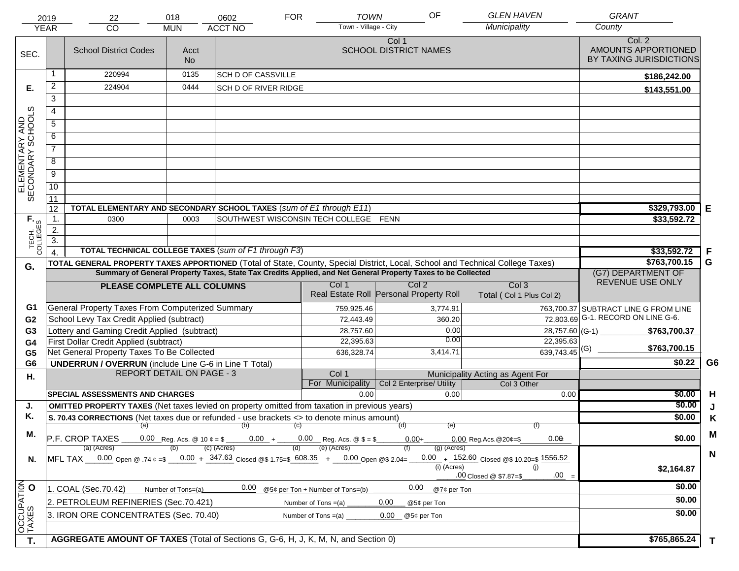| 2019 | 22 | 018 | 0602 | FOR | TOWN | OF | GLEN HAVEN | GRANT |
|---|---|---|---|---|---|---|---|---|
| YEAR | CO | MUN | ACCT NO | | Town - Village - City | | Municipality | County |

| SEC. | | School District Codes | Acct No | Col 1 SCHOOL DISTRICT NAMES | Col. 2 AMOUNTS APPORTIONED BY TAXING JURISDICTIONS | |
|---|---|---|---|---|---|---|
| E. ELEMENTARY AND SECONDARY SCHOOLS | 1 | 220994 | 0135 | SCH D OF CASSVILLE | $186,242.00 | |
| | 2 | 224904 | 0444 | SCH D OF RIVER RIDGE | $143,551.00 | |
| | 3 | | | | | |
| | 4 | | | | | |
| | 5 | | | | | |
| | 6 | | | | | |
| | 7 | | | | | |
| | 8 | | | | | |
| | 9 | | | | | |
| | 10 | | | | | |
| | 11 | | | | | |
| | 12 | TOTAL ELEMENTARY AND SECONDARY SCHOOL TAXES (*sum of E1 through E11*) | | | $329,793.00 | E |
| F. TECH. COLLEGES | 1. | 0300 | 0003 | SOUTHWEST WISCONSIN TECH COLLEGE FENN | $33,592.72 | |
| | 2. | | | | | |
| | 3. | | | | | |
| | 4. | TOTAL TECHNICAL COLLEGE TAXES (*sum of F1 through F3*) | | | $33,592.72 | F |
| G. | | TOTAL GENERAL PROPERTY TAXES APPORTIONED (Total of State, County, Special District, Local, School and Technical College Taxes) | | | $763,700.15 | G |

**Summary of General Property Taxes, State Tax Credits Applied, and Net General Property Taxes to be Collected**

| | PLEASE COMPLETE ALL COLUMNS | Col 1 Real Estate Roll | Col 2 Personal Property Roll | Col 3 Total ( Col 1 Plus Col 2) | (G7) DEPARTMENT OF REVENUE USE ONLY | |
|---|---|---|---|---|---|---|
| G1 | General Property Taxes From Computerized Summary | 759,925.46 | 3,774.91 | 763,700.37 | SUBTRACT LINE G FROM LINE G-1. RECORD ON LINE G-6. | |
| G2 | School Levy Tax Credit Applied (subtract) | 72,443.49 | 360.20 | 72,803.69 | | |
| G3 | Lottery and Gaming Credit Applied (subtract) | 28,757.60 | 0.00 | 28,757.60 | (G-1) $763,700.37 | |
| G4 | First Dollar Credit Applied (subtract) | 22,395.63 | 0.00 | 22,395.63 | | |
| G5 | Net General Property Taxes To Be Collected | 636,328.74 | 3,414.71 | 639,743.45 | (G) $763,700.15 | |
| G6 | UNDERRUN / OVERRUN (include Line G-6 in Line T Total) | | | | $0.22 | G6 |

| H. | REPORT DETAIL ON PAGE - 3 | Col 1 For Municipality | Municipality Acting as Agent For Col 2 Enterprise/ Utility | Col 3 Other | | |
|---|---|---|---|---|---|---|
| | SPECIAL ASSESSMENTS AND CHARGES | 0.00 | 0.00 | 0.00 | $0.00 | H |
| J. | OMITTED PROPERTY TAXES (Net taxes levied on property omitted from taxation in previous years) | | | | $0.00 | J |
| K. | S. 70.43 CORRECTIONS (Net taxes due or refunded - use brackets <> to denote minus amount) | | | | $0.00 | K |
| M. | P.F. CROP TAXES (a) 0.00 Reg. Acs. @ 10 ¢ = $ (b) 0.00 + (c) 0.00 Reg. Acs. @ $ = $ (d) 0.00 + (e) 0.00 Reg.Acs.@20¢=$ (f) 0.00 | | | | $0.00 | M |
| N. | MFL TAX (a) (Acres) 0.00 Open @ .74 ¢ =$ (b) 0.00 + (c) (Acres) 347.63 Closed @$ 1.75=$ (d) 608.35 + (e) (Acres) 0.00 Open @$ 2.04= (f) 0.00 + (g) (Acres) 152.60 Closed @$ 10.20=$ 1556.52 (i) (Acres) .00 Closed @ $7.87=$ (j) .00 = | | | | $2,164.87 | N |
| O OCCUPATION TAXES | 1. COAL (Sec.70.42) Number of Tons=(a) 0.00 @5¢ per Ton + Number of Tons=(b) 0.00 @7¢ per Ton | | | | $0.00 | |
| | 2. PETROLEUM REFINERIES (Sec.70.421) Number of Tons =(a) 0.00 @5¢ per Ton | | | | $0.00 | |
| | 3. IRON ORE CONCENTRATES (Sec. 70.40) Number of Tons =(a) 0.00 @5¢ per Ton | | | | $0.00 | |
| T. | AGGREGATE AMOUNT OF TAXES (Total of Sections G, G-6, H, J, K, M, N, and Section 0) | | | | $765,865.24 | T |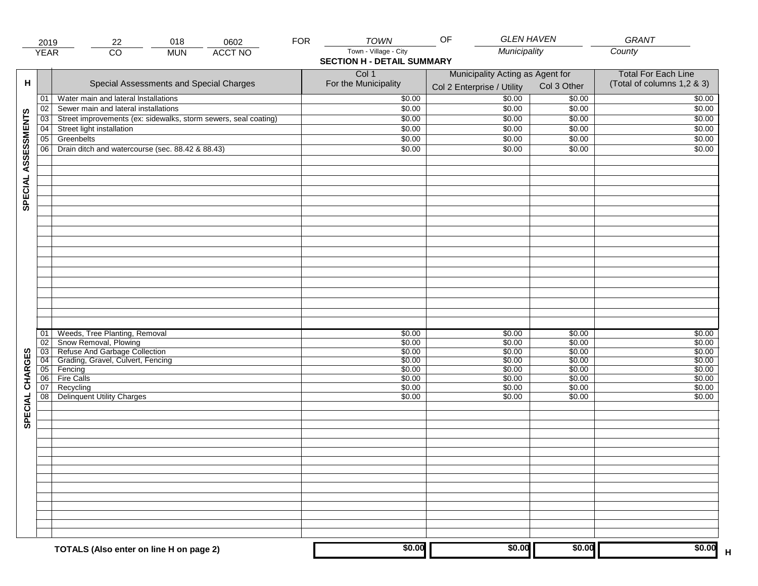| 2019 | 22 | 018 | 0602 | FOR | TOWN | OF | GLEN HAVEN | GRANT |
|---|---|---|---|---|---|---|---|---|
| YEAR | CO | MUN | ACCT NO | | Town - Village - City | | Municipality | County |

## SECTION H - DETAIL SUMMARY

| H | | Special Assessments and Special Charges | Col 1 For the Municipality | Municipality Acting as Agent for Col 2 Enterprise / Utility | Col 3 Other | Total For Each Line (Total of columns 1,2 & 3) |
|---|---|---|---|---|---|---|
| SPECIAL ASSESSMENTS | 01 | Water main and lateral Installations | $0.00 | $0.00 | $0.00 | $0.00 |
| | 02 | Sewer main and lateral installations | $0.00 | $0.00 | $0.00 | $0.00 |
| | 03 | Street improvements (ex: sidewalks, storm sewers, seal coating) | $0.00 | $0.00 | $0.00 | $0.00 |
| | 04 | Street light installation | $0.00 | $0.00 | $0.00 | $0.00 |
| | 05 | Greenbelts | $0.00 | $0.00 | $0.00 | $0.00 |
| | 06 | Drain ditch and watercourse (sec. 88.42 & 88.43) | $0.00 | $0.00 | $0.00 | $0.00 |
| SPECIAL CHARGES | 01 | Weeds, Tree Planting, Removal | $0.00 | $0.00 | $0.00 | $0.00 |
| | 02 | Snow Removal, Plowing | $0.00 | $0.00 | $0.00 | $0.00 |
| | 03 | Refuse And Garbage Collection | $0.00 | $0.00 | $0.00 | $0.00 |
| | 04 | Grading, Gravel, Culvert, Fencing | $0.00 | $0.00 | $0.00 | $0.00 |
| | 05 | Fencing | $0.00 | $0.00 | $0.00 | $0.00 |
| | 06 | Fire Calls | $0.00 | $0.00 | $0.00 | $0.00 |
| | 07 | Recycling | $0.00 | $0.00 | $0.00 | $0.00 |
| | 08 | Delinquent Utility Charges | $0.00 | $0.00 | $0.00 | $0.00 |
| | | **TOTALS (Also enter on line H on page 2)** | **$0.00** | **$0.00** | **$0.00** | **$0.00** H |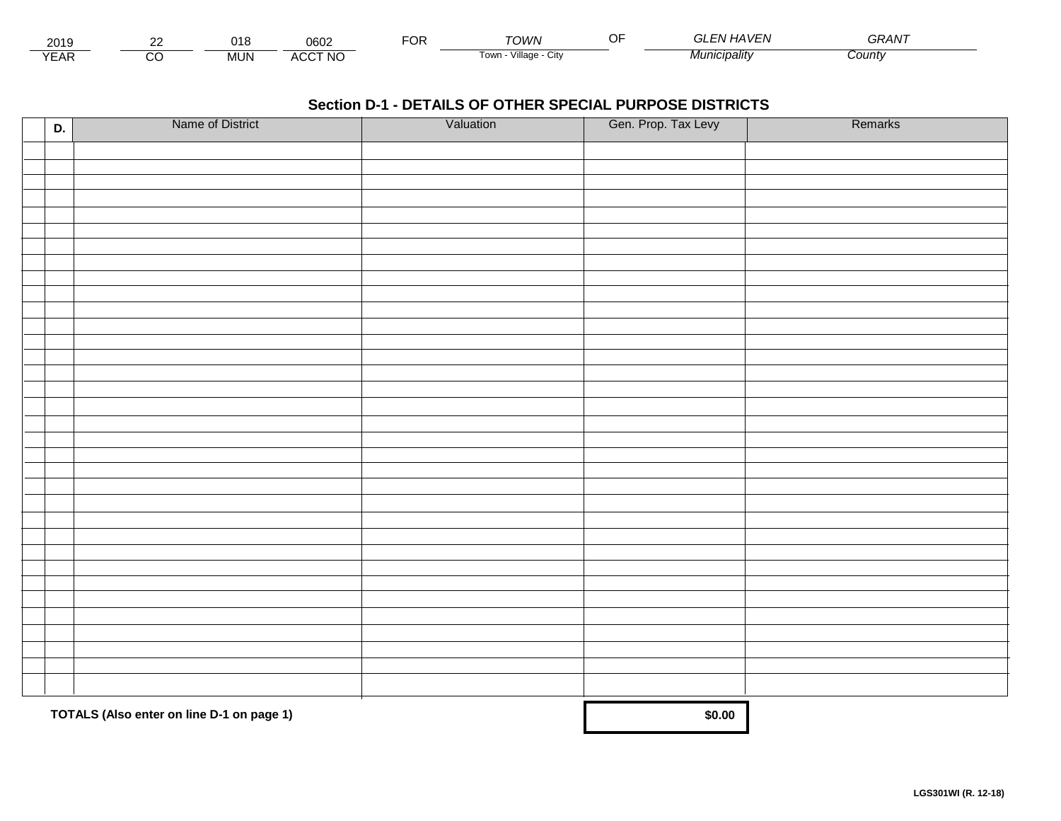| 2019 | 22 | 018 | 0602 | FOR | TOWN | OF | GLEN HAVEN | GRANT |
|---|---|---|---|---|---|---|---|---|
| YEAR | CO | MUN | ACCT NO | | Town - Village - City | | Municipality | County |

## Section D-1 - DETAILS OF OTHER SPECIAL PURPOSE DISTRICTS

| | D. | Name of District | Valuation | Gen. Prop. Tax Levy | Remarks |
|---|---|---|---|---|---|
| | | | | | |
| | | | | | |
| | | | | | |
| | | | | | |
| | | | | | |
| | | | | | |
| | | | | | |
| | | | | | |
| | | | | | |
| | | | | | |
| | | | | | |
| | | | | | |
| | | | | | |
| | | | | | |
| | | | | | |
| | | | | | |
| | | | | | |
| | | | | | |
| | | | | | |
| | | | | | |
| | | | | | |
| | | | | | |
| | | | | | |
| | | | | | |
| | | | | | |
| | | | | | |
| | | | | | |
| | | | | | |
| | | | | | |
| | | | | | |
| | | | | | |
| | | | | | |
| | | | | | |
| | | | | | |
| | | | | | |
| | | **TOTALS (Also enter on line D-1 on page 1)** | | **$0.00** | |

LGS301WI (R. 12-18)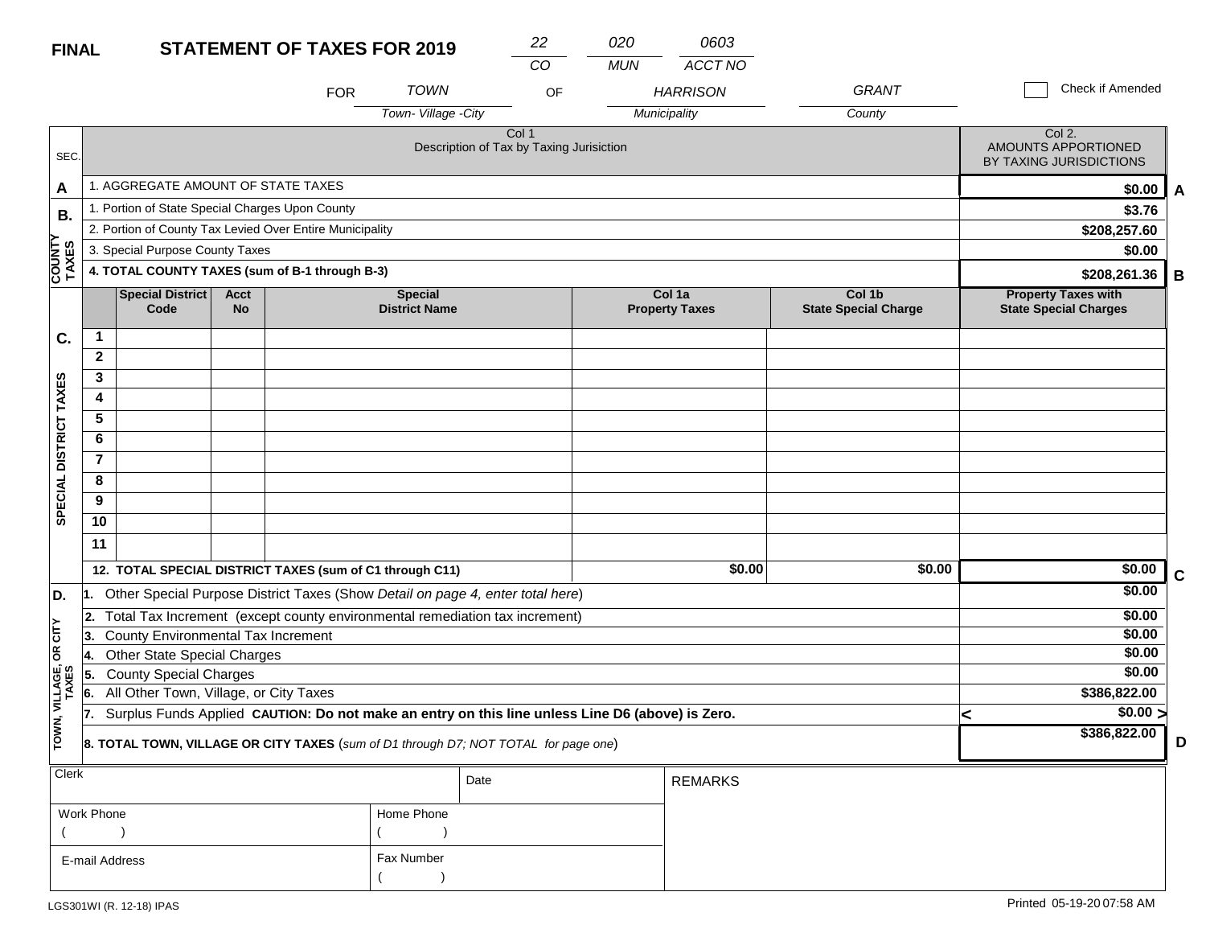**FINAL** **STATEMENT OF TAXES FOR 2019**

| 22 | 020 | 0603 |
|---|---|---|
| CO | MUN | ACCT NO |

FOR *TOWN* (Town- Village -City) OF *HARRISON* (Municipality) *GRANT* (County)

☐ Check if Amended

| SEC. | Col 1 Description of Tax by Taxing Jurisiction | Col 2. AMOUNTS APPORTIONED BY TAXING JURISDICTIONS | |
|---|---|---|---|
| A | 1. AGGREGATE AMOUNT OF STATE TAXES | $0.00 | A |
| B. COUNTY TAXES | 1. Portion of State Special Charges Upon County | $3.76 | |
| | 2. Portion of County Tax Levied Over Entire Municipality | $208,257.60 | |
| | 3. Special Purpose County Taxes | $0.00 | |
| | **4. TOTAL COUNTY TAXES (sum of B-1 through B-3)** | **$208,261.36** | B |

| SEC. | | Special District Code | Acct No | Special District Name | Col 1a Property Taxes | Col 1b State Special Charge | Property Taxes with State Special Charges | |
|---|---|---|---|---|---|---|---|---|
| C. SPECIAL DISTRICT TAXES | 1 | | | | | | | |
| | 2 | | | | | | | |
| | 3 | | | | | | | |
| | 4 | | | | | | | |
| | 5 | | | | | | | |
| | 6 | | | | | | | |
| | 7 | | | | | | | |
| | 8 | | | | | | | |
| | 9 | | | | | | | |
| | 10 | | | | | | | |
| | 11 | | | | | | | |
| | **12. TOTAL SPECIAL DISTRICT TAXES (sum of C1 through C11)** | | | | $0.00 | $0.00 | $0.00 | C |

| SEC. | Description | Amount | |
|---|---|---|---|
| D. TOWN, VILLAGE, OR CITY TAXES | 1. Other Special Purpose District Taxes (Show *Detail on page 4, enter total here*) | $0.00 | |
| | 2. Total Tax Increment (except county environmental remediation tax increment) | $0.00 | |
| | 3. County Environmental Tax Increment | $0.00 | |
| | 4. Other State Special Charges | $0.00 | |
| | 5. County Special Charges | $0.00 | |
| | 6. All Other Town, Village, or City Taxes | $386,822.00 | |
| | 7. Surplus Funds Applied **CAUTION: Do not make an entry on this line unless Line D6 (above) is Zero.** | < $0.00 > | |
| | **8. TOTAL TOWN, VILLAGE OR CITY TAXES** (*sum of D1 through D7; NOT TOTAL for page one*) | **$386,822.00** | D |

| Clerk | | Date | REMARKS |
|---|---|---|---|
| Work Phone ( ) | Home Phone ( ) | | |
| E-mail Address | Fax Number ( ) | | |

LGS301WI (R. 12-18) IPAS

Printed 05-19-20 07:58 AM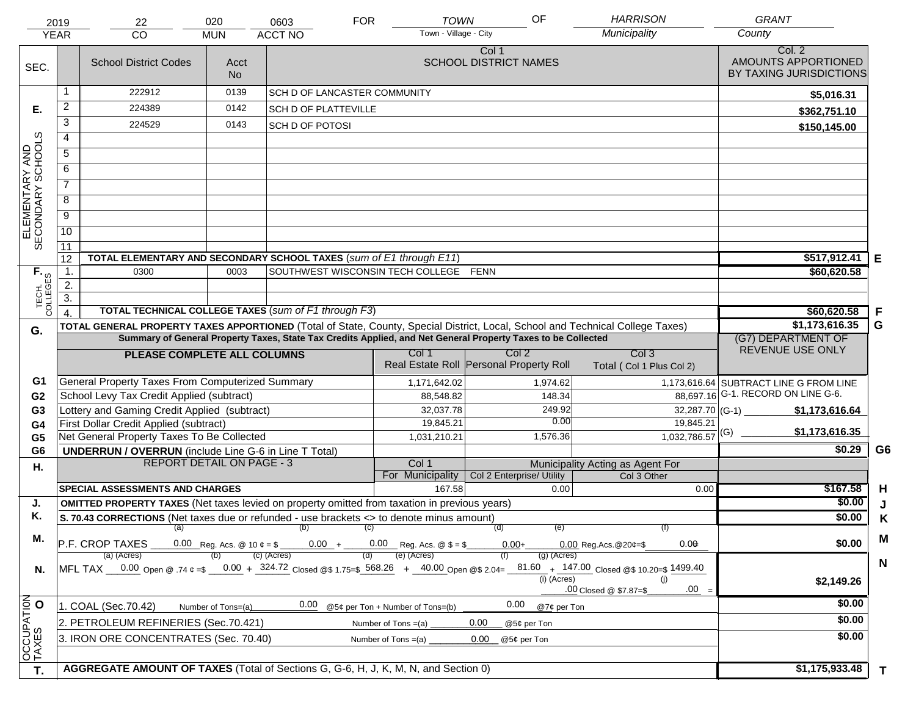| 2019 | 22 | 020 | 0603 | FOR | TOWN | OF | HARRISON | GRANT |
|---|---|---|---|---|---|---|---|---|
| YEAR | CO | MUN | ACCT NO | | Town - Village - City | | Municipality | County |

| SEC. | | School District Codes | Acct No | Col 1 SCHOOL DISTRICT NAMES | Col. 2 AMOUNTS APPORTIONED BY TAXING JURISDICTIONS | |
|---|---|---|---|---|---|---|
| E. ELEMENTARY AND SECONDARY SCHOOLS | 1 | 222912 | 0139 | SCH D OF LANCASTER COMMUNITY | $5,016.31 | |
| | 2 | 224389 | 0142 | SCH D OF PLATTEVILLE | $362,751.10 | |
| | 3 | 224529 | 0143 | SCH D OF POTOSI | $150,145.00 | |
| | 4 | | | | | |
| | 5 | | | | | |
| | 6 | | | | | |
| | 7 | | | | | |
| | 8 | | | | | |
| | 9 | | | | | |
| | 10 | | | | | |
| | 11 | | | | | |
| | 12 | TOTAL ELEMENTARY AND SECONDARY SCHOOL TAXES (*sum of E1 through E11*) | | | $517,912.41 | E |
| F. TECH. COLLEGES | 1. | 0300 | 0003 | SOUTHWEST WISCONSIN TECH COLLEGE FENN | $60,620.58 | |
| | 2. | | | | | |
| | 3. | | | | | |
| | 4. | TOTAL TECHNICAL COLLEGE TAXES (*sum of F1 through F3*) | | | $60,620.58 | F |
| G. | | TOTAL GENERAL PROPERTY TAXES APPORTIONED (Total of State, County, Special District, Local, School and Technical College Taxes) | | | $1,173,616.35 | G |

**Summary of General Property Taxes, State Tax Credits Applied, and Net General Property Taxes to be Collected**

| | PLEASE COMPLETE ALL COLUMNS | Col 1 Real Estate Roll | Col 2 Personal Property Roll | Col 3 Total ( Col 1 Plus Col 2) | (G7) DEPARTMENT OF REVENUE USE ONLY | |
|---|---|---|---|---|---|---|
| G1 | General Property Taxes From Computerized Summary | 1,171,642.02 | 1,974.62 | 1,173,616.64 | SUBTRACT LINE G FROM LINE G-1. RECORD ON LINE G-6. | |
| G2 | School Levy Tax Credit Applied (subtract) | 88,548.82 | 148.34 | 88,697.16 | | |
| G3 | Lottery and Gaming Credit Applied (subtract) | 32,037.78 | 249.92 | 32,287.70 | (G-1) $1,173,616.64 | |
| G4 | First Dollar Credit Applied (subtract) | 19,845.21 | 0.00 | 19,845.21 | | |
| G5 | Net General Property Taxes To Be Collected | 1,031,210.21 | 1,576.36 | 1,032,786.57 | (G) $1,173,616.35 | |
| G6 | UNDERRUN / OVERRUN (include Line G-6 in Line T Total) | | | | $0.29 | G6 |

| H. | REPORT DETAIL ON PAGE - 3 | Col 1 For Municipality | Col 2 Enterprise/ Utility (Municipality Acting as Agent For) | Col 3 Other | | |
|---|---|---|---|---|---|---|
| | SPECIAL ASSESSMENTS AND CHARGES | 167.58 | 0.00 | 0.00 | $167.58 | H |
| J. | OMITTED PROPERTY TAXES (Net taxes levied on property omitted from taxation in previous years) | | | | $0.00 | J |
| K. | S. 70.43 CORRECTIONS (Net taxes due or refunded - use brackets <> to denote minus amount) | | | | $0.00 | K |
| M. | P.F. CROP TAXES (a) 0.00 Reg. Acs. @ 10 ¢ = $ (b) 0.00 + (c) 0.00 Reg. Acs. @ $ = $ (d) 0.00+ (e) 0.00 Reg.Acs.@20¢=$ (f) 0.00 = | | | | $0.00 | M |
| N. | MFL TAX (a) (Acres) 0.00 Open @ .74 ¢ =$ (b) 0.00 + (c) (Acres) 324.72 Closed @$ 1.75=$ (d) 568.26 + (e) (Acres) 40.00 Open @$ 2.04= (f) 81.60 + (g) (Acres) 147.00 Closed @$ 10.20=$ 1499.40 (i) (Acres) .00 Closed @ $7.87=$ (j) .00 = | | | | $2,149.26 | N |
| O OCCUPATION TAXES | 1. COAL (Sec.70.42) Number of Tons=(a) 0.00 @5¢ per Ton + Number of Tons=(b) 0.00 @7¢ per Ton | | | | $0.00 | |
| | 2. PETROLEUM REFINERIES (Sec.70.421) Number of Tons =(a) 0.00 @5¢ per Ton | | | | $0.00 | |
| | 3. IRON ORE CONCENTRATES (Sec. 70.40) Number of Tons =(a) 0.00 @5¢ per Ton | | | | $0.00 | |
| T. | AGGREGATE AMOUNT OF TAXES (Total of Sections G, G-6, H, J, K, M, N, and Section 0) | | | | $1,175,933.48 | T |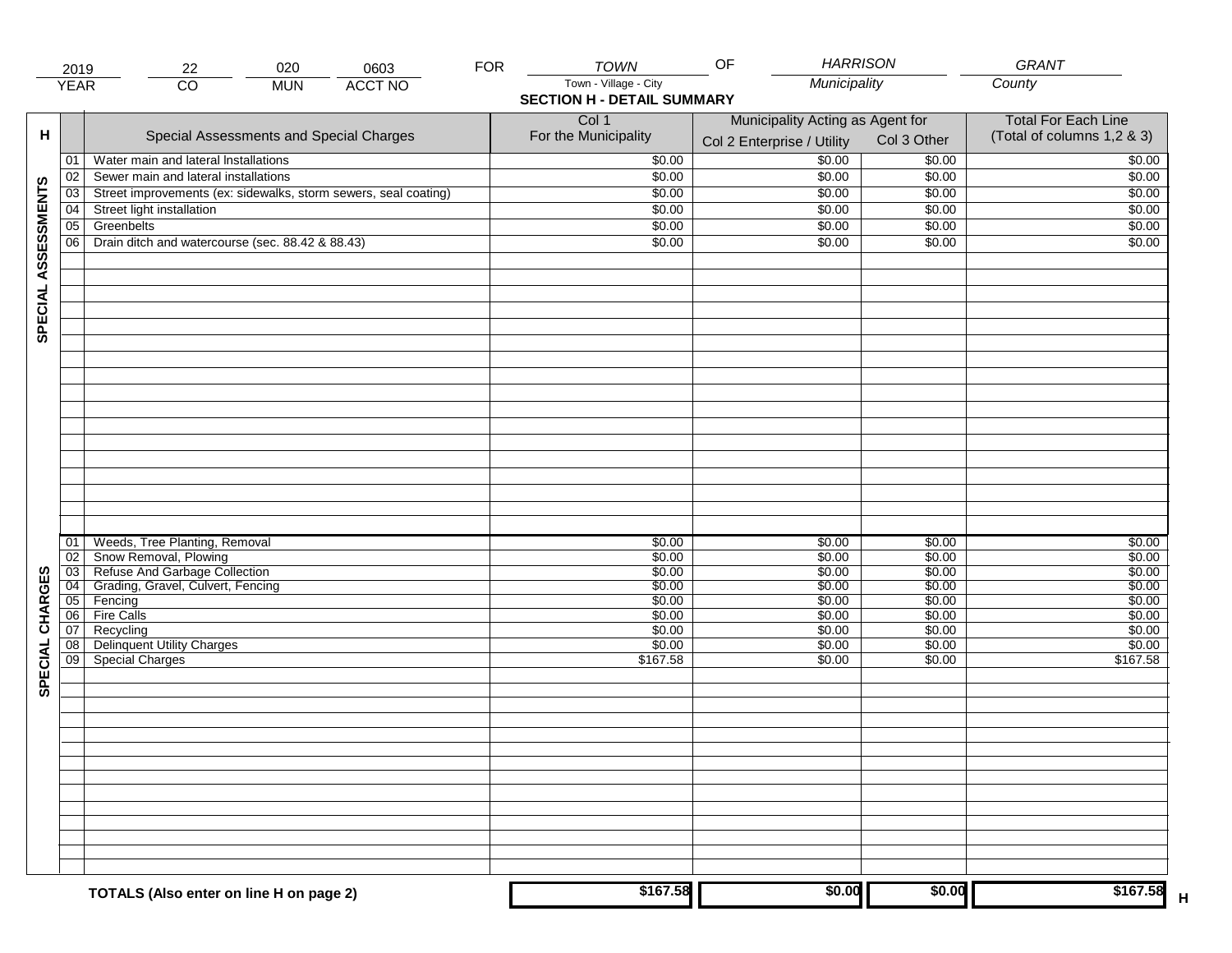| 2019 | 22 | 020 | 0603 | FOR | TOWN | OF | HARRISON | GRANT |
|---|---|---|---|---|---|---|---|---|
| YEAR | CO | MUN | ACCT NO | | Town - Village - City | | Municipality | County |

**SECTION H - DETAIL SUMMARY**

| H | | Special Assessments and Special Charges | Col 1 For the Municipality | Municipality Acting as Agent for Col 2 Enterprise / Utility | Col 3 Other | Total For Each Line (Total of columns 1,2 & 3) |
|---|---|---|---|---|---|---|
| SPECIAL ASSESSMENTS | 01 | Water main and lateral Installations | $0.00 | $0.00 | $0.00 | $0.00 |
| | 02 | Sewer main and lateral installations | $0.00 | $0.00 | $0.00 | $0.00 |
| | 03 | Street improvements (ex: sidewalks, storm sewers, seal coating) | $0.00 | $0.00 | $0.00 | $0.00 |
| | 04 | Street light installation | $0.00 | $0.00 | $0.00 | $0.00 |
| | 05 | Greenbelts | $0.00 | $0.00 | $0.00 | $0.00 |
| | 06 | Drain ditch and watercourse (sec. 88.42 & 88.43) | $0.00 | $0.00 | $0.00 | $0.00 |
| SPECIAL CHARGES | 01 | Weeds, Tree Planting, Removal | $0.00 | $0.00 | $0.00 | $0.00 |
| | 02 | Snow Removal, Plowing | $0.00 | $0.00 | $0.00 | $0.00 |
| | 03 | Refuse And Garbage Collection | $0.00 | $0.00 | $0.00 | $0.00 |
| | 04 | Grading, Gravel, Culvert, Fencing | $0.00 | $0.00 | $0.00 | $0.00 |
| | 05 | Fencing | $0.00 | $0.00 | $0.00 | $0.00 |
| | 06 | Fire Calls | $0.00 | $0.00 | $0.00 | $0.00 |
| | 07 | Recycling | $0.00 | $0.00 | $0.00 | $0.00 |
| | 08 | Delinquent Utility Charges | $0.00 | $0.00 | $0.00 | $0.00 |
| | 09 | Special Charges | $167.58 | $0.00 | $0.00 | $167.58 |
| | | **TOTALS (Also enter on line H on page 2)** | **$167.58** | **$0.00** | **$0.00** | **$167.58** H |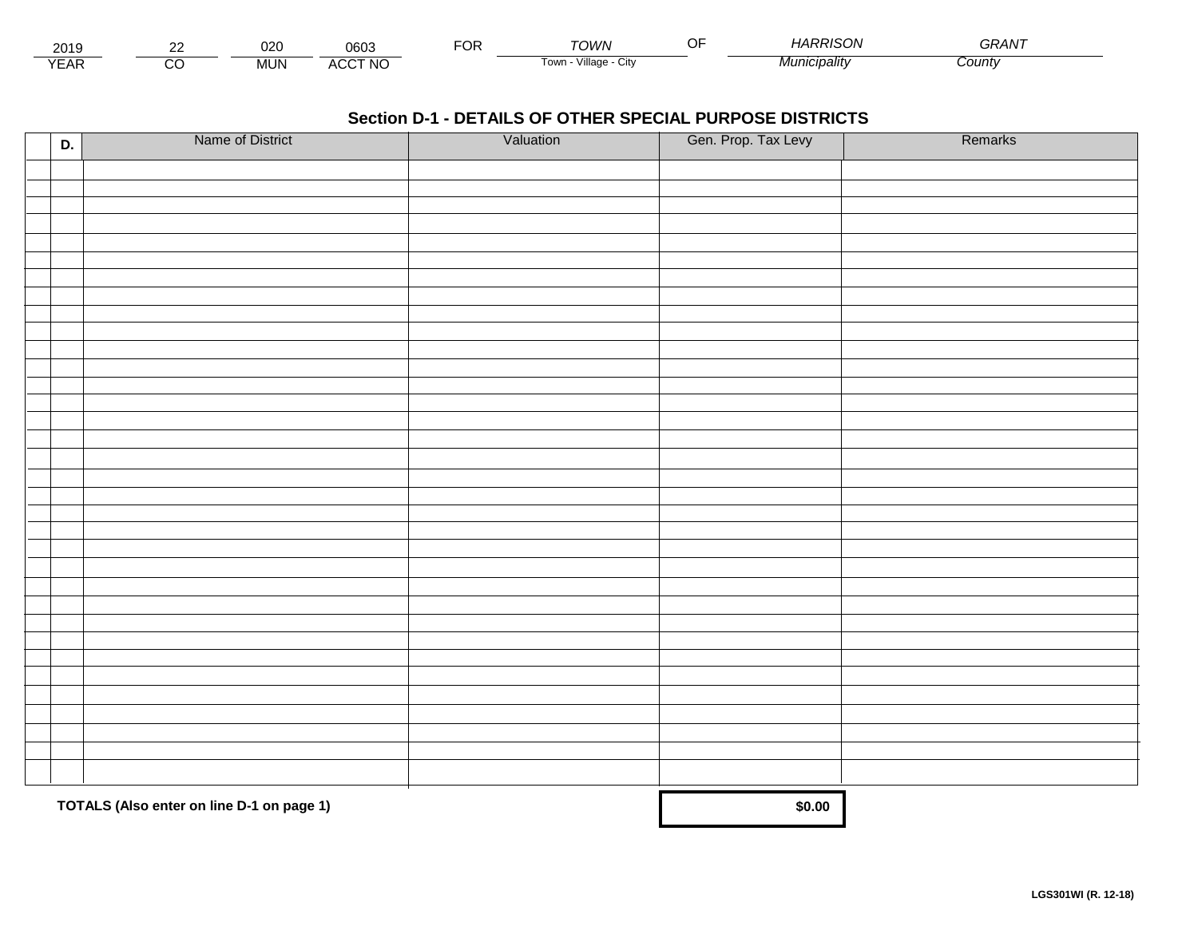| 2019 | 22 | 020 | 0603 | FOR | TOWN | OF | HARRISON | GRANT |
|---|---|---|---|---|---|---|---|---|
| YEAR | CO | MUN | ACCT NO | | Town - Village - City | | Municipality | County |

## Section D-1 - DETAILS OF OTHER SPECIAL PURPOSE DISTRICTS

| | D. | Name of District | Valuation | Gen. Prop. Tax Levy | Remarks |
|---|---|---|---|---|---|
| | | | | | |
| | | | | | |
| | | | | | |
| | | | | | |
| | | | | | |
| | | | | | |
| | | | | | |
| | | | | | |
| | | | | | |
| | | | | | |
| | | | | | |
| | | | | | |
| | | | | | |
| | | | | | |
| | | | | | |
| | | | | | |
| | | | | | |
| | | | | | |
| | | | | | |
| | | | | | |
| | | | | | |
| | | | | | |
| | | | | | |
| | | | | | |
| | | | | | |
| | | | | | |
| | | | | | |
| | | | | | |
| | | | | | |
| | | | | | |
| | | | | | |
| | | | | | |
| | | | | | |
| | | | | | |
| | | | | | |

**TOTALS (Also enter on line D-1 on page 1)** **$0.00**

**LGS301WI (R. 12-18)**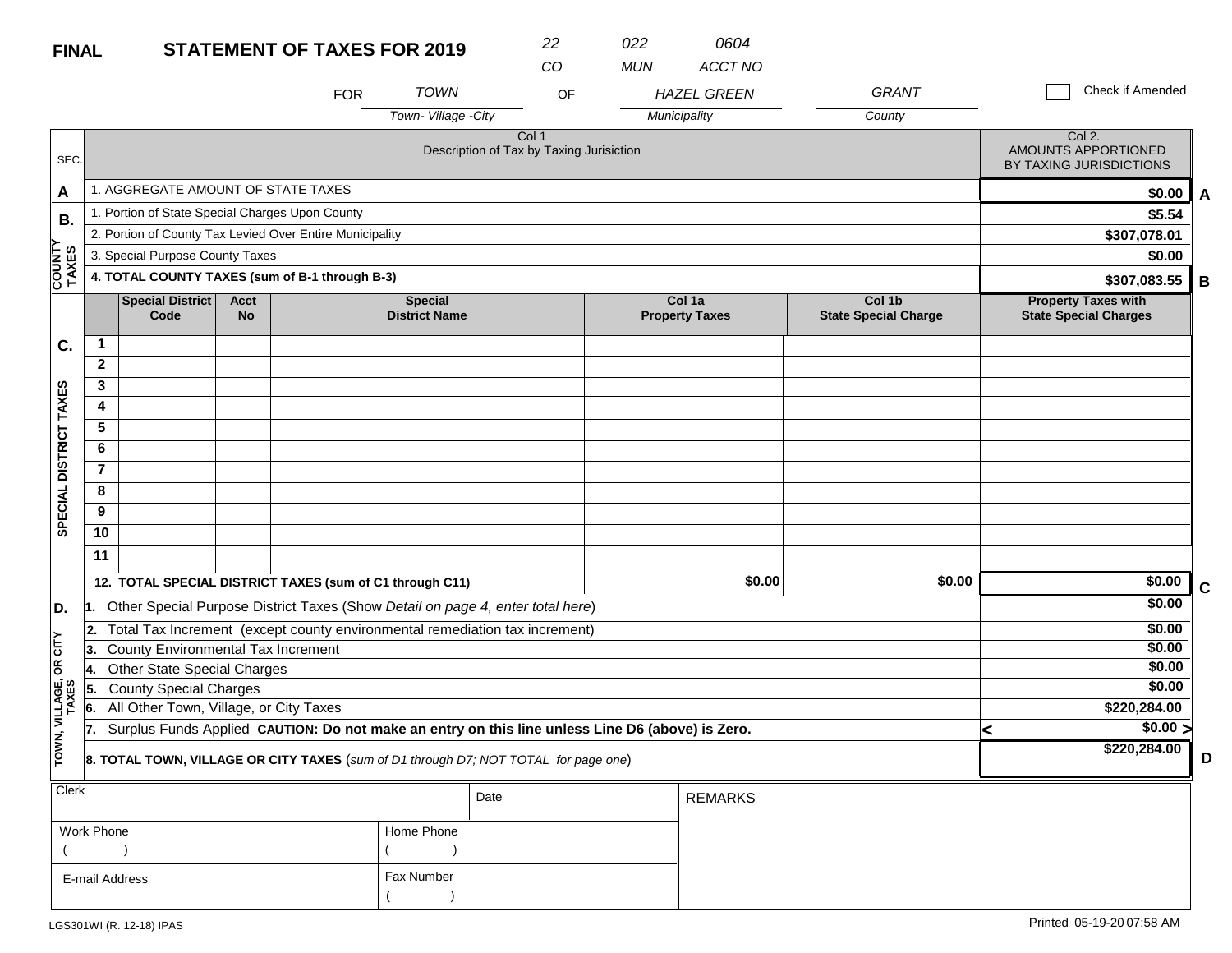**FINAL** **STATEMENT OF TAXES FOR 2019**

| 22 | 022 | 0604 |
|---|---|---|
| CO | MUN | ACCT NO |

FOR *TOWN* (Town- Village -City) OF *HAZEL GREEN* (Municipality) *GRANT* (County)

☐ Check if Amended

| SEC. | Col 1 Description of Tax by Taxing Jurisiction | Col 2. AMOUNTS APPORTIONED BY TAXING JURISDICTIONS | |
|---|---|---|---|
| A | 1. AGGREGATE AMOUNT OF STATE TAXES | $0.00 | A |
| B. COUNTY TAXES | 1. Portion of State Special Charges Upon County | $5.54 | |
| | 2. Portion of County Tax Levied Over Entire Municipality | $307,078.01 | |
| | 3. Special Purpose County Taxes | $0.00 | |
| | **4. TOTAL COUNTY TAXES (sum of B-1 through B-3)** | **$307,083.55** | B |

| SEC. | | Special District Code | Acct No | Special District Name | Col 1a Property Taxes | Col 1b State Special Charge | Property Taxes with State Special Charges | |
|---|---|---|---|---|---|---|---|---|
| C. SPECIAL DISTRICT TAXES | 1 | | | | | | | |
| | 2 | | | | | | | |
| | 3 | | | | | | | |
| | 4 | | | | | | | |
| | 5 | | | | | | | |
| | 6 | | | | | | | |
| | 7 | | | | | | | |
| | 8 | | | | | | | |
| | 9 | | | | | | | |
| | 10 | | | | | | | |
| | 11 | | | | | | | |
| | **12. TOTAL SPECIAL DISTRICT TAXES (sum of C1 through C11)** | | | | $0.00 | $0.00 | $0.00 | C |

| SEC. | Description | Amount | |
|---|---|---|---|
| D. TOWN, VILLAGE, OR CITY TAXES | 1. Other Special Purpose District Taxes (Show *Detail on page 4, enter total here*) | $0.00 | |
| | 2. Total Tax Increment (except county environmental remediation tax increment) | $0.00 | |
| | 3. County Environmental Tax Increment | $0.00 | |
| | 4. Other State Special Charges | $0.00 | |
| | 5. County Special Charges | $0.00 | |
| | 6. All Other Town, Village, or City Taxes | $220,284.00 | |
| | 7. Surplus Funds Applied **CAUTION: Do not make an entry on this line unless Line D6 (above) is Zero.** | < $0.00 > | |
| | **8. TOTAL TOWN, VILLAGE OR CITY TAXES** (*sum of D1 through D7; NOT TOTAL for page one*) | $220,284.00 | D |

| Clerk | | Date | REMARKS |
|---|---|---|---|
| Work Phone ( ) | Home Phone ( ) | | |
| E-mail Address | Fax Number ( ) | | |

LGS301WI (R. 12-18) IPAS

Printed 05-19-20 07:58 AM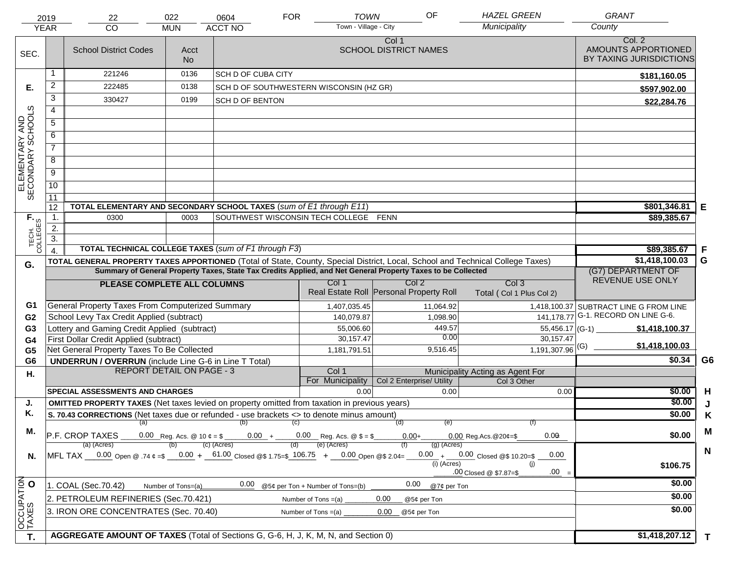| 2019 | 22 | 022 | 0604 | FOR | TOWN | OF | HAZEL GREEN | GRANT |
|---|---|---|---|---|---|---|---|---|
| YEAR | CO | MUN | ACCT NO | | Town - Village - City | | Municipality | County |

| SEC. | | School District Codes | Acct No | Col 1 SCHOOL DISTRICT NAMES | Col. 2 AMOUNTS APPORTIONED BY TAXING JURISDICTIONS | |
|---|---|---|---|---|---|---|
| E. ELEMENTARY AND SECONDARY SCHOOLS | 1 | 221246 | 0136 | SCH D OF CUBA CITY | $181,160.05 | |
| | 2 | 222485 | 0138 | SCH D OF SOUTHWESTERN WISCONSIN (HZ GR) | $597,902.00 | |
| | 3 | 330427 | 0199 | SCH D OF BENTON | $22,284.76 | |
| | 4 | | | | | |
| | 5 | | | | | |
| | 6 | | | | | |
| | 7 | | | | | |
| | 8 | | | | | |
| | 9 | | | | | |
| | 10 | | | | | |
| | 11 | | | | | |
| | 12 | TOTAL ELEMENTARY AND SECONDARY SCHOOL TAXES (*sum of E1 through E11*) | | | $801,346.81 | E |
| F. TECH. COLLEGES | 1. | 0300 | 0003 | SOUTHWEST WISCONSIN TECH COLLEGE FENN | $89,385.67 | |
| | 2. | | | | | |
| | 3. | | | | | |
| | 4. | TOTAL TECHNICAL COLLEGE TAXES (*sum of F1 through F3*) | | | $89,385.67 | F |
| G. | | TOTAL GENERAL PROPERTY TAXES APPORTIONED (Total of State, County, Special District, Local, School and Technical College Taxes) | | | $1,418,100.03 | G |

Summary of General Property Taxes, State Tax Credits Applied, and Net General Property Taxes to be Collected

| | PLEASE COMPLETE ALL COLUMNS | Col 1 Real Estate Roll | Col 2 Personal Property Roll | Col 3 Total ( Col 1 Plus Col 2) | (G7) DEPARTMENT OF REVENUE USE ONLY | |
|---|---|---|---|---|---|---|
| G1 | General Property Taxes From Computerized Summary | 1,407,035.45 | 11,064.92 | 1,418,100.37 | SUBTRACT LINE G FROM LINE G-1. RECORD ON LINE G-6. | |
| G2 | School Levy Tax Credit Applied (subtract) | 140,079.87 | 1,098.90 | 141,178.77 | | |
| G3 | Lottery and Gaming Credit Applied (subtract) | 55,006.60 | 449.57 | 55,456.17 | (G-1) $1,418,100.37 | |
| G4 | First Dollar Credit Applied (subtract) | 30,157.47 | 0.00 | 30,157.47 | | |
| G5 | Net General Property Taxes To Be Collected | 1,181,791.51 | 9,516.45 | 1,191,307.96 | (G) $1,418,100.03 | |
| G6 | UNDERRUN / OVERRUN (include Line G-6 in Line T Total) | | | | $0.34 | G6 |

| H. | REPORT DETAIL ON PAGE - 3 | Col 1 For Municipality | Col 2 Enterprise/ Utility (Municipality Acting as Agent For) | Col 3 Other | | |
|---|---|---|---|---|---|---|
| | SPECIAL ASSESSMENTS AND CHARGES | 0.00 | 0.00 | 0.00 | $0.00 | H |
| J. | OMITTED PROPERTY TAXES (Net taxes levied on property omitted from taxation in previous years) | | | | $0.00 | J |
| K. | S. 70.43 CORRECTIONS (Net taxes due or refunded - use brackets <> to denote minus amount) | | | | $0.00 | K |
| M. | P.F. CROP TAXES (a) 0.00 Reg. Acs. @ 10 ¢ = $ (b) 0.00 + (c) 0.00 Reg. Acs. @ $ = $ (d) 0.00 + (e) 0.00 Reg.Acs.@20¢=$ (f) 0.00 | | | | $0.00 | M |
| N. | MFL TAX (a) (Acres) 0.00 Open @ .74 ¢ =$ (b) 0.00 + (c) (Acres) 61.00 Closed @$ 1.75=$ (d) 106.75 + (e) (Acres) 0.00 Open @$ 2.04= (f) 0.00 + (g) (Acres) 0.00 Closed @$ 10.20=$ 0.00 (i) (Acres) .00 Closed @ $7.87=$ (j) .00 = | | | | $106.75 | N |
| O. OCCUPATION TAXES | 1. COAL (Sec.70.42) Number of Tons=(a) 0.00 @5¢ per Ton + Number of Tons=(b) 0.00 @7¢ per Ton | | | | $0.00 | |
| | 2. PETROLEUM REFINERIES (Sec.70.421) Number of Tons =(a) 0.00 @5¢ per Ton | | | | $0.00 | |
| | 3. IRON ORE CONCENTRATES (Sec. 70.40) Number of Tons =(a) 0.00 @5¢ per Ton | | | | $0.00 | |
| T. | AGGREGATE AMOUNT OF TAXES (Total of Sections G, G-6, H, J, K, M, N, and Section 0) | | | | $1,418,207.12 | T |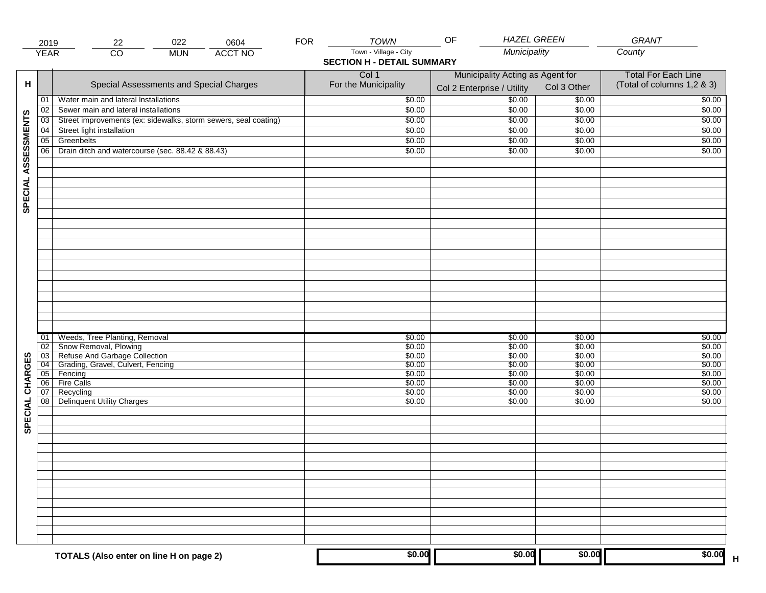| 2019 | 22 | 022 | 0604 | FOR | TOWN | OF | HAZEL GREEN | GRANT |
|---|---|---|---|---|---|---|---|---|
| YEAR | CO | MUN | ACCT NO | | Town - Village - City | | Municipality | County |

## SECTION H - DETAIL SUMMARY

| H | | Special Assessments and Special Charges | Col 1 For the Municipality | Municipality Acting as Agent for Col 2 Enterprise / Utility | Col 3 Other | Total For Each Line (Total of columns 1,2 & 3) |
|---|---|---|---|---|---|---|
| SPECIAL ASSESSMENTS | 01 | Water main and lateral Installations | $0.00 | $0.00 | $0.00 | $0.00 |
| | 02 | Sewer main and lateral installations | $0.00 | $0.00 | $0.00 | $0.00 |
| | 03 | Street improvements (ex: sidewalks, storm sewers, seal coating) | $0.00 | $0.00 | $0.00 | $0.00 |
| | 04 | Street light installation | $0.00 | $0.00 | $0.00 | $0.00 |
| | 05 | Greenbelts | $0.00 | $0.00 | $0.00 | $0.00 |
| | 06 | Drain ditch and watercourse (sec. 88.42 & 88.43) | $0.00 | $0.00 | $0.00 | $0.00 |
| SPECIAL CHARGES | 01 | Weeds, Tree Planting, Removal | $0.00 | $0.00 | $0.00 | $0.00 |
| | 02 | Snow Removal, Plowing | $0.00 | $0.00 | $0.00 | $0.00 |
| | 03 | Refuse And Garbage Collection | $0.00 | $0.00 | $0.00 | $0.00 |
| | 04 | Grading, Gravel, Culvert, Fencing | $0.00 | $0.00 | $0.00 | $0.00 |
| | 05 | Fencing | $0.00 | $0.00 | $0.00 | $0.00 |
| | 06 | Fire Calls | $0.00 | $0.00 | $0.00 | $0.00 |
| | 07 | Recycling | $0.00 | $0.00 | $0.00 | $0.00 |
| | 08 | Delinquent Utility Charges | $0.00 | $0.00 | $0.00 | $0.00 |
| | | **TOTALS (Also enter on line H on page 2)** | **$0.00** | **$0.00** | **$0.00** | **$0.00** H |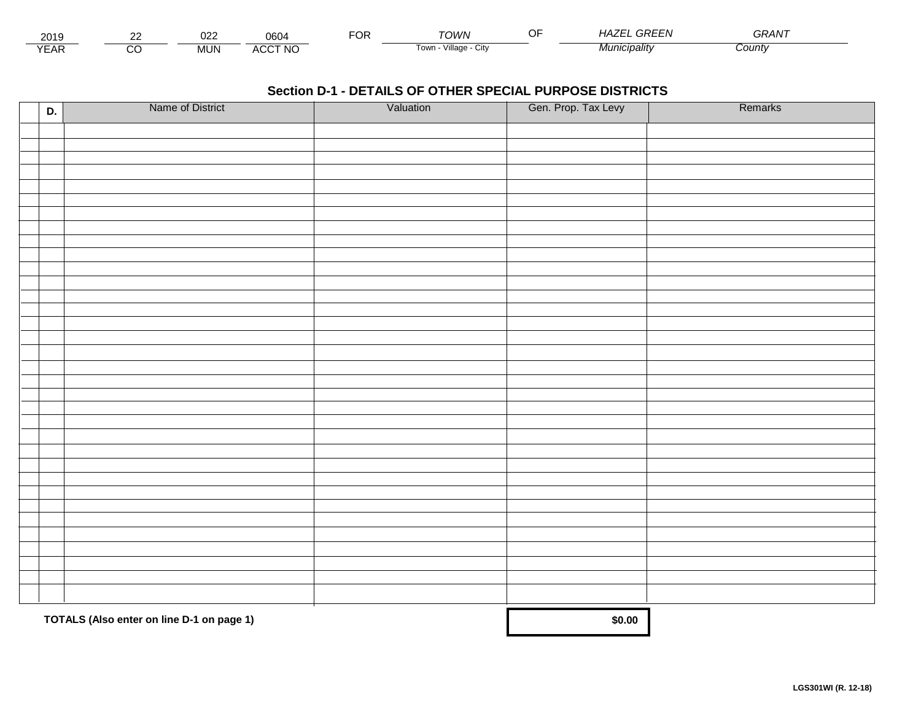| 2019 | 22 | 022 | 0604 | FOR | TOWN | OF | HAZEL GREEN | GRANT |
|---|---|---|---|---|---|---|---|---|
| YEAR | CO | MUN | ACCT NO | | Town - Village - City | | Municipality | County |

## Section D-1 - DETAILS OF OTHER SPECIAL PURPOSE DISTRICTS

| | D. | Name of District | Valuation | Gen. Prop. Tax Levy | Remarks |
|---|---|---|---|---|---|
| | | | | | |
| | | | | | |
| | | | | | |
| | | | | | |
| | | | | | |
| | | | | | |
| | | | | | |
| | | | | | |
| | | | | | |
| | | | | | |
| | | | | | |
| | | | | | |
| | | | | | |
| | | | | | |
| | | | | | |
| | | | | | |
| | | | | | |
| | | | | | |
| | | | | | |
| | | | | | |
| | | | | | |
| | | | | | |
| | | | | | |
| | | | | | |
| | | | | | |
| | | | | | |
| | | | | | |
| | | | | | |
| | | | | | |
| | | | | | |
| | | | | | |
| | | | | | |
| | | | | | |
| | | | | | |
| | | | | | |

**TOTALS (Also enter on line D-1 on page 1)** **$0.00**

**LGS301WI (R. 12-18)**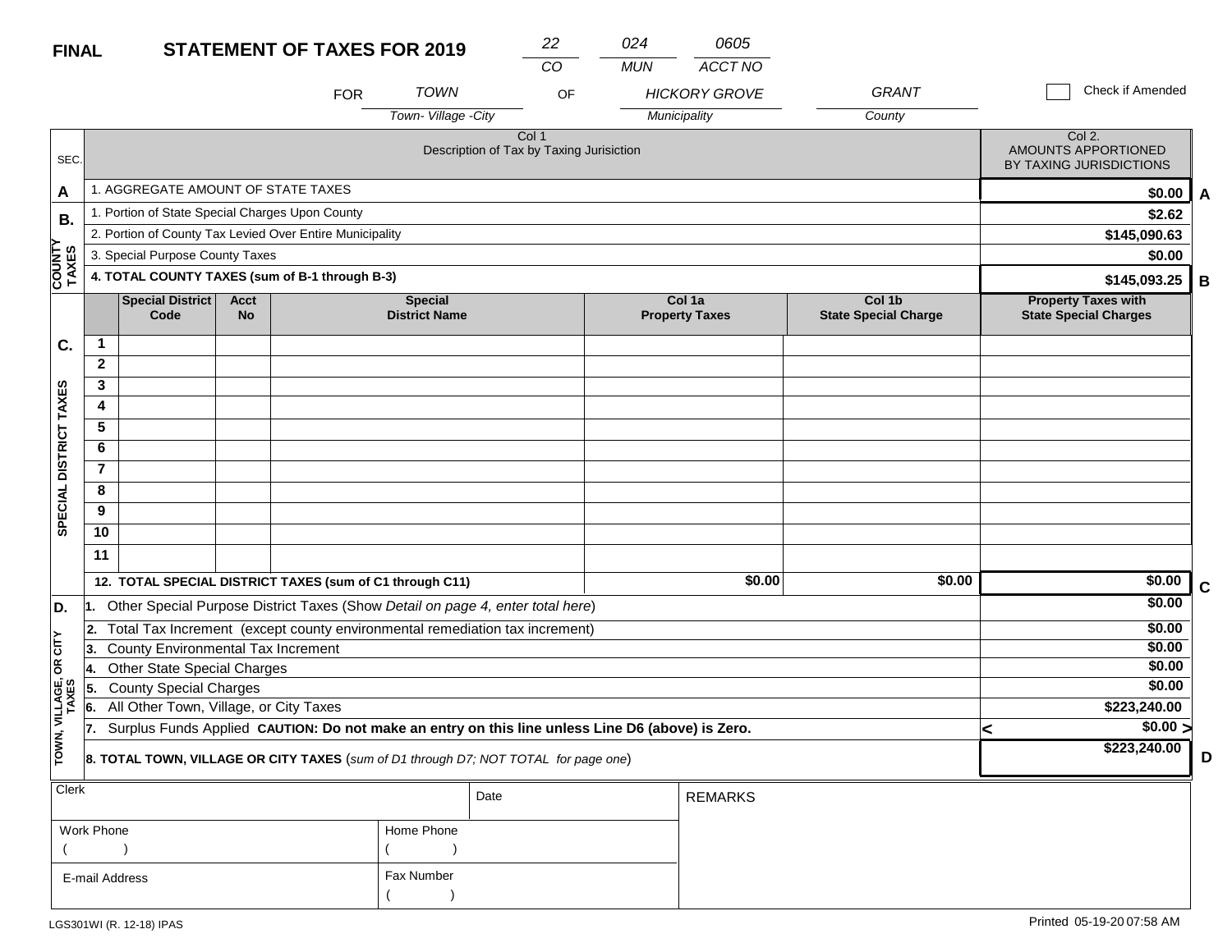**FINAL** **STATEMENT OF TAXES FOR 2019**

| 22 | 024 | 0605 |
|---|---|---|
| CO | MUN | ACCT NO |

FOR TOWN (Town- Village -City) OF HICKORY GROVE (Municipality) GRANT (County)

☐ Check if Amended

| SEC. | Col 1 Description of Tax by Taxing Jurisiction | Col 2. AMOUNTS APPORTIONED BY TAXING JURISDICTIONS | |
|---|---|---|---|
| A | 1. AGGREGATE AMOUNT OF STATE TAXES | $0.00 | A |
| B. COUNTY TAXES | 1. Portion of State Special Charges Upon County | $2.62 | |
| | 2. Portion of County Tax Levied Over Entire Municipality | $145,090.63 | |
| | 3. Special Purpose County Taxes | $0.00 | |
| | **4. TOTAL COUNTY TAXES (sum of B-1 through B-3)** | $145,093.25 | B |

| SEC. | | Special District Code | Acct No | Special District Name | Col 1a Property Taxes | Col 1b State Special Charge | Property Taxes with State Special Charges | |
|---|---|---|---|---|---|---|---|---|
| C. SPECIAL DISTRICT TAXES | 1 | | | | | | | |
| | 2 | | | | | | | |
| | 3 | | | | | | | |
| | 4 | | | | | | | |
| | 5 | | | | | | | |
| | 6 | | | | | | | |
| | 7 | | | | | | | |
| | 8 | | | | | | | |
| | 9 | | | | | | | |
| | 10 | | | | | | | |
| | 11 | | | | | | | |
| | **12. TOTAL SPECIAL DISTRICT TAXES (sum of C1 through C11)** | | | | $0.00 | $0.00 | $0.00 | C |

| SEC. | Description | Amount | |
|---|---|---|---|
| D. TOWN, VILLAGE, OR CITY TAXES | 1. Other Special Purpose District Taxes (Show *Detail on page 4, enter total here*) | $0.00 | |
| | 2. Total Tax Increment (except county environmental remediation tax increment) | $0.00 | |
| | 3. County Environmental Tax Increment | $0.00 | |
| | 4. Other State Special Charges | $0.00 | |
| | 5. County Special Charges | $0.00 | |
| | 6. All Other Town, Village, or City Taxes | $223,240.00 | |
| | 7. Surplus Funds Applied **CAUTION: Do not make an entry on this line unless Line D6 (above) is Zero.** | < $0.00 > | |
| | **8. TOTAL TOWN, VILLAGE OR CITY TAXES** (*sum of D1 through D7; NOT TOTAL for page one*) | $223,240.00 | D |

| Clerk | | Date | REMARKS |
|---|---|---|---|
| Work Phone ( ) | Home Phone ( ) | | |
| E-mail Address | Fax Number ( ) | | |

LGS301WI (R. 12-18) IPAS

Printed 05-19-20 07:58 AM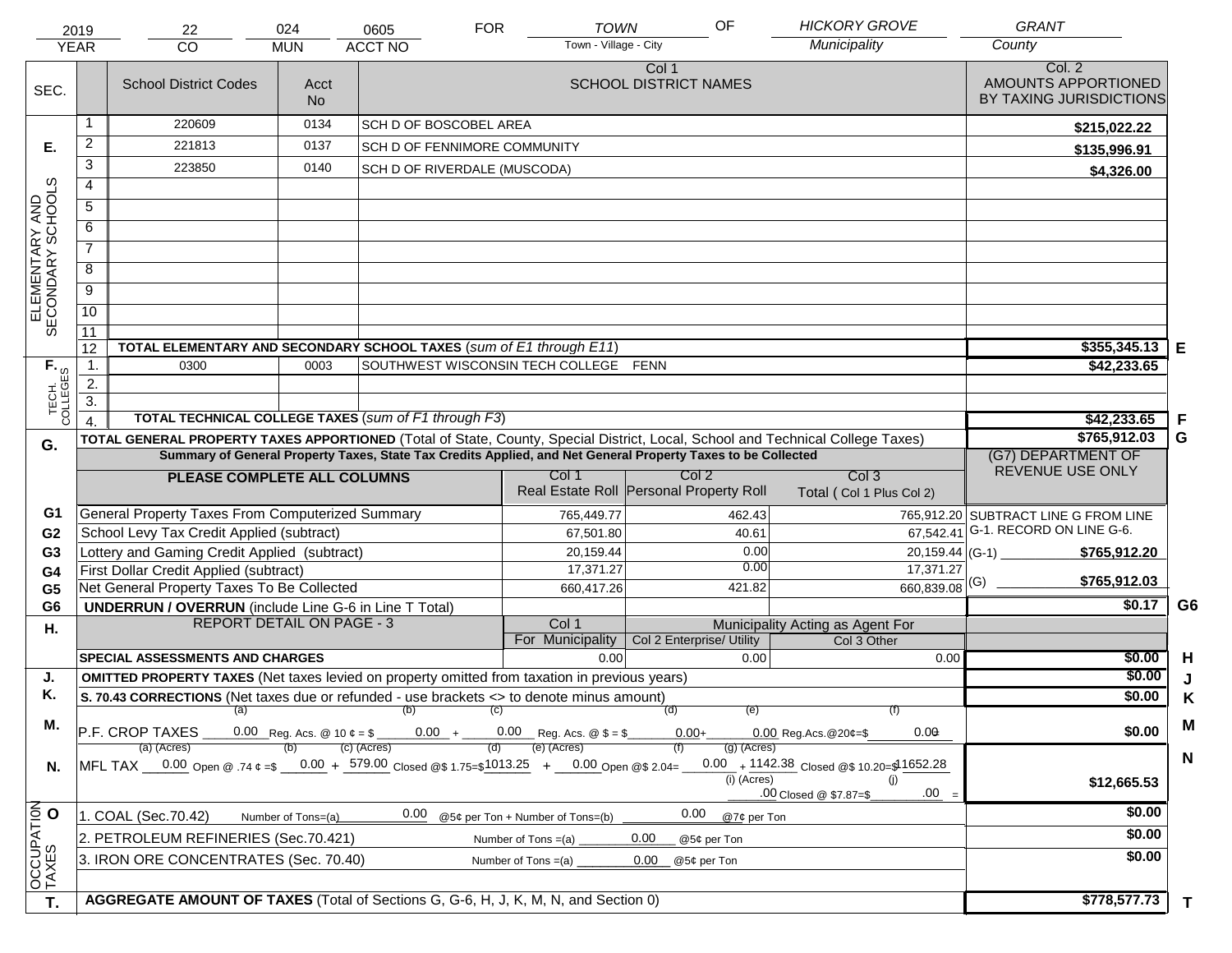| 2019 | 22 | 024 | 0605 | FOR | TOWN | OF | HICKORY GROVE | GRANT |
|---|---|---|---|---|---|---|---|---|
| YEAR | CO | MUN | ACCT NO | | Town - Village - City | | Municipality | County |

| SEC. | | School District Codes | Acct No | Col 1 SCHOOL DISTRICT NAMES | Col. 2 AMOUNTS APPORTIONED BY TAXING JURISDICTIONS | |
|---|---|---|---|---|---|---|
| E. ELEMENTARY AND SECONDARY SCHOOLS | 1 | 220609 | 0134 | SCH D OF BOSCOBEL AREA | $215,022.22 | |
| | 2 | 221813 | 0137 | SCH D OF FENNIMORE COMMUNITY | $135,996.91 | |
| | 3 | 223850 | 0140 | SCH D OF RIVERDALE (MUSCODA) | $4,326.00 | |
| | 4 | | | | | |
| | 5 | | | | | |
| | 6 | | | | | |
| | 7 | | | | | |
| | 8 | | | | | |
| | 9 | | | | | |
| | 10 | | | | | |
| | 11 | | | | | |
| | 12 | TOTAL ELEMENTARY AND SECONDARY SCHOOL TAXES (*sum of E1 through E11*) | | | $355,345.13 | E |
| F. TECH. COLLEGES | 1. | 0300 | 0003 | SOUTHWEST WISCONSIN TECH COLLEGE FENN | $42,233.65 | |
| | 2. | | | | | |
| | 3. | | | | | |
| | 4. | TOTAL TECHNICAL COLLEGE TAXES (*sum of F1 through F3*) | | | $42,233.65 | F |
| G. | | TOTAL GENERAL PROPERTY TAXES APPORTIONED (Total of State, County, Special District, Local, School and Technical College Taxes) | | | $765,912.03 | G |

**Summary of General Property Taxes, State Tax Credits Applied, and Net General Property Taxes to be Collected**

| | PLEASE COMPLETE ALL COLUMNS | Col 1 Real Estate Roll | Col 2 Personal Property Roll | Col 3 Total ( Col 1 Plus Col 2) | (G7) DEPARTMENT OF REVENUE USE ONLY | |
|---|---|---|---|---|---|---|
| G1 | General Property Taxes From Computerized Summary | 765,449.77 | 462.43 | 765,912.20 | SUBTRACT LINE G FROM LINE G-1. RECORD ON LINE G-6. | |
| G2 | School Levy Tax Credit Applied (subtract) | 67,501.80 | 40.61 | 67,542.41 | | |
| G3 | Lottery and Gaming Credit Applied (subtract) | 20,159.44 | 0.00 | 20,159.44 | (G-1) $765,912.20 | |
| G4 | First Dollar Credit Applied (subtract) | 17,371.27 | 0.00 | 17,371.27 | | |
| G5 | Net General Property Taxes To Be Collected | 660,417.26 | 421.82 | 660,839.08 | (G) $765,912.03 | |
| G6 | UNDERRUN / OVERRUN (include Line G-6 in Line T Total) | | | | $0.17 | G6 |

| H. | REPORT DETAIL ON PAGE - 3 | Col 1 For Municipality | Col 2 Enterprise/ Utility (Municipality Acting as Agent For) | Col 3 Other | | |
|---|---|---|---|---|---|---|
| | SPECIAL ASSESSMENTS AND CHARGES | 0.00 | 0.00 | 0.00 | $0.00 | H |
| J. | OMITTED PROPERTY TAXES (Net taxes levied on property omitted from taxation in previous years) | | | | $0.00 | J |
| K. | S. 70.43 CORRECTIONS (Net taxes due or refunded - use brackets <> to denote minus amount) | | | | $0.00 | K |
| M. | P.F. CROP TAXES (a) 0.00 Reg. Acs. @ 10 ¢ = $ (b) 0.00 + (c) 0.00 Reg. Acs. @ $ = $ (d) 0.00 + (e) 0.00 Reg.Acs.@20¢=$ (f) 0.00 | | | | $0.00 | M |
| N. | MFL TAX (a) (Acres) 0.00 Open @ .74 ¢ =$ (b) 0.00 + (c) (Acres) 579.00 Closed @$ 1.75=$ (d) 1013.25 + (e) (Acres) 0.00 Open @$ 2.04= (f) 0.00 + (g) (Acres) 1142.38 Closed @$ 10.20=$ 11652.28 (i) (Acres) .00 Closed @ $7.87=$ (j) .00 = | | | | $12,665.53 | N |
| O OCCUPATION TAXES | 1. COAL (Sec.70.42) Number of Tons=(a) 0.00 @5¢ per Ton + Number of Tons=(b) 0.00 @7¢ per Ton | | | | $0.00 | |
| | 2. PETROLEUM REFINERIES (Sec.70.421) Number of Tons =(a) 0.00 @5¢ per Ton | | | | $0.00 | |
| | 3. IRON ORE CONCENTRATES (Sec. 70.40) Number of Tons =(a) 0.00 @5¢ per Ton | | | | $0.00 | |
| T. | AGGREGATE AMOUNT OF TAXES (Total of Sections G, G-6, H, J, K, M, N, and Section 0) | | | | $778,577.73 | T |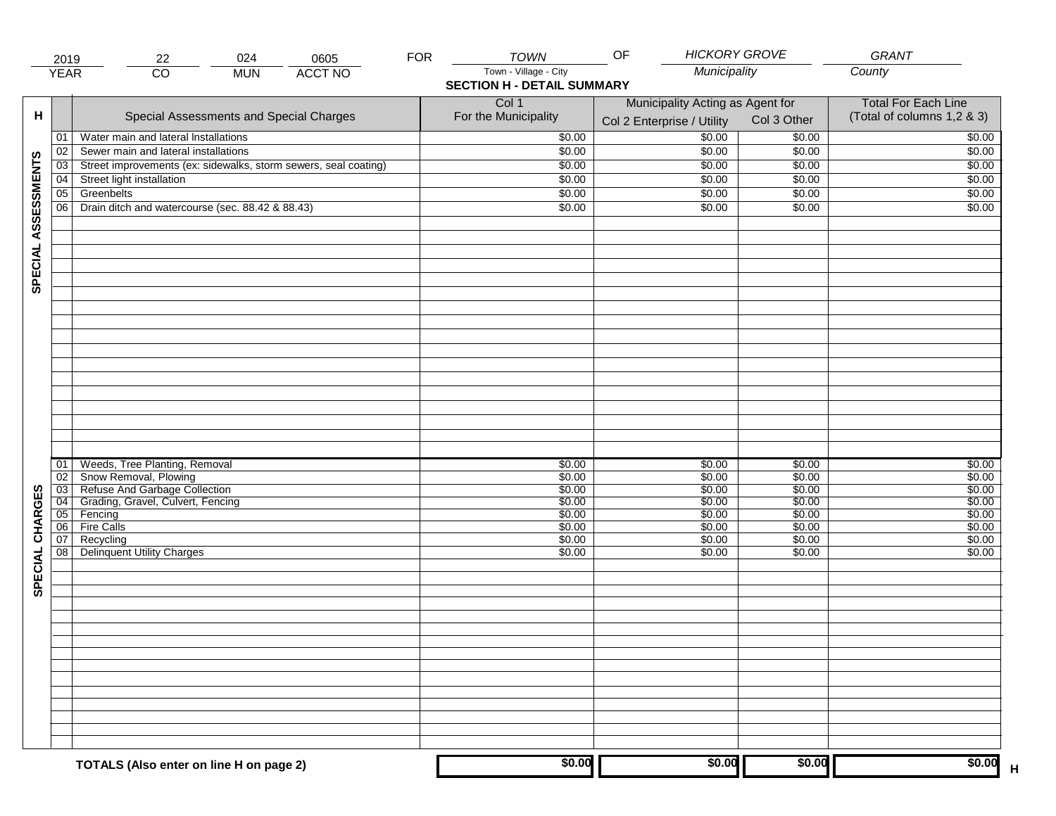| 2019 | 22 | 024 | 0605 | FOR | TOWN | OF | HICKORY GROVE | GRANT |
|---|---|---|---|---|---|---|---|---|
| YEAR | CO | MUN | ACCT NO | | Town - Village - City | | Municipality | County |

## SECTION H - DETAIL SUMMARY

| H | | Special Assessments and Special Charges | Col 1 For the Municipality | Municipality Acting as Agent for Col 2 Enterprise / Utility | Col 3 Other | Total For Each Line (Total of columns 1,2 & 3) |
|---|---|---|---|---|---|---|
| SPECIAL ASSESSMENTS | 01 | Water main and lateral Installations | $0.00 | $0.00 | $0.00 | $0.00 |
| | 02 | Sewer main and lateral installations | $0.00 | $0.00 | $0.00 | $0.00 |
| | 03 | Street improvements (ex: sidewalks, storm sewers, seal coating) | $0.00 | $0.00 | $0.00 | $0.00 |
| | 04 | Street light installation | $0.00 | $0.00 | $0.00 | $0.00 |
| | 05 | Greenbelts | $0.00 | $0.00 | $0.00 | $0.00 |
| | 06 | Drain ditch and watercourse (sec. 88.42 & 88.43) | $0.00 | $0.00 | $0.00 | $0.00 |
| SPECIAL CHARGES | 01 | Weeds, Tree Planting, Removal | $0.00 | $0.00 | $0.00 | $0.00 |
| | 02 | Snow Removal, Plowing | $0.00 | $0.00 | $0.00 | $0.00 |
| | 03 | Refuse And Garbage Collection | $0.00 | $0.00 | $0.00 | $0.00 |
| | 04 | Grading, Gravel, Culvert, Fencing | $0.00 | $0.00 | $0.00 | $0.00 |
| | 05 | Fencing | $0.00 | $0.00 | $0.00 | $0.00 |
| | 06 | Fire Calls | $0.00 | $0.00 | $0.00 | $0.00 |
| | 07 | Recycling | $0.00 | $0.00 | $0.00 | $0.00 |
| | 08 | Delinquent Utility Charges | $0.00 | $0.00 | $0.00 | $0.00 |
| | | **TOTALS (Also enter on line H on page 2)** | **$0.00** | **$0.00** | **$0.00** | **$0.00** H |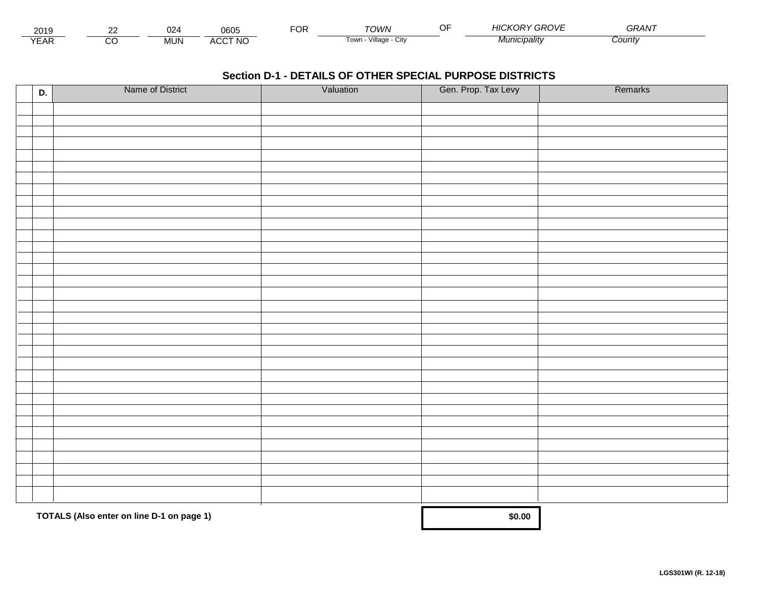| 2019 | 22 | 024 | 0605 | FOR | TOWN | OF | HICKORY GROVE | GRANT |
|---|---|---|---|---|---|---|---|---|
| YEAR | CO | MUN | ACCT NO | | Town - Village - City | | Municipality | County |

## Section D-1 - DETAILS OF OTHER SPECIAL PURPOSE DISTRICTS

| | D. | Name of District | Valuation | Gen. Prop. Tax Levy | Remarks |
|---|---|---|---|---|---|
| | | | | | |
| | | | | | |
| | | | | | |
| | | | | | |
| | | | | | |
| | | | | | |
| | | | | | |
| | | | | | |
| | | | | | |
| | | | | | |
| | | | | | |
| | | | | | |
| | | | | | |
| | | | | | |
| | | | | | |
| | | | | | |
| | | | | | |
| | | | | | |
| | | | | | |
| | | | | | |
| | | | | | |
| | | | | | |
| | | | | | |
| | | | | | |
| | | | | | |
| | | | | | |
| | | | | | |
| | | | | | |
| | | | | | |
| | | | | | |
| | | | | | |
| | | | | | |
| | | | | | |
| | | | | | |
| | | | | | |

**TOTALS (Also enter on line D-1 on page 1)** **$0.00**

**LGS301WI (R. 12-18)**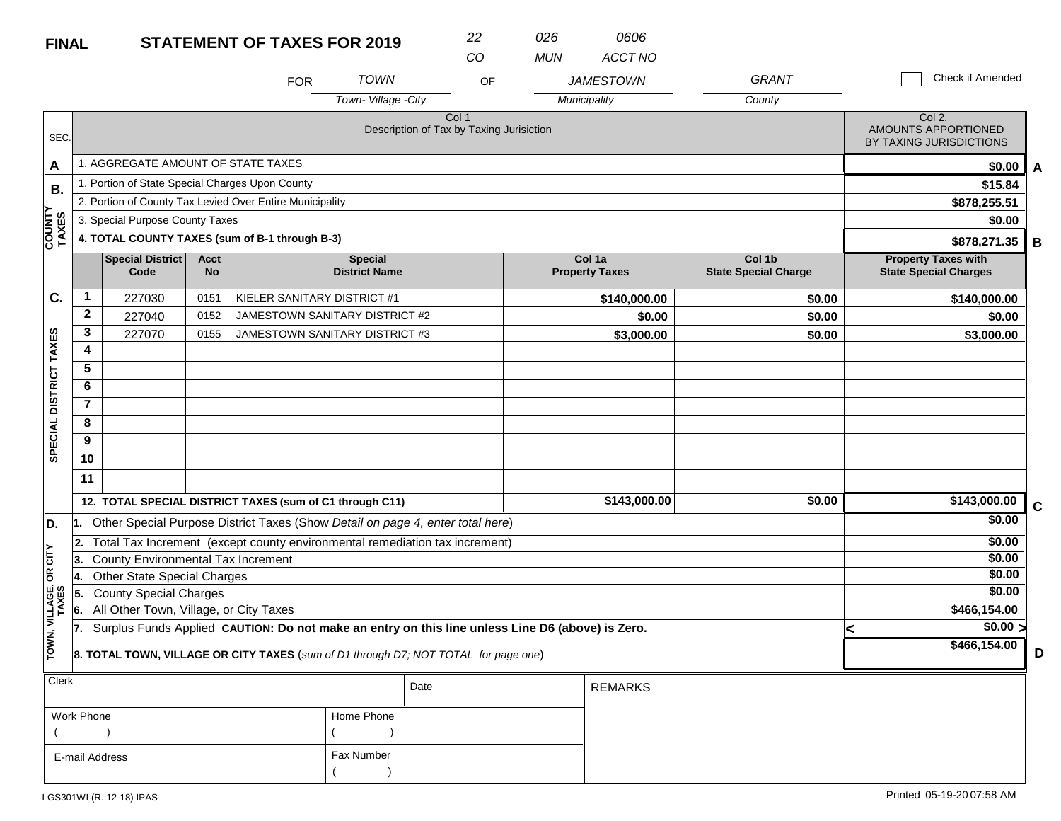**FINAL** **STATEMENT OF TAXES FOR 2019**

| 22 | 026 | 0606 |
|---|---|---|
| CO | MUN | ACCT NO |

FOR *TOWN* OF *JAMESTOWN* *GRANT*

Town- Village -City / Municipality / County

☐ Check if Amended

| SEC. | Col 1 Description of Tax by Taxing Jurisiction | Col 2. AMOUNTS APPORTIONED BY TAXING JURISDICTIONS | |
|---|---|---|---|
| A | 1. AGGREGATE AMOUNT OF STATE TAXES | $0.00 | A |
| B. COUNTY TAXES | 1. Portion of State Special Charges Upon County | $15.84 | |
| | 2. Portion of County Tax Levied Over Entire Municipality | $878,255.51 | |
| | 3. Special Purpose County Taxes | $0.00 | |
| | **4. TOTAL COUNTY TAXES (sum of B-1 through B-3)** | $878,271.35 | B |

| SEC. | | Special District Code | Acct No | Special District Name | Col 1a Property Taxes | Col 1b State Special Charge | Property Taxes with State Special Charges | |
|---|---|---|---|---|---|---|---|---|
| C. SPECIAL DISTRICT TAXES | 1 | 227030 | 0151 | KIELER SANITARY DISTRICT #1 | $140,000.00 | $0.00 | $140,000.00 | |
| | 2 | 227040 | 0152 | JAMESTOWN SANITARY DISTRICT #2 | $0.00 | $0.00 | $0.00 | |
| | 3 | 227070 | 0155 | JAMESTOWN SANITARY DISTRICT #3 | $3,000.00 | $0.00 | $3,000.00 | |
| | 4 | | | | | | | |
| | 5 | | | | | | | |
| | 6 | | | | | | | |
| | 7 | | | | | | | |
| | 8 | | | | | | | |
| | 9 | | | | | | | |
| | 10 | | | | | | | |
| | 11 | | | | | | | |
| | **12. TOTAL SPECIAL DISTRICT TAXES (sum of C1 through C11)** | | | | $143,000.00 | $0.00 | $143,000.00 | C |

| SEC. | Description | Amount | |
|---|---|---|---|
| D. TOWN, VILLAGE, OR CITY TAXES | 1. Other Special Purpose District Taxes (Show *Detail on page 4, enter total here*) | $0.00 | |
| | 2. Total Tax Increment (except county environmental remediation tax increment) | $0.00 | |
| | 3. County Environmental Tax Increment | $0.00 | |
| | 4. Other State Special Charges | $0.00 | |
| | 5. County Special Charges | $0.00 | |
| | 6. All Other Town, Village, or City Taxes | $466,154.00 | |
| | 7. Surplus Funds Applied **CAUTION: Do not make an entry on this line unless Line D6 (above) is Zero.** | < $0.00 > | |
| | **8. TOTAL TOWN, VILLAGE OR CITY TAXES** (*sum of D1 through D7; NOT TOTAL for page one*) | $466,154.00 | D |

| Clerk | | Date | REMARKS |
|---|---|---|---|
| Work Phone ( ) | Home Phone ( ) | | |
| E-mail Address | Fax Number ( ) | | |

LGS301WI (R. 12-18) IPAS

Printed 05-19-20 07:58 AM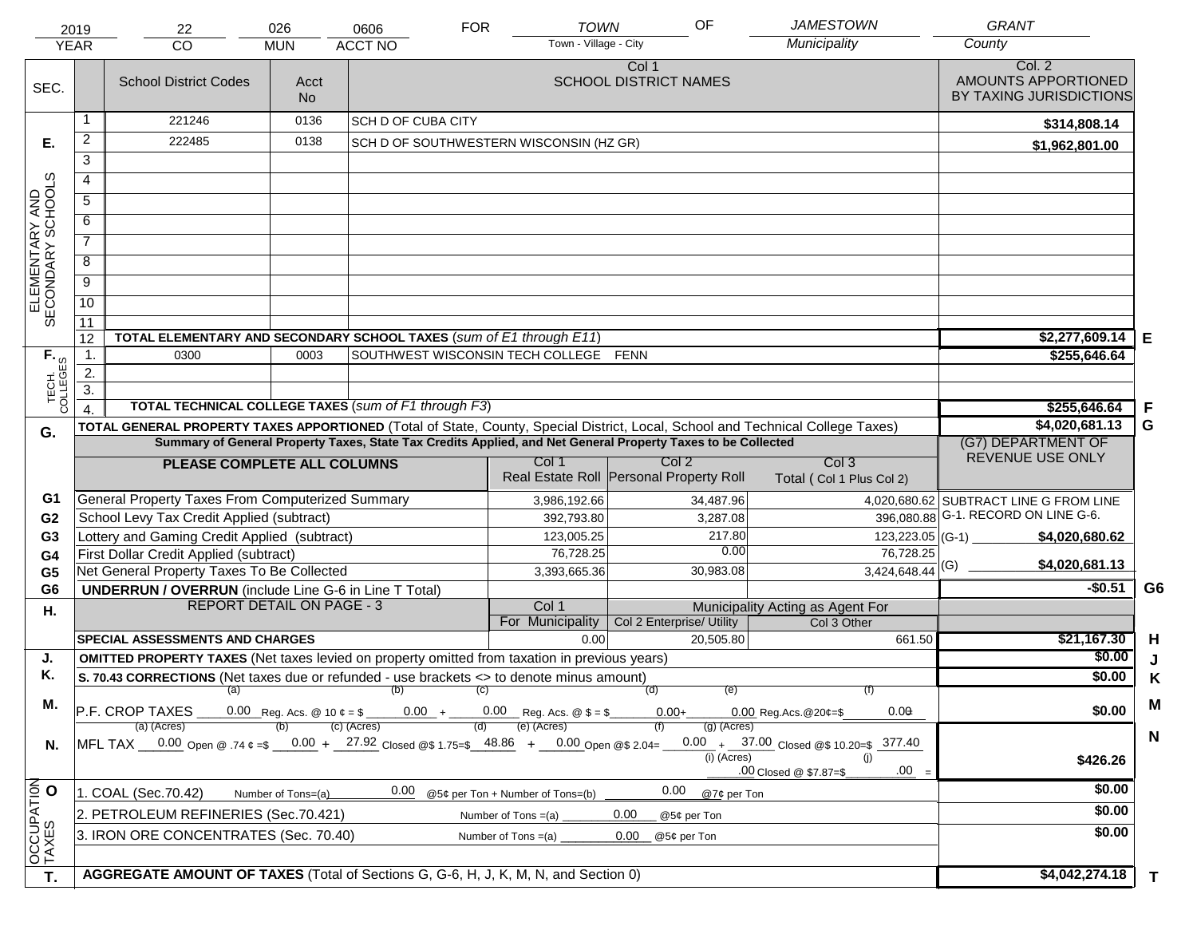| 2019 | 22 | 026 | 0606 | FOR | TOWN | OF | JAMESTOWN | GRANT |
|---|---|---|---|---|---|---|---|---|
| YEAR | CO | MUN | ACCT NO | | Town - Village - City | | Municipality | County |

| SEC. | | School District Codes | Acct No | Col 1 SCHOOL DISTRICT NAMES | Col. 2 AMOUNTS APPORTIONED BY TAXING JURISDICTIONS | |
|---|---|---|---|---|---|---|
| E. ELEMENTARY AND SECONDARY SCHOOLS | 1 | 221246 | 0136 | SCH D OF CUBA CITY | $314,808.14 | |
| | 2 | 222485 | 0138 | SCH D OF SOUTHWESTERN WISCONSIN (HZ GR) | $1,962,801.00 | |
| | 3 | | | | | |
| | 4 | | | | | |
| | 5 | | | | | |
| | 6 | | | | | |
| | 7 | | | | | |
| | 8 | | | | | |
| | 9 | | | | | |
| | 10 | | | | | |
| | 11 | | | | | |
| | 12 | TOTAL ELEMENTARY AND SECONDARY SCHOOL TAXES (*sum of E1 through E11*) | | | $2,277,609.14 | E |
| F. TECH. COLLEGES | 1. | 0300 | 0003 | SOUTHWEST WISCONSIN TECH COLLEGE FENN | $255,646.64 | |
| | 2. | | | | | |
| | 3. | | | | | |
| | 4. | TOTAL TECHNICAL COLLEGE TAXES (*sum of F1 through F3*) | | | $255,646.64 | F |
| G. | | TOTAL GENERAL PROPERTY TAXES APPORTIONED (Total of State, County, Special District, Local, School and Technical College Taxes) | | | $4,020,681.13 | G |

**Summary of General Property Taxes, State Tax Credits Applied, and Net General Property Taxes to be Collected**

| | PLEASE COMPLETE ALL COLUMNS | Col 1 Real Estate Roll | Col 2 Personal Property Roll | Col 3 Total ( Col 1 Plus Col 2) | (G7) DEPARTMENT OF REVENUE USE ONLY |
|---|---|---|---|---|---|
| G1 | General Property Taxes From Computerized Summary | 3,986,192.66 | 34,487.96 | 4,020,680.62 | SUBTRACT LINE G FROM LINE G-1. RECORD ON LINE G-6. |
| G2 | School Levy Tax Credit Applied (subtract) | 392,793.80 | 3,287.08 | 396,080.88 | |
| G3 | Lottery and Gaming Credit Applied (subtract) | 123,005.25 | 217.80 | 123,223.05 | (G-1) $4,020,680.62 |
| G4 | First Dollar Credit Applied (subtract) | 76,728.25 | 0.00 | 76,728.25 | |
| G5 | Net General Property Taxes To Be Collected | 3,393,665.36 | 30,983.08 | 3,424,648.44 | (G) $4,020,681.13 |
| G6 | UNDERRUN / OVERRUN (include Line G-6 in Line T Total) | | | | -$0.51 G6 |

| H. | REPORT DETAIL ON PAGE - 3 | Col 1 For Municipality | Col 2 Enterprise/ Utility (Municipality Acting as Agent For) | Col 3 Other | | |
|---|---|---|---|---|---|---|
| | SPECIAL ASSESSMENTS AND CHARGES | 0.00 | 20,505.80 | 661.50 | $21,167.30 | H |
| J. | OMITTED PROPERTY TAXES (Net taxes levied on property omitted from taxation in previous years) | | | | $0.00 | J |
| K. | S. 70.43 CORRECTIONS (Net taxes due or refunded - use brackets <> to denote minus amount) | | | | $0.00 | K |
| M. | P.F. CROP TAXES (a) 0.00 Reg. Acs. @ 10 ¢ = $ (b) 0.00 + (c) 0.00 Reg. Acs. @ $ = $ (d) 0.00 + (e) 0.00 Reg.Acs.@20¢=$ (f) 0.00 | | | | $0.00 | M |
| N. | MFL TAX (a) (Acres) 0.00 Open @ .74 ¢ =$ (b) 0.00 + (c) (Acres) 27.92 Closed @$ 1.75=$ (d) 48.86 + (e) (Acres) 0.00 Open @$ 2.04= (f) 0.00 + (g) (Acres) 37.00 Closed @$ 10.20=$ 377.40 (i) (Acres) .00 Closed @ $7.87=$ (j) .00 = | | | | $426.26 | N |
| O. OCCUPATION TAXES | 1. COAL (Sec.70.42) Number of Tons=(a) 0.00 @5¢ per Ton + Number of Tons=(b) 0.00 @7¢ per Ton | | | | $0.00 | |
| | 2. PETROLEUM REFINERIES (Sec.70.421) Number of Tons =(a) 0.00 @5¢ per Ton | | | | $0.00 | |
| | 3. IRON ORE CONCENTRATES (Sec. 70.40) Number of Tons =(a) 0.00 @5¢ per Ton | | | | $0.00 | |
| T. | AGGREGATE AMOUNT OF TAXES (Total of Sections G, G-6, H, J, K, M, N, and Section 0) | | | | $4,042,274.18 | T |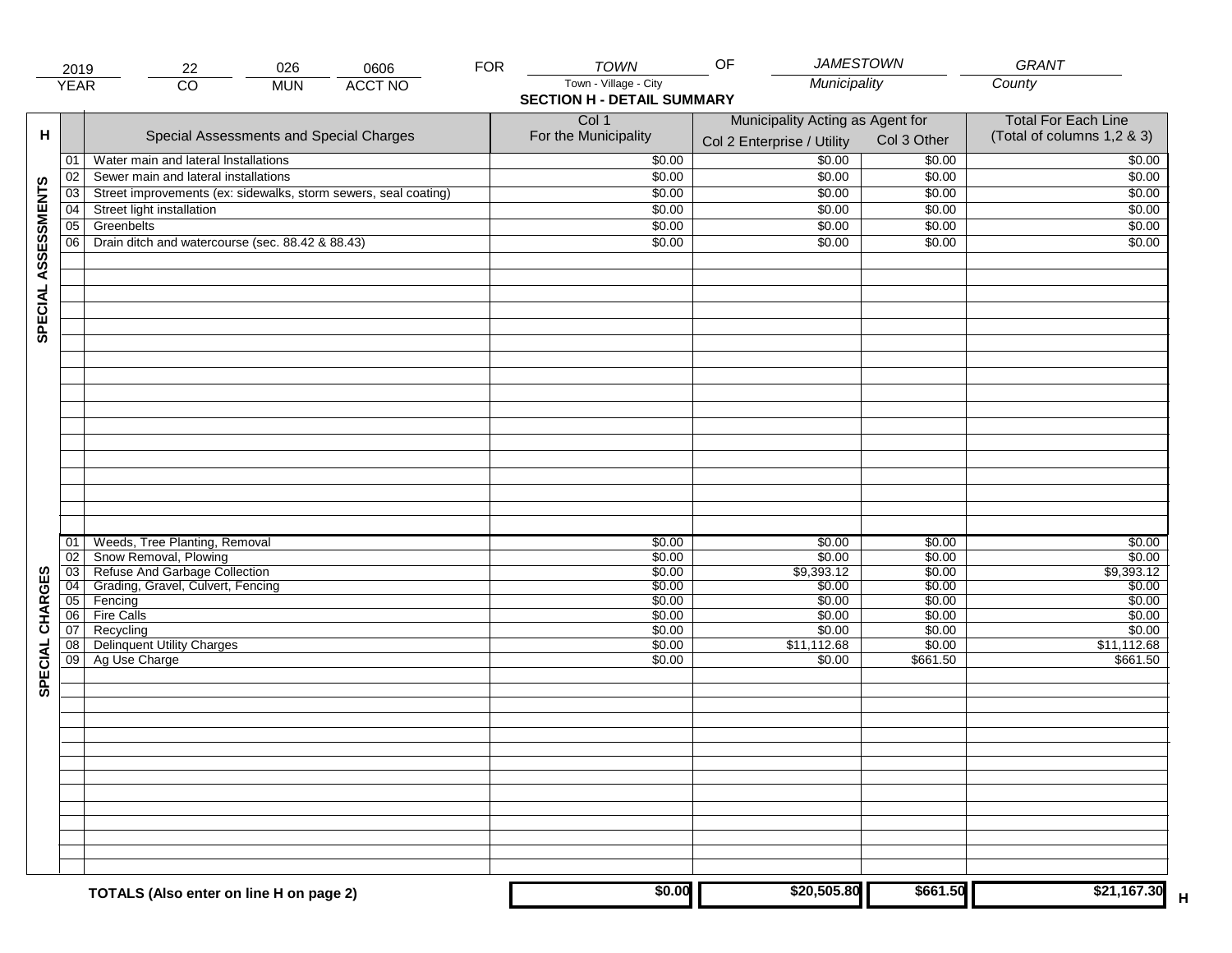| 2019 | 22 | 026 | 0606 | FOR | TOWN | OF | JAMESTOWN | GRANT |
|---|---|---|---|---|---|---|---|---|
| YEAR | CO | MUN | ACCT NO | | Town - Village - City | | Municipality | County |

**SECTION H - DETAIL SUMMARY**

| H | | Special Assessments and Special Charges | Col 1 For the Municipality | Municipality Acting as Agent for Col 2 Enterprise / Utility | Col 3 Other | Total For Each Line (Total of columns 1,2 & 3) |
|---|---|---|---|---|---|---|
| SPECIAL ASSESSMENTS | 01 | Water main and lateral Installations | $0.00 | $0.00 | $0.00 | $0.00 |
| | 02 | Sewer main and lateral installations | $0.00 | $0.00 | $0.00 | $0.00 |
| | 03 | Street improvements (ex: sidewalks, storm sewers, seal coating) | $0.00 | $0.00 | $0.00 | $0.00 |
| | 04 | Street light installation | $0.00 | $0.00 | $0.00 | $0.00 |
| | 05 | Greenbelts | $0.00 | $0.00 | $0.00 | $0.00 |
| | 06 | Drain ditch and watercourse (sec. 88.42 & 88.43) | $0.00 | $0.00 | $0.00 | $0.00 |
| SPECIAL CHARGES | 01 | Weeds, Tree Planting, Removal | $0.00 | $0.00 | $0.00 | $0.00 |
| | 02 | Snow Removal, Plowing | $0.00 | $0.00 | $0.00 | $0.00 |
| | 03 | Refuse And Garbage Collection | $0.00 | $9,393.12 | $0.00 | $9,393.12 |
| | 04 | Grading, Gravel, Culvert, Fencing | $0.00 | $0.00 | $0.00 | $0.00 |
| | 05 | Fencing | $0.00 | $0.00 | $0.00 | $0.00 |
| | 06 | Fire Calls | $0.00 | $0.00 | $0.00 | $0.00 |
| | 07 | Recycling | $0.00 | $0.00 | $0.00 | $0.00 |
| | 08 | Delinquent Utility Charges | $0.00 | $11,112.68 | $0.00 | $11,112.68 |
| | 09 | Ag Use Charge | $0.00 | $0.00 | $661.50 | $661.50 |
| | | **TOTALS (Also enter on line H on page 2)** | **$0.00** | **$20,505.80** | **$661.50** | **$21,167.30** |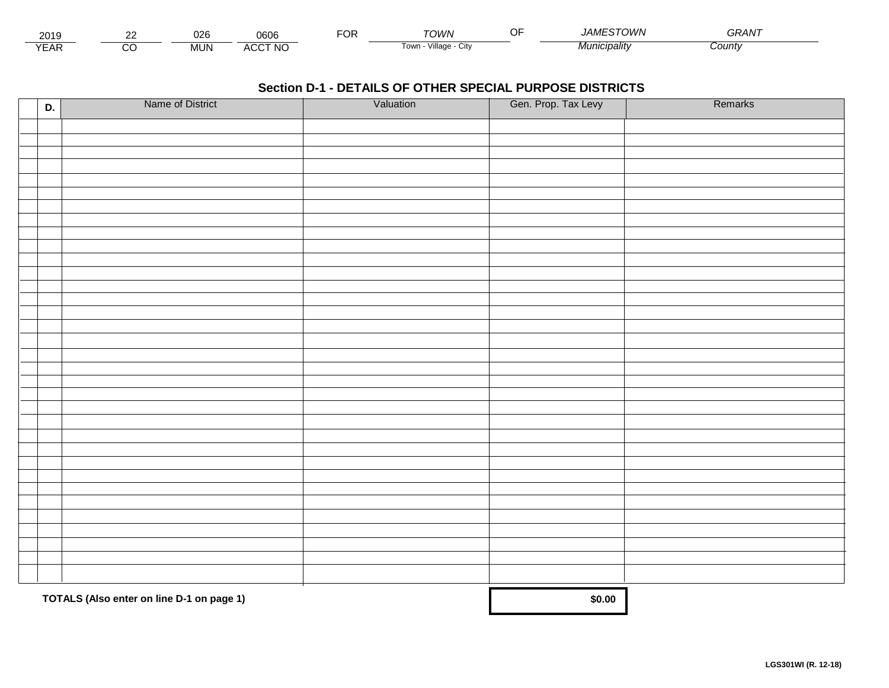| 2019 | 22 | 026 | 0606 | FOR | TOWN | OF | JAMESTOWN | GRANT |
|---|---|---|---|---|---|---|---|---|
| YEAR | CO | MUN | ACCT NO | | Town - Village - City | | Municipality | County |

## Section D-1 - DETAILS OF OTHER SPECIAL PURPOSE DISTRICTS

| D. | Name of District | Valuation | Gen. Prop. Tax Levy | Remarks |
|---|---|---|---|---|
| | | | | |
| | | | | |
| | | | | |
| | | | | |
| | | | | |
| | | | | |
| | | | | |
| | | | | |
| | | | | |
| | | | | |
| | | | | |
| | | | | |
| | | | | |
| | | | | |
| | | | | |
| | | | | |
| | | | | |
| | | | | |
| | | | | |
| | | | | |
| | | | | |
| | | | | |
| | | | | |
| | | | | |
| | | | | |
| | | | | |
| | | | | |
| | | | | |
| | | | | |
| | | | | |
| | | | | |
| | | | | |
| | | | | |
| | | | | |
| | | | | |
| | **TOTALS (Also enter on line D-1 on page 1)** | | **$0.00** | |

**LGS301WI (R. 12-18)**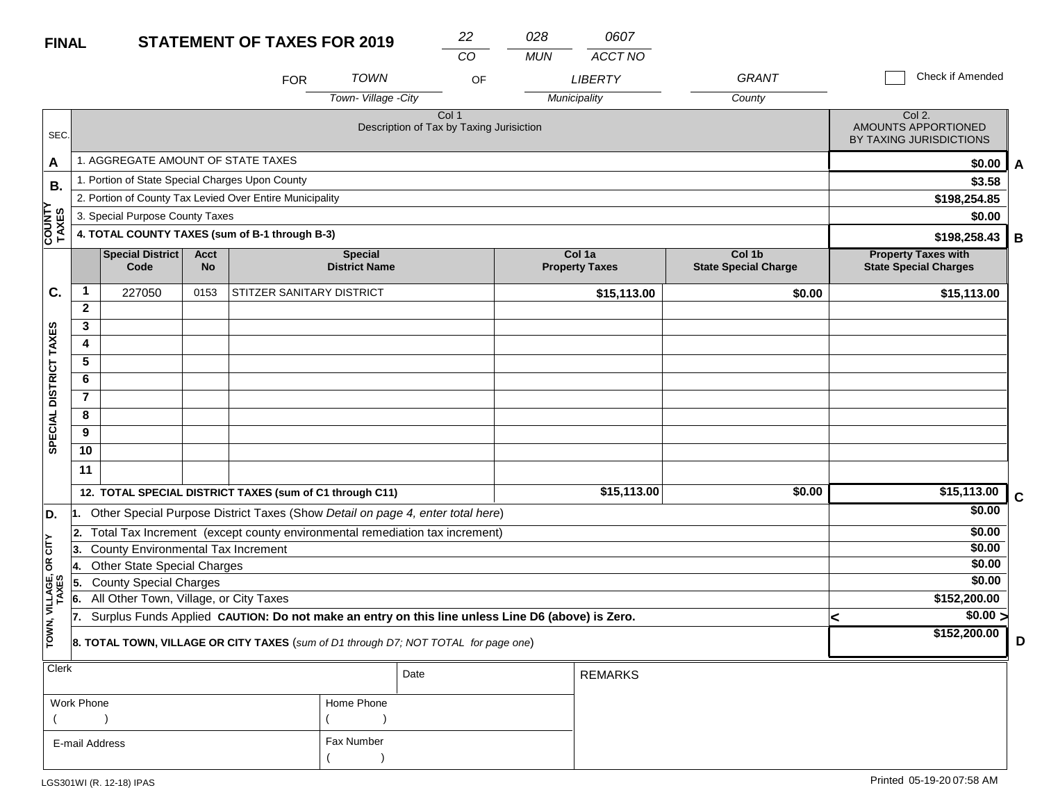**FINAL** **STATEMENT OF TAXES FOR 2019**

| 22 | 028 | 0607 |
|---|---|---|
| CO | MUN | ACCT NO |

FOR *TOWN* OF *LIBERTY* *GRANT*

Town- Village -City — Municipality — County

☐ Check if Amended

| SEC. | Col 1 Description of Tax by Taxing Jurisiction | Col 2. AMOUNTS APPORTIONED BY TAXING JURISDICTIONS | |
|---|---|---|---|
| A | 1. AGGREGATE AMOUNT OF STATE TAXES | $0.00 | A |
| B. COUNTY TAXES | 1. Portion of State Special Charges Upon County | $3.58 | |
| | 2. Portion of County Tax Levied Over Entire Municipality | $198,254.85 | |
| | 3. Special Purpose County Taxes | $0.00 | |
| | **4. TOTAL COUNTY TAXES (sum of B-1 through B-3)** | $198,258.43 | B |

| SEC. | | Special District Code | Acct No | Special District Name | Col 1a Property Taxes | Col 1b State Special Charge | Property Taxes with State Special Charges | |
|---|---|---|---|---|---|---|---|---|
| C. SPECIAL DISTRICT TAXES | 1 | 227050 | 0153 | STITZER SANITARY DISTRICT | $15,113.00 | $0.00 | $15,113.00 | |
| | 2 | | | | | | | |
| | 3 | | | | | | | |
| | 4 | | | | | | | |
| | 5 | | | | | | | |
| | 6 | | | | | | | |
| | 7 | | | | | | | |
| | 8 | | | | | | | |
| | 9 | | | | | | | |
| | 10 | | | | | | | |
| | 11 | | | | | | | |
| | **12. TOTAL SPECIAL DISTRICT TAXES (sum of C1 through C11)** | | | | $15,113.00 | $0.00 | $15,113.00 | C |

| SEC. | Description | Amount | |
|---|---|---|---|
| D. TOWN, VILLAGE, OR CITY TAXES | 1. Other Special Purpose District Taxes (Show *Detail on page 4, enter total here*) | $0.00 | |
| | 2. Total Tax Increment (except county environmental remediation tax increment) | $0.00 | |
| | 3. County Environmental Tax Increment | $0.00 | |
| | 4. Other State Special Charges | $0.00 | |
| | 5. County Special Charges | $0.00 | |
| | 6. All Other Town, Village, or City Taxes | $152,200.00 | |
| | 7. Surplus Funds Applied **CAUTION: Do not make an entry on this line unless Line D6 (above) is Zero.** | < $0.00 > | |
| | **8. TOTAL TOWN, VILLAGE OR CITY TAXES** (*sum of D1 through D7; NOT TOTAL for page one*) | $152,200.00 | D |

| Clerk | | Date | REMARKS |
|---|---|---|---|
| Work Phone ( ) | Home Phone ( ) | | |
| E-mail Address | Fax Number ( ) | | |

LGS301WI (R. 12-18) IPAS — Printed 05-19-20 07:58 AM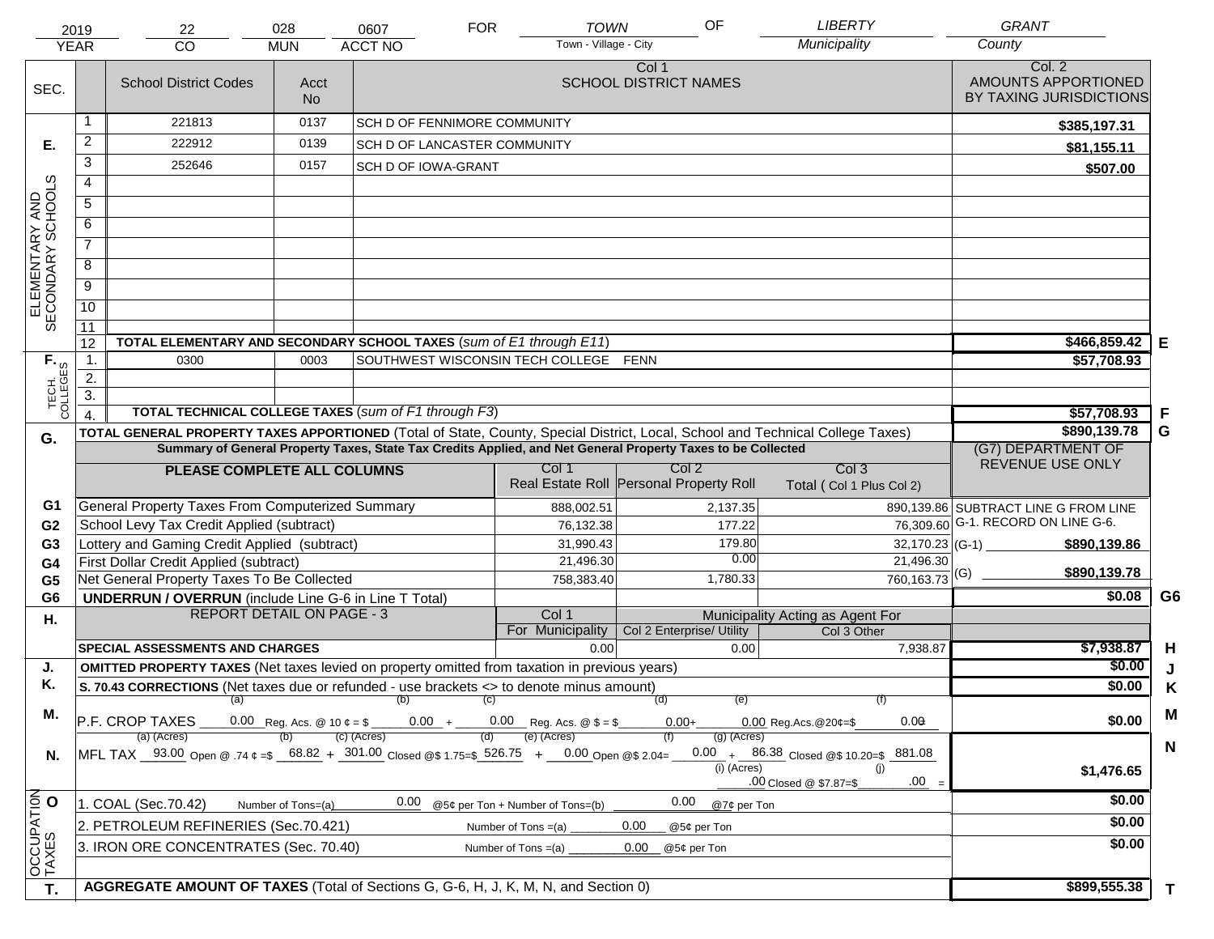| 2019 | 22 | 028 | 0607 | FOR | TOWN | OF | LIBERTY | GRANT |
|---|---|---|---|---|---|---|---|---|
| YEAR | CO | MUN | ACCT NO | | Town - Village - City | | Municipality | County |

| SEC. | | School District Codes | Acct No | Col 1 SCHOOL DISTRICT NAMES | Col. 2 AMOUNTS APPORTIONED BY TAXING JURISDICTIONS | |
|---|---|---|---|---|---|---|
| E. ELEMENTARY AND SECONDARY SCHOOLS | 1 | 221813 | 0137 | SCH D OF FENNIMORE COMMUNITY | $385,197.31 | |
| | 2 | 222912 | 0139 | SCH D OF LANCASTER COMMUNITY | $81,155.11 | |
| | 3 | 252646 | 0157 | SCH D OF IOWA-GRANT | $507.00 | |
| | 4 | | | | | |
| | 5 | | | | | |
| | 6 | | | | | |
| | 7 | | | | | |
| | 8 | | | | | |
| | 9 | | | | | |
| | 10 | | | | | |
| | 11 | | | | | |
| | 12 | TOTAL ELEMENTARY AND SECONDARY SCHOOL TAXES (*sum of E1 through E11*) | | | $466,859.42 | E |
| F. TECH. COLLEGES | 1. | 0300 | 0003 | SOUTHWEST WISCONSIN TECH COLLEGE FENN | $57,708.93 | |
| | 2. | | | | | |
| | 3. | | | | | |
| | 4. | TOTAL TECHNICAL COLLEGE TAXES (*sum of F1 through F3*) | | | $57,708.93 | F |
| G. | | TOTAL GENERAL PROPERTY TAXES APPORTIONED (Total of State, County, Special District, Local, School and Technical College Taxes) | | | $890,139.78 | G |

**Summary of General Property Taxes, State Tax Credits Applied, and Net General Property Taxes to be Collected**

| | PLEASE COMPLETE ALL COLUMNS | Col 1 Real Estate Roll | Col 2 Personal Property Roll | Col 3 Total ( Col 1 Plus Col 2) | (G7) DEPARTMENT OF REVENUE USE ONLY | |
|---|---|---|---|---|---|---|
| G1 | General Property Taxes From Computerized Summary | 888,002.51 | 2,137.35 | 890,139.86 | SUBTRACT LINE G FROM LINE G-1. RECORD ON LINE G-6. | |
| G2 | School Levy Tax Credit Applied (subtract) | 76,132.38 | 177.22 | 76,309.60 | | |
| G3 | Lottery and Gaming Credit Applied (subtract) | 31,990.43 | 179.80 | 32,170.23 | (G-1) $890,139.86 | |
| G4 | First Dollar Credit Applied (subtract) | 21,496.30 | 0.00 | 21,496.30 | | |
| G5 | Net General Property Taxes To Be Collected | 758,383.40 | 1,780.33 | 760,163.73 | (G) $890,139.78 | |
| G6 | UNDERRUN / OVERRUN (include Line G-6 in Line T Total) | | | | $0.08 | G6 |

| H. | REPORT DETAIL ON PAGE - 3 | Col 1 For Municipality | Municipality Acting as Agent For Col 2 Enterprise/ Utility | Col 3 Other | | |
|---|---|---|---|---|---|---|
| | SPECIAL ASSESSMENTS AND CHARGES | 0.00 | 0.00 | 7,938.87 | $7,938.87 | H |
| J. | OMITTED PROPERTY TAXES (Net taxes levied on property omitted from taxation in previous years) | | | | $0.00 | J |
| K. | S. 70.43 CORRECTIONS (Net taxes due or refunded - use brackets <> to denote minus amount) | | | | $0.00 | K |
| M. | P.F. CROP TAXES (a) 0.00 Reg. Acs. @ 10 ¢ = $ (b) 0.00 + (c) 0.00 Reg. Acs. @ $ = $ (d) 0.00 + (e) 0.00 Reg.Acs.@20¢=$ (f) 0.00 | | | | $0.00 | M |
| N. | MFL TAX (a) (Acres) 93.00 Open @ .74 ¢ =$ (b) 68.82 + (c) (Acres) 301.00 Closed @$ 1.75=$ (d) 526.75 + (e) (Acres) 0.00 Open @$ 2.04= (f) 0.00 + (g) (Acres) 86.38 Closed @$ 10.20=$ 881.08 (i) (Acres) .00 Closed @ $7.87=$ (j) .00 = | | | | $1,476.65 | N |
| O OCCUPATION TAXES | 1. COAL (Sec.70.42) Number of Tons=(a) 0.00 @5¢ per Ton + Number of Tons=(b) 0.00 @7¢ per Ton | | | | $0.00 | |
| | 2. PETROLEUM REFINERIES (Sec.70.421) Number of Tons =(a) 0.00 @5¢ per Ton | | | | $0.00 | |
| | 3. IRON ORE CONCENTRATES (Sec. 70.40) Number of Tons =(a) 0.00 @5¢ per Ton | | | | $0.00 | |
| T. | AGGREGATE AMOUNT OF TAXES (Total of Sections G, G-6, H, J, K, M, N, and Section 0) | | | | $899,555.38 | T |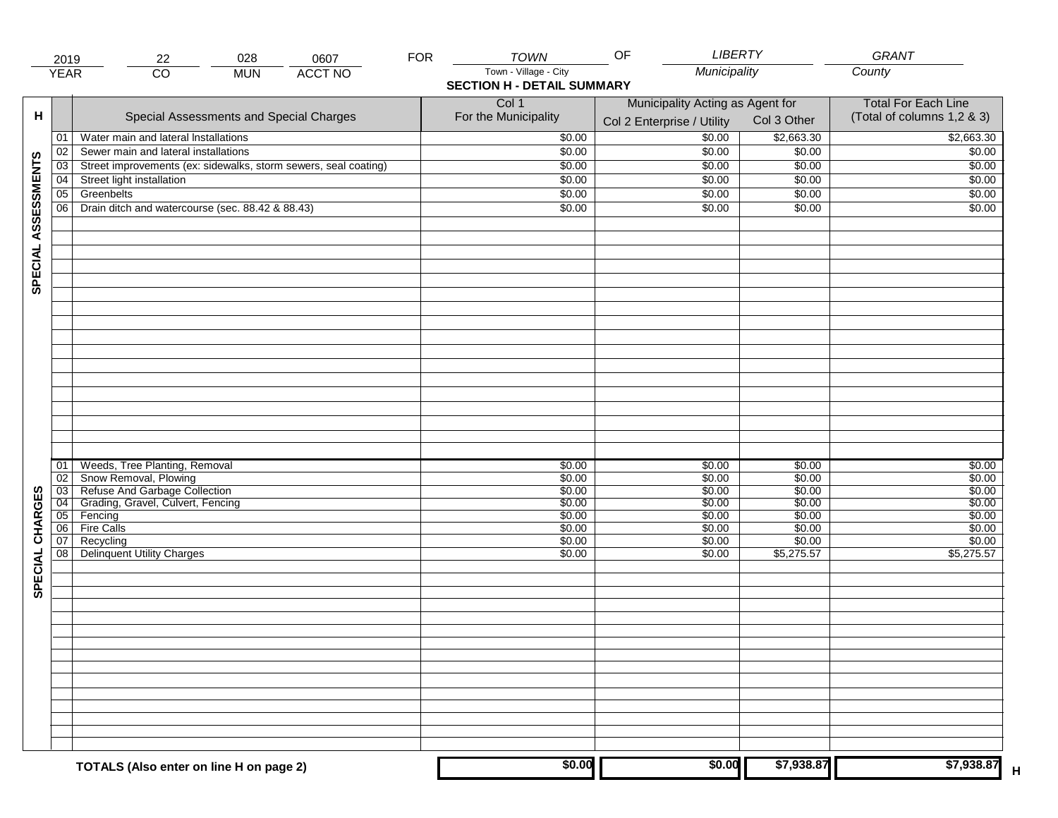| 2019 | 22 | 028 | 0607 | FOR | TOWN | OF | LIBERTY | GRANT |
|---|---|---|---|---|---|---|---|---|
| YEAR | CO | MUN | ACCT NO | | Town - Village - City | | Municipality | County |

## SECTION H - DETAIL SUMMARY

| H | | Special Assessments and Special Charges | Col 1 For the Municipality | Municipality Acting as Agent for Col 2 Enterprise / Utility | Col 3 Other | Total For Each Line (Total of columns 1,2 & 3) |
|---|---|---|---|---|---|---|
| SPECIAL ASSESSMENTS | 01 | Water main and lateral Installations | $0.00 | $0.00 | $2,663.30 | $2,663.30 |
| | 02 | Sewer main and lateral installations | $0.00 | $0.00 | $0.00 | $0.00 |
| | 03 | Street improvements (ex: sidewalks, storm sewers, seal coating) | $0.00 | $0.00 | $0.00 | $0.00 |
| | 04 | Street light installation | $0.00 | $0.00 | $0.00 | $0.00 |
| | 05 | Greenbelts | $0.00 | $0.00 | $0.00 | $0.00 |
| | 06 | Drain ditch and watercourse (sec. 88.42 & 88.43) | $0.00 | $0.00 | $0.00 | $0.00 |
| SPECIAL CHARGES | 01 | Weeds, Tree Planting, Removal | $0.00 | $0.00 | $0.00 | $0.00 |
| | 02 | Snow Removal, Plowing | $0.00 | $0.00 | $0.00 | $0.00 |
| | 03 | Refuse And Garbage Collection | $0.00 | $0.00 | $0.00 | $0.00 |
| | 04 | Grading, Gravel, Culvert, Fencing | $0.00 | $0.00 | $0.00 | $0.00 |
| | 05 | Fencing | $0.00 | $0.00 | $0.00 | $0.00 |
| | 06 | Fire Calls | $0.00 | $0.00 | $0.00 | $0.00 |
| | 07 | Recycling | $0.00 | $0.00 | $0.00 | $0.00 |
| | 08 | Delinquent Utility Charges | $0.00 | $0.00 | $5,275.57 | $5,275.57 |
| | | **TOTALS (Also enter on line H on page 2)** | **$0.00** | **$0.00** | **$7,938.87** | **$7,938.87** H |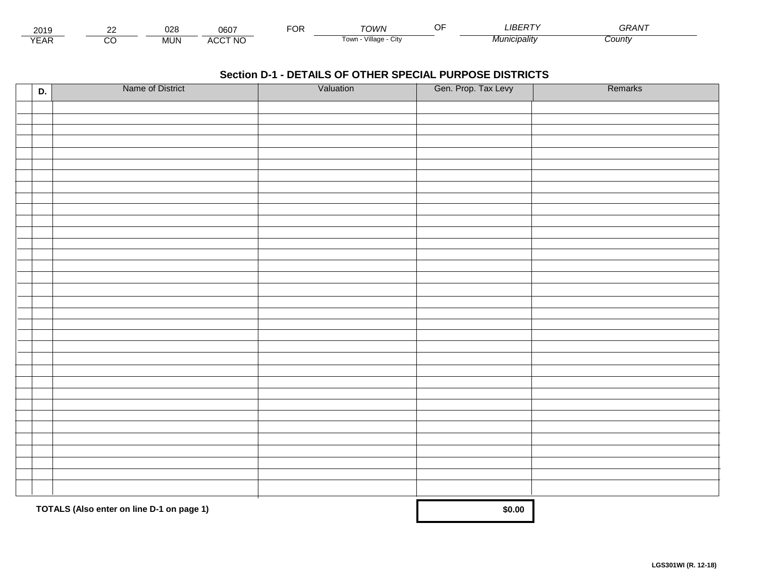| 2019 | 22 | 028 | 0607 | FOR | TOWN | OF | LIBERTY | GRANT |
|---|---|---|---|---|---|---|---|---|
| YEAR | CO | MUN | ACCT NO | | Town - Village - City | | Municipality | County |

## Section D-1 - DETAILS OF OTHER SPECIAL PURPOSE DISTRICTS

| | D. | Name of District | Valuation | Gen. Prop. Tax Levy | Remarks |
|---|---|---|---|---|---|
| | | | | | |
| | | | | | |
| | | | | | |
| | | | | | |
| | | | | | |
| | | | | | |
| | | | | | |
| | | | | | |
| | | | | | |
| | | | | | |
| | | | | | |
| | | | | | |
| | | | | | |
| | | | | | |
| | | | | | |
| | | | | | |
| | | | | | |
| | | | | | |
| | | | | | |
| | | | | | |
| | | | | | |
| | | | | | |
| | | | | | |
| | | | | | |
| | | | | | |
| | | | | | |
| | | | | | |
| | | | | | |
| | | | | | |
| | | | | | |
| | | | | | |
| | | | | | |
| | | | | | |
| | | | | | |
| | | | | | |

**TOTALS (Also enter on line D-1 on page 1)** **$0.00**

**LGS301WI (R. 12-18)**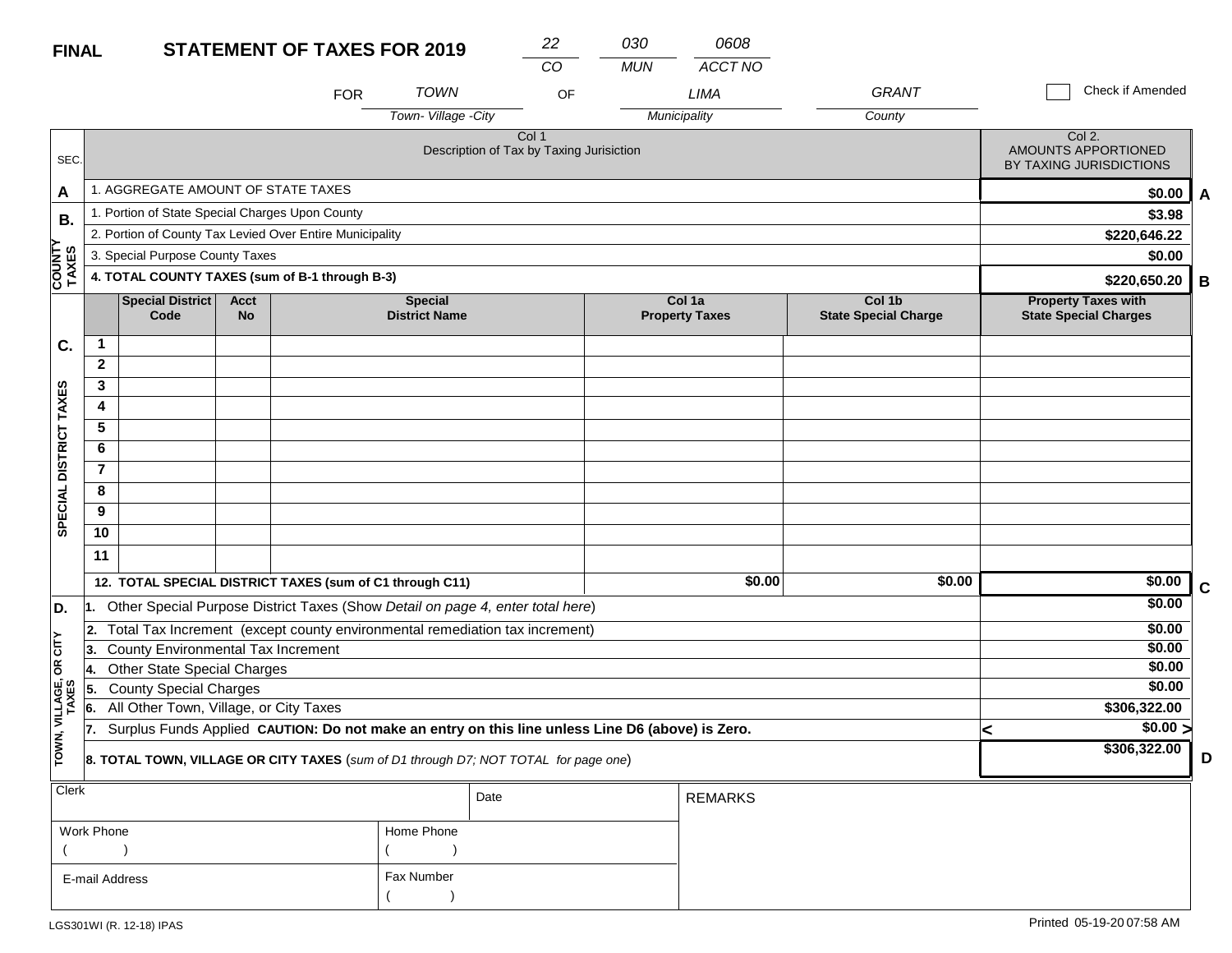**FINAL** **STATEMENT OF TAXES FOR 2019**

| 22 | 030 | 0608 |
|---|---|---|
| CO | MUN | ACCT NO |

FOR *TOWN* OF *LIMA* *GRANT* ☐ Check if Amended

Town- Village -City | Municipality | County

| SEC. | Col 1 Description of Tax by Taxing Jurisiction | Col 2. AMOUNTS APPORTIONED BY TAXING JURISDICTIONS | |
|---|---|---|---|
| A | 1. AGGREGATE AMOUNT OF STATE TAXES | $0.00 | A |
| B. COUNTY TAXES | 1. Portion of State Special Charges Upon County | $3.98 | |
| | 2. Portion of County Tax Levied Over Entire Municipality | $220,646.22 | |
| | 3. Special Purpose County Taxes | $0.00 | |
| | **4. TOTAL COUNTY TAXES (sum of B-1 through B-3)** | **$220,650.20** | B |

| SEC. | | Special District Code | Acct No | Special District Name | Col 1a Property Taxes | Col 1b State Special Charge | Property Taxes with State Special Charges | |
|---|---|---|---|---|---|---|---|---|
| C. SPECIAL DISTRICT TAXES | 1 | | | | | | | |
| | 2 | | | | | | | |
| | 3 | | | | | | | |
| | 4 | | | | | | | |
| | 5 | | | | | | | |
| | 6 | | | | | | | |
| | 7 | | | | | | | |
| | 8 | | | | | | | |
| | 9 | | | | | | | |
| | 10 | | | | | | | |
| | 11 | | | | | | | |
| | **12. TOTAL SPECIAL DISTRICT TAXES (sum of C1 through C11)** | | | | $0.00 | $0.00 | $0.00 | C |

| SEC. | | | |
|---|---|---|---|
| D. TOWN, VILLAGE, OR CITY TAXES | 1. Other Special Purpose District Taxes (Show *Detail on page 4, enter total here*) | $0.00 | |
| | 2. Total Tax Increment (except county environmental remediation tax increment) | $0.00 | |
| | 3. County Environmental Tax Increment | $0.00 | |
| | 4. Other State Special Charges | $0.00 | |
| | 5. County Special Charges | $0.00 | |
| | 6. All Other Town, Village, or City Taxes | $306,322.00 | |
| | 7. Surplus Funds Applied **CAUTION: Do not make an entry on this line unless Line D6 (above) is Zero.** | < $0.00 > | |
| | **8. TOTAL TOWN, VILLAGE OR CITY TAXES** (*sum of D1 through D7; NOT TOTAL for page one*) | **$306,322.00** | D |

| Clerk | | Date | REMARKS |
|---|---|---|---|
| Work Phone ( ) | Home Phone ( ) | | |
| E-mail Address | Fax Number ( ) | | |

LGS301WI (R. 12-18) IPAS

Printed 05-19-20 07:58 AM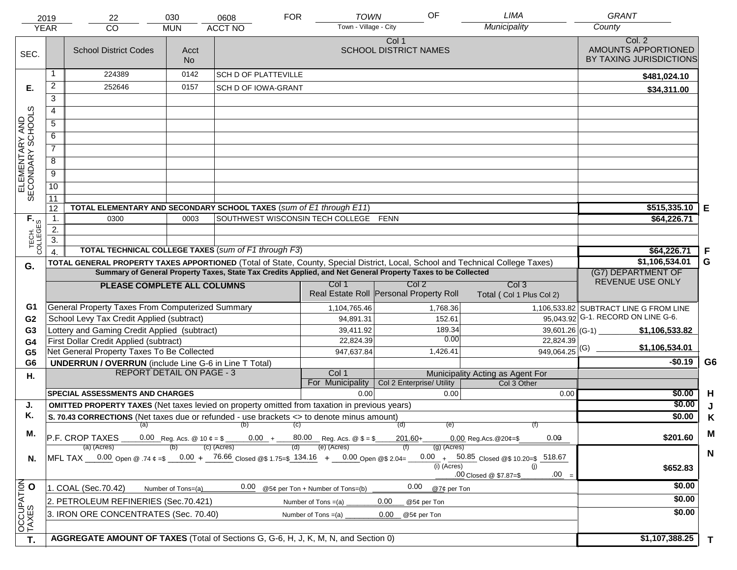| 2019 | 22 | 030 | 0608 | FOR | TOWN | OF | LIMA | GRANT |
|---|---|---|---|---|---|---|---|---|
| YEAR | CO | MUN | ACCT NO | | Town - Village - City | | Municipality | County |

| SEC. | | School District Codes | Acct No | Col 1 SCHOOL DISTRICT NAMES | Col. 2 AMOUNTS APPORTIONED BY TAXING JURISDICTIONS | |
|---|---|---|---|---|---|---|
| E. ELEMENTARY AND SECONDARY SCHOOLS | 1 | 224389 | 0142 | SCH D OF PLATTEVILLE | $481,024.10 | |
| | 2 | 252646 | 0157 | SCH D OF IOWA-GRANT | $34,311.00 | |
| | 3 | | | | | |
| | 4 | | | | | |
| | 5 | | | | | |
| | 6 | | | | | |
| | 7 | | | | | |
| | 8 | | | | | |
| | 9 | | | | | |
| | 10 | | | | | |
| | 11 | | | | | |
| | 12 | TOTAL ELEMENTARY AND SECONDARY SCHOOL TAXES (*sum of E1 through E11*) | | | $515,335.10 | E |
| F. TECH. COLLEGES | 1. | 0300 | 0003 | SOUTHWEST WISCONSIN TECH COLLEGE FENN | $64,226.71 | |
| | 2. | | | | | |
| | 3. | | | | | |
| | 4. | TOTAL TECHNICAL COLLEGE TAXES (*sum of F1 through F3*) | | | $64,226.71 | F |
| G. | | TOTAL GENERAL PROPERTY TAXES APPORTIONED (Total of State, County, Special District, Local, School and Technical College Taxes) | | | $1,106,534.01 | G |

**Summary of General Property Taxes, State Tax Credits Applied, and Net General Property Taxes to be Collected**

| | PLEASE COMPLETE ALL COLUMNS | Col 1 Real Estate Roll | Col 2 Personal Property Roll | Col 3 Total ( Col 1 Plus Col 2) | (G7) DEPARTMENT OF REVENUE USE ONLY | |
|---|---|---|---|---|---|---|
| G1 | General Property Taxes From Computerized Summary | 1,104,765.46 | 1,768.36 | 1,106,533.82 | SUBTRACT LINE G FROM LINE G-1. RECORD ON LINE G-6. | |
| G2 | School Levy Tax Credit Applied (subtract) | 94,891.31 | 152.61 | 95,043.92 | | |
| G3 | Lottery and Gaming Credit Applied (subtract) | 39,411.92 | 189.34 | 39,601.26 | (G-1) $1,106,533.82 | |
| G4 | First Dollar Credit Applied (subtract) | 22,824.39 | 0.00 | 22,824.39 | | |
| G5 | Net General Property Taxes To Be Collected | 947,637.84 | 1,426.41 | 949,064.25 | (G) $1,106,534.01 | |
| G6 | UNDERRUN / OVERRUN (include Line G-6 in Line T Total) | | | | -$0.19 | G6 |

| H. | REPORT DETAIL ON PAGE - 3 | Col 1 For Municipality | Col 2 Enterprise/ Utility (Municipality Acting as Agent For) | Col 3 Other | | |
|---|---|---|---|---|---|---|
| | SPECIAL ASSESSMENTS AND CHARGES | 0.00 | 0.00 | 0.00 | $0.00 | H |
| J. | OMITTED PROPERTY TAXES (Net taxes levied on property omitted from taxation in previous years) | | | | $0.00 | J |
| K. | S. 70.43 CORRECTIONS (Net taxes due or refunded - use brackets <> to denote minus amount) | | | | $0.00 | K |
| M. | P.F. CROP TAXES (a) 0.00 Reg. Acs. @ 10 ¢ = $ (b) 0.00 + (c) 80.00 Reg. Acs. @ $ = $ (d) 201.60 + (e) 0.00 Reg.Acs.@20¢=$ (f) 0.00 | | | | $201.60 | M |
| N. | MFL TAX (a) (Acres) 0.00 Open @ .74 ¢ =$ (b) 0.00 + (c) (Acres) 76.66 Closed @$ 1.75=$ (d) 134.16 + (e) (Acres) 0.00 Open @$ 2.04= (f) 0.00 + (g) (Acres) 50.85 Closed @$ 10.20=$ 518.67 (i) (Acres) .00 Closed @ $7.87=$ (j) .00 = | | | | $652.83 | N |
| O OCCUPATION TAXES | 1. COAL (Sec.70.42) Number of Tons=(a) 0.00 @5¢ per Ton + Number of Tons=(b) 0.00 @7¢ per Ton | | | | $0.00 | |
| | 2. PETROLEUM REFINERIES (Sec.70.421) Number of Tons =(a) 0.00 @5¢ per Ton | | | | $0.00 | |
| | 3. IRON ORE CONCENTRATES (Sec. 70.40) Number of Tons =(a) 0.00 @5¢ per Ton | | | | $0.00 | |
| T. | AGGREGATE AMOUNT OF TAXES (Total of Sections G, G-6, H, J, K, M, N, and Section 0) | | | | $1,107,388.25 | T |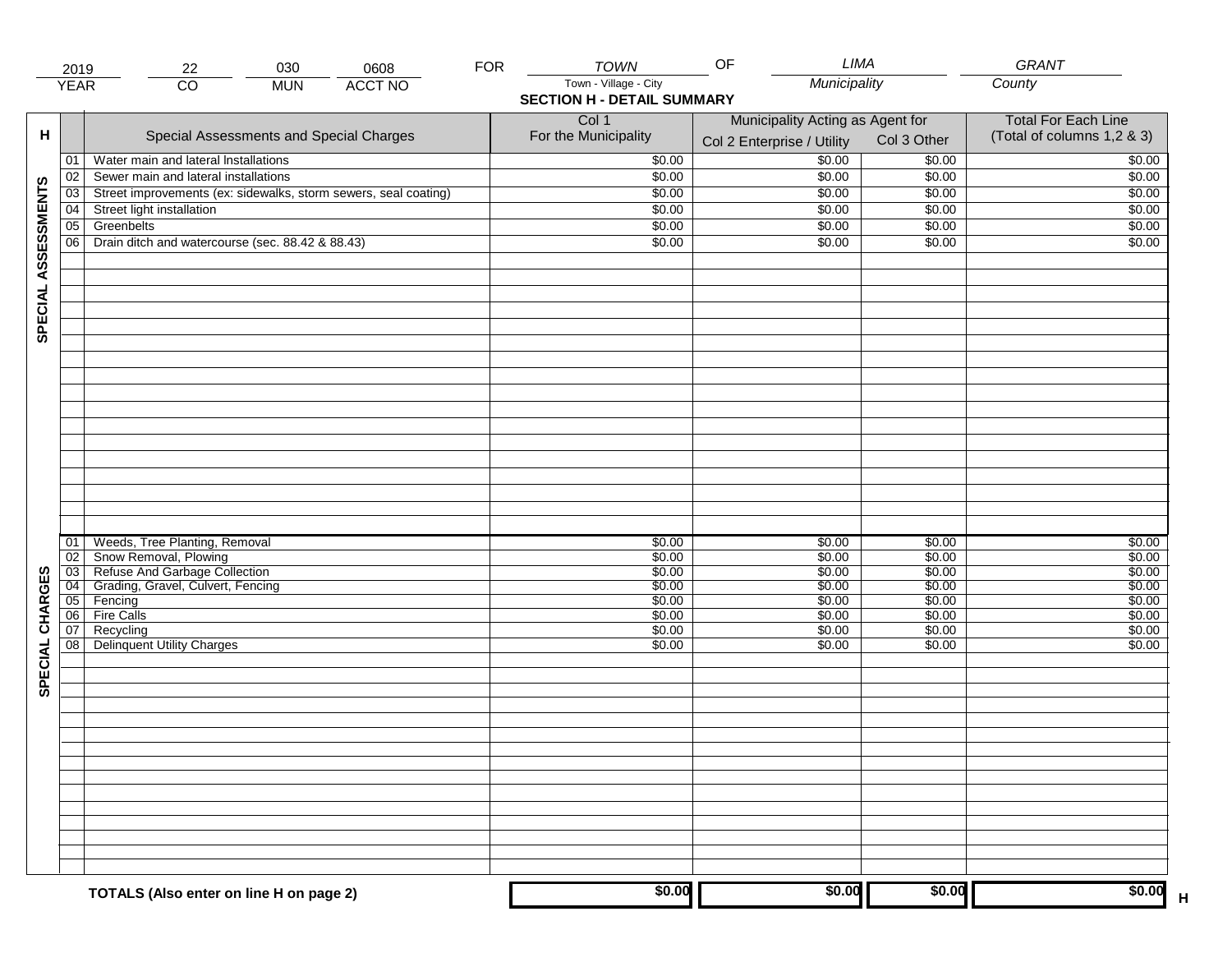| 2019 | 22 | 030 | 0608 | FOR | TOWN | OF | LIMA | GRANT |
|---|---|---|---|---|---|---|---|---|
| YEAR | CO | MUN | ACCT NO | | Town - Village - City | | Municipality | County |

## SECTION H - DETAIL SUMMARY

| H | | Special Assessments and Special Charges | Col 1 For the Municipality | Municipality Acting as Agent for Col 2 Enterprise / Utility | Col 3 Other | Total For Each Line (Total of columns 1,2 & 3) |
|---|---|---|---|---|---|---|
| SPECIAL ASSESSMENTS | 01 | Water main and lateral Installations | $0.00 | $0.00 | $0.00 | $0.00 |
| | 02 | Sewer main and lateral installations | $0.00 | $0.00 | $0.00 | $0.00 |
| | 03 | Street improvements (ex: sidewalks, storm sewers, seal coating) | $0.00 | $0.00 | $0.00 | $0.00 |
| | 04 | Street light installation | $0.00 | $0.00 | $0.00 | $0.00 |
| | 05 | Greenbelts | $0.00 | $0.00 | $0.00 | $0.00 |
| | 06 | Drain ditch and watercourse (sec. 88.42 & 88.43) | $0.00 | $0.00 | $0.00 | $0.00 |
| SPECIAL CHARGES | 01 | Weeds, Tree Planting, Removal | $0.00 | $0.00 | $0.00 | $0.00 |
| | 02 | Snow Removal, Plowing | $0.00 | $0.00 | $0.00 | $0.00 |
| | 03 | Refuse And Garbage Collection | $0.00 | $0.00 | $0.00 | $0.00 |
| | 04 | Grading, Gravel, Culvert, Fencing | $0.00 | $0.00 | $0.00 | $0.00 |
| | 05 | Fencing | $0.00 | $0.00 | $0.00 | $0.00 |
| | 06 | Fire Calls | $0.00 | $0.00 | $0.00 | $0.00 |
| | 07 | Recycling | $0.00 | $0.00 | $0.00 | $0.00 |
| | 08 | Delinquent Utility Charges | $0.00 | $0.00 | $0.00 | $0.00 |
| | | **TOTALS (Also enter on line H on page 2)** | **$0.00** | **$0.00** | **$0.00** | **$0.00** H |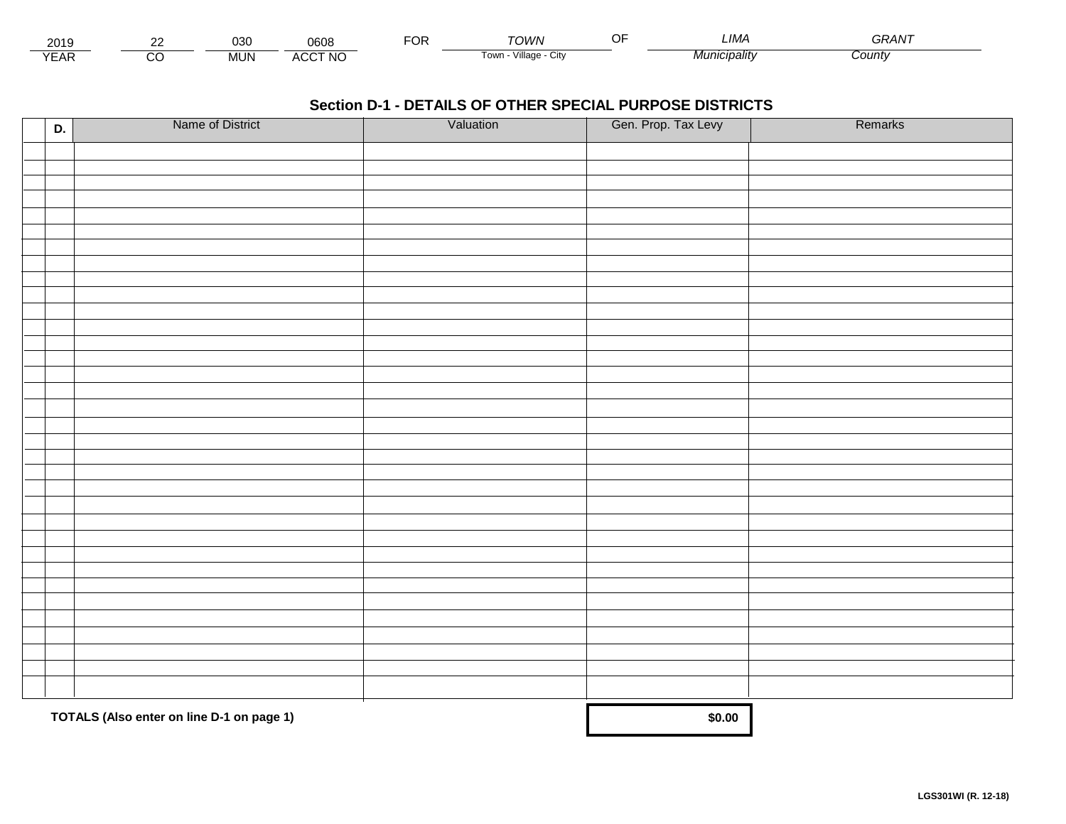| 2019 | 22 | 030 | 0608 | FOR | *TOWN* | OF | *LIMA* | *GRANT* |
|---|---|---|---|---|---|---|---|---|
| YEAR | CO | MUN | ACCT NO | | Town - Village - City | | *Municipality* | *County* |

## Section D-1 - DETAILS OF OTHER SPECIAL PURPOSE DISTRICTS

| D. | Name of District | Valuation | Gen. Prop. Tax Levy | Remarks |
|---|---|---|---|---|
| | | | | |
| | | | | |
| | | | | |
| | | | | |
| | | | | |
| | | | | |
| | | | | |
| | | | | |
| | | | | |
| | | | | |
| | | | | |
| | | | | |
| | | | | |
| | | | | |
| | | | | |
| | | | | |
| | | | | |
| | | | | |
| | | | | |
| | | | | |
| | | | | |
| | | | | |
| | | | | |
| | | | | |
| | | | | |
| | | | | |
| | | | | |
| | | | | |
| | | | | |
| | | | | |
| | | | | |
| | | | | |
| | | | | |
| | | | | |
| | | | | |
| **TOTALS (Also enter on line D-1 on page 1)** | | | **$0.00** | |

**LGS301WI (R. 12-18)**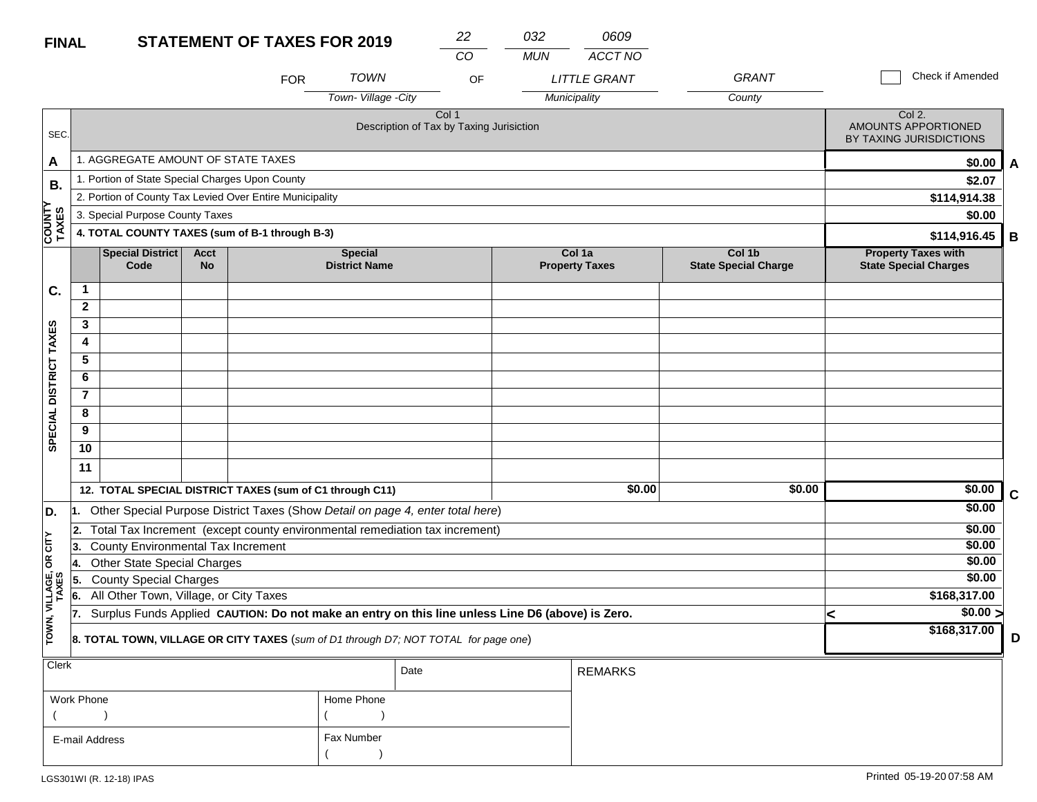**FINAL** **STATEMENT OF TAXES FOR 2019**

| 22 | 032 | 0609 |
|---|---|---|
| CO | MUN | ACCT NO |

FOR *TOWN* (Town- Village -City) OF *LITTLE GRANT* (Municipality) *GRANT* (County)

☐ Check if Amended

| SEC. | Col 1 Description of Tax by Taxing Jurisiction | Col 2. AMOUNTS APPORTIONED BY TAXING JURISDICTIONS | |
|---|---|---|---|
| A | 1. AGGREGATE AMOUNT OF STATE TAXES | $0.00 | A |
| B. COUNTY TAXES | 1. Portion of State Special Charges Upon County | $2.07 | |
| | 2. Portion of County Tax Levied Over Entire Municipality | $114,914.38 | |
| | 3. Special Purpose County Taxes | $0.00 | |
| | **4. TOTAL COUNTY TAXES (sum of B-1 through B-3)** | **$114,916.45** | B |

| SEC. | | Special District Code | Acct No | Special District Name | Col 1a Property Taxes | Col 1b State Special Charge | Property Taxes with State Special Charges | |
|---|---|---|---|---|---|---|---|---|
| C. SPECIAL DISTRICT TAXES | 1 | | | | | | | |
| | 2 | | | | | | | |
| | 3 | | | | | | | |
| | 4 | | | | | | | |
| | 5 | | | | | | | |
| | 6 | | | | | | | |
| | 7 | | | | | | | |
| | 8 | | | | | | | |
| | 9 | | | | | | | |
| | 10 | | | | | | | |
| | 11 | | | | | | | |
| | **12. TOTAL SPECIAL DISTRICT TAXES (sum of C1 through C11)** | | | | **$0.00** | **$0.00** | **$0.00** | C |

| SEC. | Description | Amount | |
|---|---|---|---|
| D. TOWN, VILLAGE, OR CITY TAXES | 1. Other Special Purpose District Taxes (Show *Detail on page 4, enter total here*) | $0.00 | |
| | 2. Total Tax Increment (except county environmental remediation tax increment) | $0.00 | |
| | 3. County Environmental Tax Increment | $0.00 | |
| | 4. Other State Special Charges | $0.00 | |
| | 5. County Special Charges | $0.00 | |
| | 6. All Other Town, Village, or City Taxes | $168,317.00 | |
| | 7. Surplus Funds Applied **CAUTION: Do not make an entry on this line unless Line D6 (above) is Zero.** | < $0.00 > | |
| | **8. TOTAL TOWN, VILLAGE OR CITY TAXES** (*sum of D1 through D7; NOT TOTAL for page one*) | **$168,317.00** | D |

| Clerk | Date | REMARKS |
|---|---|---|
| Work Phone ( ) | Home Phone ( ) | |
| E-mail Address | Fax Number ( ) | |

LGS301WI (R. 12-18) IPAS

Printed 05-19-20 07:58 AM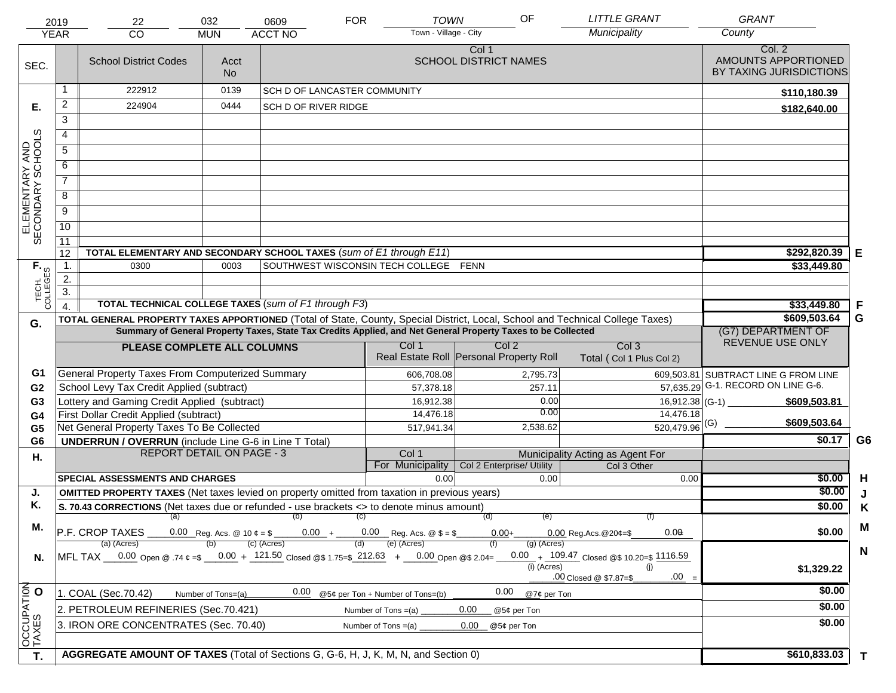| 2019 | 22 | 032 | 0609 | FOR | TOWN | OF | LITTLE GRANT | GRANT |
|---|---|---|---|---|---|---|---|---|
| YEAR | CO | MUN | ACCT NO | | Town - Village - City | | Municipality | County |

| SEC. | | School District Codes | Acct No | Col 1 SCHOOL DISTRICT NAMES | Col. 2 AMOUNTS APPORTIONED BY TAXING JURISDICTIONS | |
|---|---|---|---|---|---|---|
| E. ELEMENTARY AND SECONDARY SCHOOLS | 1 | 222912 | 0139 | SCH D OF LANCASTER COMMUNITY | $110,180.39 | |
| | 2 | 224904 | 0444 | SCH D OF RIVER RIDGE | $182,640.00 | |
| | 3 | | | | | |
| | 4 | | | | | |
| | 5 | | | | | |
| | 6 | | | | | |
| | 7 | | | | | |
| | 8 | | | | | |
| | 9 | | | | | |
| | 10 | | | | | |
| | 11 | | | | | |
| | 12 | TOTAL ELEMENTARY AND SECONDARY SCHOOL TAXES (*sum of E1 through E11*) | | | $292,820.39 | E |
| F. TECH. COLLEGES | 1. | 0300 | 0003 | SOUTHWEST WISCONSIN TECH COLLEGE FENN | $33,449.80 | |
| | 2. | | | | | |
| | 3. | | | | | |
| | 4. | TOTAL TECHNICAL COLLEGE TAXES (*sum of F1 through F3*) | | | $33,449.80 | F |
| G. | | TOTAL GENERAL PROPERTY TAXES APPORTIONED (Total of State, County, Special District, Local, School and Technical College Taxes) | | | $609,503.64 | G |

**Summary of General Property Taxes, State Tax Credits Applied, and Net General Property Taxes to be Collected**

| | PLEASE COMPLETE ALL COLUMNS | Col 1 Real Estate Roll | Col 2 Personal Property Roll | Col 3 Total ( Col 1 Plus Col 2) | (G7) DEPARTMENT OF REVENUE USE ONLY | |
|---|---|---|---|---|---|---|
| G1 | General Property Taxes From Computerized Summary | 606,708.08 | 2,795.73 | 609,503.81 | SUBTRACT LINE G FROM LINE G-1. RECORD ON LINE G-6. | |
| G2 | School Levy Tax Credit Applied (subtract) | 57,378.18 | 257.11 | 57,635.29 | | |
| G3 | Lottery and Gaming Credit Applied (subtract) | 16,912.38 | 0.00 | 16,912.38 | (G-1) $609,503.81 | |
| G4 | First Dollar Credit Applied (subtract) | 14,476.18 | 0.00 | 14,476.18 | | |
| G5 | Net General Property Taxes To Be Collected | 517,941.34 | 2,538.62 | 520,479.96 | (G) $609,503.64 | |
| G6 | UNDERRUN / OVERRUN (include Line G-6 in Line T Total) | | | | $0.17 | G6 |

| H. | REPORT DETAIL ON PAGE - 3 | Col 1 For Municipality | Col 2 Enterprise/ Utility (Municipality Acting as Agent For) | Col 3 Other (Municipality Acting as Agent For) | | |
|---|---|---|---|---|---|---|
| | SPECIAL ASSESSMENTS AND CHARGES | 0.00 | 0.00 | 0.00 | $0.00 | H |
| J. | OMITTED PROPERTY TAXES (Net taxes levied on property omitted from taxation in previous years) | | | | $0.00 | J |
| K. | S. 70.43 CORRECTIONS (Net taxes due or refunded - use brackets <> to denote minus amount) | | | | $0.00 | K |
| M. | P.F. CROP TAXES (a) 0.00 Reg. Acs. @ 10 ¢ = $ (b) 0.00 + (c) 0.00 Reg. Acs. @ $ = $ (d) 0.00 + (e) 0.00 Reg.Acs.@20¢=$ (f) 0.00 | | | | $0.00 | M |
| N. | MFL TAX (a) (Acres) 0.00 Open @ .74 ¢ =$ (b) 0.00 + (c) (Acres) 121.50 Closed @$ 1.75=$ (d) 212.63 + (e) (Acres) 0.00 Open @$ 2.04= (f) 0.00 + (g) (Acres) 109.47 Closed @$ 10.20=$ 1116.59 + (i) (Acres) .00 Closed @ $7.87=$ (j) .00 = | | | | $1,329.22 | N |
| O OCCUPATION TAXES | 1. COAL (Sec.70.42) Number of Tons=(a) 0.00 @5¢ per Ton + Number of Tons=(b) 0.00 @7¢ per Ton | | | | $0.00 | |
| | 2. PETROLEUM REFINERIES (Sec.70.421) Number of Tons =(a) 0.00 @5¢ per Ton | | | | $0.00 | |
| | 3. IRON ORE CONCENTRATES (Sec. 70.40) Number of Tons =(a) 0.00 @5¢ per Ton | | | | $0.00 | |
| T. | AGGREGATE AMOUNT OF TAXES (Total of Sections G, G-6, H, J, K, M, N, and Section 0) | | | | $610,833.03 | T |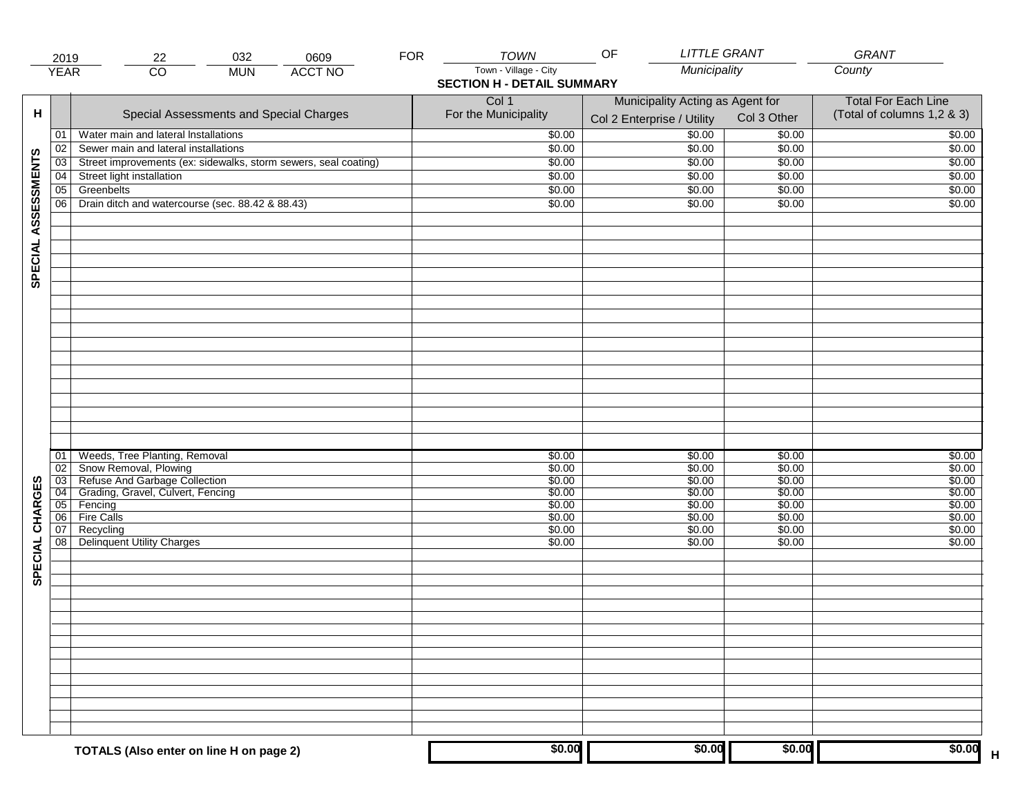| 2019 | 22 | 032 | 0609 | FOR | TOWN | OF | LITTLE GRANT | GRANT |
|---|---|---|---|---|---|---|---|---|
| YEAR | CO | MUN | ACCT NO | | Town - Village - City | | Municipality | County |

## SECTION H - DETAIL SUMMARY

| H | | Special Assessments and Special Charges | Col 1 For the Municipality | Municipality Acting as Agent for Col 2 Enterprise / Utility | Col 3 Other | Total For Each Line (Total of columns 1,2 & 3) |
|---|---|---|---|---|---|---|
| SPECIAL ASSESSMENTS | 01 | Water main and lateral Installations | $0.00 | $0.00 | $0.00 | $0.00 |
| | 02 | Sewer main and lateral installations | $0.00 | $0.00 | $0.00 | $0.00 |
| | 03 | Street improvements (ex: sidewalks, storm sewers, seal coating) | $0.00 | $0.00 | $0.00 | $0.00 |
| | 04 | Street light installation | $0.00 | $0.00 | $0.00 | $0.00 |
| | 05 | Greenbelts | $0.00 | $0.00 | $0.00 | $0.00 |
| | 06 | Drain ditch and watercourse (sec. 88.42 & 88.43) | $0.00 | $0.00 | $0.00 | $0.00 |
| SPECIAL CHARGES | 01 | Weeds, Tree Planting, Removal | $0.00 | $0.00 | $0.00 | $0.00 |
| | 02 | Snow Removal, Plowing | $0.00 | $0.00 | $0.00 | $0.00 |
| | 03 | Refuse And Garbage Collection | $0.00 | $0.00 | $0.00 | $0.00 |
| | 04 | Grading, Gravel, Culvert, Fencing | $0.00 | $0.00 | $0.00 | $0.00 |
| | 05 | Fencing | $0.00 | $0.00 | $0.00 | $0.00 |
| | 06 | Fire Calls | $0.00 | $0.00 | $0.00 | $0.00 |
| | 07 | Recycling | $0.00 | $0.00 | $0.00 | $0.00 |
| | 08 | Delinquent Utility Charges | $0.00 | $0.00 | $0.00 | $0.00 |
| | | **TOTALS (Also enter on line H on page 2)** | **$0.00** | **$0.00** | **$0.00** | **$0.00** H |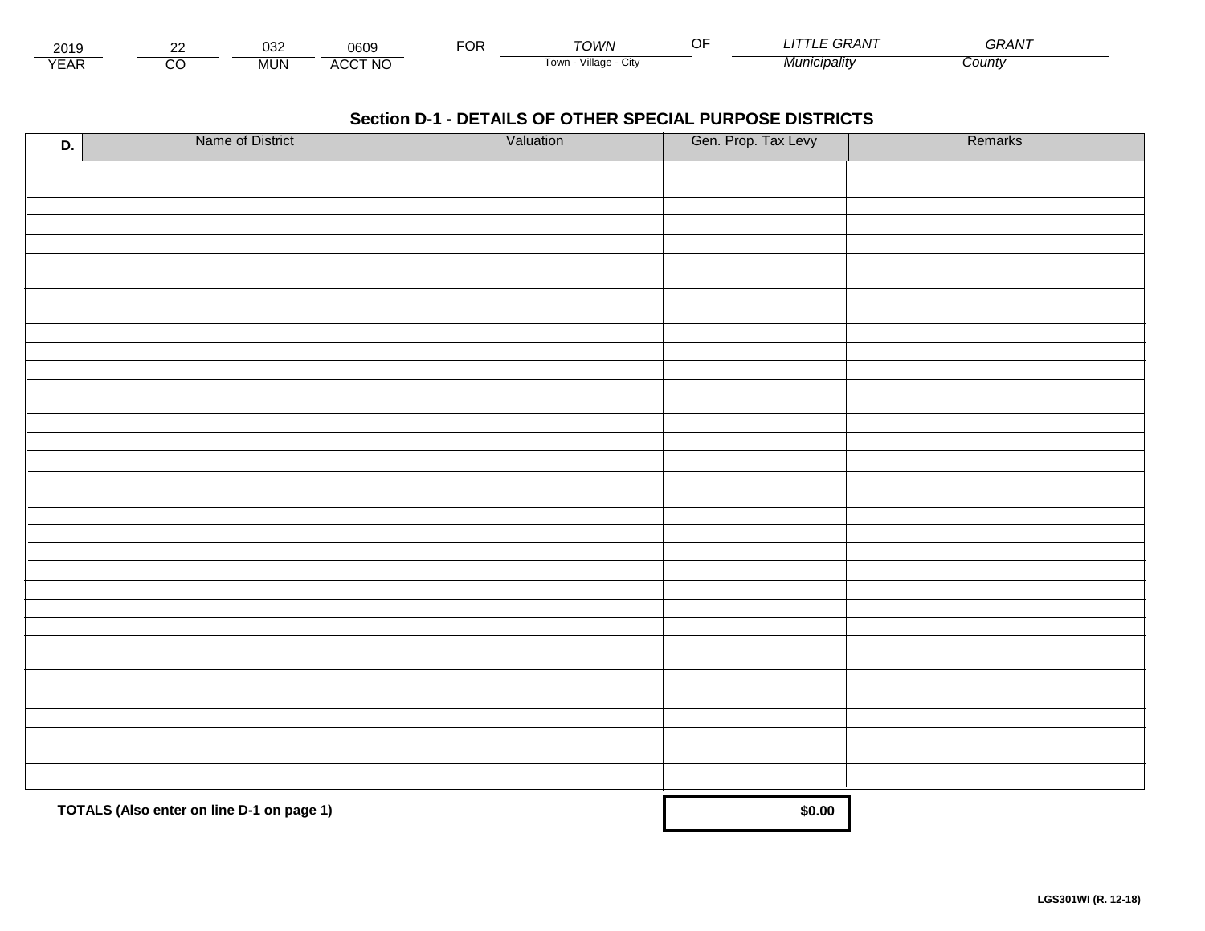| 2019 | 22 | 032 | 0609 | FOR | TOWN | OF | LITTLE GRANT | GRANT |
|---|---|---|---|---|---|---|---|---|
| YEAR | CO | MUN | ACCT NO | | Town - Village - City | | Municipality | County |

## Section D-1 - DETAILS OF OTHER SPECIAL PURPOSE DISTRICTS

| | D. | Name of District | Valuation | Gen. Prop. Tax Levy | Remarks |
|---|---|---|---|---|---|
| | | | | | |
| | | | | | |
| | | | | | |
| | | | | | |
| | | | | | |
| | | | | | |
| | | | | | |
| | | | | | |
| | | | | | |
| | | | | | |
| | | | | | |
| | | | | | |
| | | | | | |
| | | | | | |
| | | | | | |
| | | | | | |
| | | | | | |
| | | | | | |
| | | | | | |
| | | | | | |
| | | | | | |
| | | | | | |
| | | | | | |
| | | | | | |
| | | | | | |
| | | | | | |
| | | | | | |
| | | | | | |
| | | | | | |
| | | | | | |
| | | | | | |
| | | | | | |
| | | | | | |
| | | | | | |
| | | | | | |
| | | | | | |

**TOTALS (Also enter on line D-1 on page 1)** **$0.00**

**LGS301WI (R. 12-18)**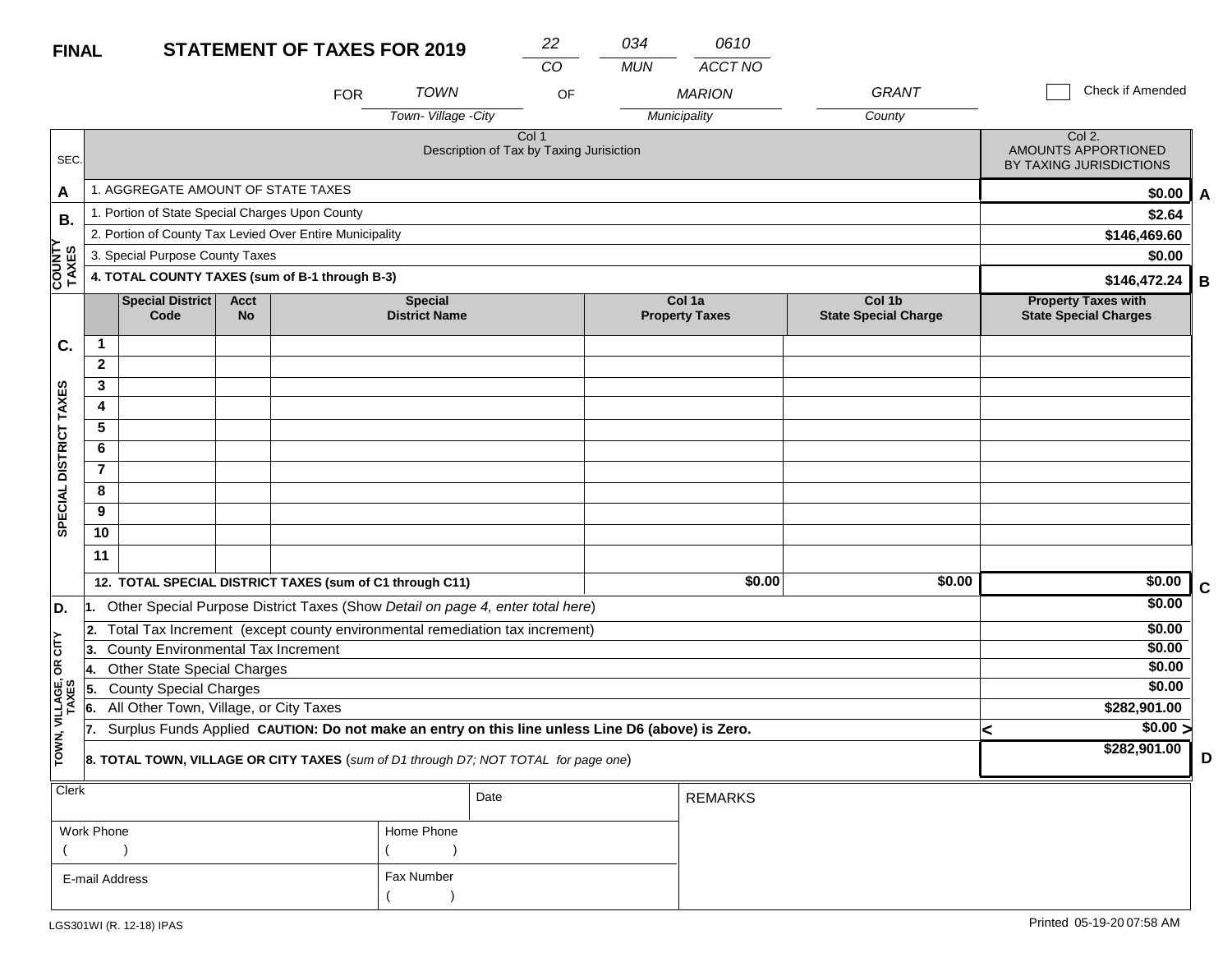**FINAL** **STATEMENT OF TAXES FOR 2019**

| 22 | 034 | 0610 |
|---|---|---|
| CO | MUN | ACCT NO |

FOR *TOWN* (Town- Village -City) OF *MARION* (Municipality) *GRANT* (County)

☐ Check if Amended

| SEC. | Col 1 Description of Tax by Taxing Jurisiction | Col 2. AMOUNTS APPORTIONED BY TAXING JURISDICTIONS | |
|---|---|---|---|
| A | 1. AGGREGATE AMOUNT OF STATE TAXES | $0.00 | A |
| B. COUNTY TAXES | 1. Portion of State Special Charges Upon County | $2.64 | |
| | 2. Portion of County Tax Levied Over Entire Municipality | $146,469.60 | |
| | 3. Special Purpose County Taxes | $0.00 | |
| | **4. TOTAL COUNTY TAXES (sum of B-1 through B-3)** | **$146,472.24** | B |

| SEC. | | Special District Code | Acct No | Special District Name | Col 1a Property Taxes | Col 1b State Special Charge | Property Taxes with State Special Charges | |
|---|---|---|---|---|---|---|---|---|
| C. SPECIAL DISTRICT TAXES | 1 | | | | | | | |
| | 2 | | | | | | | |
| | 3 | | | | | | | |
| | 4 | | | | | | | |
| | 5 | | | | | | | |
| | 6 | | | | | | | |
| | 7 | | | | | | | |
| | 8 | | | | | | | |
| | 9 | | | | | | | |
| | 10 | | | | | | | |
| | 11 | | | | | | | |
| | **12. TOTAL SPECIAL DISTRICT TAXES (sum of C1 through C11)** | | | | $0.00 | $0.00 | $0.00 | C |

| SEC. | Description | Amount | |
|---|---|---|---|
| D. TOWN, VILLAGE, OR CITY TAXES | 1. Other Special Purpose District Taxes (Show *Detail on page 4, enter total here*) | $0.00 | |
| | 2. Total Tax Increment (except county environmental remediation tax increment) | $0.00 | |
| | 3. County Environmental Tax Increment | $0.00 | |
| | 4. Other State Special Charges | $0.00 | |
| | 5. County Special Charges | $0.00 | |
| | 6. All Other Town, Village, or City Taxes | $282,901.00 | |
| | 7. Surplus Funds Applied **CAUTION: Do not make an entry on this line unless Line D6 (above) is Zero.** | < $0.00 > | |
| | **8. TOTAL TOWN, VILLAGE OR CITY TAXES** (*sum of D1 through D7; NOT TOTAL for page one*) | **$282,901.00** | D |

| Clerk | | Date | REMARKS |
|---|---|---|---|
| Work Phone ( ) | Home Phone ( ) | | |
| E-mail Address | Fax Number ( ) | | |

LGS301WI (R. 12-18) IPAS

Printed 05-19-20 07:58 AM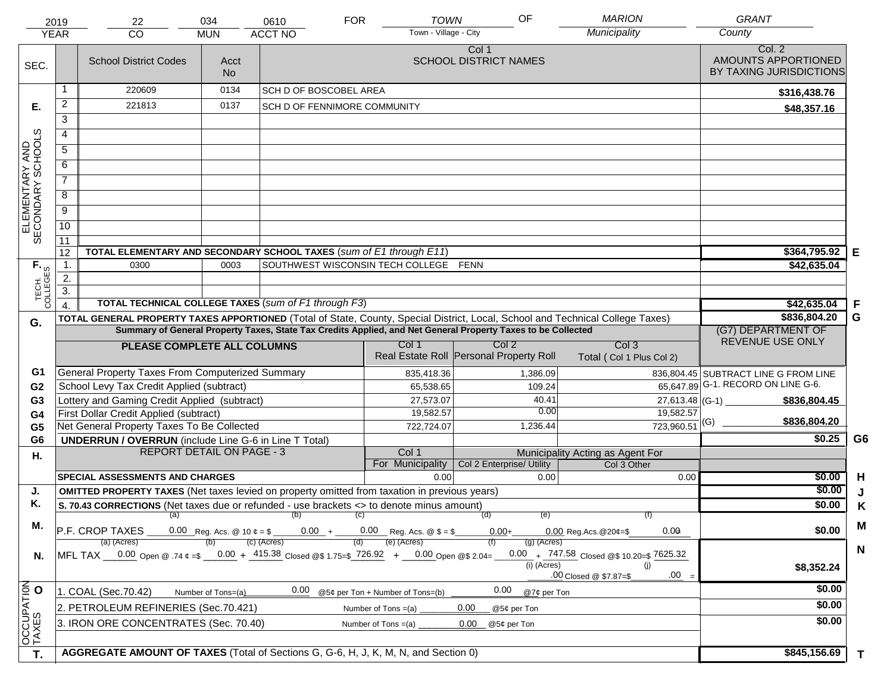| YEAR | CO | MUN | ACCT NO | FOR | Town - Village - City | OF | Municipality | County |
|---|---|---|---|---|---|---|---|---|
| 2019 | 22 | 034 | 0610 | FOR | TOWN | OF | MARION | GRANT |

| SEC. | | School District Codes | Acct No | Col 1 SCHOOL DISTRICT NAMES | Col. 2 AMOUNTS APPORTIONED BY TAXING JURISDICTIONS | |
|---|---|---|---|---|---|---|
| E. ELEMENTARY AND SECONDARY SCHOOLS | 1 | 220609 | 0134 | SCH D OF BOSCOBEL AREA | $316,438.76 | |
| | 2 | 221813 | 0137 | SCH D OF FENNIMORE COMMUNITY | $48,357.16 | |
| | 3 | | | | | |
| | 4 | | | | | |
| | 5 | | | | | |
| | 6 | | | | | |
| | 7 | | | | | |
| | 8 | | | | | |
| | 9 | | | | | |
| | 10 | | | | | |
| | 11 | | | | | |
| | 12 | TOTAL ELEMENTARY AND SECONDARY SCHOOL TAXES (*sum of E1 through E11*) | | | $364,795.92 | E |
| F. TECH. COLLEGES | 1. | 0300 | 0003 | SOUTHWEST WISCONSIN TECH COLLEGE FENN | $42,635.04 | |
| | 2. | | | | | |
| | 3. | | | | | |
| | 4. | TOTAL TECHNICAL COLLEGE TAXES (*sum of F1 through F3*) | | | $42,635.04 | F |
| G. | | TOTAL GENERAL PROPERTY TAXES APPORTIONED (Total of State, County, Special District, Local, School and Technical College Taxes) | | | $836,804.20 | G |

**Summary of General Property Taxes, State Tax Credits Applied, and Net General Property Taxes to be Collected**

| | PLEASE COMPLETE ALL COLUMNS | Col 1 Real Estate Roll | Col 2 Personal Property Roll | Col 3 Total ( Col 1 Plus Col 2) | (G7) DEPARTMENT OF REVENUE USE ONLY | |
|---|---|---|---|---|---|---|
| G1 | General Property Taxes From Computerized Summary | 835,418.36 | 1,386.09 | 836,804.45 | SUBTRACT LINE G FROM LINE G-1. RECORD ON LINE G-6. | |
| G2 | School Levy Tax Credit Applied (subtract) | 65,538.65 | 109.24 | 65,647.89 | | |
| G3 | Lottery and Gaming Credit Applied (subtract) | 27,573.07 | 40.41 | 27,613.48 | (G-1) $836,804.45 | |
| G4 | First Dollar Credit Applied (subtract) | 19,582.57 | 0.00 | 19,582.57 | | |
| G5 | Net General Property Taxes To Be Collected | 722,724.07 | 1,236.44 | 723,960.51 | (G) $836,804.20 | |
| G6 | UNDERRUN / OVERRUN (include Line G-6 in Line T Total) | | | | $0.25 | G6 |

| H. | REPORT DETAIL ON PAGE - 3 | Col 1 For Municipality | Col 2 Enterprise/ Utility | Col 3 Other | | |
|---|---|---|---|---|---|---|
| | SPECIAL ASSESSMENTS AND CHARGES | 0.00 | 0.00 | 0.00 | $0.00 | H |
| J. | OMITTED PROPERTY TAXES (Net taxes levied on property omitted from taxation in previous years) | | | | $0.00 | J |
| K. | S. 70.43 CORRECTIONS (Net taxes due or refunded - use brackets <> to denote minus amount) | | | | $0.00 | K |
| M. | P.F. CROP TAXES (a) 0.00 Reg. Acs. @ 10 ¢ = $ (b) 0.00 + (c) 0.00 Reg. Acs. @ $ = $ (d) 0.00 + (e) 0.00 Reg.Acs.@20¢=$ (f) 0.00 | | | | $0.00 | M |
| N. | MFL TAX (a) (Acres) 0.00 Open @ .74 ¢ =$ (b) 0.00 + (c) (Acres) 415.38 Closed @$ 1.75=$ (d) 726.92 + (e) (Acres) 0.00 Open @$ 2.04= (f) 0.00 + (g) (Acres) 747.58 Closed @$ 10.20=$ 7625.32; (i) (Acres) .00 Closed @ $7.87=$ (j) .00 = | | | | $8,352.24 | N |
| O OCCUPATION TAXES | 1. COAL (Sec.70.42) Number of Tons=(a) 0.00 @5¢ per Ton + Number of Tons=(b) 0.00 @7¢ per Ton | | | | $0.00 | |
| | 2. PETROLEUM REFINERIES (Sec.70.421) Number of Tons =(a) 0.00 @5¢ per Ton | | | | $0.00 | |
| | 3. IRON ORE CONCENTRATES (Sec. 70.40) Number of Tons =(a) 0.00 @5¢ per Ton | | | | $0.00 | |
| T. | AGGREGATE AMOUNT OF TAXES (Total of Sections G, G-6, H, J, K, M, N, and Section 0) | | | | $845,156.69 | T |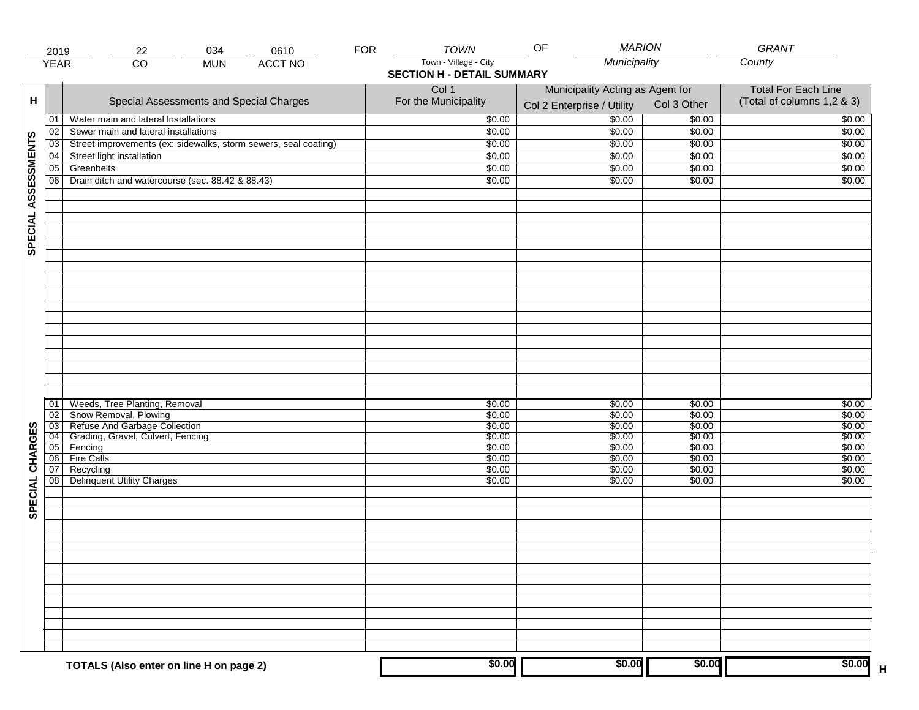| 2019 | 22 | 034 | 0610 | FOR | TOWN | OF | MARION | GRANT |
|---|---|---|---|---|---|---|---|---|
| YEAR | CO | MUN | ACCT NO | | Town - Village - City | | Municipality | County |

## SECTION H - DETAIL SUMMARY

| H | | Special Assessments and Special Charges | Col 1 For the Municipality | Municipality Acting as Agent for Col 2 Enterprise / Utility | Col 3 Other | Total For Each Line (Total of columns 1,2 & 3) |
|---|---|---|---|---|---|---|
| SPECIAL ASSESSMENTS | 01 | Water main and lateral Installations | $0.00 | $0.00 | $0.00 | $0.00 |
| | 02 | Sewer main and lateral installations | $0.00 | $0.00 | $0.00 | $0.00 |
| | 03 | Street improvements (ex: sidewalks, storm sewers, seal coating) | $0.00 | $0.00 | $0.00 | $0.00 |
| | 04 | Street light installation | $0.00 | $0.00 | $0.00 | $0.00 |
| | 05 | Greenbelts | $0.00 | $0.00 | $0.00 | $0.00 |
| | 06 | Drain ditch and watercourse (sec. 88.42 & 88.43) | $0.00 | $0.00 | $0.00 | $0.00 |
| SPECIAL CHARGES | 01 | Weeds, Tree Planting, Removal | $0.00 | $0.00 | $0.00 | $0.00 |
| | 02 | Snow Removal, Plowing | $0.00 | $0.00 | $0.00 | $0.00 |
| | 03 | Refuse And Garbage Collection | $0.00 | $0.00 | $0.00 | $0.00 |
| | 04 | Grading, Gravel, Culvert, Fencing | $0.00 | $0.00 | $0.00 | $0.00 |
| | 05 | Fencing | $0.00 | $0.00 | $0.00 | $0.00 |
| | 06 | Fire Calls | $0.00 | $0.00 | $0.00 | $0.00 |
| | 07 | Recycling | $0.00 | $0.00 | $0.00 | $0.00 |
| | 08 | Delinquent Utility Charges | $0.00 | $0.00 | $0.00 | $0.00 |
| | | **TOTALS (Also enter on line H on page 2)** | **$0.00** | **$0.00** | **$0.00** | **$0.00** H |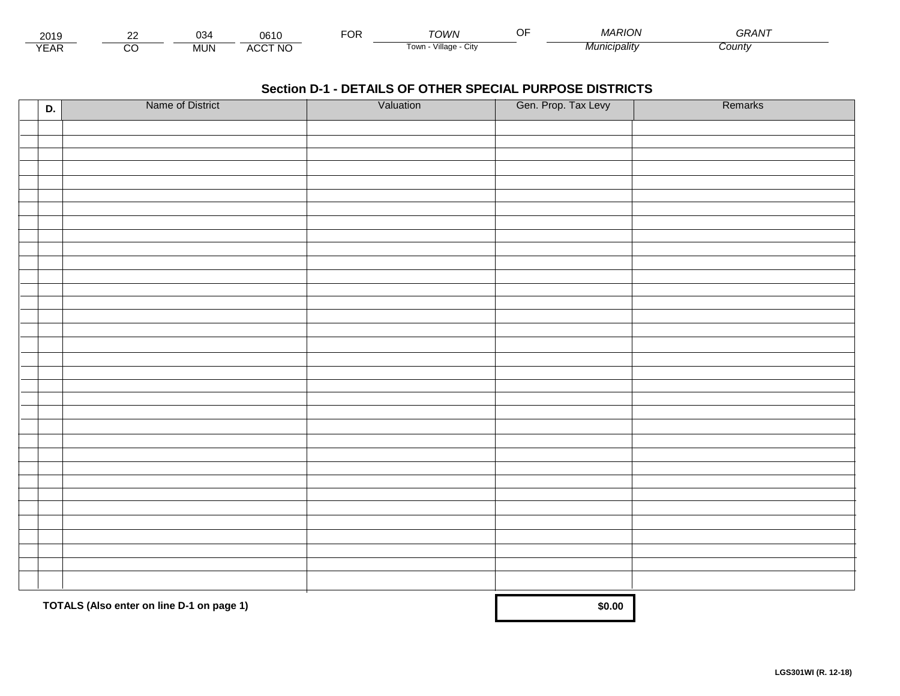| 2019 | 22 | 034 | 0610 | FOR | TOWN | OF | MARION | GRANT |
|---|---|---|---|---|---|---|---|---|
| YEAR | CO | MUN | ACCT NO | | Town - Village - City | | Municipality | County |

## Section D-1 - DETAILS OF OTHER SPECIAL PURPOSE DISTRICTS

| | D. | Name of District | Valuation | Gen. Prop. Tax Levy | Remarks |
|---|---|---|---|---|---|
| | | | | | |
| | | | | | |
| | | | | | |
| | | | | | |
| | | | | | |
| | | | | | |
| | | | | | |
| | | | | | |
| | | | | | |
| | | | | | |
| | | | | | |
| | | | | | |
| | | | | | |
| | | | | | |
| | | | | | |
| | | | | | |
| | | | | | |
| | | | | | |
| | | | | | |
| | | | | | |
| | | | | | |
| | | | | | |
| | | | | | |
| | | | | | |
| | | | | | |
| | | | | | |
| | | | | | |
| | | | | | |
| | | | | | |
| | | | | | |
| | | | | | |
| | | | | | |
| | | | | | |
| | | | | | |
| | | | | | |

**TOTALS (Also enter on line D-1 on page 1)** **$0.00**

**LGS301WI (R. 12-18)**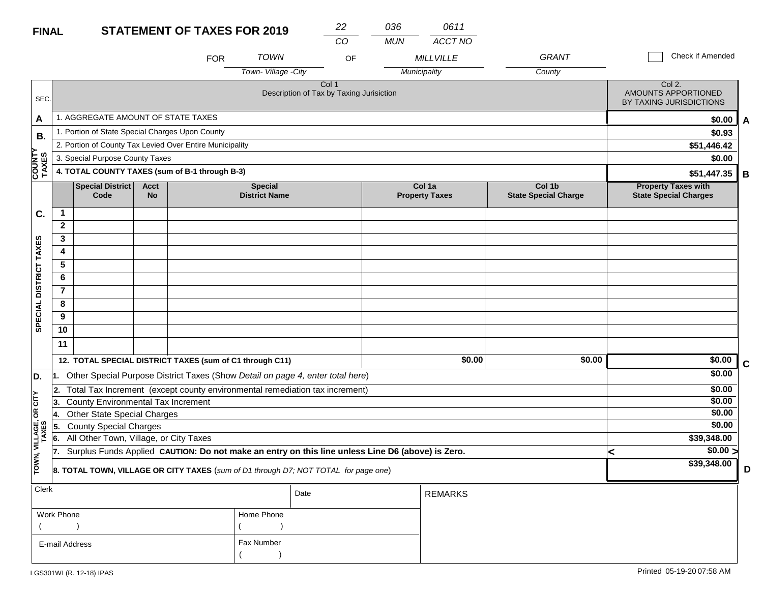**FINAL** **STATEMENT OF TAXES FOR 2019**

| 22 | 036 | 0611 |
|---|---|---|
| CO | MUN | ACCT NO |

FOR *TOWN* (Town- Village -City) OF *MILLVILLE* (Municipality) *GRANT* (County)

☐ Check if Amended

| SEC. | Col 1 Description of Tax by Taxing Jurisiction | Col 2. AMOUNTS APPORTIONED BY TAXING JURISDICTIONS | |
|---|---|---|---|
| A | 1. AGGREGATE AMOUNT OF STATE TAXES | $0.00 | A |
| B. COUNTY TAXES | 1. Portion of State Special Charges Upon County | $0.93 | |
| | 2. Portion of County Tax Levied Over Entire Municipality | $51,446.42 | |
| | 3. Special Purpose County Taxes | $0.00 | |
| | **4. TOTAL COUNTY TAXES (sum of B-1 through B-3)** | $51,447.35 | B |

| SEC. | | Special District Code | Acct No | Special District Name | Col 1a Property Taxes | Col 1b State Special Charge | Property Taxes with State Special Charges | |
|---|---|---|---|---|---|---|---|---|
| C. SPECIAL DISTRICT TAXES | 1 | | | | | | | |
| | 2 | | | | | | | |
| | 3 | | | | | | | |
| | 4 | | | | | | | |
| | 5 | | | | | | | |
| | 6 | | | | | | | |
| | 7 | | | | | | | |
| | 8 | | | | | | | |
| | 9 | | | | | | | |
| | 10 | | | | | | | |
| | 11 | | | | | | | |
| | **12. TOTAL SPECIAL DISTRICT TAXES (sum of C1 through C11)** | | | | $0.00 | $0.00 | $0.00 | C |

| SEC. | Description | Amount | |
|---|---|---|---|
| D. TOWN, VILLAGE, OR CITY TAXES | 1. Other Special Purpose District Taxes (Show *Detail on page 4, enter total here*) | $0.00 | |
| | 2. Total Tax Increment (except county environmental remediation tax increment) | $0.00 | |
| | 3. County Environmental Tax Increment | $0.00 | |
| | 4. Other State Special Charges | $0.00 | |
| | 5. County Special Charges | $0.00 | |
| | 6. All Other Town, Village, or City Taxes | $39,348.00 | |
| | 7. Surplus Funds Applied **CAUTION: Do not make an entry on this line unless Line D6 (above) is Zero.** | < $0.00 > | |
| | **8. TOTAL TOWN, VILLAGE OR CITY TAXES** (*sum of D1 through D7; NOT TOTAL for page one*) | $39,348.00 | D |

| Clerk | | Date | REMARKS |
|---|---|---|---|
| Work Phone ( ) | Home Phone ( ) | | |
| E-mail Address | Fax Number ( ) | | |

LGS301WI (R. 12-18) IPAS

Printed 05-19-20 07:58 AM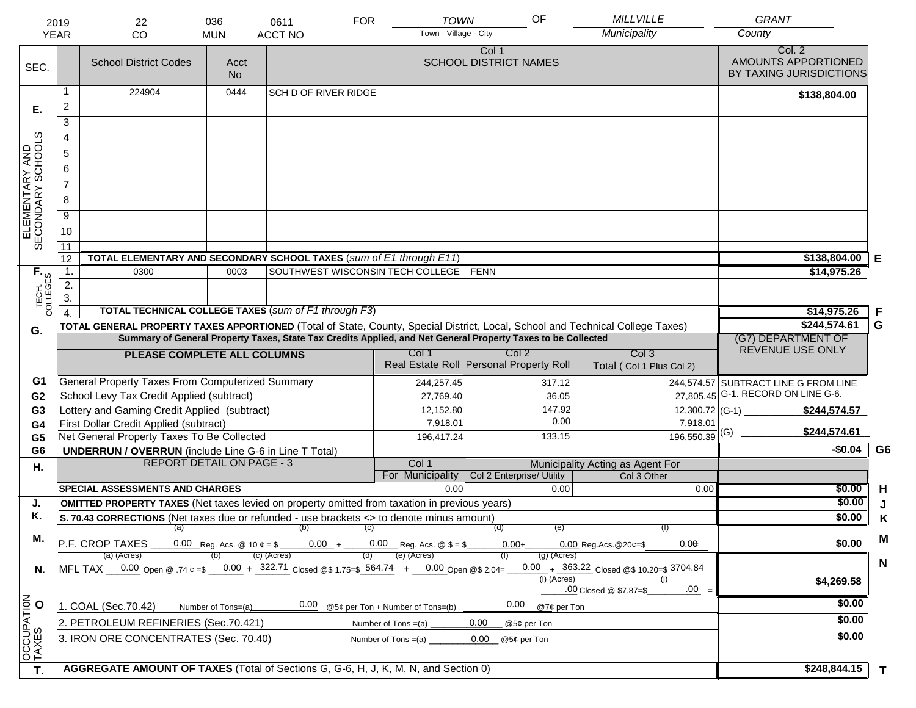| 2019 | 22 | 036 | 0611 | FOR | TOWN | OF | MILLVILLE | GRANT |
|---|---|---|---|---|---|---|---|---|
| YEAR | CO | MUN | ACCT NO | | Town - Village - City | | Municipality | County |

| SEC. | | School District Codes | Acct No | Col 1 SCHOOL DISTRICT NAMES | Col. 2 AMOUNTS APPORTIONED BY TAXING JURISDICTIONS | |
|---|---|---|---|---|---|---|
| E. ELEMENTARY AND SECONDARY SCHOOLS | 1 | 224904 | 0444 | SCH D OF RIVER RIDGE | $138,804.00 | |
| | 2 | | | | | |
| | 3 | | | | | |
| | 4 | | | | | |
| | 5 | | | | | |
| | 6 | | | | | |
| | 7 | | | | | |
| | 8 | | | | | |
| | 9 | | | | | |
| | 10 | | | | | |
| | 11 | | | | | |
| | 12 | TOTAL ELEMENTARY AND SECONDARY SCHOOL TAXES (*sum of E1 through E11*) | | | $138,804.00 | E |
| F. TECH. COLLEGES | 1. | 0300 | 0003 | SOUTHWEST WISCONSIN TECH COLLEGE FENN | $14,975.26 | |
| | 2. | | | | | |
| | 3. | | | | | |
| | 4. | TOTAL TECHNICAL COLLEGE TAXES (*sum of F1 through F3*) | | | $14,975.26 | F |
| G. | | TOTAL GENERAL PROPERTY TAXES APPORTIONED (Total of State, County, Special District, Local, School and Technical College Taxes) | | | $244,574.61 | G |

**Summary of General Property Taxes, State Tax Credits Applied, and Net General Property Taxes to be Collected**

| | PLEASE COMPLETE ALL COLUMNS | Col 1 Real Estate Roll | Col 2 Personal Property Roll | Col 3 Total ( Col 1 Plus Col 2) | (G7) DEPARTMENT OF REVENUE USE ONLY | |
|---|---|---|---|---|---|---|
| G1 | General Property Taxes From Computerized Summary | 244,257.45 | 317.12 | 244,574.57 | SUBTRACT LINE G FROM LINE G-1. RECORD ON LINE G-6. | |
| G2 | School Levy Tax Credit Applied (subtract) | 27,769.40 | 36.05 | 27,805.45 | | |
| G3 | Lottery and Gaming Credit Applied (subtract) | 12,152.80 | 147.92 | 12,300.72 | (G-1) $244,574.57 | |
| G4 | First Dollar Credit Applied (subtract) | 7,918.01 | 0.00 | 7,918.01 | | |
| G5 | Net General Property Taxes To Be Collected | 196,417.24 | 133.15 | 196,550.39 | (G) $244,574.61 | |
| G6 | UNDERRUN / OVERRUN (include Line G-6 in Line T Total) | | | | -$0.04 | G6 |

| H. | REPORT DETAIL ON PAGE - 3 | Col 1 For Municipality | Col 2 Enterprise/ Utility (Municipality Acting as Agent For) | Col 3 Other | | |
|---|---|---|---|---|---|---|
| | SPECIAL ASSESSMENTS AND CHARGES | 0.00 | 0.00 | 0.00 | $0.00 | H |
| J. | OMITTED PROPERTY TAXES (Net taxes levied on property omitted from taxation in previous years) | | | | $0.00 | J |
| K. | S. 70.43 CORRECTIONS (Net taxes due or refunded - use brackets <> to denote minus amount) | | | | $0.00 | K |
| M. | P.F. CROP TAXES (a) 0.00 Reg. Acs. @ 10 ¢ = $ (b) 0.00 + (c) 0.00 Reg. Acs. @ $ = $ (d) 0.00 + (e) 0.00 Reg.Acs.@20¢=$ (f) 0.00 | | | | $0.00 | M |
| N. | MFL TAX (a) (Acres) 0.00 Open @ .74 ¢ =$ (b) 0.00 + (c) (Acres) 322.71 Closed @$ 1.75=$ (d) 564.74 + (e) (Acres) 0.00 Open @$ 2.04= (f) 0.00 + (g) (Acres) 363.22 Closed @$ 10.20=$ 3704.84 (i) (Acres) .00 Closed @ $7.87=$ (j) .00 = | | | | $4,269.58 | N |
| O OCCUPATION TAXES | 1. COAL (Sec.70.42) Number of Tons=(a) 0.00 @5¢ per Ton + Number of Tons=(b) 0.00 @7¢ per Ton | | | | $0.00 | |
| | 2. PETROLEUM REFINERIES (Sec.70.421) Number of Tons =(a) 0.00 @5¢ per Ton | | | | $0.00 | |
| | 3. IRON ORE CONCENTRATES (Sec. 70.40) Number of Tons =(a) 0.00 @5¢ per Ton | | | | $0.00 | |
| T. | AGGREGATE AMOUNT OF TAXES (Total of Sections G, G-6, H, J, K, M, N, and Section 0) | | | | $248,844.15 | T |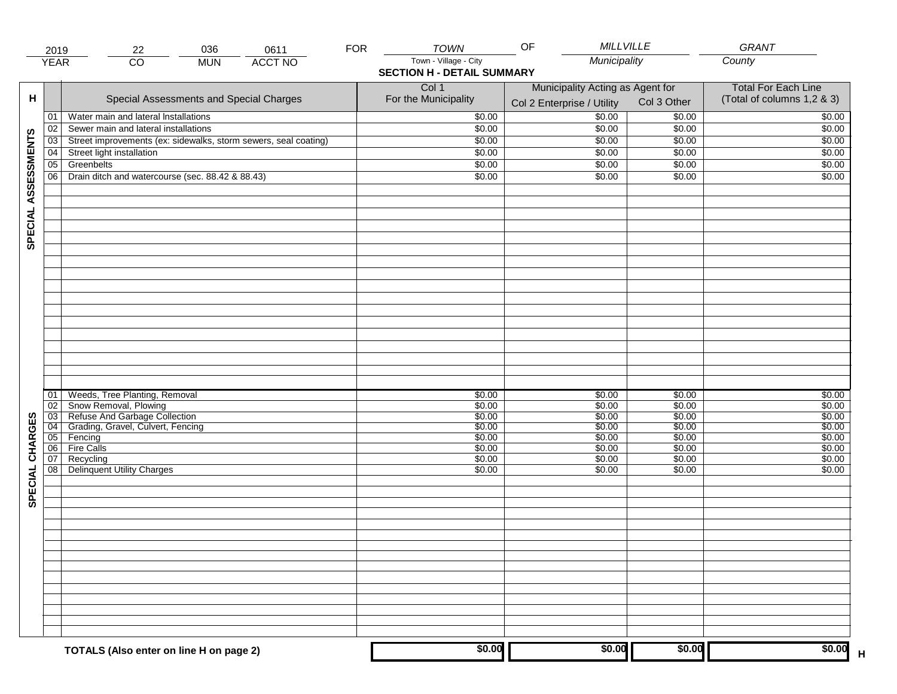| 2019 | 22 | 036 | 0611 | FOR | TOWN | OF | MILLVILLE | GRANT |
|---|---|---|---|---|---|---|---|---|
| YEAR | CO | MUN | ACCT NO | | Town - Village - City | | Municipality | County |

## SECTION H - DETAIL SUMMARY

| H | | Special Assessments and Special Charges | Col 1 For the Municipality | Municipality Acting as Agent for Col 2 Enterprise / Utility | Col 3 Other | Total For Each Line (Total of columns 1,2 & 3) |
|---|---|---|---|---|---|---|
| SPECIAL ASSESSMENTS | 01 | Water main and lateral Installations | $0.00 | $0.00 | $0.00 | $0.00 |
| | 02 | Sewer main and lateral installations | $0.00 | $0.00 | $0.00 | $0.00 |
| | 03 | Street improvements (ex: sidewalks, storm sewers, seal coating) | $0.00 | $0.00 | $0.00 | $0.00 |
| | 04 | Street light installation | $0.00 | $0.00 | $0.00 | $0.00 |
| | 05 | Greenbelts | $0.00 | $0.00 | $0.00 | $0.00 |
| | 06 | Drain ditch and watercourse (sec. 88.42 & 88.43) | $0.00 | $0.00 | $0.00 | $0.00 |
| SPECIAL CHARGES | 01 | Weeds, Tree Planting, Removal | $0.00 | $0.00 | $0.00 | $0.00 |
| | 02 | Snow Removal, Plowing | $0.00 | $0.00 | $0.00 | $0.00 |
| | 03 | Refuse And Garbage Collection | $0.00 | $0.00 | $0.00 | $0.00 |
| | 04 | Grading, Gravel, Culvert, Fencing | $0.00 | $0.00 | $0.00 | $0.00 |
| | 05 | Fencing | $0.00 | $0.00 | $0.00 | $0.00 |
| | 06 | Fire Calls | $0.00 | $0.00 | $0.00 | $0.00 |
| | 07 | Recycling | $0.00 | $0.00 | $0.00 | $0.00 |
| | 08 | Delinquent Utility Charges | $0.00 | $0.00 | $0.00 | $0.00 |
| | | **TOTALS (Also enter on line H on page 2)** | **$0.00** | **$0.00** | **$0.00** | **$0.00** H |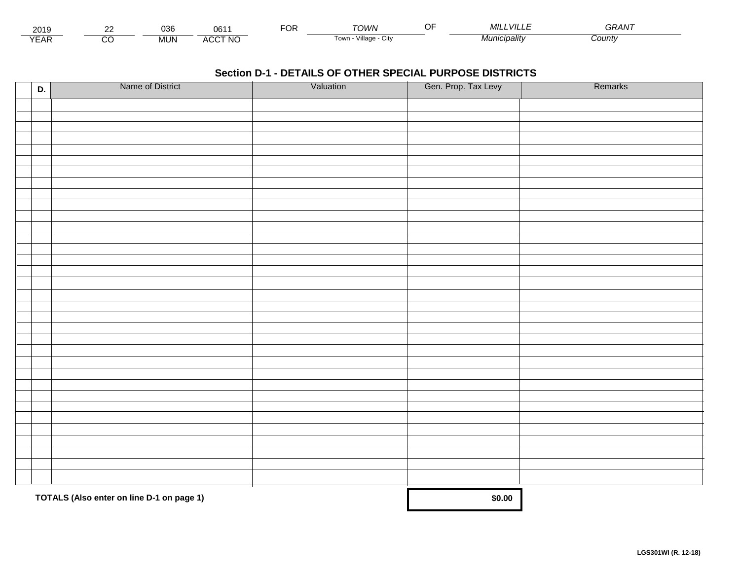| 2019 | 22 | 036 | 0611 | FOR | TOWN | OF | MILLVILLE | GRANT |
|---|---|---|---|---|---|---|---|---|
| YEAR | CO | MUN | ACCT NO | | Town - Village - City | | Municipality | County |

## Section D-1 - DETAILS OF OTHER SPECIAL PURPOSE DISTRICTS

| | D. | Name of District | Valuation | Gen. Prop. Tax Levy | Remarks |
|---|---|---|---|---|---|
| | | | | | |
| | | | | | |
| | | | | | |
| | | | | | |
| | | | | | |
| | | | | | |
| | | | | | |
| | | | | | |
| | | | | | |
| | | | | | |
| | | | | | |
| | | | | | |
| | | | | | |
| | | | | | |
| | | | | | |
| | | | | | |
| | | | | | |
| | | | | | |
| | | | | | |
| | | | | | |
| | | | | | |
| | | | | | |
| | | | | | |
| | | | | | |
| | | | | | |
| | | | | | |
| | | | | | |
| | | | | | |
| | | | | | |
| | | | | | |
| | | | | | |
| | | | | | |
| | | | | | |
| | | | | | |
| | | | | | |
| | | **TOTALS (Also enter on line D-1 on page 1)** | | **$0.00** | |

LGS301WI (R. 12-18)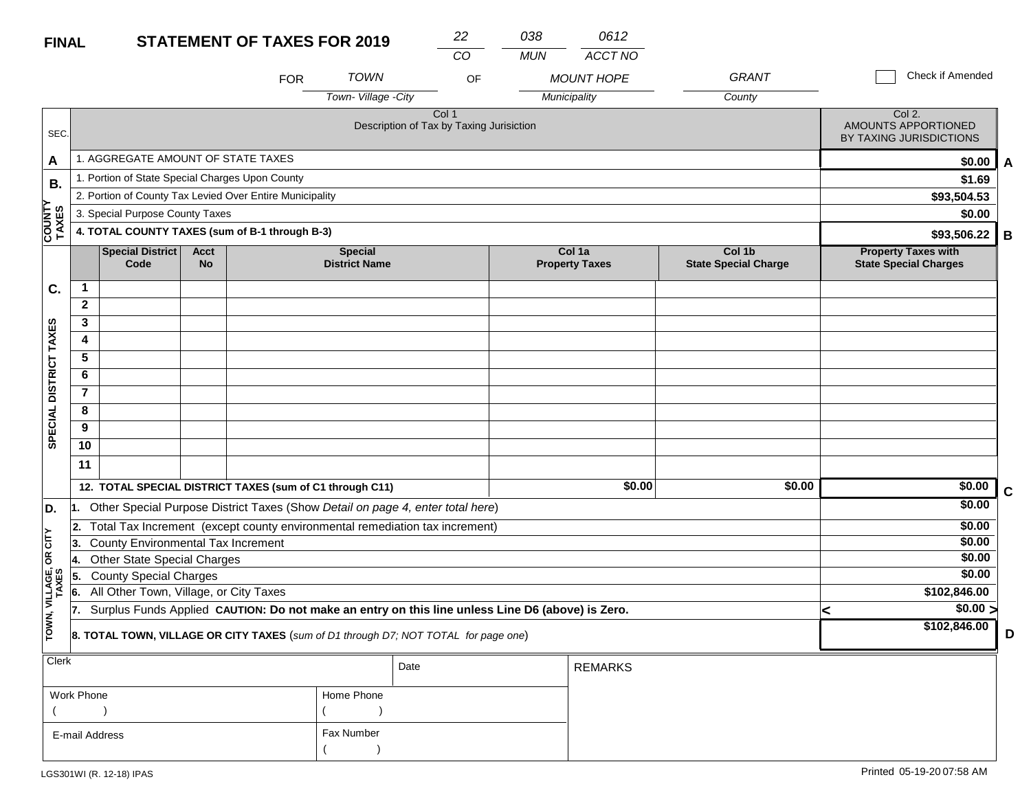**FINAL** **STATEMENT OF TAXES FOR 2019**

| 22 | 038 | 0612 |
|---|---|---|
| CO | MUN | ACCT NO |

FOR *TOWN* (Town- Village -City) OF *MOUNT HOPE* (Municipality) *GRANT* (County)

☐ Check if Amended

| SEC. | Col 1 Description of Tax by Taxing Jurisiction | Col 2. AMOUNTS APPORTIONED BY TAXING JURISDICTIONS | |
|---|---|---|---|
| A | 1. AGGREGATE AMOUNT OF STATE TAXES | $0.00 | A |
| B. COUNTY TAXES | 1. Portion of State Special Charges Upon County | $1.69 | |
| | 2. Portion of County Tax Levied Over Entire Municipality | $93,504.53 | |
| | 3. Special Purpose County Taxes | $0.00 | |
| | **4. TOTAL COUNTY TAXES (sum of B-1 through B-3)** | **$93,506.22** | B |

| SEC. | | Special District Code | Acct No | Special District Name | Col 1a Property Taxes | Col 1b State Special Charge | Property Taxes with State Special Charges | |
|---|---|---|---|---|---|---|---|---|
| C. SPECIAL DISTRICT TAXES | 1 | | | | | | | |
| | 2 | | | | | | | |
| | 3 | | | | | | | |
| | 4 | | | | | | | |
| | 5 | | | | | | | |
| | 6 | | | | | | | |
| | 7 | | | | | | | |
| | 8 | | | | | | | |
| | 9 | | | | | | | |
| | 10 | | | | | | | |
| | 11 | | | | | | | |
| | **12. TOTAL SPECIAL DISTRICT TAXES (sum of C1 through C11)** | | | | $0.00 | $0.00 | $0.00 | C |

| SEC. | Description | Amount | |
|---|---|---|---|
| D. TOWN, VILLAGE, OR CITY TAXES | 1. Other Special Purpose District Taxes (Show *Detail on page 4, enter total here*) | $0.00 | |
| | 2. Total Tax Increment (except county environmental remediation tax increment) | $0.00 | |
| | 3. County Environmental Tax Increment | $0.00 | |
| | 4. Other State Special Charges | $0.00 | |
| | 5. County Special Charges | $0.00 | |
| | 6. All Other Town, Village, or City Taxes | $102,846.00 | |
| | 7. Surplus Funds Applied **CAUTION: Do not make an entry on this line unless Line D6 (above) is Zero.** | < $0.00 > | |
| | **8. TOTAL TOWN, VILLAGE OR CITY TAXES** (*sum of D1 through D7; NOT TOTAL for page one*) | **$102,846.00** | D |

| Clerk | | Date | REMARKS |
|---|---|---|---|
| Work Phone ( ) | Home Phone ( ) | | |
| E-mail Address | Fax Number ( ) | | |

LGS301WI (R. 12-18) IPAS

Printed 05-19-20 07:58 AM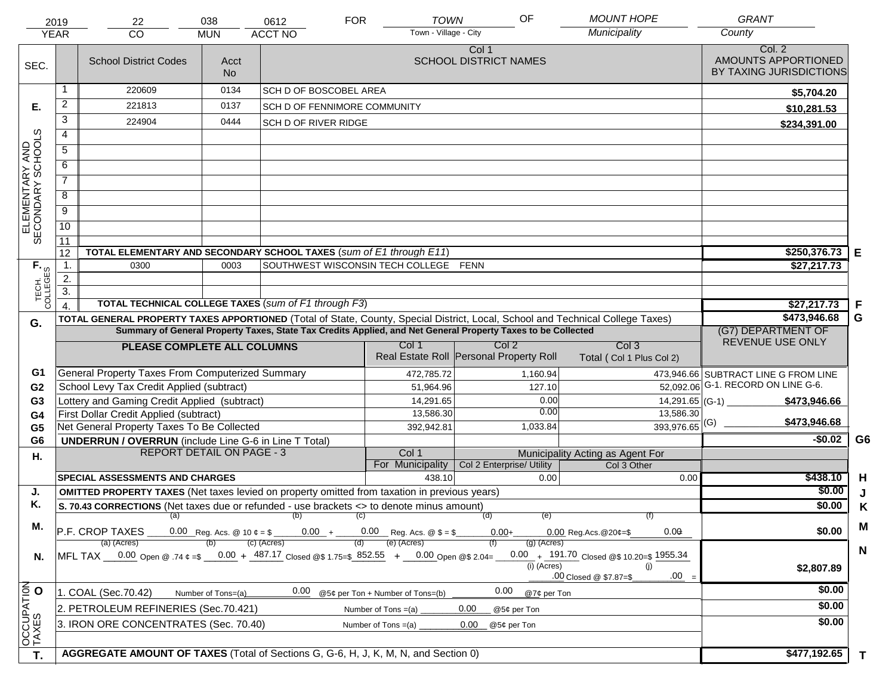| 2019 | 22 | 038 | 0612 | FOR | TOWN | OF | MOUNT HOPE | GRANT |
|---|---|---|---|---|---|---|---|---|
| YEAR | CO | MUN | ACCT NO | | Town - Village - City | | Municipality | County |

| SEC. | | School District Codes | Acct No | Col 1 SCHOOL DISTRICT NAMES | Col. 2 AMOUNTS APPORTIONED BY TAXING JURISDICTIONS | |
|---|---|---|---|---|---|---|
| E. ELEMENTARY AND SECONDARY SCHOOLS | 1 | 220609 | 0134 | SCH D OF BOSCOBEL AREA | $5,704.20 | |
| | 2 | 221813 | 0137 | SCH D OF FENNIMORE COMMUNITY | $10,281.53 | |
| | 3 | 224904 | 0444 | SCH D OF RIVER RIDGE | $234,391.00 | |
| | 4 | | | | | |
| | 5 | | | | | |
| | 6 | | | | | |
| | 7 | | | | | |
| | 8 | | | | | |
| | 9 | | | | | |
| | 10 | | | | | |
| | 11 | | | | | |
| | 12 | TOTAL ELEMENTARY AND SECONDARY SCHOOL TAXES (*sum of E1 through E11*) | | | $250,376.73 | E |
| F. TECH. COLLEGES | 1. | 0300 | 0003 | SOUTHWEST WISCONSIN TECH COLLEGE FENN | $27,217.73 | |
| | 2. | | | | | |
| | 3. | | | | | |
| | 4. | TOTAL TECHNICAL COLLEGE TAXES (*sum of F1 through F3*) | | | $27,217.73 | F |
| G. | | TOTAL GENERAL PROPERTY TAXES APPORTIONED (Total of State, County, Special District, Local, School and Technical College Taxes) | | | $473,946.68 | G |

**Summary of General Property Taxes, State Tax Credits Applied, and Net General Property Taxes to be Collected**

| | PLEASE COMPLETE ALL COLUMNS | Col 1 Real Estate Roll | Col 2 Personal Property Roll | Col 3 Total ( Col 1 Plus Col 2) | (G7) DEPARTMENT OF REVENUE USE ONLY | |
|---|---|---|---|---|---|---|
| G1 | General Property Taxes From Computerized Summary | 472,785.72 | 1,160.94 | 473,946.66 | SUBTRACT LINE G FROM LINE G-1. RECORD ON LINE G-6. | |
| G2 | School Levy Tax Credit Applied (subtract) | 51,964.96 | 127.10 | 52,092.06 | | |
| G3 | Lottery and Gaming Credit Applied (subtract) | 14,291.65 | 0.00 | 14,291.65 | (G-1) $473,946.66 | |
| G4 | First Dollar Credit Applied (subtract) | 13,586.30 | 0.00 | 13,586.30 | | |
| G5 | Net General Property Taxes To Be Collected | 392,942.81 | 1,033.84 | 393,976.65 | (G) $473,946.68 | |
| G6 | UNDERRUN / OVERRUN (include Line G-6 in Line T Total) | | | | -$0.02 | G6 |

| H. | REPORT DETAIL ON PAGE - 3 | Col 1 For Municipality | Col 2 Enterprise/ Utility (Municipality Acting as Agent For) | Col 3 Other | | |
|---|---|---|---|---|---|---|
| | SPECIAL ASSESSMENTS AND CHARGES | 438.10 | 0.00 | 0.00 | $438.10 | H |
| J. | OMITTED PROPERTY TAXES (Net taxes levied on property omitted from taxation in previous years) | | | | $0.00 | J |
| K. | S. 70.43 CORRECTIONS (Net taxes due or refunded - use brackets <> to denote minus amount) | | | | $0.00 | K |
| M. | P.F. CROP TAXES (a) 0.00 Reg. Acs. @ 10 ¢ = $ (b) 0.00 + (c) 0.00 Reg. Acs. @ $ = $ (d) 0.00 + (e) 0.00 Reg.Acs.@20¢=$ (f) 0.00 | | | | $0.00 | M |
| N. | MFL TAX (a) (Acres) 0.00 Open @ .74 ¢ =$ (b) 0.00 + (c) (Acres) 487.17 Closed @$ 1.75=$ (d) 852.55 + (e) (Acres) 0.00 Open @$ 2.04= (f) 0.00 + (g) (Acres) 191.70 Closed @$ 10.20=$ 1955.34 (i) (Acres) .00 Closed @ $7.87=$ (j) .00 = | | | | $2,807.89 | N |
| O OCCUPATION TAXES | 1. COAL (Sec.70.42) Number of Tons=(a) 0.00 @5¢ per Ton + Number of Tons=(b) 0.00 @7¢ per Ton | | | | $0.00 | |
| | 2. PETROLEUM REFINERIES (Sec.70.421) Number of Tons =(a) 0.00 @5¢ per Ton | | | | $0.00 | |
| | 3. IRON ORE CONCENTRATES (Sec. 70.40) Number of Tons =(a) 0.00 @5¢ per Ton | | | | $0.00 | |
| T. | AGGREGATE AMOUNT OF TAXES (Total of Sections G, G-6, H, J, K, M, N, and Section 0) | | | | $477,192.65 | T |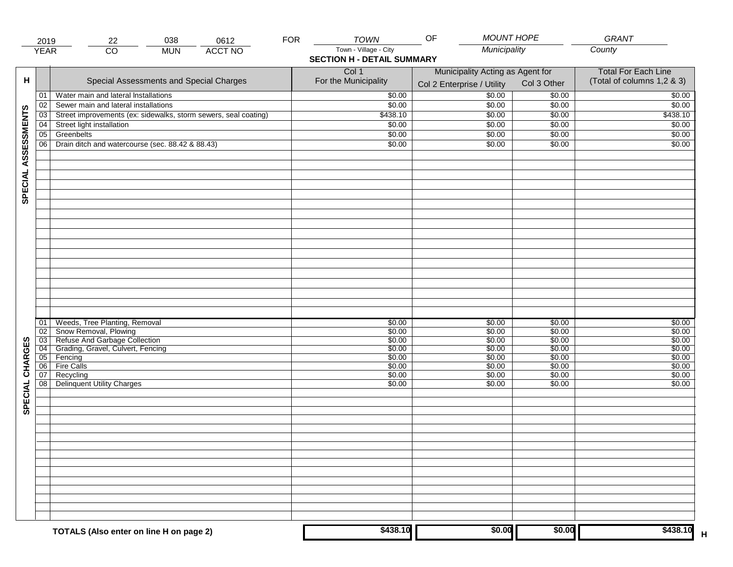| 2019 | 22 | 038 | 0612 | FOR | TOWN | OF | MOUNT HOPE | GRANT |
|---|---|---|---|---|---|---|---|---|
| YEAR | CO | MUN | ACCT NO | | Town - Village - City | | Municipality | County |

## SECTION H - DETAIL SUMMARY

| H | | Special Assessments and Special Charges | Col 1 For the Municipality | Municipality Acting as Agent for Col 2 Enterprise / Utility | Col 3 Other | Total For Each Line (Total of columns 1,2 & 3) |
|---|---|---|---|---|---|---|
| SPECIAL ASSESSMENTS | 01 | Water main and lateral Installations | $0.00 | $0.00 | $0.00 | $0.00 |
| | 02 | Sewer main and lateral installations | $0.00 | $0.00 | $0.00 | $0.00 |
| | 03 | Street improvements (ex: sidewalks, storm sewers, seal coating) | $438.10 | $0.00 | $0.00 | $438.10 |
| | 04 | Street light installation | $0.00 | $0.00 | $0.00 | $0.00 |
| | 05 | Greenbelts | $0.00 | $0.00 | $0.00 | $0.00 |
| | 06 | Drain ditch and watercourse (sec. 88.42 & 88.43) | $0.00 | $0.00 | $0.00 | $0.00 |
| SPECIAL CHARGES | 01 | Weeds, Tree Planting, Removal | $0.00 | $0.00 | $0.00 | $0.00 |
| | 02 | Snow Removal, Plowing | $0.00 | $0.00 | $0.00 | $0.00 |
| | 03 | Refuse And Garbage Collection | $0.00 | $0.00 | $0.00 | $0.00 |
| | 04 | Grading, Gravel, Culvert, Fencing | $0.00 | $0.00 | $0.00 | $0.00 |
| | 05 | Fencing | $0.00 | $0.00 | $0.00 | $0.00 |
| | 06 | Fire Calls | $0.00 | $0.00 | $0.00 | $0.00 |
| | 07 | Recycling | $0.00 | $0.00 | $0.00 | $0.00 |
| | 08 | Delinquent Utility Charges | $0.00 | $0.00 | $0.00 | $0.00 |
| | | **TOTALS (Also enter on line H on page 2)** | **$438.10** | **$0.00** | **$0.00** | **$438.10** H |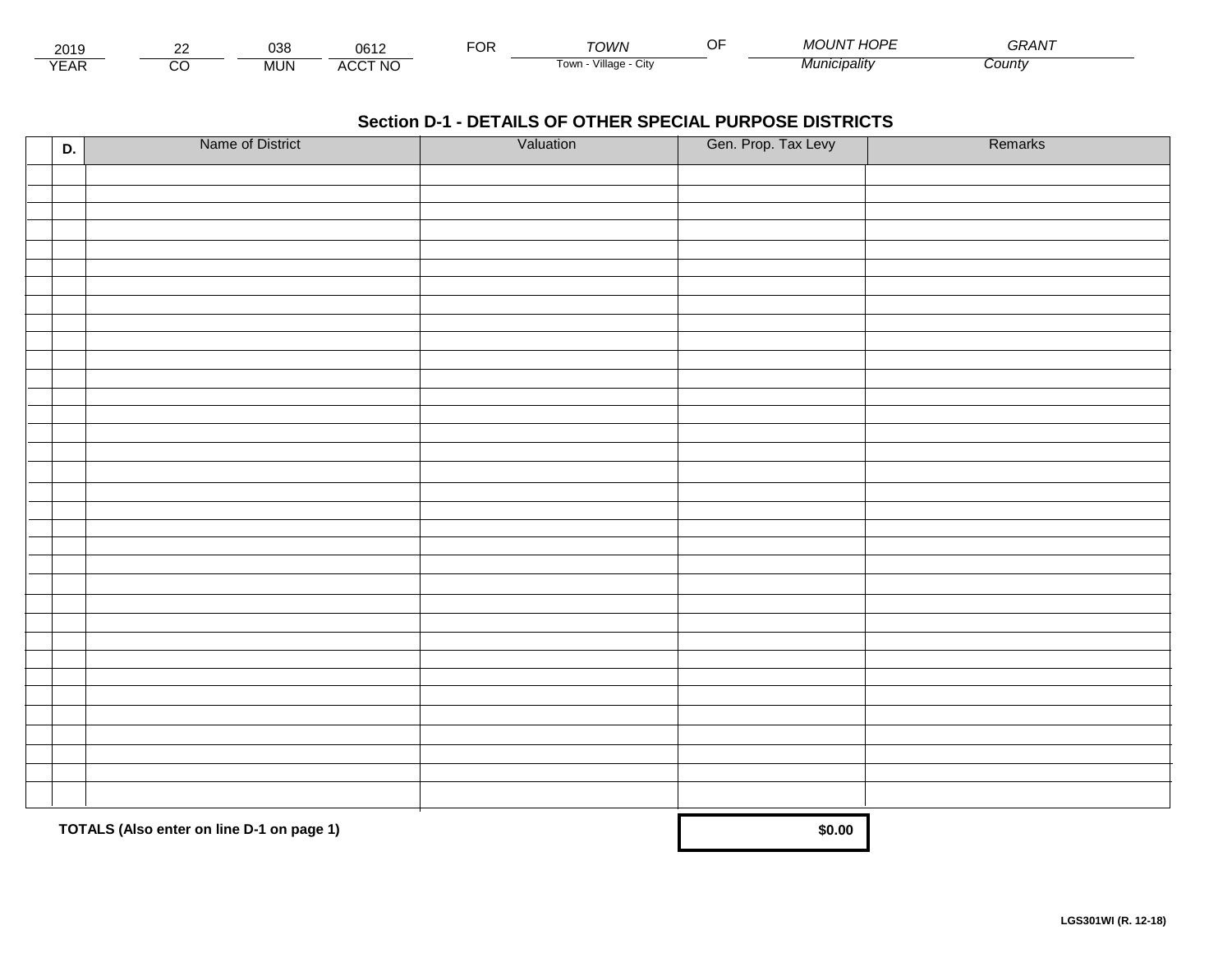| 2019 | 22 | 038 | 0612 | FOR | TOWN | OF | MOUNT HOPE | GRANT |
|---|---|---|---|---|---|---|---|---|
| YEAR | CO | MUN | ACCT NO | | Town - Village - City | | Municipality | County |

## Section D-1 - DETAILS OF OTHER SPECIAL PURPOSE DISTRICTS

| D. | Name of District | Valuation | Gen. Prop. Tax Levy | Remarks |
|---|---|---|---|---|
| | | | | |
| | | | | |
| | | | | |
| | | | | |
| | | | | |
| | | | | |
| | | | | |
| | | | | |
| | | | | |
| | | | | |
| | | | | |
| | | | | |
| | | | | |
| | | | | |
| | | | | |
| | | | | |
| | | | | |
| | | | | |
| | | | | |
| | | | | |
| | | | | |
| | | | | |
| | | | | |
| | | | | |
| | | | | |
| | | | | |
| | | | | |
| | | | | |
| | | | | |
| | | | | |
| | | | | |
| | | | | |
| | | | | |
| | | | | |
| | **TOTALS (Also enter on line D-1 on page 1)** | | **$0.00** | |

LGS301WI (R. 12-18)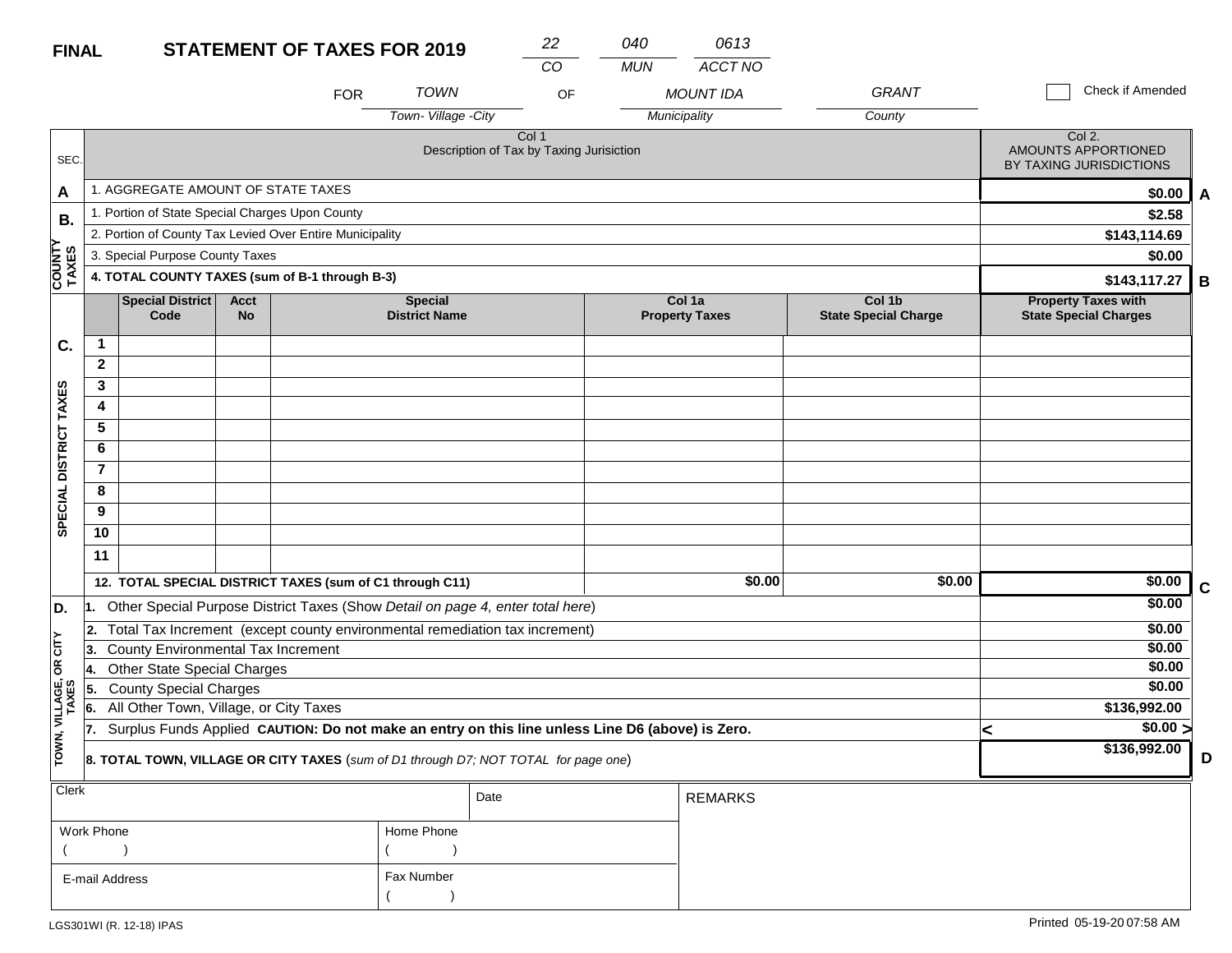**FINAL** **STATEMENT OF TAXES FOR 2019**

| 22 | 040 | 0613 |
|---|---|---|
| CO | MUN | ACCT NO |

FOR *TOWN* (Town- Village -City) OF *MOUNT IDA* (Municipality) *GRANT* (County)

☐ Check if Amended

| SEC. | Col 1 Description of Tax by Taxing Jurisiction | Col 2. AMOUNTS APPORTIONED BY TAXING JURISDICTIONS | |
|---|---|---|---|
| A | 1. AGGREGATE AMOUNT OF STATE TAXES | $0.00 | A |
| B. COUNTY TAXES | 1. Portion of State Special Charges Upon County | $2.58 | |
| | 2. Portion of County Tax Levied Over Entire Municipality | $143,114.69 | |
| | 3. Special Purpose County Taxes | $0.00 | |
| | **4. TOTAL COUNTY TAXES (sum of B-1 through B-3)** | $143,117.27 | B |

| SEC. | | Special District Code | Acct No | Special District Name | Col 1a Property Taxes | Col 1b State Special Charge | Property Taxes with State Special Charges | |
|---|---|---|---|---|---|---|---|---|
| C. SPECIAL DISTRICT TAXES | 1 | | | | | | | |
| | 2 | | | | | | | |
| | 3 | | | | | | | |
| | 4 | | | | | | | |
| | 5 | | | | | | | |
| | 6 | | | | | | | |
| | 7 | | | | | | | |
| | 8 | | | | | | | |
| | 9 | | | | | | | |
| | 10 | | | | | | | |
| | 11 | | | | | | | |
| | **12. TOTAL SPECIAL DISTRICT TAXES (sum of C1 through C11)** | | | | $0.00 | $0.00 | $0.00 | C |

| SEC. | Description | Amount | |
|---|---|---|---|
| D. TOWN, VILLAGE, OR CITY TAXES | 1. Other Special Purpose District Taxes (Show *Detail on page 4, enter total here*) | $0.00 | |
| | 2. Total Tax Increment (except county environmental remediation tax increment) | $0.00 | |
| | 3. County Environmental Tax Increment | $0.00 | |
| | 4. Other State Special Charges | $0.00 | |
| | 5. County Special Charges | $0.00 | |
| | 6. All Other Town, Village, or City Taxes | $136,992.00 | |
| | 7. Surplus Funds Applied **CAUTION: Do not make an entry on this line unless Line D6 (above) is Zero.** | < $0.00 > | |
| | **8. TOTAL TOWN, VILLAGE OR CITY TAXES** (*sum of D1 through D7; NOT TOTAL for page one*) | $136,992.00 | D |

| Clerk | | Date | REMARKS |
|---|---|---|---|
| Work Phone ( ) | Home Phone ( ) | | |
| E-mail Address | Fax Number ( ) | | |

LGS301WI (R. 12-18) IPAS

Printed 05-19-20 07:58 AM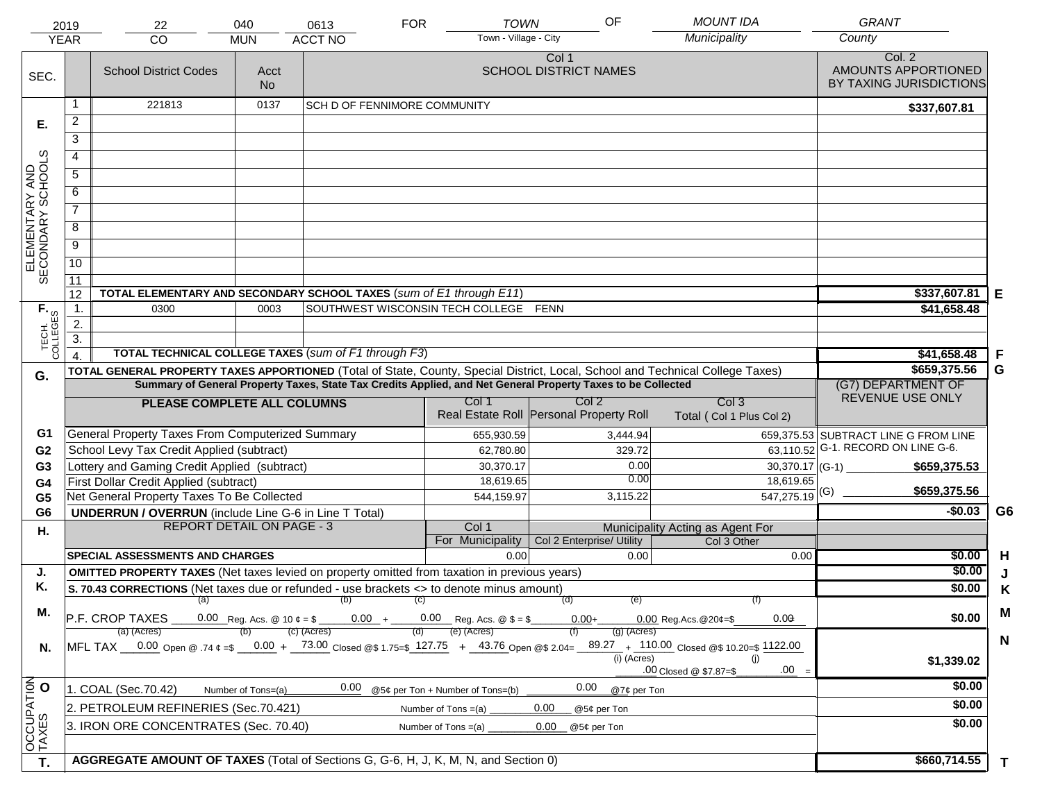| 2019 | 22 | 040 | 0613 | FOR | TOWN | OF | MOUNT IDA | GRANT |
|---|---|---|---|---|---|---|---|---|
| YEAR | CO | MUN | ACCT NO | | Town - Village - City | | Municipality | County |

| SEC. | | School District Codes | Acct No | Col 1 SCHOOL DISTRICT NAMES | Col. 2 AMOUNTS APPORTIONED BY TAXING JURISDICTIONS | |
|---|---|---|---|---|---|---|
| E. ELEMENTARY AND SECONDARY SCHOOLS | 1 | 221813 | 0137 | SCH D OF FENNIMORE COMMUNITY | $337,607.81 | |
| | 2 | | | | | |
| | 3 | | | | | |
| | 4 | | | | | |
| | 5 | | | | | |
| | 6 | | | | | |
| | 7 | | | | | |
| | 8 | | | | | |
| | 9 | | | | | |
| | 10 | | | | | |
| | 11 | | | | | |
| | 12 | TOTAL ELEMENTARY AND SECONDARY SCHOOL TAXES (*sum of E1 through E11*) | | | $337,607.81 | E |
| F. TECH. COLLEGES | 1. | 0300 | 0003 | SOUTHWEST WISCONSIN TECH COLLEGE FENN | $41,658.48 | |
| | 2. | | | | | |
| | 3. | | | | | |
| | 4. | TOTAL TECHNICAL COLLEGE TAXES (*sum of F1 through F3*) | | | $41,658.48 | F |
| G. | | TOTAL GENERAL PROPERTY TAXES APPORTIONED (Total of State, County, Special District, Local, School and Technical College Taxes) | | | $659,375.56 | G |

**Summary of General Property Taxes, State Tax Credits Applied, and Net General Property Taxes to be Collected**

| | PLEASE COMPLETE ALL COLUMNS | Col 1 Real Estate Roll | Col 2 Personal Property Roll | Col 3 Total ( Col 1 Plus Col 2) | (G7) DEPARTMENT OF REVENUE USE ONLY |
|---|---|---|---|---|---|
| G1 | General Property Taxes From Computerized Summary | 655,930.59 | 3,444.94 | 659,375.53 | SUBTRACT LINE G FROM LINE G-1. RECORD ON LINE G-6. |
| G2 | School Levy Tax Credit Applied (subtract) | 62,780.80 | 329.72 | 63,110.52 | |
| G3 | Lottery and Gaming Credit Applied (subtract) | 30,370.17 | 0.00 | 30,370.17 | (G-1) $659,375.53 |
| G4 | First Dollar Credit Applied (subtract) | 18,619.65 | 0.00 | 18,619.65 | |
| G5 | Net General Property Taxes To Be Collected | 544,159.97 | 3,115.22 | 547,275.19 | (G) $659,375.56 |
| G6 | UNDERRUN / OVERRUN (include Line G-6 in Line T Total) | | | | -$0.03 G6 |

| H. | REPORT DETAIL ON PAGE - 3 | Col 1 For Municipality | Col 2 Enterprise/ Utility (Municipality Acting as Agent For) | Col 3 Other | | |
|---|---|---|---|---|---|---|
| | SPECIAL ASSESSMENTS AND CHARGES | 0.00 | 0.00 | 0.00 | $0.00 | H |
| J. | OMITTED PROPERTY TAXES (Net taxes levied on property omitted from taxation in previous years) | | | | $0.00 | J |
| K. | S. 70.43 CORRECTIONS (Net taxes due or refunded - use brackets <> to denote minus amount) | | | | $0.00 | K |

M. P.F. CROP TAXES (a) 0.00 Reg. Acs. @ 10 ¢ = $ (b) 0.00 + (c) 0.00 Reg. Acs. @ $ = $ (d) 0.00 + (e) 0.00 Reg.Acs.@20¢=$ (f) 0.00 — **$0.00** M

N. MFL TAX (a) (Acres) 0.00 Open @ .74 ¢ =$ (b) 0.00 + (c) (Acres) 73.00 Closed @$ 1.75=$ (d) 127.75 + (e) (Acres) 43.76 Open @$ 2.04= (f) 89.27 + (g) (Acres) 110.00 Closed @$ 10.20=$ 1122.00 (i) (Acres) .00 Closed @ $7.87=$ (j) .00 = — **$1,339.02** N

| O. OCCUPATION TAXES | | |
|---|---|---|
| 1. COAL (Sec.70.42) Number of Tons=(a) 0.00 @5¢ per Ton + Number of Tons=(b) 0.00 @7¢ per Ton | $0.00 | |
| 2. PETROLEUM REFINERIES (Sec.70.421) Number of Tons =(a) 0.00 @5¢ per Ton | $0.00 | |
| 3. IRON ORE CONCENTRATES (Sec. 70.40) Number of Tons =(a) 0.00 @5¢ per Ton | $0.00 | |

| T. | AGGREGATE AMOUNT OF TAXES (Total of Sections G, G-6, H, J, K, M, N, and Section 0) | $660,714.55 | T |
|---|---|---|---|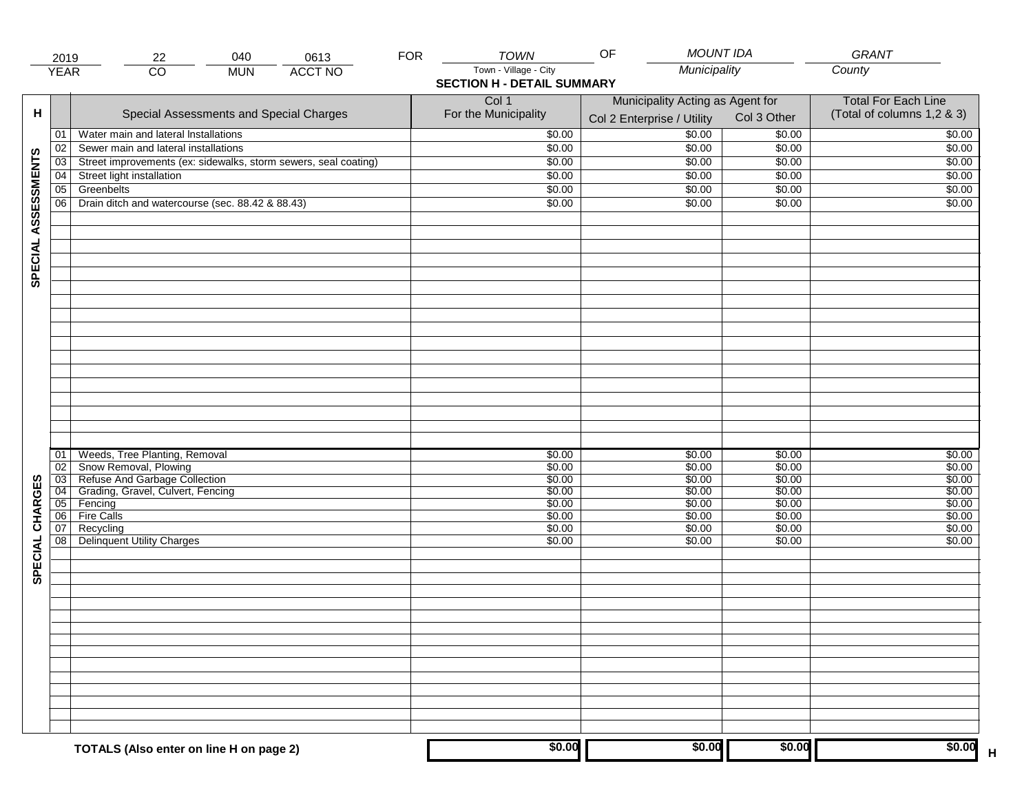| 2019 | 22 | 040 | 0613 | FOR | TOWN | OF | MOUNT IDA | GRANT |
|---|---|---|---|---|---|---|---|---|
| YEAR | CO | MUN | ACCT NO | | Town - Village - City | | Municipality | County |

## SECTION H - DETAIL SUMMARY

| H | | Special Assessments and Special Charges | Col 1 For the Municipality | Municipality Acting as Agent for Col 2 Enterprise / Utility | Col 3 Other | Total For Each Line (Total of columns 1,2 & 3) |
|---|---|---|---|---|---|---|
| SPECIAL ASSESSMENTS | 01 | Water main and lateral Installations | $0.00 | $0.00 | $0.00 | $0.00 |
| | 02 | Sewer main and lateral installations | $0.00 | $0.00 | $0.00 | $0.00 |
| | 03 | Street improvements (ex: sidewalks, storm sewers, seal coating) | $0.00 | $0.00 | $0.00 | $0.00 |
| | 04 | Street light installation | $0.00 | $0.00 | $0.00 | $0.00 |
| | 05 | Greenbelts | $0.00 | $0.00 | $0.00 | $0.00 |
| | 06 | Drain ditch and watercourse (sec. 88.42 & 88.43) | $0.00 | $0.00 | $0.00 | $0.00 |
| SPECIAL CHARGES | 01 | Weeds, Tree Planting, Removal | $0.00 | $0.00 | $0.00 | $0.00 |
| | 02 | Snow Removal, Plowing | $0.00 | $0.00 | $0.00 | $0.00 |
| | 03 | Refuse And Garbage Collection | $0.00 | $0.00 | $0.00 | $0.00 |
| | 04 | Grading, Gravel, Culvert, Fencing | $0.00 | $0.00 | $0.00 | $0.00 |
| | 05 | Fencing | $0.00 | $0.00 | $0.00 | $0.00 |
| | 06 | Fire Calls | $0.00 | $0.00 | $0.00 | $0.00 |
| | 07 | Recycling | $0.00 | $0.00 | $0.00 | $0.00 |
| | 08 | Delinquent Utility Charges | $0.00 | $0.00 | $0.00 | $0.00 |
| | | **TOTALS (Also enter on line H on page 2)** | **$0.00** | **$0.00** | **$0.00** | **$0.00** H |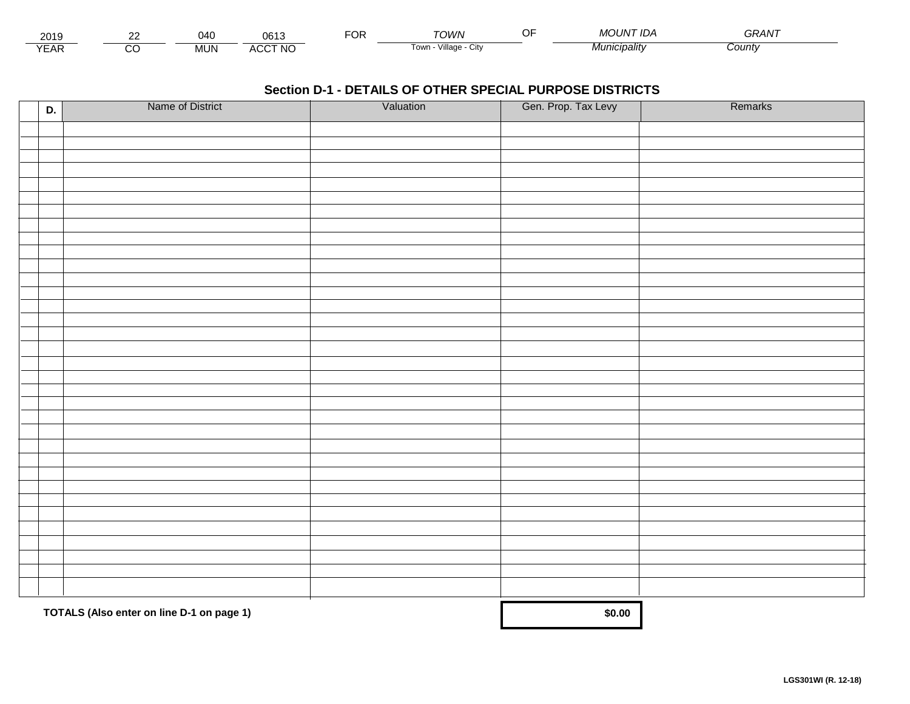| 2019 | 22 | 040 | 0613 | FOR | TOWN | OF | MOUNT IDA | GRANT |
|---|---|---|---|---|---|---|---|---|
| YEAR | CO | MUN | ACCT NO | | Town - Village - City | | Municipality | County |

## Section D-1 - DETAILS OF OTHER SPECIAL PURPOSE DISTRICTS

| D. | Name of District | Valuation | Gen. Prop. Tax Levy | Remarks |
|---|---|---|---|---|
| | | | | |
| | | | | |
| | | | | |
| | | | | |
| | | | | |
| | | | | |
| | | | | |
| | | | | |
| | | | | |
| | | | | |
| | | | | |
| | | | | |
| | | | | |
| | | | | |
| | | | | |
| | | | | |
| | | | | |
| | | | | |
| | | | | |
| | | | | |
| | | | | |
| | | | | |
| | | | | |
| | | | | |
| | | | | |
| | | | | |
| | | | | |
| | | | | |
| | | | | |
| | | | | |
| | | | | |
| | | | | |
| | | | | |
| | | | | |

**TOTALS (Also enter on line D-1 on page 1)** **$0.00**

**LGS301WI (R. 12-18)**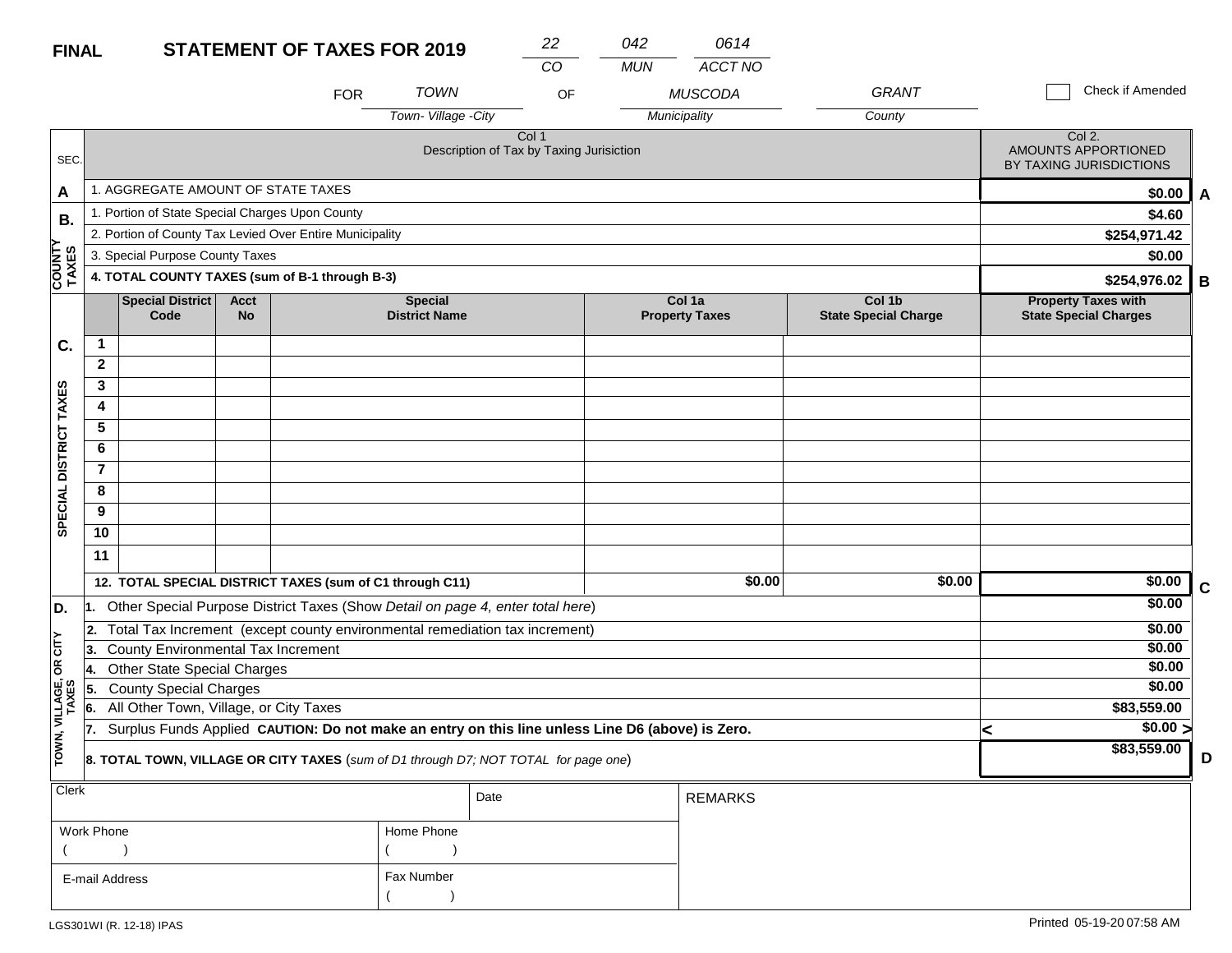**FINAL** **STATEMENT OF TAXES FOR 2019**

| 22 | 042 | 0614 |
|---|---|---|
| CO | MUN | ACCT NO |

FOR *TOWN* (Town- Village -City) OF *MUSCODA* (Municipality) *GRANT* (County)

☐ Check if Amended

| SEC. | Col 1 Description of Tax by Taxing Jurisiction | Col 2. AMOUNTS APPORTIONED BY TAXING JURISDICTIONS | |
|---|---|---|---|
| A | 1. AGGREGATE AMOUNT OF STATE TAXES | $0.00 | A |
| B. COUNTY TAXES | 1. Portion of State Special Charges Upon County | $4.60 | |
| | 2. Portion of County Tax Levied Over Entire Municipality | $254,971.42 | |
| | 3. Special Purpose County Taxes | $0.00 | |
| | **4. TOTAL COUNTY TAXES (sum of B-1 through B-3)** | $254,976.02 | B |

| SEC. | | Special District Code | Acct No | Special District Name | Col 1a Property Taxes | Col 1b State Special Charge | Property Taxes with State Special Charges | |
|---|---|---|---|---|---|---|---|---|
| C. SPECIAL DISTRICT TAXES | 1 | | | | | | | |
| | 2 | | | | | | | |
| | 3 | | | | | | | |
| | 4 | | | | | | | |
| | 5 | | | | | | | |
| | 6 | | | | | | | |
| | 7 | | | | | | | |
| | 8 | | | | | | | |
| | 9 | | | | | | | |
| | 10 | | | | | | | |
| | 11 | | | | | | | |
| | **12. TOTAL SPECIAL DISTRICT TAXES (sum of C1 through C11)** | | | | $0.00 | $0.00 | $0.00 | C |

| SEC. | Description | Amount | |
|---|---|---|---|
| D. TOWN, VILLAGE, OR CITY TAXES | 1. Other Special Purpose District Taxes (Show *Detail on page 4, enter total here*) | $0.00 | |
| | 2. Total Tax Increment (except county environmental remediation tax increment) | $0.00 | |
| | 3. County Environmental Tax Increment | $0.00 | |
| | 4. Other State Special Charges | $0.00 | |
| | 5. County Special Charges | $0.00 | |
| | 6. All Other Town, Village, or City Taxes | $83,559.00 | |
| | 7. Surplus Funds Applied **CAUTION: Do not make an entry on this line unless Line D6 (above) is Zero.** | < $0.00 > | |
| | **8. TOTAL TOWN, VILLAGE OR CITY TAXES** (*sum of D1 through D7; NOT TOTAL for page one*) | $83,559.00 | D |

| Clerk | | Date | REMARKS |
|---|---|---|---|
| Work Phone ( ) | Home Phone ( ) | | |
| E-mail Address | Fax Number ( ) | | |

LGS301WI (R. 12-18) IPAS

Printed 05-19-20 07:58 AM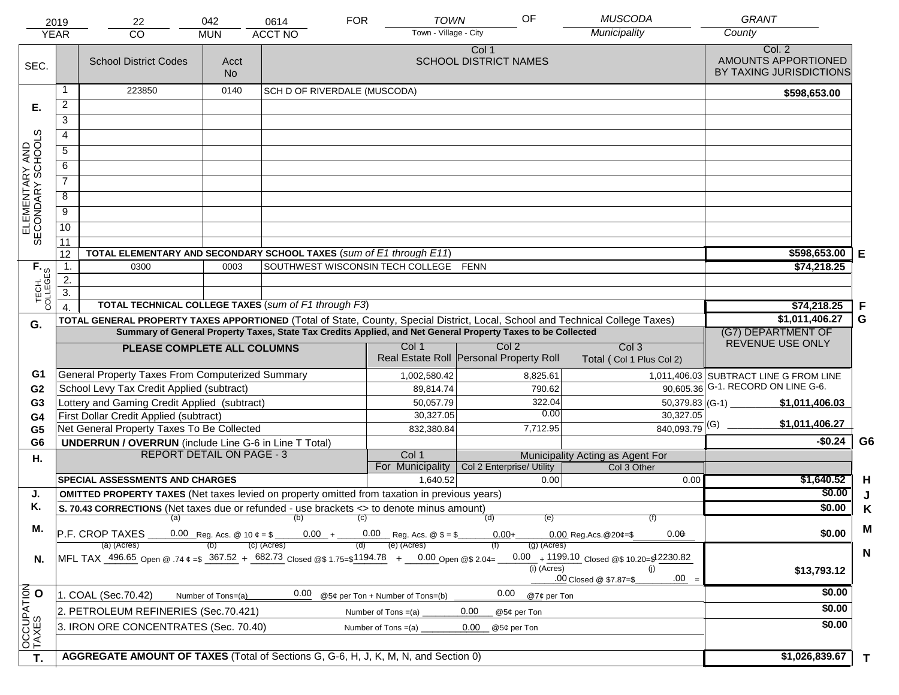| 2019 | 22 | 042 | 0614 | FOR | TOWN | OF | MUSCODA | GRANT |
|---|---|---|---|---|---|---|---|---|
| YEAR | CO | MUN | ACCT NO | | Town - Village - City | | Municipality | County |

| SEC. | | School District Codes | Acct No | Col 1 SCHOOL DISTRICT NAMES | Col. 2 AMOUNTS APPORTIONED BY TAXING JURISDICTIONS | |
|---|---|---|---|---|---|---|
| E. ELEMENTARY AND SECONDARY SCHOOLS | 1 | 223850 | 0140 | SCH D OF RIVERDALE (MUSCODA) | $598,653.00 | |
| | 2 | | | | | |
| | 3 | | | | | |
| | 4 | | | | | |
| | 5 | | | | | |
| | 6 | | | | | |
| | 7 | | | | | |
| | 8 | | | | | |
| | 9 | | | | | |
| | 10 | | | | | |
| | 11 | | | | | |
| | 12 | TOTAL ELEMENTARY AND SECONDARY SCHOOL TAXES (*sum of E1 through E11*) | | | $598,653.00 | E |
| F. TECH. COLLEGES | 1. | 0300 | 0003 | SOUTHWEST WISCONSIN TECH COLLEGE FENN | $74,218.25 | |
| | 2. | | | | | |
| | 3. | | | | | |
| | 4. | TOTAL TECHNICAL COLLEGE TAXES (*sum of F1 through F3*) | | | $74,218.25 | F |
| G. | | TOTAL GENERAL PROPERTY TAXES APPORTIONED (Total of State, County, Special District, Local, School and Technical College Taxes) | | | $1,011,406.27 | G |

Summary of General Property Taxes, State Tax Credits Applied, and Net General Property Taxes to be Collected

| | PLEASE COMPLETE ALL COLUMNS | Col 1 Real Estate Roll | Col 2 Personal Property Roll | Col 3 Total ( Col 1 Plus Col 2) | (G7) DEPARTMENT OF REVENUE USE ONLY | |
|---|---|---|---|---|---|---|
| G1 | General Property Taxes From Computerized Summary | 1,002,580.42 | 8,825.61 | 1,011,406.03 | SUBTRACT LINE G FROM LINE G-1. RECORD ON LINE G-6. | |
| G2 | School Levy Tax Credit Applied (subtract) | 89,814.74 | 790.62 | 90,605.36 | | |
| G3 | Lottery and Gaming Credit Applied (subtract) | 50,057.79 | 322.04 | 50,379.83 | (G-1) $1,011,406.03 | |
| G4 | First Dollar Credit Applied (subtract) | 30,327.05 | 0.00 | 30,327.05 | | |
| G5 | Net General Property Taxes To Be Collected | 832,380.84 | 7,712.95 | 840,093.79 | (G) $1,011,406.27 | |
| G6 | UNDERRUN / OVERRUN (include Line G-6 in Line T Total) | | | | -$0.24 | G6 |

| H. | REPORT DETAIL ON PAGE - 3 | Col 1 For Municipality | Col 2 Enterprise/ Utility (Municipality Acting as Agent For) | Col 3 Other | | |
|---|---|---|---|---|---|---|
| | SPECIAL ASSESSMENTS AND CHARGES | 1,640.52 | 0.00 | 0.00 | $1,640.52 | H |
| J. | OMITTED PROPERTY TAXES (Net taxes levied on property omitted from taxation in previous years) | | | | $0.00 | J |
| K. | S. 70.43 CORRECTIONS (Net taxes due or refunded - use brackets <> to denote minus amount) | | | | $0.00 | K |
| M. | P.F. CROP TAXES (a) 0.00 Reg. Acs. @ 10 ¢ = $ (b) 0.00 + (c) 0.00 Reg. Acs. @ $ = $ (d) 0.00 + (e) 0.00 Reg.Acs.@20¢=$ (f) 0.00 | | | | $0.00 | M |
| N. | MFL TAX (a) (Acres) 496.65 Open @ .74 ¢ =$ (b) 367.52 + (c) (Acres) 682.73 Closed @$ 1.75=$ (d) 1194.78 + (e) (Acres) 0.00 Open @$ 2.04= (f) 0.00 + (g) (Acres) 1199.10 Closed @$ 10.20=$ 12230.82 + (i) (Acres) .00 Closed @ $7.87=$ (j) .00 = | | | | $13,793.12 | N |
| O OCCUPATION TAXES | 1. COAL (Sec.70.42) Number of Tons=(a) 0.00 @5¢ per Ton + Number of Tons=(b) 0.00 @7¢ per Ton | | | | $0.00 | |
| | 2. PETROLEUM REFINERIES (Sec.70.421) Number of Tons =(a) 0.00 @5¢ per Ton | | | | $0.00 | |
| | 3. IRON ORE CONCENTRATES (Sec. 70.40) Number of Tons =(a) 0.00 @5¢ per Ton | | | | $0.00 | |
| T. | AGGREGATE AMOUNT OF TAXES (Total of Sections G, G-6, H, J, K, M, N, and Section 0) | | | | $1,026,839.67 | T |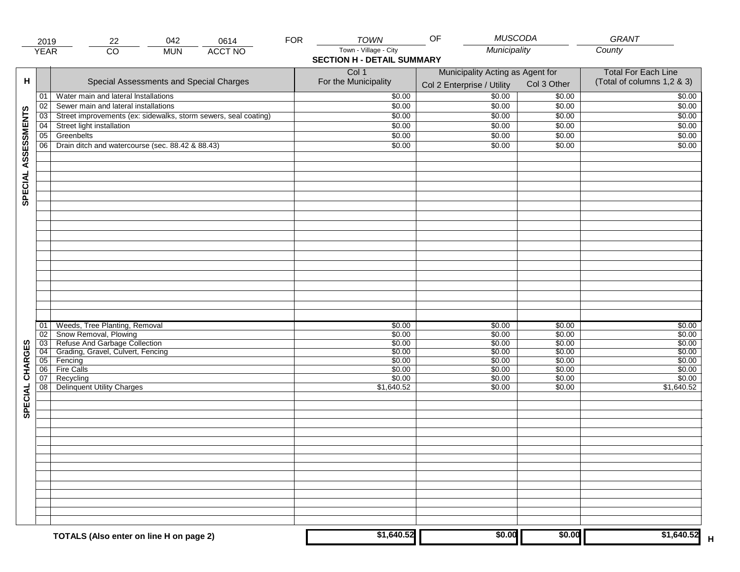| 2019 | 22 | 042 | 0614 | FOR | TOWN | OF | MUSCODA | GRANT |
|---|---|---|---|---|---|---|---|---|
| YEAR | CO | MUN | ACCT NO | | Town - Village - City | | Municipality | County |

## SECTION H - DETAIL SUMMARY

| H | | Special Assessments and Special Charges | Col 1 For the Municipality | Municipality Acting as Agent for: Col 2 Enterprise / Utility | Col 3 Other | Total For Each Line (Total of columns 1,2 & 3) |
|---|---|---|---|---|---|---|
| SPECIAL ASSESSMENTS | 01 | Water main and lateral Installations | $0.00 | $0.00 | $0.00 | $0.00 |
| | 02 | Sewer main and lateral installations | $0.00 | $0.00 | $0.00 | $0.00 |
| | 03 | Street improvements (ex: sidewalks, storm sewers, seal coating) | $0.00 | $0.00 | $0.00 | $0.00 |
| | 04 | Street light installation | $0.00 | $0.00 | $0.00 | $0.00 |
| | 05 | Greenbelts | $0.00 | $0.00 | $0.00 | $0.00 |
| | 06 | Drain ditch and watercourse (sec. 88.42 & 88.43) | $0.00 | $0.00 | $0.00 | $0.00 |
| SPECIAL CHARGES | 01 | Weeds, Tree Planting, Removal | $0.00 | $0.00 | $0.00 | $0.00 |
| | 02 | Snow Removal, Plowing | $0.00 | $0.00 | $0.00 | $0.00 |
| | 03 | Refuse And Garbage Collection | $0.00 | $0.00 | $0.00 | $0.00 |
| | 04 | Grading, Gravel, Culvert, Fencing | $0.00 | $0.00 | $0.00 | $0.00 |
| | 05 | Fencing | $0.00 | $0.00 | $0.00 | $0.00 |
| | 06 | Fire Calls | $0.00 | $0.00 | $0.00 | $0.00 |
| | 07 | Recycling | $0.00 | $0.00 | $0.00 | $0.00 |
| | 08 | Delinquent Utility Charges | $1,640.52 | $0.00 | $0.00 | $1,640.52 |
| | | **TOTALS (Also enter on line H on page 2)** | **$1,640.52** | **$0.00** | **$0.00** | **$1,640.52** H |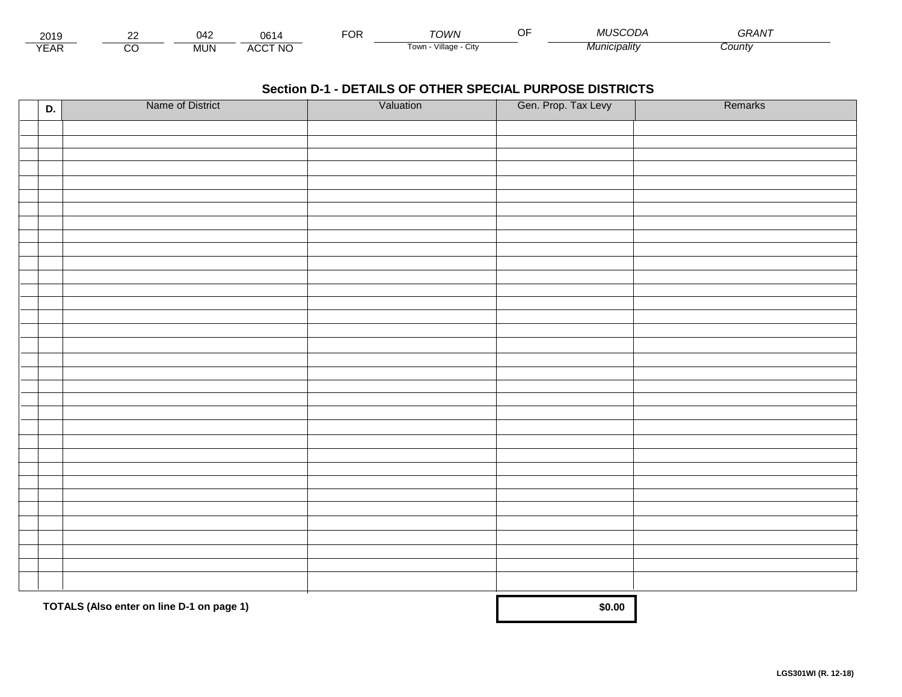| 2019 | 22 | 042 | 0614 | FOR | TOWN | OF | MUSCODA | GRANT |
|---|---|---|---|---|---|---|---|---|
| YEAR | CO | MUN | ACCT NO | | Town - Village - City | | Municipality | County |

## Section D-1 - DETAILS OF OTHER SPECIAL PURPOSE DISTRICTS

| D. | Name of District | Valuation | Gen. Prop. Tax Levy | Remarks |
|---|---|---|---|---|
| | | | | |
| | | | | |
| | | | | |
| | | | | |
| | | | | |
| | | | | |
| | | | | |
| | | | | |
| | | | | |
| | | | | |
| | | | | |
| | | | | |
| | | | | |
| | | | | |
| | | | | |
| | | | | |
| | | | | |
| | | | | |
| | | | | |
| | | | | |
| | | | | |
| | | | | |
| | | | | |
| | | | | |
| | | | | |
| | | | | |
| | | | | |
| | | | | |
| | | | | |
| | | | | |
| | | | | |
| | | | | |
| | | | | |
| | | | | |
| | | | | |
| | | | | |
| | | | | |
| | **TOTALS (Also enter on line D-1 on page 1)** | | **$0.00** | |

LGS301WI (R. 12-18)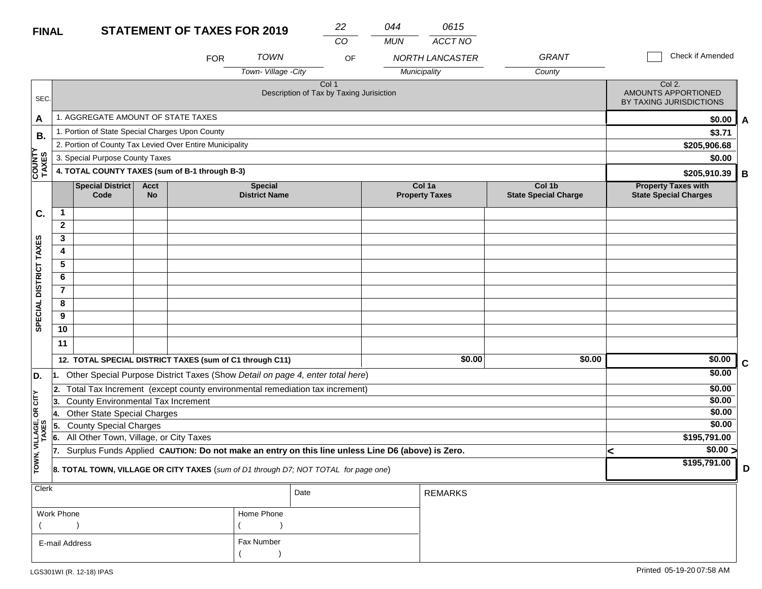**FINAL** **STATEMENT OF TAXES FOR 2019**

| 22 | 044 | 0615 |
|---|---|---|
| CO | MUN | ACCT NO |

FOR *TOWN* (Town- Village -City) OF *NORTH LANCASTER* (Municipality) *GRANT* (County)

☐ Check if Amended

| SEC. | Col 1 Description of Tax by Taxing Jurisiction | Col 2. AMOUNTS APPORTIONED BY TAXING JURISDICTIONS | |
|---|---|---|---|
| A | 1. AGGREGATE AMOUNT OF STATE TAXES | $0.00 | A |
| B. COUNTY TAXES | 1. Portion of State Special Charges Upon County | $3.71 | |
| | 2. Portion of County Tax Levied Over Entire Municipality | $205,906.68 | |
| | 3. Special Purpose County Taxes | $0.00 | |
| | **4. TOTAL COUNTY TAXES (sum of B-1 through B-3)** | $205,910.39 | B |

| SEC. | | Special District Code | Acct No | Special District Name | Col 1a Property Taxes | Col 1b State Special Charge | Property Taxes with State Special Charges |
|---|---|---|---|---|---|---|---|
| C. SPECIAL DISTRICT TAXES | 1 | | | | | | |
| | 2 | | | | | | |
| | 3 | | | | | | |
| | 4 | | | | | | |
| | 5 | | | | | | |
| | 6 | | | | | | |
| | 7 | | | | | | |
| | 8 | | | | | | |
| | 9 | | | | | | |
| | 10 | | | | | | |
| | 11 | | | | | | |
| | **12. TOTAL SPECIAL DISTRICT TAXES (sum of C1 through C11)** | | | | $0.00 | $0.00 | $0.00 C |

| SEC. | Description | Amount | |
|---|---|---|---|
| D. TOWN, VILLAGE, OR CITY TAXES | 1. Other Special Purpose District Taxes (Show *Detail on page 4, enter total here*) | $0.00 | |
| | 2. Total Tax Increment (except county environmental remediation tax increment) | $0.00 | |
| | 3. County Environmental Tax Increment | $0.00 | |
| | 4. Other State Special Charges | $0.00 | |
| | 5. County Special Charges | $0.00 | |
| | 6. All Other Town, Village, or City Taxes | $195,791.00 | |
| | 7. Surplus Funds Applied **CAUTION: Do not make an entry on this line unless Line D6 (above) is Zero.** | < $0.00 > | |
| | **8. TOTAL TOWN, VILLAGE OR CITY TAXES** (*sum of D1 through D7; NOT TOTAL for page one*) | $195,791.00 | D |

| Clerk | | Date | REMARKS |
|---|---|---|---|
| Work Phone ( ) | Home Phone ( ) | | |
| E-mail Address | Fax Number ( ) | | |

LGS301WI (R. 12-18) IPAS

Printed 05-19-20 07:58 AM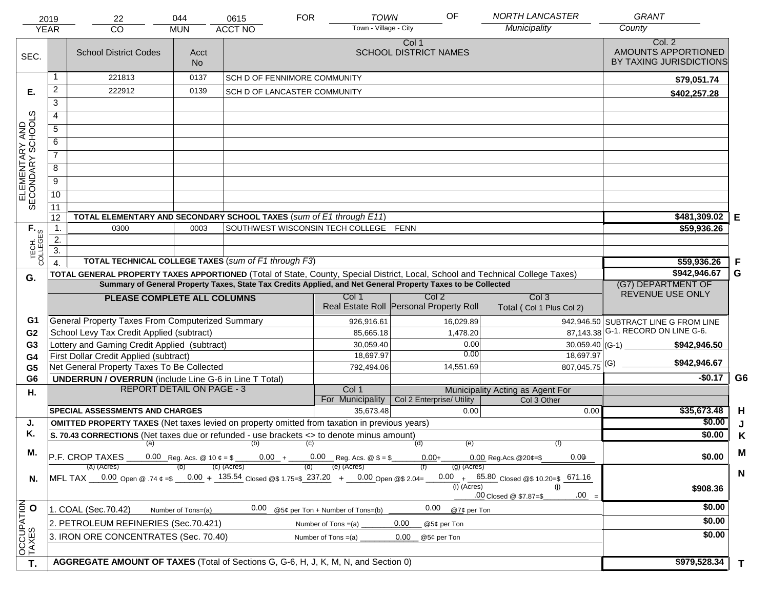| 2019 | 22 | 044 | 0615 | FOR | TOWN | OF | NORTH LANCASTER | GRANT |
|---|---|---|---|---|---|---|---|---|
| YEAR | CO | MUN | ACCT NO | | Town - Village - City | | Municipality | County |

| SEC. | | School District Codes | Acct No | Col 1 SCHOOL DISTRICT NAMES | Col. 2 AMOUNTS APPORTIONED BY TAXING JURISDICTIONS | |
|---|---|---|---|---|---|---|
| E. ELEMENTARY AND SECONDARY SCHOOLS | 1 | 221813 | 0137 | SCH D OF FENNIMORE COMMUNITY | $79,051.74 | |
| | 2 | 222912 | 0139 | SCH D OF LANCASTER COMMUNITY | $402,257.28 | |
| | 3 | | | | | |
| | 4 | | | | | |
| | 5 | | | | | |
| | 6 | | | | | |
| | 7 | | | | | |
| | 8 | | | | | |
| | 9 | | | | | |
| | 10 | | | | | |
| | 11 | | | | | |
| | 12 | TOTAL ELEMENTARY AND SECONDARY SCHOOL TAXES (*sum of E1 through E11*) | | | $481,309.02 | E |
| F. TECH. COLLEGES | 1. | 0300 | 0003 | SOUTHWEST WISCONSIN TECH COLLEGE FENN | $59,936.26 | |
| | 2. | | | | | |
| | 3. | | | | | |
| | 4. | TOTAL TECHNICAL COLLEGE TAXES (*sum of F1 through F3*) | | | $59,936.26 | F |
| G. | | TOTAL GENERAL PROPERTY TAXES APPORTIONED (Total of State, County, Special District, Local, School and Technical College Taxes) | | | $942,946.67 | G |

**Summary of General Property Taxes, State Tax Credits Applied, and Net General Property Taxes to be Collected**

| | PLEASE COMPLETE ALL COLUMNS | Col 1 Real Estate Roll | Col 2 Personal Property Roll | Col 3 Total ( Col 1 Plus Col 2) | (G7) DEPARTMENT OF REVENUE USE ONLY |
|---|---|---|---|---|---|
| G1 | General Property Taxes From Computerized Summary | 926,916.61 | 16,029.89 | 942,946.50 | SUBTRACT LINE G FROM LINE G-1. RECORD ON LINE G-6. |
| G2 | School Levy Tax Credit Applied (subtract) | 85,665.18 | 1,478.20 | 87,143.38 | |
| G3 | Lottery and Gaming Credit Applied (subtract) | 30,059.40 | 0.00 | 30,059.40 | (G-1) $942,946.50 |
| G4 | First Dollar Credit Applied (subtract) | 18,697.97 | 0.00 | 18,697.97 | |
| G5 | Net General Property Taxes To Be Collected | 792,494.06 | 14,551.69 | 807,045.75 | (G) $942,946.67 |
| G6 | UNDERRUN / OVERRUN (include Line G-6 in Line T Total) | | | | -$0.17 G6 |

| H. | REPORT DETAIL ON PAGE - 3 | Col 1 For Municipality | Col 2 Enterprise/ Utility | Col 3 Other (Municipality Acting as Agent For) | | |
|---|---|---|---|---|---|---|
| | SPECIAL ASSESSMENTS AND CHARGES | 35,673.48 | 0.00 | 0.00 | $35,673.48 | H |
| J. | OMITTED PROPERTY TAXES (Net taxes levied on property omitted from taxation in previous years) | | | | $0.00 | J |
| K. | S. 70.43 CORRECTIONS (Net taxes due or refunded - use brackets <> to denote minus amount) | | | | $0.00 | K |
| M. | P.F. CROP TAXES (a) 0.00 Reg. Acs. @ 10 ¢ = $ (b) 0.00 + (c) 0.00 Reg. Acs. @ $ = $ (d) 0.00 + (e) 0.00 Reg.Acs.@20¢=$ (f) 0.00 | | | | $0.00 | M |
| N. | MFL TAX (a) 0.00 Open @ .74 ¢ =$ (b) 0.00 + (c) 135.54 Closed @$ 1.75=$ (d) 237.20 + (e) 0.00 Open @$ 2.04= (f) 0.00 + (g) 65.80 Closed @$ 10.20=$ 671.16 + (i) .00 Closed @ $7.87=$ (j) .00 = | | | | $908.36 | N |
| O OCCUPATION TAXES | 1. COAL (Sec.70.42) Number of Tons=(a) 0.00 @5¢ per Ton + Number of Tons=(b) 0.00 @7¢ per Ton | | | | $0.00 | |
| | 2. PETROLEUM REFINERIES (Sec.70.421) Number of Tons =(a) 0.00 @5¢ per Ton | | | | $0.00 | |
| | 3. IRON ORE CONCENTRATES (Sec. 70.40) Number of Tons =(a) 0.00 @5¢ per Ton | | | | $0.00 | |
| T. | AGGREGATE AMOUNT OF TAXES (Total of Sections G, G-6, H, J, K, M, N, and Section 0) | | | | $979,528.34 | T |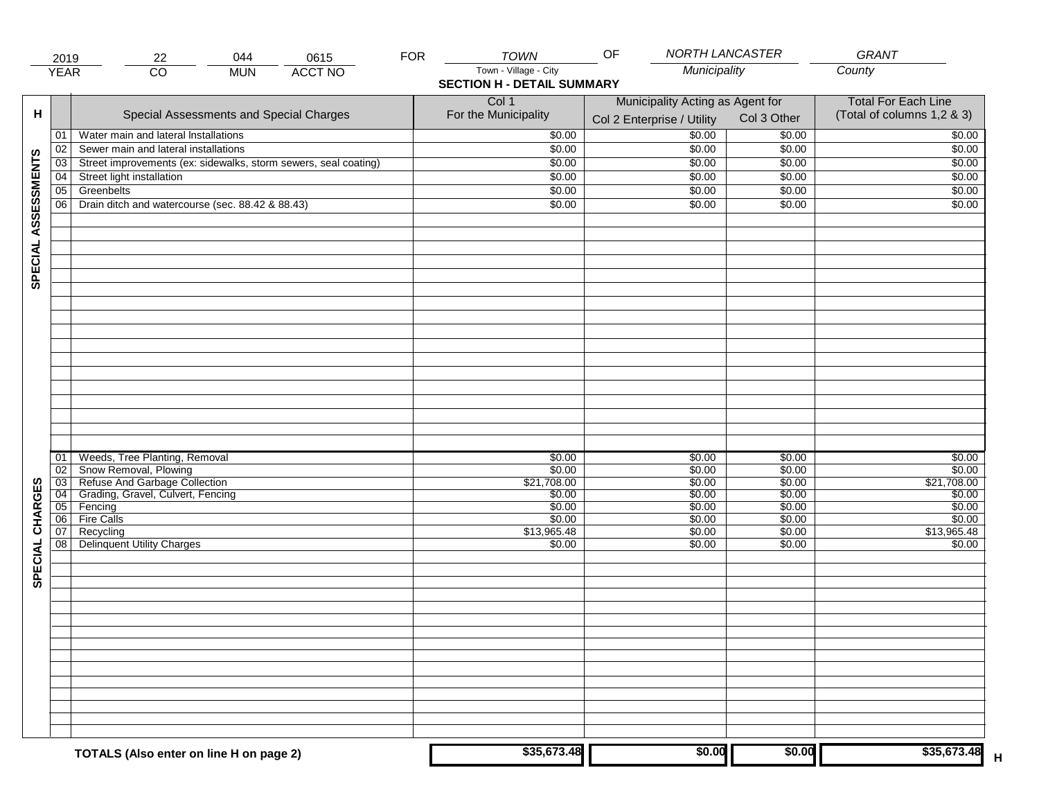| 2019 | 22 | 044 | 0615 | FOR | TOWN | OF | NORTH LANCASTER | GRANT |
|---|---|---|---|---|---|---|---|---|
| YEAR | CO | MUN | ACCT NO | | Town - Village - City | | Municipality | County |

## SECTION H - DETAIL SUMMARY

| H | | Special Assessments and Special Charges | Col 1 For the Municipality | Municipality Acting as Agent for: Col 2 Enterprise / Utility | Col 3 Other | Total For Each Line (Total of columns 1,2 & 3) |
|---|---|---|---|---|---|---|
| SPECIAL ASSESSMENTS | 01 | Water main and lateral Installations | $0.00 | $0.00 | $0.00 | $0.00 |
| | 02 | Sewer main and lateral installations | $0.00 | $0.00 | $0.00 | $0.00 |
| | 03 | Street improvements (ex: sidewalks, storm sewers, seal coating) | $0.00 | $0.00 | $0.00 | $0.00 |
| | 04 | Street light installation | $0.00 | $0.00 | $0.00 | $0.00 |
| | 05 | Greenbelts | $0.00 | $0.00 | $0.00 | $0.00 |
| | 06 | Drain ditch and watercourse (sec. 88.42 & 88.43) | $0.00 | $0.00 | $0.00 | $0.00 |
| SPECIAL CHARGES | 01 | Weeds, Tree Planting, Removal | $0.00 | $0.00 | $0.00 | $0.00 |
| | 02 | Snow Removal, Plowing | $0.00 | $0.00 | $0.00 | $0.00 |
| | 03 | Refuse And Garbage Collection | $21,708.00 | $0.00 | $0.00 | $21,708.00 |
| | 04 | Grading, Gravel, Culvert, Fencing | $0.00 | $0.00 | $0.00 | $0.00 |
| | 05 | Fencing | $0.00 | $0.00 | $0.00 | $0.00 |
| | 06 | Fire Calls | $0.00 | $0.00 | $0.00 | $0.00 |
| | 07 | Recycling | $13,965.48 | $0.00 | $0.00 | $13,965.48 |
| | 08 | Delinquent Utility Charges | $0.00 | $0.00 | $0.00 | $0.00 |
| | | **TOTALS (Also enter on line H on page 2)** | **$35,673.48** | **$0.00** | **$0.00** | **$35,673.48** H |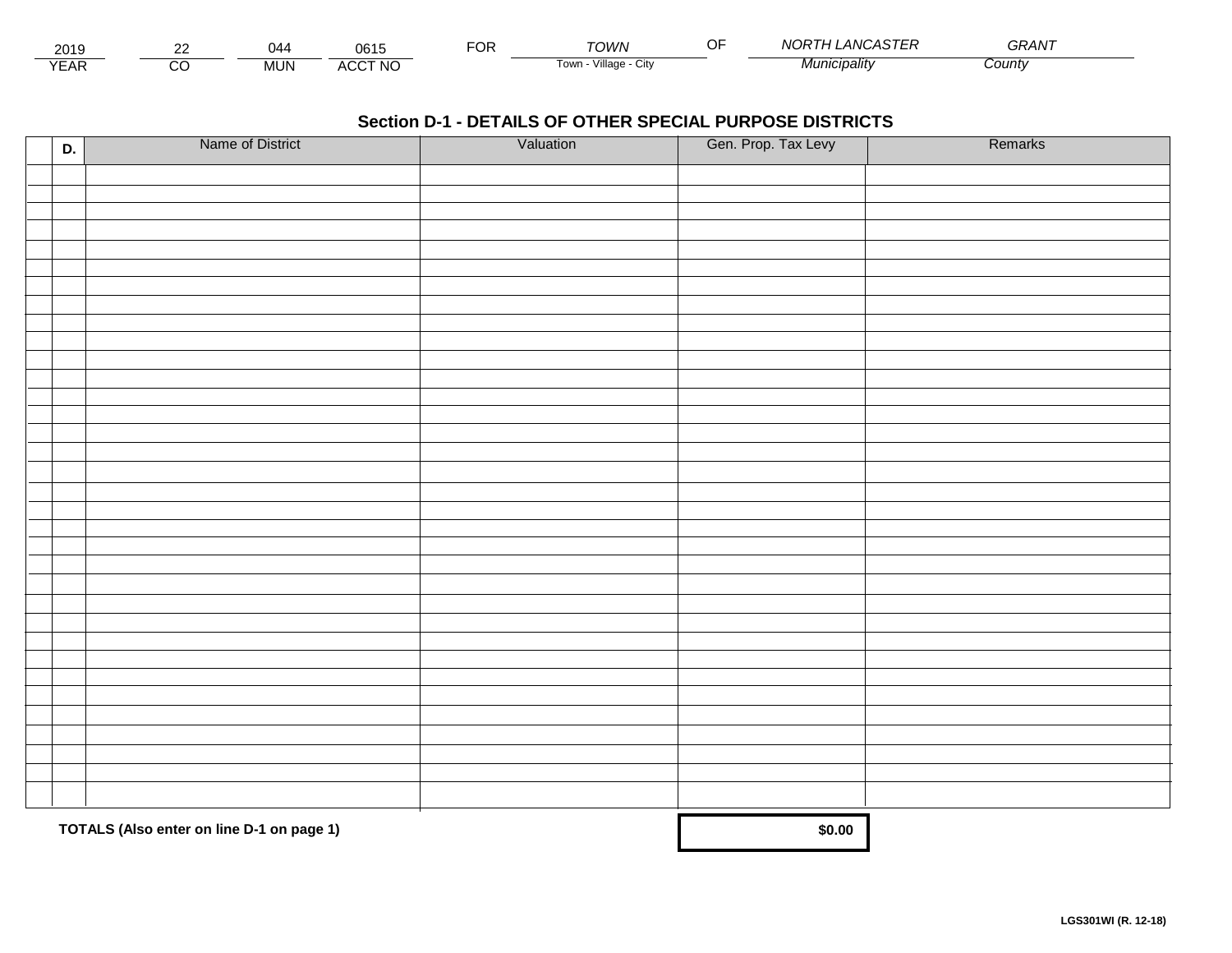| 2019 | 22 | 044 | 0615 | FOR | TOWN | OF | NORTH LANCASTER | GRANT |
|---|---|---|---|---|---|---|---|---|
| YEAR | CO | MUN | ACCT NO | | Town - Village - City | | *Municipality* | *County* |

## Section D-1 - DETAILS OF OTHER SPECIAL PURPOSE DISTRICTS

| D. | Name of District | Valuation | Gen. Prop. Tax Levy | Remarks |
|---|---|---|---|---|
| | | | | |
| | | | | |
| | | | | |
| | | | | |
| | | | | |
| | | | | |
| | | | | |
| | | | | |
| | | | | |
| | | | | |
| | | | | |
| | | | | |
| | | | | |
| | | | | |
| | | | | |
| | | | | |
| | | | | |
| | | | | |
| | | | | |
| | | | | |
| | | | | |
| | | | | |
| | | | | |
| | | | | |
| | | | | |
| | | | | |
| | | | | |
| | | | | |
| | | | | |
| | | | | |
| | | | | |
| | | | | |
| | | | | |
| | | | | |
| | | | | |
| | | | | |
| | | | | |
| **TOTALS (Also enter on line D-1 on page 1)** | | | **$0.00** | |

**LGS301WI (R. 12-18)**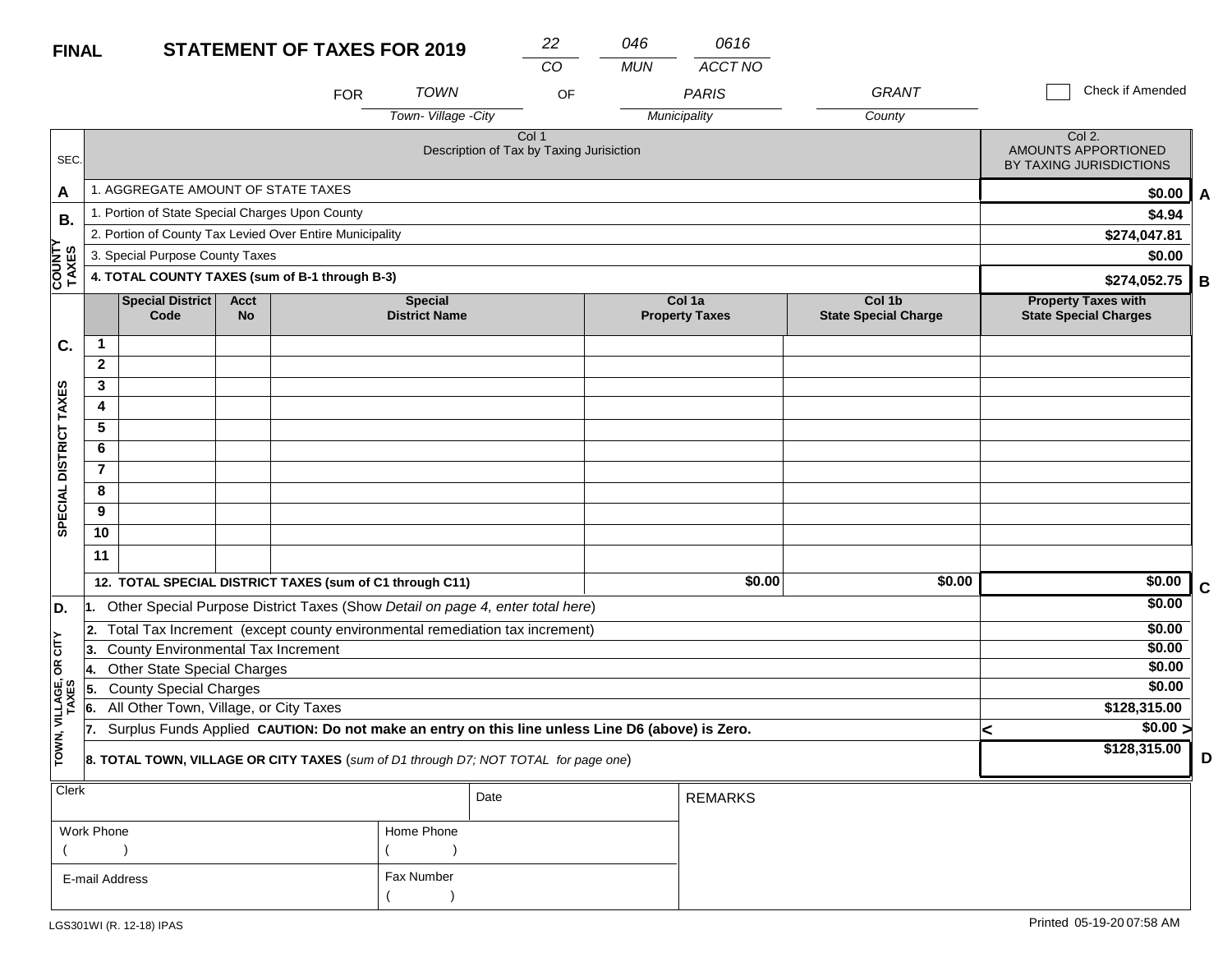**FINAL** **STATEMENT OF TAXES FOR 2019**

| 22 | 046 | 0616 |
|---|---|---|
| CO | MUN | ACCT NO |

FOR *TOWN* OF *PARIS* *GRANT*

Town- Village -City / Municipality / County

☐ Check if Amended

| SEC. | Col 1 Description of Tax by Taxing Jurisiction | Col 2. AMOUNTS APPORTIONED BY TAXING JURISDICTIONS | |
|---|---|---|---|
| A | 1. AGGREGATE AMOUNT OF STATE TAXES | $0.00 | A |
| B. COUNTY TAXES | 1. Portion of State Special Charges Upon County | $4.94 | |
| | 2. Portion of County Tax Levied Over Entire Municipality | $274,047.81 | |
| | 3. Special Purpose County Taxes | $0.00 | |
| | **4. TOTAL COUNTY TAXES (sum of B-1 through B-3)** | $274,052.75 | B |

| SEC. | | Special District Code | Acct No | Special District Name | Col 1a Property Taxes | Col 1b State Special Charge | Property Taxes with State Special Charges | |
|---|---|---|---|---|---|---|---|---|
| C. SPECIAL DISTRICT TAXES | 1 | | | | | | | |
| | 2 | | | | | | | |
| | 3 | | | | | | | |
| | 4 | | | | | | | |
| | 5 | | | | | | | |
| | 6 | | | | | | | |
| | 7 | | | | | | | |
| | 8 | | | | | | | |
| | 9 | | | | | | | |
| | 10 | | | | | | | |
| | 11 | | | | | | | |
| | **12. TOTAL SPECIAL DISTRICT TAXES (sum of C1 through C11)** | | | | $0.00 | $0.00 | $0.00 | C |

| SEC. | | | |
|---|---|---|---|
| D. TOWN, VILLAGE, OR CITY TAXES | 1. Other Special Purpose District Taxes (Show *Detail on page 4, enter total here*) | $0.00 | |
| | 2. Total Tax Increment (except county environmental remediation tax increment) | $0.00 | |
| | 3. County Environmental Tax Increment | $0.00 | |
| | 4. Other State Special Charges | $0.00 | |
| | 5. County Special Charges | $0.00 | |
| | 6. All Other Town, Village, or City Taxes | $128,315.00 | |
| | 7. Surplus Funds Applied **CAUTION: Do not make an entry on this line unless Line D6 (above) is Zero.** | < $0.00 > | |
| | **8. TOTAL TOWN, VILLAGE OR CITY TAXES** (*sum of D1 through D7; NOT TOTAL for page one*) | $128,315.00 | D |

| Clerk | | Date | REMARKS |
|---|---|---|---|
| Work Phone ( ) | Home Phone ( ) | | |
| E-mail Address | Fax Number ( ) | | |

LGS301WI (R. 12-18) IPAS

Printed 05-19-20 07:58 AM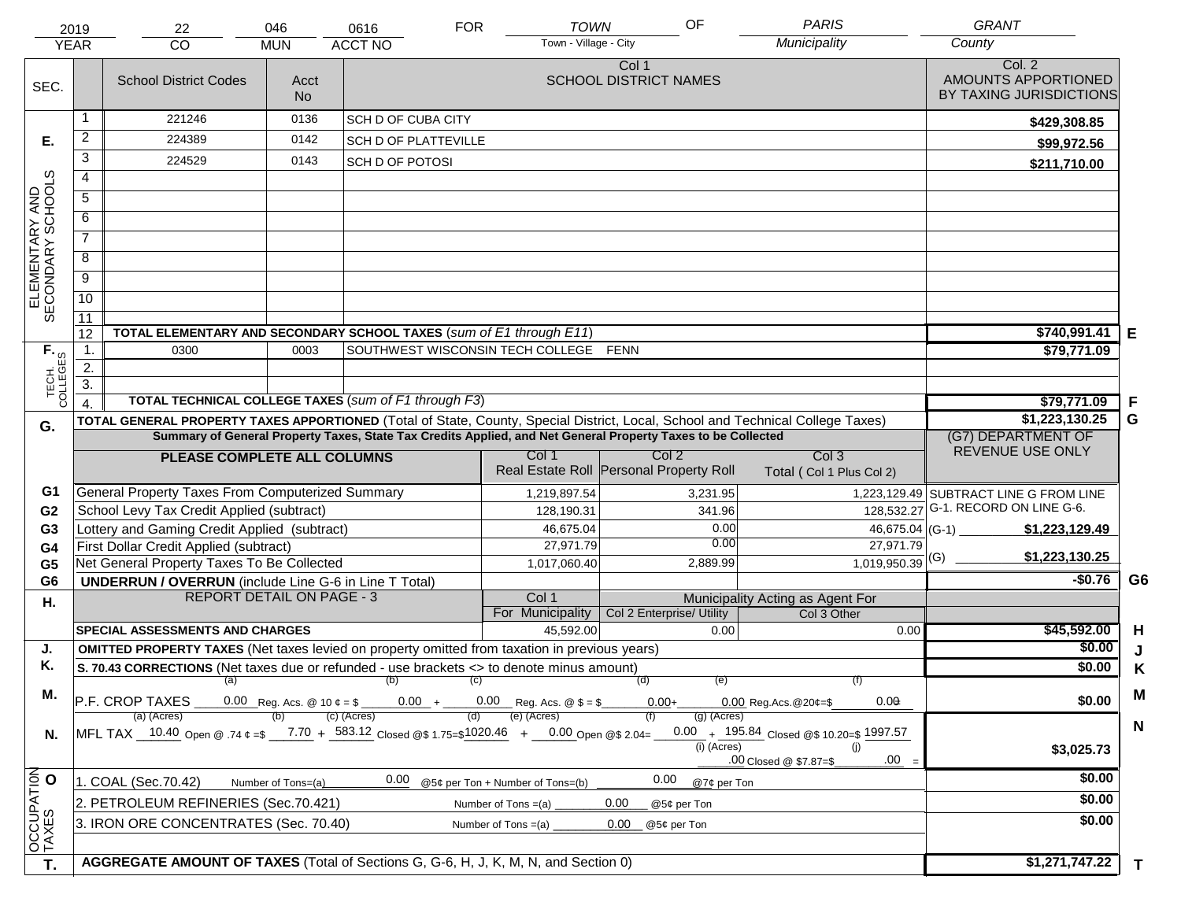| 2019 | 22 | 046 | 0616 | FOR | TOWN | OF | PARIS | GRANT |
|---|---|---|---|---|---|---|---|---|
| YEAR | CO | MUN | ACCT NO | | Town - Village - City | | Municipality | County |

| SEC. | | School District Codes | Acct No | Col 1 SCHOOL DISTRICT NAMES | Col. 2 AMOUNTS APPORTIONED BY TAXING JURISDICTIONS | |
|---|---|---|---|---|---|---|
| E. ELEMENTARY AND SECONDARY SCHOOLS | 1 | 221246 | 0136 | SCH D OF CUBA CITY | $429,308.85 | |
| | 2 | 224389 | 0142 | SCH D OF PLATTEVILLE | $99,972.56 | |
| | 3 | 224529 | 0143 | SCH D OF POTOSI | $211,710.00 | |
| | 4 | | | | | |
| | 5 | | | | | |
| | 6 | | | | | |
| | 7 | | | | | |
| | 8 | | | | | |
| | 9 | | | | | |
| | 10 | | | | | |
| | 11 | | | | | |
| | 12 | TOTAL ELEMENTARY AND SECONDARY SCHOOL TAXES (*sum of E1 through E11*) | | | $740,991.41 | E |
| F. TECH. COLLEGES | 1. | 0300 | 0003 | SOUTHWEST WISCONSIN TECH COLLEGE FENN | $79,771.09 | |
| | 2. | | | | | |
| | 3. | | | | | |
| | 4. | TOTAL TECHNICAL COLLEGE TAXES (*sum of F1 through F3*) | | | $79,771.09 | F |
| G. | | TOTAL GENERAL PROPERTY TAXES APPORTIONED (Total of State, County, Special District, Local, School and Technical College Taxes) | | | $1,223,130.25 | G |

**Summary of General Property Taxes, State Tax Credits Applied, and Net General Property Taxes to be Collected**

| | PLEASE COMPLETE ALL COLUMNS | Col 1 Real Estate Roll | Col 2 Personal Property Roll | Col 3 Total ( Col 1 Plus Col 2) | (G7) DEPARTMENT OF REVENUE USE ONLY | |
|---|---|---|---|---|---|---|
| G1 | General Property Taxes From Computerized Summary | 1,219,897.54 | 3,231.95 | 1,223,129.49 | SUBTRACT LINE G FROM LINE G-1. RECORD ON LINE G-6. | |
| G2 | School Levy Tax Credit Applied (subtract) | 128,190.31 | 341.96 | 128,532.27 | | |
| G3 | Lottery and Gaming Credit Applied (subtract) | 46,675.04 | 0.00 | 46,675.04 | (G-1) $1,223,129.49 | |
| G4 | First Dollar Credit Applied (subtract) | 27,971.79 | 0.00 | 27,971.79 | | |
| G5 | Net General Property Taxes To Be Collected | 1,017,060.40 | 2,889.99 | 1,019,950.39 | (G) $1,223,130.25 | |
| G6 | UNDERRUN / OVERRUN (include Line G-6 in Line T Total) | | | | -$0.76 | G6 |

| H. | REPORT DETAIL ON PAGE - 3 | Col 1 For Municipality | Col 2 Enterprise/ Utility (Municipality Acting as Agent For) | Col 3 Other | | |
|---|---|---|---|---|---|---|
| | SPECIAL ASSESSMENTS AND CHARGES | 45,592.00 | 0.00 | 0.00 | $45,592.00 | H |
| J. | OMITTED PROPERTY TAXES (Net taxes levied on property omitted from taxation in previous years) | | | | $0.00 | J |
| K. | S. 70.43 CORRECTIONS (Net taxes due or refunded - use brackets <> to denote minus amount) | | | | $0.00 | K |
| M. | P.F. CROP TAXES (a) 0.00 Reg. Acs. @ 10 ¢ = $ (b) 0.00 + (c) 0.00 Reg. Acs. @ $ = $ (d) 0.00 + (e) 0.00 Reg.Acs.@20¢=$ (f) 0.00 | | | | $0.00 | M |
| N. | MFL TAX (a) 10.40 Open @ .74 ¢ =$ (b) 7.70 + (c) 583.12 Closed @$ 1.75=$ (d) 1020.46 + (e) 0.00 Open @$ 2.04= (f) 0.00 + (g) 195.84 Closed @$ 10.20=$ 1997.57 (i) .00 Closed @ $7.87=$ (j) .00 = | | | | $3,025.73 | N |
| O. OCCUPATION TAXES | 1. COAL (Sec.70.42) Number of Tons=(a) 0.00 @5¢ per Ton + Number of Tons=(b) 0.00 @7¢ per Ton | | | | $0.00 | |
| | 2. PETROLEUM REFINERIES (Sec.70.421) Number of Tons =(a) 0.00 @5¢ per Ton | | | | $0.00 | |
| | 3. IRON ORE CONCENTRATES (Sec. 70.40) Number of Tons =(a) 0.00 @5¢ per Ton | | | | $0.00 | |
| T. | AGGREGATE AMOUNT OF TAXES (Total of Sections G, G-6, H, J, K, M, N, and Section 0) | | | | $1,271,747.22 | T |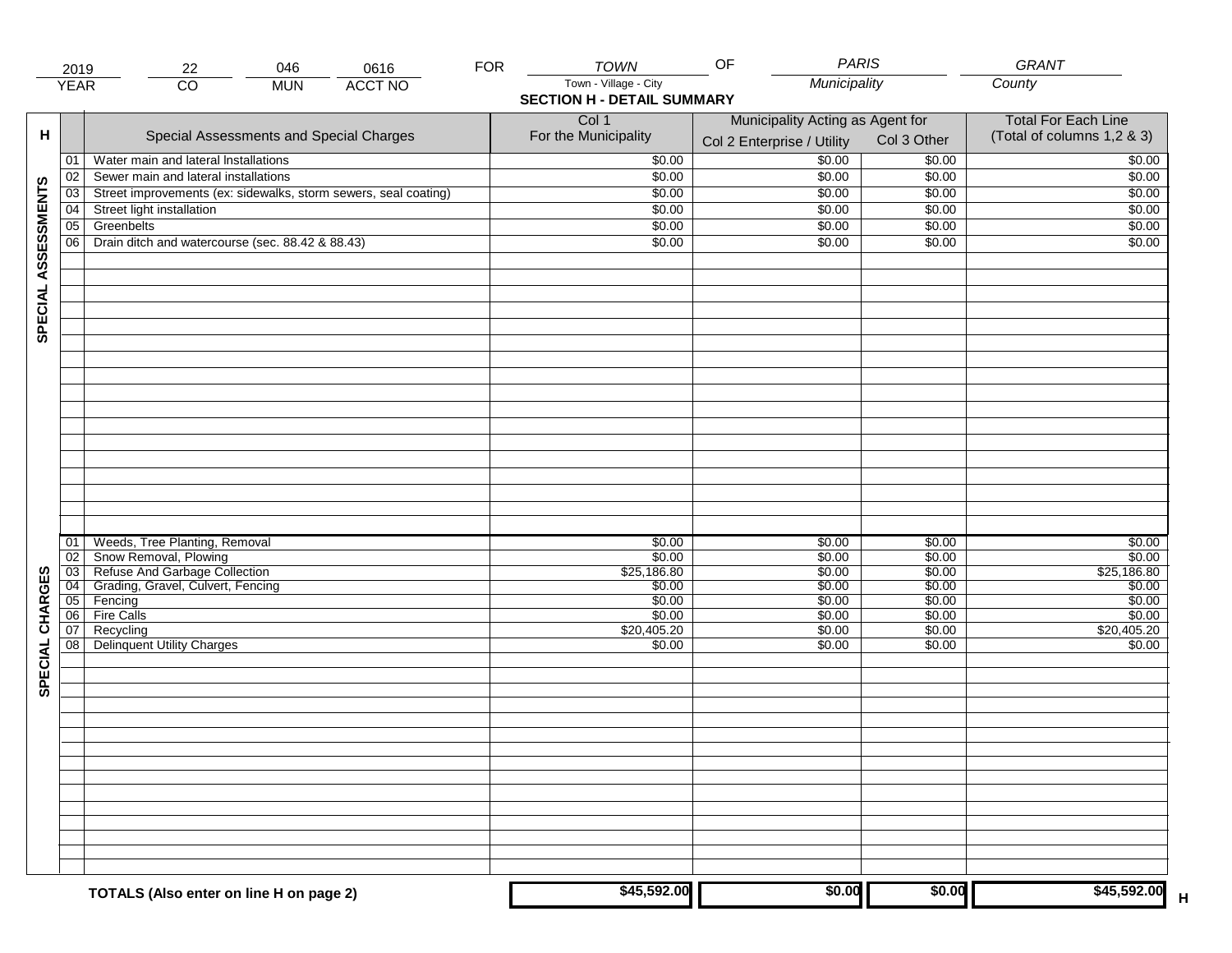| 2019 | 22 | 046 | 0616 | FOR | TOWN | OF | PARIS | GRANT |
|---|---|---|---|---|---|---|---|---|
| YEAR | CO | MUN | ACCT NO | | Town - Village - City | | Municipality | County |

## SECTION H - DETAIL SUMMARY

| H | | Special Assessments and Special Charges | Col 1 For the Municipality | Municipality Acting as Agent for Col 2 Enterprise / Utility | Col 3 Other | Total For Each Line (Total of columns 1,2 & 3) |
|---|---|---|---|---|---|---|
| SPECIAL ASSESSMENTS | 01 | Water main and lateral Installations | $0.00 | $0.00 | $0.00 | $0.00 |
| | 02 | Sewer main and lateral installations | $0.00 | $0.00 | $0.00 | $0.00 |
| | 03 | Street improvements (ex: sidewalks, storm sewers, seal coating) | $0.00 | $0.00 | $0.00 | $0.00 |
| | 04 | Street light installation | $0.00 | $0.00 | $0.00 | $0.00 |
| | 05 | Greenbelts | $0.00 | $0.00 | $0.00 | $0.00 |
| | 06 | Drain ditch and watercourse (sec. 88.42 & 88.43) | $0.00 | $0.00 | $0.00 | $0.00 |
| SPECIAL CHARGES | 01 | Weeds, Tree Planting, Removal | $0.00 | $0.00 | $0.00 | $0.00 |
| | 02 | Snow Removal, Plowing | $0.00 | $0.00 | $0.00 | $0.00 |
| | 03 | Refuse And Garbage Collection | $25,186.80 | $0.00 | $0.00 | $25,186.80 |
| | 04 | Grading, Gravel, Culvert, Fencing | $0.00 | $0.00 | $0.00 | $0.00 |
| | 05 | Fencing | $0.00 | $0.00 | $0.00 | $0.00 |
| | 06 | Fire Calls | $0.00 | $0.00 | $0.00 | $0.00 |
| | 07 | Recycling | $20,405.20 | $0.00 | $0.00 | $20,405.20 |
| | 08 | Delinquent Utility Charges | $0.00 | $0.00 | $0.00 | $0.00 |
| | | **TOTALS (Also enter on line H on page 2)** | **$45,592.00** | **$0.00** | **$0.00** | **$45,592.00** H |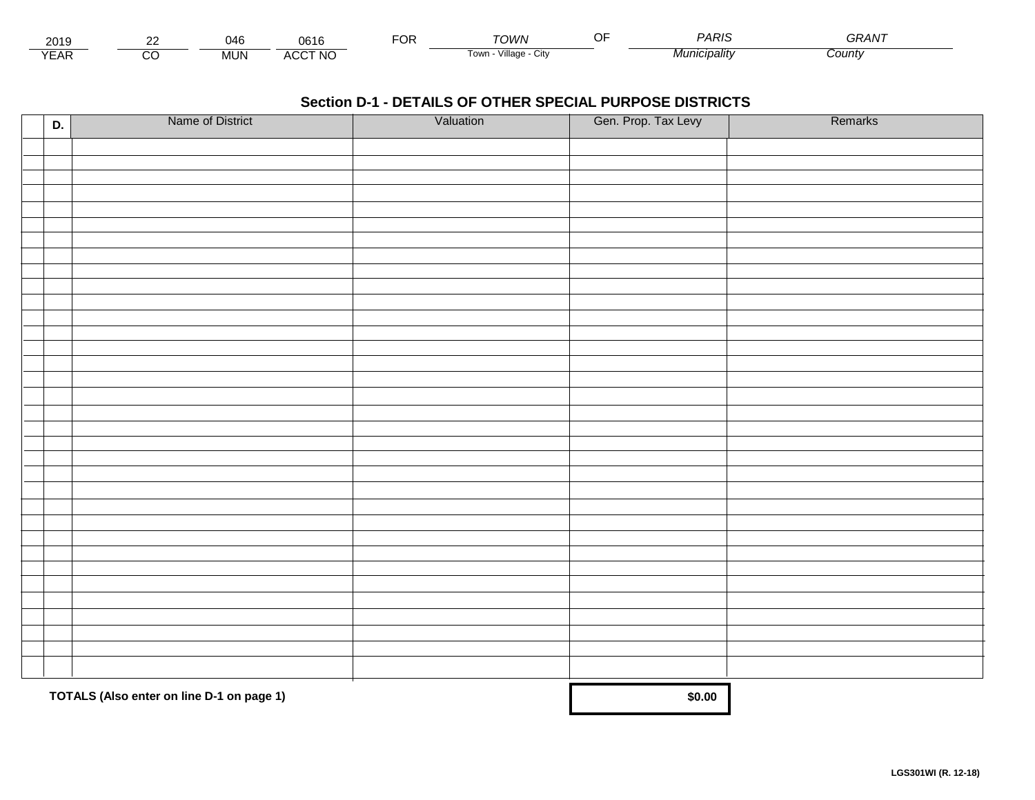| 2019 | 22 | 046 | 0616 | FOR | TOWN | OF | PARIS | GRANT |
|---|---|---|---|---|---|---|---|---|
| YEAR | CO | MUN | ACCT NO | | Town - Village - City | | Municipality | County |

## Section D-1 - DETAILS OF OTHER SPECIAL PURPOSE DISTRICTS

| D. | Name of District | Valuation | Gen. Prop. Tax Levy | Remarks |
|---|---|---|---|---|
| | | | | |
| | | | | |
| | | | | |
| | | | | |
| | | | | |
| | | | | |
| | | | | |
| | | | | |
| | | | | |
| | | | | |
| | | | | |
| | | | | |
| | | | | |
| | | | | |
| | | | | |
| | | | | |
| | | | | |
| | | | | |
| | | | | |
| | | | | |
| | | | | |
| | | | | |
| | | | | |
| | | | | |
| | | | | |
| | | | | |
| | | | | |
| | | | | |
| | | | | |
| | | | | |
| | | | | |
| | | | | |
| | | | | |
| | | | | |
| | **TOTALS (Also enter on line D-1 on page 1)** | | **$0.00** | |

LGS301WI (R. 12-18)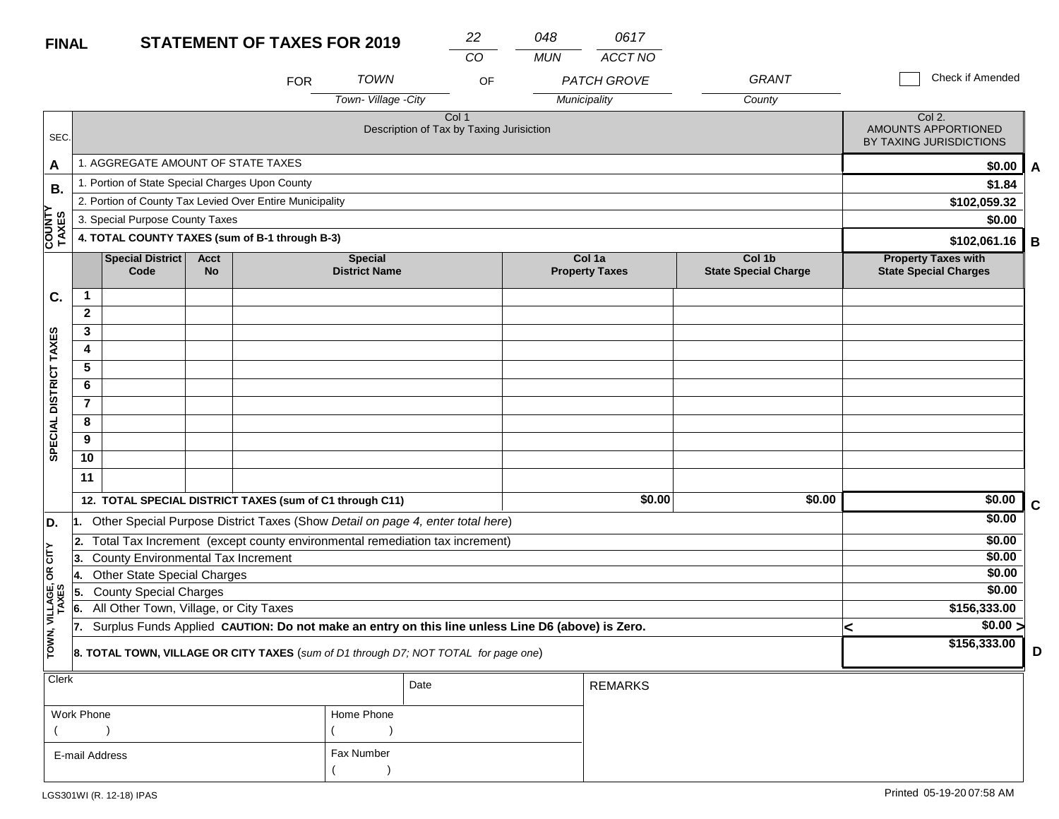**FINAL** **STATEMENT OF TAXES FOR 2019**

| 22 | 048 | 0617 |
|---|---|---|
| CO | MUN | ACCT NO |

FOR *TOWN* (Town- Village -City) OF *PATCH GROVE* (Municipality) *GRANT* (County)

☐ Check if Amended

| SEC. | Col 1 Description of Tax by Taxing Jurisiction | Col 2. AMOUNTS APPORTIONED BY TAXING JURISDICTIONS | |
|---|---|---|---|
| A | 1. AGGREGATE AMOUNT OF STATE TAXES | $0.00 | A |
| B. COUNTY TAXES | 1. Portion of State Special Charges Upon County | $1.84 | |
| | 2. Portion of County Tax Levied Over Entire Municipality | $102,059.32 | |
| | 3. Special Purpose County Taxes | $0.00 | |
| | **4. TOTAL COUNTY TAXES (sum of B-1 through B-3)** | $102,061.16 | B |

| SEC. | | Special District Code | Acct No | Special District Name | Col 1a Property Taxes | Col 1b State Special Charge | Property Taxes with State Special Charges | |
|---|---|---|---|---|---|---|---|---|
| C. SPECIAL DISTRICT TAXES | 1 | | | | | | | |
| | 2 | | | | | | | |
| | 3 | | | | | | | |
| | 4 | | | | | | | |
| | 5 | | | | | | | |
| | 6 | | | | | | | |
| | 7 | | | | | | | |
| | 8 | | | | | | | |
| | 9 | | | | | | | |
| | 10 | | | | | | | |
| | 11 | | | | | | | |
| | **12. TOTAL SPECIAL DISTRICT TAXES (sum of C1 through C11)** | | | | $0.00 | $0.00 | $0.00 | C |

| SEC. | Description | Amount | |
|---|---|---|---|
| D. TOWN, VILLAGE, OR CITY TAXES | 1. Other Special Purpose District Taxes (Show *Detail on page 4, enter total here*) | $0.00 | |
| | 2. Total Tax Increment (except county environmental remediation tax increment) | $0.00 | |
| | 3. County Environmental Tax Increment | $0.00 | |
| | 4. Other State Special Charges | $0.00 | |
| | 5. County Special Charges | $0.00 | |
| | 6. All Other Town, Village, or City Taxes | $156,333.00 | |
| | 7. Surplus Funds Applied **CAUTION: Do not make an entry on this line unless Line D6 (above) is Zero.** | < $0.00 > | |
| | **8. TOTAL TOWN, VILLAGE OR CITY TAXES** (*sum of D1 through D7; NOT TOTAL for page one*) | $156,333.00 | D |

| Clerk | Date | REMARKS |
|---|---|---|
| Work Phone ( ) | Home Phone ( ) | |
| E-mail Address | Fax Number ( ) | |

LGS301WI (R. 12-18) IPAS

Printed 05-19-20 07:58 AM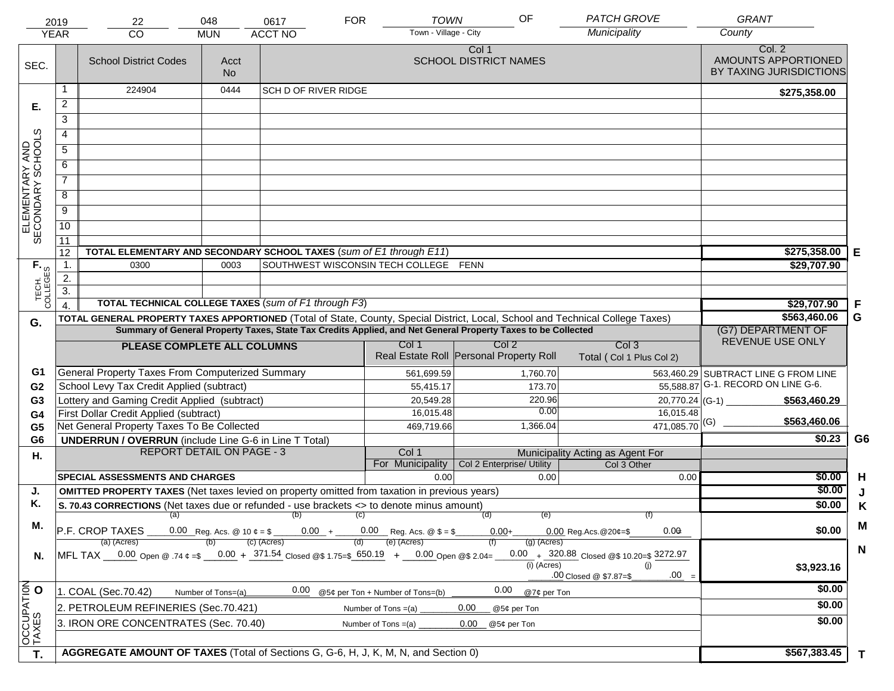| 2019 | 22 | 048 | 0617 | FOR | TOWN | OF | PATCH GROVE | GRANT |
|---|---|---|---|---|---|---|---|---|
| YEAR | CO | MUN | ACCT NO | | Town - Village - City | | Municipality | County |

| SEC. | | School District Codes | Acct No | Col 1 SCHOOL DISTRICT NAMES | Col. 2 AMOUNTS APPORTIONED BY TAXING JURISDICTIONS | |
|---|---|---|---|---|---|---|
| E. ELEMENTARY AND SECONDARY SCHOOLS | 1 | 224904 | 0444 | SCH D OF RIVER RIDGE | $275,358.00 | |
| | 2 | | | | | |
| | 3 | | | | | |
| | 4 | | | | | |
| | 5 | | | | | |
| | 6 | | | | | |
| | 7 | | | | | |
| | 8 | | | | | |
| | 9 | | | | | |
| | 10 | | | | | |
| | 11 | | | | | |
| | 12 | TOTAL ELEMENTARY AND SECONDARY SCHOOL TAXES (*sum of E1 through E11*) | | | $275,358.00 | E |
| F. TECH. COLLEGES | 1. | 0300 | 0003 | SOUTHWEST WISCONSIN TECH COLLEGE FENN | $29,707.90 | |
| | 2. | | | | | |
| | 3. | | | | | |
| | 4. | TOTAL TECHNICAL COLLEGE TAXES (*sum of F1 through F3*) | | | $29,707.90 | F |
| G. | | TOTAL GENERAL PROPERTY TAXES APPORTIONED (Total of State, County, Special District, Local, School and Technical College Taxes) | | | $563,460.06 | G |

**Summary of General Property Taxes, State Tax Credits Applied, and Net General Property Taxes to be Collected**

| | PLEASE COMPLETE ALL COLUMNS | Col 1 Real Estate Roll | Col 2 Personal Property Roll | Col 3 Total ( Col 1 Plus Col 2) | (G7) DEPARTMENT OF REVENUE USE ONLY | |
|---|---|---|---|---|---|---|
| G1 | General Property Taxes From Computerized Summary | 561,699.59 | 1,760.70 | 563,460.29 | SUBTRACT LINE G FROM LINE G-1. RECORD ON LINE G-6. | |
| G2 | School Levy Tax Credit Applied (subtract) | 55,415.17 | 173.70 | 55,588.87 | | |
| G3 | Lottery and Gaming Credit Applied (subtract) | 20,549.28 | 220.96 | 20,770.24 | (G-1) $563,460.29 | |
| G4 | First Dollar Credit Applied (subtract) | 16,015.48 | 0.00 | 16,015.48 | | |
| G5 | Net General Property Taxes To Be Collected | 469,719.66 | 1,366.04 | 471,085.70 | (G) $563,460.06 | |
| G6 | UNDERRUN / OVERRUN (include Line G-6 in Line T Total) | | | | $0.23 | G6 |

| H. | REPORT DETAIL ON PAGE - 3 | Col 1 For Municipality | Municipality Acting as Agent For Col 2 Enterprise/ Utility | Col 3 Other | | |
|---|---|---|---|---|---|---|
| | SPECIAL ASSESSMENTS AND CHARGES | 0.00 | 0.00 | 0.00 | $0.00 | H |
| J. | OMITTED PROPERTY TAXES (Net taxes levied on property omitted from taxation in previous years) | | | | $0.00 | J |
| K. | S. 70.43 CORRECTIONS (Net taxes due or refunded - use brackets <> to denote minus amount) | | | | $0.00 | K |
| M. | P.F. CROP TAXES (a) 0.00 Reg. Acs. @ 10 ¢ = $ (b) 0.00 + (c) 0.00 Reg. Acs. @ $ = $ (d) 0.00 + (e) 0.00 Reg.Acs.@20¢=$ (f) 0.00 | | | | $0.00 | M |
| N. | MFL TAX (a) (Acres) 0.00 Open @ .74 ¢ =$ (b) 0.00 + (c) (Acres) 371.54 Closed @$ 1.75=$ (d) 650.19 + (e) (Acres) 0.00 Open @$ 2.04= (f) 0.00 + (g) (Acres) 320.88 Closed @$ 10.20=$ 3272.97 (i) (Acres) .00 Closed @ $7.87=$ (j) .00 = | | | | $3,923.16 | N |
| O. OCCUPATION TAXES | 1. COAL (Sec.70.42) Number of Tons=(a) 0.00 @5¢ per Ton + Number of Tons=(b) 0.00 @7¢ per Ton | | | | $0.00 | |
| | 2. PETROLEUM REFINERIES (Sec.70.421) Number of Tons =(a) 0.00 @5¢ per Ton | | | | $0.00 | |
| | 3. IRON ORE CONCENTRATES (Sec. 70.40) Number of Tons =(a) 0.00 @5¢ per Ton | | | | $0.00 | |
| T. | AGGREGATE AMOUNT OF TAXES (Total of Sections G, G-6, H, J, K, M, N, and Section 0) | | | | $567,383.45 | T |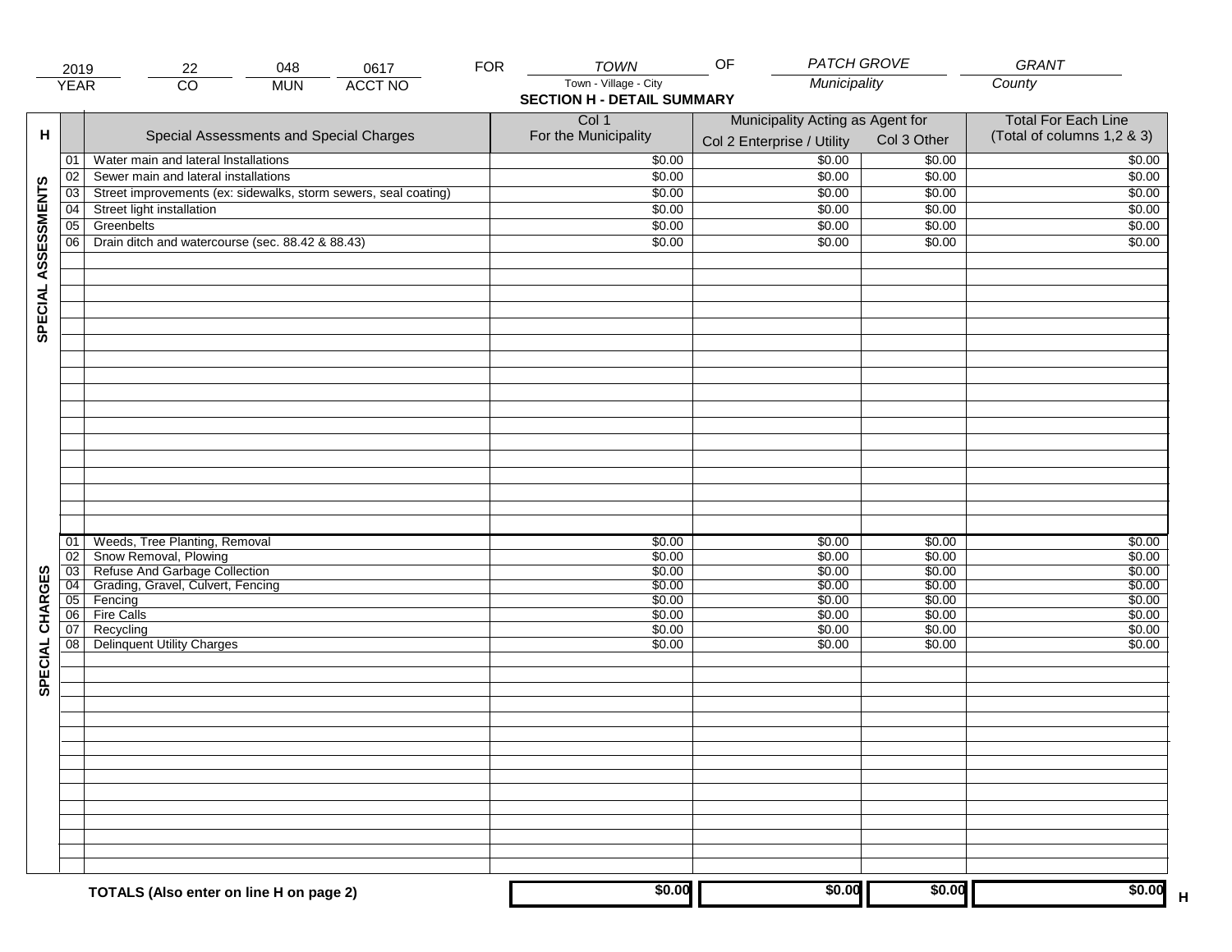| 2019 | 22 | 048 | 0617 | FOR | TOWN | OF | PATCH GROVE | GRANT |
|---|---|---|---|---|---|---|---|---|
| YEAR | CO | MUN | ACCT NO | | Town - Village - City | | Municipality | County |

## SECTION H - DETAIL SUMMARY

| H | | Special Assessments and Special Charges | Col 1 For the Municipality | Municipality Acting as Agent for Col 2 Enterprise / Utility | Col 3 Other | Total For Each Line (Total of columns 1,2 & 3) |
|---|---|---|---|---|---|---|
| SPECIAL ASSESSMENTS | 01 | Water main and lateral Installations | $0.00 | $0.00 | $0.00 | $0.00 |
| | 02 | Sewer main and lateral installations | $0.00 | $0.00 | $0.00 | $0.00 |
| | 03 | Street improvements (ex: sidewalks, storm sewers, seal coating) | $0.00 | $0.00 | $0.00 | $0.00 |
| | 04 | Street light installation | $0.00 | $0.00 | $0.00 | $0.00 |
| | 05 | Greenbelts | $0.00 | $0.00 | $0.00 | $0.00 |
| | 06 | Drain ditch and watercourse (sec. 88.42 & 88.43) | $0.00 | $0.00 | $0.00 | $0.00 |
| SPECIAL CHARGES | 01 | Weeds, Tree Planting, Removal | $0.00 | $0.00 | $0.00 | $0.00 |
| | 02 | Snow Removal, Plowing | $0.00 | $0.00 | $0.00 | $0.00 |
| | 03 | Refuse And Garbage Collection | $0.00 | $0.00 | $0.00 | $0.00 |
| | 04 | Grading, Gravel, Culvert, Fencing | $0.00 | $0.00 | $0.00 | $0.00 |
| | 05 | Fencing | $0.00 | $0.00 | $0.00 | $0.00 |
| | 06 | Fire Calls | $0.00 | $0.00 | $0.00 | $0.00 |
| | 07 | Recycling | $0.00 | $0.00 | $0.00 | $0.00 |
| | 08 | Delinquent Utility Charges | $0.00 | $0.00 | $0.00 | $0.00 |
| | | **TOTALS (Also enter on line H on page 2)** | **$0.00** | **$0.00** | **$0.00** | **$0.00** H |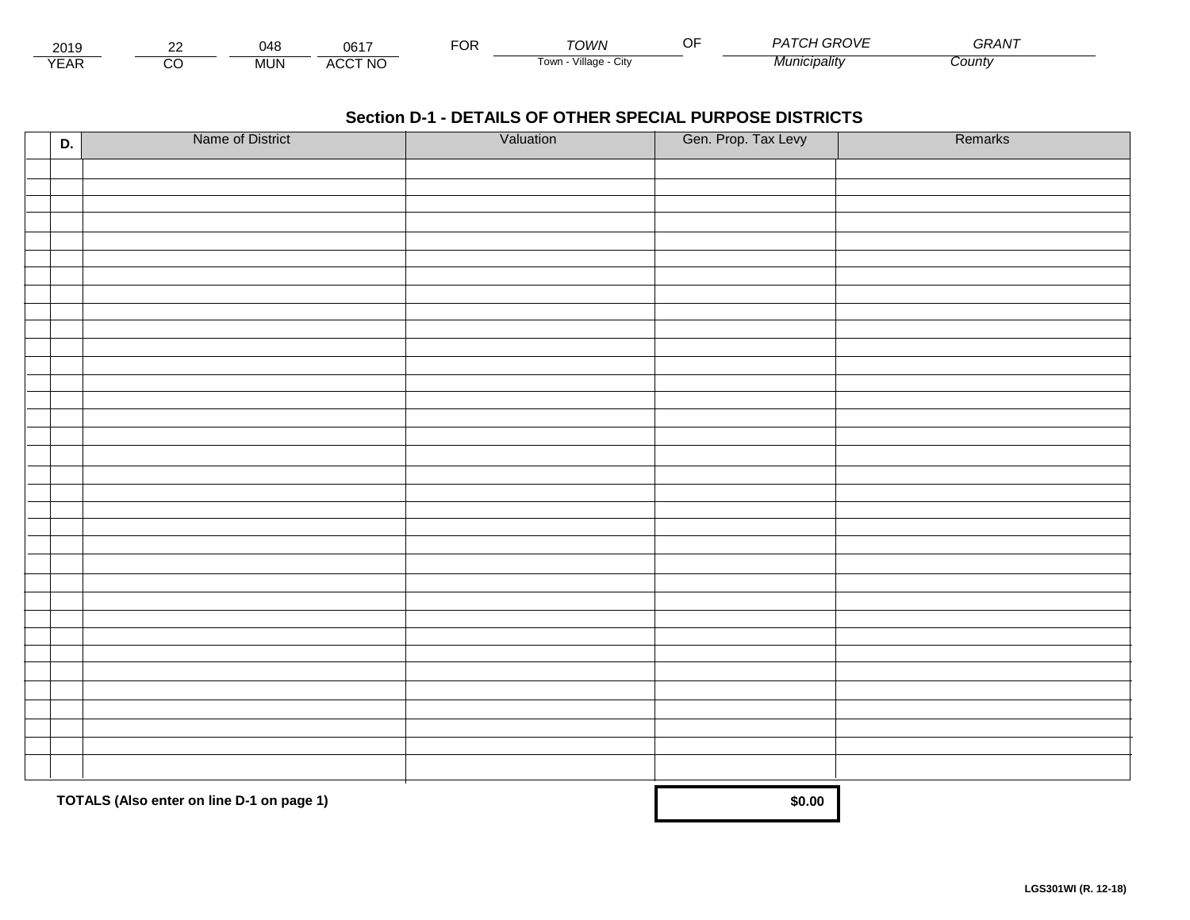| 2019 | 22 | 048 | 0617 | FOR | TOWN | OF | PATCH GROVE | GRANT |
|---|---|---|---|---|---|---|---|---|
| YEAR | CO | MUN | ACCT NO | | Town - Village - City | | Municipality | County |

## Section D-1 - DETAILS OF OTHER SPECIAL PURPOSE DISTRICTS

| D. | Name of District | Valuation | Gen. Prop. Tax Levy | Remarks |
|---|---|---|---|---|
| | | | | |
| | | | | |
| | | | | |
| | | | | |
| | | | | |
| | | | | |
| | | | | |
| | | | | |
| | | | | |
| | | | | |
| | | | | |
| | | | | |
| | | | | |
| | | | | |
| | | | | |
| | | | | |
| | | | | |
| | | | | |
| | | | | |
| | | | | |
| | | | | |
| | | | | |
| | | | | |
| | | | | |
| | | | | |
| | | | | |
| | | | | |
| | | | | |
| | | | | |
| | | | | |
| | | | | |
| | | | | |
| | | | | |
| | | | | |
| | | | | |
| | | | | |
| | **TOTALS (Also enter on line D-1 on page 1)** | | **$0.00** | |

**LGS301WI (R. 12-18)**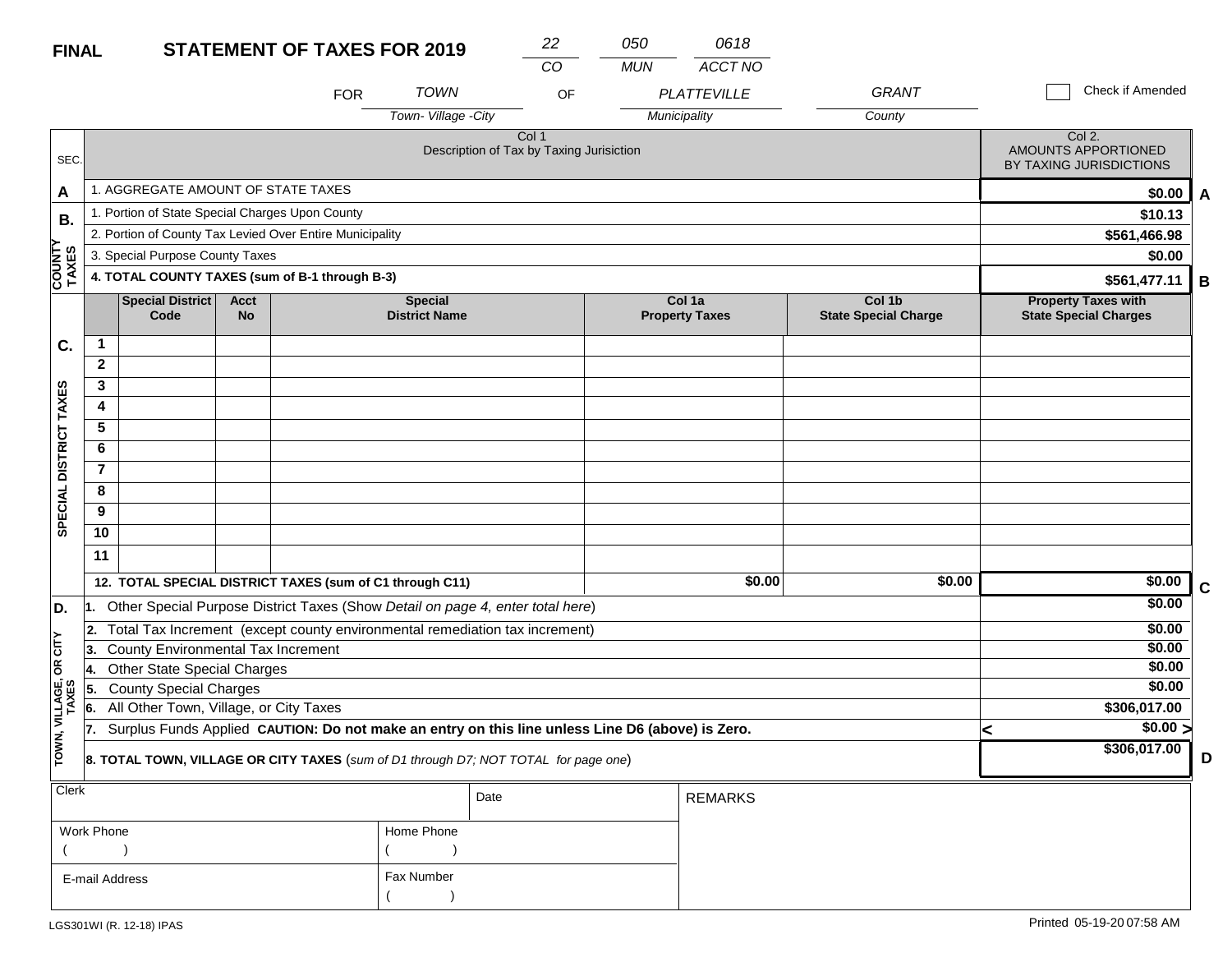**FINAL** **STATEMENT OF TAXES FOR 2019**

| CO | MUN | ACCT NO |
|---|---|---|
| 22 | 050 | 0618 |

FOR *TOWN* (Town- Village -City) OF *PLATTEVILLE* (Municipality) *GRANT* (County)

☐ Check if Amended

| SEC. | Col 1 Description of Tax by Taxing Jurisiction | Col 2. AMOUNTS APPORTIONED BY TAXING JURISDICTIONS | |
|---|---|---|---|
| A | 1. AGGREGATE AMOUNT OF STATE TAXES | **$0.00** | A |
| B. COUNTY TAXES | 1. Portion of State Special Charges Upon County | **$10.13** | |
| | 2. Portion of County Tax Levied Over Entire Municipality | **$561,466.98** | |
| | 3. Special Purpose County Taxes | **$0.00** | |
| | **4. TOTAL COUNTY TAXES (sum of B-1 through B-3)** | **$561,477.11** | B |

| SEC. | | Special District Code | Acct No | Special District Name | Col 1a Property Taxes | Col 1b State Special Charge | Property Taxes with State Special Charges | |
|---|---|---|---|---|---|---|---|---|
| C. SPECIAL DISTRICT TAXES | 1 | | | | | | | |
| | 2 | | | | | | | |
| | 3 | | | | | | | |
| | 4 | | | | | | | |
| | 5 | | | | | | | |
| | 6 | | | | | | | |
| | 7 | | | | | | | |
| | 8 | | | | | | | |
| | 9 | | | | | | | |
| | 10 | | | | | | | |
| | 11 | | | | | | | |
| | **12. TOTAL SPECIAL DISTRICT TAXES (sum of C1 through C11)** | | | | **$0.00** | **$0.00** | **$0.00** | C |

| SEC. | Description | Amount | |
|---|---|---|---|
| D. TOWN, VILLAGE, OR CITY TAXES | 1. Other Special Purpose District Taxes (Show *Detail on page 4, enter total here*) | **$0.00** | |
| | 2. Total Tax Increment (except county environmental remediation tax increment) | **$0.00** | |
| | 3. County Environmental Tax Increment | **$0.00** | |
| | 4. Other State Special Charges | **$0.00** | |
| | 5. County Special Charges | **$0.00** | |
| | 6. All Other Town, Village, or City Taxes | **$306,017.00** | |
| | 7. Surplus Funds Applied **CAUTION: Do not make an entry on this line unless Line D6 (above) is Zero.** | < **$0.00** > | |
| | **8. TOTAL TOWN, VILLAGE OR CITY TAXES** (*sum of D1 through D7; NOT TOTAL for page one*) | **$306,017.00** | D |

| Clerk | | Date | REMARKS |
|---|---|---|---|
| Work Phone ( ) | Home Phone ( ) | | |
| E-mail Address | Fax Number ( ) | | |

LGS301WI (R. 12-18) IPAS

Printed 05-19-20 07:58 AM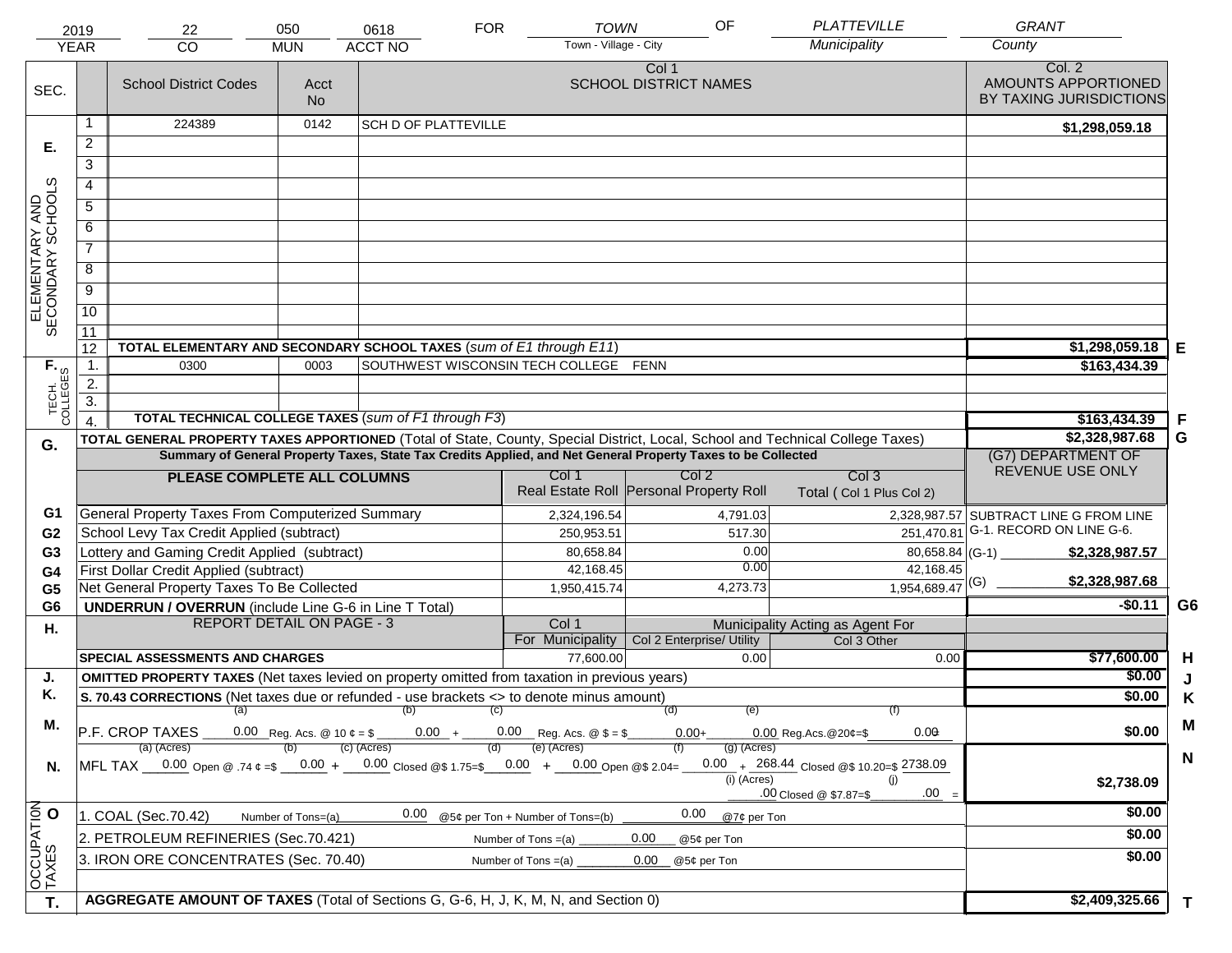| 2019 | 22 | 050 | 0618 | FOR | TOWN | OF | PLATTEVILLE | GRANT |
|---|---|---|---|---|---|---|---|---|
| YEAR | CO | MUN | ACCT NO | | Town - Village - City | | Municipality | County |

| SEC. | | School District Codes | Acct No | Col 1 SCHOOL DISTRICT NAMES | Col. 2 AMOUNTS APPORTIONED BY TAXING JURISDICTIONS | |
|---|---|---|---|---|---|---|
| E. ELEMENTARY AND SECONDARY SCHOOLS | 1 | 224389 | 0142 | SCH D OF PLATTEVILLE | $1,298,059.18 | |
| | 2 | | | | | |
| | 3 | | | | | |
| | 4 | | | | | |
| | 5 | | | | | |
| | 6 | | | | | |
| | 7 | | | | | |
| | 8 | | | | | |
| | 9 | | | | | |
| | 10 | | | | | |
| | 11 | | | | | |
| | 12 | TOTAL ELEMENTARY AND SECONDARY SCHOOL TAXES (*sum of E1 through E11*) | | | $1,298,059.18 | E |
| F. TECH. COLLEGES | 1. | 0300 | 0003 | SOUTHWEST WISCONSIN TECH COLLEGE FENN | $163,434.39 | |
| | 2. | | | | | |
| | 3. | | | | | |
| | 4. | TOTAL TECHNICAL COLLEGE TAXES (*sum of F1 through F3*) | | | $163,434.39 | F |
| G. | | TOTAL GENERAL PROPERTY TAXES APPORTIONED (Total of State, County, Special District, Local, School and Technical College Taxes) | | | $2,328,987.68 | G |

**Summary of General Property Taxes, State Tax Credits Applied, and Net General Property Taxes to be Collected**

| | PLEASE COMPLETE ALL COLUMNS | Col 1 Real Estate Roll | Col 2 Personal Property Roll | Col 3 Total ( Col 1 Plus Col 2) | (G7) DEPARTMENT OF REVENUE USE ONLY | |
|---|---|---|---|---|---|---|
| G1 | General Property Taxes From Computerized Summary | 2,324,196.54 | 4,791.03 | 2,328,987.57 | SUBTRACT LINE G FROM LINE G-1. RECORD ON LINE G-6. | |
| G2 | School Levy Tax Credit Applied (subtract) | 250,953.51 | 517.30 | 251,470.81 | | |
| G3 | Lottery and Gaming Credit Applied (subtract) | 80,658.84 | 0.00 | 80,658.84 | (G-1) $2,328,987.57 | |
| G4 | First Dollar Credit Applied (subtract) | 42,168.45 | 0.00 | 42,168.45 | | |
| G5 | Net General Property Taxes To Be Collected | 1,950,415.74 | 4,273.73 | 1,954,689.47 | (G) $2,328,987.68 | |
| G6 | UNDERRUN / OVERRUN (include Line G-6 in Line T Total) | | | | -$0.11 | G6 |

| H. | REPORT DETAIL ON PAGE - 3 | Col 1 For Municipality | Col 2 Enterprise/ Utility (Municipality Acting as Agent For) | Col 3 Other | | |
|---|---|---|---|---|---|---|
| | SPECIAL ASSESSMENTS AND CHARGES | 77,600.00 | 0.00 | 0.00 | $77,600.00 | H |
| J. | OMITTED PROPERTY TAXES (Net taxes levied on property omitted from taxation in previous years) | | | | $0.00 | J |
| K. | S. 70.43 CORRECTIONS (Net taxes due or refunded - use brackets <> to denote minus amount) | | | | $0.00 | K |
| M. | P.F. CROP TAXES (a) 0.00 Reg. Acs. @ 10 ¢ = $ (b) 0.00 + (c) 0.00 Reg. Acs. @ $ = $ (d) 0.00 + (e) 0.00 Reg.Acs.@20¢=$ (f) 0.00 | | | | $0.00 | M |
| N. | MFL TAX (a) (Acres) 0.00 Open @ .74 ¢ =$ (b) 0.00 + (c) (Acres) 0.00 Closed @$ 1.75=$ (d) 0.00 + (e) (Acres) 0.00 Open @$ 2.04= (f) 0.00 + (g) (Acres) 268.44 Closed @$ 10.20=$ 2738.09; (i) (Acres) .00 Closed @ $7.87=$ (j) .00 = | | | | $2,738.09 | N |
| O. OCCUPATION TAXES | 1. COAL (Sec.70.42) Number of Tons=(a) 0.00 @5¢ per Ton + Number of Tons=(b) 0.00 @7¢ per Ton | | | | $0.00 | |
| | 2. PETROLEUM REFINERIES (Sec.70.421) Number of Tons =(a) 0.00 @5¢ per Ton | | | | $0.00 | |
| | 3. IRON ORE CONCENTRATES (Sec. 70.40) Number of Tons =(a) 0.00 @5¢ per Ton | | | | $0.00 | |
| T. | AGGREGATE AMOUNT OF TAXES (Total of Sections G, G-6, H, J, K, M, N, and Section 0) | | | | $2,409,325.66 | T |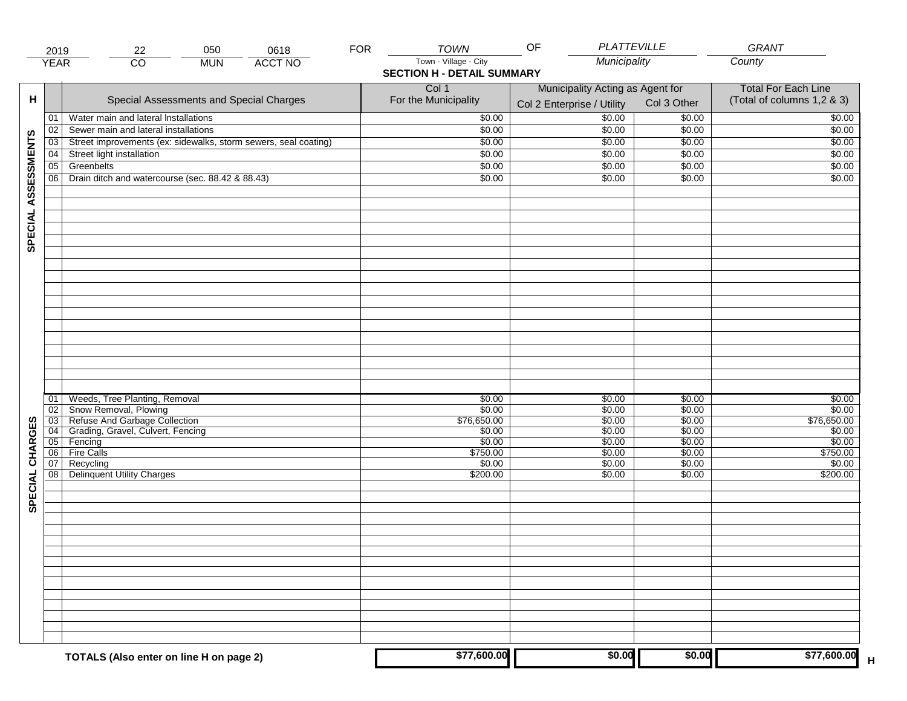| 2019 | 22 | 050 | 0618 | FOR | TOWN | OF | PLATTEVILLE | GRANT |
|---|---|---|---|---|---|---|---|---|
| YEAR | CO | MUN | ACCT NO | | Town - Village - City | | Municipality | County |

## SECTION H - DETAIL SUMMARY

| H | | Special Assessments and Special Charges | Col 1 For the Municipality | Municipality Acting as Agent for Col 2 Enterprise / Utility | Col 3 Other | Total For Each Line (Total of columns 1,2 & 3) |
|---|---|---|---|---|---|---|
| SPECIAL ASSESSMENTS | 01 | Water main and lateral Installations | $0.00 | $0.00 | $0.00 | $0.00 |
| | 02 | Sewer main and lateral installations | $0.00 | $0.00 | $0.00 | $0.00 |
| | 03 | Street improvements (ex: sidewalks, storm sewers, seal coating) | $0.00 | $0.00 | $0.00 | $0.00 |
| | 04 | Street light installation | $0.00 | $0.00 | $0.00 | $0.00 |
| | 05 | Greenbelts | $0.00 | $0.00 | $0.00 | $0.00 |
| | 06 | Drain ditch and watercourse (sec. 88.42 & 88.43) | $0.00 | $0.00 | $0.00 | $0.00 |
| SPECIAL CHARGES | 01 | Weeds, Tree Planting, Removal | $0.00 | $0.00 | $0.00 | $0.00 |
| | 02 | Snow Removal, Plowing | $0.00 | $0.00 | $0.00 | $0.00 |
| | 03 | Refuse And Garbage Collection | $76,650.00 | $0.00 | $0.00 | $76,650.00 |
| | 04 | Grading, Gravel, Culvert, Fencing | $0.00 | $0.00 | $0.00 | $0.00 |
| | 05 | Fencing | $0.00 | $0.00 | $0.00 | $0.00 |
| | 06 | Fire Calls | $750.00 | $0.00 | $0.00 | $750.00 |
| | 07 | Recycling | $0.00 | $0.00 | $0.00 | $0.00 |
| | 08 | Delinquent Utility Charges | $200.00 | $0.00 | $0.00 | $200.00 |
| | | **TOTALS (Also enter on line H on page 2)** | $77,600.00 | $0.00 | $0.00 | $77,600.00 |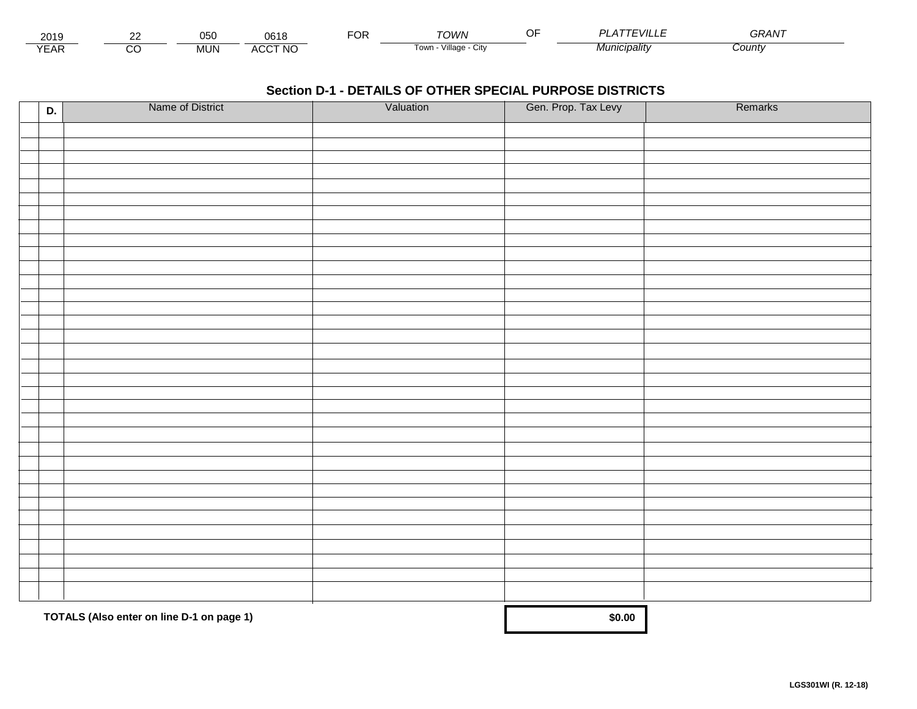| 2019 | 22 | 050 | 0618 | FOR | TOWN | OF | PLATTEVILLE | GRANT |
|---|---|---|---|---|---|---|---|---|
| YEAR | CO | MUN | ACCT NO | | Town - Village - City | | Municipality | County |

## Section D-1 - DETAILS OF OTHER SPECIAL PURPOSE DISTRICTS

| | D. | Name of District | Valuation | Gen. Prop. Tax Levy | Remarks |
|---|---|---|---|---|---|
| | | | | | |
| | | | | | |
| | | | | | |
| | | | | | |
| | | | | | |
| | | | | | |
| | | | | | |
| | | | | | |
| | | | | | |
| | | | | | |
| | | | | | |
| | | | | | |
| | | | | | |
| | | | | | |
| | | | | | |
| | | | | | |
| | | | | | |
| | | | | | |
| | | | | | |
| | | | | | |
| | | | | | |
| | | | | | |
| | | | | | |
| | | | | | |
| | | | | | |
| | | | | | |
| | | | | | |
| | | | | | |
| | | | | | |
| | | | | | |
| | | | | | |
| | | | | | |
| | | | | | |
| | | | | | |
| | | | | | |
| **TOTALS (Also enter on line D-1 on page 1)** | | | | **$0.00** | |

**LGS301WI (R. 12-18)**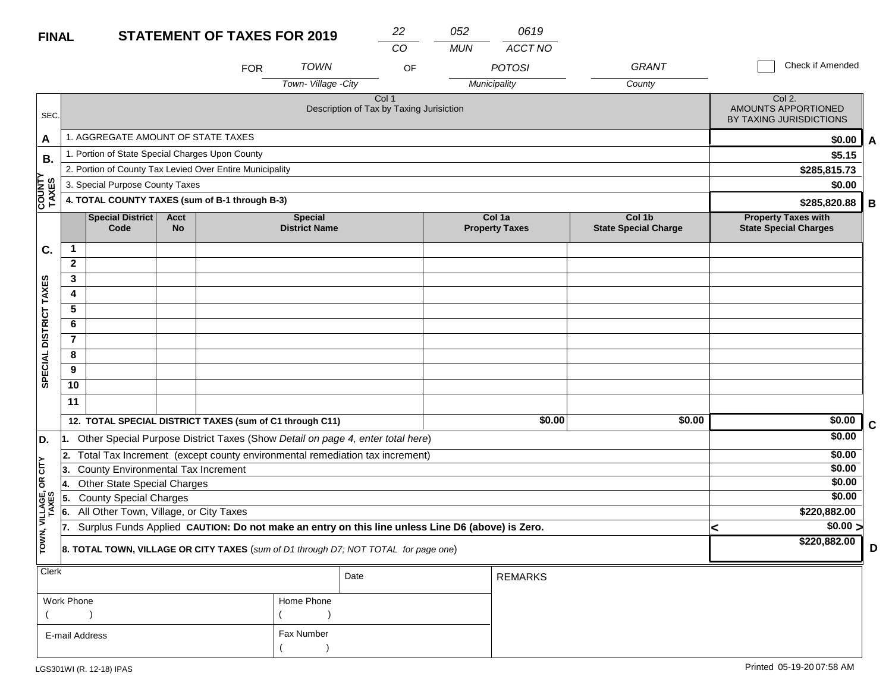**FINAL** **STATEMENT OF TAXES FOR 2019**

| 22 | 052 | 0619 |
|---|---|---|
| CO | MUN | ACCT NO |

FOR *TOWN* (Town- Village -City) OF *POTOSI* (Municipality) *GRANT* (County)

☐ Check if Amended

| SEC. | Col 1 Description of Tax by Taxing Jurisiction | Col 2. AMOUNTS APPORTIONED BY TAXING JURISDICTIONS | |
|---|---|---|---|
| A | 1. AGGREGATE AMOUNT OF STATE TAXES | $0.00 | A |
| B. COUNTY TAXES | 1. Portion of State Special Charges Upon County | $5.15 | |
| | 2. Portion of County Tax Levied Over Entire Municipality | $285,815.73 | |
| | 3. Special Purpose County Taxes | $0.00 | |
| | **4. TOTAL COUNTY TAXES (sum of B-1 through B-3)** | **$285,820.88** | B |

| SEC. | | Special District Code | Acct No | Special District Name | Col 1a Property Taxes | Col 1b State Special Charge | Property Taxes with State Special Charges | |
|---|---|---|---|---|---|---|---|---|
| C. SPECIAL DISTRICT TAXES | 1 | | | | | | | |
| | 2 | | | | | | | |
| | 3 | | | | | | | |
| | 4 | | | | | | | |
| | 5 | | | | | | | |
| | 6 | | | | | | | |
| | 7 | | | | | | | |
| | 8 | | | | | | | |
| | 9 | | | | | | | |
| | 10 | | | | | | | |
| | 11 | | | | | | | |
| | **12. TOTAL SPECIAL DISTRICT TAXES (sum of C1 through C11)** | | | | $0.00 | $0.00 | $0.00 | C |

| SEC. | Description | Amount | |
|---|---|---|---|
| D. TOWN, VILLAGE, OR CITY TAXES | 1. Other Special Purpose District Taxes (Show *Detail on page 4, enter total here*) | $0.00 | |
| | 2. Total Tax Increment (except county environmental remediation tax increment) | $0.00 | |
| | 3. County Environmental Tax Increment | $0.00 | |
| | 4. Other State Special Charges | $0.00 | |
| | 5. County Special Charges | $0.00 | |
| | 6. All Other Town, Village, or City Taxes | $220,882.00 | |
| | 7. Surplus Funds Applied **CAUTION: Do not make an entry on this line unless Line D6 (above) is Zero.** | < $0.00 > | |
| | **8. TOTAL TOWN, VILLAGE OR CITY TAXES** (*sum of D1 through D7; NOT TOTAL for page one*) | **$220,882.00** | D |

| Clerk | | Date | REMARKS |
|---|---|---|---|
| Work Phone ( ) | Home Phone ( ) | | |
| E-mail Address | Fax Number ( ) | | |

LGS301WI (R. 12-18) IPAS

Printed 05-19-20 07:58 AM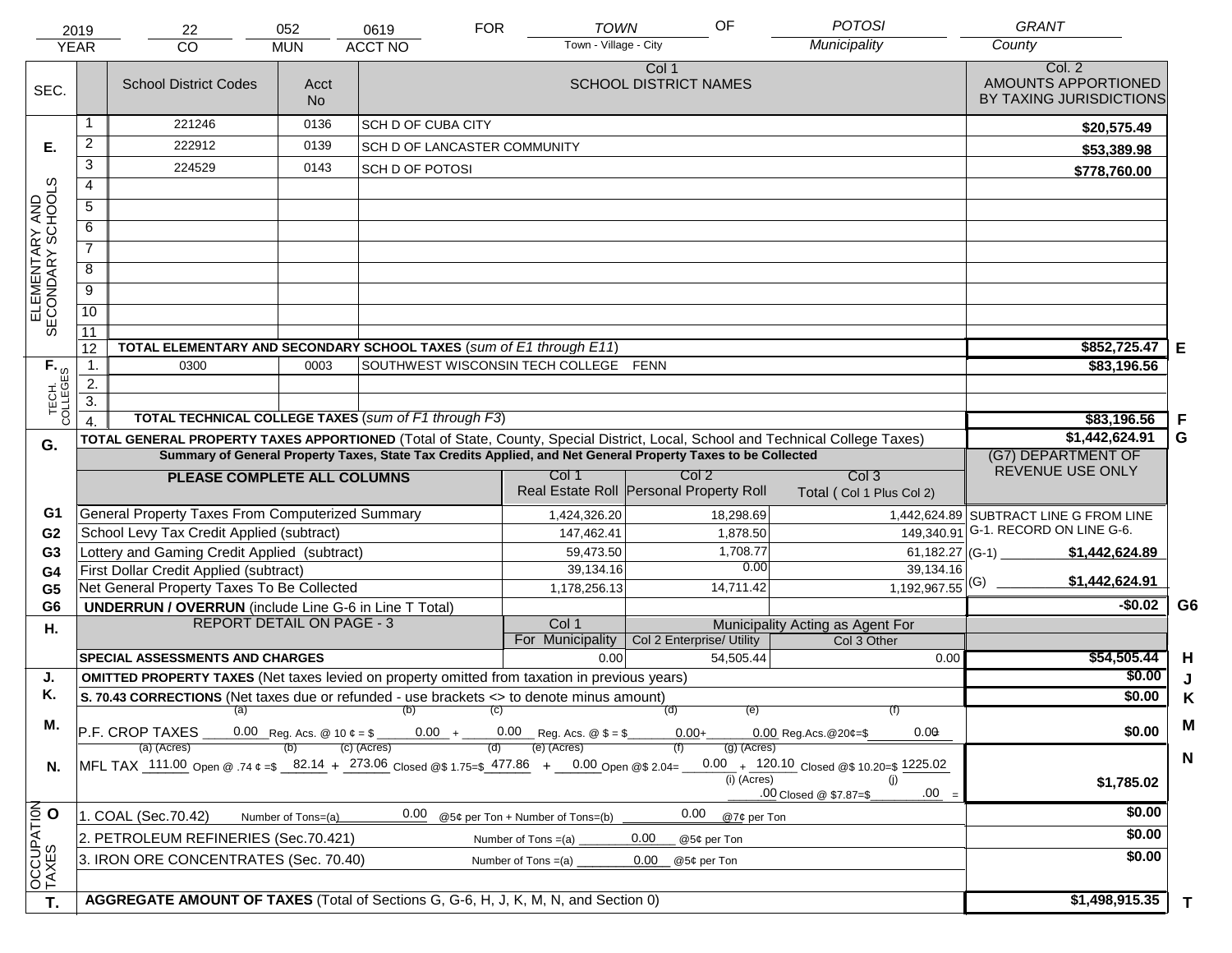| 2019 | 22 | 052 | 0619 | FOR | TOWN | OF | POTOSI | GRANT |
|---|---|---|---|---|---|---|---|---|
| YEAR | CO | MUN | ACCT NO | | Town - Village - City | | Municipality | County |

| SEC. | | School District Codes | Acct No | Col 1 SCHOOL DISTRICT NAMES | Col. 2 AMOUNTS APPORTIONED BY TAXING JURISDICTIONS | |
|---|---|---|---|---|---|---|
| E. ELEMENTARY AND SECONDARY SCHOOLS | 1 | 221246 | 0136 | SCH D OF CUBA CITY | $20,575.49 | |
| | 2 | 222912 | 0139 | SCH D OF LANCASTER COMMUNITY | $53,389.98 | |
| | 3 | 224529 | 0143 | SCH D OF POTOSI | $778,760.00 | |
| | 4 | | | | | |
| | 5 | | | | | |
| | 6 | | | | | |
| | 7 | | | | | |
| | 8 | | | | | |
| | 9 | | | | | |
| | 10 | | | | | |
| | 11 | | | | | |
| | 12 | TOTAL ELEMENTARY AND SECONDARY SCHOOL TAXES (*sum of E1 through E11*) | | | $852,725.47 | E |
| F. TECH. COLLEGES | 1. | 0300 | 0003 | SOUTHWEST WISCONSIN TECH COLLEGE FENN | $83,196.56 | |
| | 2. | | | | | |
| | 3. | | | | | |
| | 4. | TOTAL TECHNICAL COLLEGE TAXES (*sum of F1 through F3*) | | | $83,196.56 | F |
| G. | | TOTAL GENERAL PROPERTY TAXES APPORTIONED (Total of State, County, Special District, Local, School and Technical College Taxes) | | | $1,442,624.91 | G |

**Summary of General Property Taxes, State Tax Credits Applied, and Net General Property Taxes to be Collected**

| | PLEASE COMPLETE ALL COLUMNS | Col 1 Real Estate Roll | Col 2 Personal Property Roll | Col 3 Total ( Col 1 Plus Col 2) | (G7) DEPARTMENT OF REVENUE USE ONLY |
|---|---|---|---|---|---|
| G1 | General Property Taxes From Computerized Summary | 1,424,326.20 | 18,298.69 | 1,442,624.89 | SUBTRACT LINE G FROM LINE G-1. RECORD ON LINE G-6. |
| G2 | School Levy Tax Credit Applied (subtract) | 147,462.41 | 1,878.50 | 149,340.91 | |
| G3 | Lottery and Gaming Credit Applied (subtract) | 59,473.50 | 1,708.77 | 61,182.27 | (G-1) $1,442,624.89 |
| G4 | First Dollar Credit Applied (subtract) | 39,134.16 | 0.00 | 39,134.16 | |
| G5 | Net General Property Taxes To Be Collected | 1,178,256.13 | 14,711.42 | 1,192,967.55 | (G) $1,442,624.91 |
| G6 | UNDERRUN / OVERRUN (include Line G-6 in Line T Total) | | | | -$0.02 G6 |

| H. | REPORT DETAIL ON PAGE - 3 | Col 1 For Municipality | Col 2 Enterprise/ Utility (Municipality Acting as Agent For) | Col 3 Other | | |
|---|---|---|---|---|---|---|
| | SPECIAL ASSESSMENTS AND CHARGES | 0.00 | 54,505.44 | 0.00 | $54,505.44 | H |
| J. | OMITTED PROPERTY TAXES (Net taxes levied on property omitted from taxation in previous years) | | | | $0.00 | J |
| K. | S. 70.43 CORRECTIONS (Net taxes due or refunded - use brackets <> to denote minus amount) | | | | $0.00 | K |
| M. | P.F. CROP TAXES (a) 0.00 Reg. Acs. @ 10 ¢ = $ (b) 0.00 + (c) 0.00 Reg. Acs. @ $ = $ (d) 0.00 + (e) 0.00 Reg.Acs.@20¢=$ (f) 0.00 | | | | $0.00 | M |
| N. | MFL TAX (a) (Acres) 111.00 Open @ .74 ¢ =$ (b) 82.14 + (c) (Acres) 273.06 Closed @$ 1.75=$ (d) 477.86 + (e) (Acres) 0.00 Open @$ 2.04= (f) 0.00 + (g) (Acres) 120.10 Closed @$ 10.20=$ 1225.02 (i) (Acres) .00 Closed @ $7.87=$ (j) .00 = | | | | $1,785.02 | N |
| O. OCCUPATION TAXES | 1. COAL (Sec.70.42) Number of Tons=(a) 0.00 @5¢ per Ton + Number of Tons=(b) 0.00 @7¢ per Ton | | | | $0.00 | |
| | 2. PETROLEUM REFINERIES (Sec.70.421) Number of Tons =(a) 0.00 @5¢ per Ton | | | | $0.00 | |
| | 3. IRON ORE CONCENTRATES (Sec. 70.40) Number of Tons =(a) 0.00 @5¢ per Ton | | | | $0.00 | |
| T. | AGGREGATE AMOUNT OF TAXES (Total of Sections G, G-6, H, J, K, M, N, and Section 0) | | | | $1,498,915.35 | T |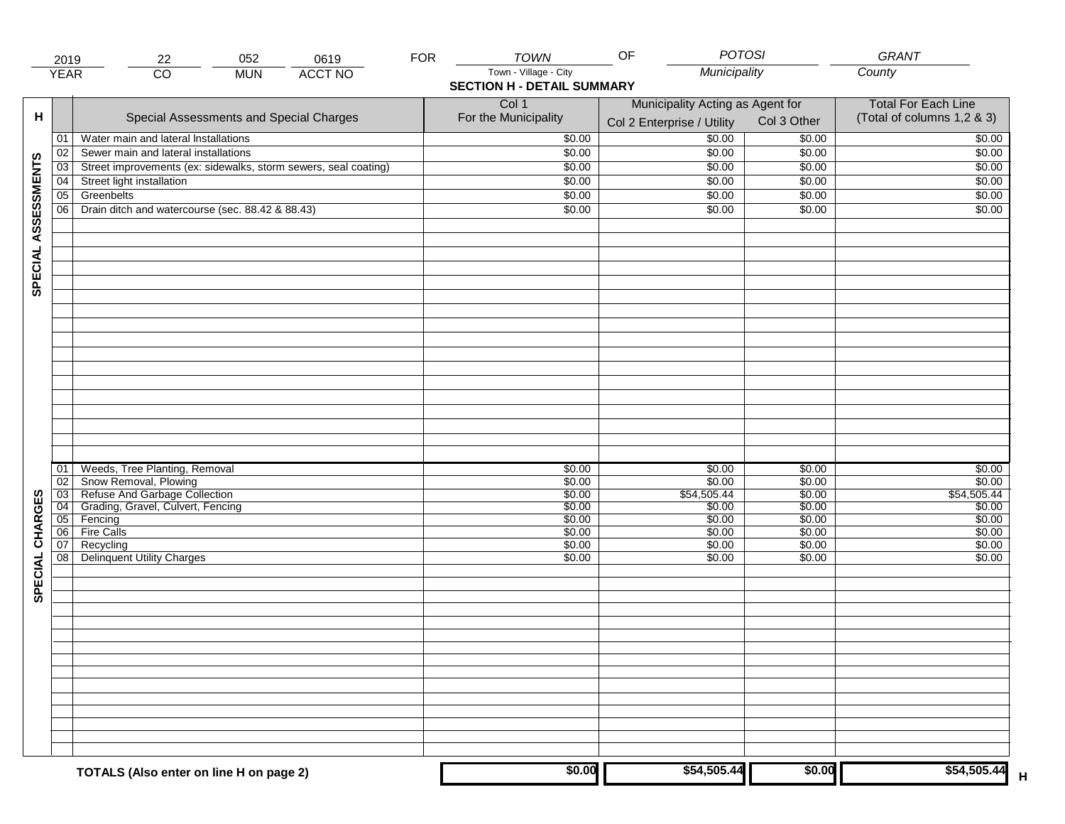| 2019 | 22 | 052 | 0619 | FOR | TOWN | OF | POTOSI | GRANT |
|---|---|---|---|---|---|---|---|---|
| YEAR | CO | MUN | ACCT NO | | Town - Village - City | | Municipality | County |

## SECTION H - DETAIL SUMMARY

| H | | Special Assessments and Special Charges | Col 1 For the Municipality | Municipality Acting as Agent for Col 2 Enterprise / Utility | Col 3 Other | Total For Each Line (Total of columns 1,2 & 3) |
|---|---|---|---|---|---|---|
| SPECIAL ASSESSMENTS | 01 | Water main and lateral Installations | $0.00 | $0.00 | $0.00 | $0.00 |
| | 02 | Sewer main and lateral installations | $0.00 | $0.00 | $0.00 | $0.00 |
| | 03 | Street improvements (ex: sidewalks, storm sewers, seal coating) | $0.00 | $0.00 | $0.00 | $0.00 |
| | 04 | Street light installation | $0.00 | $0.00 | $0.00 | $0.00 |
| | 05 | Greenbelts | $0.00 | $0.00 | $0.00 | $0.00 |
| | 06 | Drain ditch and watercourse (sec. 88.42 & 88.43) | $0.00 | $0.00 | $0.00 | $0.00 |
| SPECIAL CHARGES | 01 | Weeds, Tree Planting, Removal | $0.00 | $0.00 | $0.00 | $0.00 |
| | 02 | Snow Removal, Plowing | $0.00 | $0.00 | $0.00 | $0.00 |
| | 03 | Refuse And Garbage Collection | $0.00 | $54,505.44 | $0.00 | $54,505.44 |
| | 04 | Grading, Gravel, Culvert, Fencing | $0.00 | $0.00 | $0.00 | $0.00 |
| | 05 | Fencing | $0.00 | $0.00 | $0.00 | $0.00 |
| | 06 | Fire Calls | $0.00 | $0.00 | $0.00 | $0.00 |
| | 07 | Recycling | $0.00 | $0.00 | $0.00 | $0.00 |
| | 08 | Delinquent Utility Charges | $0.00 | $0.00 | $0.00 | $0.00 |
| | | **TOTALS (Also enter on line H on page 2)** | **$0.00** | **$54,505.44** | **$0.00** | **$54,505.44** H |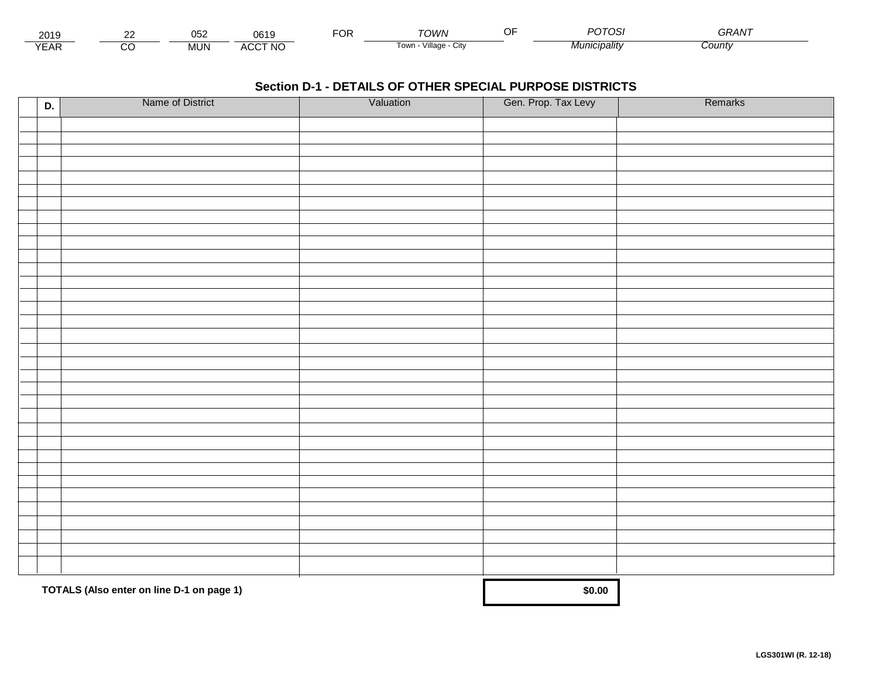| 2019 | 22 | 052 | 0619 | FOR | TOWN | OF | POTOSI | GRANT |
|---|---|---|---|---|---|---|---|---|
| YEAR | CO | MUN | ACCT NO | | Town - Village - City | | Municipality | County |

## Section D-1 - DETAILS OF OTHER SPECIAL PURPOSE DISTRICTS

| D. | Name of District | Valuation | Gen. Prop. Tax Levy | Remarks |
|---|---|---|---|---|
| | | | | |
| | | | | |
| | | | | |
| | | | | |
| | | | | |
| | | | | |
| | | | | |
| | | | | |
| | | | | |
| | | | | |
| | | | | |
| | | | | |
| | | | | |
| | | | | |
| | | | | |
| | | | | |
| | | | | |
| | | | | |
| | | | | |
| | | | | |
| | | | | |
| | | | | |
| | | | | |
| | | | | |
| | | | | |
| | | | | |
| | | | | |
| | | | | |
| | | | | |
| | | | | |
| | | | | |
| | | | | |
| | | | | |
| | | | | |
| | | | | |
| | **TOTALS (Also enter on line D-1 on page 1)** | | **$0.00** | |

**LGS301WI (R. 12-18)**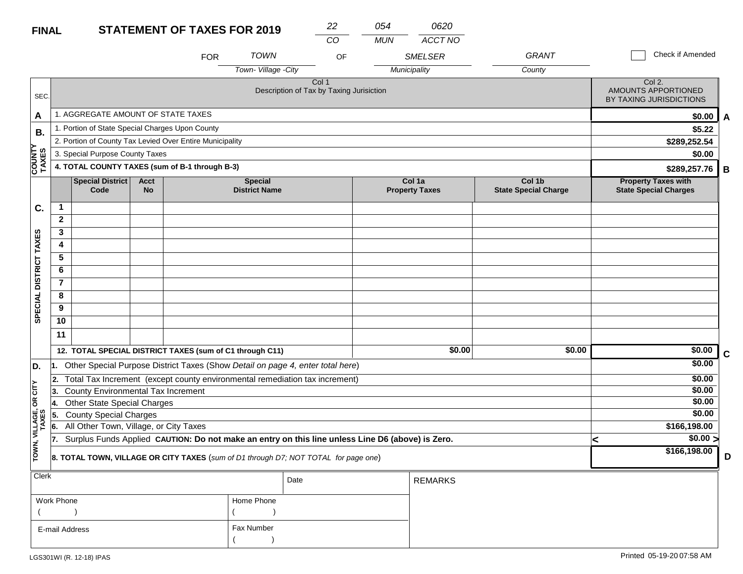**FINAL** **STATEMENT OF TAXES FOR 2019**

| 22 | 054 | 0620 |
|---|---|---|
| CO | MUN | ACCT NO |

FOR *TOWN* (Town- Village -City) OF *SMELSER* (Municipality) *GRANT* (County)

☐ Check if Amended

| SEC. | Col 1 Description of Tax by Taxing Jurisiction | Col 2. AMOUNTS APPORTIONED BY TAXING JURISDICTIONS | |
|---|---|---|---|
| A | 1. AGGREGATE AMOUNT OF STATE TAXES | $0.00 | A |
| B. COUNTY TAXES | 1. Portion of State Special Charges Upon County | $5.22 | |
| | 2. Portion of County Tax Levied Over Entire Municipality | $289,252.54 | |
| | 3. Special Purpose County Taxes | $0.00 | |
| | **4. TOTAL COUNTY TAXES (sum of B-1 through B-3)** | **$289,257.76** | B |

| SEC. | | Special District Code | Acct No | Special District Name | Col 1a Property Taxes | Col 1b State Special Charge | Property Taxes with State Special Charges | |
|---|---|---|---|---|---|---|---|---|
| C. SPECIAL DISTRICT TAXES | 1 | | | | | | | |
| | 2 | | | | | | | |
| | 3 | | | | | | | |
| | 4 | | | | | | | |
| | 5 | | | | | | | |
| | 6 | | | | | | | |
| | 7 | | | | | | | |
| | 8 | | | | | | | |
| | 9 | | | | | | | |
| | 10 | | | | | | | |
| | 11 | | | | | | | |
| | **12. TOTAL SPECIAL DISTRICT TAXES (sum of C1 through C11)** | | | | $0.00 | $0.00 | $0.00 | C |

| SEC. | Description | Amount | |
|---|---|---|---|
| D. TOWN, VILLAGE, OR CITY TAXES | 1. Other Special Purpose District Taxes (Show *Detail on page 4, enter total here*) | $0.00 | |
| | 2. Total Tax Increment (except county environmental remediation tax increment) | $0.00 | |
| | 3. County Environmental Tax Increment | $0.00 | |
| | 4. Other State Special Charges | $0.00 | |
| | 5. County Special Charges | $0.00 | |
| | 6. All Other Town, Village, or City Taxes | $166,198.00 | |
| | 7. Surplus Funds Applied **CAUTION: Do not make an entry on this line unless Line D6 (above) is Zero.** | < $0.00 > | |
| | **8. TOTAL TOWN, VILLAGE OR CITY TAXES** (*sum of D1 through D7; NOT TOTAL for page one*) | $166,198.00 | D |

| Clerk | | Date | REMARKS |
|---|---|---|---|
| Work Phone ( ) | Home Phone ( ) | | |
| E-mail Address | Fax Number ( ) | | |

LGS301WI (R. 12-18) IPAS

Printed 05-19-20 07:58 AM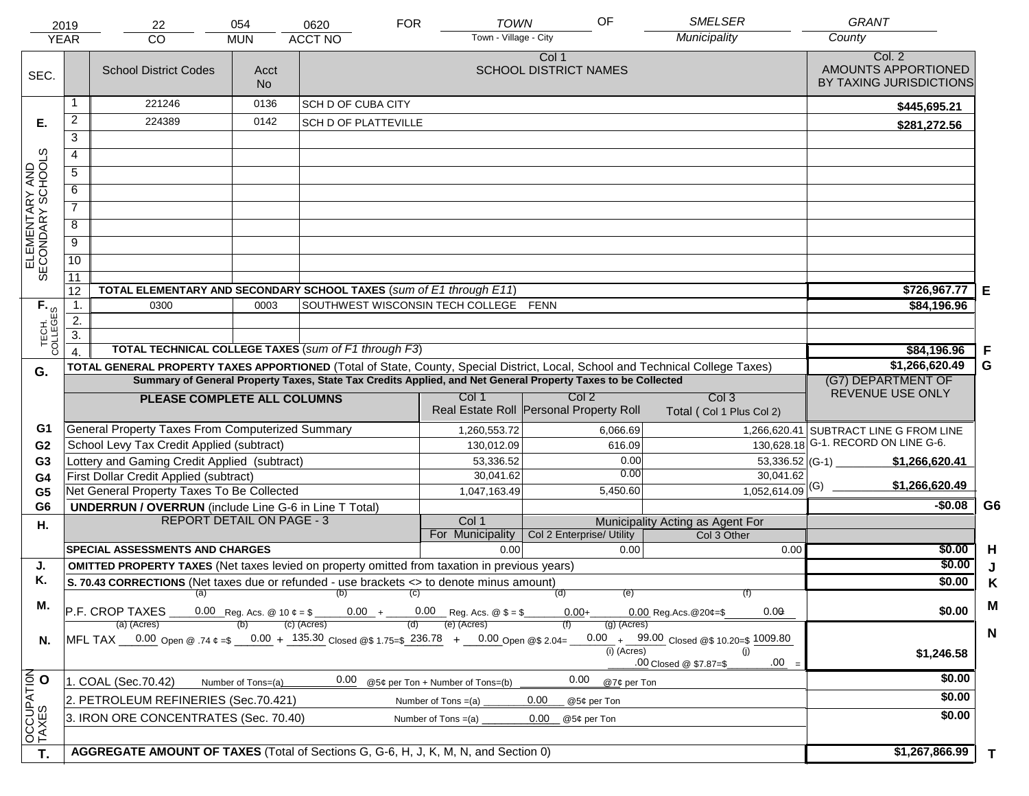| 2019 | 22 | 054 | 0620 | FOR | TOWN | OF | SMELSER | GRANT |
|---|---|---|---|---|---|---|---|---|
| YEAR | CO | MUN | ACCT NO | | Town - Village - City | | Municipality | County |

| SEC. | | School District Codes | Acct No | Col 1 SCHOOL DISTRICT NAMES | Col. 2 AMOUNTS APPORTIONED BY TAXING JURISDICTIONS | |
|---|---|---|---|---|---|---|
| E. ELEMENTARY AND SECONDARY SCHOOLS | 1 | 221246 | 0136 | SCH D OF CUBA CITY | $445,695.21 | |
| | 2 | 224389 | 0142 | SCH D OF PLATTEVILLE | $281,272.56 | |
| | 3 | | | | | |
| | 4 | | | | | |
| | 5 | | | | | |
| | 6 | | | | | |
| | 7 | | | | | |
| | 8 | | | | | |
| | 9 | | | | | |
| | 10 | | | | | |
| | 11 | | | | | |
| | 12 | TOTAL ELEMENTARY AND SECONDARY SCHOOL TAXES (*sum of E1 through E11*) | | | $726,967.77 | E |
| F. TECH. COLLEGES | 1. | 0300 | 0003 | SOUTHWEST WISCONSIN TECH COLLEGE FENN | $84,196.96 | |
| | 2. | | | | | |
| | 3. | | | | | |
| | 4. | TOTAL TECHNICAL COLLEGE TAXES (*sum of F1 through F3*) | | | $84,196.96 | F |
| G. | | TOTAL GENERAL PROPERTY TAXES APPORTIONED (Total of State, County, Special District, Local, School and Technical College Taxes) | | | $1,266,620.49 | G |

**Summary of General Property Taxes, State Tax Credits Applied, and Net General Property Taxes to be Collected**

| | PLEASE COMPLETE ALL COLUMNS | Col 1 Real Estate Roll | Col 2 Personal Property Roll | Col 3 Total ( Col 1 Plus Col 2) | (G7) DEPARTMENT OF REVENUE USE ONLY |
|---|---|---|---|---|---|
| G1 | General Property Taxes From Computerized Summary | 1,260,553.72 | 6,066.69 | 1,266,620.41 | SUBTRACT LINE G FROM LINE G-1. RECORD ON LINE G-6. |
| G2 | School Levy Tax Credit Applied (subtract) | 130,012.09 | 616.09 | 130,628.18 | |
| G3 | Lottery and Gaming Credit Applied (subtract) | 53,336.52 | 0.00 | 53,336.52 | (G-1) $1,266,620.41 |
| G4 | First Dollar Credit Applied (subtract) | 30,041.62 | 0.00 | 30,041.62 | |
| G5 | Net General Property Taxes To Be Collected | 1,047,163.49 | 5,450.60 | 1,052,614.09 | (G) $1,266,620.49 |
| G6 | UNDERRUN / OVERRUN (include Line G-6 in Line T Total) | | | | -$0.08 G6 |

| H. | REPORT DETAIL ON PAGE - 3 | Col 1 For Municipality | Col 2 Enterprise/ Utility | Col 3 Other | | |
|---|---|---|---|---|---|---|
| | SPECIAL ASSESSMENTS AND CHARGES | 0.00 | 0.00 | 0.00 | $0.00 | H |
| J. | OMITTED PROPERTY TAXES (Net taxes levied on property omitted from taxation in previous years) | | | | $0.00 | J |
| K. | S. 70.43 CORRECTIONS (Net taxes due or refunded - use brackets <> to denote minus amount) | | | | $0.00 | K |
| M. | P.F. CROP TAXES (a) 0.00 Reg. Acs. @ 10 ¢ = $ (b) 0.00 + (c) 0.00 Reg. Acs. @ $ = $ (d) 0.00 + (e) 0.00 Reg.Acs.@20¢=$ (f) 0.00 | | | | $0.00 | M |
| N. | MFL TAX (a) (Acres) 0.00 Open @ .74 ¢ =$ (b) 0.00 + (c) (Acres) 135.30 Closed @$ 1.75=$ (d) 236.78 + (e) (Acres) 0.00 Open @$ 2.04= (f) 0.00 + (g) (Acres) 99.00 Closed @$ 10.20=$ 1009.80 (i) (Acres) .00 Closed @ $7.87=$ (j) .00 = | | | | $1,246.58 | N |
| O OCCUPATION TAXES | 1. COAL (Sec.70.42) Number of Tons=(a) 0.00 @5¢ per Ton + Number of Tons=(b) 0.00 @7¢ per Ton | | | | $0.00 | |
| | 2. PETROLEUM REFINERIES (Sec.70.421) Number of Tons =(a) 0.00 @5¢ per Ton | | | | $0.00 | |
| | 3. IRON ORE CONCENTRATES (Sec. 70.40) Number of Tons =(a) 0.00 @5¢ per Ton | | | | $0.00 | |
| T. | AGGREGATE AMOUNT OF TAXES (Total of Sections G, G-6, H, J, K, M, N, and Section 0) | | | | $1,267,866.99 | T |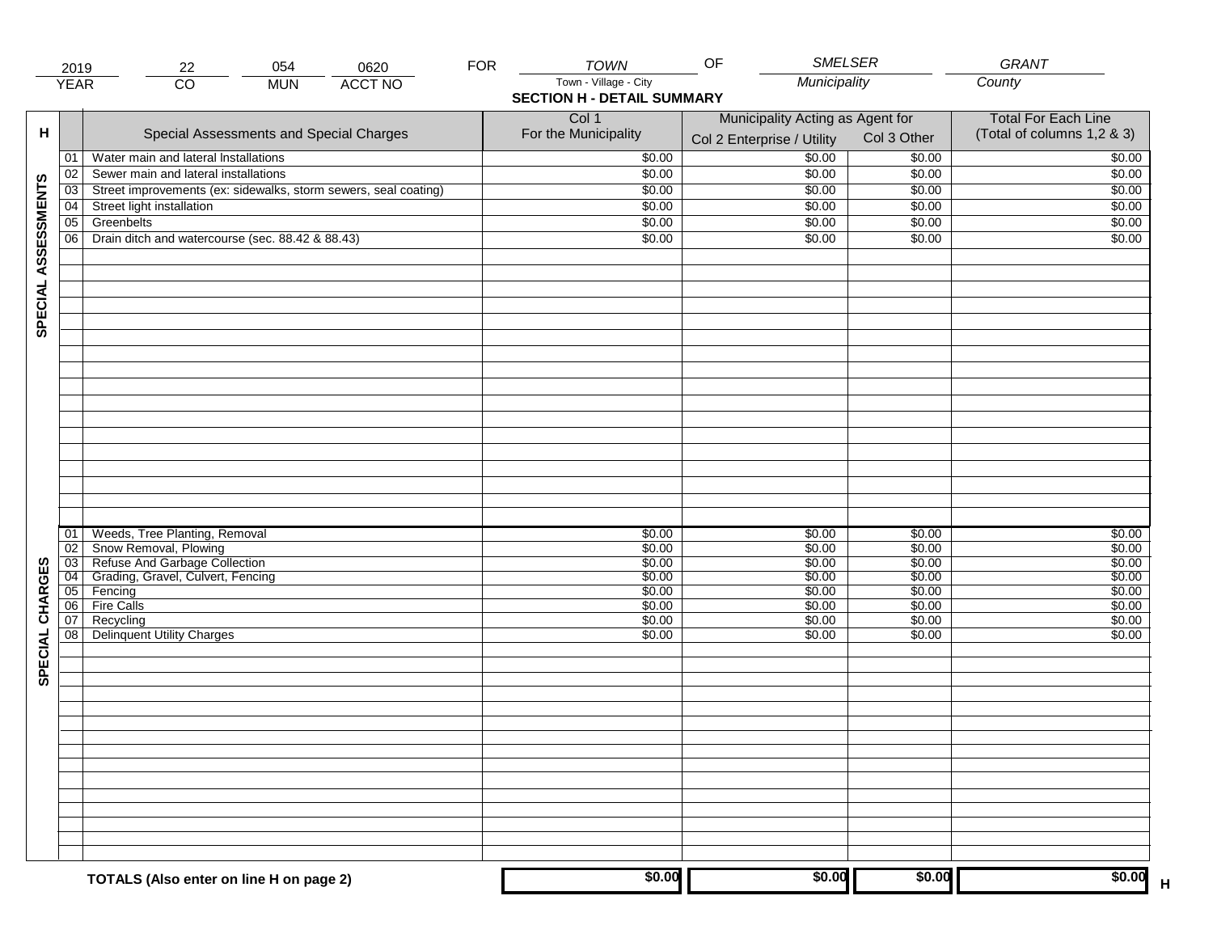| 2019 | 22 | 054 | 0620 | FOR | TOWN | OF | SMELSER | GRANT |
|---|---|---|---|---|---|---|---|---|
| YEAR | CO | MUN | ACCT NO | | Town - Village - City | | Municipality | County |

**SECTION H - DETAIL SUMMARY**

| H | | Special Assessments and Special Charges | Col 1 For the Municipality | Municipality Acting as Agent for Col 2 Enterprise / Utility | Col 3 Other | Total For Each Line (Total of columns 1,2 & 3) |
|---|---|---|---|---|---|---|
| SPECIAL ASSESSMENTS | 01 | Water main and lateral Installations | $0.00 | $0.00 | $0.00 | $0.00 |
| | 02 | Sewer main and lateral installations | $0.00 | $0.00 | $0.00 | $0.00 |
| | 03 | Street improvements (ex: sidewalks, storm sewers, seal coating) | $0.00 | $0.00 | $0.00 | $0.00 |
| | 04 | Street light installation | $0.00 | $0.00 | $0.00 | $0.00 |
| | 05 | Greenbelts | $0.00 | $0.00 | $0.00 | $0.00 |
| | 06 | Drain ditch and watercourse (sec. 88.42 & 88.43) | $0.00 | $0.00 | $0.00 | $0.00 |
| SPECIAL CHARGES | 01 | Weeds, Tree Planting, Removal | $0.00 | $0.00 | $0.00 | $0.00 |
| | 02 | Snow Removal, Plowing | $0.00 | $0.00 | $0.00 | $0.00 |
| | 03 | Refuse And Garbage Collection | $0.00 | $0.00 | $0.00 | $0.00 |
| | 04 | Grading, Gravel, Culvert, Fencing | $0.00 | $0.00 | $0.00 | $0.00 |
| | 05 | Fencing | $0.00 | $0.00 | $0.00 | $0.00 |
| | 06 | Fire Calls | $0.00 | $0.00 | $0.00 | $0.00 |
| | 07 | Recycling | $0.00 | $0.00 | $0.00 | $0.00 |
| | 08 | Delinquent Utility Charges | $0.00 | $0.00 | $0.00 | $0.00 |
| | | **TOTALS (Also enter on line H on page 2)** | **$0.00** | **$0.00** | **$0.00** | **$0.00** H |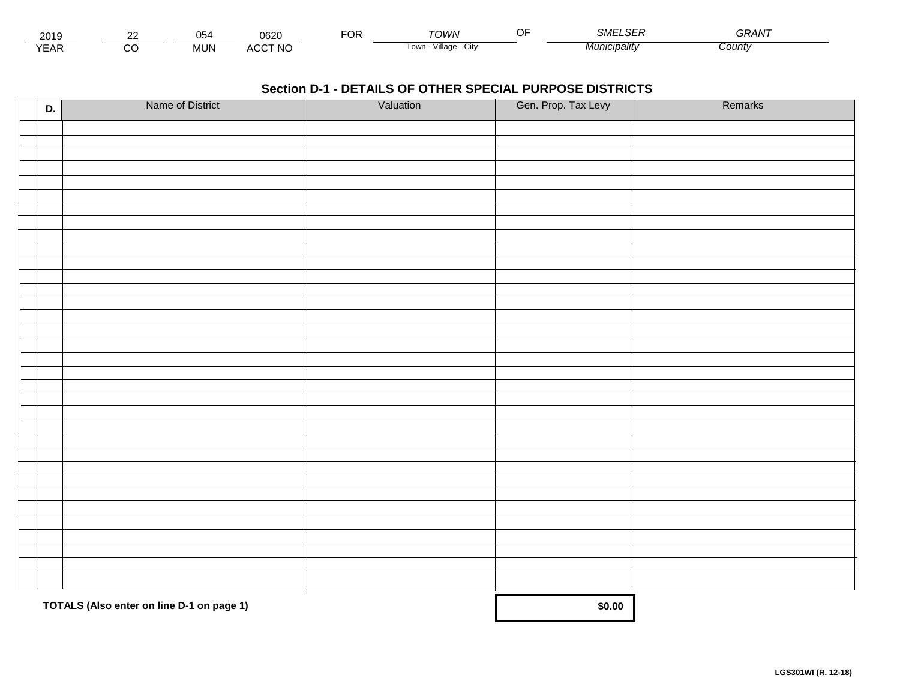| 2019 | 22 | 054 | 0620 | FOR | TOWN | OF | SMELSER | GRANT |
|---|---|---|---|---|---|---|---|---|
| YEAR | CO | MUN | ACCT NO | | Town - Village - City | | Municipality | County |

## Section D-1 - DETAILS OF OTHER SPECIAL PURPOSE DISTRICTS

| | D. | Name of District | Valuation | Gen. Prop. Tax Levy | Remarks |
|---|---|---|---|---|---|
| | | | | | |
| | | | | | |
| | | | | | |
| | | | | | |
| | | | | | |
| | | | | | |
| | | | | | |
| | | | | | |
| | | | | | |
| | | | | | |
| | | | | | |
| | | | | | |
| | | | | | |
| | | | | | |
| | | | | | |
| | | | | | |
| | | | | | |
| | | | | | |
| | | | | | |
| | | | | | |
| | | | | | |
| | | | | | |
| | | | | | |
| | | | | | |
| | | | | | |
| | | | | | |
| | | | | | |
| | | | | | |
| | | | | | |
| | | | | | |
| | | | | | |
| | | | | | |
| | | | | | |
| | | | | | |

**TOTALS (Also enter on line D-1 on page 1)** **$0.00**

**LGS301WI (R. 12-18)**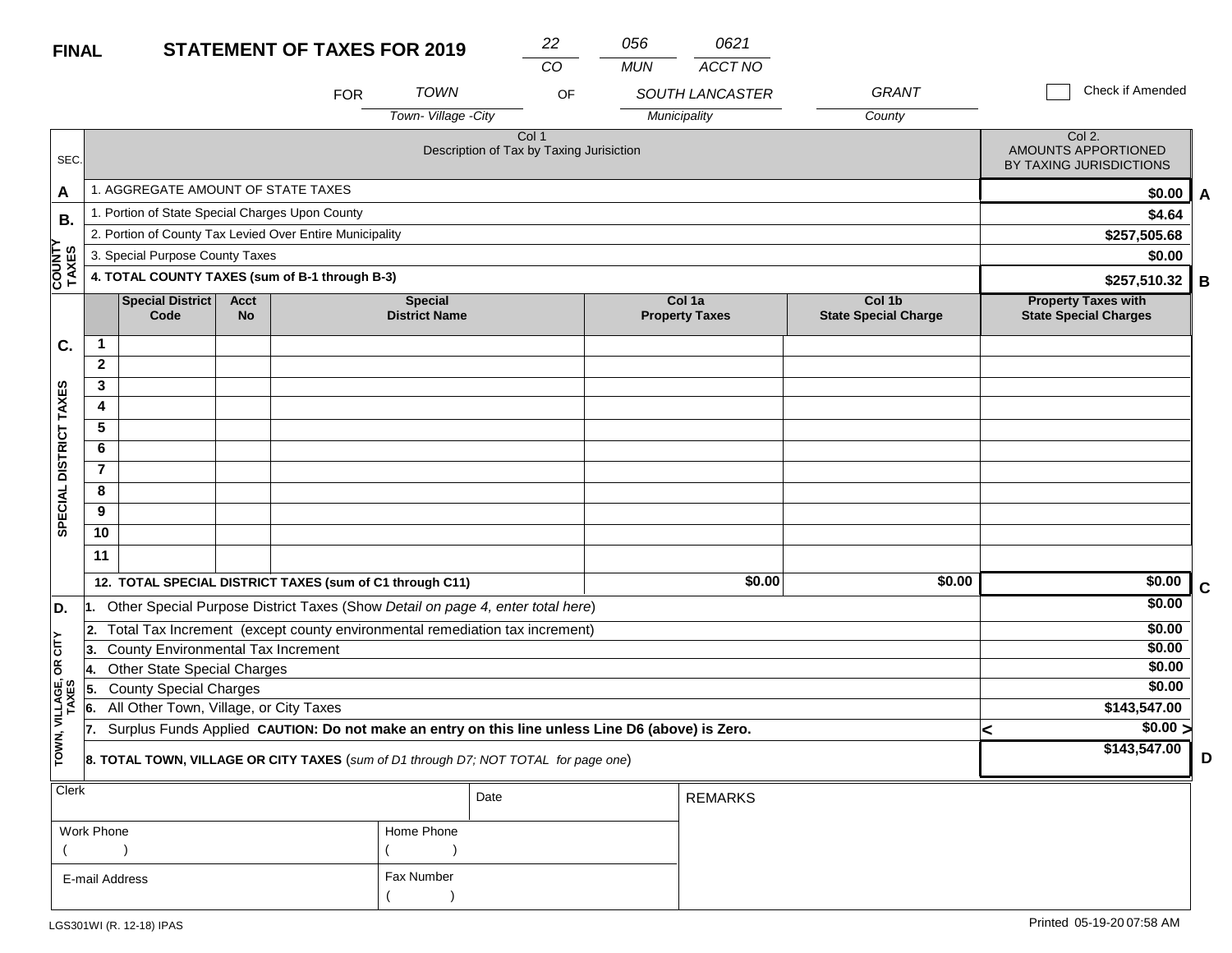**FINAL** **STATEMENT OF TAXES FOR 2019**

| 22 | 056 | 0621 |
|---|---|---|
| CO | MUN | ACCT NO |

FOR *TOWN* (Town- Village -City) OF *SOUTH LANCASTER* (Municipality) *GRANT* (County)

☐ Check if Amended

| SEC. | Col 1 Description of Tax by Taxing Jurisiction | Col 2. AMOUNTS APPORTIONED BY TAXING JURISDICTIONS | |
|---|---|---|---|
| A | 1. AGGREGATE AMOUNT OF STATE TAXES | $0.00 | A |
| B. COUNTY TAXES | 1. Portion of State Special Charges Upon County | $4.64 | |
| | 2. Portion of County Tax Levied Over Entire Municipality | $257,505.68 | |
| | 3. Special Purpose County Taxes | $0.00 | |
| | **4. TOTAL COUNTY TAXES (sum of B-1 through B-3)** | **$257,510.32** | B |

| SEC. | | Special District Code | Acct No | Special District Name | Col 1a Property Taxes | Col 1b State Special Charge | Property Taxes with State Special Charges | |
|---|---|---|---|---|---|---|---|---|
| C. SPECIAL DISTRICT TAXES | 1 | | | | | | | |
| | 2 | | | | | | | |
| | 3 | | | | | | | |
| | 4 | | | | | | | |
| | 5 | | | | | | | |
| | 6 | | | | | | | |
| | 7 | | | | | | | |
| | 8 | | | | | | | |
| | 9 | | | | | | | |
| | 10 | | | | | | | |
| | 11 | | | | | | | |
| | **12. TOTAL SPECIAL DISTRICT TAXES (sum of C1 through C11)** | | | | $0.00 | $0.00 | $0.00 | C |

| SEC. | Description | Amount | |
|---|---|---|---|
| D. TOWN, VILLAGE, OR CITY TAXES | 1. Other Special Purpose District Taxes (Show *Detail on page 4, enter total here*) | $0.00 | |
| | 2. Total Tax Increment (except county environmental remediation tax increment) | $0.00 | |
| | 3. County Environmental Tax Increment | $0.00 | |
| | 4. Other State Special Charges | $0.00 | |
| | 5. County Special Charges | $0.00 | |
| | 6. All Other Town, Village, or City Taxes | $143,547.00 | |
| | 7. Surplus Funds Applied **CAUTION: Do not make an entry on this line unless Line D6 (above) is Zero.** | < $0.00 > | |
| | **8. TOTAL TOWN, VILLAGE OR CITY TAXES** (*sum of D1 through D7; NOT TOTAL for page one*) | $143,547.00 | D |

| Clerk | | Date | REMARKS |
|---|---|---|---|
| Work Phone ( ) | Home Phone ( ) | | |
| E-mail Address | Fax Number ( ) | | |

LGS301WI (R. 12-18) IPAS

Printed 05-19-20 07:58 AM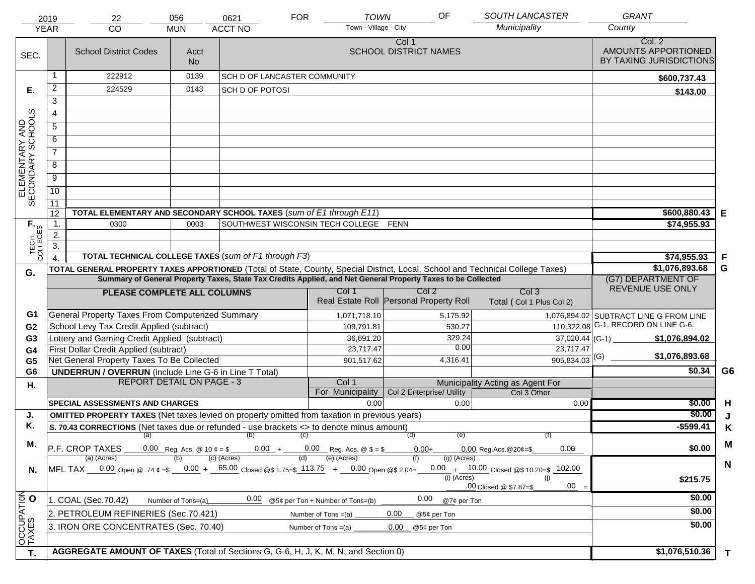| 2019 | 22 | 056 | 0621 | FOR | TOWN | OF | SOUTH LANCASTER | GRANT |
|---|---|---|---|---|---|---|---|---|
| YEAR | CO | MUN | ACCT NO | | Town - Village - City | | Municipality | County |

| SEC. | | School District Codes | Acct No | Col 1 SCHOOL DISTRICT NAMES | Col. 2 AMOUNTS APPORTIONED BY TAXING JURISDICTIONS | |
|---|---|---|---|---|---|---|
| E. ELEMENTARY AND SECONDARY SCHOOLS | 1 | 222912 | 0139 | SCH D OF LANCASTER COMMUNITY | $600,737.43 | |
| | 2 | 224529 | 0143 | SCH D OF POTOSI | $143.00 | |
| | 3 | | | | | |
| | 4 | | | | | |
| | 5 | | | | | |
| | 6 | | | | | |
| | 7 | | | | | |
| | 8 | | | | | |
| | 9 | | | | | |
| | 10 | | | | | |
| | 11 | | | | | |
| | 12 | TOTAL ELEMENTARY AND SECONDARY SCHOOL TAXES (*sum of E1 through E11*) | | | $600,880.43 | E |
| F. TECH. COLLEGES | 1. | 0300 | 0003 | SOUTHWEST WISCONSIN TECH COLLEGE FENN | $74,955.93 | |
| | 2. | | | | | |
| | 3. | | | | | |
| | 4. | TOTAL TECHNICAL COLLEGE TAXES (*sum of F1 through F3*) | | | $74,955.93 | F |
| G. | | TOTAL GENERAL PROPERTY TAXES APPORTIONED (Total of State, County, Special District, Local, School and Technical College Taxes) | | | $1,076,893.68 | G |

**Summary of General Property Taxes, State Tax Credits Applied, and Net General Property Taxes to be Collected**

| | PLEASE COMPLETE ALL COLUMNS | Col 1 Real Estate Roll | Col 2 Personal Property Roll | Col 3 Total ( Col 1 Plus Col 2) | (G7) DEPARTMENT OF REVENUE USE ONLY |
|---|---|---|---|---|---|
| G1 | General Property Taxes From Computerized Summary | 1,071,718.10 | 5,175.92 | 1,076,894.02 | SUBTRACT LINE G FROM LINE G-1. RECORD ON LINE G-6. |
| G2 | School Levy Tax Credit Applied (subtract) | 109,791.81 | 530.27 | 110,322.08 | |
| G3 | Lottery and Gaming Credit Applied (subtract) | 36,691.20 | 329.24 | 37,020.44 | (G-1) $1,076,894.02 |
| G4 | First Dollar Credit Applied (subtract) | 23,717.47 | 0.00 | 23,717.47 | |
| G5 | Net General Property Taxes To Be Collected | 901,517.62 | 4,316.41 | 905,834.03 | (G) $1,076,893.68 |
| G6 | UNDERRUN / OVERRUN (include Line G-6 in Line T Total) | | | | $0.34 G6 |

| H. | REPORT DETAIL ON PAGE - 3 | Col 1 For Municipality | Col 2 Enterprise/ Utility (Municipality Acting as Agent For) | Col 3 Other | | |
|---|---|---|---|---|---|---|
| | SPECIAL ASSESSMENTS AND CHARGES | 0.00 | 0.00 | 0.00 | $0.00 | H |
| J. | OMITTED PROPERTY TAXES (Net taxes levied on property omitted from taxation in previous years) | | | | $0.00 | J |
| K. | S. 70.43 CORRECTIONS (Net taxes due or refunded - use brackets <> to denote minus amount) | | | | -$599.41 | K |
| M. | P.F. CROP TAXES (a) 0.00 Reg. Acs. @ 10 ¢ = $ (b) 0.00 + (c) 0.00 Reg. Acs. @ $ = $ (d) 0.00 + (e) 0.00 Reg.Acs.@20¢=$ (f) 0.00 = | | | | $0.00 | M |
| N. | MFL TAX (a) (Acres) 0.00 Open @ .74 ¢ =$ (b) 0.00 + (c) (Acres) 65.00 Closed @$ 1.75=$ (d) 113.75 + (e) (Acres) 0.00 Open @$ 2.04= (f) 0.00 + (g) (Acres) 10.00 Closed @$ 10.20=$ 102.00 (i) (Acres) .00 Closed @ $7.87=$ (j) .00 = | | | | $215.75 | N |
| O. OCCUPATION TAXES | 1. COAL (Sec.70.42) Number of Tons=(a) 0.00 @5¢ per Ton + Number of Tons=(b) 0.00 @7¢ per Ton | | | | $0.00 | |
| | 2. PETROLEUM REFINERIES (Sec.70.421) Number of Tons =(a) 0.00 @5¢ per Ton | | | | $0.00 | |
| | 3. IRON ORE CONCENTRATES (Sec. 70.40) Number of Tons =(a) 0.00 @5¢ per Ton | | | | $0.00 | |
| T. | AGGREGATE AMOUNT OF TAXES (Total of Sections G, G-6, H, J, K, M, N, and Section 0) | | | | $1,076,510.36 | T |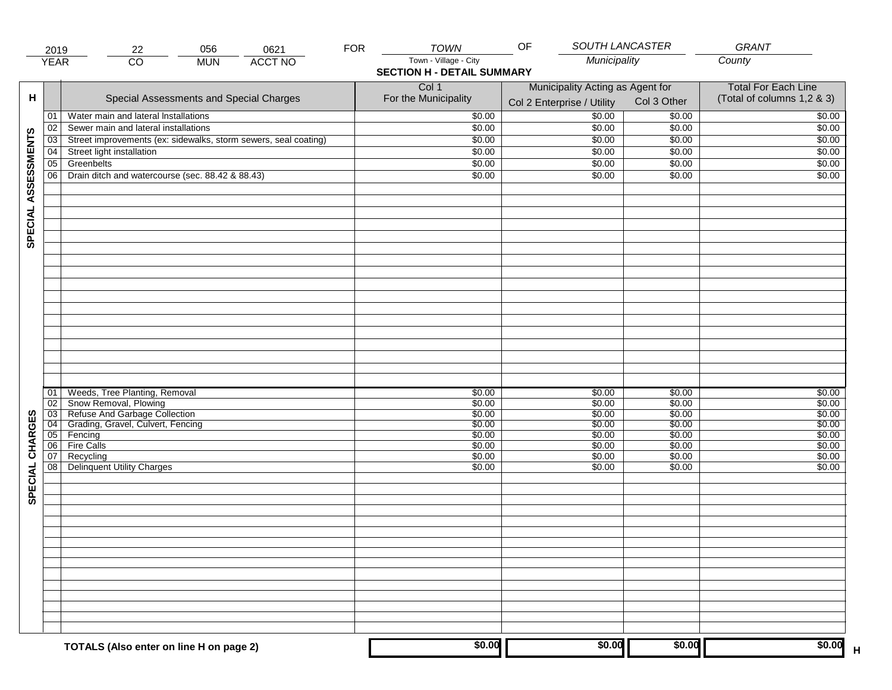| 2019 | 22 | 056 | 0621 | FOR | TOWN | OF | SOUTH LANCASTER | GRANT |
|---|---|---|---|---|---|---|---|---|
| YEAR | CO | MUN | ACCT NO | | Town - Village - City | | Municipality | County |

## SECTION H - DETAIL SUMMARY

| H | | Special Assessments and Special Charges | Col 1 For the Municipality | Municipality Acting as Agent for Col 2 Enterprise / Utility | Col 3 Other | Total For Each Line (Total of columns 1,2 & 3) |
|---|---|---|---|---|---|---|
| SPECIAL ASSESSMENTS | 01 | Water main and lateral Installations | $0.00 | $0.00 | $0.00 | $0.00 |
| | 02 | Sewer main and lateral installations | $0.00 | $0.00 | $0.00 | $0.00 |
| | 03 | Street improvements (ex: sidewalks, storm sewers, seal coating) | $0.00 | $0.00 | $0.00 | $0.00 |
| | 04 | Street light installation | $0.00 | $0.00 | $0.00 | $0.00 |
| | 05 | Greenbelts | $0.00 | $0.00 | $0.00 | $0.00 |
| | 06 | Drain ditch and watercourse (sec. 88.42 & 88.43) | $0.00 | $0.00 | $0.00 | $0.00 |
| SPECIAL CHARGES | 01 | Weeds, Tree Planting, Removal | $0.00 | $0.00 | $0.00 | $0.00 |
| | 02 | Snow Removal, Plowing | $0.00 | $0.00 | $0.00 | $0.00 |
| | 03 | Refuse And Garbage Collection | $0.00 | $0.00 | $0.00 | $0.00 |
| | 04 | Grading, Gravel, Culvert, Fencing | $0.00 | $0.00 | $0.00 | $0.00 |
| | 05 | Fencing | $0.00 | $0.00 | $0.00 | $0.00 |
| | 06 | Fire Calls | $0.00 | $0.00 | $0.00 | $0.00 |
| | 07 | Recycling | $0.00 | $0.00 | $0.00 | $0.00 |
| | 08 | Delinquent Utility Charges | $0.00 | $0.00 | $0.00 | $0.00 |
| | | **TOTALS (Also enter on line H on page 2)** | **$0.00** | **$0.00** | **$0.00** | **$0.00** H |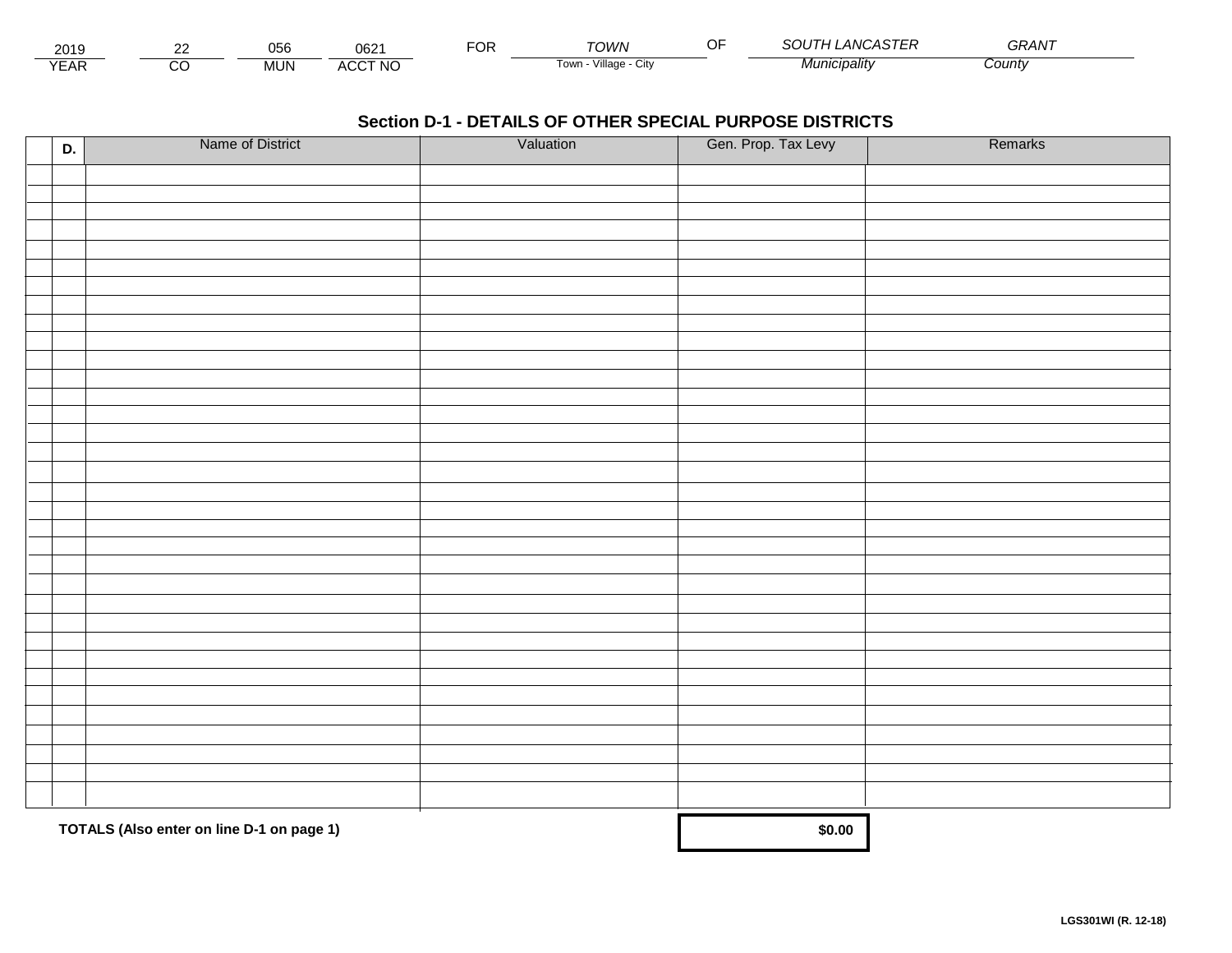| 2019 | 22 | 056 | 0621 | FOR | TOWN | OF | SOUTH LANCASTER | GRANT |
|---|---|---|---|---|---|---|---|---|
| YEAR | CO | MUN | ACCT NO | | Town - Village - City | | Municipality | County |

## Section D-1 - DETAILS OF OTHER SPECIAL PURPOSE DISTRICTS

| D. | Name of District | Valuation | Gen. Prop. Tax Levy | Remarks |
|---|---|---|---|---|
| | | | | |
| | | | | |
| | | | | |
| | | | | |
| | | | | |
| | | | | |
| | | | | |
| | | | | |
| | | | | |
| | | | | |
| | | | | |
| | | | | |
| | | | | |
| | | | | |
| | | | | |
| | | | | |
| | | | | |
| | | | | |
| | | | | |
| | | | | |
| | | | | |
| | | | | |
| | | | | |
| | | | | |
| | | | | |
| | | | | |
| | | | | |
| | | | | |
| | | | | |
| | | | | |
| | | | | |
| | | | | |
| | | | | |
| | | | | |
| | | | | |
| | **TOTALS (Also enter on line D-1 on page 1)** | | **$0.00** | |

LGS301WI (R. 12-18)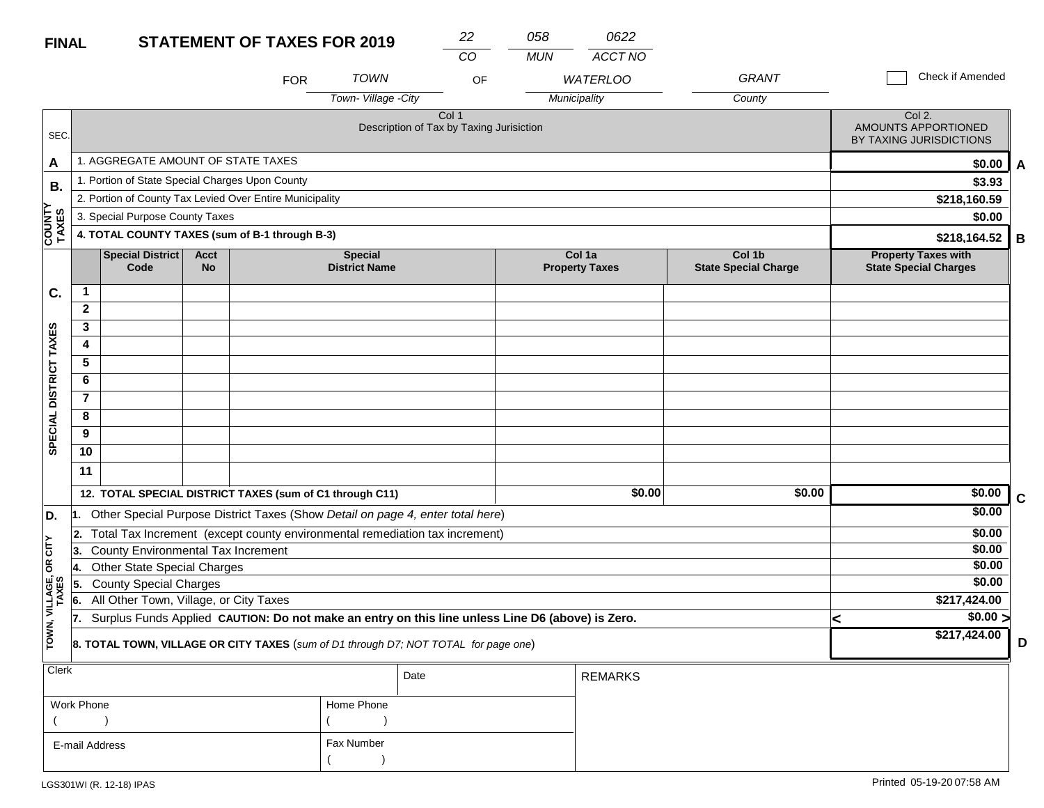**FINAL** **STATEMENT OF TAXES FOR 2019**

| CO | MUN | ACCT NO |
|---|---|---|
| 22 | 058 | 0622 |

FOR TOWN (Town- Village -City) OF WATERLOO (Municipality) GRANT (County)

☐ Check if Amended

| SEC. | Col 1 Description of Tax by Taxing Jurisiction | Col 2. AMOUNTS APPORTIONED BY TAXING JURISDICTIONS | |
|---|---|---|---|
| A | 1. AGGREGATE AMOUNT OF STATE TAXES | $0.00 | A |
| B. COUNTY TAXES | 1. Portion of State Special Charges Upon County | $3.93 | |
| | 2. Portion of County Tax Levied Over Entire Municipality | $218,160.59 | |
| | 3. Special Purpose County Taxes | $0.00 | |
| | **4. TOTAL COUNTY TAXES (sum of B-1 through B-3)** | $218,164.52 | B |

| SEC. | | Special District Code | Acct No | Special District Name | Col 1a Property Taxes | Col 1b State Special Charge | Property Taxes with State Special Charges | |
|---|---|---|---|---|---|---|---|---|
| C. SPECIAL DISTRICT TAXES | 1 | | | | | | | |
| | 2 | | | | | | | |
| | 3 | | | | | | | |
| | 4 | | | | | | | |
| | 5 | | | | | | | |
| | 6 | | | | | | | |
| | 7 | | | | | | | |
| | 8 | | | | | | | |
| | 9 | | | | | | | |
| | 10 | | | | | | | |
| | 11 | | | | | | | |
| | **12. TOTAL SPECIAL DISTRICT TAXES (sum of C1 through C11)** | | | | $0.00 | $0.00 | $0.00 | C |

| SEC. | Description | Amount | |
|---|---|---|---|
| D. TOWN, VILLAGE, OR CITY TAXES | 1. Other Special Purpose District Taxes (Show *Detail on page 4, enter total here*) | $0.00 | |
| | 2. Total Tax Increment (except county environmental remediation tax increment) | $0.00 | |
| | 3. County Environmental Tax Increment | $0.00 | |
| | 4. Other State Special Charges | $0.00 | |
| | 5. County Special Charges | $0.00 | |
| | 6. All Other Town, Village, or City Taxes | $217,424.00 | |
| | 7. Surplus Funds Applied **CAUTION: Do not make an entry on this line unless Line D6 (above) is Zero.** | < $0.00 > | |
| | **8. TOTAL TOWN, VILLAGE OR CITY TAXES** (*sum of D1 through D7; NOT TOTAL for page one*) | $217,424.00 | D |

| Clerk | | Date | REMARKS |
|---|---|---|---|
| Work Phone ( ) | Home Phone ( ) | | |
| E-mail Address | Fax Number ( ) | | |

LGS301WI (R. 12-18) IPAS

Printed 05-19-20 07:58 AM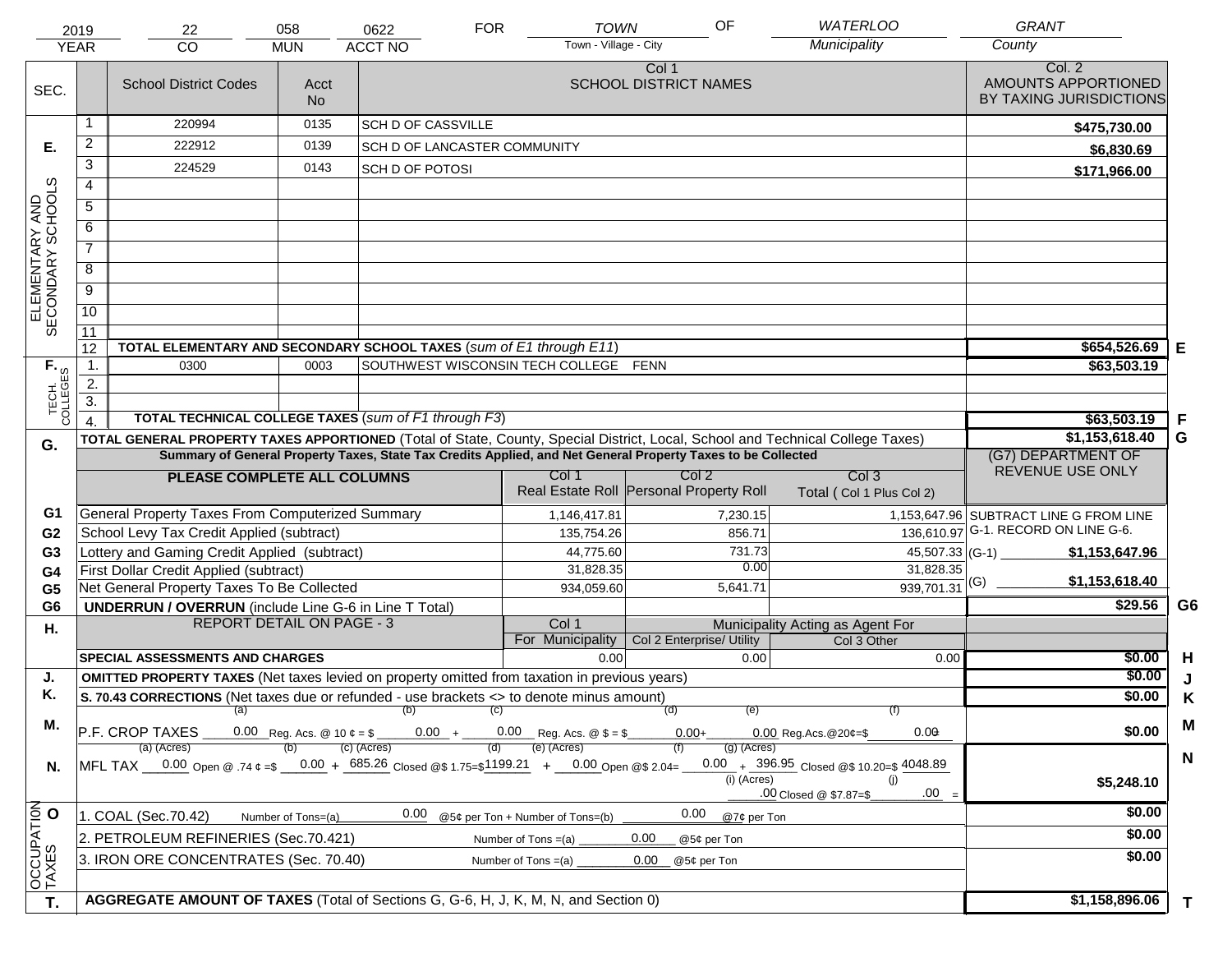| 2019 | 22 | 058 | 0622 | FOR | TOWN | OF | WATERLOO | GRANT |
|---|---|---|---|---|---|---|---|---|
| YEAR | CO | MUN | ACCT NO | | Town - Village - City | | Municipality | County |

| SEC. | | School District Codes | Acct No | Col 1 SCHOOL DISTRICT NAMES | Col. 2 AMOUNTS APPORTIONED BY TAXING JURISDICTIONS | |
|---|---|---|---|---|---|---|
| E. ELEMENTARY AND SECONDARY SCHOOLS | 1 | 220994 | 0135 | SCH D OF CASSVILLE | $475,730.00 | |
| | 2 | 222912 | 0139 | SCH D OF LANCASTER COMMUNITY | $6,830.69 | |
| | 3 | 224529 | 0143 | SCH D OF POTOSI | $171,966.00 | |
| | 4 | | | | | |
| | 5 | | | | | |
| | 6 | | | | | |
| | 7 | | | | | |
| | 8 | | | | | |
| | 9 | | | | | |
| | 10 | | | | | |
| | 11 | | | | | |
| | 12 | TOTAL ELEMENTARY AND SECONDARY SCHOOL TAXES (*sum of E1 through E11*) | | | $654,526.69 | E |
| F. TECH. COLLEGES | 1. | 0300 | 0003 | SOUTHWEST WISCONSIN TECH COLLEGE FENN | $63,503.19 | |
| | 2. | | | | | |
| | 3. | | | | | |
| | 4. | TOTAL TECHNICAL COLLEGE TAXES (*sum of F1 through F3*) | | | $63,503.19 | F |
| G. | | TOTAL GENERAL PROPERTY TAXES APPORTIONED (Total of State, County, Special District, Local, School and Technical College Taxes) | | | $1,153,618.40 | G |

**Summary of General Property Taxes, State Tax Credits Applied, and Net General Property Taxes to be Collected**

| | PLEASE COMPLETE ALL COLUMNS | Col 1 Real Estate Roll | Col 2 Personal Property Roll | Col 3 Total ( Col 1 Plus Col 2) | (G7) DEPARTMENT OF REVENUE USE ONLY | |
|---|---|---|---|---|---|---|
| G1 | General Property Taxes From Computerized Summary | 1,146,417.81 | 7,230.15 | 1,153,647.96 | SUBTRACT LINE G FROM LINE G-1. RECORD ON LINE G-6. | |
| G2 | School Levy Tax Credit Applied (subtract) | 135,754.26 | 856.71 | 136,610.97 | | |
| G3 | Lottery and Gaming Credit Applied (subtract) | 44,775.60 | 731.73 | 45,507.33 | (G-1) $1,153,647.96 | |
| G4 | First Dollar Credit Applied (subtract) | 31,828.35 | 0.00 | 31,828.35 | | |
| G5 | Net General Property Taxes To Be Collected | 934,059.60 | 5,641.71 | 939,701.31 | (G) $1,153,618.40 | |
| G6 | UNDERRUN / OVERRUN (include Line G-6 in Line T Total) | | | | $29.56 | G6 |

| H. | REPORT DETAIL ON PAGE - 3 | Col 1 For Municipality | Col 2 Enterprise/ Utility (Municipality Acting as Agent For) | Col 3 Other | | |
|---|---|---|---|---|---|---|
| | SPECIAL ASSESSMENTS AND CHARGES | 0.00 | 0.00 | 0.00 | $0.00 | H |
| J. | OMITTED PROPERTY TAXES (Net taxes levied on property omitted from taxation in previous years) | | | | $0.00 | J |
| K. | S. 70.43 CORRECTIONS (Net taxes due or refunded - use brackets <> to denote minus amount) | | | | $0.00 | K |
| M. | P.F. CROP TAXES (a) 0.00 Reg. Acs. @ 10 ¢ = $ (b) 0.00 + (c) 0.00 Reg. Acs. @ $ = $ (d) 0.00 + (e) 0.00 Reg.Acs.@20¢=$ (f) 0.00 | | | | $0.00 | M |
| N. | MFL TAX (a) (Acres) 0.00 Open @ .74 ¢ =$ (b) 0.00 + (c) (Acres) 685.26 Closed @$ 1.75=$ (d) 1199.21 + (e) (Acres) 0.00 Open @$ 2.04= (f) 0.00 + (g) (Acres) 396.95 Closed @$ 10.20=$ 4048.89 (i) (Acres) .00 Closed @ $7.87=$ (j) .00 = | | | | $5,248.10 | N |
| O. OCCUPATION TAXES | 1. COAL (Sec.70.42) Number of Tons=(a) 0.00 @5¢ per Ton + Number of Tons=(b) 0.00 @7¢ per Ton | | | | $0.00 | |
| | 2. PETROLEUM REFINERIES (Sec.70.421) Number of Tons =(a) 0.00 @5¢ per Ton | | | | $0.00 | |
| | 3. IRON ORE CONCENTRATES (Sec. 70.40) Number of Tons =(a) 0.00 @5¢ per Ton | | | | $0.00 | |
| T. | AGGREGATE AMOUNT OF TAXES (Total of Sections G, G-6, H, J, K, M, N, and Section 0) | | | | $1,158,896.06 | T |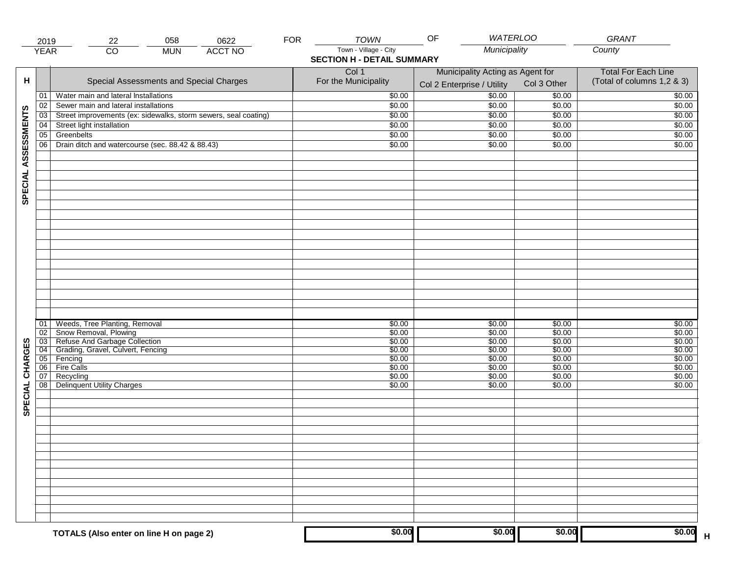| 2019 | 22 | 058 | 0622 | FOR | TOWN | OF | WATERLOO | GRANT |
|---|---|---|---|---|---|---|---|---|
| YEAR | CO | MUN | ACCT NO | | Town - Village - City | | Municipality | County |

## SECTION H - DETAIL SUMMARY

| H | | Special Assessments and Special Charges | Col 1 For the Municipality | Municipality Acting as Agent for Col 2 Enterprise / Utility | Col 3 Other | Total For Each Line (Total of columns 1,2 & 3) |
|---|---|---|---|---|---|---|
| SPECIAL ASSESSMENTS | 01 | Water main and lateral Installations | $0.00 | $0.00 | $0.00 | $0.00 |
| | 02 | Sewer main and lateral installations | $0.00 | $0.00 | $0.00 | $0.00 |
| | 03 | Street improvements (ex: sidewalks, storm sewers, seal coating) | $0.00 | $0.00 | $0.00 | $0.00 |
| | 04 | Street light installation | $0.00 | $0.00 | $0.00 | $0.00 |
| | 05 | Greenbelts | $0.00 | $0.00 | $0.00 | $0.00 |
| | 06 | Drain ditch and watercourse (sec. 88.42 & 88.43) | $0.00 | $0.00 | $0.00 | $0.00 |
| SPECIAL CHARGES | 01 | Weeds, Tree Planting, Removal | $0.00 | $0.00 | $0.00 | $0.00 |
| | 02 | Snow Removal, Plowing | $0.00 | $0.00 | $0.00 | $0.00 |
| | 03 | Refuse And Garbage Collection | $0.00 | $0.00 | $0.00 | $0.00 |
| | 04 | Grading, Gravel, Culvert, Fencing | $0.00 | $0.00 | $0.00 | $0.00 |
| | 05 | Fencing | $0.00 | $0.00 | $0.00 | $0.00 |
| | 06 | Fire Calls | $0.00 | $0.00 | $0.00 | $0.00 |
| | 07 | Recycling | $0.00 | $0.00 | $0.00 | $0.00 |
| | 08 | Delinquent Utility Charges | $0.00 | $0.00 | $0.00 | $0.00 |
| | | **TOTALS (Also enter on line H on page 2)** | **$0.00** | **$0.00** | **$0.00** | **$0.00** H |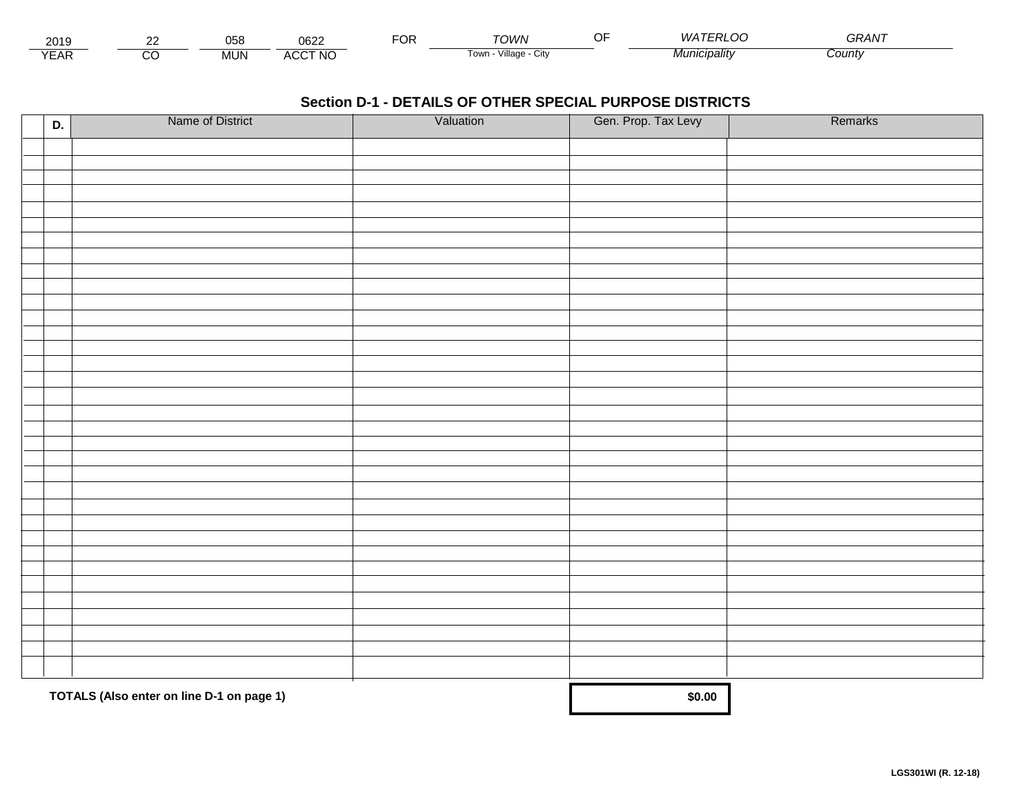| 2019 | 22 | 058 | 0622 | FOR | TOWN | OF | WATERLOO | GRANT |
|---|---|---|---|---|---|---|---|---|
| YEAR | CO | MUN | ACCT NO | | Town - Village - City | | Municipality | County |

## Section D-1 - DETAILS OF OTHER SPECIAL PURPOSE DISTRICTS

| D. | Name of District | Valuation | Gen. Prop. Tax Levy | Remarks |
|---|---|---|---|---|
| | | | | |
| | | | | |
| | | | | |
| | | | | |
| | | | | |
| | | | | |
| | | | | |
| | | | | |
| | | | | |
| | | | | |
| | | | | |
| | | | | |
| | | | | |
| | | | | |
| | | | | |
| | | | | |
| | | | | |
| | | | | |
| | | | | |
| | | | | |
| | | | | |
| | | | | |
| | | | | |
| | | | | |
| | | | | |
| | | | | |
| | | | | |
| | | | | |
| | | | | |
| | | | | |
| | | | | |
| | | | | |
| | | | | |
| | | | | |

**TOTALS (Also enter on line D-1 on page 1)** **$0.00**

**LGS301WI (R. 12-18)**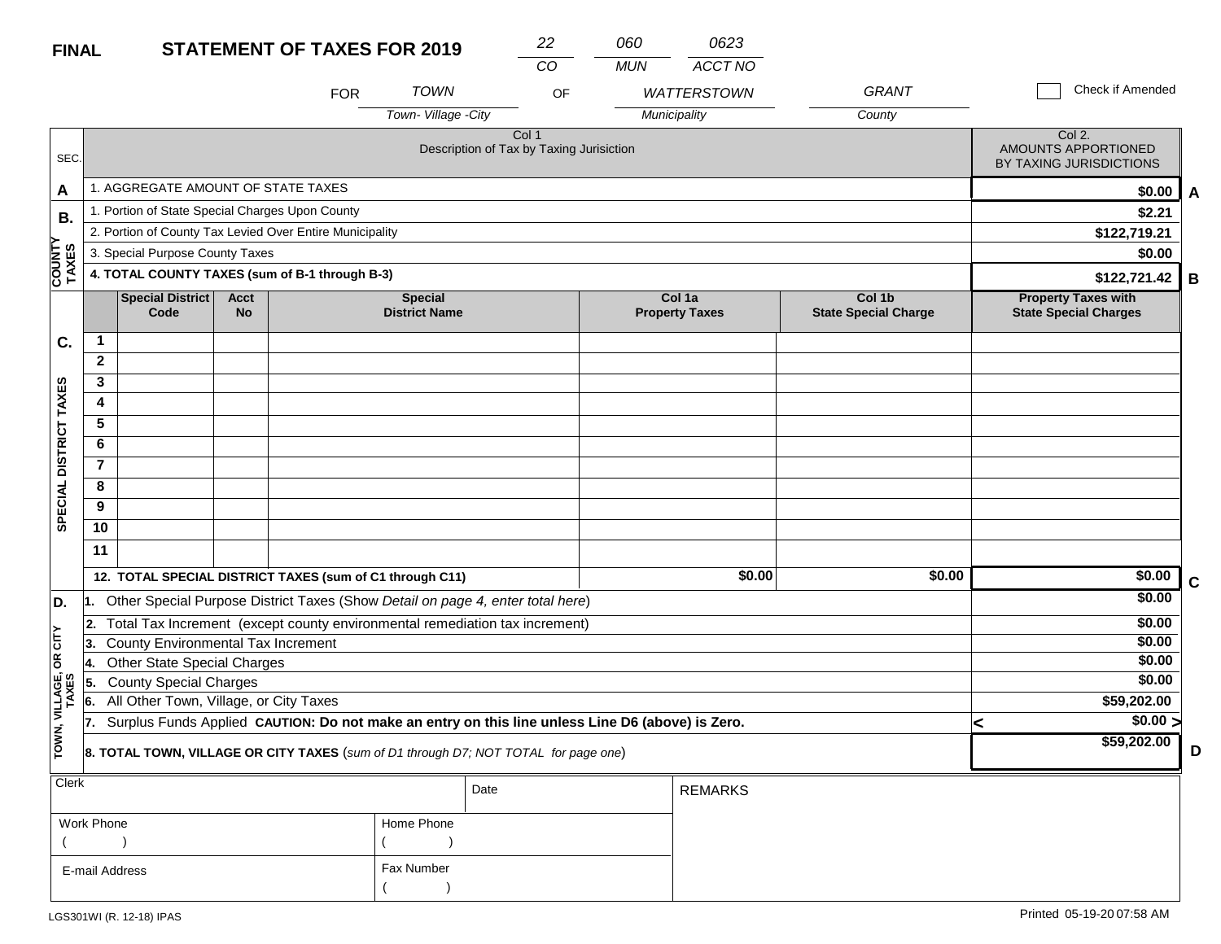**FINAL** **STATEMENT OF TAXES FOR 2019**

| 22 | 060 | 0623 |
|---|---|---|
| CO | MUN | ACCT NO |

FOR TOWN (Town- Village -City) OF WATTERSTOWN (Municipality) GRANT (County)

☐ Check if Amended

| SEC. | Col 1 Description of Tax by Taxing Jurisiction | Col 2. AMOUNTS APPORTIONED BY TAXING JURISDICTIONS | |
|---|---|---|---|
| A | 1. AGGREGATE AMOUNT OF STATE TAXES | $0.00 | A |
| B. COUNTY TAXES | 1. Portion of State Special Charges Upon County | $2.21 | |
| | 2. Portion of County Tax Levied Over Entire Municipality | $122,719.21 | |
| | 3. Special Purpose County Taxes | $0.00 | |
| | **4. TOTAL COUNTY TAXES (sum of B-1 through B-3)** | **$122,721.42** | B |

| SEC. | | Special District Code | Acct No | Special District Name | Col 1a Property Taxes | Col 1b State Special Charge | Property Taxes with State Special Charges | |
|---|---|---|---|---|---|---|---|---|
| C. SPECIAL DISTRICT TAXES | 1 | | | | | | | |
| | 2 | | | | | | | |
| | 3 | | | | | | | |
| | 4 | | | | | | | |
| | 5 | | | | | | | |
| | 6 | | | | | | | |
| | 7 | | | | | | | |
| | 8 | | | | | | | |
| | 9 | | | | | | | |
| | 10 | | | | | | | |
| | 11 | | | | | | | |
| | **12. TOTAL SPECIAL DISTRICT TAXES (sum of C1 through C11)** | | | | $0.00 | $0.00 | $0.00 | C |

| SEC. | Description | Amount | |
|---|---|---|---|
| D. TOWN, VILLAGE, OR CITY TAXES | 1. Other Special Purpose District Taxes (Show *Detail on page 4, enter total here*) | $0.00 | |
| | 2. Total Tax Increment (except county environmental remediation tax increment) | $0.00 | |
| | 3. County Environmental Tax Increment | $0.00 | |
| | 4. Other State Special Charges | $0.00 | |
| | 5. County Special Charges | $0.00 | |
| | 6. All Other Town, Village, or City Taxes | $59,202.00 | |
| | 7. Surplus Funds Applied **CAUTION: Do not make an entry on this line unless Line D6 (above) is Zero.** | < $0.00 > | |
| | **8. TOTAL TOWN, VILLAGE OR CITY TAXES** (*sum of D1 through D7; NOT TOTAL for page one*) | $59,202.00 | D |

| Clerk | Date | REMARKS |
|---|---|---|
| Work Phone ( ) | Home Phone ( ) | |
| E-mail Address | Fax Number ( ) | |

LGS301WI (R. 12-18) IPAS

Printed 05-19-20 07:58 AM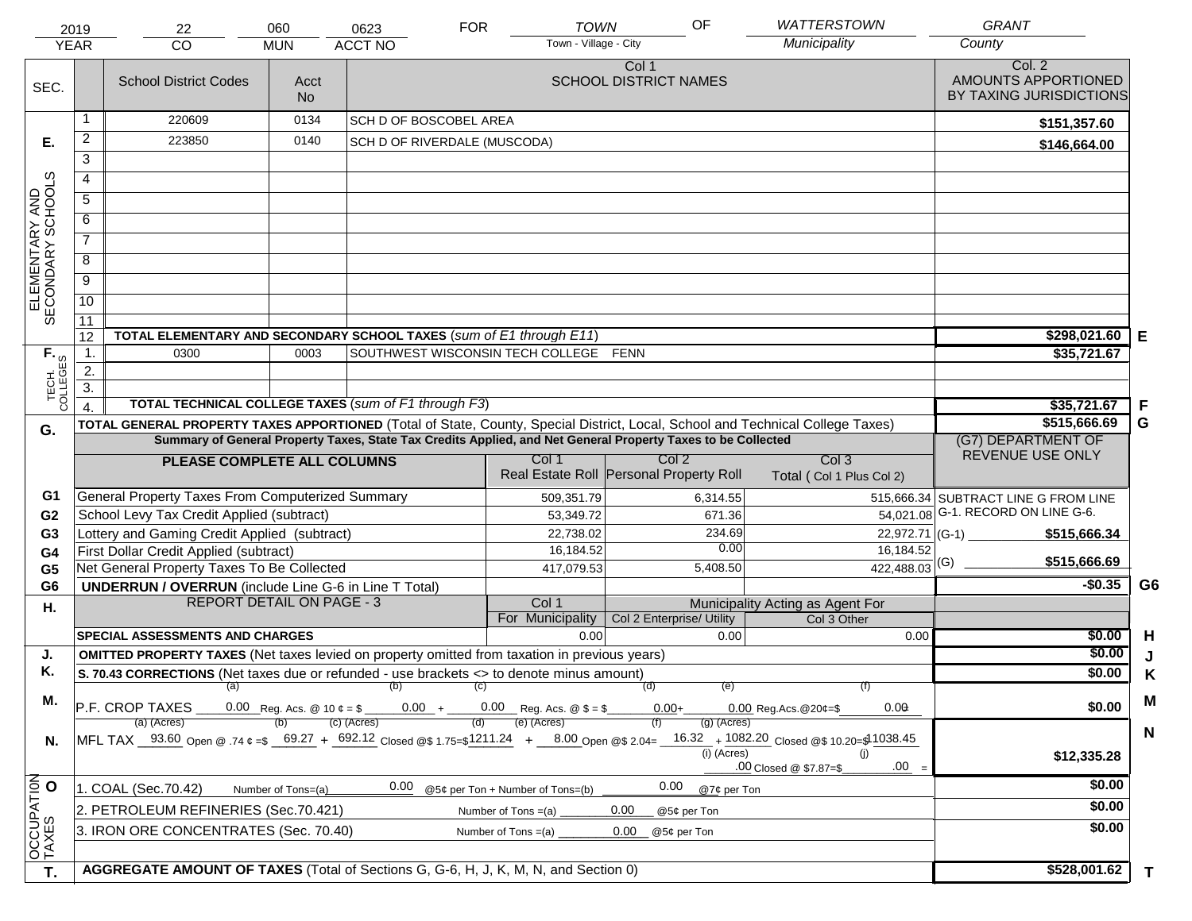| 2019 | 22 | 060 | 0623 | FOR | TOWN | OF | WATTERSTOWN | GRANT |
|---|---|---|---|---|---|---|---|---|
| YEAR | CO | MUN | ACCT NO | | Town - Village - City | | Municipality | County |

| SEC. | | School District Codes | Acct No | Col 1 SCHOOL DISTRICT NAMES | Col. 2 AMOUNTS APPORTIONED BY TAXING JURISDICTIONS | |
|---|---|---|---|---|---|---|
| E. ELEMENTARY AND SECONDARY SCHOOLS | 1 | 220609 | 0134 | SCH D OF BOSCOBEL AREA | $151,357.60 | |
| | 2 | 223850 | 0140 | SCH D OF RIVERDALE (MUSCODA) | $146,664.00 | |
| | 3 | | | | | |
| | 4 | | | | | |
| | 5 | | | | | |
| | 6 | | | | | |
| | 7 | | | | | |
| | 8 | | | | | |
| | 9 | | | | | |
| | 10 | | | | | |
| | 11 | | | | | |
| | 12 | TOTAL ELEMENTARY AND SECONDARY SCHOOL TAXES (*sum of E1 through E11*) | | | $298,021.60 | E |
| F. TECH. COLLEGES | 1. | 0300 | 0003 | SOUTHWEST WISCONSIN TECH COLLEGE FENN | $35,721.67 | |
| | 2. | | | | | |
| | 3. | | | | | |
| | 4. | TOTAL TECHNICAL COLLEGE TAXES (*sum of F1 through F3*) | | | $35,721.67 | F |
| G. | | TOTAL GENERAL PROPERTY TAXES APPORTIONED (Total of State, County, Special District, Local, School and Technical College Taxes) | | | $515,666.69 | G |

**Summary of General Property Taxes, State Tax Credits Applied, and Net General Property Taxes to be Collected**

| | PLEASE COMPLETE ALL COLUMNS | Col 1 Real Estate Roll | Col 2 Personal Property Roll | Col 3 Total ( Col 1 Plus Col 2) | (G7) DEPARTMENT OF REVENUE USE ONLY | |
|---|---|---|---|---|---|---|
| G1 | General Property Taxes From Computerized Summary | 509,351.79 | 6,314.55 | 515,666.34 | SUBTRACT LINE G FROM LINE G-1. RECORD ON LINE G-6. | |
| G2 | School Levy Tax Credit Applied (subtract) | 53,349.72 | 671.36 | 54,021.08 | | |
| G3 | Lottery and Gaming Credit Applied (subtract) | 22,738.02 | 234.69 | 22,972.71 | (G-1) $515,666.34 | |
| G4 | First Dollar Credit Applied (subtract) | 16,184.52 | 0.00 | 16,184.52 | | |
| G5 | Net General Property Taxes To Be Collected | 417,079.53 | 5,408.50 | 422,488.03 | (G) $515,666.69 | |
| G6 | UNDERRUN / OVERRUN (include Line G-6 in Line T Total) | | | | -$0.35 | G6 |

| H. | REPORT DETAIL ON PAGE - 3 | Col 1 For Municipality | Col 2 Enterprise/ Utility (Municipality Acting as Agent For) | Col 3 Other | | |
|---|---|---|---|---|---|---|
| | SPECIAL ASSESSMENTS AND CHARGES | 0.00 | 0.00 | 0.00 | $0.00 | H |
| J. | OMITTED PROPERTY TAXES (Net taxes levied on property omitted from taxation in previous years) | | | | $0.00 | J |
| K. | S. 70.43 CORRECTIONS (Net taxes due or refunded - use brackets <> to denote minus amount) | | | | $0.00 | K |
| M. | P.F. CROP TAXES (a) 0.00 Reg. Acs. @ 10 ¢ = $ (b) 0.00 + (c) 0.00 Reg. Acs. @ $ = $ (d) 0.00 + (e) 0.00 Reg.Acs.@20¢=$ (f) 0.00 | | | | $0.00 | M |
| N. | MFL TAX (a) 93.60 Open @ .74 ¢ =$ (b) 69.27 + (c) 692.12 Closed @$ 1.75=$ (d) 1211.24 + (e) 8.00 Open @$ 2.04= (f) 16.32 + (g) 1082.20 Closed @$ 10.20=$ 11038.45 + (i) .00 Closed @ $7.87=$ (j) .00 = | | | | $12,335.28 | N |
| O OCCUPATION TAXES | 1. COAL (Sec.70.42) Number of Tons=(a) 0.00 @5¢ per Ton + Number of Tons=(b) 0.00 @7¢ per Ton | | | | $0.00 | |
| | 2. PETROLEUM REFINERIES (Sec.70.421) Number of Tons =(a) 0.00 @5¢ per Ton | | | | $0.00 | |
| | 3. IRON ORE CONCENTRATES (Sec. 70.40) Number of Tons =(a) 0.00 @5¢ per Ton | | | | $0.00 | |
| T. | AGGREGATE AMOUNT OF TAXES (Total of Sections G, G-6, H, J, K, M, N, and Section 0) | | | | $528,001.62 | T |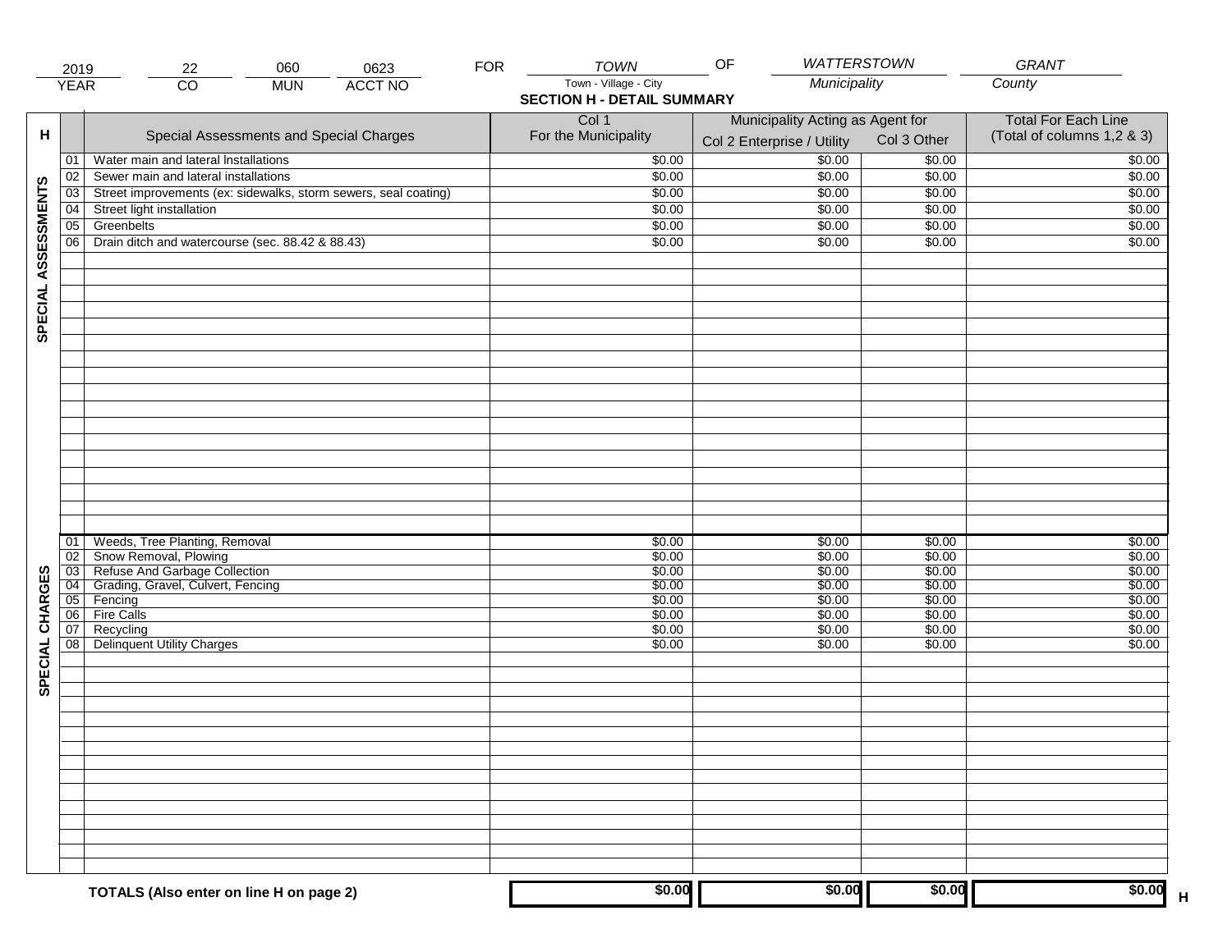| 2019 | 22 | 060 | 0623 | FOR | TOWN | OF | WATTERSTOWN | GRANT |
|---|---|---|---|---|---|---|---|---|
| YEAR | CO | MUN | ACCT NO | | Town - Village - City | | Municipality | County |

## SECTION H - DETAIL SUMMARY

| H | | Special Assessments and Special Charges | Col 1 For the Municipality | Municipality Acting as Agent for Col 2 Enterprise / Utility | Col 3 Other | Total For Each Line (Total of columns 1,2 & 3) |
|---|---|---|---|---|---|---|
| SPECIAL ASSESSMENTS | 01 | Water main and lateral Installations | $0.00 | $0.00 | $0.00 | $0.00 |
| | 02 | Sewer main and lateral installations | $0.00 | $0.00 | $0.00 | $0.00 |
| | 03 | Street improvements (ex: sidewalks, storm sewers, seal coating) | $0.00 | $0.00 | $0.00 | $0.00 |
| | 04 | Street light installation | $0.00 | $0.00 | $0.00 | $0.00 |
| | 05 | Greenbelts | $0.00 | $0.00 | $0.00 | $0.00 |
| | 06 | Drain ditch and watercourse (sec. 88.42 & 88.43) | $0.00 | $0.00 | $0.00 | $0.00 |
| SPECIAL CHARGES | 01 | Weeds, Tree Planting, Removal | $0.00 | $0.00 | $0.00 | $0.00 |
| | 02 | Snow Removal, Plowing | $0.00 | $0.00 | $0.00 | $0.00 |
| | 03 | Refuse And Garbage Collection | $0.00 | $0.00 | $0.00 | $0.00 |
| | 04 | Grading, Gravel, Culvert, Fencing | $0.00 | $0.00 | $0.00 | $0.00 |
| | 05 | Fencing | $0.00 | $0.00 | $0.00 | $0.00 |
| | 06 | Fire Calls | $0.00 | $0.00 | $0.00 | $0.00 |
| | 07 | Recycling | $0.00 | $0.00 | $0.00 | $0.00 |
| | 08 | Delinquent Utility Charges | $0.00 | $0.00 | $0.00 | $0.00 |
| | | **TOTALS (Also enter on line H on page 2)** | **$0.00** | **$0.00** | **$0.00** | **$0.00** H |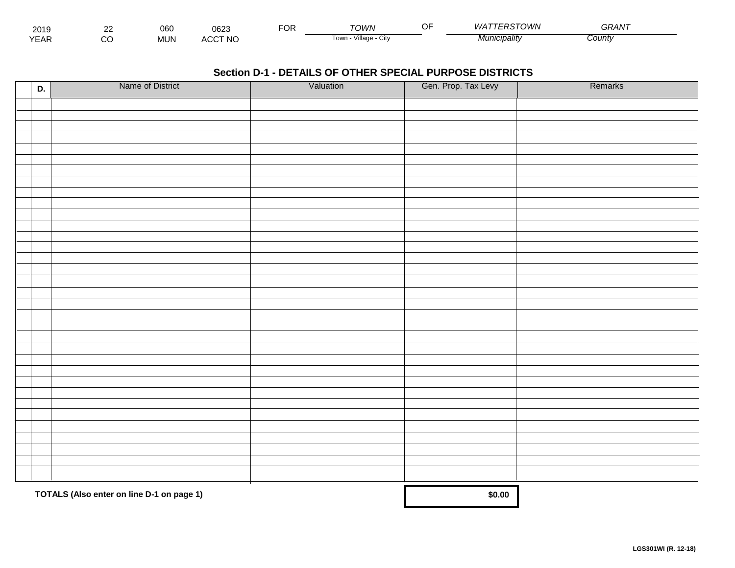| 2019 | 22 | 060 | 0623 | FOR | TOWN | OF | WATTERSTOWN | GRANT |
|---|---|---|---|---|---|---|---|---|
| YEAR | CO | MUN | ACCT NO | | Town - Village - City | | Municipality | County |

## Section D-1 - DETAILS OF OTHER SPECIAL PURPOSE DISTRICTS

| | D. | Name of District | Valuation | Gen. Prop. Tax Levy | Remarks |
|---|---|---|---|---|---|
| | | | | | |
| | | | | | |
| | | | | | |
| | | | | | |
| | | | | | |
| | | | | | |
| | | | | | |
| | | | | | |
| | | | | | |
| | | | | | |
| | | | | | |
| | | | | | |
| | | | | | |
| | | | | | |
| | | | | | |
| | | | | | |
| | | | | | |
| | | | | | |
| | | | | | |
| | | | | | |
| | | | | | |
| | | | | | |
| | | | | | |
| | | | | | |
| | | | | | |
| | | | | | |
| | | | | | |
| | | | | | |
| | | | | | |
| | | | | | |
| | | | | | |
| | | | | | |
| | | | | | |
| | | | | | |

**TOTALS (Also enter on line D-1 on page 1)** **$0.00**

**LGS301WI (R. 12-18)**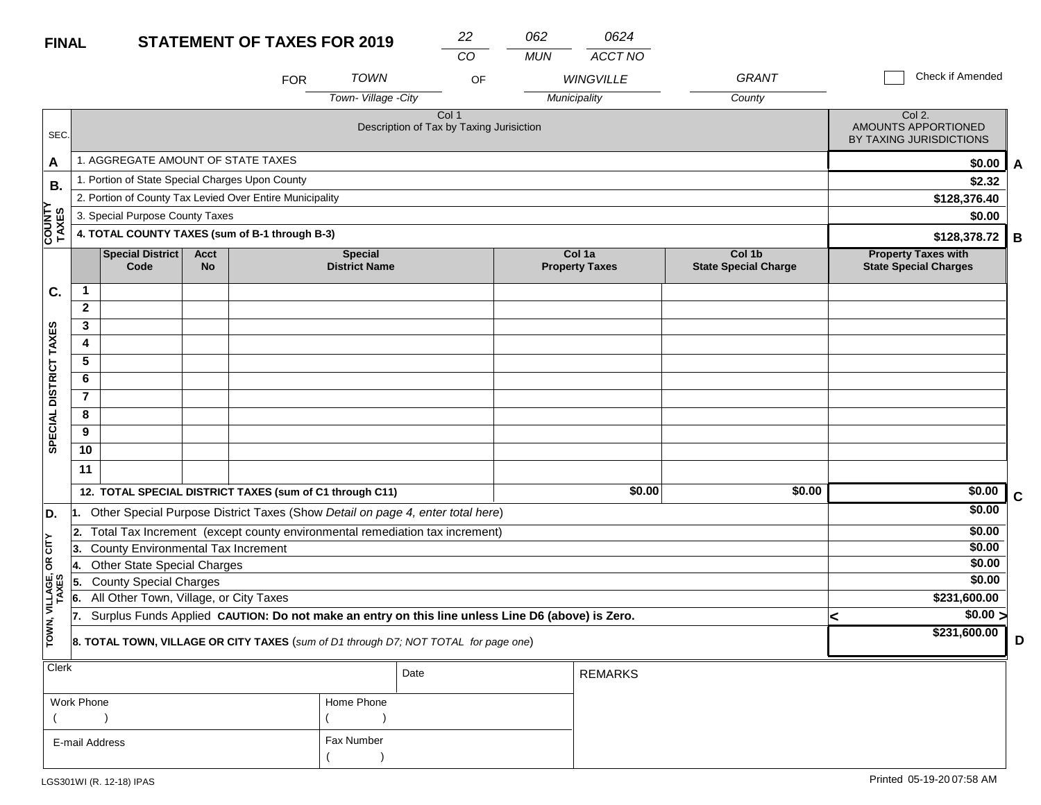**FINAL** **STATEMENT OF TAXES FOR 2019**

| CO | MUN | ACCT NO |
|---|---|---|
| 22 | 062 | 0624 |

FOR *TOWN* (Town- Village -City) OF *WINGVILLE* (Municipality) *GRANT* (County)

☐ Check if Amended

| SEC. | Col 1 Description of Tax by Taxing Jurisiction | Col 2. AMOUNTS APPORTIONED BY TAXING JURISDICTIONS | |
|---|---|---|---|
| A | 1. AGGREGATE AMOUNT OF STATE TAXES | $0.00 | A |
| B. COUNTY TAXES | 1. Portion of State Special Charges Upon County | $2.32 | |
| | 2. Portion of County Tax Levied Over Entire Municipality | $128,376.40 | |
| | 3. Special Purpose County Taxes | $0.00 | |
| | **4. TOTAL COUNTY TAXES (sum of B-1 through B-3)** | $128,378.72 | B |

| SEC. | | Special District Code | Acct No | Special District Name | Col 1a Property Taxes | Col 1b State Special Charge | Property Taxes with State Special Charges | |
|---|---|---|---|---|---|---|---|---|
| C. SPECIAL DISTRICT TAXES | 1 | | | | | | | |
| | 2 | | | | | | | |
| | 3 | | | | | | | |
| | 4 | | | | | | | |
| | 5 | | | | | | | |
| | 6 | | | | | | | |
| | 7 | | | | | | | |
| | 8 | | | | | | | |
| | 9 | | | | | | | |
| | 10 | | | | | | | |
| | 11 | | | | | | | |
| | **12. TOTAL SPECIAL DISTRICT TAXES (sum of C1 through C11)** | | | | $0.00 | $0.00 | $0.00 | C |

| SEC. | Description | Amount | |
|---|---|---|---|
| D. TOWN, VILLAGE, OR CITY TAXES | 1. Other Special Purpose District Taxes (Show *Detail on page 4, enter total here*) | $0.00 | |
| | 2. Total Tax Increment (except county environmental remediation tax increment) | $0.00 | |
| | 3. County Environmental Tax Increment | $0.00 | |
| | 4. Other State Special Charges | $0.00 | |
| | 5. County Special Charges | $0.00 | |
| | 6. All Other Town, Village, or City Taxes | $231,600.00 | |
| | 7. Surplus Funds Applied **CAUTION: Do not make an entry on this line unless Line D6 (above) is Zero.** | < $0.00 > | |
| | **8. TOTAL TOWN, VILLAGE OR CITY TAXES** (*sum of D1 through D7; NOT TOTAL for page one*) | $231,600.00 | D |

| Clerk | | Date | REMARKS |
|---|---|---|---|
| Work Phone ( ) | Home Phone ( ) | | |
| E-mail Address | Fax Number ( ) | | |

LGS301WI (R. 12-18) IPAS

Printed 05-19-20 07:58 AM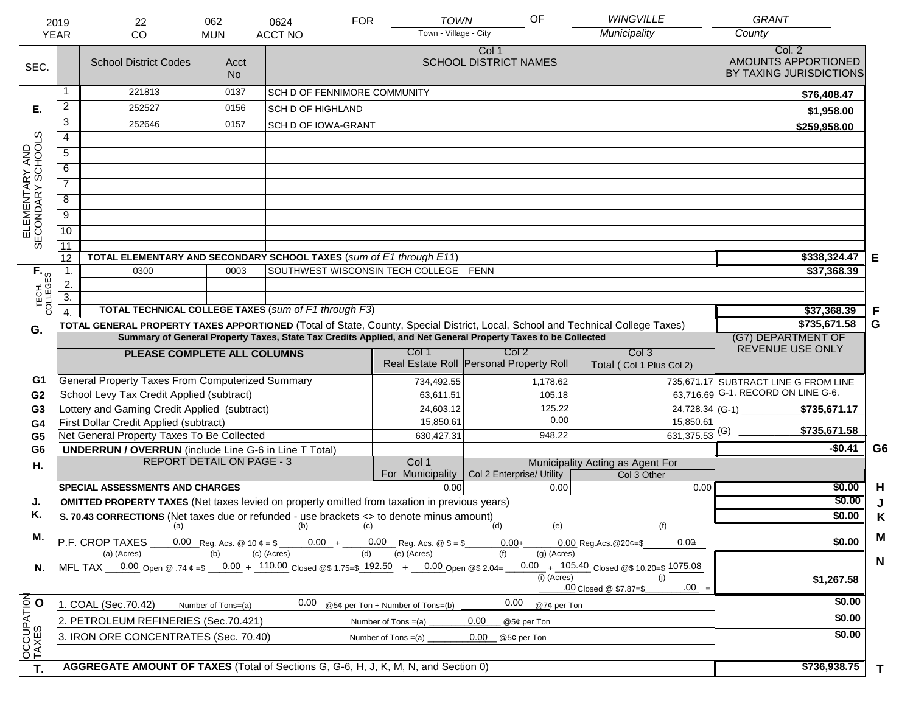| YEAR | CO | MUN | ACCT NO | FOR | Town - Village - City | OF | Municipality | County |
|---|---|---|---|---|---|---|---|---|
| 2019 | 22 | 062 | 0624 | FOR | TOWN | OF | WINGVILLE | GRANT |

| SEC. | | School District Codes | Acct No | Col 1 SCHOOL DISTRICT NAMES | Col. 2 AMOUNTS APPORTIONED BY TAXING JURISDICTIONS | |
|---|---|---|---|---|---|---|
| E. ELEMENTARY AND SECONDARY SCHOOLS | 1 | 221813 | 0137 | SCH D OF FENNIMORE COMMUNITY | $76,408.47 | |
| | 2 | 252527 | 0156 | SCH D OF HIGHLAND | $1,958.00 | |
| | 3 | 252646 | 0157 | SCH D OF IOWA-GRANT | $259,958.00 | |
| | 4 | | | | | |
| | 5 | | | | | |
| | 6 | | | | | |
| | 7 | | | | | |
| | 8 | | | | | |
| | 9 | | | | | |
| | 10 | | | | | |
| | 11 | | | | | |
| | 12 | TOTAL ELEMENTARY AND SECONDARY SCHOOL TAXES (*sum of E1 through E11*) | | | $338,324.47 | E |
| F. TECH. COLLEGES | 1. | 0300 | 0003 | SOUTHWEST WISCONSIN TECH COLLEGE FENN | $37,368.39 | |
| | 2. | | | | | |
| | 3. | | | | | |
| | 4. | TOTAL TECHNICAL COLLEGE TAXES (*sum of F1 through F3*) | | | $37,368.39 | F |
| G. | | TOTAL GENERAL PROPERTY TAXES APPORTIONED (Total of State, County, Special District, Local, School and Technical College Taxes) | | | $735,671.58 | G |

**Summary of General Property Taxes, State Tax Credits Applied, and Net General Property Taxes to be Collected**

| | PLEASE COMPLETE ALL COLUMNS | Col 1 Real Estate Roll | Col 2 Personal Property Roll | Col 3 Total ( Col 1 Plus Col 2) | (G7) DEPARTMENT OF REVENUE USE ONLY | |
|---|---|---|---|---|---|---|
| G1 | General Property Taxes From Computerized Summary | 734,492.55 | 1,178.62 | 735,671.17 | SUBTRACT LINE G FROM LINE G-1. RECORD ON LINE G-6. | |
| G2 | School Levy Tax Credit Applied (subtract) | 63,611.51 | 105.18 | 63,716.69 | | |
| G3 | Lottery and Gaming Credit Applied (subtract) | 24,603.12 | 125.22 | 24,728.34 | (G-1) $735,671.17 | |
| G4 | First Dollar Credit Applied (subtract) | 15,850.61 | 0.00 | 15,850.61 | | |
| G5 | Net General Property Taxes To Be Collected | 630,427.31 | 948.22 | 631,375.53 | (G) $735,671.58 | |
| G6 | UNDERRUN / OVERRUN (include Line G-6 in Line T Total) | | | | -$0.41 | G6 |

| H. | REPORT DETAIL ON PAGE - 3 | Col 1 For Municipality | Col 2 Enterprise/ Utility (Municipality Acting as Agent For) | Col 3 Other (Municipality Acting as Agent For) | | |
|---|---|---|---|---|---|---|
| | SPECIAL ASSESSMENTS AND CHARGES | 0.00 | 0.00 | 0.00 | $0.00 | H |
| J. | OMITTED PROPERTY TAXES (Net taxes levied on property omitted from taxation in previous years) | | | | $0.00 | J |
| K. | S. 70.43 CORRECTIONS (Net taxes due or refunded - use brackets <> to denote minus amount) | | | | $0.00 | K |
| M. | P.F. CROP TAXES (a) 0.00 Reg. Acs. @ 10 ¢ = $ (b) 0.00 + (c) 0.00 Reg. Acs. @ $ = $ (d) 0.00 + (e) 0.00 Reg.Acs.@20¢=$ (f) 0.00 | | | | $0.00 | M |
| N. | MFL TAX (a) (Acres) 0.00 Open @ .74 ¢ =$ (b) 0.00 + (c) (Acres) 110.00 Closed @$ 1.75=$ (d) 192.50 + (e) (Acres) 0.00 Open @$ 2.04= (f) 0.00 + (g) (Acres) 105.40 Closed @$ 10.20=$ 1075.08; (i) (Acres) .00 Closed @ $7.87=$ (j) .00 = | | | | $1,267.58 | N |
| O OCCUPATION TAXES | 1. COAL (Sec.70.42) Number of Tons=(a) 0.00 @5¢ per Ton + Number of Tons=(b) 0.00 @7¢ per Ton | | | | $0.00 | |
| | 2. PETROLEUM REFINERIES (Sec.70.421) Number of Tons =(a) 0.00 @5¢ per Ton | | | | $0.00 | |
| | 3. IRON ORE CONCENTRATES (Sec. 70.40) Number of Tons =(a) 0.00 @5¢ per Ton | | | | $0.00 | |
| T. | AGGREGATE AMOUNT OF TAXES (Total of Sections G, G-6, H, J, K, M, N, and Section 0) | | | | $736,938.75 | T |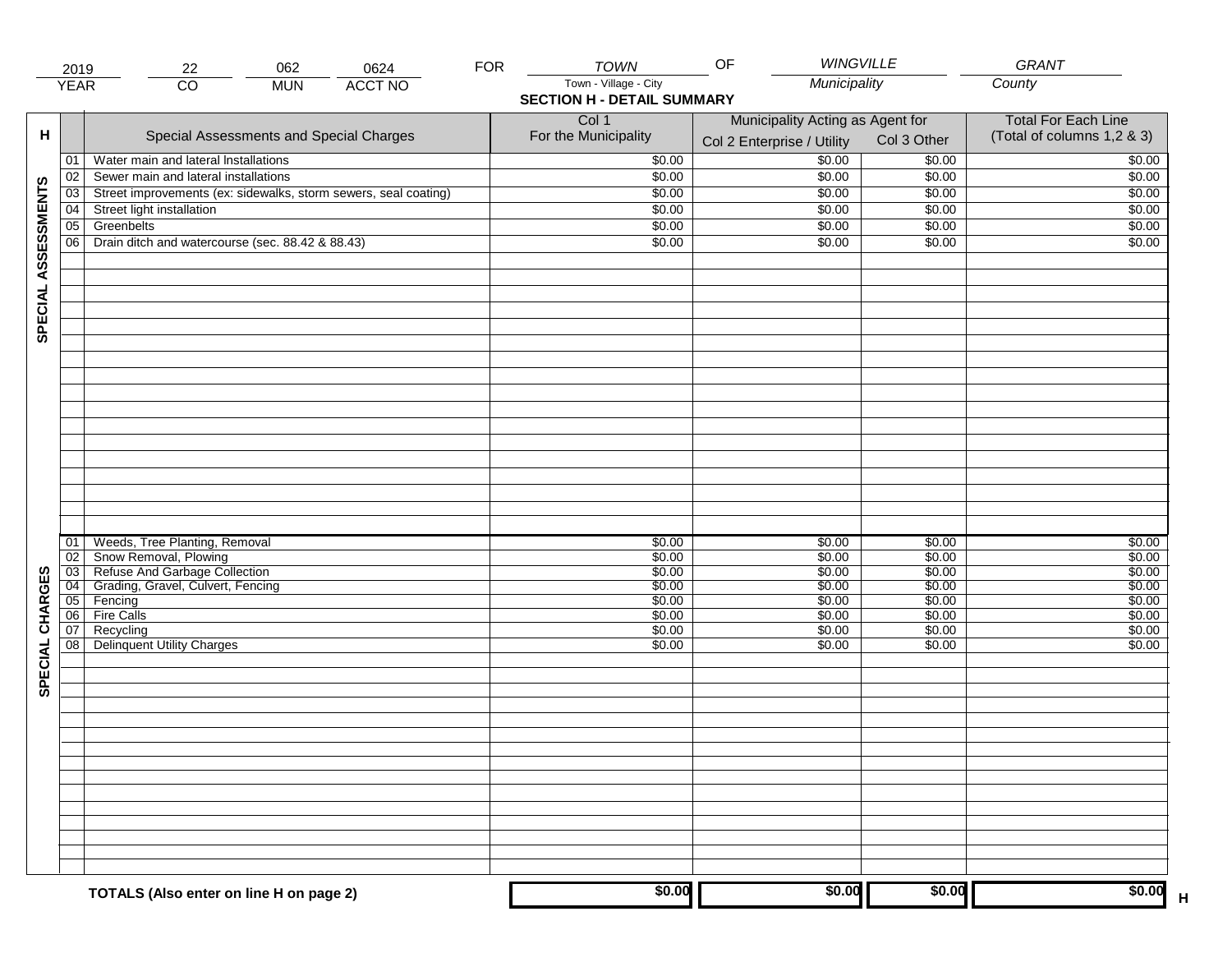| 2019 | 22 | 062 | 0624 | FOR | TOWN | OF | WINGVILLE | GRANT |
|---|---|---|---|---|---|---|---|---|
| YEAR | CO | MUN | ACCT NO | | Town - Village - City | | Municipality | County |

## SECTION H - DETAIL SUMMARY

| H | | Special Assessments and Special Charges | Col 1 For the Municipality | Municipality Acting as Agent for Col 2 Enterprise / Utility | Col 3 Other | Total For Each Line (Total of columns 1,2 & 3) |
|---|---|---|---|---|---|---|
| SPECIAL ASSESSMENTS | 01 | Water main and lateral Installations | $0.00 | $0.00 | $0.00 | $0.00 |
| | 02 | Sewer main and lateral installations | $0.00 | $0.00 | $0.00 | $0.00 |
| | 03 | Street improvements (ex: sidewalks, storm sewers, seal coating) | $0.00 | $0.00 | $0.00 | $0.00 |
| | 04 | Street light installation | $0.00 | $0.00 | $0.00 | $0.00 |
| | 05 | Greenbelts | $0.00 | $0.00 | $0.00 | $0.00 |
| | 06 | Drain ditch and watercourse (sec. 88.42 & 88.43) | $0.00 | $0.00 | $0.00 | $0.00 |
| SPECIAL CHARGES | 01 | Weeds, Tree Planting, Removal | $0.00 | $0.00 | $0.00 | $0.00 |
| | 02 | Snow Removal, Plowing | $0.00 | $0.00 | $0.00 | $0.00 |
| | 03 | Refuse And Garbage Collection | $0.00 | $0.00 | $0.00 | $0.00 |
| | 04 | Grading, Gravel, Culvert, Fencing | $0.00 | $0.00 | $0.00 | $0.00 |
| | 05 | Fencing | $0.00 | $0.00 | $0.00 | $0.00 |
| | 06 | Fire Calls | $0.00 | $0.00 | $0.00 | $0.00 |
| | 07 | Recycling | $0.00 | $0.00 | $0.00 | $0.00 |
| | 08 | Delinquent Utility Charges | $0.00 | $0.00 | $0.00 | $0.00 |
| | | **TOTALS (Also enter on line H on page 2)** | **$0.00** | **$0.00** | **$0.00** | **$0.00** H |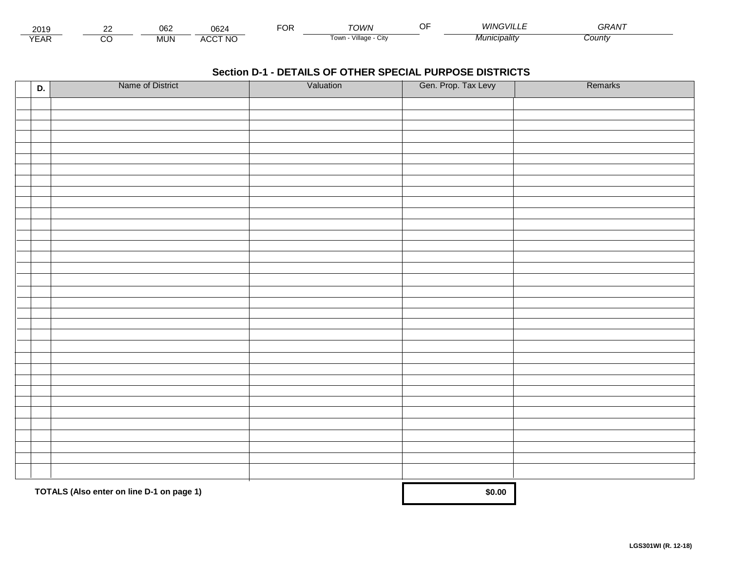| 2019 | 22 | 062 | 0624 | FOR | TOWN | OF | WINGVILLE | GRANT |
|---|---|---|---|---|---|---|---|---|
| YEAR | CO | MUN | ACCT NO | | Town - Village - City | | Municipality | County |

## Section D-1 - DETAILS OF OTHER SPECIAL PURPOSE DISTRICTS

| D. | Name of District | Valuation | Gen. Prop. Tax Levy | Remarks |
|---|---|---|---|---|
| | | | | |
| | | | | |
| | | | | |
| | | | | |
| | | | | |
| | | | | |
| | | | | |
| | | | | |
| | | | | |
| | | | | |
| | | | | |
| | | | | |
| | | | | |
| | | | | |
| | | | | |
| | | | | |
| | | | | |
| | | | | |
| | | | | |
| | | | | |
| | | | | |
| | | | | |
| | | | | |
| | | | | |
| | | | | |
| | | | | |
| | | | | |
| | | | | |
| | | | | |
| | | | | |
| | | | | |
| | | | | |
| | | | | |
| | | | | |
| | | | | |

**TOTALS (Also enter on line D-1 on page 1)** **$0.00**

**LGS301WI (R. 12-18)**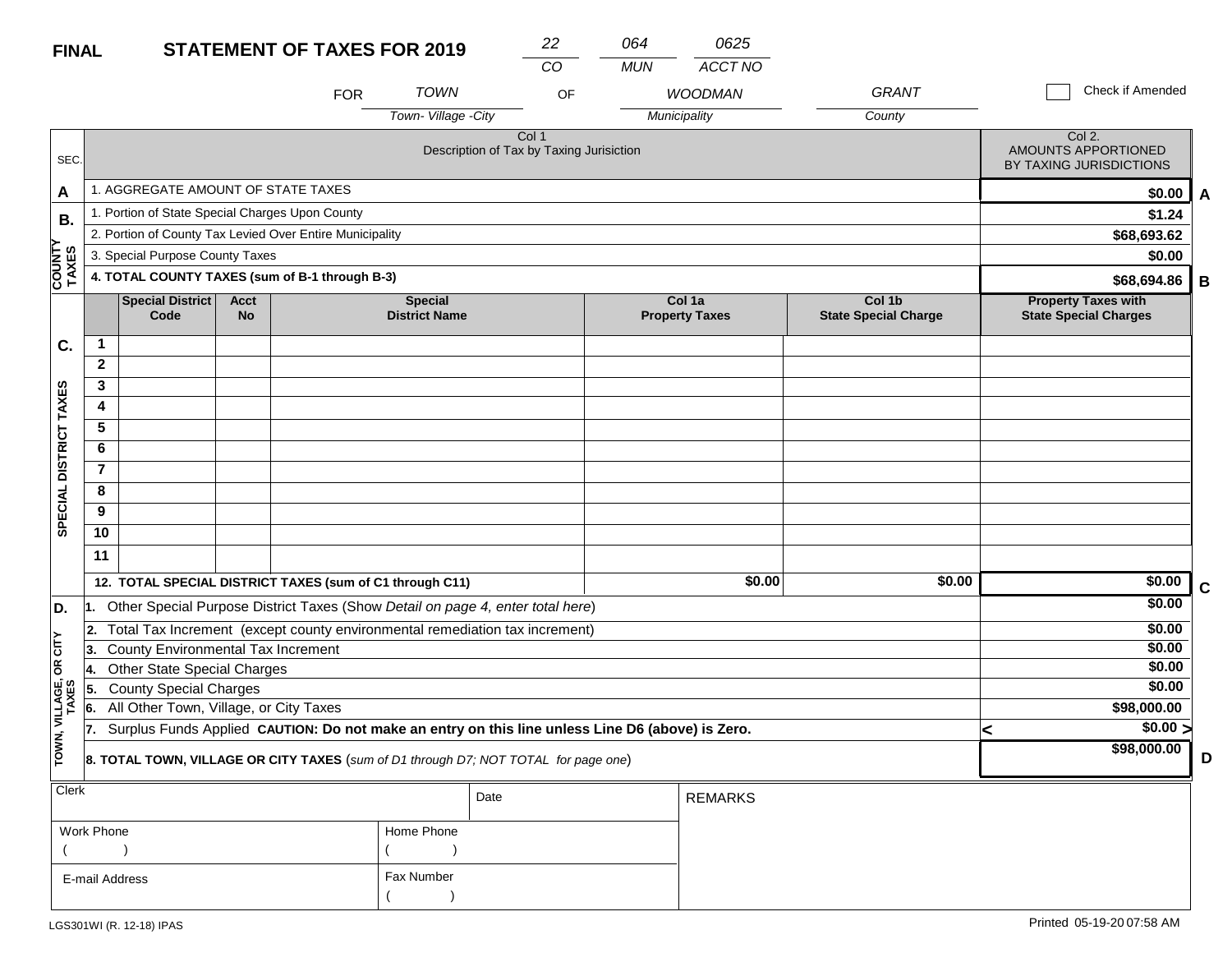**FINAL** **STATEMENT OF TAXES FOR 2019**

| CO | MUN | ACCT NO |
|---|---|---|
| 22 | 064 | 0625 |

FOR TOWN (Town- Village -City) OF WOODMAN (Municipality) GRANT (County)

☐ Check if Amended

| SEC. | Col 1 Description of Tax by Taxing Jurisiction | Col 2. AMOUNTS APPORTIONED BY TAXING JURISDICTIONS | |
|---|---|---|---|
| A | 1. AGGREGATE AMOUNT OF STATE TAXES | $0.00 | A |
| B. COUNTY TAXES | 1. Portion of State Special Charges Upon County | $1.24 | |
| | 2. Portion of County Tax Levied Over Entire Municipality | $68,693.62 | |
| | 3. Special Purpose County Taxes | $0.00 | |
| | **4. TOTAL COUNTY TAXES (sum of B-1 through B-3)** | **$68,694.86** | B |

| SEC. | | Special District Code | Acct No | Special District Name | Col 1a Property Taxes | Col 1b State Special Charge | Property Taxes with State Special Charges | |
|---|---|---|---|---|---|---|---|---|
| C. SPECIAL DISTRICT TAXES | 1 | | | | | | | |
| | 2 | | | | | | | |
| | 3 | | | | | | | |
| | 4 | | | | | | | |
| | 5 | | | | | | | |
| | 6 | | | | | | | |
| | 7 | | | | | | | |
| | 8 | | | | | | | |
| | 9 | | | | | | | |
| | 10 | | | | | | | |
| | 11 | | | | | | | |
| | **12. TOTAL SPECIAL DISTRICT TAXES (sum of C1 through C11)** | | | | $0.00 | $0.00 | $0.00 | C |

| SEC. | Description | Amount | |
|---|---|---|---|
| D. TOWN, VILLAGE, OR CITY TAXES | 1. Other Special Purpose District Taxes (Show *Detail on page 4, enter total here*) | $0.00 | |
| | 2. Total Tax Increment (except county environmental remediation tax increment) | $0.00 | |
| | 3. County Environmental Tax Increment | $0.00 | |
| | 4. Other State Special Charges | $0.00 | |
| | 5. County Special Charges | $0.00 | |
| | 6. All Other Town, Village, or City Taxes | $98,000.00 | |
| | 7. Surplus Funds Applied **CAUTION: Do not make an entry on this line unless Line D6 (above) is Zero.** | < $0.00 > | |
| | **8. TOTAL TOWN, VILLAGE OR CITY TAXES** (*sum of D1 through D7; NOT TOTAL for page one*) | **$98,000.00** | D |

| Clerk | | Date | REMARKS |
|---|---|---|---|
| Work Phone ( ) | Home Phone ( ) | | |
| E-mail Address | Fax Number ( ) | | |

LGS301WI (R. 12-18) IPAS

Printed 05-19-20 07:58 AM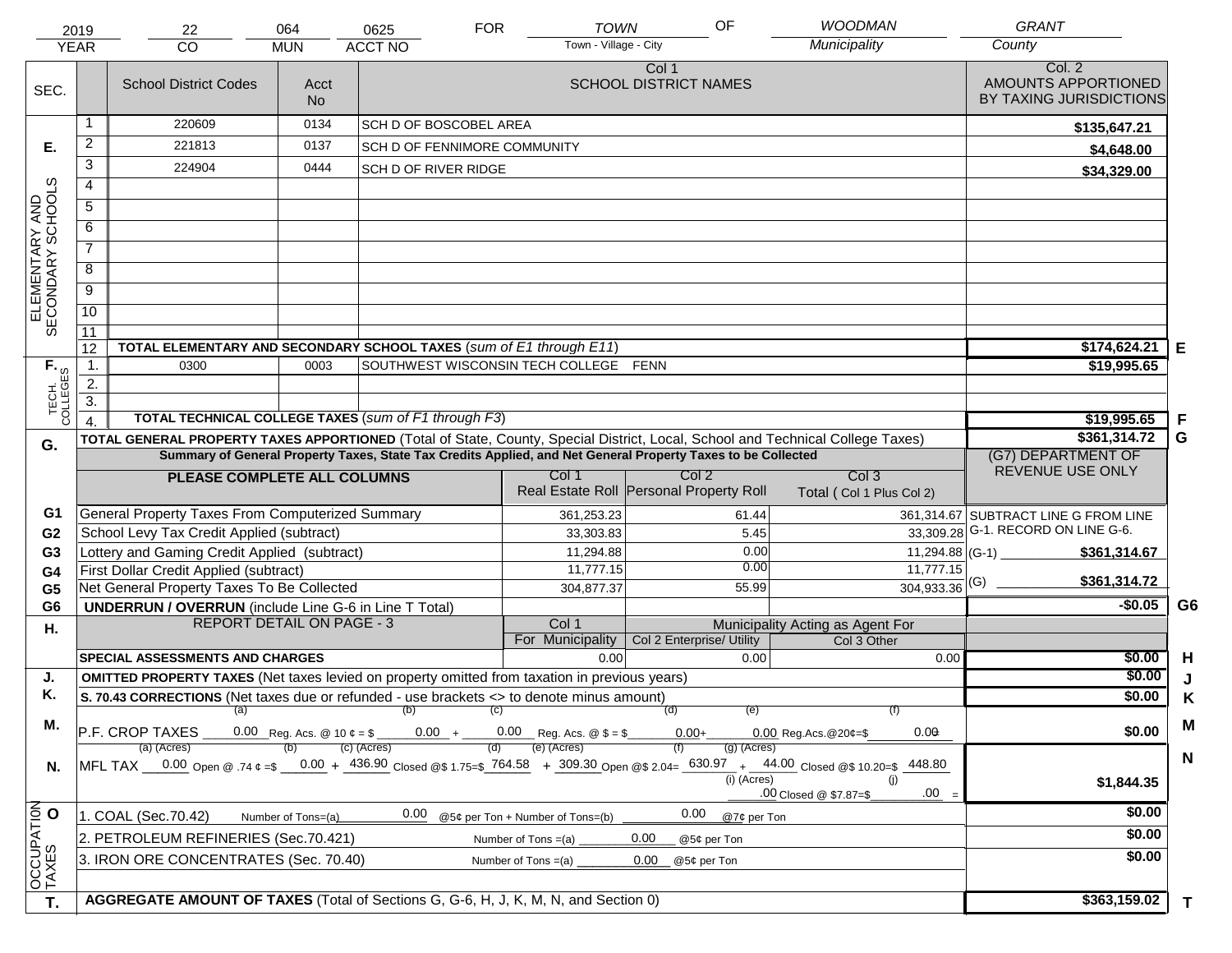| 2019 | 22 | 064 | 0625 | FOR | TOWN | OF | WOODMAN | GRANT |
|---|---|---|---|---|---|---|---|---|
| YEAR | CO | MUN | ACCT NO | | Town - Village - City | | Municipality | County |

| SEC. | | School District Codes | Acct No | Col 1 SCHOOL DISTRICT NAMES | Col. 2 AMOUNTS APPORTIONED BY TAXING JURISDICTIONS | |
|---|---|---|---|---|---|---|
| E. ELEMENTARY AND SECONDARY SCHOOLS | 1 | 220609 | 0134 | SCH D OF BOSCOBEL AREA | $135,647.21 | |
| | 2 | 221813 | 0137 | SCH D OF FENNIMORE COMMUNITY | $4,648.00 | |
| | 3 | 224904 | 0444 | SCH D OF RIVER RIDGE | $34,329.00 | |
| | 4 | | | | | |
| | 5 | | | | | |
| | 6 | | | | | |
| | 7 | | | | | |
| | 8 | | | | | |
| | 9 | | | | | |
| | 10 | | | | | |
| | 11 | | | | | |
| | 12 | TOTAL ELEMENTARY AND SECONDARY SCHOOL TAXES (*sum of E1 through E11*) | | | $174,624.21 | E |
| F. TECH. COLLEGES | 1. | 0300 | 0003 | SOUTHWEST WISCONSIN TECH COLLEGE FENN | $19,995.65 | |
| | 2. | | | | | |
| | 3. | | | | | |
| | 4. | TOTAL TECHNICAL COLLEGE TAXES (*sum of F1 through F3*) | | | $19,995.65 | F |
| G. | | TOTAL GENERAL PROPERTY TAXES APPORTIONED (Total of State, County, Special District, Local, School and Technical College Taxes) | | | $361,314.72 | G |

**Summary of General Property Taxes, State Tax Credits Applied, and Net General Property Taxes to be Collected**

| | PLEASE COMPLETE ALL COLUMNS | Col 1 Real Estate Roll | Col 2 Personal Property Roll | Col 3 Total ( Col 1 Plus Col 2) | (G7) DEPARTMENT OF REVENUE USE ONLY | |
|---|---|---|---|---|---|---|
| G1 | General Property Taxes From Computerized Summary | 361,253.23 | 61.44 | 361,314.67 | SUBTRACT LINE G FROM LINE G-1. RECORD ON LINE G-6. | |
| G2 | School Levy Tax Credit Applied (subtract) | 33,303.83 | 5.45 | 33,309.28 | | |
| G3 | Lottery and Gaming Credit Applied (subtract) | 11,294.88 | 0.00 | 11,294.88 | (G-1) $361,314.67 | |
| G4 | First Dollar Credit Applied (subtract) | 11,777.15 | 0.00 | 11,777.15 | | |
| G5 | Net General Property Taxes To Be Collected | 304,877.37 | 55.99 | 304,933.36 | (G) $361,314.72 | |
| G6 | UNDERRUN / OVERRUN (include Line G-6 in Line T Total) | | | | -$0.05 | G6 |

| H. | REPORT DETAIL ON PAGE - 3 | Col 1 For Municipality | Col 2 Enterprise/ Utility | Col 3 Other (Municipality Acting as Agent For) | | |
|---|---|---|---|---|---|---|
| | SPECIAL ASSESSMENTS AND CHARGES | 0.00 | 0.00 | 0.00 | $0.00 | H |
| J. | OMITTED PROPERTY TAXES (Net taxes levied on property omitted from taxation in previous years) | | | | $0.00 | J |
| K. | S. 70.43 CORRECTIONS (Net taxes due or refunded - use brackets <> to denote minus amount) | | | | $0.00 | K |
| M. | P.F. CROP TAXES (a) 0.00 Reg. Acs. @ 10 ¢ = $ (b) 0.00 + (c) 0.00 Reg. Acs. @ $ = $ (d) 0.00 + (e) 0.00 Reg.Acs.@20¢=$ (f) 0.00 | | | | $0.00 | M |
| N. | MFL TAX (a) (Acres) 0.00 Open @ .74 ¢ =$ (b) 0.00 + (c) (Acres) 436.90 Closed @$ 1.75=$ (d) 764.58 + (e) (Acres) 309.30 Open @$ 2.04= (f) 630.97 + (g) (Acres) 44.00 Closed @$ 10.20=$ 448.80; (i) (Acres) .00 Closed @ $7.87=$ (j) .00 = | | | | $1,844.35 | N |
| O OCCUPATION TAXES | 1. COAL (Sec.70.42) Number of Tons=(a) 0.00 @5¢ per Ton + Number of Tons=(b) 0.00 @7¢ per Ton | | | | $0.00 | |
| | 2. PETROLEUM REFINERIES (Sec.70.421) Number of Tons =(a) 0.00 @5¢ per Ton | | | | $0.00 | |
| | 3. IRON ORE CONCENTRATES (Sec. 70.40) Number of Tons =(a) 0.00 @5¢ per Ton | | | | $0.00 | |
| T. | AGGREGATE AMOUNT OF TAXES (Total of Sections G, G-6, H, J, K, M, N, and Section 0) | | | | $363,159.02 | T |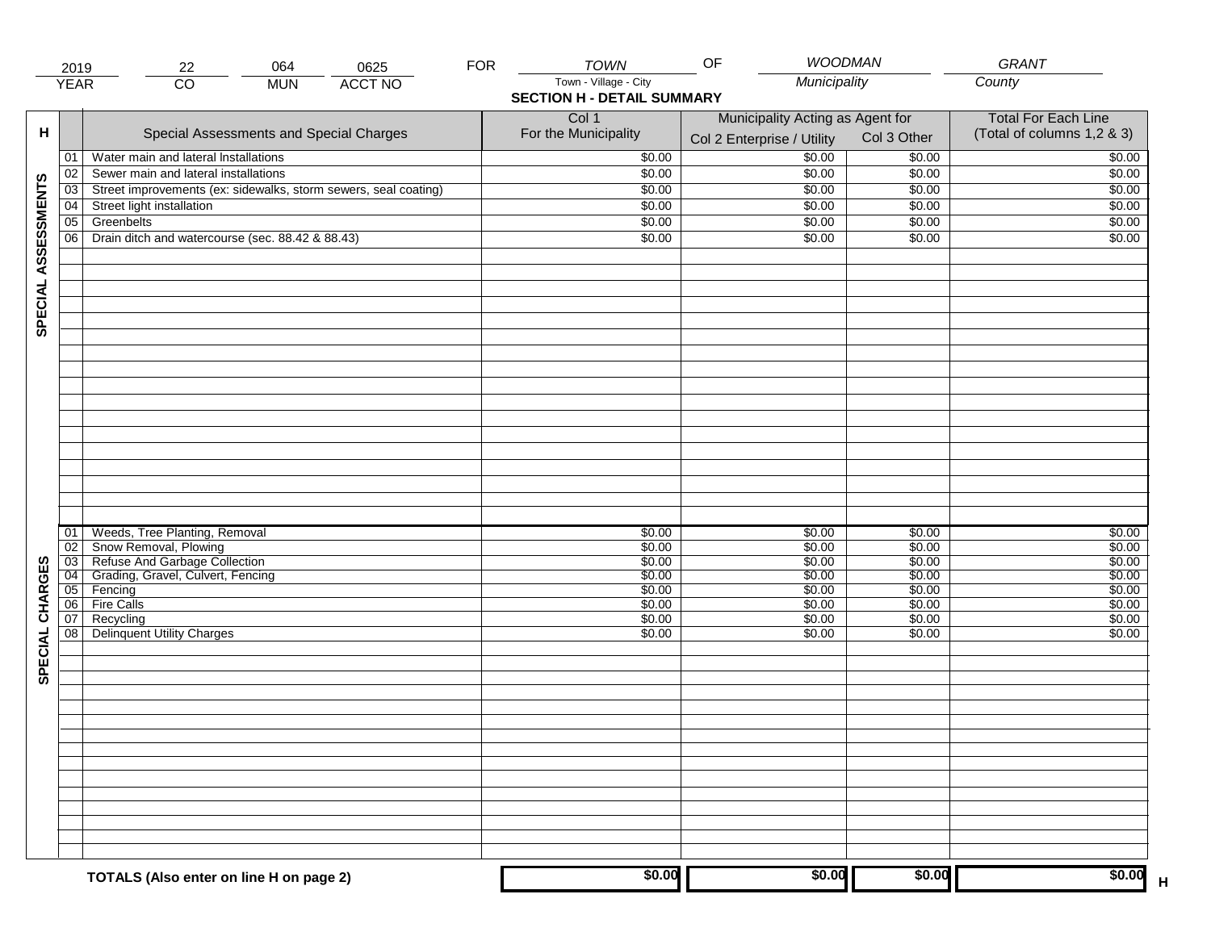| 2019 | 22 | 064 | 0625 | FOR | TOWN | OF | WOODMAN | GRANT |
|---|---|---|---|---|---|---|---|---|
| YEAR | CO | MUN | ACCT NO | | Town - Village - City | | Municipality | County |

## SECTION H - DETAIL SUMMARY

| H | | Special Assessments and Special Charges | Col 1 For the Municipality | Municipality Acting as Agent for Col 2 Enterprise / Utility | Col 3 Other | Total For Each Line (Total of columns 1,2 & 3) |
|---|---|---|---|---|---|---|
| SPECIAL ASSESSMENTS | 01 | Water main and lateral Installations | $0.00 | $0.00 | $0.00 | $0.00 |
| | 02 | Sewer main and lateral installations | $0.00 | $0.00 | $0.00 | $0.00 |
| | 03 | Street improvements (ex: sidewalks, storm sewers, seal coating) | $0.00 | $0.00 | $0.00 | $0.00 |
| | 04 | Street light installation | $0.00 | $0.00 | $0.00 | $0.00 |
| | 05 | Greenbelts | $0.00 | $0.00 | $0.00 | $0.00 |
| | 06 | Drain ditch and watercourse (sec. 88.42 & 88.43) | $0.00 | $0.00 | $0.00 | $0.00 |
| SPECIAL CHARGES | 01 | Weeds, Tree Planting, Removal | $0.00 | $0.00 | $0.00 | $0.00 |
| | 02 | Snow Removal, Plowing | $0.00 | $0.00 | $0.00 | $0.00 |
| | 03 | Refuse And Garbage Collection | $0.00 | $0.00 | $0.00 | $0.00 |
| | 04 | Grading, Gravel, Culvert, Fencing | $0.00 | $0.00 | $0.00 | $0.00 |
| | 05 | Fencing | $0.00 | $0.00 | $0.00 | $0.00 |
| | 06 | Fire Calls | $0.00 | $0.00 | $0.00 | $0.00 |
| | 07 | Recycling | $0.00 | $0.00 | $0.00 | $0.00 |
| | 08 | Delinquent Utility Charges | $0.00 | $0.00 | $0.00 | $0.00 |
| | | **TOTALS (Also enter on line H on page 2)** | **$0.00** | **$0.00** | **$0.00** | **$0.00** H |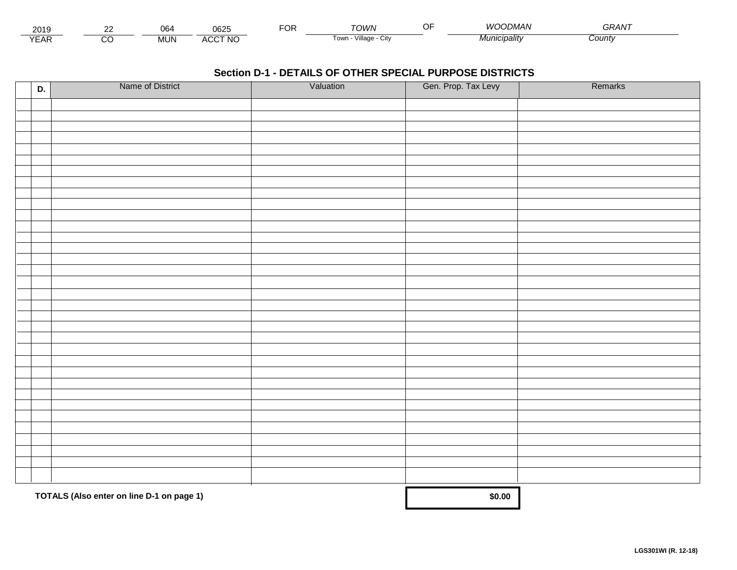| 2019 | 22 | 064 | 0625 | FOR | TOWN | OF | WOODMAN | GRANT |
|---|---|---|---|---|---|---|---|---|
| YEAR | CO | MUN | ACCT NO | | Town - Village - City | | Municipality | County |

## Section D-1 - DETAILS OF OTHER SPECIAL PURPOSE DISTRICTS

| | D. | Name of District | Valuation | Gen. Prop. Tax Levy | Remarks |
|---|---|---|---|---|---|
| | | | | | |
| | | | | | |
| | | | | | |
| | | | | | |
| | | | | | |
| | | | | | |
| | | | | | |
| | | | | | |
| | | | | | |
| | | | | | |
| | | | | | |
| | | | | | |
| | | | | | |
| | | | | | |
| | | | | | |
| | | | | | |
| | | | | | |
| | | | | | |
| | | | | | |
| | | | | | |
| | | | | | |
| | | | | | |
| | | | | | |
| | | | | | |
| | | | | | |
| | | | | | |
| | | | | | |
| | | | | | |
| | | | | | |
| | | | | | |
| | | | | | |
| | | | | | |
| | | | | | |
| | | | | | |
| | | | | | |

**TOTALS (Also enter on line D-1 on page 1)** **$0.00**

**LGS301WI (R. 12-18)**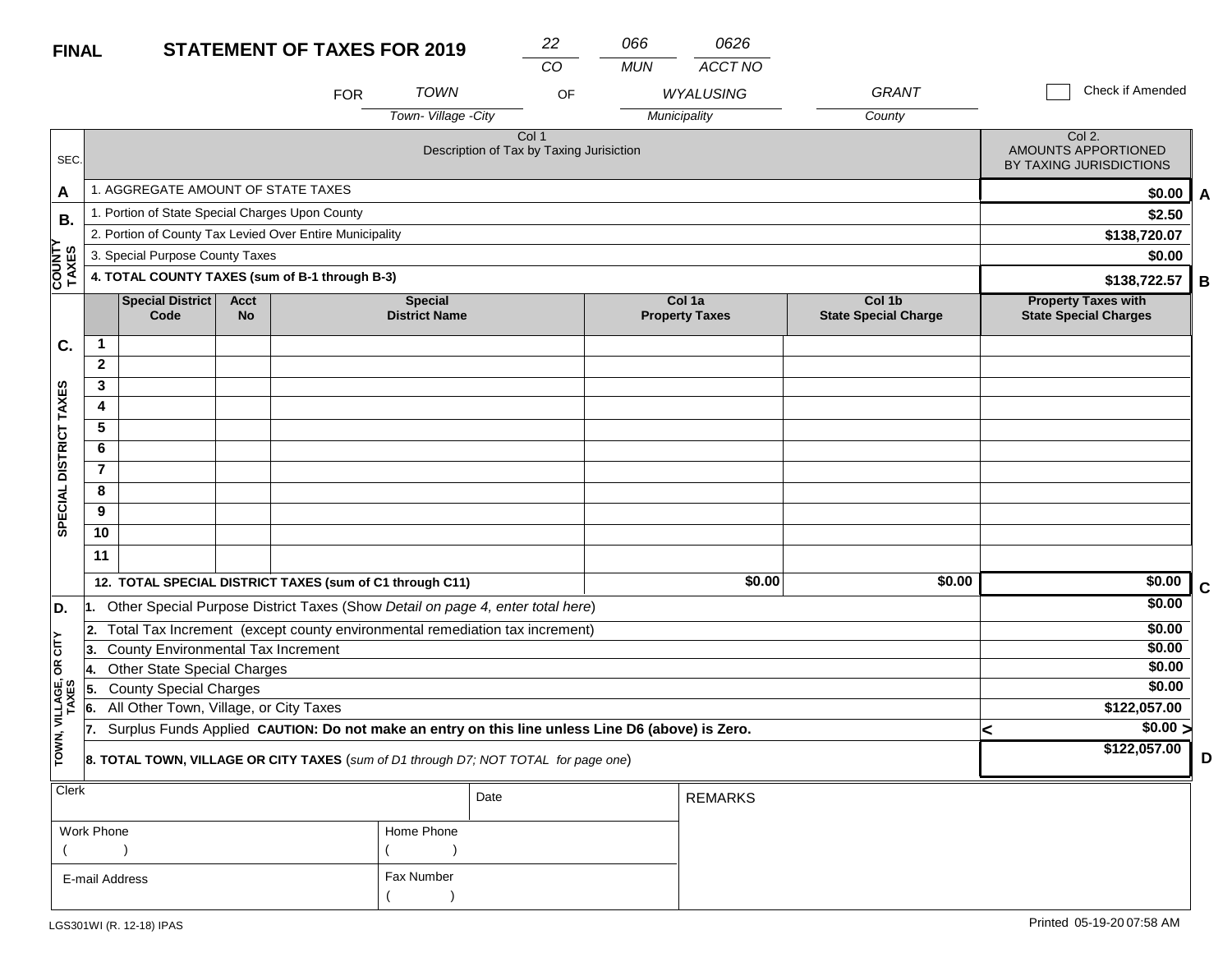**FINAL** **STATEMENT OF TAXES FOR 2019**

| 22 | 066 | 0626 |
|---|---|---|
| CO | MUN | ACCT NO |

FOR *TOWN* (Town- Village -City) OF *WYALUSING* (Municipality) *GRANT* (County)

☐ Check if Amended

| SEC. | Col 1 Description of Tax by Taxing Jurisiction | Col 2. AMOUNTS APPORTIONED BY TAXING JURISDICTIONS | |
|---|---|---|---|
| A | 1. AGGREGATE AMOUNT OF STATE TAXES | $0.00 | A |
| B. COUNTY TAXES | 1. Portion of State Special Charges Upon County | $2.50 | |
| | 2. Portion of County Tax Levied Over Entire Municipality | $138,720.07 | |
| | 3. Special Purpose County Taxes | $0.00 | |
| | **4. TOTAL COUNTY TAXES (sum of B-1 through B-3)** | $138,722.57 | B |

| SEC. | | Special District Code | Acct No | Special District Name | Col 1a Property Taxes | Col 1b State Special Charge | Property Taxes with State Special Charges | |
|---|---|---|---|---|---|---|---|---|
| C. SPECIAL DISTRICT TAXES | 1 | | | | | | | |
| | 2 | | | | | | | |
| | 3 | | | | | | | |
| | 4 | | | | | | | |
| | 5 | | | | | | | |
| | 6 | | | | | | | |
| | 7 | | | | | | | |
| | 8 | | | | | | | |
| | 9 | | | | | | | |
| | 10 | | | | | | | |
| | 11 | | | | | | | |
| | **12. TOTAL SPECIAL DISTRICT TAXES (sum of C1 through C11)** | | | | $0.00 | $0.00 | $0.00 | C |

| SEC. | Description | Amount | |
|---|---|---|---|
| D. TOWN, VILLAGE, OR CITY TAXES | 1. Other Special Purpose District Taxes (Show *Detail on page 4, enter total here*) | $0.00 | |
| | 2. Total Tax Increment (except county environmental remediation tax increment) | $0.00 | |
| | 3. County Environmental Tax Increment | $0.00 | |
| | 4. Other State Special Charges | $0.00 | |
| | 5. County Special Charges | $0.00 | |
| | 6. All Other Town, Village, or City Taxes | $122,057.00 | |
| | 7. Surplus Funds Applied **CAUTION: Do not make an entry on this line unless Line D6 (above) is Zero.** | < $0.00 > | |
| | **8. TOTAL TOWN, VILLAGE OR CITY TAXES** (*sum of D1 through D7; NOT TOTAL for page one*) | $122,057.00 | D |

| Clerk | | Date | REMARKS |
|---|---|---|---|
| Work Phone ( ) | Home Phone ( ) | | |
| E-mail Address | Fax Number ( ) | | |

LGS301WI (R. 12-18) IPAS

Printed 05-19-20 07:58 AM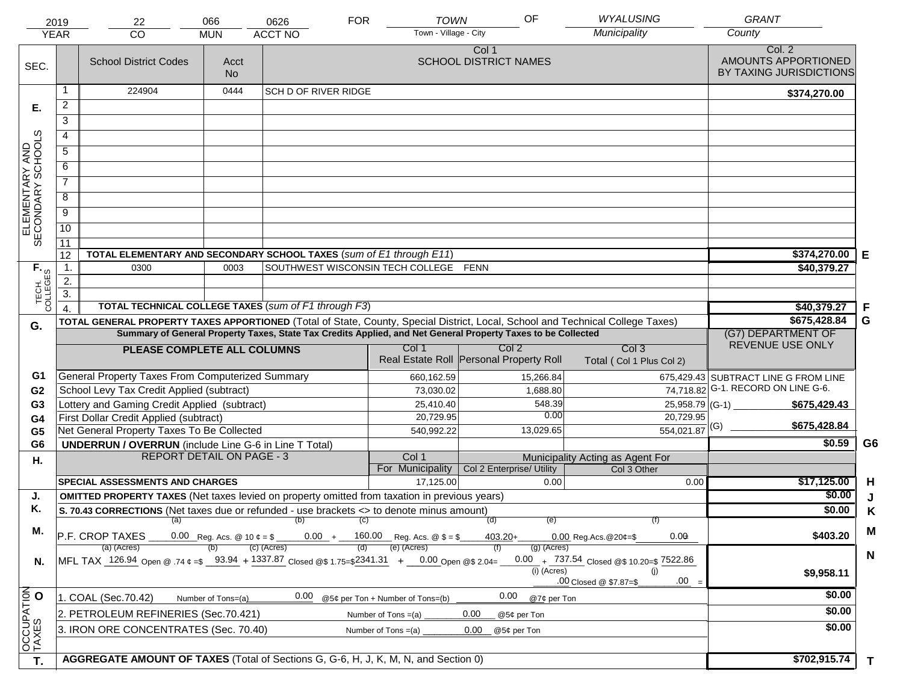| 2019 | 22 | 066 | 0626 | FOR | TOWN | OF | WYALUSING | GRANT |
|---|---|---|---|---|---|---|---|---|
| YEAR | CO | MUN | ACCT NO | | Town - Village - City | | Municipality | County |

| SEC. | | School District Codes | Acct No | Col 1 SCHOOL DISTRICT NAMES | Col. 2 AMOUNTS APPORTIONED BY TAXING JURISDICTIONS | |
|---|---|---|---|---|---|---|
| E. ELEMENTARY AND SECONDARY SCHOOLS | 1 | 224904 | 0444 | SCH D OF RIVER RIDGE | $374,270.00 | |
| | 2 | | | | | |
| | 3 | | | | | |
| | 4 | | | | | |
| | 5 | | | | | |
| | 6 | | | | | |
| | 7 | | | | | |
| | 8 | | | | | |
| | 9 | | | | | |
| | 10 | | | | | |
| | 11 | | | | | |
| | 12 | TOTAL ELEMENTARY AND SECONDARY SCHOOL TAXES (*sum of E1 through E11*) | | | $374,270.00 | E |
| F. TECH. COLLEGES | 1. | 0300 | 0003 | SOUTHWEST WISCONSIN TECH COLLEGE FENN | $40,379.27 | |
| | 2. | | | | | |
| | 3. | | | | | |
| | 4. | TOTAL TECHNICAL COLLEGE TAXES (*sum of F1 through F3*) | | | $40,379.27 | F |
| G. | | TOTAL GENERAL PROPERTY TAXES APPORTIONED (Total of State, County, Special District, Local, School and Technical College Taxes) | | | $675,428.84 | G |

**Summary of General Property Taxes, State Tax Credits Applied, and Net General Property Taxes to be Collected**

| | PLEASE COMPLETE ALL COLUMNS | Col 1 Real Estate Roll | Col 2 Personal Property Roll | Col 3 Total ( Col 1 Plus Col 2) | (G7) DEPARTMENT OF REVENUE USE ONLY | |
|---|---|---|---|---|---|---|
| G1 | General Property Taxes From Computerized Summary | 660,162.59 | 15,266.84 | 675,429.43 | SUBTRACT LINE G FROM LINE G-1. RECORD ON LINE G-6. | |
| G2 | School Levy Tax Credit Applied (subtract) | 73,030.02 | 1,688.80 | 74,718.82 | | |
| G3 | Lottery and Gaming Credit Applied (subtract) | 25,410.40 | 548.39 | 25,958.79 | (G-1) $675,429.43 | |
| G4 | First Dollar Credit Applied (subtract) | 20,729.95 | 0.00 | 20,729.95 | | |
| G5 | Net General Property Taxes To Be Collected | 540,992.22 | 13,029.65 | 554,021.87 | (G) $675,428.84 | |
| G6 | UNDERRUN / OVERRUN (include Line G-6 in Line T Total) | | | | $0.59 | G6 |

| H. | REPORT DETAIL ON PAGE - 3 | Col 1 For Municipality | Col 2 Enterprise/ Utility (Municipality Acting as Agent For) | Col 3 Other | | |
|---|---|---|---|---|---|---|
| | SPECIAL ASSESSMENTS AND CHARGES | 17,125.00 | 0.00 | 0.00 | $17,125.00 | H |
| J. | OMITTED PROPERTY TAXES (Net taxes levied on property omitted from taxation in previous years) | | | | $0.00 | J |
| K. | S. 70.43 CORRECTIONS (Net taxes due or refunded - use brackets <> to denote minus amount) | | | | $0.00 | K |
| M. | P.F. CROP TAXES (a) 0.00 Reg. Acs. @ 10 ¢ = $ (b) 0.00 + (c) 160.00 Reg. Acs. @ $ = $ (d) 403.20 + (e) 0.00 Reg.Acs.@20¢=$ (f) 0.00 | | | | $403.20 | M |
| N. | MFL TAX (a) 126.94 Open @ .74 ¢ =$ (b) 93.94 + (c) 1337.87 Closed @$ 1.75=$ (d) 2341.31 + (e) 0.00 Open @$ 2.04= (f) 0.00 + (g) 737.54 Closed @$ 10.20=$ 7522.86 + (i) .00 Closed @ $7.87=$ (j) .00 = | | | | $9,958.11 | N |
| O. OCCUPATION TAXES | 1. COAL (Sec.70.42) Number of Tons=(a) 0.00 @5¢ per Ton + Number of Tons=(b) 0.00 @7¢ per Ton | | | | $0.00 | |
| | 2. PETROLEUM REFINERIES (Sec.70.421) Number of Tons =(a) 0.00 @5¢ per Ton | | | | $0.00 | |
| | 3. IRON ORE CONCENTRATES (Sec. 70.40) Number of Tons =(a) 0.00 @5¢ per Ton | | | | $0.00 | |
| T. | AGGREGATE AMOUNT OF TAXES (Total of Sections G, G-6, H, J, K, M, N, and Section 0) | | | | $702,915.74 | T |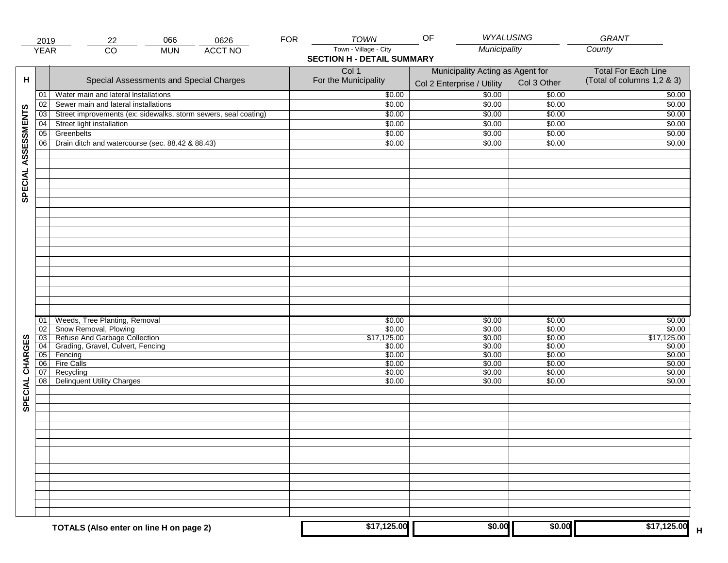| 2019 | 22 | 066 | 0626 | FOR | TOWN | OF | WYALUSING | GRANT |
|---|---|---|---|---|---|---|---|---|
| YEAR | CO | MUN | ACCT NO | | Town - Village - City | | Municipality | County |

**SECTION H - DETAIL SUMMARY**

| H | | Special Assessments and Special Charges | Col 1 For the Municipality | Municipality Acting as Agent for Col 2 Enterprise / Utility | Col 3 Other | Total For Each Line (Total of columns 1,2 & 3) |
|---|---|---|---|---|---|---|
| SPECIAL ASSESSMENTS | 01 | Water main and lateral Installations | $0.00 | $0.00 | $0.00 | $0.00 |
| | 02 | Sewer main and lateral installations | $0.00 | $0.00 | $0.00 | $0.00 |
| | 03 | Street improvements (ex: sidewalks, storm sewers, seal coating) | $0.00 | $0.00 | $0.00 | $0.00 |
| | 04 | Street light installation | $0.00 | $0.00 | $0.00 | $0.00 |
| | 05 | Greenbelts | $0.00 | $0.00 | $0.00 | $0.00 |
| | 06 | Drain ditch and watercourse (sec. 88.42 & 88.43) | $0.00 | $0.00 | $0.00 | $0.00 |
| SPECIAL CHARGES | 01 | Weeds, Tree Planting, Removal | $0.00 | $0.00 | $0.00 | $0.00 |
| | 02 | Snow Removal, Plowing | $0.00 | $0.00 | $0.00 | $0.00 |
| | 03 | Refuse And Garbage Collection | $17,125.00 | $0.00 | $0.00 | $17,125.00 |
| | 04 | Grading, Gravel, Culvert, Fencing | $0.00 | $0.00 | $0.00 | $0.00 |
| | 05 | Fencing | $0.00 | $0.00 | $0.00 | $0.00 |
| | 06 | Fire Calls | $0.00 | $0.00 | $0.00 | $0.00 |
| | 07 | Recycling | $0.00 | $0.00 | $0.00 | $0.00 |
| | 08 | Delinquent Utility Charges | $0.00 | $0.00 | $0.00 | $0.00 |
| | | **TOTALS (Also enter on line H on page 2)** | **$17,125.00** | **$0.00** | **$0.00** | **$17,125.00** H |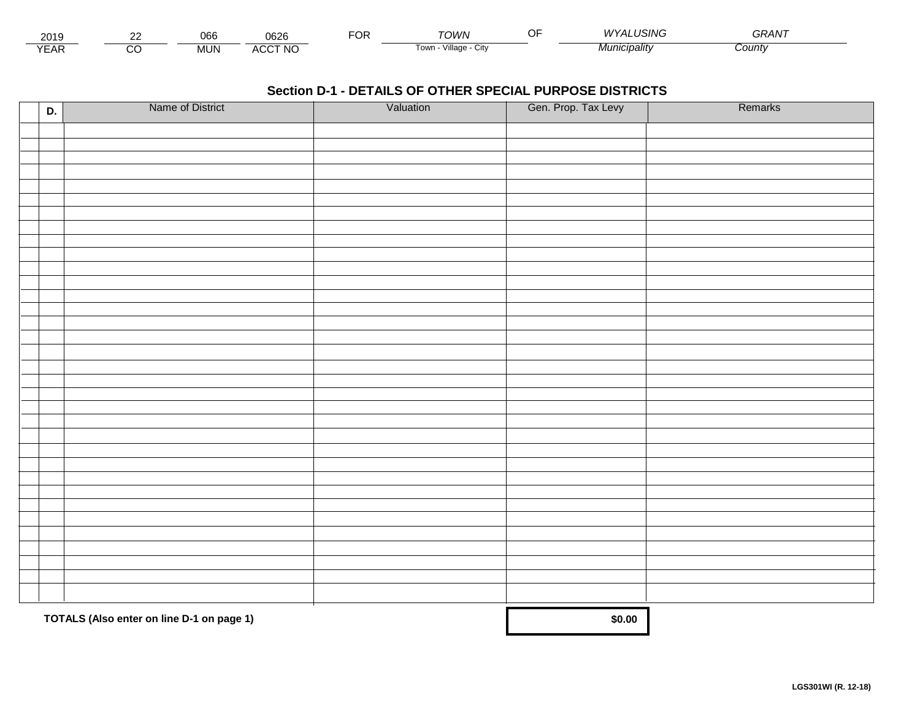| 2019 | 22 | 066 | 0626 | FOR | TOWN | OF | WYALUSING | GRANT |
|---|---|---|---|---|---|---|---|---|
| YEAR | CO | MUN | ACCT NO | | Town - Village - City | | Municipality | County |

## Section D-1 - DETAILS OF OTHER SPECIAL PURPOSE DISTRICTS

| | D. | Name of District | Valuation | Gen. Prop. Tax Levy | Remarks |
|---|---|---|---|---|---|
| | | | | | |
| | | | | | |
| | | | | | |
| | | | | | |
| | | | | | |
| | | | | | |
| | | | | | |
| | | | | | |
| | | | | | |
| | | | | | |
| | | | | | |
| | | | | | |
| | | | | | |
| | | | | | |
| | | | | | |
| | | | | | |
| | | | | | |
| | | | | | |
| | | | | | |
| | | | | | |
| | | | | | |
| | | | | | |
| | | | | | |
| | | | | | |
| | | | | | |
| | | | | | |
| | | | | | |
| | | | | | |
| | | | | | |
| | | | | | |
| | | | | | |
| | | | | | |
| | | | | | |
| | | | | | |
| | | | | | |
| | | | | | |
| | | | | | |

**TOTALS (Also enter on line D-1 on page 1)** **$0.00**

**LGS301WI (R. 12-18)**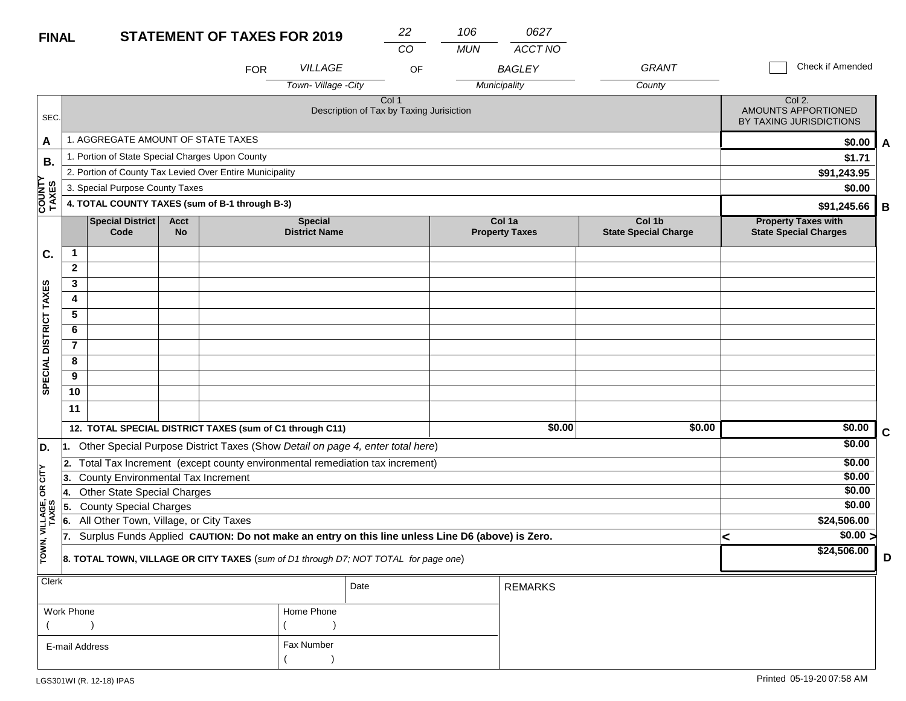**FINAL** **STATEMENT OF TAXES FOR 2019**

| CO | MUN | ACCT NO |
|---|---|---|
| 22 | 106 | 0627 |

FOR VILLAGE (Town- Village -City) OF BAGLEY (Municipality) GRANT (County)

☐ Check if Amended

| SEC. | Col 1 Description of Tax by Taxing Jurisiction | Col 2. AMOUNTS APPORTIONED BY TAXING JURISDICTIONS | |
|---|---|---|---|
| A | 1. AGGREGATE AMOUNT OF STATE TAXES | $0.00 | A |
| B. COUNTY TAXES | 1. Portion of State Special Charges Upon County | $1.71 | |
| | 2. Portion of County Tax Levied Over Entire Municipality | $91,243.95 | |
| | 3. Special Purpose County Taxes | $0.00 | |
| | **4. TOTAL COUNTY TAXES (sum of B-1 through B-3)** | **$91,245.66** | B |

| SEC. | | Special District Code | Acct No | Special District Name | Col 1a Property Taxes | Col 1b State Special Charge | Property Taxes with State Special Charges | |
|---|---|---|---|---|---|---|---|---|
| C. SPECIAL DISTRICT TAXES | 1 | | | | | | | |
| | 2 | | | | | | | |
| | 3 | | | | | | | |
| | 4 | | | | | | | |
| | 5 | | | | | | | |
| | 6 | | | | | | | |
| | 7 | | | | | | | |
| | 8 | | | | | | | |
| | 9 | | | | | | | |
| | 10 | | | | | | | |
| | 11 | | | | | | | |
| | **12. TOTAL SPECIAL DISTRICT TAXES (sum of C1 through C11)** | | | | **$0.00** | **$0.00** | **$0.00** | C |

| SEC. | Description | Amount | |
|---|---|---|---|
| D. TOWN, VILLAGE, OR CITY TAXES | 1. Other Special Purpose District Taxes (Show *Detail on page 4, enter total here*) | $0.00 | |
| | 2. Total Tax Increment (except county environmental remediation tax increment) | $0.00 | |
| | 3. County Environmental Tax Increment | $0.00 | |
| | 4. Other State Special Charges | $0.00 | |
| | 5. County Special Charges | $0.00 | |
| | 6. All Other Town, Village, or City Taxes | $24,506.00 | |
| | 7. Surplus Funds Applied **CAUTION: Do not make an entry on this line unless Line D6 (above) is Zero.** | < $0.00 > | |
| | **8. TOTAL TOWN, VILLAGE OR CITY TAXES** (*sum of D1 through D7; NOT TOTAL for page one*) | **$24,506.00** | D |

| Clerk | | Date | REMARKS |
|---|---|---|---|
| Work Phone ( ) | Home Phone ( ) | | |
| E-mail Address | Fax Number ( ) | | |

LGS301WI (R. 12-18) IPAS

Printed 05-19-20 07:58 AM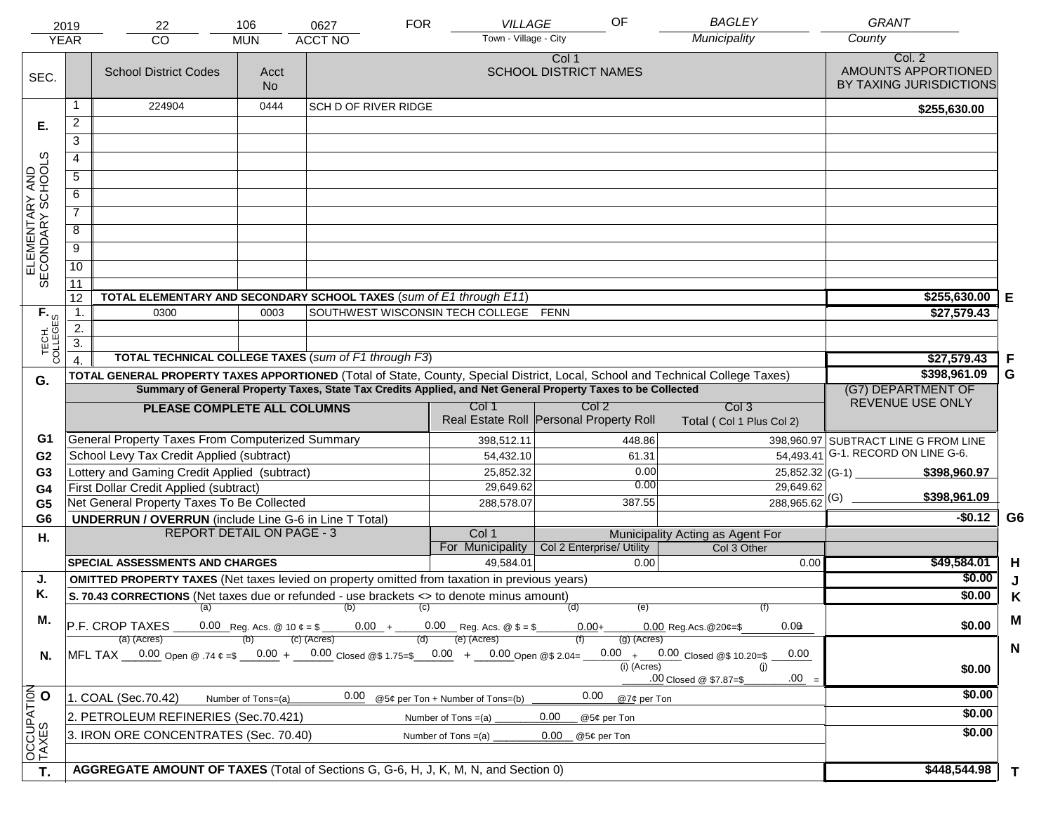| 2019 | 22 | 106 | 0627 | FOR | VILLAGE | OF | BAGLEY | GRANT |
|---|---|---|---|---|---|---|---|---|
| YEAR | CO | MUN | ACCT NO | | Town - Village - City | | Municipality | County |

| SEC. | | School District Codes | Acct No | Col 1 SCHOOL DISTRICT NAMES | Col. 2 AMOUNTS APPORTIONED BY TAXING JURISDICTIONS | |
|---|---|---|---|---|---|---|
| E. ELEMENTARY AND SECONDARY SCHOOLS | 1 | 224904 | 0444 | SCH D OF RIVER RIDGE | $255,630.00 | |
| | 2 | | | | | |
| | 3 | | | | | |
| | 4 | | | | | |
| | 5 | | | | | |
| | 6 | | | | | |
| | 7 | | | | | |
| | 8 | | | | | |
| | 9 | | | | | |
| | 10 | | | | | |
| | 11 | | | | | |
| | 12 | TOTAL ELEMENTARY AND SECONDARY SCHOOL TAXES (*sum of E1 through E11*) | | | $255,630.00 | E |
| F. TECH. COLLEGES | 1. | 0300 | 0003 | SOUTHWEST WISCONSIN TECH COLLEGE FENN | $27,579.43 | |
| | 2. | | | | | |
| | 3. | | | | | |
| | 4. | TOTAL TECHNICAL COLLEGE TAXES (*sum of F1 through F3*) | | | $27,579.43 | F |
| G. | | TOTAL GENERAL PROPERTY TAXES APPORTIONED (Total of State, County, Special District, Local, School and Technical College Taxes) | | | $398,961.09 | G |

**Summary of General Property Taxes, State Tax Credits Applied, and Net General Property Taxes to be Collected**

| | PLEASE COMPLETE ALL COLUMNS | Col 1 Real Estate Roll | Col 2 Personal Property Roll | Col 3 Total ( Col 1 Plus Col 2) | (G7) DEPARTMENT OF REVENUE USE ONLY | |
|---|---|---|---|---|---|---|
| G1 | General Property Taxes From Computerized Summary | 398,512.11 | 448.86 | 398,960.97 | SUBTRACT LINE G FROM LINE G-1. RECORD ON LINE G-6. | |
| G2 | School Levy Tax Credit Applied (subtract) | 54,432.10 | 61.31 | 54,493.41 | | |
| G3 | Lottery and Gaming Credit Applied (subtract) | 25,852.32 | 0.00 | 25,852.32 | (G-1) $398,960.97 | |
| G4 | First Dollar Credit Applied (subtract) | 29,649.62 | 0.00 | 29,649.62 | | |
| G5 | Net General Property Taxes To Be Collected | 288,578.07 | 387.55 | 288,965.62 | (G) $398,961.09 | |
| G6 | UNDERRUN / OVERRUN (include Line G-6 in Line T Total) | | | | -$0.12 | G6 |

| H. | REPORT DETAIL ON PAGE - 3 | Col 1 For Municipality | Col 2 Enterprise/ Utility (Municipality Acting as Agent For) | Col 3 Other | | |
|---|---|---|---|---|---|---|
| | SPECIAL ASSESSMENTS AND CHARGES | 49,584.01 | 0.00 | 0.00 | $49,584.01 | H |
| J. | OMITTED PROPERTY TAXES (Net taxes levied on property omitted from taxation in previous years) | | | | $0.00 | J |
| K. | S. 70.43 CORRECTIONS (Net taxes due or refunded - use brackets <> to denote minus amount) | | | | $0.00 | K |
| M. | P.F. CROP TAXES (a) 0.00 Reg. Acs. @ 10 ¢ = $ (b) 0.00 + (c) 0.00 Reg. Acs. @ $ = $ (d) 0.00 + (e) 0.00 Reg.Acs.@20¢=$ (f) 0.00 | | | | $0.00 | M |
| N. | MFL TAX (a) (Acres) 0.00 Open @ .74 ¢ =$ (b) 0.00 + (c) (Acres) 0.00 Closed @$ 1.75=$ (d) 0.00 + (e) (Acres) 0.00 Open @$ 2.04= (f) 0.00 + (g) (Acres) 0.00 Closed @$ 10.20=$ 0.00 (i) (Acres) .00 Closed @ $7.87=$ (j) .00 = | | | | $0.00 | N |
| O. OCCUPATION TAXES | 1. COAL (Sec.70.42) Number of Tons=(a) 0.00 @5¢ per Ton + Number of Tons=(b) 0.00 @7¢ per Ton | | | | $0.00 | |
| | 2. PETROLEUM REFINERIES (Sec.70.421) Number of Tons =(a) 0.00 @5¢ per Ton | | | | $0.00 | |
| | 3. IRON ORE CONCENTRATES (Sec. 70.40) Number of Tons =(a) 0.00 @5¢ per Ton | | | | $0.00 | |
| T. | AGGREGATE AMOUNT OF TAXES (Total of Sections G, G-6, H, J, K, M, N, and Section 0) | | | | $448,544.98 | T |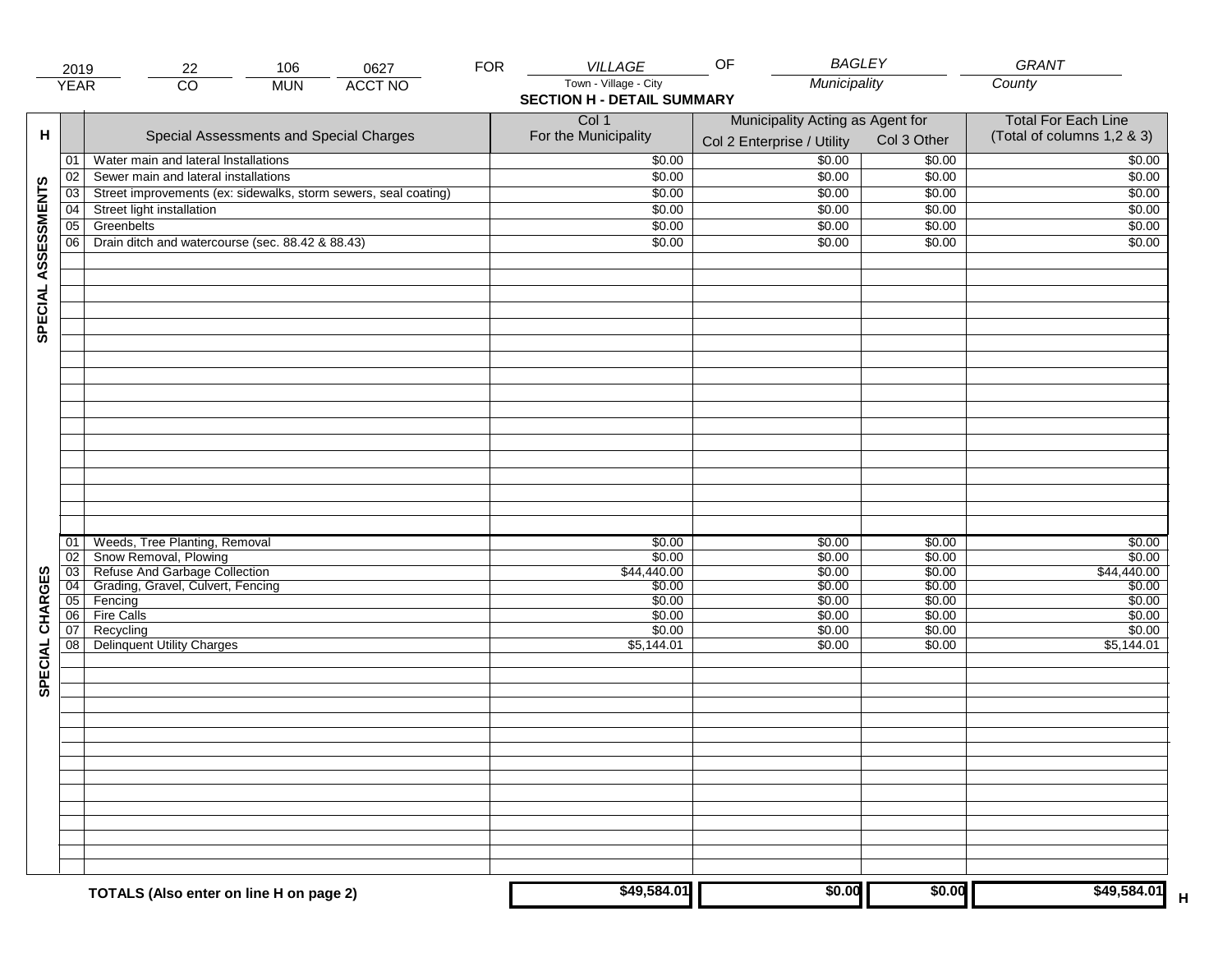| 2019 | 22 | 106 | 0627 | FOR | VILLAGE | OF | BAGLEY | GRANT |
|---|---|---|---|---|---|---|---|---|
| YEAR | CO | MUN | ACCT NO | | Town - Village - City | | Municipality | County |

**SECTION H - DETAIL SUMMARY**

| H | | Special Assessments and Special Charges | Col 1 For the Municipality | Municipality Acting as Agent for Col 2 Enterprise / Utility | Col 3 Other | Total For Each Line (Total of columns 1,2 & 3) |
|---|---|---|---|---|---|---|
| SPECIAL ASSESSMENTS | 01 | Water main and lateral Installations | $0.00 | $0.00 | $0.00 | $0.00 |
| | 02 | Sewer main and lateral installations | $0.00 | $0.00 | $0.00 | $0.00 |
| | 03 | Street improvements (ex: sidewalks, storm sewers, seal coating) | $0.00 | $0.00 | $0.00 | $0.00 |
| | 04 | Street light installation | $0.00 | $0.00 | $0.00 | $0.00 |
| | 05 | Greenbelts | $0.00 | $0.00 | $0.00 | $0.00 |
| | 06 | Drain ditch and watercourse (sec. 88.42 & 88.43) | $0.00 | $0.00 | $0.00 | $0.00 |
| SPECIAL CHARGES | 01 | Weeds, Tree Planting, Removal | $0.00 | $0.00 | $0.00 | $0.00 |
| | 02 | Snow Removal, Plowing | $0.00 | $0.00 | $0.00 | $0.00 |
| | 03 | Refuse And Garbage Collection | $44,440.00 | $0.00 | $0.00 | $44,440.00 |
| | 04 | Grading, Gravel, Culvert, Fencing | $0.00 | $0.00 | $0.00 | $0.00 |
| | 05 | Fencing | $0.00 | $0.00 | $0.00 | $0.00 |
| | 06 | Fire Calls | $0.00 | $0.00 | $0.00 | $0.00 |
| | 07 | Recycling | $0.00 | $0.00 | $0.00 | $0.00 |
| | 08 | Delinquent Utility Charges | $5,144.01 | $0.00 | $0.00 | $5,144.01 |
| | | **TOTALS (Also enter on line H on page 2)** | **$49,584.01** | **$0.00** | **$0.00** | **$49,584.01** |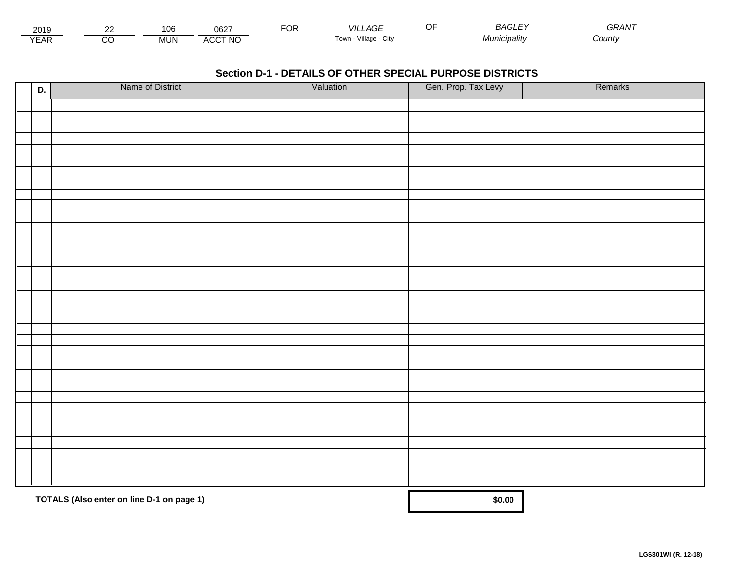| 2019 | 22 | 106 | 0627 | FOR | *VILLAGE* | OF | *BAGLEY* | *GRANT* |
|---|---|---|---|---|---|---|---|---|
| YEAR | CO | MUN | ACCT NO | | Town - Village - City | | *Municipality* | *County* |

## Section D-1 - DETAILS OF OTHER SPECIAL PURPOSE DISTRICTS

| | D. | Name of District | Valuation | Gen. Prop. Tax Levy | Remarks |
|---|---|---|---|---|---|
| | | | | | |
| | | | | | |
| | | | | | |
| | | | | | |
| | | | | | |
| | | | | | |
| | | | | | |
| | | | | | |
| | | | | | |
| | | | | | |
| | | | | | |
| | | | | | |
| | | | | | |
| | | | | | |
| | | | | | |
| | | | | | |
| | | | | | |
| | | | | | |
| | | | | | |
| | | | | | |
| | | | | | |
| | | | | | |
| | | | | | |
| | | | | | |
| | | | | | |
| | | | | | |
| | | | | | |
| | | | | | |
| | | | | | |
| | | | | | |
| | | | | | |
| | | | | | |
| | | | | | |
| | | | | | |
| | | | | | |
| | | | | | |

**TOTALS (Also enter on line D-1 on page 1)** **$0.00**

**LGS301WI (R. 12-18)**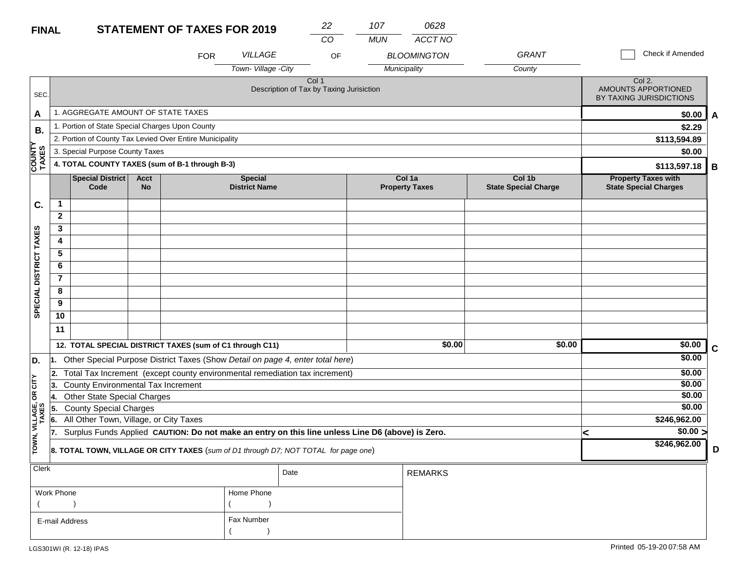**FINAL** **STATEMENT OF TAXES FOR 2019**

| 22 | 107 | 0628 |
|---|---|---|
| CO | MUN | ACCT NO |

FOR *VILLAGE* (Town- Village -City) OF *BLOOMINGTON* (Municipality) *GRANT* (County)

☐ Check if Amended

| SEC. | Col 1 Description of Tax by Taxing Jurisiction | Col 2. AMOUNTS APPORTIONED BY TAXING JURISDICTIONS | |
|---|---|---|---|
| A | 1. AGGREGATE AMOUNT OF STATE TAXES | $0.00 | A |
| B. COUNTY TAXES | 1. Portion of State Special Charges Upon County | $2.29 | |
| | 2. Portion of County Tax Levied Over Entire Municipality | $113,594.89 | |
| | 3. Special Purpose County Taxes | $0.00 | |
| | **4. TOTAL COUNTY TAXES (sum of B-1 through B-3)** | **$113,597.18** | B |

| SEC. | | Special District Code | Acct No | Special District Name | Col 1a Property Taxes | Col 1b State Special Charge | Property Taxes with State Special Charges | |
|---|---|---|---|---|---|---|---|---|
| C. SPECIAL DISTRICT TAXES | 1 | | | | | | | |
| | 2 | | | | | | | |
| | 3 | | | | | | | |
| | 4 | | | | | | | |
| | 5 | | | | | | | |
| | 6 | | | | | | | |
| | 7 | | | | | | | |
| | 8 | | | | | | | |
| | 9 | | | | | | | |
| | 10 | | | | | | | |
| | 11 | | | | | | | |
| | **12. TOTAL SPECIAL DISTRICT TAXES (sum of C1 through C11)** | | | | **$0.00** | **$0.00** | **$0.00** | C |

| SEC. | Description | Amount | |
|---|---|---|---|
| D. TOWN, VILLAGE, OR CITY TAXES | 1. Other Special Purpose District Taxes (Show *Detail on page 4, enter total here*) | $0.00 | |
| | 2. Total Tax Increment (except county environmental remediation tax increment) | $0.00 | |
| | 3. County Environmental Tax Increment | $0.00 | |
| | 4. Other State Special Charges | $0.00 | |
| | 5. County Special Charges | $0.00 | |
| | 6. All Other Town, Village, or City Taxes | $246,962.00 | |
| | 7. Surplus Funds Applied **CAUTION: Do not make an entry on this line unless Line D6 (above) is Zero.** | < $0.00 > | |
| | **8. TOTAL TOWN, VILLAGE OR CITY TAXES** (*sum of D1 through D7; NOT TOTAL for page one*) | **$246,962.00** | D |

| Clerk | | Date | REMARKS |
|---|---|---|---|
| Work Phone ( ) | Home Phone ( ) | | |
| E-mail Address | Fax Number ( ) | | |

LGS301WI (R. 12-18) IPAS

Printed 05-19-20 07:58 AM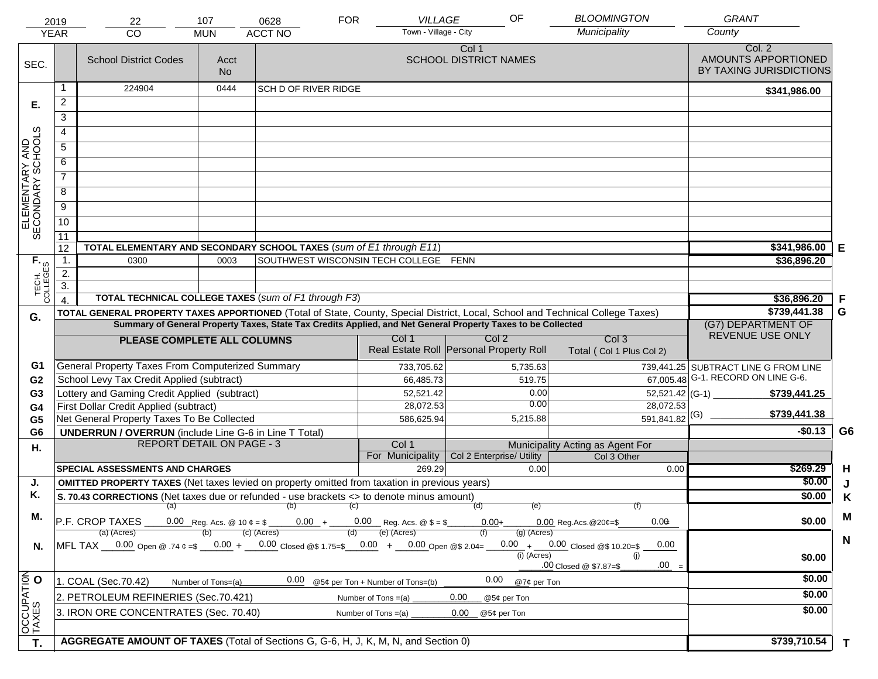| 2019 | 22 | 107 | 0628 | FOR | VILLAGE | OF | BLOOMINGTON | GRANT |
|---|---|---|---|---|---|---|---|---|
| YEAR | CO | MUN | ACCT NO | | Town - Village - City | | Municipality | County |

| SEC. | | School District Codes | Acct No | Col 1 SCHOOL DISTRICT NAMES | Col. 2 AMOUNTS APPORTIONED BY TAXING JURISDICTIONS | |
|---|---|---|---|---|---|---|
| E. ELEMENTARY AND SECONDARY SCHOOLS | 1 | 224904 | 0444 | SCH D OF RIVER RIDGE | $341,986.00 | |
| | 2 | | | | | |
| | 3 | | | | | |
| | 4 | | | | | |
| | 5 | | | | | |
| | 6 | | | | | |
| | 7 | | | | | |
| | 8 | | | | | |
| | 9 | | | | | |
| | 10 | | | | | |
| | 11 | | | | | |
| | 12 | TOTAL ELEMENTARY AND SECONDARY SCHOOL TAXES (*sum of E1 through E11*) | | | $341,986.00 | E |
| F. TECH. COLLEGES | 1. | 0300 | 0003 | SOUTHWEST WISCONSIN TECH COLLEGE FENN | $36,896.20 | |
| | 2. | | | | | |
| | 3. | | | | | |
| | 4. | TOTAL TECHNICAL COLLEGE TAXES (*sum of F1 through F3*) | | | $36,896.20 | F |
| G. | | TOTAL GENERAL PROPERTY TAXES APPORTIONED (Total of State, County, Special District, Local, School and Technical College Taxes) | | | $739,441.38 | G |

Summary of General Property Taxes, State Tax Credits Applied, and Net General Property Taxes to be Collected

| | PLEASE COMPLETE ALL COLUMNS | Col 1 Real Estate Roll | Col 2 Personal Property Roll | Col 3 Total ( Col 1 Plus Col 2) | (G7) DEPARTMENT OF REVENUE USE ONLY | |
|---|---|---|---|---|---|---|
| G1 | General Property Taxes From Computerized Summary | 733,705.62 | 5,735.63 | 739,441.25 | SUBTRACT LINE G FROM LINE G-1. RECORD ON LINE G-6. | |
| G2 | School Levy Tax Credit Applied (subtract) | 66,485.73 | 519.75 | 67,005.48 | | |
| G3 | Lottery and Gaming Credit Applied (subtract) | 52,521.42 | 0.00 | 52,521.42 | (G-1) $739,441.25 | |
| G4 | First Dollar Credit Applied (subtract) | 28,072.53 | 0.00 | 28,072.53 | | |
| G5 | Net General Property Taxes To Be Collected | 586,625.94 | 5,215.88 | 591,841.82 | (G) $739,441.38 | |
| G6 | UNDERRUN / OVERRUN (include Line G-6 in Line T Total) | | | | -$0.13 | G6 |

| H. | REPORT DETAIL ON PAGE - 3 | Col 1 For Municipality | Col 2 Enterprise/ Utility (Municipality Acting as Agent For) | Col 3 Other | | |
|---|---|---|---|---|---|---|
| | SPECIAL ASSESSMENTS AND CHARGES | 269.29 | 0.00 | 0.00 | $269.29 | H |
| J. | OMITTED PROPERTY TAXES (Net taxes levied on property omitted from taxation in previous years) | | | | $0.00 | J |
| K. | S. 70.43 CORRECTIONS (Net taxes due or refunded - use brackets <> to denote minus amount) | | | | $0.00 | K |
| M. | P.F. CROP TAXES (a) 0.00 Reg. Acs. @ 10 ¢ = $ (b) 0.00 + (c) 0.00 Reg. Acs. @ $ = $ (d) 0.00 + (e) 0.00 Reg.Acs.@20¢=$ (f) 0.00 | | | | $0.00 | M |
| N. | MFL TAX (a) (Acres) 0.00 Open @ .74 ¢ =$ (b) 0.00 + (c) (Acres) 0.00 Closed @$ 1.75=$ (d) 0.00 + (e) (Acres) 0.00 Open @$ 2.04= (f) 0.00 + (g) (Acres) 0.00 Closed @$ 10.20=$ 0.00 (i) (Acres) .00 Closed @ $7.87=$ (j) .00 = | | | | $0.00 | N |
| O. OCCUPATION TAXES | 1. COAL (Sec.70.42) Number of Tons=(a) 0.00 @5¢ per Ton + Number of Tons=(b) 0.00 @7¢ per Ton | | | | $0.00 | |
| | 2. PETROLEUM REFINERIES (Sec.70.421) Number of Tons =(a) 0.00 @5¢ per Ton | | | | $0.00 | |
| | 3. IRON ORE CONCENTRATES (Sec. 70.40) Number of Tons =(a) 0.00 @5¢ per Ton | | | | $0.00 | |
| T. | AGGREGATE AMOUNT OF TAXES (Total of Sections G, G-6, H, J, K, M, N, and Section 0) | | | | $739,710.54 | T |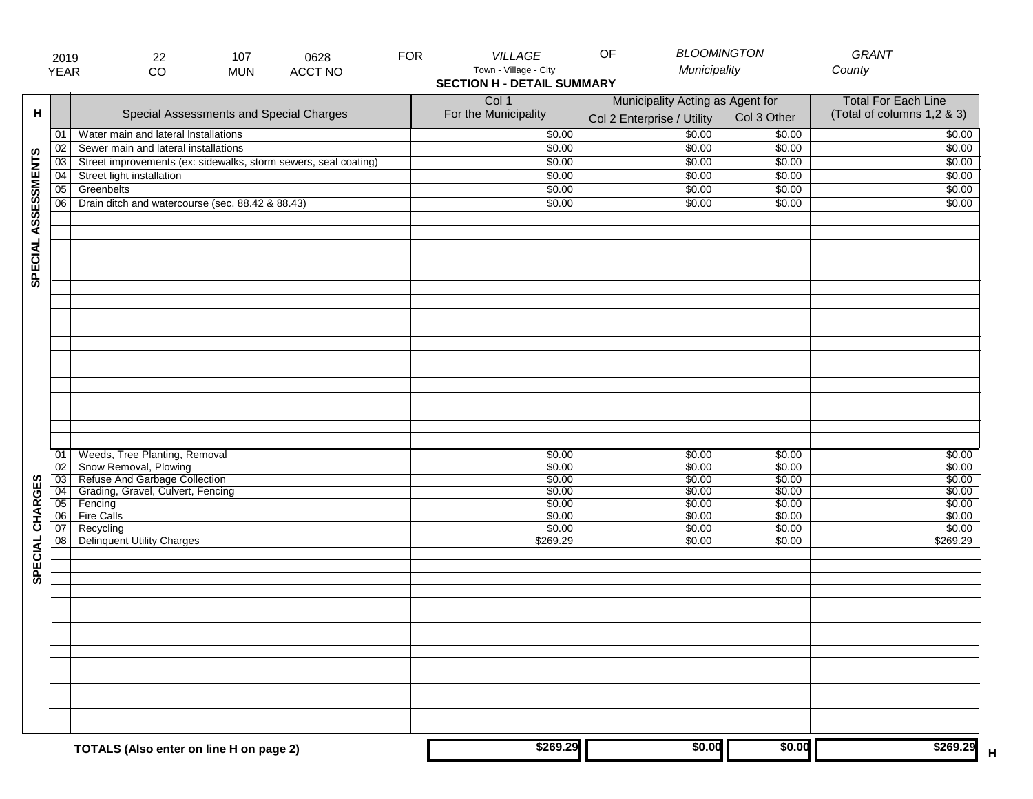| 2019 | 22 | 107 | 0628 | FOR | VILLAGE | OF | BLOOMINGTON | GRANT |
|---|---|---|---|---|---|---|---|---|
| YEAR | CO | MUN | ACCT NO | | Town - Village - City | | Municipality | County |

## SECTION H - DETAIL SUMMARY

| H | | Special Assessments and Special Charges | Col 1 For the Municipality | Municipality Acting as Agent for Col 2 Enterprise / Utility | Col 3 Other | Total For Each Line (Total of columns 1,2 & 3) |
|---|---|---|---|---|---|---|
| SPECIAL ASSESSMENTS | 01 | Water main and lateral Installations | $0.00 | $0.00 | $0.00 | $0.00 |
| | 02 | Sewer main and lateral installations | $0.00 | $0.00 | $0.00 | $0.00 |
| | 03 | Street improvements (ex: sidewalks, storm sewers, seal coating) | $0.00 | $0.00 | $0.00 | $0.00 |
| | 04 | Street light installation | $0.00 | $0.00 | $0.00 | $0.00 |
| | 05 | Greenbelts | $0.00 | $0.00 | $0.00 | $0.00 |
| | 06 | Drain ditch and watercourse (sec. 88.42 & 88.43) | $0.00 | $0.00 | $0.00 | $0.00 |
| SPECIAL CHARGES | 01 | Weeds, Tree Planting, Removal | $0.00 | $0.00 | $0.00 | $0.00 |
| | 02 | Snow Removal, Plowing | $0.00 | $0.00 | $0.00 | $0.00 |
| | 03 | Refuse And Garbage Collection | $0.00 | $0.00 | $0.00 | $0.00 |
| | 04 | Grading, Gravel, Culvert, Fencing | $0.00 | $0.00 | $0.00 | $0.00 |
| | 05 | Fencing | $0.00 | $0.00 | $0.00 | $0.00 |
| | 06 | Fire Calls | $0.00 | $0.00 | $0.00 | $0.00 |
| | 07 | Recycling | $0.00 | $0.00 | $0.00 | $0.00 |
| | 08 | Delinquent Utility Charges | $269.29 | $0.00 | $0.00 | $269.29 |
| | | **TOTALS (Also enter on line H on page 2)** | **$269.29** | **$0.00** | **$0.00** | **$269.29** |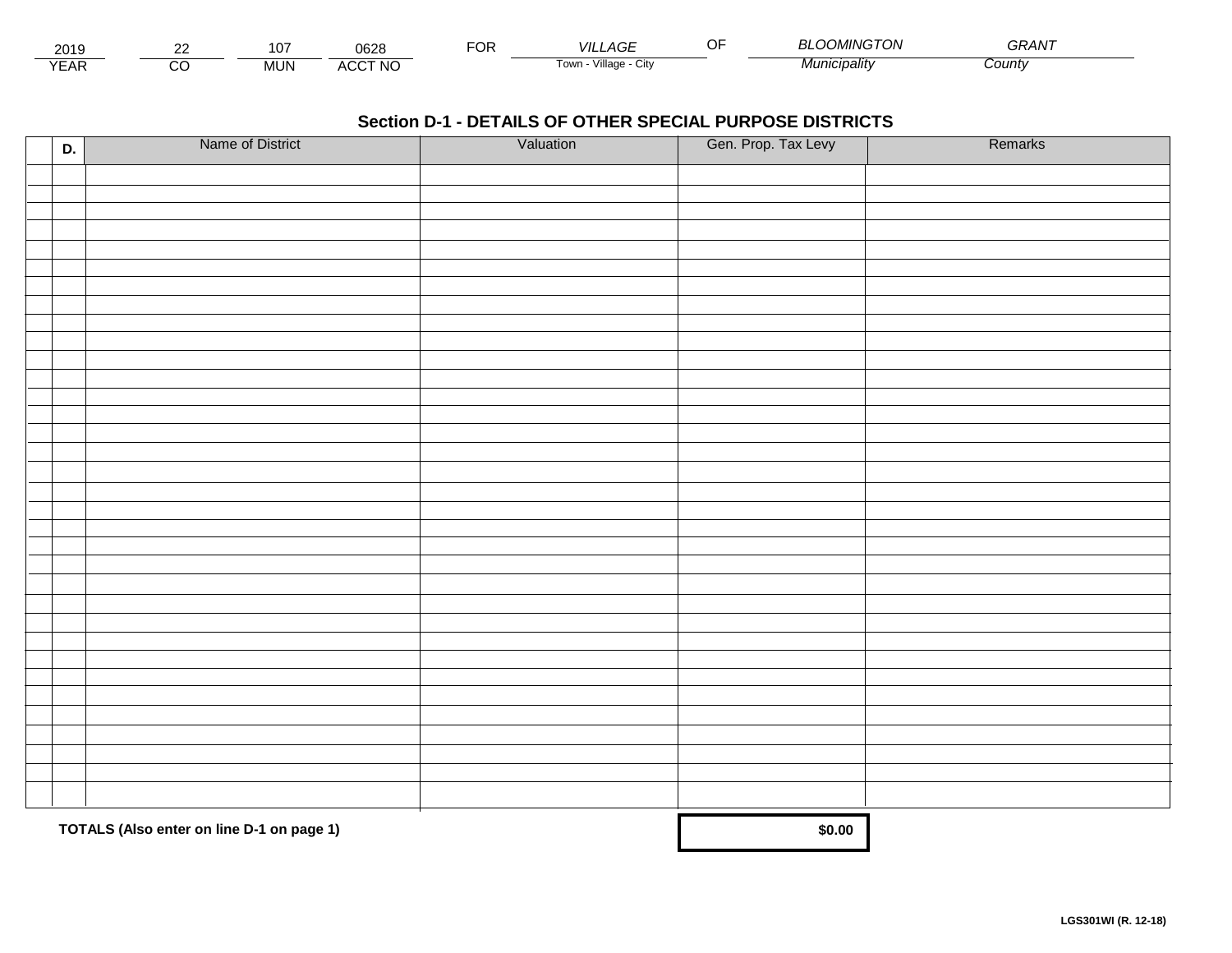| 2019 | 22 | 107 | 0628 | FOR | VILLAGE | OF | BLOOMINGTON | GRANT |
|---|---|---|---|---|---|---|---|---|
| YEAR | CO | MUN | ACCT NO | | Town - Village - City | | Municipality | County |

## Section D-1 - DETAILS OF OTHER SPECIAL PURPOSE DISTRICTS

| D. | Name of District | Valuation | Gen. Prop. Tax Levy | Remarks |
|---|---|---|---|---|
| | | | | |
| | | | | |
| | | | | |
| | | | | |
| | | | | |
| | | | | |
| | | | | |
| | | | | |
| | | | | |
| | | | | |
| | | | | |
| | | | | |
| | | | | |
| | | | | |
| | | | | |
| | | | | |
| | | | | |
| | | | | |
| | | | | |
| | | | | |
| | | | | |
| | | | | |
| | | | | |
| | | | | |
| | | | | |
| | | | | |
| | | | | |
| | | | | |
| | | | | |
| | | | | |
| | | | | |
| | | | | |
| | | | | |
| | | | | |
| | | | | |

**TOTALS (Also enter on line D-1 on page 1)** **$0.00**

**LGS301WI (R. 12-18)**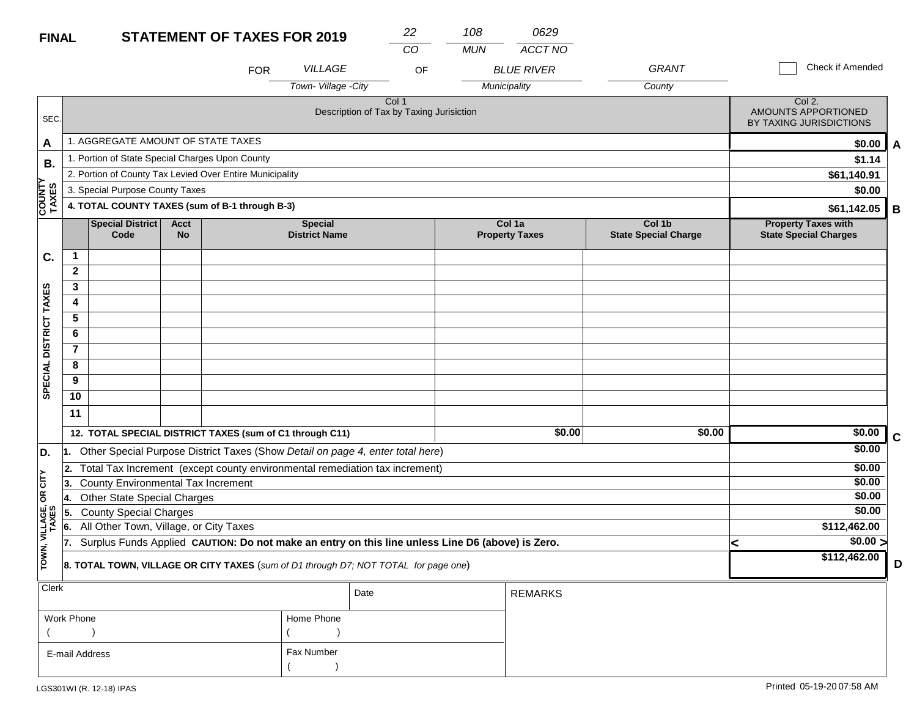**FINAL** **STATEMENT OF TAXES FOR 2019**

| CO | MUN | ACCT NO |
|---|---|---|
| 22 | 108 | 0629 |

FOR *VILLAGE* (Town- Village -City) OF *BLUE RIVER* (Municipality) *GRANT* (County)

☐ Check if Amended

| SEC. | Col 1 Description of Tax by Taxing Jurisiction | Col 2. AMOUNTS APPORTIONED BY TAXING JURISDICTIONS | |
|---|---|---|---|
| A | 1. AGGREGATE AMOUNT OF STATE TAXES | $0.00 | A |
| B. COUNTY TAXES | 1. Portion of State Special Charges Upon County | $1.14 | |
| | 2. Portion of County Tax Levied Over Entire Municipality | $61,140.91 | |
| | 3. Special Purpose County Taxes | $0.00 | |
| | **4. TOTAL COUNTY TAXES (sum of B-1 through B-3)** | **$61,142.05** | B |

| SEC. | | Special District Code | Acct No | Special District Name | Col 1a Property Taxes | Col 1b State Special Charge | Property Taxes with State Special Charges | |
|---|---|---|---|---|---|---|---|---|
| C. SPECIAL DISTRICT TAXES | 1 | | | | | | | |
| | 2 | | | | | | | |
| | 3 | | | | | | | |
| | 4 | | | | | | | |
| | 5 | | | | | | | |
| | 6 | | | | | | | |
| | 7 | | | | | | | |
| | 8 | | | | | | | |
| | 9 | | | | | | | |
| | 10 | | | | | | | |
| | 11 | | | | | | | |
| | **12. TOTAL SPECIAL DISTRICT TAXES (sum of C1 through C11)** | | | | $0.00 | $0.00 | $0.00 | C |

| SEC. | Description | Amount | |
|---|---|---|---|
| D. TOWN, VILLAGE, OR CITY TAXES | 1. Other Special Purpose District Taxes (Show *Detail on page 4, enter total here*) | $0.00 | |
| | 2. Total Tax Increment (except county environmental remediation tax increment) | $0.00 | |
| | 3. County Environmental Tax Increment | $0.00 | |
| | 4. Other State Special Charges | $0.00 | |
| | 5. County Special Charges | $0.00 | |
| | 6. All Other Town, Village, or City Taxes | $112,462.00 | |
| | 7. Surplus Funds Applied **CAUTION: Do not make an entry on this line unless Line D6 (above) is Zero.** | < $0.00 > | |
| | **8. TOTAL TOWN, VILLAGE OR CITY TAXES** (*sum of D1 through D7; NOT TOTAL for page one*) | **$112,462.00** | D |

| Clerk | | Date | REMARKS |
|---|---|---|---|
| Work Phone ( ) | Home Phone ( ) | | |
| E-mail Address | Fax Number ( ) | | |

LGS301WI (R. 12-18) IPAS

Printed 05-19-20 07:58 AM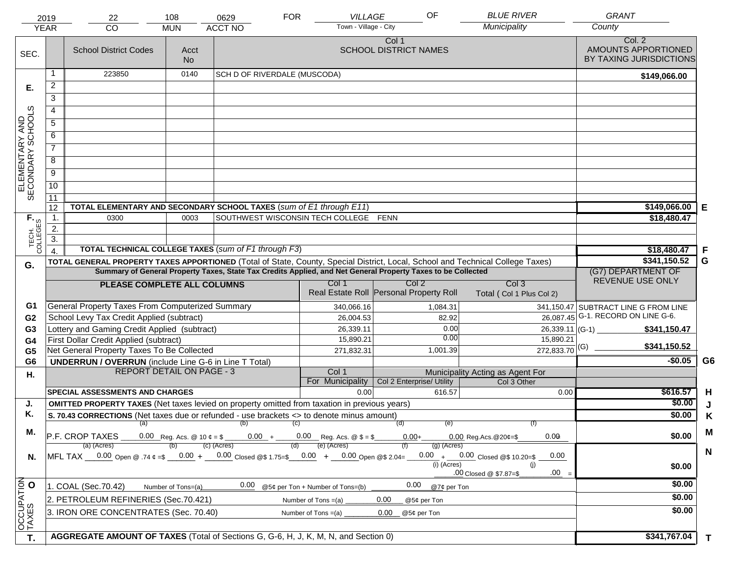| 2019 | 22 | 108 | 0629 | FOR | VILLAGE | OF | BLUE RIVER | GRANT |
|---|---|---|---|---|---|---|---|---|
| YEAR | CO | MUN | ACCT NO | | Town - Village - City | | Municipality | County |

| SEC. | | School District Codes | Acct No | Col 1 SCHOOL DISTRICT NAMES | Col. 2 AMOUNTS APPORTIONED BY TAXING JURISDICTIONS | |
|---|---|---|---|---|---|---|
| E. ELEMENTARY AND SECONDARY SCHOOLS | 1 | 223850 | 0140 | SCH D OF RIVERDALE (MUSCODA) | $149,066.00 | |
| | 2 | | | | | |
| | 3 | | | | | |
| | 4 | | | | | |
| | 5 | | | | | |
| | 6 | | | | | |
| | 7 | | | | | |
| | 8 | | | | | |
| | 9 | | | | | |
| | 10 | | | | | |
| | 11 | | | | | |
| | 12 | TOTAL ELEMENTARY AND SECONDARY SCHOOL TAXES (*sum of E1 through E11*) | | | $149,066.00 | E |
| F. TECH. COLLEGES | 1. | 0300 | 0003 | SOUTHWEST WISCONSIN TECH COLLEGE FENN | $18,480.47 | |
| | 2. | | | | | |
| | 3. | | | | | |
| | 4. | TOTAL TECHNICAL COLLEGE TAXES (*sum of F1 through F3*) | | | $18,480.47 | F |
| G. | | TOTAL GENERAL PROPERTY TAXES APPORTIONED (Total of State, County, Special District, Local, School and Technical College Taxes) | | | $341,150.52 | G |

**Summary of General Property Taxes, State Tax Credits Applied, and Net General Property Taxes to be Collected**

| | PLEASE COMPLETE ALL COLUMNS | Col 1 Real Estate Roll | Col 2 Personal Property Roll | Col 3 Total ( Col 1 Plus Col 2) | (G7) DEPARTMENT OF REVENUE USE ONLY |
|---|---|---|---|---|---|
| G1 | General Property Taxes From Computerized Summary | 340,066.16 | 1,084.31 | 341,150.47 | SUBTRACT LINE G FROM LINE G-1. RECORD ON LINE G-6. |
| G2 | School Levy Tax Credit Applied (subtract) | 26,004.53 | 82.92 | 26,087.45 | |
| G3 | Lottery and Gaming Credit Applied (subtract) | 26,339.11 | 0.00 | 26,339.11 | (G-1) $341,150.47 |
| G4 | First Dollar Credit Applied (subtract) | 15,890.21 | 0.00 | 15,890.21 | |
| G5 | Net General Property Taxes To Be Collected | 271,832.31 | 1,001.39 | 272,833.70 | (G) $341,150.52 |
| G6 | UNDERRUN / OVERRUN (include Line G-6 in Line T Total) | | | | -$0.05 G6 |

| H. | REPORT DETAIL ON PAGE - 3 | Col 1 For Municipality | Col 2 Enterprise/ Utility (Municipality Acting as Agent For) | Col 3 Other | | |
|---|---|---|---|---|---|---|
| | SPECIAL ASSESSMENTS AND CHARGES | 0.00 | 616.57 | 0.00 | $616.57 | H |
| J. | OMITTED PROPERTY TAXES (Net taxes levied on property omitted from taxation in previous years) | | | | $0.00 | J |
| K. | S. 70.43 CORRECTIONS (Net taxes due or refunded - use brackets <> to denote minus amount) | | | | $0.00 | K |
| M. | P.F. CROP TAXES (a) 0.00 Reg. Acs. @ 10 ¢ = $ (b) 0.00 + (c) 0.00 Reg. Acs. @ $ = $ (d) 0.00 + (e) 0.00 Reg.Acs.@20¢=$ (f) 0.00 = | | | | $0.00 | M |
| N. | MFL TAX (a) (Acres) 0.00 Open @ .74 ¢ =$ (b) 0.00 + (c) (Acres) 0.00 Closed @$ 1.75=$ (d) 0.00 + (e) (Acres) 0.00 Open @$ 2.04= (f) 0.00 + (g) (Acres) 0.00 Closed @$ 10.20=$ 0.00 (i) (Acres) .00 Closed @ $7.87=$ (j) .00 = | | | | $0.00 | N |
| O. OCCUPATION TAXES | 1. COAL (Sec.70.42) Number of Tons=(a) 0.00 @5¢ per Ton + Number of Tons=(b) 0.00 @7¢ per Ton | | | | $0.00 | |
| | 2. PETROLEUM REFINERIES (Sec.70.421) Number of Tons =(a) 0.00 @5¢ per Ton | | | | $0.00 | |
| | 3. IRON ORE CONCENTRATES (Sec. 70.40) Number of Tons =(a) 0.00 @5¢ per Ton | | | | $0.00 | |
| T. | AGGREGATE AMOUNT OF TAXES (Total of Sections G, G-6, H, J, K, M, N, and Section 0) | | | | $341,767.04 | T |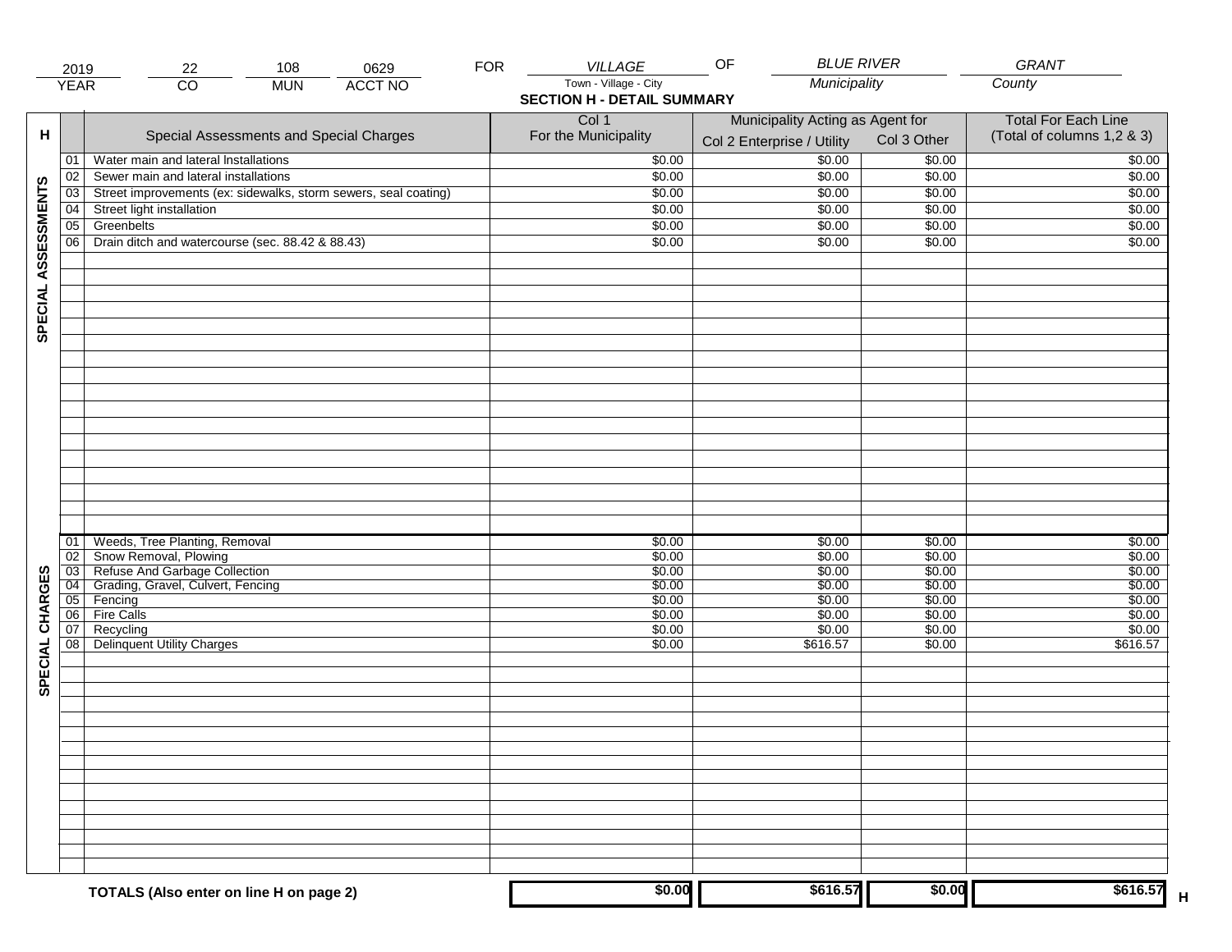| 2019 | 22 | 108 | 0629 | FOR | VILLAGE | OF | BLUE RIVER | GRANT |
|---|---|---|---|---|---|---|---|---|
| YEAR | CO | MUN | ACCT NO | | Town - Village - City | | Municipality | County |

## SECTION H - DETAIL SUMMARY

| H | | Special Assessments and Special Charges | Col 1 For the Municipality | Municipality Acting as Agent for Col 2 Enterprise / Utility | Municipality Acting as Agent for Col 3 Other | Total For Each Line (Total of columns 1,2 & 3) |
|---|---|---|---|---|---|---|
| SPECIAL ASSESSMENTS | 01 | Water main and lateral Installations | $0.00 | $0.00 | $0.00 | $0.00 |
| | 02 | Sewer main and lateral installations | $0.00 | $0.00 | $0.00 | $0.00 |
| | 03 | Street improvements (ex: sidewalks, storm sewers, seal coating) | $0.00 | $0.00 | $0.00 | $0.00 |
| | 04 | Street light installation | $0.00 | $0.00 | $0.00 | $0.00 |
| | 05 | Greenbelts | $0.00 | $0.00 | $0.00 | $0.00 |
| | 06 | Drain ditch and watercourse (sec. 88.42 & 88.43) | $0.00 | $0.00 | $0.00 | $0.00 |
| SPECIAL CHARGES | 01 | Weeds, Tree Planting, Removal | $0.00 | $0.00 | $0.00 | $0.00 |
| | 02 | Snow Removal, Plowing | $0.00 | $0.00 | $0.00 | $0.00 |
| | 03 | Refuse And Garbage Collection | $0.00 | $0.00 | $0.00 | $0.00 |
| | 04 | Grading, Gravel, Culvert, Fencing | $0.00 | $0.00 | $0.00 | $0.00 |
| | 05 | Fencing | $0.00 | $0.00 | $0.00 | $0.00 |
| | 06 | Fire Calls | $0.00 | $0.00 | $0.00 | $0.00 |
| | 07 | Recycling | $0.00 | $0.00 | $0.00 | $0.00 |
| | 08 | Delinquent Utility Charges | $0.00 | $616.57 | $0.00 | $616.57 |
| | | **TOTALS (Also enter on line H on page 2)** | **$0.00** | **$616.57** | **$0.00** | **$616.57** |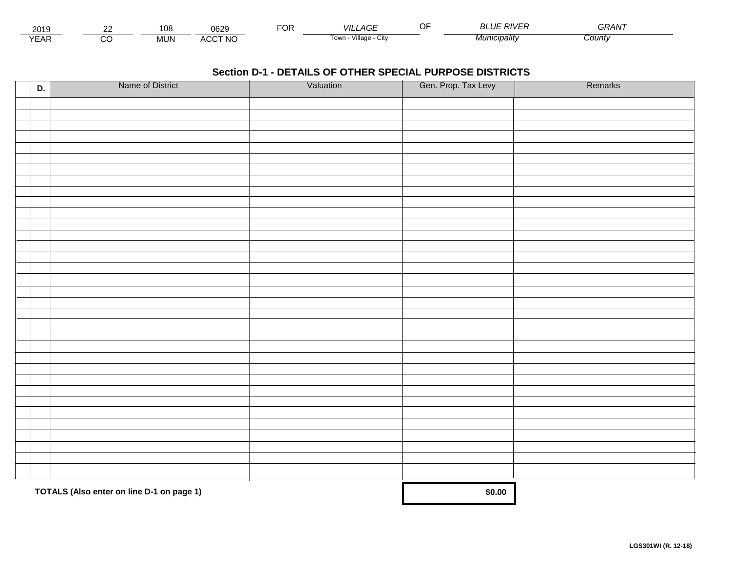| 2019 | 22 | 108 | 0629 | FOR | *VILLAGE* | OF | *BLUE RIVER* | *GRANT* |
|---|---|---|---|---|---|---|---|---|
| YEAR | CO | MUN | ACCT NO | | Town - Village - City | | *Municipality* | *County* |

## Section D-1 - DETAILS OF OTHER SPECIAL PURPOSE DISTRICTS

| | D. | Name of District | Valuation | Gen. Prop. Tax Levy | Remarks |
|---|---|---|---|---|---|
| | | | | | |
| | | | | | |
| | | | | | |
| | | | | | |
| | | | | | |
| | | | | | |
| | | | | | |
| | | | | | |
| | | | | | |
| | | | | | |
| | | | | | |
| | | | | | |
| | | | | | |
| | | | | | |
| | | | | | |
| | | | | | |
| | | | | | |
| | | | | | |
| | | | | | |
| | | | | | |
| | | | | | |
| | | | | | |
| | | | | | |
| | | | | | |
| | | | | | |
| | | | | | |
| | | | | | |
| | | | | | |
| | | | | | |
| | | | | | |
| | | | | | |
| | | | | | |
| | | | | | |
| | | | | | |

**TOTALS (Also enter on line D-1 on page 1)** **$0.00**

**LGS301WI (R. 12-18)**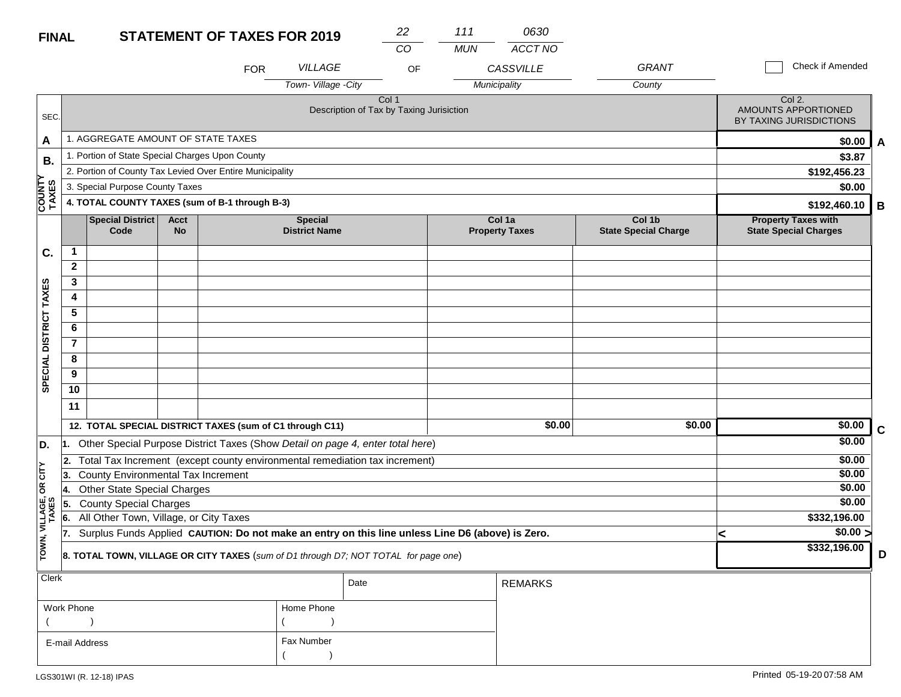**FINAL** **STATEMENT OF TAXES FOR 2019**

| 22 | 111 | 0630 |
|---|---|---|
| CO | MUN | ACCT NO |

FOR *VILLAGE* (Town- Village -City) OF *CASSVILLE* (Municipality) *GRANT* (County)

☐ Check if Amended

| SEC. | Col 1 Description of Tax by Taxing Jurisiction | Col 2. AMOUNTS APPORTIONED BY TAXING JURISDICTIONS | |
|---|---|---|---|
| A | 1. AGGREGATE AMOUNT OF STATE TAXES | $0.00 | A |
| B. COUNTY TAXES | 1. Portion of State Special Charges Upon County | $3.87 | |
| | 2. Portion of County Tax Levied Over Entire Municipality | $192,456.23 | |
| | 3. Special Purpose County Taxes | $0.00 | |
| | **4. TOTAL COUNTY TAXES (sum of B-1 through B-3)** | **$192,460.10** | B |

| SEC. | | Special District Code | Acct No | Special District Name | Col 1a Property Taxes | Col 1b State Special Charge | Property Taxes with State Special Charges | |
|---|---|---|---|---|---|---|---|---|
| C. SPECIAL DISTRICT TAXES | 1 | | | | | | | |
| | 2 | | | | | | | |
| | 3 | | | | | | | |
| | 4 | | | | | | | |
| | 5 | | | | | | | |
| | 6 | | | | | | | |
| | 7 | | | | | | | |
| | 8 | | | | | | | |
| | 9 | | | | | | | |
| | 10 | | | | | | | |
| | 11 | | | | | | | |
| | **12. TOTAL SPECIAL DISTRICT TAXES (sum of C1 through C11)** | | | | $0.00 | $0.00 | $0.00 | C |

| SEC. | Description | Amount | |
|---|---|---|---|
| D. TOWN, VILLAGE, OR CITY TAXES | 1. Other Special Purpose District Taxes (Show *Detail on page 4, enter total here*) | $0.00 | |
| | 2. Total Tax Increment (except county environmental remediation tax increment) | $0.00 | |
| | 3. County Environmental Tax Increment | $0.00 | |
| | 4. Other State Special Charges | $0.00 | |
| | 5. County Special Charges | $0.00 | |
| | 6. All Other Town, Village, or City Taxes | $332,196.00 | |
| | 7. Surplus Funds Applied **CAUTION: Do not make an entry on this line unless Line D6 (above) is Zero.** | < $0.00 > | |
| | **8. TOTAL TOWN, VILLAGE OR CITY TAXES** (*sum of D1 through D7; NOT TOTAL for page one*) | $332,196.00 | D |

| Clerk | | Date | REMARKS |
|---|---|---|---|
| Work Phone ( ) | Home Phone ( ) | | |
| E-mail Address | Fax Number ( ) | | |

LGS301WI (R. 12-18) IPAS

Printed 05-19-20 07:58 AM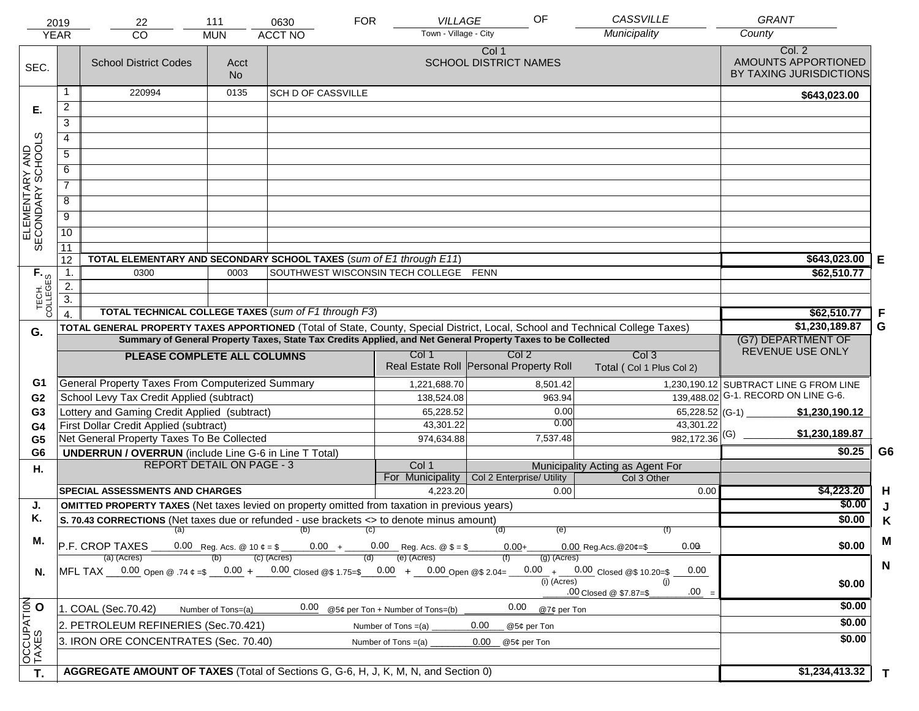| 2019 | 22 | 111 | 0630 | FOR | VILLAGE | OF | CASSVILLE | GRANT |
|---|---|---|---|---|---|---|---|---|
| YEAR | CO | MUN | ACCT NO | | Town - Village - City | | Municipality | County |

| SEC. | | School District Codes | Acct No | Col 1 SCHOOL DISTRICT NAMES | Col. 2 AMOUNTS APPORTIONED BY TAXING JURISDICTIONS | |
|---|---|---|---|---|---|---|
| E. ELEMENTARY AND SECONDARY SCHOOLS | 1 | 220994 | 0135 | SCH D OF CASSVILLE | $643,023.00 | |
| | 2 | | | | | |
| | 3 | | | | | |
| | 4 | | | | | |
| | 5 | | | | | |
| | 6 | | | | | |
| | 7 | | | | | |
| | 8 | | | | | |
| | 9 | | | | | |
| | 10 | | | | | |
| | 11 | | | | | |
| | 12 | TOTAL ELEMENTARY AND SECONDARY SCHOOL TAXES (*sum of E1 through E11*) | | | $643,023.00 | E |
| F. TECH. COLLEGES | 1. | 0300 | 0003 | SOUTHWEST WISCONSIN TECH COLLEGE FENN | $62,510.77 | |
| | 2. | | | | | |
| | 3. | | | | | |
| | 4. | TOTAL TECHNICAL COLLEGE TAXES (*sum of F1 through F3*) | | | $62,510.77 | F |
| G. | | TOTAL GENERAL PROPERTY TAXES APPORTIONED (Total of State, County, Special District, Local, School and Technical College Taxes) | | | $1,230,189.87 | G |

**Summary of General Property Taxes, State Tax Credits Applied, and Net General Property Taxes to be Collected**

| | PLEASE COMPLETE ALL COLUMNS | Col 1 Real Estate Roll | Col 2 Personal Property Roll | Col 3 Total ( Col 1 Plus Col 2) | (G7) DEPARTMENT OF REVENUE USE ONLY | |
|---|---|---|---|---|---|---|
| G1 | General Property Taxes From Computerized Summary | 1,221,688.70 | 8,501.42 | 1,230,190.12 | SUBTRACT LINE G FROM LINE G-1. RECORD ON LINE G-6. | |
| G2 | School Levy Tax Credit Applied (subtract) | 138,524.08 | 963.94 | 139,488.02 | | |
| G3 | Lottery and Gaming Credit Applied (subtract) | 65,228.52 | 0.00 | 65,228.52 | (G-1) $1,230,190.12 | |
| G4 | First Dollar Credit Applied (subtract) | 43,301.22 | 0.00 | 43,301.22 | | |
| G5 | Net General Property Taxes To Be Collected | 974,634.88 | 7,537.48 | 982,172.36 | (G) $1,230,189.87 | |
| G6 | UNDERRUN / OVERRUN (include Line G-6 in Line T Total) | | | | $0.25 | G6 |

| H. | REPORT DETAIL ON PAGE - 3 | Col 1 For Municipality | Municipality Acting as Agent For Col 2 Enterprise/ Utility | Col 3 Other | | |
|---|---|---|---|---|---|---|
| | SPECIAL ASSESSMENTS AND CHARGES | 4,223.20 | 0.00 | 0.00 | $4,223.20 | H |
| J. | OMITTED PROPERTY TAXES (Net taxes levied on property omitted from taxation in previous years) | | | | $0.00 | J |
| K. | S. 70.43 CORRECTIONS (Net taxes due or refunded - use brackets <> to denote minus amount) | | | | $0.00 | K |
| M. | P.F. CROP TAXES (a) 0.00 Reg. Acs. @ 10 ¢ = $ (b) 0.00 + (c) 0.00 Reg. Acs. @ $ = $ (d) 0.00 + (e) 0.00 Reg.Acs.@20¢=$ (f) 0.00 | | | | $0.00 | M |
| N. | MFL TAX (a) (Acres) 0.00 Open @ .74 ¢ =$ (b) 0.00 + (c) (Acres) 0.00 Closed @$ 1.75=$ (d) 0.00 + (e) (Acres) 0.00 Open @$ 2.04= (f) 0.00 + (g) (Acres) 0.00 Closed @$ 10.20=$ 0.00 (i) (Acres) .00 Closed @ $7.87=$ (j) .00 = | | | | $0.00 | N |
| O OCCUPATION TAXES | 1. COAL (Sec.70.42) Number of Tons=(a) 0.00 @5¢ per Ton + Number of Tons=(b) 0.00 @7¢ per Ton | | | | $0.00 | |
| | 2. PETROLEUM REFINERIES (Sec.70.421) Number of Tons =(a) 0.00 @5¢ per Ton | | | | $0.00 | |
| | 3. IRON ORE CONCENTRATES (Sec. 70.40) Number of Tons =(a) 0.00 @5¢ per Ton | | | | $0.00 | |
| T. | AGGREGATE AMOUNT OF TAXES (Total of Sections G, G-6, H, J, K, M, N, and Section 0) | | | | $1,234,413.32 | T |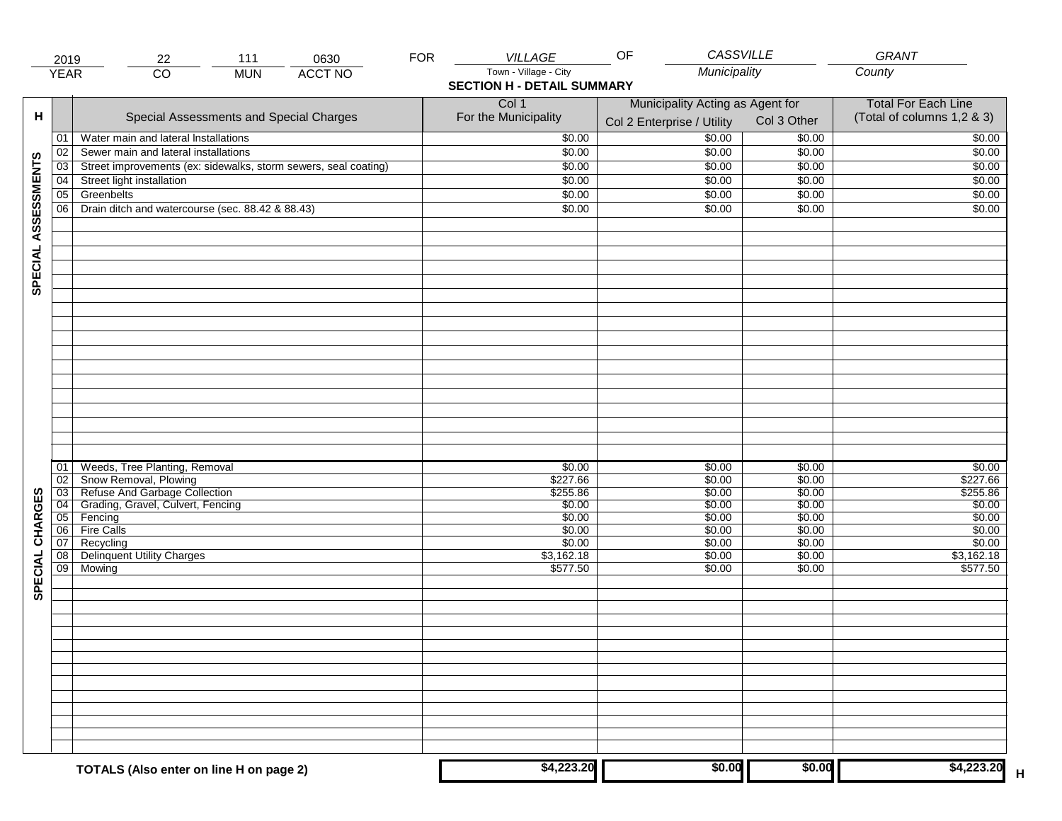| 2019 | 22 | 111 | 0630 | FOR | VILLAGE | OF | CASSVILLE | GRANT |
|---|---|---|---|---|---|---|---|---|
| YEAR | CO | MUN | ACCT NO | | Town - Village - City | | Municipality | County |

**SECTION H - DETAIL SUMMARY**

| H | | Special Assessments and Special Charges | Col 1 For the Municipality | Municipality Acting as Agent for Col 2 Enterprise / Utility | Col 3 Other | Total For Each Line (Total of columns 1,2 & 3) |
|---|---|---|---|---|---|---|
| SPECIAL ASSESSMENTS | 01 | Water main and lateral Installations | $0.00 | $0.00 | $0.00 | $0.00 |
| | 02 | Sewer main and lateral installations | $0.00 | $0.00 | $0.00 | $0.00 |
| | 03 | Street improvements (ex: sidewalks, storm sewers, seal coating) | $0.00 | $0.00 | $0.00 | $0.00 |
| | 04 | Street light installation | $0.00 | $0.00 | $0.00 | $0.00 |
| | 05 | Greenbelts | $0.00 | $0.00 | $0.00 | $0.00 |
| | 06 | Drain ditch and watercourse (sec. 88.42 & 88.43) | $0.00 | $0.00 | $0.00 | $0.00 |
| SPECIAL CHARGES | 01 | Weeds, Tree Planting, Removal | $0.00 | $0.00 | $0.00 | $0.00 |
| | 02 | Snow Removal, Plowing | $227.66 | $0.00 | $0.00 | $227.66 |
| | 03 | Refuse And Garbage Collection | $255.86 | $0.00 | $0.00 | $255.86 |
| | 04 | Grading, Gravel, Culvert, Fencing | $0.00 | $0.00 | $0.00 | $0.00 |
| | 05 | Fencing | $0.00 | $0.00 | $0.00 | $0.00 |
| | 06 | Fire Calls | $0.00 | $0.00 | $0.00 | $0.00 |
| | 07 | Recycling | $0.00 | $0.00 | $0.00 | $0.00 |
| | 08 | Delinquent Utility Charges | $3,162.18 | $0.00 | $0.00 | $3,162.18 |
| | 09 | Mowing | $577.50 | $0.00 | $0.00 | $577.50 |
| | | **TOTALS (Also enter on line H on page 2)** | **$4,223.20** | **$0.00** | **$0.00** | **$4,223.20** H |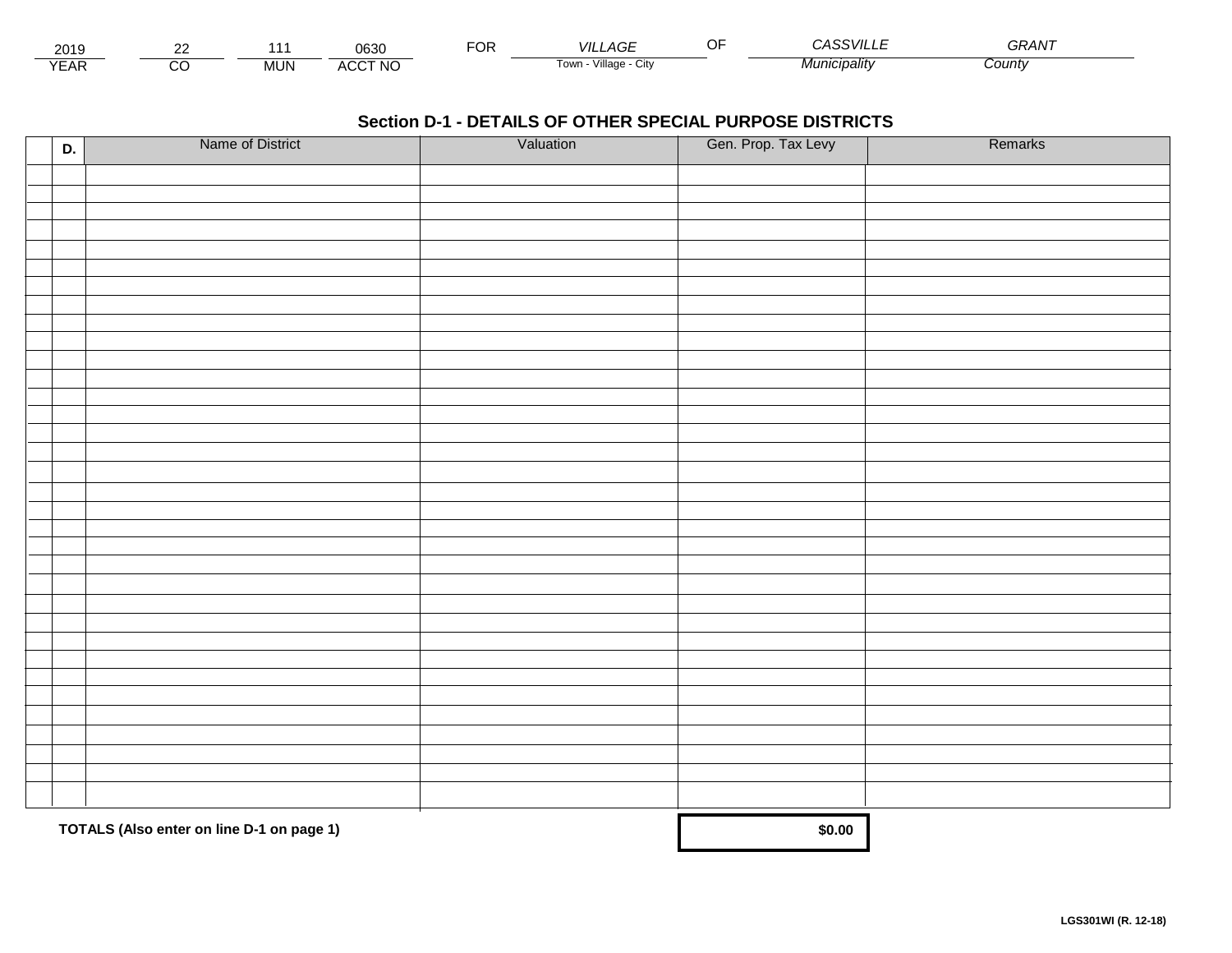| 2019 | 22 | 111 | 0630 | FOR | VILLAGE | OF | CASSVILLE | GRANT |
|---|---|---|---|---|---|---|---|---|
| YEAR | CO | MUN | ACCT NO | | Town - Village - City | | Municipality | County |

## Section D-1 - DETAILS OF OTHER SPECIAL PURPOSE DISTRICTS

| | D. | Name of District | Valuation | Gen. Prop. Tax Levy | Remarks |
|---|---|---|---|---|---|
| | | | | | |
| | | | | | |
| | | | | | |
| | | | | | |
| | | | | | |
| | | | | | |
| | | | | | |
| | | | | | |
| | | | | | |
| | | | | | |
| | | | | | |
| | | | | | |
| | | | | | |
| | | | | | |
| | | | | | |
| | | | | | |
| | | | | | |
| | | | | | |
| | | | | | |
| | | | | | |
| | | | | | |
| | | | | | |
| | | | | | |
| | | | | | |
| | | | | | |
| | | | | | |
| | | | | | |
| | | | | | |
| | | | | | |
| | | | | | |
| | | | | | |
| | | | | | |
| | | | | | |
| | | | | | |

**TOTALS (Also enter on line D-1 on page 1)** **$0.00**

**LGS301WI (R. 12-18)**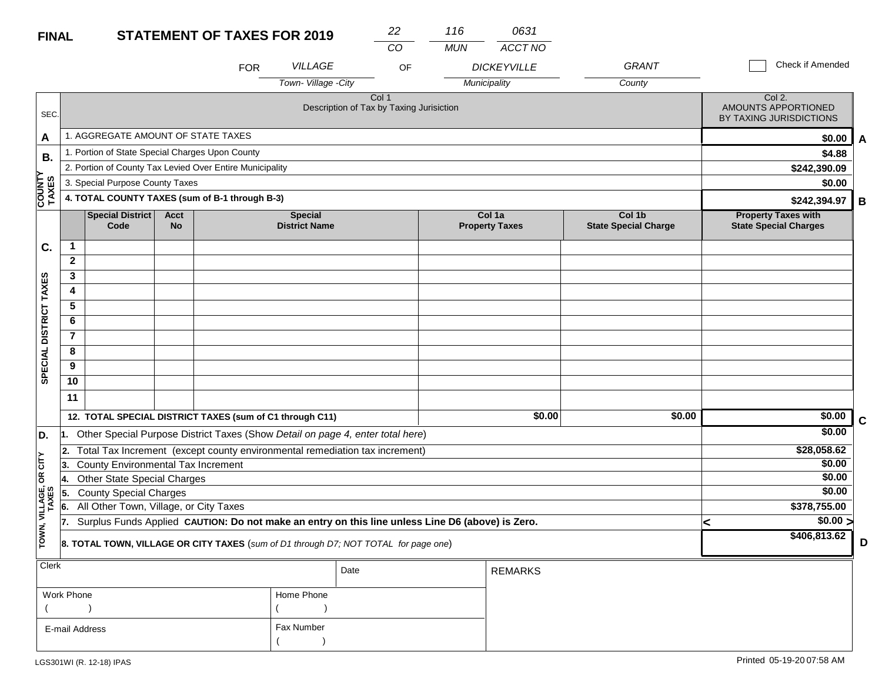**FINAL** **STATEMENT OF TAXES FOR 2019**

| 22 | 116 | 0631 |
|---|---|---|
| CO | MUN | ACCT NO |

FOR *VILLAGE* (Town- Village -City) OF *DICKEYVILLE* (Municipality) *GRANT* (County)

☐ Check if Amended

| SEC. | Col 1 Description of Tax by Taxing Jurisiction | Col 2. AMOUNTS APPORTIONED BY TAXING JURISDICTIONS | |
|---|---|---|---|
| A | 1. AGGREGATE AMOUNT OF STATE TAXES | $0.00 | A |
| B. COUNTY TAXES | 1. Portion of State Special Charges Upon County | $4.88 | |
| | 2. Portion of County Tax Levied Over Entire Municipality | $242,390.09 | |
| | 3. Special Purpose County Taxes | $0.00 | |
| | **4. TOTAL COUNTY TAXES (sum of B-1 through B-3)** | $242,394.97 | B |

| SEC. | | Special District Code | Acct No | Special District Name | Col 1a Property Taxes | Col 1b State Special Charge | Property Taxes with State Special Charges | |
|---|---|---|---|---|---|---|---|---|
| C. SPECIAL DISTRICT TAXES | 1 | | | | | | | |
| | 2 | | | | | | | |
| | 3 | | | | | | | |
| | 4 | | | | | | | |
| | 5 | | | | | | | |
| | 6 | | | | | | | |
| | 7 | | | | | | | |
| | 8 | | | | | | | |
| | 9 | | | | | | | |
| | 10 | | | | | | | |
| | 11 | | | | | | | |
| | **12. TOTAL SPECIAL DISTRICT TAXES (sum of C1 through C11)** | | | | $0.00 | $0.00 | $0.00 | C |

| SEC. | Description | Amount | |
|---|---|---|---|
| D. TOWN, VILLAGE, OR CITY TAXES | 1. Other Special Purpose District Taxes (Show *Detail on page 4, enter total here*) | $0.00 | |
| | 2. Total Tax Increment (except county environmental remediation tax increment) | $28,058.62 | |
| | 3. County Environmental Tax Increment | $0.00 | |
| | 4. Other State Special Charges | $0.00 | |
| | 5. County Special Charges | $0.00 | |
| | 6. All Other Town, Village, or City Taxes | $378,755.00 | |
| | 7. Surplus Funds Applied **CAUTION: Do not make an entry on this line unless Line D6 (above) is Zero.** | < $0.00 > | |
| | **8. TOTAL TOWN, VILLAGE OR CITY TAXES** (*sum of D1 through D7; NOT TOTAL for page one*) | $406,813.62 | D |

| Clerk | | Date | REMARKS |
|---|---|---|---|
| Work Phone ( ) | Home Phone ( ) | | |
| E-mail Address | Fax Number ( ) | | |

LGS301WI (R. 12-18) IPAS

Printed 05-19-20 07:58 AM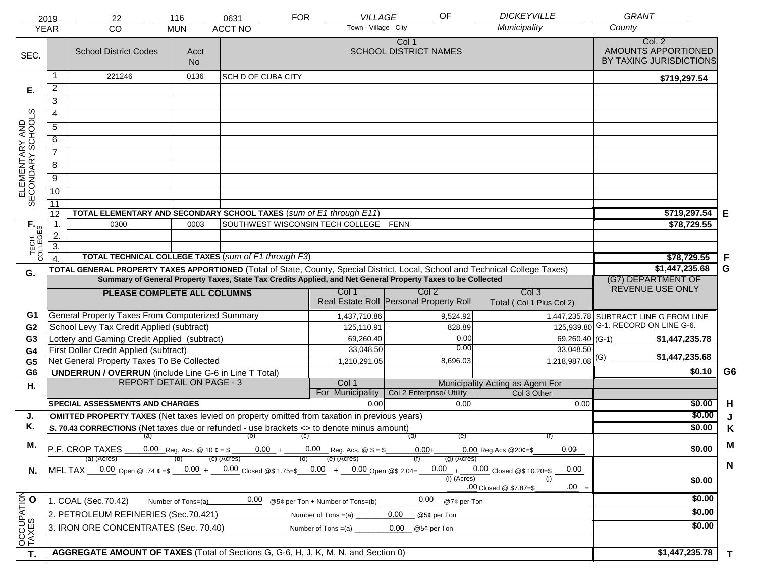| 2019 | 22 | 116 | 0631 | FOR | VILLAGE | OF | DICKEYVILLE | GRANT |
|---|---|---|---|---|---|---|---|---|
| YEAR | CO | MUN | ACCT NO | | Town - Village - City | | Municipality | County |

| SEC. | | School District Codes | Acct No | Col 1 SCHOOL DISTRICT NAMES | Col. 2 AMOUNTS APPORTIONED BY TAXING JURISDICTIONS | |
|---|---|---|---|---|---|---|
| E. ELEMENTARY AND SECONDARY SCHOOLS | 1 | 221246 | 0136 | SCH D OF CUBA CITY | $719,297.54 | |
| | 2 | | | | | |
| | 3 | | | | | |
| | 4 | | | | | |
| | 5 | | | | | |
| | 6 | | | | | |
| | 7 | | | | | |
| | 8 | | | | | |
| | 9 | | | | | |
| | 10 | | | | | |
| | 11 | | | | | |
| | 12 | TOTAL ELEMENTARY AND SECONDARY SCHOOL TAXES (*sum of E1 through E11*) | | | $719,297.54 | E |
| F. TECH. COLLEGES | 1. | 0300 | 0003 | SOUTHWEST WISCONSIN TECH COLLEGE FENN | $78,729.55 | |
| | 2. | | | | | |
| | 3. | | | | | |
| | 4. | TOTAL TECHNICAL COLLEGE TAXES (*sum of F1 through F3*) | | | $78,729.55 | F |
| G. | | TOTAL GENERAL PROPERTY TAXES APPORTIONED (Total of State, County, Special District, Local, School and Technical College Taxes) | | | $1,447,235.68 | G |

**Summary of General Property Taxes, State Tax Credits Applied, and Net General Property Taxes to be Collected**

| | PLEASE COMPLETE ALL COLUMNS | Col 1 Real Estate Roll | Col 2 Personal Property Roll | Col 3 Total ( Col 1 Plus Col 2) | (G7) DEPARTMENT OF REVENUE USE ONLY | |
|---|---|---|---|---|---|---|
| G1 | General Property Taxes From Computerized Summary | 1,437,710.86 | 9,524.92 | 1,447,235.78 | SUBTRACT LINE G FROM LINE G-1. RECORD ON LINE G-6. | |
| G2 | School Levy Tax Credit Applied (subtract) | 125,110.91 | 828.89 | 125,939.80 | | |
| G3 | Lottery and Gaming Credit Applied (subtract) | 69,260.40 | 0.00 | 69,260.40 | (G-1) $1,447,235.78 | |
| G4 | First Dollar Credit Applied (subtract) | 33,048.50 | 0.00 | 33,048.50 | | |
| G5 | Net General Property Taxes To Be Collected | 1,210,291.05 | 8,696.03 | 1,218,987.08 | (G) $1,447,235.68 | |
| G6 | UNDERRUN / OVERRUN (include Line G-6 in Line T Total) | | | | $0.10 | G6 |

| H. | REPORT DETAIL ON PAGE - 3 | Col 1 For Municipality | Col 2 Enterprise/ Utility (Municipality Acting as Agent For) | Col 3 Other | | |
|---|---|---|---|---|---|---|
| | SPECIAL ASSESSMENTS AND CHARGES | 0.00 | 0.00 | 0.00 | $0.00 | H |
| J. | OMITTED PROPERTY TAXES (Net taxes levied on property omitted from taxation in previous years) | | | | $0.00 | J |
| K. | S. 70.43 CORRECTIONS (Net taxes due or refunded - use brackets <> to denote minus amount) | | | | $0.00 | K |
| M. | P.F. CROP TAXES (a) 0.00 Reg. Acs. @ 10 ¢ = $ (b) 0.00 + (c) 0.00 Reg. Acs. @ $ = $ (d) 0.00 + (e) 0.00 Reg.Acs.@20¢=$ (f) 0.00 | | | | $0.00 | M |
| N. | MFL TAX (a) (Acres) 0.00 Open @ .74 ¢ =$ (b) 0.00 + (c) (Acres) 0.00 Closed @$ 1.75=$ (d) 0.00 + (e) (Acres) 0.00 Open @$ 2.04= (f) 0.00 + (g) (Acres) 0.00 Closed @$ 10.20=$ 0.00 (i) (Acres) .00 Closed @ $7.87=$ (j) .00 = | | | | $0.00 | N |
| O. OCCUPATION TAXES | 1. COAL (Sec.70.42) Number of Tons=(a) 0.00 @5¢ per Ton + Number of Tons=(b) 0.00 @7¢ per Ton | | | | $0.00 | |
| | 2. PETROLEUM REFINERIES (Sec.70.421) Number of Tons =(a) 0.00 @5¢ per Ton | | | | $0.00 | |
| | 3. IRON ORE CONCENTRATES (Sec. 70.40) Number of Tons =(a) 0.00 @5¢ per Ton | | | | $0.00 | |
| T. | AGGREGATE AMOUNT OF TAXES (Total of Sections G, G-6, H, J, K, M, N, and Section 0) | | | | $1,447,235.78 | T |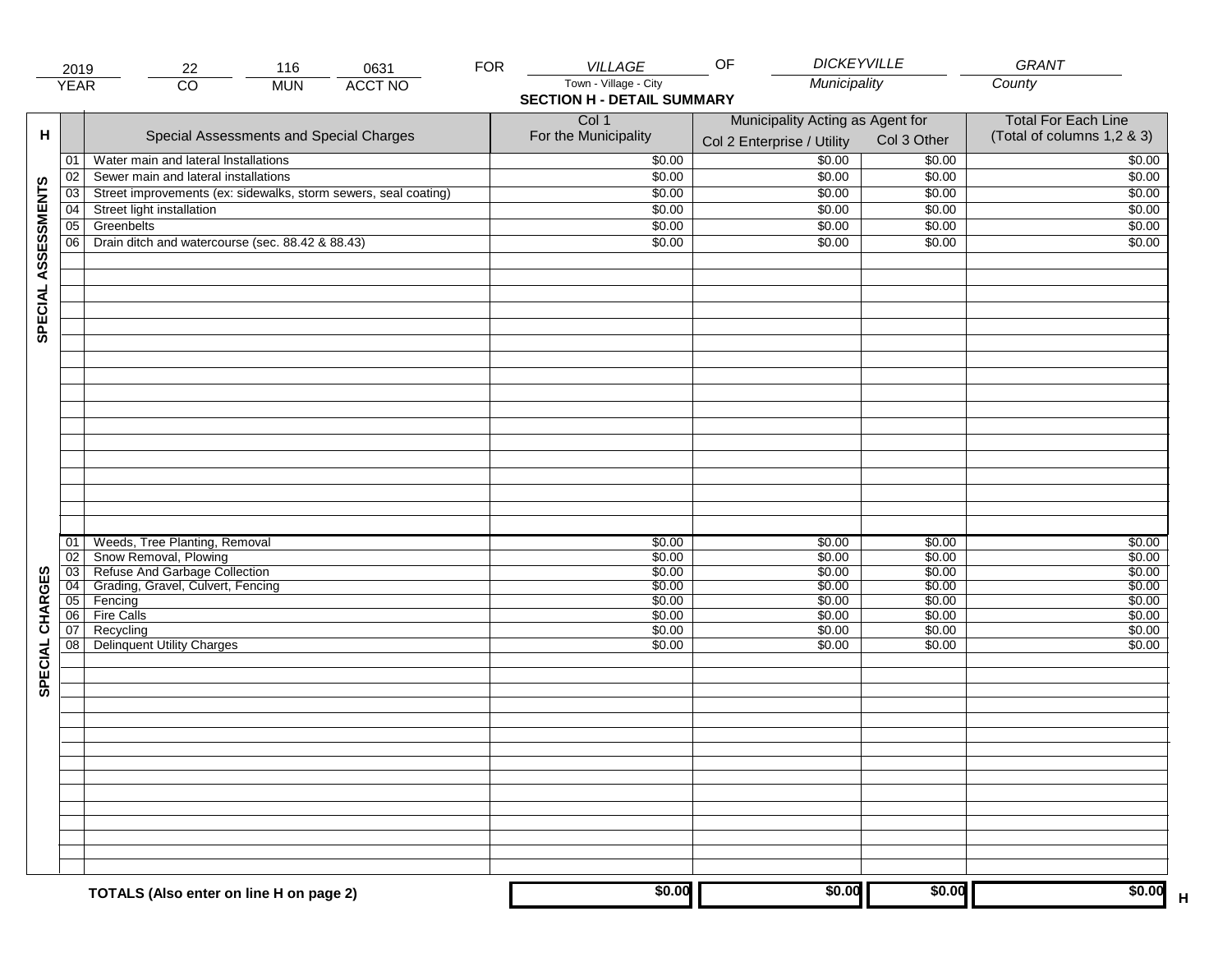| 2019 | 22 | 116 | 0631 | FOR | VILLAGE | OF | DICKEYVILLE | GRANT |
|---|---|---|---|---|---|---|---|---|
| YEAR | CO | MUN | ACCT NO | | Town - Village - City | | Municipality | County |

## SECTION H - DETAIL SUMMARY

| H | | Special Assessments and Special Charges | Col 1 For the Municipality | Municipality Acting as Agent for Col 2 Enterprise / Utility | Col 3 Other | Total For Each Line (Total of columns 1,2 & 3) |
|---|---|---|---|---|---|---|
| SPECIAL ASSESSMENTS | 01 | Water main and lateral Installations | $0.00 | $0.00 | $0.00 | $0.00 |
| | 02 | Sewer main and lateral installations | $0.00 | $0.00 | $0.00 | $0.00 |
| | 03 | Street improvements (ex: sidewalks, storm sewers, seal coating) | $0.00 | $0.00 | $0.00 | $0.00 |
| | 04 | Street light installation | $0.00 | $0.00 | $0.00 | $0.00 |
| | 05 | Greenbelts | $0.00 | $0.00 | $0.00 | $0.00 |
| | 06 | Drain ditch and watercourse (sec. 88.42 & 88.43) | $0.00 | $0.00 | $0.00 | $0.00 |
| SPECIAL CHARGES | 01 | Weeds, Tree Planting, Removal | $0.00 | $0.00 | $0.00 | $0.00 |
| | 02 | Snow Removal, Plowing | $0.00 | $0.00 | $0.00 | $0.00 |
| | 03 | Refuse And Garbage Collection | $0.00 | $0.00 | $0.00 | $0.00 |
| | 04 | Grading, Gravel, Culvert, Fencing | $0.00 | $0.00 | $0.00 | $0.00 |
| | 05 | Fencing | $0.00 | $0.00 | $0.00 | $0.00 |
| | 06 | Fire Calls | $0.00 | $0.00 | $0.00 | $0.00 |
| | 07 | Recycling | $0.00 | $0.00 | $0.00 | $0.00 |
| | 08 | Delinquent Utility Charges | $0.00 | $0.00 | $0.00 | $0.00 |
| | | **TOTALS (Also enter on line H on page 2)** | **$0.00** | **$0.00** | **$0.00** | **$0.00** H |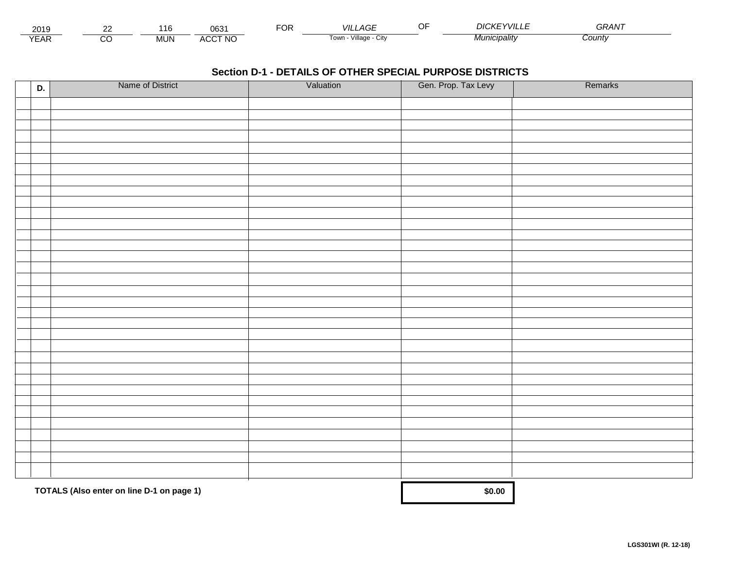| 2019 | 22 | 116 | 0631 | FOR | VILLAGE | OF | DICKEYVILLE | GRANT |
|---|---|---|---|---|---|---|---|---|
| YEAR | CO | MUN | ACCT NO | | Town - Village - City | | Municipality | County |

## Section D-1 - DETAILS OF OTHER SPECIAL PURPOSE DISTRICTS

| | D. | Name of District | Valuation | Gen. Prop. Tax Levy | Remarks |
|---|---|---|---|---|---|
| | | | | | |
| | | | | | |
| | | | | | |
| | | | | | |
| | | | | | |
| | | | | | |
| | | | | | |
| | | | | | |
| | | | | | |
| | | | | | |
| | | | | | |
| | | | | | |
| | | | | | |
| | | | | | |
| | | | | | |
| | | | | | |
| | | | | | |
| | | | | | |
| | | | | | |
| | | | | | |
| | | | | | |
| | | | | | |
| | | | | | |
| | | | | | |
| | | | | | |
| | | | | | |
| | | | | | |
| | | | | | |
| | | | | | |
| | | | | | |
| | | | | | |
| | | | | | |
| | | | | | |
| | | | | | |

**TOTALS (Also enter on line D-1 on page 1)** **$0.00**

**LGS301WI (R. 12-18)**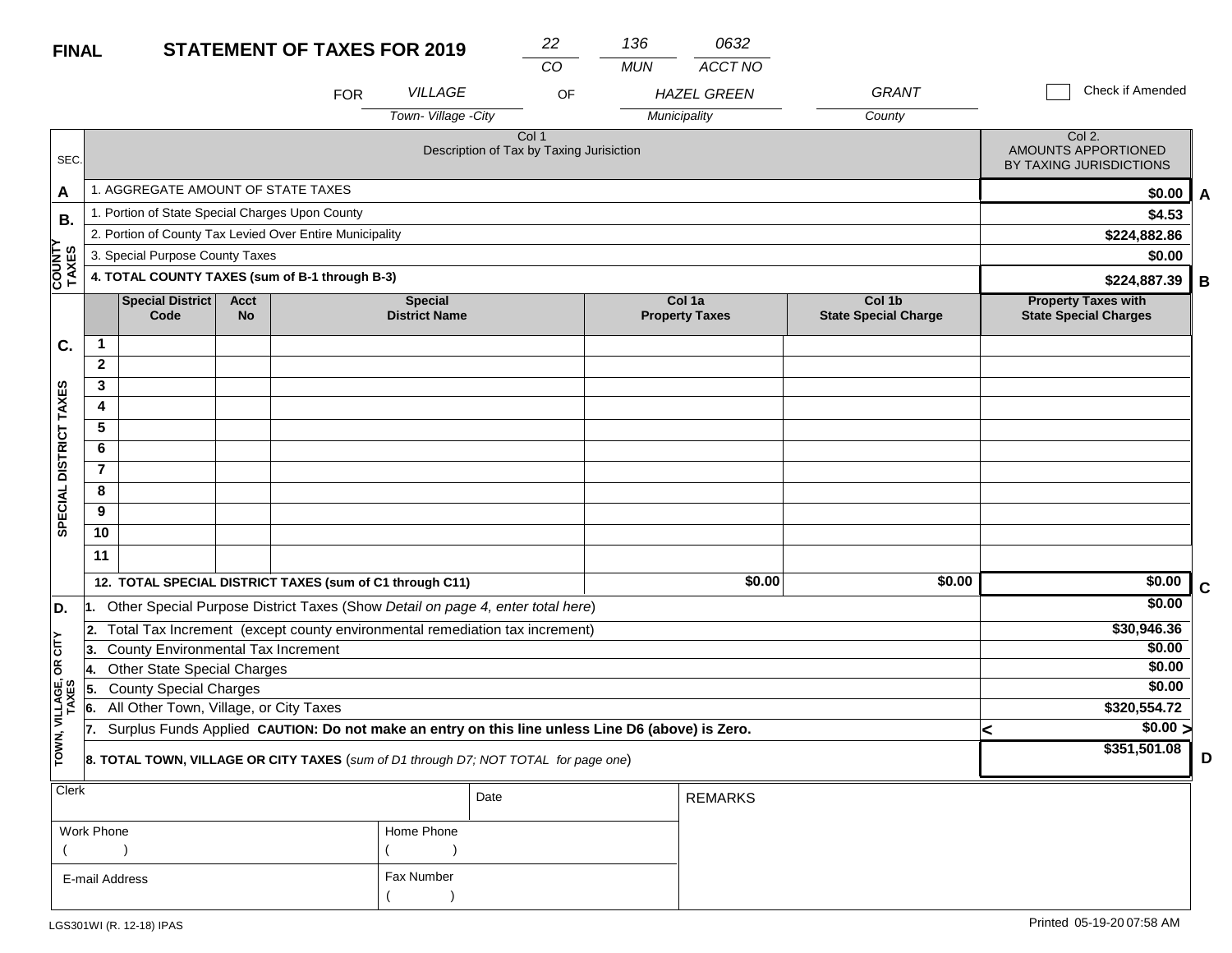**FINAL** **STATEMENT OF TAXES FOR 2019**

| 22 | 136 | 0632 |
|---|---|---|
| CO | MUN | ACCT NO |

FOR *VILLAGE* (Town- Village -City) OF *HAZEL GREEN* (Municipality) *GRANT* (County)

☐ Check if Amended

| SEC. | Col 1 Description of Tax by Taxing Jurisiction | Col 2. AMOUNTS APPORTIONED BY TAXING JURISDICTIONS | |
|---|---|---|---|
| A | 1. AGGREGATE AMOUNT OF STATE TAXES | **$0.00** | A |
| B. COUNTY TAXES | 1. Portion of State Special Charges Upon County | **$4.53** | |
| | 2. Portion of County Tax Levied Over Entire Municipality | **$224,882.86** | |
| | 3. Special Purpose County Taxes | **$0.00** | |
| | **4. TOTAL COUNTY TAXES (sum of B-1 through B-3)** | **$224,887.39** | B |

| SEC. | | Special District Code | Acct No | Special District Name | Col 1a Property Taxes | Col 1b State Special Charge | Property Taxes with State Special Charges | |
|---|---|---|---|---|---|---|---|---|
| C. SPECIAL DISTRICT TAXES | 1 | | | | | | | |
| | 2 | | | | | | | |
| | 3 | | | | | | | |
| | 4 | | | | | | | |
| | 5 | | | | | | | |
| | 6 | | | | | | | |
| | 7 | | | | | | | |
| | 8 | | | | | | | |
| | 9 | | | | | | | |
| | 10 | | | | | | | |
| | 11 | | | | | | | |
| | **12. TOTAL SPECIAL DISTRICT TAXES (sum of C1 through C11)** | | | | **$0.00** | **$0.00** | **$0.00** | C |

| SEC. | Description | Amount | |
|---|---|---|---|
| D. TOWN, VILLAGE, OR CITY TAXES | 1. Other Special Purpose District Taxes (Show *Detail on page 4, enter total here*) | **$0.00** | |
| | 2. Total Tax Increment (except county environmental remediation tax increment) | **$30,946.36** | |
| | 3. County Environmental Tax Increment | **$0.00** | |
| | 4. Other State Special Charges | **$0.00** | |
| | 5. County Special Charges | **$0.00** | |
| | 6. All Other Town, Village, or City Taxes | **$320,554.72** | |
| | 7. Surplus Funds Applied **CAUTION: Do not make an entry on this line unless Line D6 (above) is Zero.** | < **$0.00** > | |
| | **8. TOTAL TOWN, VILLAGE OR CITY TAXES** (*sum of D1 through D7; NOT TOTAL for page one*) | **$351,501.08** | D |

| Clerk | | Date | REMARKS |
|---|---|---|---|
| Work Phone ( ) | Home Phone ( ) | | |
| E-mail Address | Fax Number ( ) | | |

LGS301WI (R. 12-18) IPAS

Printed 05-19-20 07:58 AM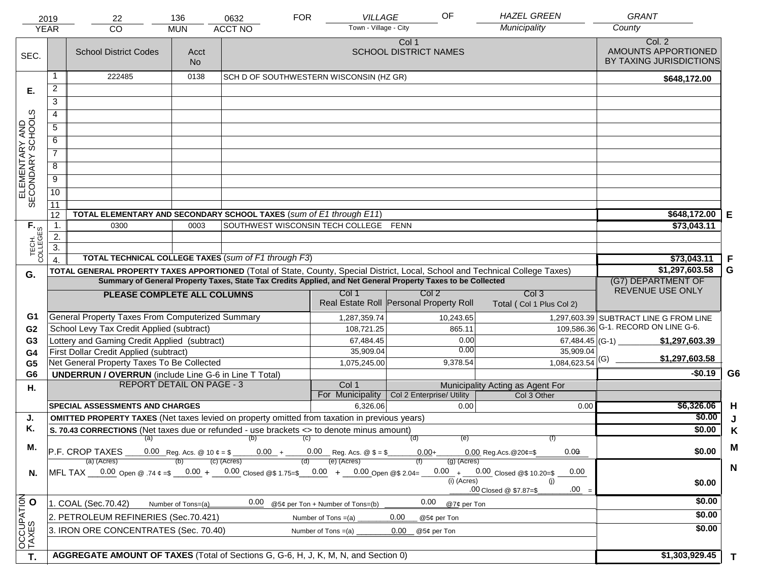| 2019 | 22 | 136 | 0632 | FOR | VILLAGE | OF | HAZEL GREEN | GRANT |
|---|---|---|---|---|---|---|---|---|
| YEAR | CO | MUN | ACCT NO | | Town - Village - City | | Municipality | County |

| SEC. | | School District Codes | Acct No | Col 1 SCHOOL DISTRICT NAMES | Col. 2 AMOUNTS APPORTIONED BY TAXING JURISDICTIONS | |
|---|---|---|---|---|---|---|
| E. ELEMENTARY AND SECONDARY SCHOOLS | 1 | 222485 | 0138 | SCH D OF SOUTHWESTERN WISCONSIN (HZ GR) | $648,172.00 | |
| | 2 | | | | | |
| | 3 | | | | | |
| | 4 | | | | | |
| | 5 | | | | | |
| | 6 | | | | | |
| | 7 | | | | | |
| | 8 | | | | | |
| | 9 | | | | | |
| | 10 | | | | | |
| | 11 | | | | | |
| | 12 | TOTAL ELEMENTARY AND SECONDARY SCHOOL TAXES (*sum of E1 through E11*) | | | $648,172.00 | E |
| F. TECH. COLLEGES | 1. | 0300 | 0003 | SOUTHWEST WISCONSIN TECH COLLEGE FENN | $73,043.11 | |
| | 2. | | | | | |
| | 3. | | | | | |
| | 4. | TOTAL TECHNICAL COLLEGE TAXES (*sum of F1 through F3*) | | | $73,043.11 | F |
| G. | | TOTAL GENERAL PROPERTY TAXES APPORTIONED (Total of State, County, Special District, Local, School and Technical College Taxes) | | | $1,297,603.58 | G |

Summary of General Property Taxes, State Tax Credits Applied, and Net General Property Taxes to be Collected

| | PLEASE COMPLETE ALL COLUMNS | Col 1 Real Estate Roll | Col 2 Personal Property Roll | Col 3 Total ( Col 1 Plus Col 2) | (G7) DEPARTMENT OF REVENUE USE ONLY | |
|---|---|---|---|---|---|---|
| G1 | General Property Taxes From Computerized Summary | 1,287,359.74 | 10,243.65 | 1,297,603.39 | SUBTRACT LINE G FROM LINE G-1. RECORD ON LINE G-6. | |
| G2 | School Levy Tax Credit Applied (subtract) | 108,721.25 | 865.11 | 109,586.36 | | |
| G3 | Lottery and Gaming Credit Applied (subtract) | 67,484.45 | 0.00 | 67,484.45 | (G-1) $1,297,603.39 | |
| G4 | First Dollar Credit Applied (subtract) | 35,909.04 | 0.00 | 35,909.04 | | |
| G5 | Net General Property Taxes To Be Collected | 1,075,245.00 | 9,378.54 | 1,084,623.54 | (G) $1,297,603.58 | |
| G6 | UNDERRUN / OVERRUN (include Line G-6 in Line T Total) | | | | -$0.19 | G6 |

| H. | REPORT DETAIL ON PAGE - 3 | Col 1 For Municipality | Col 2 Enterprise/ Utility (Municipality Acting as Agent For) | Col 3 Other | | |
|---|---|---|---|---|---|---|
| | SPECIAL ASSESSMENTS AND CHARGES | 6,326.06 | 0.00 | 0.00 | $6,326.06 | H |
| J. | OMITTED PROPERTY TAXES (Net taxes levied on property omitted from taxation in previous years) | | | | $0.00 | J |
| K. | S. 70.43 CORRECTIONS (Net taxes due or refunded - use brackets <> to denote minus amount) | | | | $0.00 | K |
| M. | P.F. CROP TAXES (a) 0.00 Reg. Acs. @ 10 ¢ = $ (b) 0.00 + (c) 0.00 Reg. Acs. @ $ = $ (d) 0.00 + (e) 0.00 Reg.Acs.@20¢=$ (f) 0.00 | | | | $0.00 | M |
| N. | MFL TAX (a) (Acres) 0.00 Open @ .74 ¢ =$ (b) 0.00 + (c) (Acres) 0.00 Closed @$ 1.75=$ (d) 0.00 + (e) (Acres) 0.00 Open @$ 2.04= (f) 0.00 + (g) (Acres) 0.00 Closed @$ 10.20=$ 0.00 (i) (Acres) .00 Closed @ $7.87=$ (j) .00 = | | | | $0.00 | N |
| O. OCCUPATION TAXES | 1. COAL (Sec.70.42) Number of Tons=(a) 0.00 @5¢ per Ton + Number of Tons=(b) 0.00 @7¢ per Ton | | | | $0.00 | |
| | 2. PETROLEUM REFINERIES (Sec.70.421) Number of Tons =(a) 0.00 @5¢ per Ton | | | | $0.00 | |
| | 3. IRON ORE CONCENTRATES (Sec. 70.40) Number of Tons =(a) 0.00 @5¢ per Ton | | | | $0.00 | |
| T. | AGGREGATE AMOUNT OF TAXES (Total of Sections G, G-6, H, J, K, M, N, and Section 0) | | | | $1,303,929.45 | T |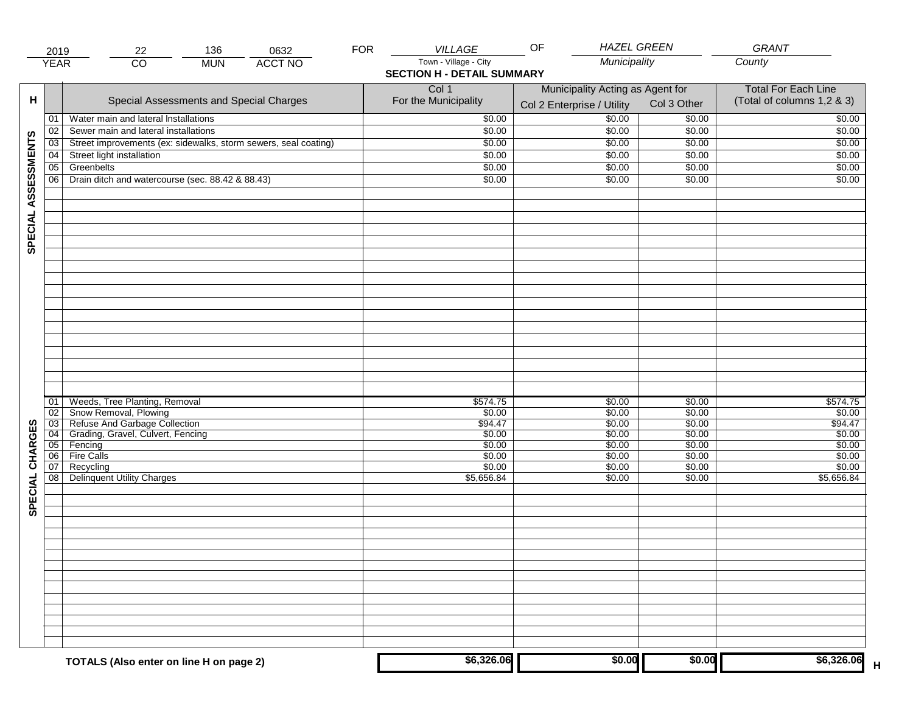| 2019 | 22 | 136 | 0632 | FOR | VILLAGE | OF | HAZEL GREEN | GRANT |
|---|---|---|---|---|---|---|---|---|
| YEAR | CO | MUN | ACCT NO | | Town - Village - City | | Municipality | County |

## SECTION H - DETAIL SUMMARY

| H | | Special Assessments and Special Charges | Col 1 For the Municipality | Municipality Acting as Agent for: Col 2 Enterprise / Utility | Col 3 Other | Total For Each Line (Total of columns 1,2 & 3) |
|---|---|---|---|---|---|---|
| SPECIAL ASSESSMENTS | 01 | Water main and lateral Installations | $0.00 | $0.00 | $0.00 | $0.00 |
| | 02 | Sewer main and lateral installations | $0.00 | $0.00 | $0.00 | $0.00 |
| | 03 | Street improvements (ex: sidewalks, storm sewers, seal coating) | $0.00 | $0.00 | $0.00 | $0.00 |
| | 04 | Street light installation | $0.00 | $0.00 | $0.00 | $0.00 |
| | 05 | Greenbelts | $0.00 | $0.00 | $0.00 | $0.00 |
| | 06 | Drain ditch and watercourse (sec. 88.42 & 88.43) | $0.00 | $0.00 | $0.00 | $0.00 |
| SPECIAL CHARGES | 01 | Weeds, Tree Planting, Removal | $574.75 | $0.00 | $0.00 | $574.75 |
| | 02 | Snow Removal, Plowing | $0.00 | $0.00 | $0.00 | $0.00 |
| | 03 | Refuse And Garbage Collection | $94.47 | $0.00 | $0.00 | $94.47 |
| | 04 | Grading, Gravel, Culvert, Fencing | $0.00 | $0.00 | $0.00 | $0.00 |
| | 05 | Fencing | $0.00 | $0.00 | $0.00 | $0.00 |
| | 06 | Fire Calls | $0.00 | $0.00 | $0.00 | $0.00 |
| | 07 | Recycling | $0.00 | $0.00 | $0.00 | $0.00 |
| | 08 | Delinquent Utility Charges | $5,656.84 | $0.00 | $0.00 | $5,656.84 |
| | | **TOTALS (Also enter on line H on page 2)** | **$6,326.06** | **$0.00** | **$0.00** | **$6,326.06** H |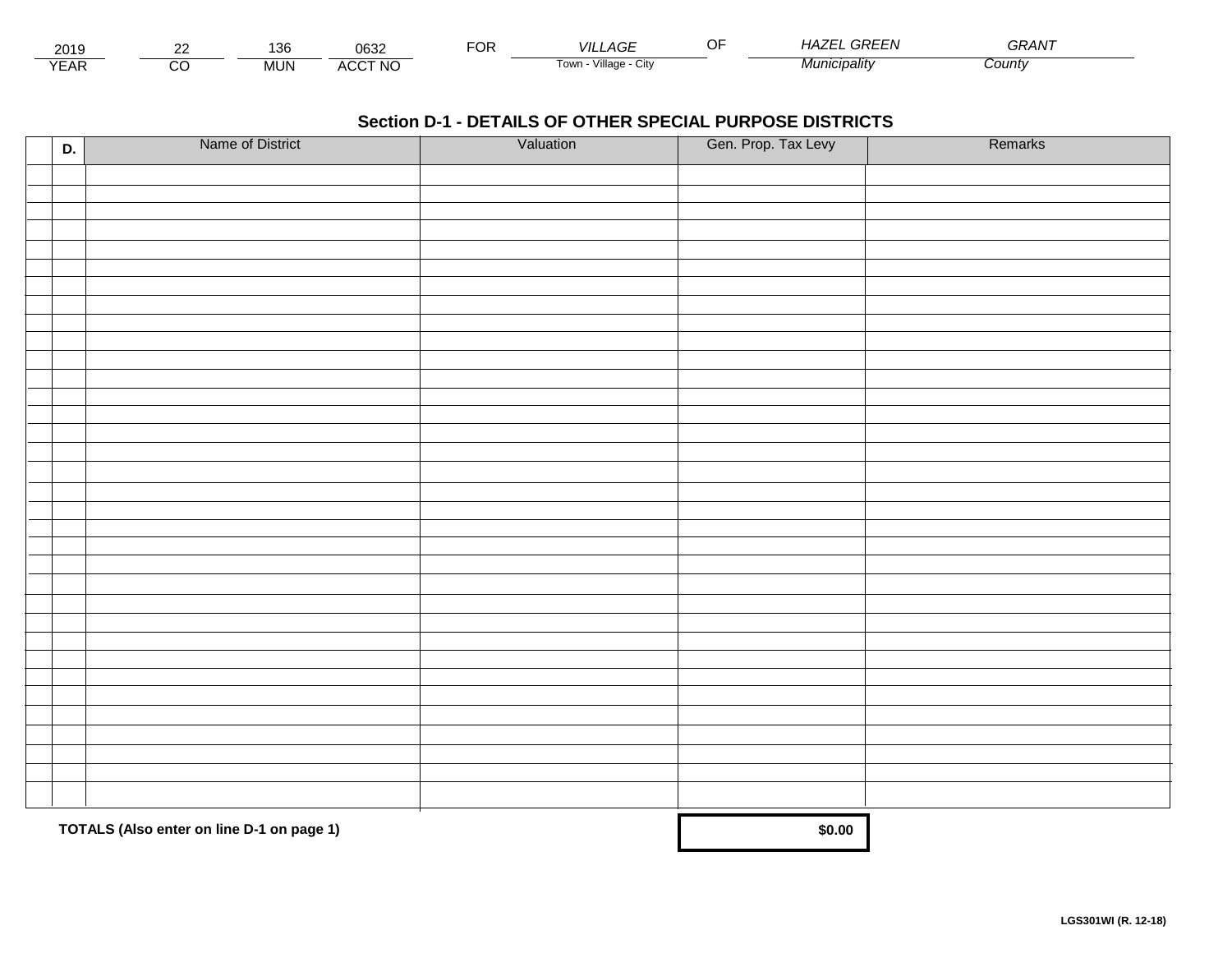| 2019 | 22 | 136 | 0632 | FOR | *VILLAGE* | OF | *HAZEL GREEN* | *GRANT* |
|---|---|---|---|---|---|---|---|---|
| YEAR | CO | MUN | ACCT NO | | Town - Village - City | | *Municipality* | *County* |

## Section D-1 - DETAILS OF OTHER SPECIAL PURPOSE DISTRICTS

| D. | Name of District | Valuation | Gen. Prop. Tax Levy | Remarks |
|---|---|---|---|---|
| | | | | |

**TOTALS (Also enter on line D-1 on page 1)** **$0.00**

**LGS301WI (R. 12-18)**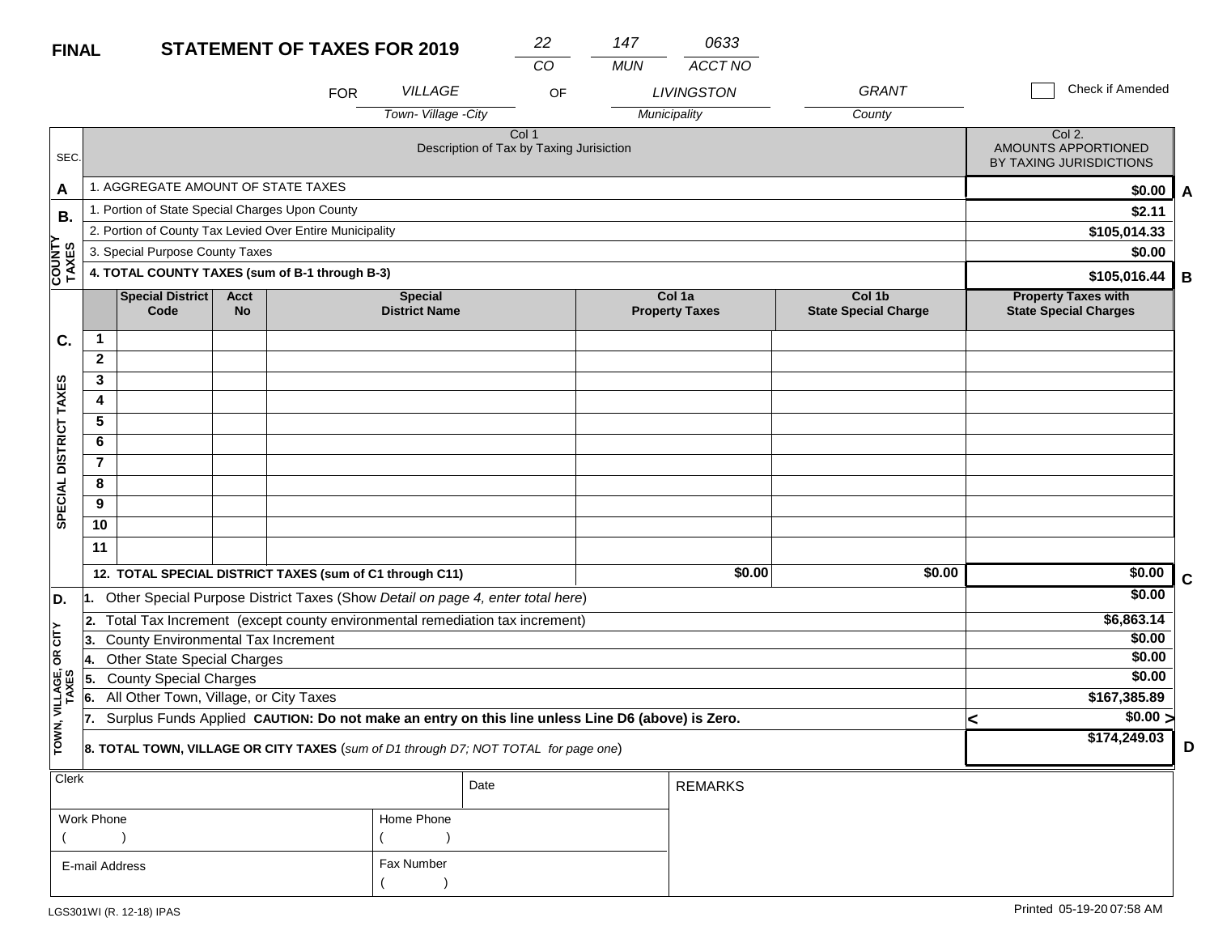**FINAL** **STATEMENT OF TAXES FOR 2019**

| 22 | 147 | 0633 |
|---|---|---|
| CO | MUN | ACCT NO |

FOR *VILLAGE* (Town- Village -City) OF *LIVINGSTON* (Municipality) *GRANT* (County)

☐ Check if Amended

| SEC. | Col 1 Description of Tax by Taxing Jurisiction | Col 2. AMOUNTS APPORTIONED BY TAXING JURISDICTIONS | |
|---|---|---|---|
| A | 1. AGGREGATE AMOUNT OF STATE TAXES | $0.00 | A |
| B. COUNTY TAXES | 1. Portion of State Special Charges Upon County | $2.11 | |
| | 2. Portion of County Tax Levied Over Entire Municipality | $105,014.33 | |
| | 3. Special Purpose County Taxes | $0.00 | |
| | **4. TOTAL COUNTY TAXES (sum of B-1 through B-3)** | $105,016.44 | B |

| C. SPECIAL DISTRICT TAXES | | Special District Code | Acct No | Special District Name | Col 1a Property Taxes | Col 1b State Special Charge | Property Taxes with State Special Charges | |
|---|---|---|---|---|---|---|---|---|
| | 1 | | | | | | | |
| | 2 | | | | | | | |
| | 3 | | | | | | | |
| | 4 | | | | | | | |
| | 5 | | | | | | | |
| | 6 | | | | | | | |
| | 7 | | | | | | | |
| | 8 | | | | | | | |
| | 9 | | | | | | | |
| | 10 | | | | | | | |
| | 11 | | | | | | | |
| | **12. TOTAL SPECIAL DISTRICT TAXES (sum of C1 through C11)** | | | | $0.00 | $0.00 | $0.00 | C |

| SEC. | Description | Amount | |
|---|---|---|---|
| D. TOWN, VILLAGE, OR CITY TAXES | 1. Other Special Purpose District Taxes (Show *Detail on page 4, enter total here*) | $0.00 | |
| | 2. Total Tax Increment (except county environmental remediation tax increment) | $6,863.14 | |
| | 3. County Environmental Tax Increment | $0.00 | |
| | 4. Other State Special Charges | $0.00 | |
| | 5. County Special Charges | $0.00 | |
| | 6. All Other Town, Village, or City Taxes | $167,385.89 | |
| | 7. Surplus Funds Applied **CAUTION: Do not make an entry on this line unless Line D6 (above) is Zero.** | < $0.00 > | |
| | **8. TOTAL TOWN, VILLAGE OR CITY TAXES** (*sum of D1 through D7; NOT TOTAL for page one*) | $174,249.03 | D |

| Clerk | Date | REMARKS |
|---|---|---|
| Work Phone ( ) | Home Phone ( ) | |
| E-mail Address | Fax Number ( ) | |

LGS301WI (R. 12-18) IPAS

Printed 05-19-20 07:58 AM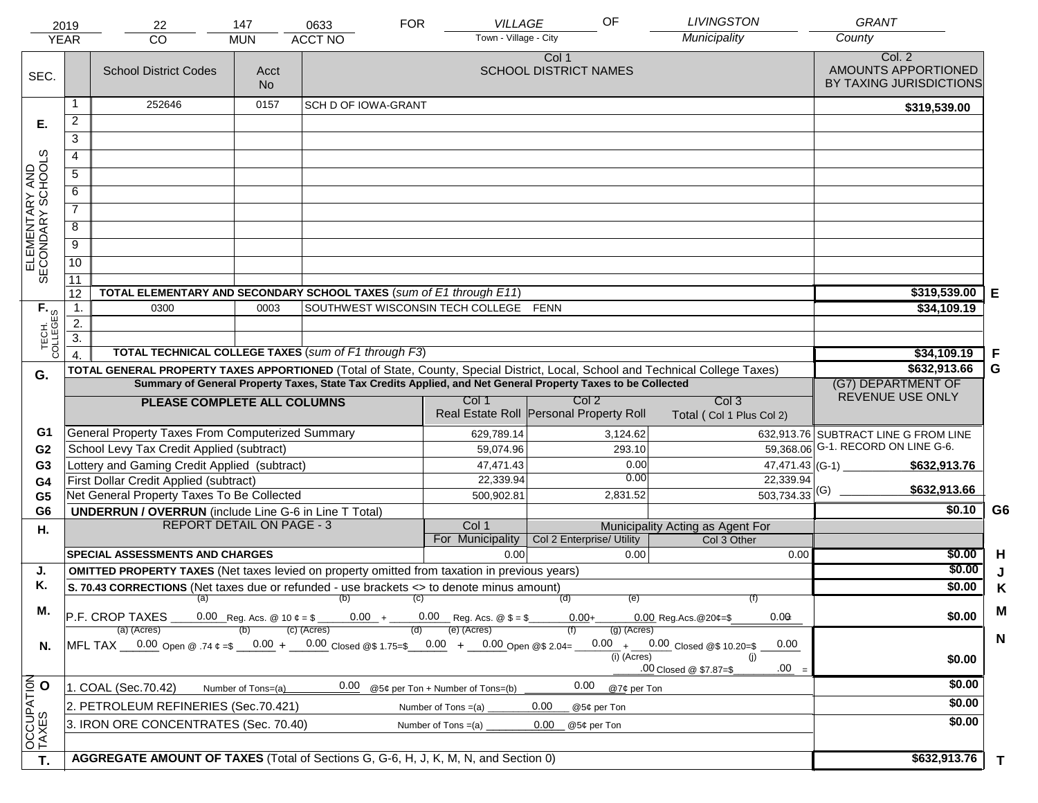| 2019 | 22 | 147 | 0633 | FOR | VILLAGE | OF | LIVINGSTON | GRANT |
|---|---|---|---|---|---|---|---|---|
| YEAR | CO | MUN | ACCT NO | | Town - Village - City | | Municipality | County |

| SEC. | | School District Codes | Acct No | Col 1 SCHOOL DISTRICT NAMES | Col. 2 AMOUNTS APPORTIONED BY TAXING JURISDICTIONS | |
|---|---|---|---|---|---|---|
| E. ELEMENTARY AND SECONDARY SCHOOLS | 1 | 252646 | 0157 | SCH D OF IOWA-GRANT | $319,539.00 | |
| | 2 | | | | | |
| | 3 | | | | | |
| | 4 | | | | | |
| | 5 | | | | | |
| | 6 | | | | | |
| | 7 | | | | | |
| | 8 | | | | | |
| | 9 | | | | | |
| | 10 | | | | | |
| | 11 | | | | | |
| | 12 | **TOTAL ELEMENTARY AND SECONDARY SCHOOL TAXES** (*sum of E1 through E11*) | | | $319,539.00 | E |
| F. TECH. COLLEGES | 1. | 0300 | 0003 | SOUTHWEST WISCONSIN TECH COLLEGE FENN | $34,109.19 | |
| | 2. | | | | | |
| | 3. | | | | | |
| | 4. | **TOTAL TECHNICAL COLLEGE TAXES** (*sum of F1 through F3*) | | | $34,109.19 | F |
| G. | | **TOTAL GENERAL PROPERTY TAXES APPORTIONED** (Total of State, County, Special District, Local, School and Technical College Taxes) | | | $632,913.66 | G |

**Summary of General Property Taxes, State Tax Credits Applied, and Net General Property Taxes to be Collected**

| | PLEASE COMPLETE ALL COLUMNS | Col 1 Real Estate Roll | Col 2 Personal Property Roll | Col 3 Total ( Col 1 Plus Col 2) | (G7) DEPARTMENT OF REVENUE USE ONLY |
|---|---|---|---|---|---|
| G1 | General Property Taxes From Computerized Summary | 629,789.14 | 3,124.62 | 632,913.76 | SUBTRACT LINE G FROM LINE G-1. RECORD ON LINE G-6. |
| G2 | School Levy Tax Credit Applied (subtract) | 59,074.96 | 293.10 | 59,368.06 | |
| G3 | Lottery and Gaming Credit Applied (subtract) | 47,471.43 | 0.00 | 47,471.43 | (G-1) $632,913.76 |
| G4 | First Dollar Credit Applied (subtract) | 22,339.94 | 0.00 | 22,339.94 | |
| G5 | Net General Property Taxes To Be Collected | 500,902.81 | 2,831.52 | 503,734.33 | (G) $632,913.66 |
| G6 | **UNDERRUN / OVERRUN** (include Line G-6 in Line T Total) | | | | $0.10 G6 |

| H. | REPORT DETAIL ON PAGE - 3 | Col 1 For Municipality | Col 2 Enterprise/ Utility (Municipality Acting as Agent For) | Col 3 Other | | |
|---|---|---|---|---|---|---|
| | **SPECIAL ASSESSMENTS AND CHARGES** | 0.00 | 0.00 | 0.00 | $0.00 | H |
| J. | **OMITTED PROPERTY TAXES** (Net taxes levied on property omitted from taxation in previous years) | | | | $0.00 | J |
| K. | **S. 70.43 CORRECTIONS** (Net taxes due or refunded - use brackets <> to denote minus amount) | | | | $0.00 | K |
| M. | P.F. CROP TAXES (a) 0.00 Reg. Acs. @ 10 ¢ = $ (b) 0.00 + (c) 0.00 Reg. Acs. @ $ = $ (d) 0.00 + (e) 0.00 Reg.Acs.@20¢=$ (f) 0.00 | | | | $0.00 | M |
| N. | MFL TAX (a) (Acres) 0.00 Open @ .74 ¢ =$ (b) 0.00 + (c) (Acres) 0.00 Closed @$ 1.75=$ (d) 0.00 + (e) (Acres) 0.00 Open @$ 2.04= (f) 0.00 + (g) (Acres) 0.00 Closed @$ 10.20=$ 0.00 (i) (Acres) .00 Closed @ $7.87=$ (j) .00 = | | | | $0.00 | N |
| O. OCCUPATION TAXES | 1. COAL (Sec.70.42) Number of Tons=(a) 0.00 @5¢ per Ton + Number of Tons=(b) 0.00 @7¢ per Ton | | | | $0.00 | |
| | 2. PETROLEUM REFINERIES (Sec.70.421) Number of Tons =(a) 0.00 @5¢ per Ton | | | | $0.00 | |
| | 3. IRON ORE CONCENTRATES (Sec. 70.40) Number of Tons =(a) 0.00 @5¢ per Ton | | | | $0.00 | |
| T. | **AGGREGATE AMOUNT OF TAXES** (Total of Sections G, G-6, H, J, K, M, N, and Section 0) | | | | $632,913.76 | T |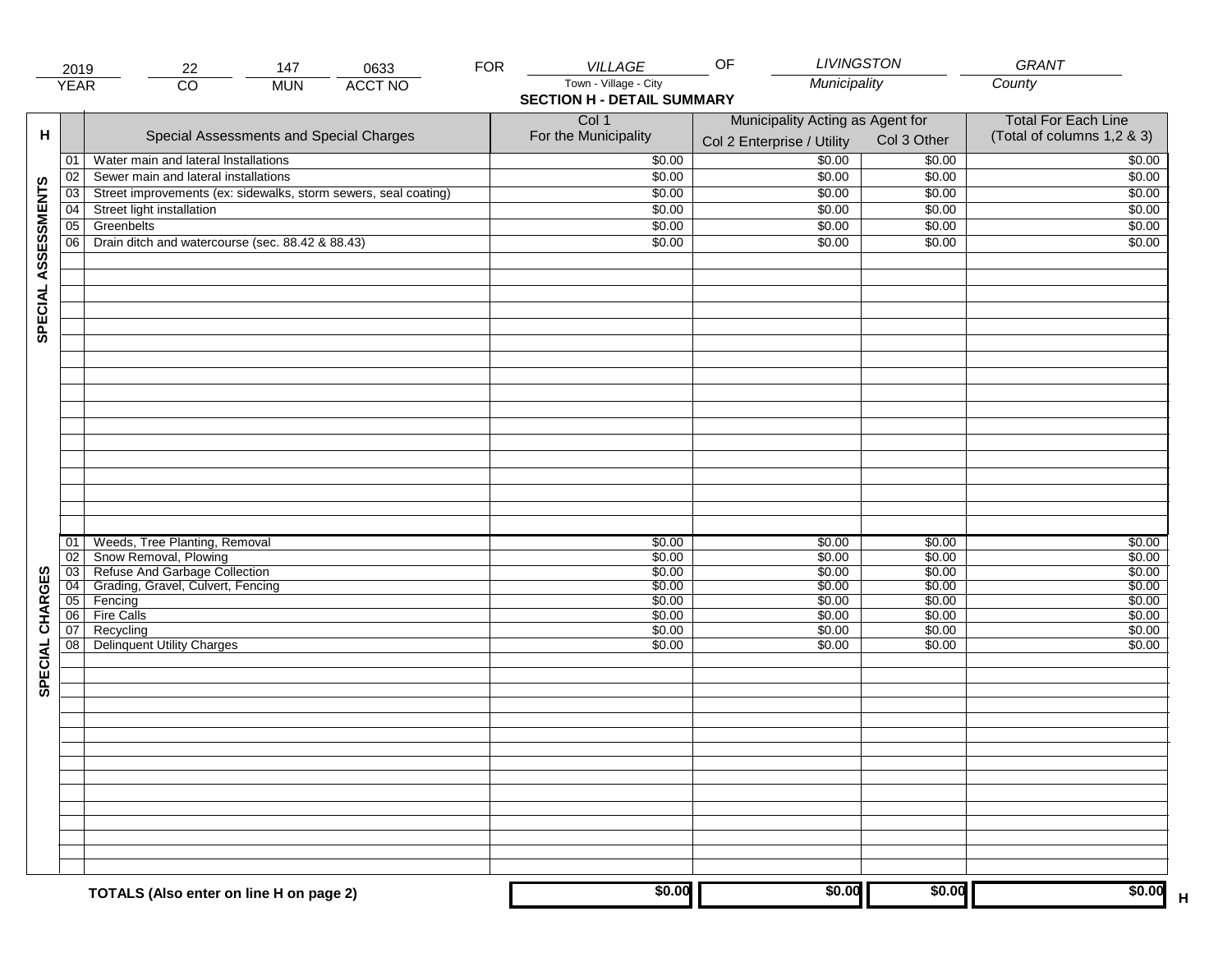| 2019 | 22 | 147 | 0633 | FOR | VILLAGE | OF | LIVINGSTON | GRANT |
|---|---|---|---|---|---|---|---|---|
| YEAR | CO | MUN | ACCT NO | | Town - Village - City | | Municipality | County |

## SECTION H - DETAIL SUMMARY

| H | | Special Assessments and Special Charges | Col 1 For the Municipality | Municipality Acting as Agent for Col 2 Enterprise / Utility | Col 3 Other | Total For Each Line (Total of columns 1,2 & 3) |
|---|---|---|---|---|---|---|
| SPECIAL ASSESSMENTS | 01 | Water main and lateral Installations | $0.00 | $0.00 | $0.00 | $0.00 |
| | 02 | Sewer main and lateral installations | $0.00 | $0.00 | $0.00 | $0.00 |
| | 03 | Street improvements (ex: sidewalks, storm sewers, seal coating) | $0.00 | $0.00 | $0.00 | $0.00 |
| | 04 | Street light installation | $0.00 | $0.00 | $0.00 | $0.00 |
| | 05 | Greenbelts | $0.00 | $0.00 | $0.00 | $0.00 |
| | 06 | Drain ditch and watercourse (sec. 88.42 & 88.43) | $0.00 | $0.00 | $0.00 | $0.00 |
| SPECIAL CHARGES | 01 | Weeds, Tree Planting, Removal | $0.00 | $0.00 | $0.00 | $0.00 |
| | 02 | Snow Removal, Plowing | $0.00 | $0.00 | $0.00 | $0.00 |
| | 03 | Refuse And Garbage Collection | $0.00 | $0.00 | $0.00 | $0.00 |
| | 04 | Grading, Gravel, Culvert, Fencing | $0.00 | $0.00 | $0.00 | $0.00 |
| | 05 | Fencing | $0.00 | $0.00 | $0.00 | $0.00 |
| | 06 | Fire Calls | $0.00 | $0.00 | $0.00 | $0.00 |
| | 07 | Recycling | $0.00 | $0.00 | $0.00 | $0.00 |
| | 08 | Delinquent Utility Charges | $0.00 | $0.00 | $0.00 | $0.00 |
| | | **TOTALS (Also enter on line H on page 2)** | **$0.00** | **$0.00** | **$0.00** | **$0.00** H |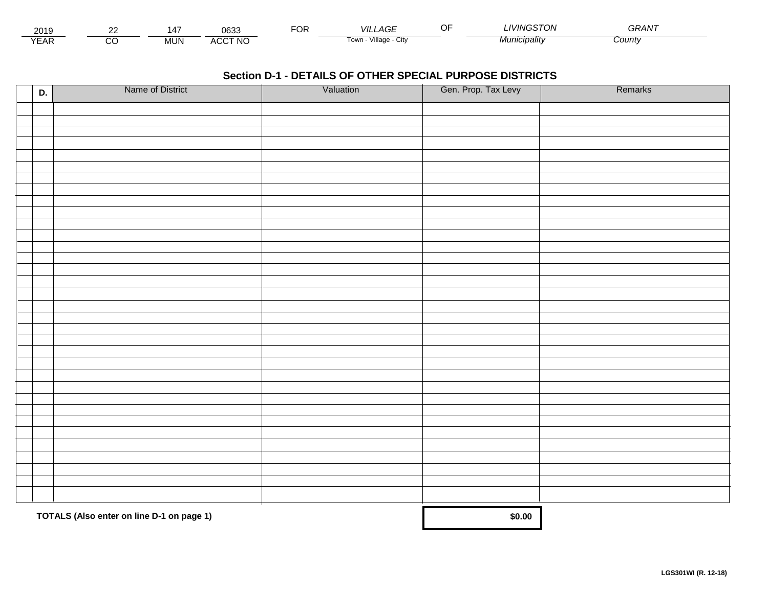| 2019 | 22 | 147 | 0633 | FOR | VILLAGE | OF | LIVINGSTON | GRANT |
|---|---|---|---|---|---|---|---|---|
| YEAR | CO | MUN | ACCT NO | | Town - Village - City | | Municipality | County |

## Section D-1 - DETAILS OF OTHER SPECIAL PURPOSE DISTRICTS

| D. | Name of District | Valuation | Gen. Prop. Tax Levy | Remarks |
|---|---|---|---|---|
| | | | | |
| | | | | |
| | | | | |
| | | | | |
| | | | | |
| | | | | |
| | | | | |
| | | | | |
| | | | | |
| | | | | |
| | | | | |
| | | | | |
| | | | | |
| | | | | |
| | | | | |
| | | | | |
| | | | | |
| | | | | |
| | | | | |
| | | | | |
| | | | | |
| | | | | |
| | | | | |
| | | | | |
| | | | | |
| | | | | |
| | | | | |
| | | | | |
| | | | | |
| | | | | |
| | | | | |
| | | | | |
| | | | | |
| | | | | |
| **TOTALS (Also enter on line D-1 on page 1)** | | | **$0.00** | |

**LGS301WI (R. 12-18)**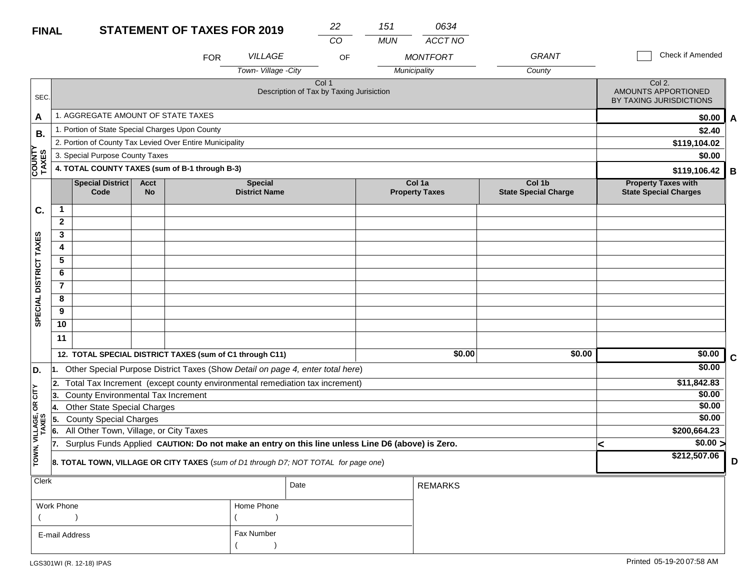**FINAL** **STATEMENT OF TAXES FOR 2019**

| 22 | 151 | 0634 |
|---|---|---|
| CO | MUN | ACCT NO |

FOR *VILLAGE* (Town- Village -City) OF *MONTFORT* (Municipality) *GRANT* (County)

☐ Check if Amended

| SEC. | Col 1 Description of Tax by Taxing Jurisiction | Col 2. AMOUNTS APPORTIONED BY TAXING JURISDICTIONS | |
|---|---|---|---|
| A | 1. AGGREGATE AMOUNT OF STATE TAXES | $0.00 | A |
| B. COUNTY TAXES | 1. Portion of State Special Charges Upon County | $2.40 | |
| | 2. Portion of County Tax Levied Over Entire Municipality | $119,104.02 | |
| | 3. Special Purpose County Taxes | $0.00 | |
| | **4. TOTAL COUNTY TAXES (sum of B-1 through B-3)** | $119,106.42 | B |

| C. SPECIAL DISTRICT TAXES | Special District Code | Acct No | Special District Name | Col 1a Property Taxes | Col 1b State Special Charge | Property Taxes with State Special Charges | |
|---|---|---|---|---|---|---|---|
| 1 | | | | | | | |
| 2 | | | | | | | |
| 3 | | | | | | | |
| 4 | | | | | | | |
| 5 | | | | | | | |
| 6 | | | | | | | |
| 7 | | | | | | | |
| 8 | | | | | | | |
| 9 | | | | | | | |
| 10 | | | | | | | |
| 11 | | | | | | | |
| **12. TOTAL SPECIAL DISTRICT TAXES (sum of C1 through C11)** | | | | $0.00 | $0.00 | $0.00 | C |

| D. TOWN, VILLAGE, OR CITY TAXES | | | |
|---|---|---|---|
| | 1. Other Special Purpose District Taxes (Show *Detail on page 4, enter total here*) | $0.00 | |
| | 2. Total Tax Increment (except county environmental remediation tax increment) | $11,842.83 | |
| | 3. County Environmental Tax Increment | $0.00 | |
| | 4. Other State Special Charges | $0.00 | |
| | 5. County Special Charges | $0.00 | |
| | 6. All Other Town, Village, or City Taxes | $200,664.23 | |
| | 7. Surplus Funds Applied **CAUTION: Do not make an entry on this line unless Line D6 (above) is Zero.** | < $0.00 > | |
| | **8. TOTAL TOWN, VILLAGE OR CITY TAXES** (*sum of D1 through D7; NOT TOTAL for page one*) | $212,507.06 | D |

| Clerk | Date | REMARKS |
|---|---|---|
| Work Phone ( ) | Home Phone ( ) | |
| E-mail Address | Fax Number ( ) | |

LGS301WI (R. 12-18) IPAS

Printed 05-19-20 07:58 AM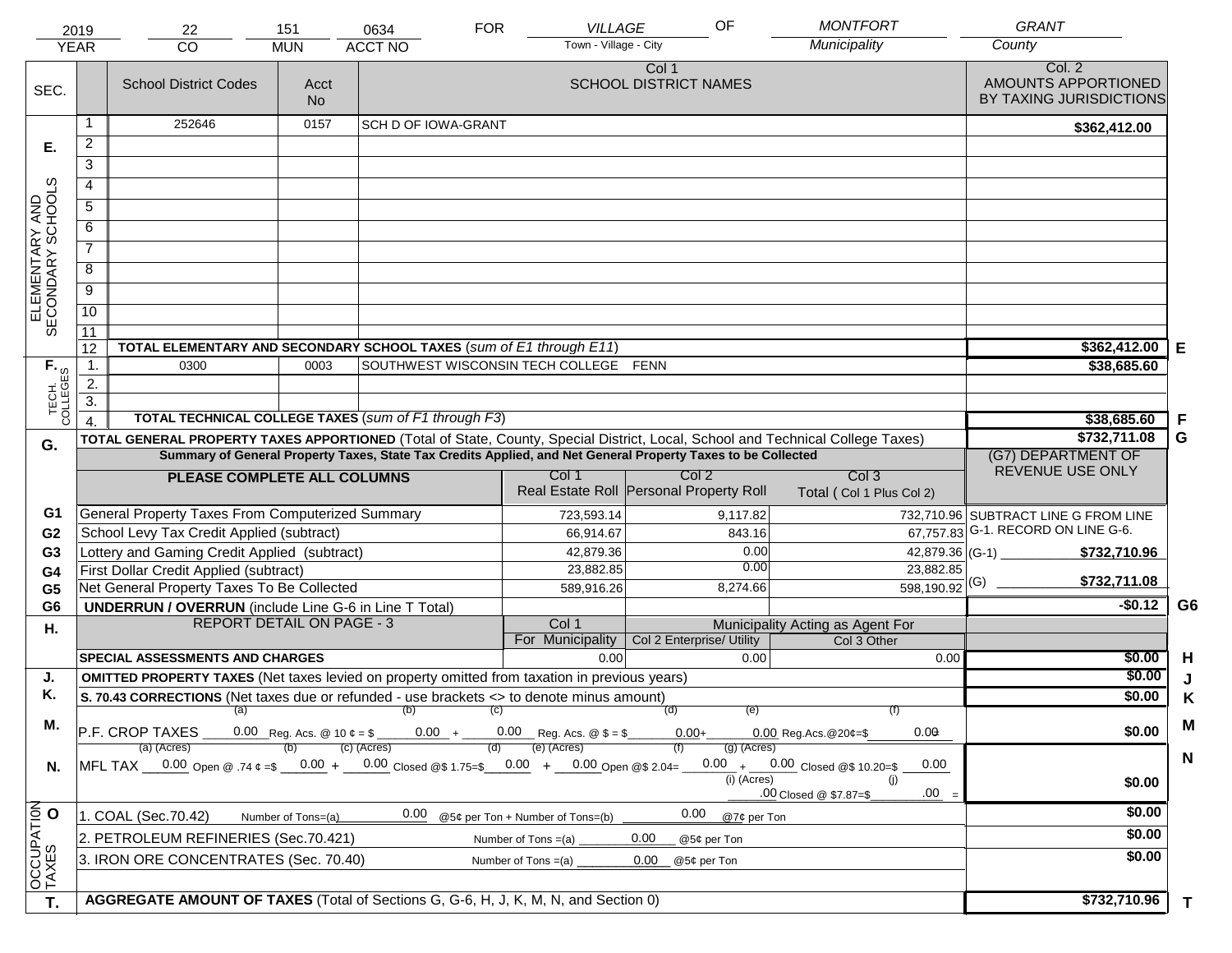| 2019 | 22 | 151 | 0634 | FOR | VILLAGE | OF | MONTFORT | GRANT |
|---|---|---|---|---|---|---|---|---|
| YEAR | CO | MUN | ACCT NO | | Town - Village - City | | Municipality | County |

| SEC. | | School District Codes | Acct No | Col 1 SCHOOL DISTRICT NAMES | Col. 2 AMOUNTS APPORTIONED BY TAXING JURISDICTIONS | |
|---|---|---|---|---|---|---|
| E. ELEMENTARY AND SECONDARY SCHOOLS | 1 | 252646 | 0157 | SCH D OF IOWA-GRANT | $362,412.00 | |
| | 2 | | | | | |
| | 3 | | | | | |
| | 4 | | | | | |
| | 5 | | | | | |
| | 6 | | | | | |
| | 7 | | | | | |
| | 8 | | | | | |
| | 9 | | | | | |
| | 10 | | | | | |
| | 11 | | | | | |
| | 12 | TOTAL ELEMENTARY AND SECONDARY SCHOOL TAXES (*sum of E1 through E11*) | | | $362,412.00 | E |
| F. TECH. COLLEGES | 1. | 0300 | 0003 | SOUTHWEST WISCONSIN TECH COLLEGE FENN | $38,685.60 | |
| | 2. | | | | | |
| | 3. | | | | | |
| | 4. | TOTAL TECHNICAL COLLEGE TAXES (*sum of F1 through F3*) | | | $38,685.60 | F |
| G. | | TOTAL GENERAL PROPERTY TAXES APPORTIONED (Total of State, County, Special District, Local, School and Technical College Taxes) | | | $732,711.08 | G |

**Summary of General Property Taxes, State Tax Credits Applied, and Net General Property Taxes to be Collected**

| | PLEASE COMPLETE ALL COLUMNS | Col 1 Real Estate Roll | Col 2 Personal Property Roll | Col 3 Total ( Col 1 Plus Col 2) | (G7) DEPARTMENT OF REVENUE USE ONLY |
|---|---|---|---|---|---|
| G1 | General Property Taxes From Computerized Summary | 723,593.14 | 9,117.82 | 732,710.96 | SUBTRACT LINE G FROM LINE G-1. RECORD ON LINE G-6. |
| G2 | School Levy Tax Credit Applied (subtract) | 66,914.67 | 843.16 | 67,757.83 | |
| G3 | Lottery and Gaming Credit Applied (subtract) | 42,879.36 | 0.00 | 42,879.36 | (G-1) $732,710.96 |
| G4 | First Dollar Credit Applied (subtract) | 23,882.85 | 0.00 | 23,882.85 | |
| G5 | Net General Property Taxes To Be Collected | 589,916.26 | 8,274.66 | 598,190.92 | (G) $732,711.08 |
| G6 | UNDERRUN / OVERRUN (include Line G-6 in Line T Total) | | | | -$0.12 G6 |

| H. | REPORT DETAIL ON PAGE - 3 | Col 1 For Municipality | Col 2 Enterprise/ Utility (Municipality Acting as Agent For) | Col 3 Other | | |
|---|---|---|---|---|---|---|
| | SPECIAL ASSESSMENTS AND CHARGES | 0.00 | 0.00 | 0.00 | $0.00 | H |
| J. | OMITTED PROPERTY TAXES (Net taxes levied on property omitted from taxation in previous years) | | | | $0.00 | J |
| K. | S. 70.43 CORRECTIONS (Net taxes due or refunded - use brackets <> to denote minus amount) | | | | $0.00 | K |
| M. | P.F. CROP TAXES (a) 0.00 Reg. Acs. @ 10 ¢ = $ (b) 0.00 + (c) 0.00 Reg. Acs. @ $ = $ (d) 0.00 + (e) 0.00 Reg.Acs.@20¢=$ (f) 0.00 | | | | $0.00 | M |
| N. | MFL TAX (a) (Acres) 0.00 Open @ .74 ¢ =$ (b) 0.00 + (c) (Acres) 0.00 Closed @$ 1.75=$ (d) 0.00 + (e) (Acres) 0.00 Open @$ 2.04= (f) 0.00 + (g) (Acres) 0.00 Closed @$ 10.20=$ 0.00; (i) (Acres) .00 Closed @ $7.87=$ (j) .00 = | | | | $0.00 | N |
| O. OCCUPATION TAXES | 1. COAL (Sec.70.42) Number of Tons=(a) 0.00 @5¢ per Ton + Number of Tons=(b) 0.00 @7¢ per Ton | | | | $0.00 | |
| | 2. PETROLEUM REFINERIES (Sec.70.421) Number of Tons =(a) 0.00 @5¢ per Ton | | | | $0.00 | |
| | 3. IRON ORE CONCENTRATES (Sec. 70.40) Number of Tons =(a) 0.00 @5¢ per Ton | | | | $0.00 | |
| T. | AGGREGATE AMOUNT OF TAXES (Total of Sections G, G-6, H, J, K, M, N, and Section 0) | | | | $732,710.96 | T |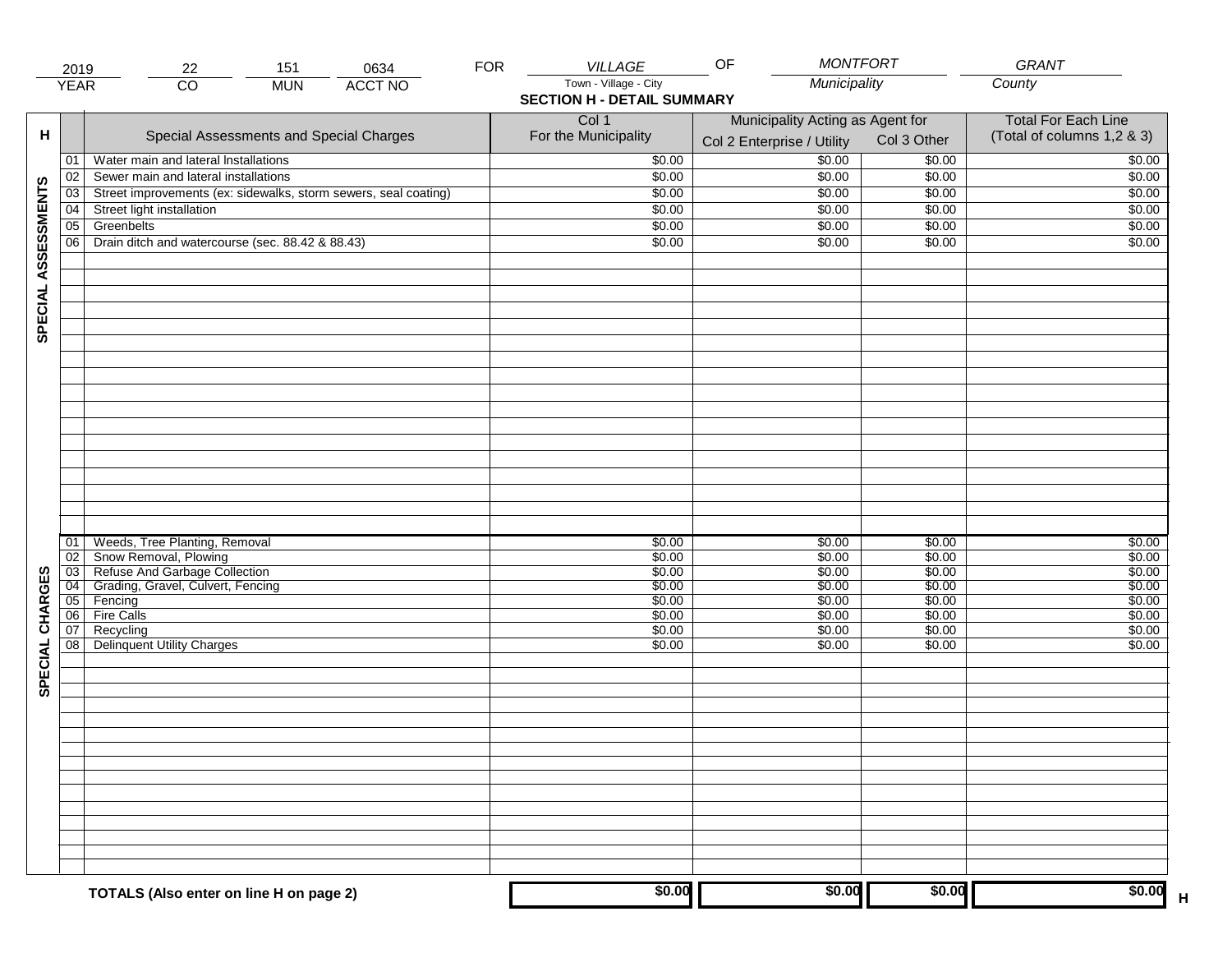| 2019 | 22 | 151 | 0634 | FOR | VILLAGE | OF | MONTFORT | GRANT |
|---|---|---|---|---|---|---|---|---|
| YEAR | CO | MUN | ACCT NO | | Town - Village - City | | Municipality | County |

## SECTION H - DETAIL SUMMARY

| H | | Special Assessments and Special Charges | Col 1 For the Municipality | Municipality Acting as Agent for Col 2 Enterprise / Utility | Col 3 Other | Total For Each Line (Total of columns 1,2 & 3) |
|---|---|---|---|---|---|---|
| SPECIAL ASSESSMENTS | 01 | Water main and lateral Installations | $0.00 | $0.00 | $0.00 | $0.00 |
| | 02 | Sewer main and lateral installations | $0.00 | $0.00 | $0.00 | $0.00 |
| | 03 | Street improvements (ex: sidewalks, storm sewers, seal coating) | $0.00 | $0.00 | $0.00 | $0.00 |
| | 04 | Street light installation | $0.00 | $0.00 | $0.00 | $0.00 |
| | 05 | Greenbelts | $0.00 | $0.00 | $0.00 | $0.00 |
| | 06 | Drain ditch and watercourse (sec. 88.42 & 88.43) | $0.00 | $0.00 | $0.00 | $0.00 |
| SPECIAL CHARGES | 01 | Weeds, Tree Planting, Removal | $0.00 | $0.00 | $0.00 | $0.00 |
| | 02 | Snow Removal, Plowing | $0.00 | $0.00 | $0.00 | $0.00 |
| | 03 | Refuse And Garbage Collection | $0.00 | $0.00 | $0.00 | $0.00 |
| | 04 | Grading, Gravel, Culvert, Fencing | $0.00 | $0.00 | $0.00 | $0.00 |
| | 05 | Fencing | $0.00 | $0.00 | $0.00 | $0.00 |
| | 06 | Fire Calls | $0.00 | $0.00 | $0.00 | $0.00 |
| | 07 | Recycling | $0.00 | $0.00 | $0.00 | $0.00 |
| | 08 | Delinquent Utility Charges | $0.00 | $0.00 | $0.00 | $0.00 |
| | | **TOTALS (Also enter on line H on page 2)** | **$0.00** | **$0.00** | **$0.00** | **$0.00** H |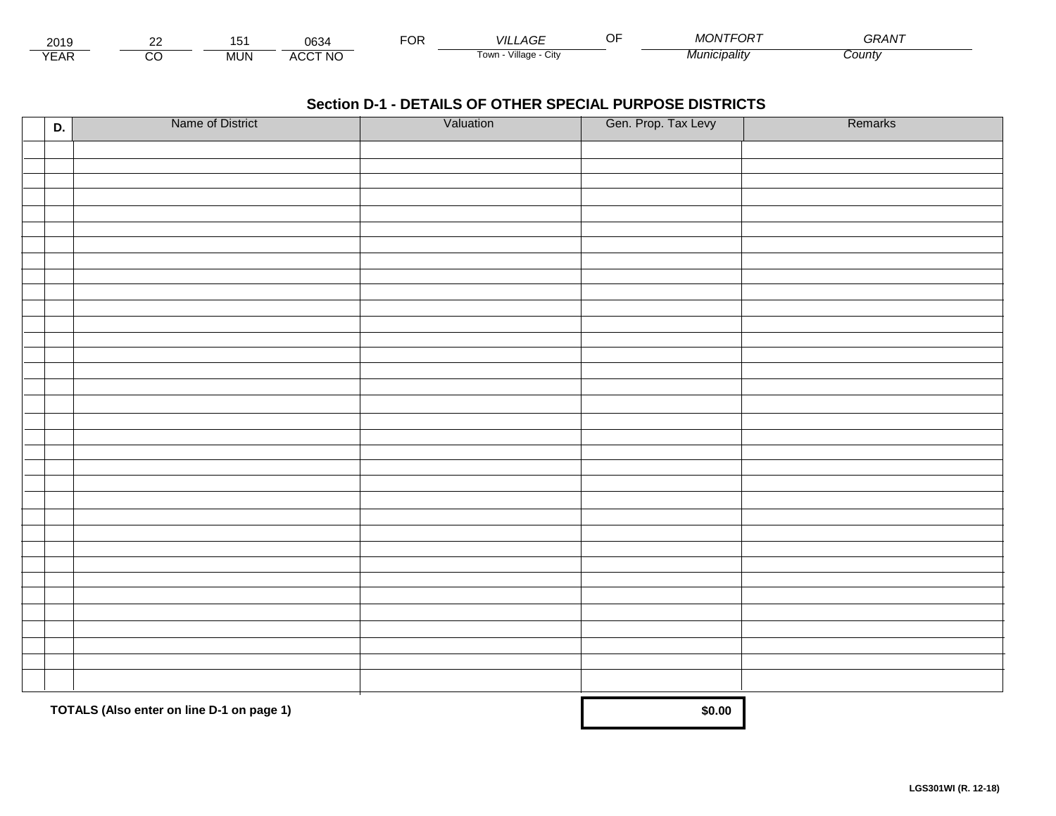| 2019 | 22 | 151 | 0634 | FOR | VILLAGE | OF | MONTFORT | GRANT |
|---|---|---|---|---|---|---|---|---|
| YEAR | CO | MUN | ACCT NO | | Town - Village - City | | Municipality | County |

## Section D-1 - DETAILS OF OTHER SPECIAL PURPOSE DISTRICTS

| D. | Name of District | Valuation | Gen. Prop. Tax Levy | Remarks |
|---|---|---|---|---|
| | | | | |
| | | | | |
| | | | | |
| | | | | |
| | | | | |
| | | | | |
| | | | | |
| | | | | |
| | | | | |
| | | | | |
| | | | | |
| | | | | |
| | | | | |
| | | | | |
| | | | | |
| | | | | |
| | | | | |
| | | | | |
| | | | | |
| | | | | |
| | | | | |
| | | | | |
| | | | | |
| | | | | |
| | | | | |
| | | | | |
| | | | | |
| | | | | |
| | | | | |
| | | | | |
| | | | | |
| | | | | |
| | | | | |
| | | | | |
| | | | | |
| | | | | |

**TOTALS (Also enter on line D-1 on page 1)** **$0.00**

**LGS301WI (R. 12-18)**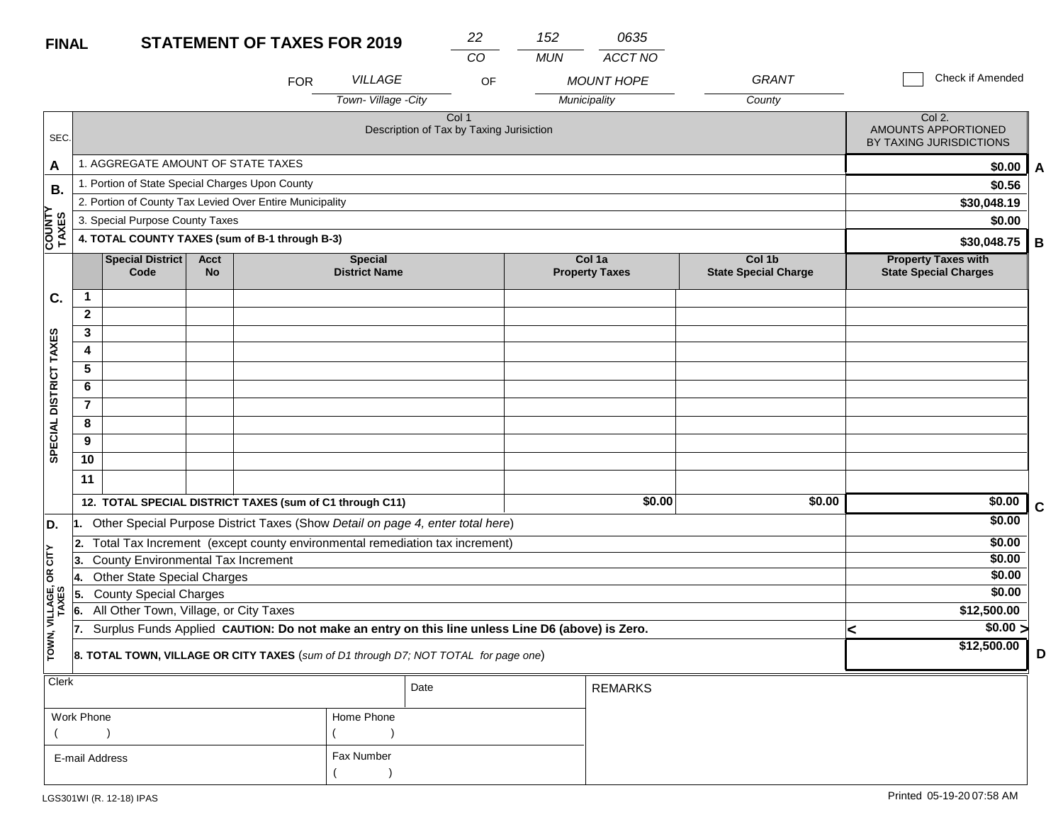**FINAL** **STATEMENT OF TAXES FOR 2019**

| 22 | 152 | 0635 |
|---|---|---|
| CO | MUN | ACCT NO |

FOR *VILLAGE* (Town- Village -City) OF *MOUNT HOPE* (Municipality) *GRANT* (County)

☐ Check if Amended

| SEC. | Col 1 Description of Tax by Taxing Jurisiction | Col 2. AMOUNTS APPORTIONED BY TAXING JURISDICTIONS | |
|---|---|---|---|
| A | 1. AGGREGATE AMOUNT OF STATE TAXES | $0.00 | A |
| B. COUNTY TAXES | 1. Portion of State Special Charges Upon County | $0.56 | |
| | 2. Portion of County Tax Levied Over Entire Municipality | $30,048.19 | |
| | 3. Special Purpose County Taxes | $0.00 | |
| | **4. TOTAL COUNTY TAXES (sum of B-1 through B-3)** | **$30,048.75** | B |

| SEC. | | Special District Code | Acct No | Special District Name | Col 1a Property Taxes | Col 1b State Special Charge | Property Taxes with State Special Charges | |
|---|---|---|---|---|---|---|---|---|
| C. SPECIAL DISTRICT TAXES | 1 | | | | | | | |
| | 2 | | | | | | | |
| | 3 | | | | | | | |
| | 4 | | | | | | | |
| | 5 | | | | | | | |
| | 6 | | | | | | | |
| | 7 | | | | | | | |
| | 8 | | | | | | | |
| | 9 | | | | | | | |
| | 10 | | | | | | | |
| | 11 | | | | | | | |
| | **12. TOTAL SPECIAL DISTRICT TAXES (sum of C1 through C11)** | | | | $0.00 | $0.00 | $0.00 | C |

| SEC. | Description | Amount | |
|---|---|---|---|
| D. TOWN, VILLAGE, OR CITY TAXES | 1. Other Special Purpose District Taxes (Show *Detail on page 4, enter total here*) | $0.00 | |
| | 2. Total Tax Increment (except county environmental remediation tax increment) | $0.00 | |
| | 3. County Environmental Tax Increment | $0.00 | |
| | 4. Other State Special Charges | $0.00 | |
| | 5. County Special Charges | $0.00 | |
| | 6. All Other Town, Village, or City Taxes | $12,500.00 | |
| | 7. Surplus Funds Applied **CAUTION: Do not make an entry on this line unless Line D6 (above) is Zero.** | < $0.00 > | |
| | **8. TOTAL TOWN, VILLAGE OR CITY TAXES** (*sum of D1 through D7; NOT TOTAL for page one*) | **$12,500.00** | D |

| Clerk | | Date | REMARKS |
|---|---|---|---|
| Work Phone ( ) | Home Phone ( ) | | |
| E-mail Address | Fax Number ( ) | | |

LGS301WI (R. 12-18) IPAS

Printed 05-19-20 07:58 AM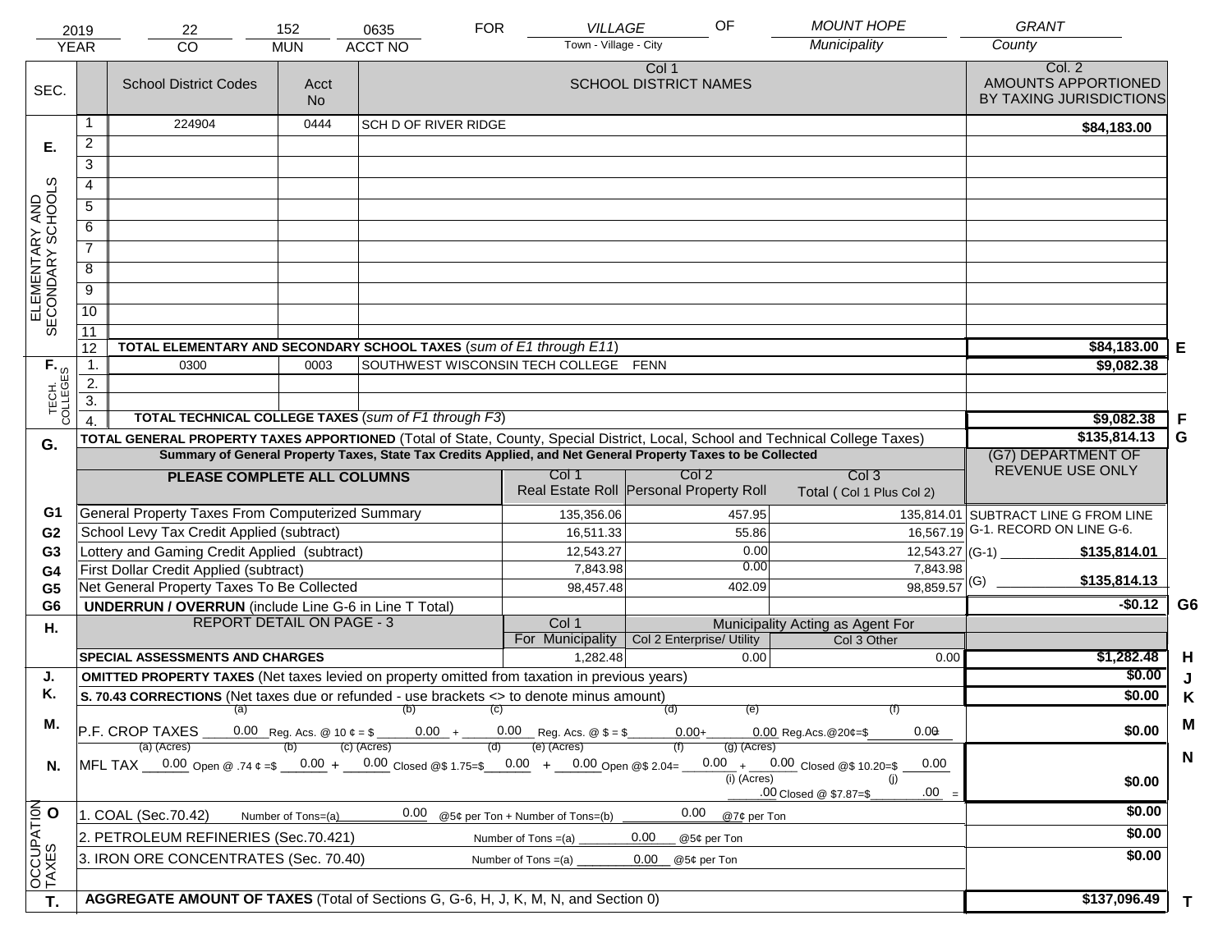| 2019 | 22 | 152 | 0635 | FOR | VILLAGE | OF | MOUNT HOPE | GRANT |
|---|---|---|---|---|---|---|---|---|
| YEAR | CO | MUN | ACCT NO | | Town - Village - City | | Municipality | County |

| SEC. | | School District Codes | Acct No | Col 1 SCHOOL DISTRICT NAMES | Col. 2 AMOUNTS APPORTIONED BY TAXING JURISDICTIONS | |
|---|---|---|---|---|---|---|
| E. ELEMENTARY AND SECONDARY SCHOOLS | 1 | 224904 | 0444 | SCH D OF RIVER RIDGE | $84,183.00 | |
| | 2 | | | | | |
| | 3 | | | | | |
| | 4 | | | | | |
| | 5 | | | | | |
| | 6 | | | | | |
| | 7 | | | | | |
| | 8 | | | | | |
| | 9 | | | | | |
| | 10 | | | | | |
| | 11 | | | | | |
| | 12 | TOTAL ELEMENTARY AND SECONDARY SCHOOL TAXES (*sum of E1 through E11*) | | | $84,183.00 | E |
| F. TECH. COLLEGES | 1. | 0300 | 0003 | SOUTHWEST WISCONSIN TECH COLLEGE FENN | $9,082.38 | |
| | 2. | | | | | |
| | 3. | | | | | |
| | 4. | TOTAL TECHNICAL COLLEGE TAXES (*sum of F1 through F3*) | | | $9,082.38 | F |
| G. | | TOTAL GENERAL PROPERTY TAXES APPORTIONED (Total of State, County, Special District, Local, School and Technical College Taxes) | | | $135,814.13 | G |

**Summary of General Property Taxes, State Tax Credits Applied, and Net General Property Taxes to be Collected**

| | PLEASE COMPLETE ALL COLUMNS | Col 1 Real Estate Roll | Col 2 Personal Property Roll | Col 3 Total ( Col 1 Plus Col 2) | (G7) DEPARTMENT OF REVENUE USE ONLY | |
|---|---|---|---|---|---|---|
| G1 | General Property Taxes From Computerized Summary | 135,356.06 | 457.95 | 135,814.01 | SUBTRACT LINE G FROM LINE G-1. RECORD ON LINE G-6. | |
| G2 | School Levy Tax Credit Applied (subtract) | 16,511.33 | 55.86 | 16,567.19 | | |
| G3 | Lottery and Gaming Credit Applied (subtract) | 12,543.27 | 0.00 | 12,543.27 | (G-1) $135,814.01 | |
| G4 | First Dollar Credit Applied (subtract) | 7,843.98 | 0.00 | 7,843.98 | | |
| G5 | Net General Property Taxes To Be Collected | 98,457.48 | 402.09 | 98,859.57 | (G) $135,814.13 | |
| G6 | UNDERRUN / OVERRUN (include Line G-6 in Line T Total) | | | | -$0.12 | G6 |

| H. | REPORT DETAIL ON PAGE - 3 | Col 1 For Municipality | Col 2 Enterprise/ Utility (Municipality Acting as Agent For) | Col 3 Other | | |
|---|---|---|---|---|---|---|
| | SPECIAL ASSESSMENTS AND CHARGES | 1,282.48 | 0.00 | 0.00 | $1,282.48 | H |
| J. | OMITTED PROPERTY TAXES (Net taxes levied on property omitted from taxation in previous years) | | | | $0.00 | J |
| K. | S. 70.43 CORRECTIONS (Net taxes due or refunded - use brackets <> to denote minus amount) | | | | $0.00 | K |
| M. | P.F. CROP TAXES (a) 0.00 Reg. Acs. @ 10 ¢ = $ (b) 0.00 + (c) 0.00 Reg. Acs. @ $ = $ (d) 0.00 + (e) 0.00 Reg.Acs.@20¢=$ (f) 0.00 | | | | $0.00 | M |
| N. | MFL TAX (a) (Acres) 0.00 Open @ .74 ¢ =$ (b) 0.00 + (c) (Acres) 0.00 Closed @$ 1.75=$ (d) 0.00 + (e) (Acres) 0.00 Open @$ 2.04= (f) 0.00 + (g) (Acres) 0.00 Closed @$ 10.20=$ 0.00 (i) (Acres) .00 Closed @ $7.87=$ (j) .00 = | | | | $0.00 | N |
| O OCCUPATION TAXES | 1. COAL (Sec.70.42) Number of Tons=(a) 0.00 @5¢ per Ton + Number of Tons=(b) 0.00 @7¢ per Ton | | | | $0.00 | |
| | 2. PETROLEUM REFINERIES (Sec.70.421) Number of Tons =(a) 0.00 @5¢ per Ton | | | | $0.00 | |
| | 3. IRON ORE CONCENTRATES (Sec. 70.40) Number of Tons =(a) 0.00 @5¢ per Ton | | | | $0.00 | |
| T. | AGGREGATE AMOUNT OF TAXES (Total of Sections G, G-6, H, J, K, M, N, and Section 0) | | | | $137,096.49 | T |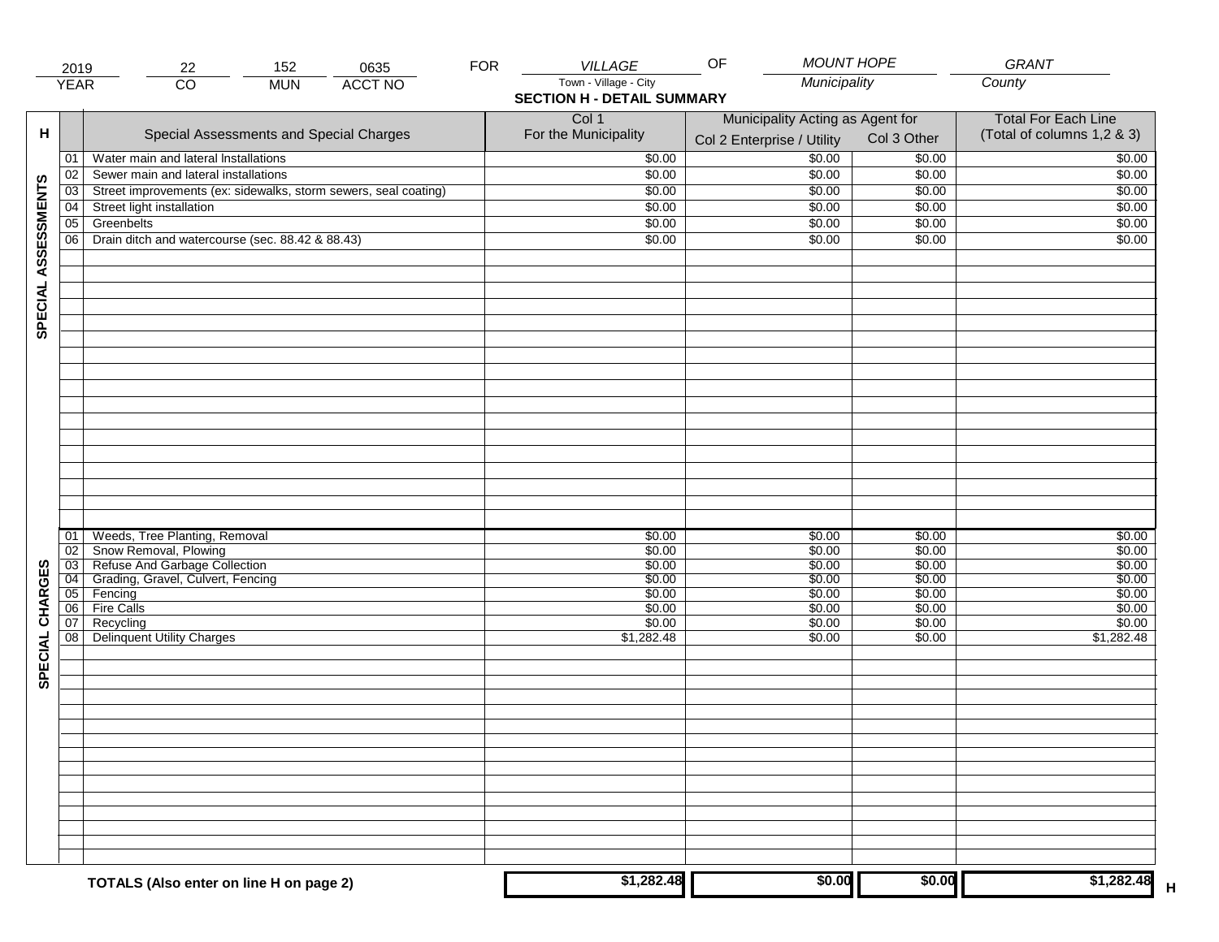| 2019 | 22 | 152 | 0635 | FOR | VILLAGE | OF | MOUNT HOPE | GRANT |
|---|---|---|---|---|---|---|---|---|
| YEAR | CO | MUN | ACCT NO | | Town - Village - City | | Municipality | County |

## SECTION H - DETAIL SUMMARY

| H | | Special Assessments and Special Charges | Col 1 For the Municipality | Municipality Acting as Agent for Col 2 Enterprise / Utility | Col 3 Other | Total For Each Line (Total of columns 1,2 & 3) |
|---|---|---|---|---|---|---|
| SPECIAL ASSESSMENTS | 01 | Water main and lateral Installations | $0.00 | $0.00 | $0.00 | $0.00 |
| | 02 | Sewer main and lateral installations | $0.00 | $0.00 | $0.00 | $0.00 |
| | 03 | Street improvements (ex: sidewalks, storm sewers, seal coating) | $0.00 | $0.00 | $0.00 | $0.00 |
| | 04 | Street light installation | $0.00 | $0.00 | $0.00 | $0.00 |
| | 05 | Greenbelts | $0.00 | $0.00 | $0.00 | $0.00 |
| | 06 | Drain ditch and watercourse (sec. 88.42 & 88.43) | $0.00 | $0.00 | $0.00 | $0.00 |
| SPECIAL CHARGES | 01 | Weeds, Tree Planting, Removal | $0.00 | $0.00 | $0.00 | $0.00 |
| | 02 | Snow Removal, Plowing | $0.00 | $0.00 | $0.00 | $0.00 |
| | 03 | Refuse And Garbage Collection | $0.00 | $0.00 | $0.00 | $0.00 |
| | 04 | Grading, Gravel, Culvert, Fencing | $0.00 | $0.00 | $0.00 | $0.00 |
| | 05 | Fencing | $0.00 | $0.00 | $0.00 | $0.00 |
| | 06 | Fire Calls | $0.00 | $0.00 | $0.00 | $0.00 |
| | 07 | Recycling | $0.00 | $0.00 | $0.00 | $0.00 |
| | 08 | Delinquent Utility Charges | $1,282.48 | $0.00 | $0.00 | $1,282.48 |
| | | **TOTALS (Also enter on line H on page 2)** | **$1,282.48** | **$0.00** | **$0.00** | **$1,282.48** H |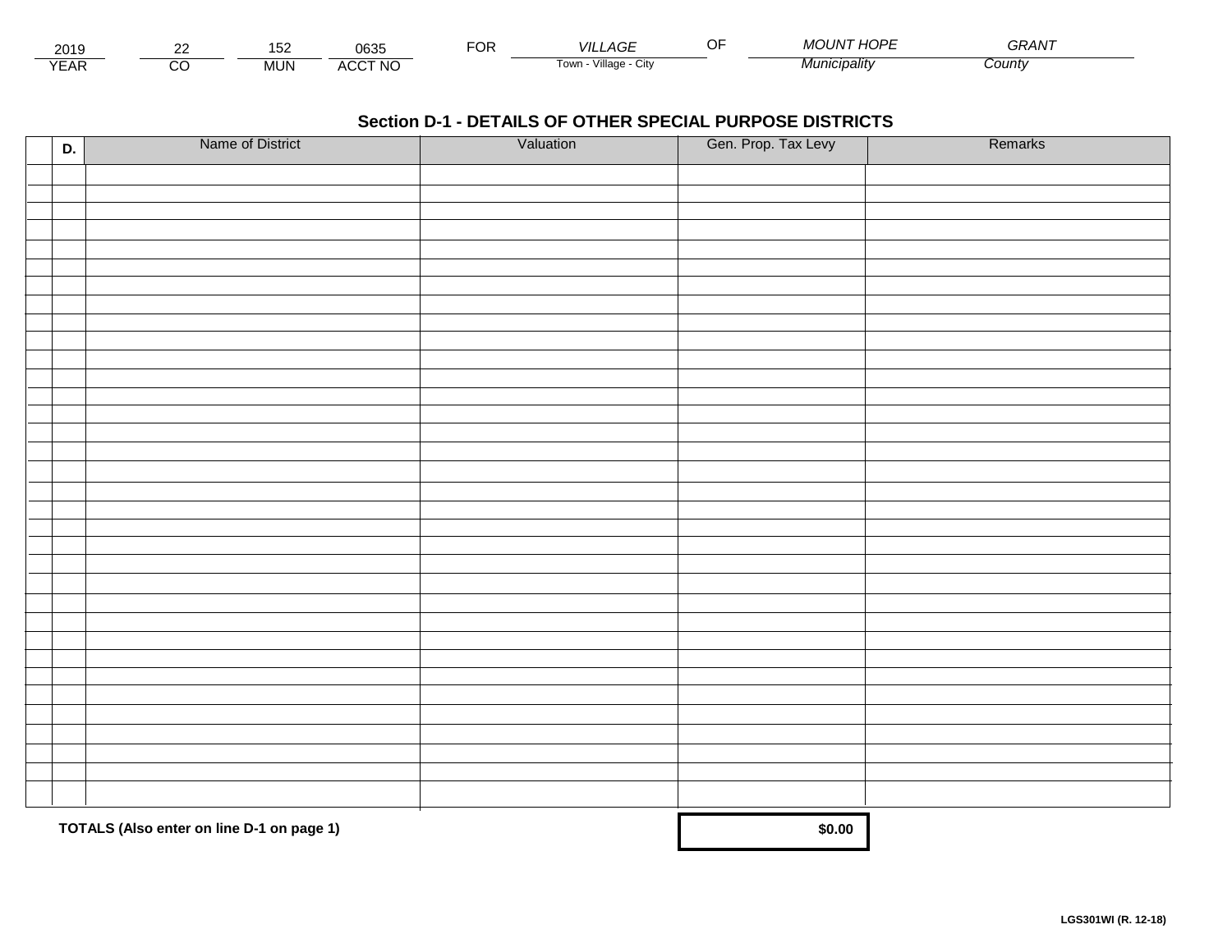| 2019 | 22 | 152 | 0635 | FOR | *VILLAGE* | OF | *MOUNT HOPE* | *GRANT* |
|---|---|---|---|---|---|---|---|---|
| YEAR | CO | MUN | ACCT NO | | Town - Village - City | | *Municipality* | *County* |

## Section D-1 - DETAILS OF OTHER SPECIAL PURPOSE DISTRICTS

| D. | Name of District | Valuation | Gen. Prop. Tax Levy | Remarks |
|---|---|---|---|---|
| | | | | |
| | | | | |
| | | | | |
| | | | | |
| | | | | |
| | | | | |
| | | | | |
| | | | | |
| | | | | |
| | | | | |
| | | | | |
| | | | | |
| | | | | |
| | | | | |
| | | | | |
| | | | | |
| | | | | |
| | | | | |
| | | | | |
| | | | | |
| | | | | |
| | | | | |
| | | | | |
| | | | | |
| | | | | |
| | | | | |
| | | | | |
| | | | | |
| | | | | |
| | | | | |
| | | | | |
| | | | | |
| | | | | |
| | **TOTALS (Also enter on line D-1 on page 1)** | | **$0.00** | |

**LGS301WI (R. 12-18)**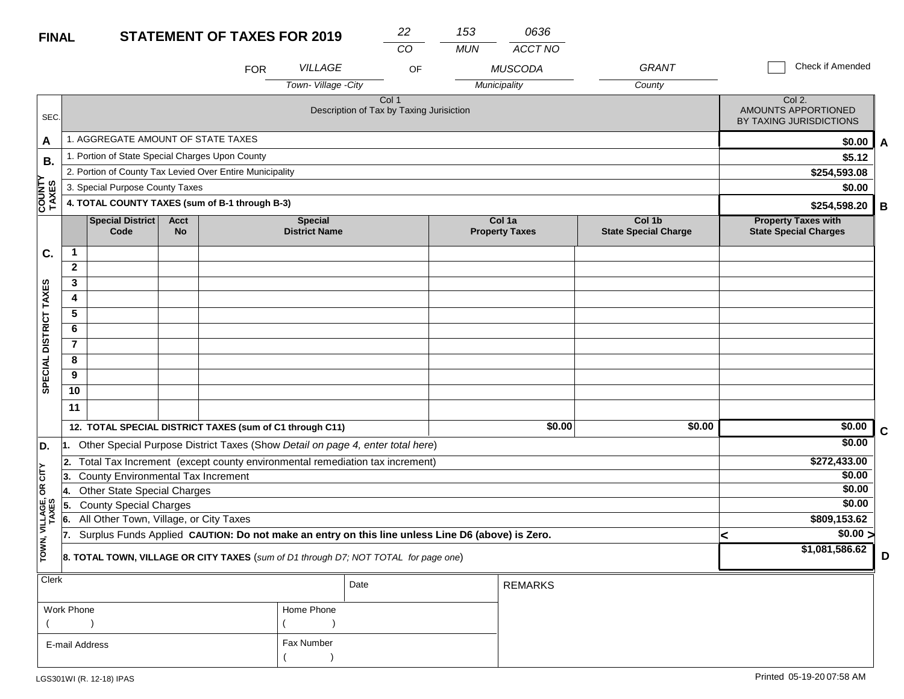**FINAL** **STATEMENT OF TAXES FOR 2019**

| 22 | 153 | 0636 |
|---|---|---|
| CO | MUN | ACCT NO |

FOR *VILLAGE* (Town- Village -City) OF *MUSCODA* (Municipality) *GRANT* (County)

☐ Check if Amended

| SEC. | Col 1 Description of Tax by Taxing Jurisiction | Col 2. AMOUNTS APPORTIONED BY TAXING JURISDICTIONS | |
|---|---|---|---|
| A | 1. AGGREGATE AMOUNT OF STATE TAXES | $0.00 | A |
| B. COUNTY TAXES | 1. Portion of State Special Charges Upon County | $5.12 | |
| | 2. Portion of County Tax Levied Over Entire Municipality | $254,593.08 | |
| | 3. Special Purpose County Taxes | $0.00 | |
| | **4. TOTAL COUNTY TAXES (sum of B-1 through B-3)** | $254,598.20 | B |

| SEC. | | Special District Code | Acct No | Special District Name | Col 1a Property Taxes | Col 1b State Special Charge | Property Taxes with State Special Charges | |
|---|---|---|---|---|---|---|---|---|
| C. SPECIAL DISTRICT TAXES | 1 | | | | | | | |
| | 2 | | | | | | | |
| | 3 | | | | | | | |
| | 4 | | | | | | | |
| | 5 | | | | | | | |
| | 6 | | | | | | | |
| | 7 | | | | | | | |
| | 8 | | | | | | | |
| | 9 | | | | | | | |
| | 10 | | | | | | | |
| | 11 | | | | | | | |
| | **12. TOTAL SPECIAL DISTRICT TAXES (sum of C1 through C11)** | | | | $0.00 | $0.00 | $0.00 | C |

| SEC. | Description | Amount | |
|---|---|---|---|
| D. TOWN, VILLAGE, OR CITY TAXES | 1. Other Special Purpose District Taxes (Show *Detail on page 4, enter total here*) | $0.00 | |
| | 2. Total Tax Increment (except county environmental remediation tax increment) | $272,433.00 | |
| | 3. County Environmental Tax Increment | $0.00 | |
| | 4. Other State Special Charges | $0.00 | |
| | 5. County Special Charges | $0.00 | |
| | 6. All Other Town, Village, or City Taxes | $809,153.62 | |
| | 7. Surplus Funds Applied **CAUTION: Do not make an entry on this line unless Line D6 (above) is Zero.** | < $0.00 > | |
| | **8. TOTAL TOWN, VILLAGE OR CITY TAXES** (*sum of D1 through D7; NOT TOTAL for page one*) | $1,081,586.62 | D |

| Clerk | Date | REMARKS |
|---|---|---|
| Work Phone ( ) | Home Phone ( ) | |
| E-mail Address | Fax Number ( ) | |

LGS301WI (R. 12-18) IPAS

Printed 05-19-20 07:58 AM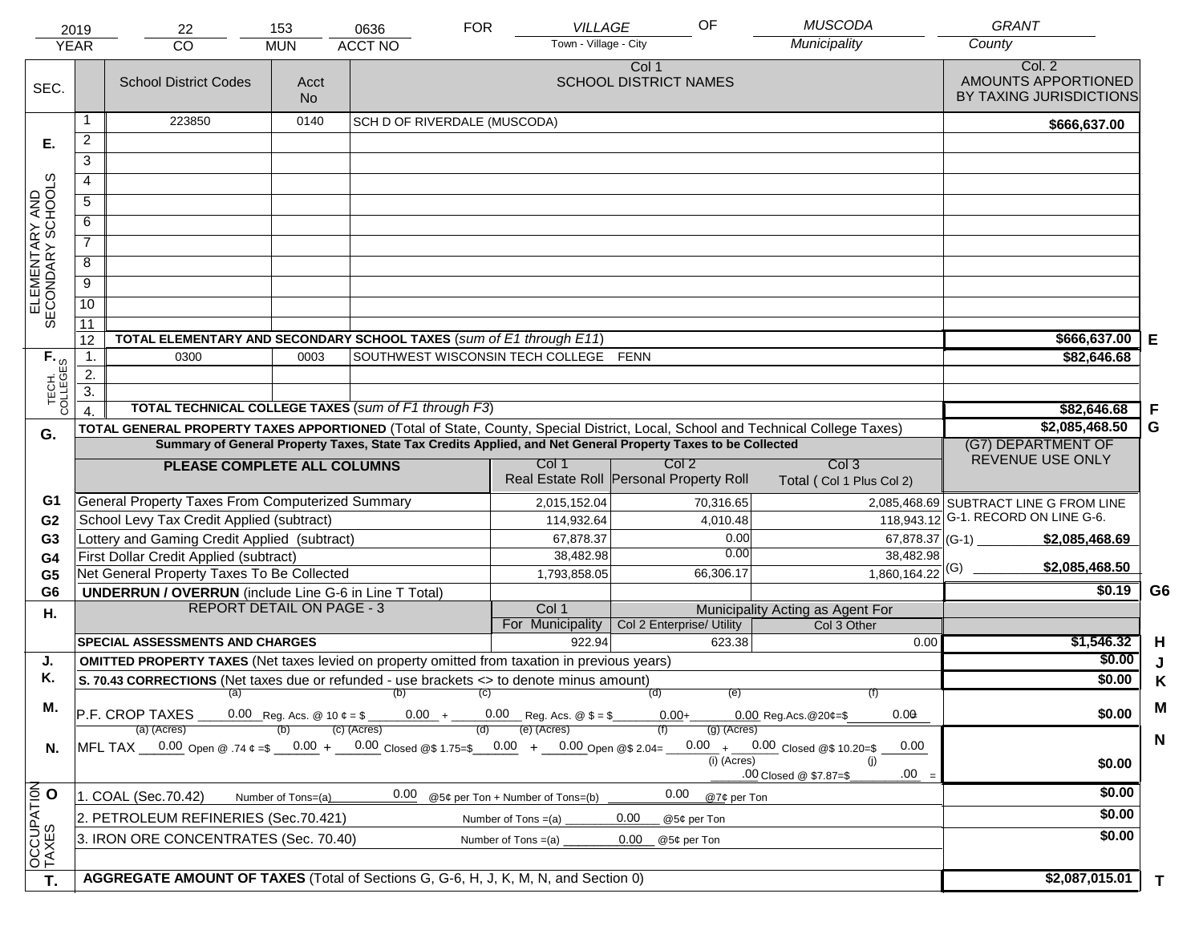| 2019 | 22 | 153 | 0636 | FOR | VILLAGE | OF | MUSCODA | GRANT |
|---|---|---|---|---|---|---|---|---|
| YEAR | CO | MUN | ACCT NO | | Town - Village - City | | Municipality | County |

| SEC. | | School District Codes | Acct No | Col 1 SCHOOL DISTRICT NAMES | Col. 2 AMOUNTS APPORTIONED BY TAXING JURISDICTIONS | |
|---|---|---|---|---|---|---|
| E. ELEMENTARY AND SECONDARY SCHOOLS | 1 | 223850 | 0140 | SCH D OF RIVERDALE (MUSCODA) | $666,637.00 | |
| | 2 | | | | | |
| | 3 | | | | | |
| | 4 | | | | | |
| | 5 | | | | | |
| | 6 | | | | | |
| | 7 | | | | | |
| | 8 | | | | | |
| | 9 | | | | | |
| | 10 | | | | | |
| | 11 | | | | | |
| | 12 | TOTAL ELEMENTARY AND SECONDARY SCHOOL TAXES (*sum of E1 through E11*) | | | $666,637.00 | E |
| F. TECH. COLLEGES | 1. | 0300 | 0003 | SOUTHWEST WISCONSIN TECH COLLEGE FENN | $82,646.68 | |
| | 2. | | | | | |
| | 3. | | | | | |
| | 4. | TOTAL TECHNICAL COLLEGE TAXES (*sum of F1 through F3*) | | | $82,646.68 | F |

| G. | TOTAL GENERAL PROPERTY TAXES APPORTIONED (Total of State, County, Special District, Local, School and Technical College Taxes) | | | | $2,085,468.50 | G |
|---|---|---|---|---|---|---|
| | Summary of General Property Taxes, State Tax Credits Applied, and Net General Property Taxes to be Collected | | | | (G7) DEPARTMENT OF REVENUE USE ONLY | |
| | PLEASE COMPLETE ALL COLUMNS | Col 1 Real Estate Roll | Col 2 Personal Property Roll | Col 3 Total ( Col 1 Plus Col 2) | | |
| G1 | General Property Taxes From Computerized Summary | 2,015,152.04 | 70,316.65 | 2,085,468.69 | SUBTRACT LINE G FROM LINE G-1. RECORD ON LINE G-6. | |
| G2 | School Levy Tax Credit Applied (subtract) | 114,932.64 | 4,010.48 | 118,943.12 | | |
| G3 | Lottery and Gaming Credit Applied (subtract) | 67,878.37 | 0.00 | 67,878.37 | (G-1) $2,085,468.69 | |
| G4 | First Dollar Credit Applied (subtract) | 38,482.98 | 0.00 | 38,482.98 | | |
| G5 | Net General Property Taxes To Be Collected | 1,793,858.05 | 66,306.17 | 1,860,164.22 | (G) $2,085,468.50 | |
| G6 | UNDERRUN / OVERRUN (include Line G-6 in Line T Total) | | | | $0.19 | G6 |

| H. | REPORT DETAIL ON PAGE - 3 | Col 1 For Municipality | Col 2 Enterprise/ Utility (Municipality Acting as Agent For) | Col 3 Other | | |
|---|---|---|---|---|---|---|
| | SPECIAL ASSESSMENTS AND CHARGES | 922.94 | 623.38 | 0.00 | $1,546.32 | H |
| J. | OMITTED PROPERTY TAXES (Net taxes levied on property omitted from taxation in previous years) | | | | $0.00 | J |
| K. | S. 70.43 CORRECTIONS (Net taxes due or refunded - use brackets <> to denote minus amount) | | | | $0.00 | K |
| M. | P.F. CROP TAXES (a) 0.00 Reg. Acs. @ 10 ¢ = $ (b) 0.00 + (c) 0.00 Reg. Acs. @ $ = $ (d) 0.00 + (e) 0.00 Reg.Acs.@20¢=$ (f) 0.00 | | | | $0.00 | M |
| N. | MFL TAX (a) (Acres) 0.00 Open @ .74 ¢ =$ (b) 0.00 + (c) (Acres) 0.00 Closed @$ 1.75=$ (d) 0.00 + (e) (Acres) 0.00 Open @$ 2.04= (f) 0.00 + (g) (Acres) 0.00 Closed @$ 10.20=$ 0.00; (i) (Acres) .00 Closed @ $7.87=$ (j) .00 = | | | | $0.00 | N |
| O. OCCUPATION TAXES | 1. COAL (Sec.70.42) Number of Tons=(a) 0.00 @5¢ per Ton + Number of Tons=(b) 0.00 @7¢ per Ton | | | | $0.00 | |
| | 2. PETROLEUM REFINERIES (Sec.70.421) Number of Tons =(a) 0.00 @5¢ per Ton | | | | $0.00 | |
| | 3. IRON ORE CONCENTRATES (Sec. 70.40) Number of Tons =(a) 0.00 @5¢ per Ton | | | | $0.00 | |
| T. | AGGREGATE AMOUNT OF TAXES (Total of Sections G, G-6, H, J, K, M, N, and Section 0) | | | | $2,087,015.01 | T |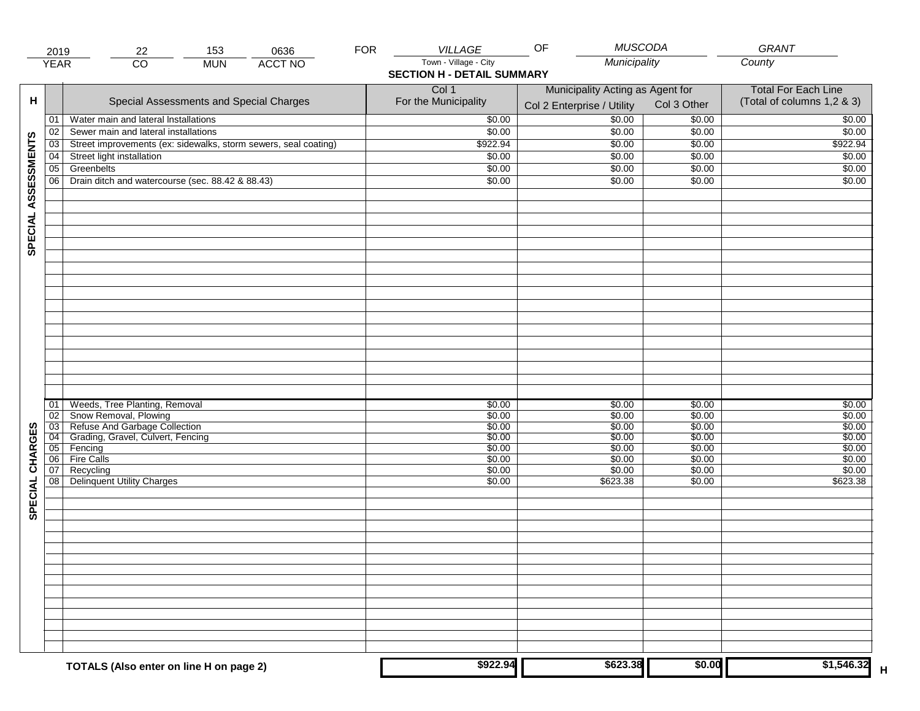| 2019 | 22 | 153 | 0636 | FOR | VILLAGE | OF | MUSCODA | GRANT |
|---|---|---|---|---|---|---|---|---|
| YEAR | CO | MUN | ACCT NO | | Town - Village - City | | Municipality | County |

## SECTION H - DETAIL SUMMARY

| H | | Special Assessments and Special Charges | Col 1 For the Municipality | Municipality Acting as Agent for Col 2 Enterprise / Utility | Col 3 Other | Total For Each Line (Total of columns 1,2 & 3) |
|---|---|---|---|---|---|---|
| SPECIAL ASSESSMENTS | 01 | Water main and lateral Installations | $0.00 | $0.00 | $0.00 | $0.00 |
| | 02 | Sewer main and lateral installations | $0.00 | $0.00 | $0.00 | $0.00 |
| | 03 | Street improvements (ex: sidewalks, storm sewers, seal coating) | $922.94 | $0.00 | $0.00 | $922.94 |
| | 04 | Street light installation | $0.00 | $0.00 | $0.00 | $0.00 |
| | 05 | Greenbelts | $0.00 | $0.00 | $0.00 | $0.00 |
| | 06 | Drain ditch and watercourse (sec. 88.42 & 88.43) | $0.00 | $0.00 | $0.00 | $0.00 |
| SPECIAL CHARGES | 01 | Weeds, Tree Planting, Removal | $0.00 | $0.00 | $0.00 | $0.00 |
| | 02 | Snow Removal, Plowing | $0.00 | $0.00 | $0.00 | $0.00 |
| | 03 | Refuse And Garbage Collection | $0.00 | $0.00 | $0.00 | $0.00 |
| | 04 | Grading, Gravel, Culvert, Fencing | $0.00 | $0.00 | $0.00 | $0.00 |
| | 05 | Fencing | $0.00 | $0.00 | $0.00 | $0.00 |
| | 06 | Fire Calls | $0.00 | $0.00 | $0.00 | $0.00 |
| | 07 | Recycling | $0.00 | $0.00 | $0.00 | $0.00 |
| | 08 | Delinquent Utility Charges | $0.00 | $623.38 | $0.00 | $623.38 |
| | | **TOTALS (Also enter on line H on page 2)** | **$922.94** | **$623.38** | **$0.00** | **$1,546.32** H |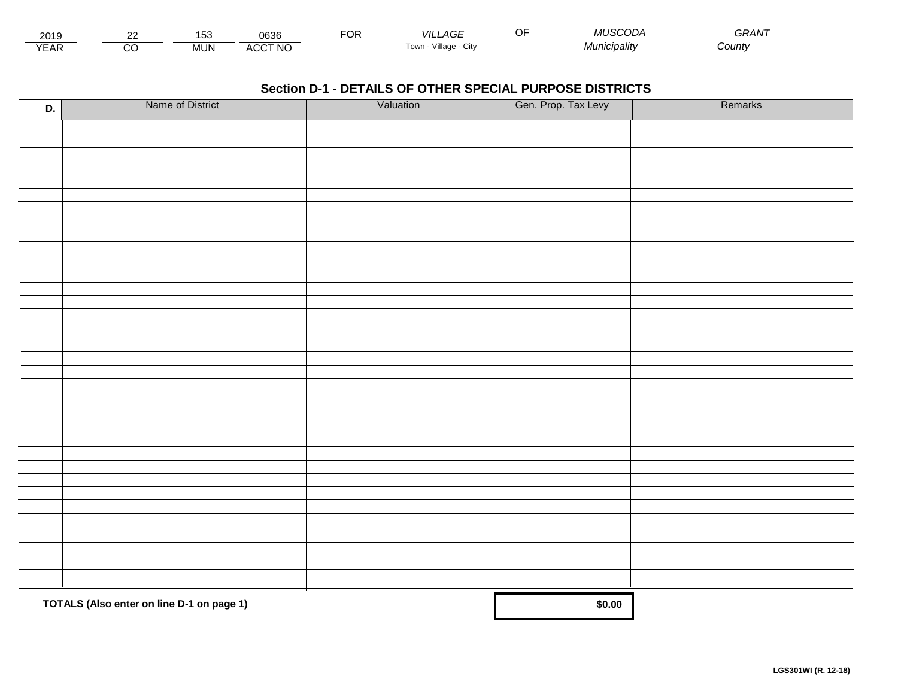| 2019 | 22 | 153 | 0636 | FOR | *VILLAGE* | OF | *MUSCODA* | *GRANT* |
|---|---|---|---|---|---|---|---|---|
| YEAR | CO | MUN | ACCT NO | | Town - Village - City | | *Municipality* | *County* |

## Section D-1 - DETAILS OF OTHER SPECIAL PURPOSE DISTRICTS

| D. | Name of District | Valuation | Gen. Prop. Tax Levy | Remarks |
|---|---|---|---|---|
| | | | | |
| | | | | |
| | | | | |
| | | | | |
| | | | | |
| | | | | |
| | | | | |
| | | | | |
| | | | | |
| | | | | |
| | | | | |
| | | | | |
| | | | | |
| | | | | |
| | | | | |
| | | | | |
| | | | | |
| | | | | |
| | | | | |
| | | | | |
| | | | | |
| | | | | |
| | | | | |
| | | | | |
| | | | | |
| | | | | |
| | | | | |
| | | | | |
| | | | | |
| | | | | |
| | | | | |
| | | | | |
| | | | | |
| **TOTALS (Also enter on line D-1 on page 1)** | | | **$0.00** | |

LGS301WI (R. 12-18)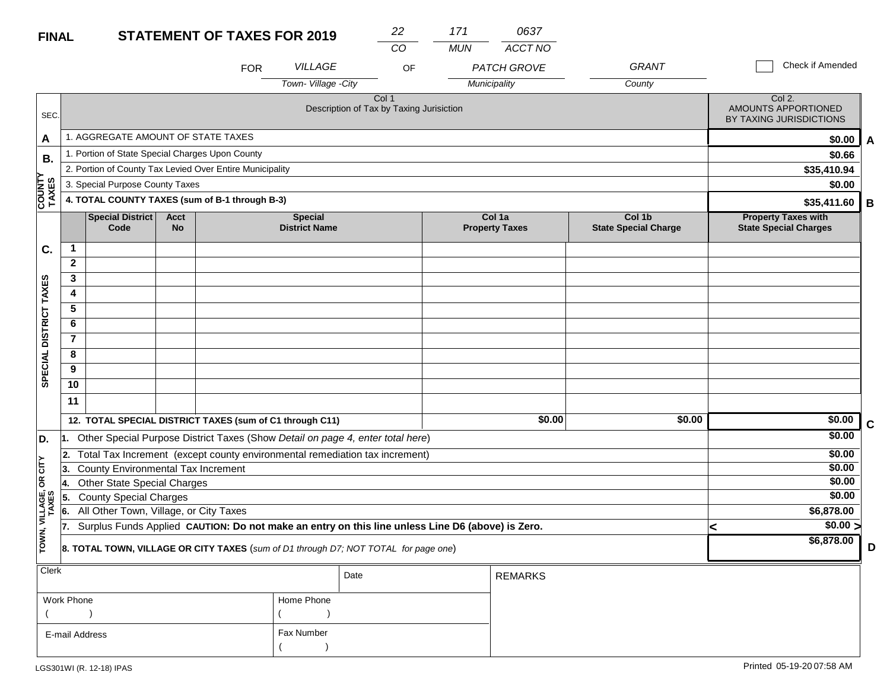**FINAL** **STATEMENT OF TAXES FOR 2019**

| 22 | 171 | 0637 |
|---|---|---|
| CO | MUN | ACCT NO |

FOR *VILLAGE* (Town- Village -City) OF *PATCH GROVE* (Municipality) *GRANT* (County)

☐ Check if Amended

| SEC. | Col 1 Description of Tax by Taxing Jurisiction | Col 2. AMOUNTS APPORTIONED BY TAXING JURISDICTIONS | |
|---|---|---|---|
| A | 1. AGGREGATE AMOUNT OF STATE TAXES | $0.00 | A |
| B. COUNTY TAXES | 1. Portion of State Special Charges Upon County | $0.66 | |
| | 2. Portion of County Tax Levied Over Entire Municipality | $35,410.94 | |
| | 3. Special Purpose County Taxes | $0.00 | |
| | **4. TOTAL COUNTY TAXES (sum of B-1 through B-3)** | **$35,411.60** | B |

| SEC. | | Special District Code | Acct No | Special District Name | Col 1a Property Taxes | Col 1b State Special Charge | Property Taxes with State Special Charges | |
|---|---|---|---|---|---|---|---|---|
| C. SPECIAL DISTRICT TAXES | 1 | | | | | | | |
| | 2 | | | | | | | |
| | 3 | | | | | | | |
| | 4 | | | | | | | |
| | 5 | | | | | | | |
| | 6 | | | | | | | |
| | 7 | | | | | | | |
| | 8 | | | | | | | |
| | 9 | | | | | | | |
| | 10 | | | | | | | |
| | 11 | | | | | | | |
| | **12. TOTAL SPECIAL DISTRICT TAXES (sum of C1 through C11)** | | | | **$0.00** | **$0.00** | **$0.00** | C |

| SEC. | Description | Amount | |
|---|---|---|---|
| D. TOWN, VILLAGE, OR CITY TAXES | 1. Other Special Purpose District Taxes (Show *Detail on page 4, enter total here*) | $0.00 | |
| | 2. Total Tax Increment (except county environmental remediation tax increment) | $0.00 | |
| | 3. County Environmental Tax Increment | $0.00 | |
| | 4. Other State Special Charges | $0.00 | |
| | 5. County Special Charges | $0.00 | |
| | 6. All Other Town, Village, or City Taxes | $6,878.00 | |
| | 7. Surplus Funds Applied **CAUTION: Do not make an entry on this line unless Line D6 (above) is Zero.** | < $0.00 > | |
| | **8. TOTAL TOWN, VILLAGE OR CITY TAXES** (*sum of D1 through D7; NOT TOTAL for page one*) | **$6,878.00** | D |

| Clerk | Date | REMARKS |
|---|---|---|
| Work Phone ( ) | Home Phone ( ) | |
| E-mail Address | Fax Number ( ) | |

LGS301WI (R. 12-18) IPAS

Printed 05-19-20 07:58 AM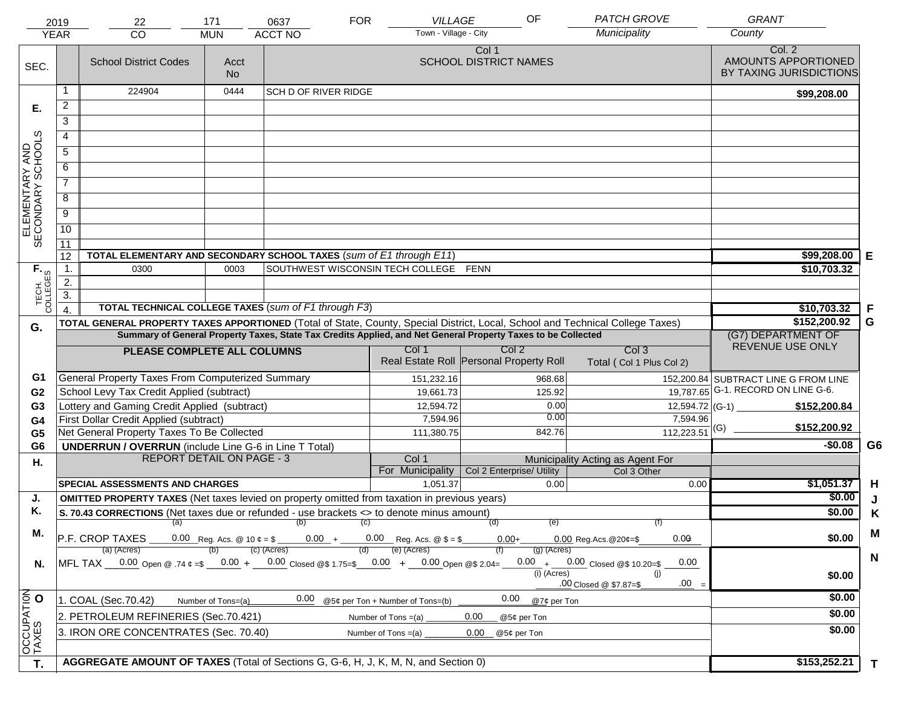| 2019 | 22 | 171 | 0637 | FOR | VILLAGE | OF | PATCH GROVE | GRANT |
|---|---|---|---|---|---|---|---|---|
| YEAR | CO | MUN | ACCT NO | | Town - Village - City | | Municipality | County |

| SEC. | | School District Codes | Acct No | Col 1 SCHOOL DISTRICT NAMES | Col. 2 AMOUNTS APPORTIONED BY TAXING JURISDICTIONS | |
|---|---|---|---|---|---|---|
| E. ELEMENTARY AND SECONDARY SCHOOLS | 1 | 224904 | 0444 | SCH D OF RIVER RIDGE | $99,208.00 | |
| | 2 | | | | | |
| | 3 | | | | | |
| | 4 | | | | | |
| | 5 | | | | | |
| | 6 | | | | | |
| | 7 | | | | | |
| | 8 | | | | | |
| | 9 | | | | | |
| | 10 | | | | | |
| | 11 | | | | | |
| | 12 | TOTAL ELEMENTARY AND SECONDARY SCHOOL TAXES (*sum of E1 through E11*) | | | $99,208.00 | E |
| F. TECH. COLLEGES | 1. | 0300 | 0003 | SOUTHWEST WISCONSIN TECH COLLEGE FENN | $10,703.32 | |
| | 2. | | | | | |
| | 3. | | | | | |
| | 4. | TOTAL TECHNICAL COLLEGE TAXES (*sum of F1 through F3*) | | | $10,703.32 | F |
| G. | | TOTAL GENERAL PROPERTY TAXES APPORTIONED (Total of State, County, Special District, Local, School and Technical College Taxes) | | | $152,200.92 | G |

**Summary of General Property Taxes, State Tax Credits Applied, and Net General Property Taxes to be Collected**

| | PLEASE COMPLETE ALL COLUMNS | Col 1 Real Estate Roll | Col 2 Personal Property Roll | Col 3 Total ( Col 1 Plus Col 2) | (G7) DEPARTMENT OF REVENUE USE ONLY | |
|---|---|---|---|---|---|---|
| G1 | General Property Taxes From Computerized Summary | 151,232.16 | 968.68 | 152,200.84 | SUBTRACT LINE G FROM LINE G-1. RECORD ON LINE G-6. | |
| G2 | School Levy Tax Credit Applied (subtract) | 19,661.73 | 125.92 | 19,787.65 | | |
| G3 | Lottery and Gaming Credit Applied (subtract) | 12,594.72 | 0.00 | 12,594.72 | (G-1) $152,200.84 | |
| G4 | First Dollar Credit Applied (subtract) | 7,594.96 | 0.00 | 7,594.96 | | |
| G5 | Net General Property Taxes To Be Collected | 111,380.75 | 842.76 | 112,223.51 | (G) $152,200.92 | |
| G6 | UNDERRUN / OVERRUN (include Line G-6 in Line T Total) | | | | -$0.08 | G6 |

| H. | REPORT DETAIL ON PAGE - 3 | Col 1 For Municipality | Col 2 Enterprise/ Utility (Municipality Acting as Agent For) | Col 3 Other | | |
|---|---|---|---|---|---|---|
| | SPECIAL ASSESSMENTS AND CHARGES | 1,051.37 | 0.00 | 0.00 | $1,051.37 | H |
| J. | OMITTED PROPERTY TAXES (Net taxes levied on property omitted from taxation in previous years) | | | | $0.00 | J |
| K. | S. 70.43 CORRECTIONS (Net taxes due or refunded - use brackets <> to denote minus amount) | | | | $0.00 | K |
| M. | P.F. CROP TAXES (a) 0.00 Reg. Acs. @ 10 ¢ = $ (b) 0.00 + (c) 0.00 Reg. Acs. @ $ = $ (d) 0.00 + (e) 0.00 Reg.Acs.@20¢=$ (f) 0.00 | | | | $0.00 | M |
| N. | MFL TAX (a) (Acres) 0.00 Open @ .74 ¢ =$ (b) 0.00 + (c) (Acres) 0.00 Closed @$ 1.75=$ (d) 0.00 + (e) (Acres) 0.00 Open @$ 2.04= (f) 0.00 + (g) (Acres) 0.00 Closed @$ 10.20=$ 0.00 (i) (Acres) .00 Closed @ $7.87=$ (j) .00 = | | | | $0.00 | N |
| O OCCUPATION TAXES | 1. COAL (Sec.70.42) Number of Tons=(a) 0.00 @5¢ per Ton + Number of Tons=(b) 0.00 @7¢ per Ton | | | | $0.00 | |
| | 2. PETROLEUM REFINERIES (Sec.70.421) Number of Tons =(a) 0.00 @5¢ per Ton | | | | $0.00 | |
| | 3. IRON ORE CONCENTRATES (Sec. 70.40) Number of Tons =(a) 0.00 @5¢ per Ton | | | | $0.00 | |
| T. | AGGREGATE AMOUNT OF TAXES (Total of Sections G, G-6, H, J, K, M, N, and Section 0) | | | | $153,252.21 | T |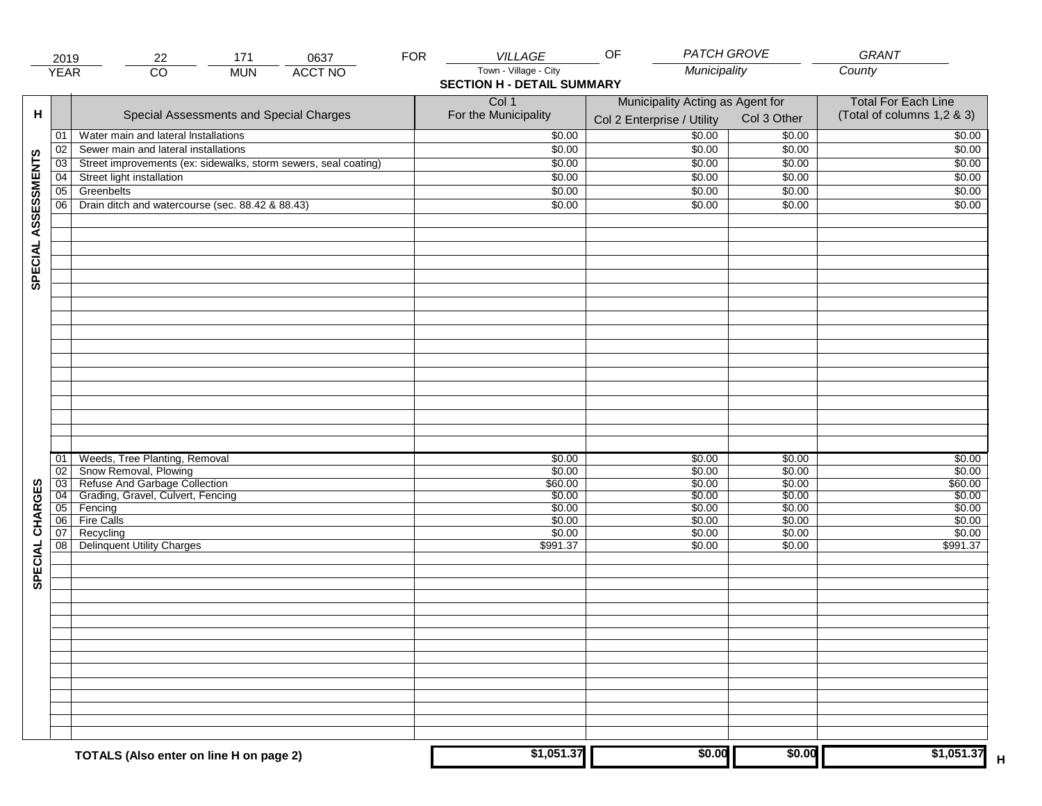| 2019 | 22 | 171 | 0637 | FOR | VILLAGE | OF | PATCH GROVE | GRANT |
|---|---|---|---|---|---|---|---|---|
| YEAR | CO | MUN | ACCT NO | | Town - Village - City | | Municipality | County |

## SECTION H - DETAIL SUMMARY

| H | | Special Assessments and Special Charges | Col 1 For the Municipality | Municipality Acting as Agent for Col 2 Enterprise / Utility | Col 3 Other | Total For Each Line (Total of columns 1,2 & 3) |
|---|---|---|---|---|---|---|
| SPECIAL ASSESSMENTS | 01 | Water main and lateral Installations | $0.00 | $0.00 | $0.00 | $0.00 |
| | 02 | Sewer main and lateral installations | $0.00 | $0.00 | $0.00 | $0.00 |
| | 03 | Street improvements (ex: sidewalks, storm sewers, seal coating) | $0.00 | $0.00 | $0.00 | $0.00 |
| | 04 | Street light installation | $0.00 | $0.00 | $0.00 | $0.00 |
| | 05 | Greenbelts | $0.00 | $0.00 | $0.00 | $0.00 |
| | 06 | Drain ditch and watercourse (sec. 88.42 & 88.43) | $0.00 | $0.00 | $0.00 | $0.00 |
| SPECIAL CHARGES | 01 | Weeds, Tree Planting, Removal | $0.00 | $0.00 | $0.00 | $0.00 |
| | 02 | Snow Removal, Plowing | $0.00 | $0.00 | $0.00 | $0.00 |
| | 03 | Refuse And Garbage Collection | $60.00 | $0.00 | $0.00 | $60.00 |
| | 04 | Grading, Gravel, Culvert, Fencing | $0.00 | $0.00 | $0.00 | $0.00 |
| | 05 | Fencing | $0.00 | $0.00 | $0.00 | $0.00 |
| | 06 | Fire Calls | $0.00 | $0.00 | $0.00 | $0.00 |
| | 07 | Recycling | $0.00 | $0.00 | $0.00 | $0.00 |
| | 08 | Delinquent Utility Charges | $991.37 | $0.00 | $0.00 | $991.37 |
| | | **TOTALS (Also enter on line H on page 2)** | $1,051.37 | $0.00 | $0.00 | $1,051.37 H |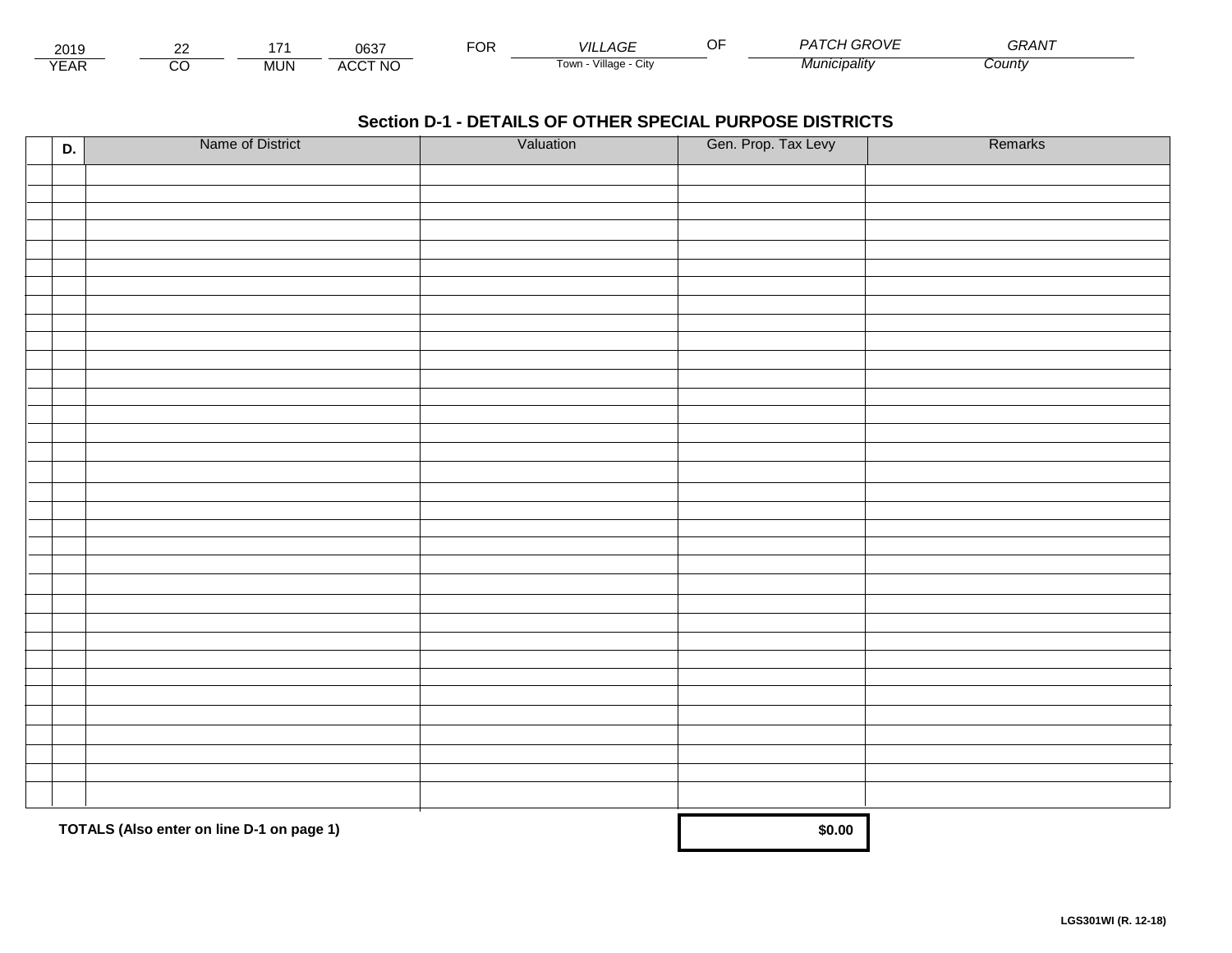| 2019 | 22 | 171 | 0637 | FOR | VILLAGE | OF | PATCH GROVE | GRANT |
|---|---|---|---|---|---|---|---|---|
| YEAR | CO | MUN | ACCT NO | | Town - Village - City | | Municipality | County |

## Section D-1 - DETAILS OF OTHER SPECIAL PURPOSE DISTRICTS

| | D. | Name of District | Valuation | Gen. Prop. Tax Levy | Remarks |
|---|---|---|---|---|---|
| | | | | | |
| | | | | | |
| | | | | | |
| | | | | | |
| | | | | | |
| | | | | | |
| | | | | | |
| | | | | | |
| | | | | | |
| | | | | | |
| | | | | | |
| | | | | | |
| | | | | | |
| | | | | | |
| | | | | | |
| | | | | | |
| | | | | | |
| | | | | | |
| | | | | | |
| | | | | | |
| | | | | | |
| | | | | | |
| | | | | | |
| | | | | | |
| | | | | | |
| | | | | | |
| | | | | | |
| | | | | | |
| | | | | | |
| | | | | | |
| | | | | | |
| | | | | | |
| | | | | | |
| | | | | | |

**TOTALS (Also enter on line D-1 on page 1)** **$0.00**

LGS301WI (R. 12-18)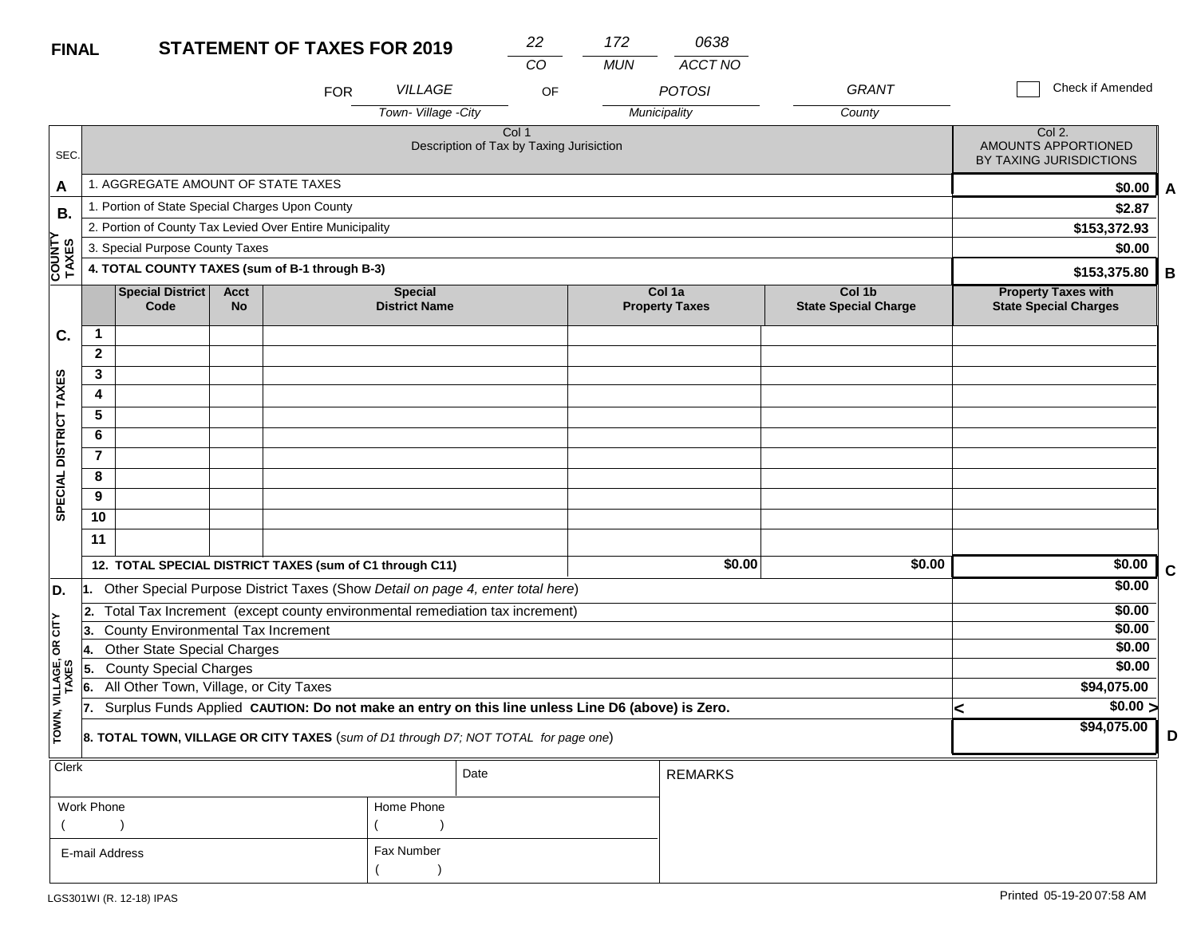**FINAL** **STATEMENT OF TAXES FOR 2019**

| 22 | 172 | 0638 |
|---|---|---|
| CO | MUN | ACCT NO |

FOR *VILLAGE* (Town- Village -City) OF *POTOSI* (Municipality) *GRANT* (County)

☐ Check if Amended

| SEC. | Col 1 Description of Tax by Taxing Jurisiction | Col 2. AMOUNTS APPORTIONED BY TAXING JURISDICTIONS | |
|---|---|---|---|
| A | 1. AGGREGATE AMOUNT OF STATE TAXES | **$0.00** | A |
| B. COUNTY TAXES | 1. Portion of State Special Charges Upon County | **$2.87** | |
| | 2. Portion of County Tax Levied Over Entire Municipality | **$153,372.93** | |
| | 3. Special Purpose County Taxes | **$0.00** | |
| | **4. TOTAL COUNTY TAXES (sum of B-1 through B-3)** | **$153,375.80** | B |

| SEC. | | Special District Code | Acct No | Special District Name | Col 1a Property Taxes | Col 1b State Special Charge | Property Taxes with State Special Charges | |
|---|---|---|---|---|---|---|---|---|
| C. SPECIAL DISTRICT TAXES | 1 | | | | | | | |
| | 2 | | | | | | | |
| | 3 | | | | | | | |
| | 4 | | | | | | | |
| | 5 | | | | | | | |
| | 6 | | | | | | | |
| | 7 | | | | | | | |
| | 8 | | | | | | | |
| | 9 | | | | | | | |
| | 10 | | | | | | | |
| | 11 | | | | | | | |
| | **12. TOTAL SPECIAL DISTRICT TAXES (sum of C1 through C11)** | | | | **$0.00** | **$0.00** | **$0.00** | C |

| SEC. | Description | Amount | |
|---|---|---|---|
| D. TOWN, VILLAGE, OR CITY TAXES | 1. Other Special Purpose District Taxes (Show *Detail on page 4, enter total here*) | **$0.00** | |
| | 2. Total Tax Increment (except county environmental remediation tax increment) | **$0.00** | |
| | 3. County Environmental Tax Increment | **$0.00** | |
| | 4. Other State Special Charges | **$0.00** | |
| | 5. County Special Charges | **$0.00** | |
| | 6. All Other Town, Village, or City Taxes | **$94,075.00** | |
| | 7. Surplus Funds Applied **CAUTION: Do not make an entry on this line unless Line D6 (above) is Zero.** | < **$0.00** > | |
| | **8. TOTAL TOWN, VILLAGE OR CITY TAXES** (*sum of D1 through D7; NOT TOTAL for page one*) | **$94,075.00** | D |

| Clerk | | Date | REMARKS |
|---|---|---|---|
| Work Phone ( ) | Home Phone ( ) | | |
| E-mail Address | Fax Number ( ) | | |

LGS301WI (R. 12-18) IPAS

Printed 05-19-20 07:58 AM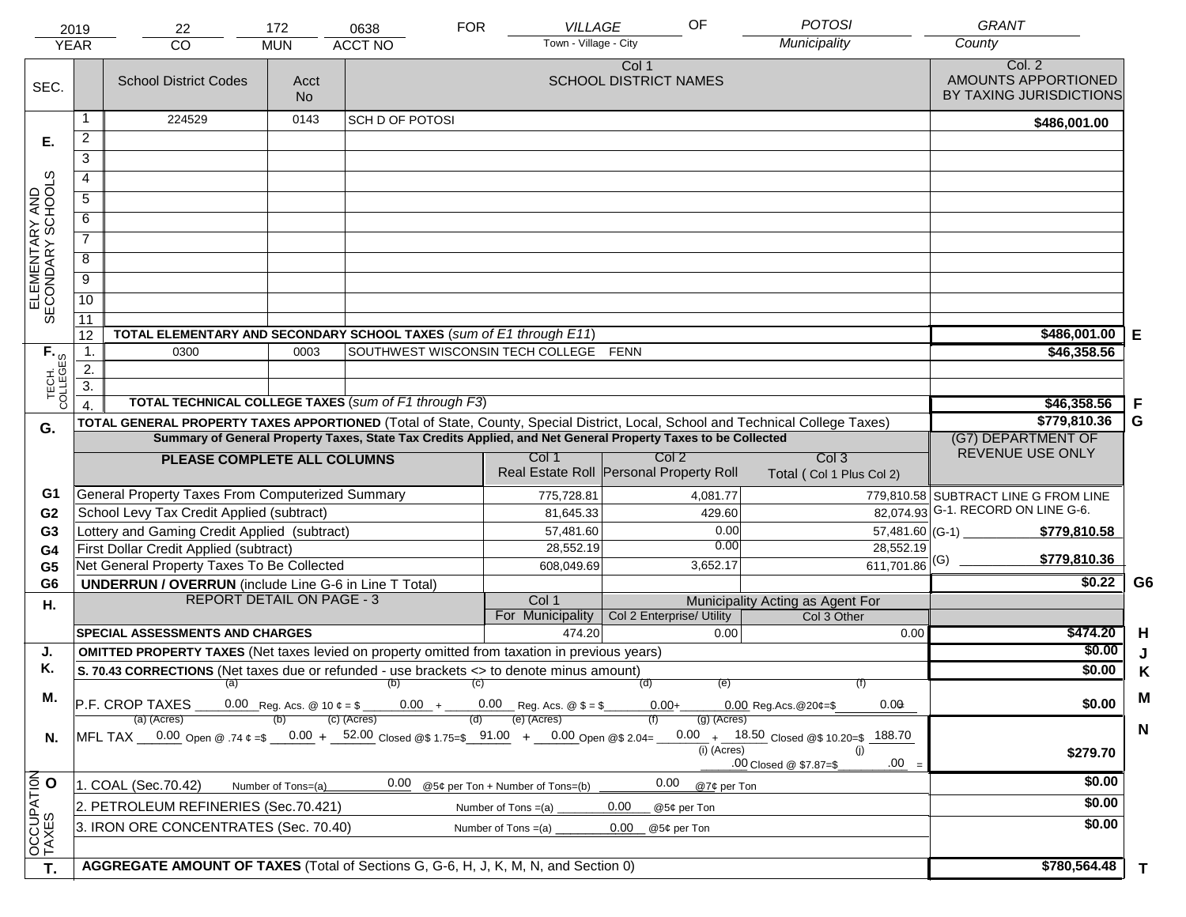| 2019 | 22 | 172 | 0638 | FOR | VILLAGE | OF | POTOSI | GRANT |
|---|---|---|---|---|---|---|---|---|
| YEAR | CO | MUN | ACCT NO | | Town - Village - City | | Municipality | County |

| SEC. | | School District Codes | Acct No | Col 1 SCHOOL DISTRICT NAMES | Col. 2 AMOUNTS APPORTIONED BY TAXING JURISDICTIONS | |
|---|---|---|---|---|---|---|
| E. ELEMENTARY AND SECONDARY SCHOOLS | 1 | 224529 | 0143 | SCH D OF POTOSI | $486,001.00 | |
| | 2 | | | | | |
| | 3 | | | | | |
| | 4 | | | | | |
| | 5 | | | | | |
| | 6 | | | | | |
| | 7 | | | | | |
| | 8 | | | | | |
| | 9 | | | | | |
| | 10 | | | | | |
| | 11 | | | | | |
| | 12 | TOTAL ELEMENTARY AND SECONDARY SCHOOL TAXES (*sum of E1 through E11*) | | | $486,001.00 | E |
| F. TECH. COLLEGES | 1. | 0300 | 0003 | SOUTHWEST WISCONSIN TECH COLLEGE FENN | $46,358.56 | |
| | 2. | | | | | |
| | 3. | | | | | |
| | 4. | TOTAL TECHNICAL COLLEGE TAXES (*sum of F1 through F3*) | | | $46,358.56 | F |

| G. | TOTAL GENERAL PROPERTY TAXES APPORTIONED (Total of State, County, Special District, Local, School and Technical College Taxes) | | | | $779,810.36 | G |
|---|---|---|---|---|---|---|
| | **Summary of General Property Taxes, State Tax Credits Applied, and Net General Property Taxes to be Collected** | | | | (G7) DEPARTMENT OF REVENUE USE ONLY | |
| | **PLEASE COMPLETE ALL COLUMNS** | Col 1 Real Estate Roll | Col 2 Personal Property Roll | Col 3 Total ( Col 1 Plus Col 2) | | |
| G1 | General Property Taxes From Computerized Summary | 775,728.81 | 4,081.77 | 779,810.58 | SUBTRACT LINE G FROM LINE G-1. RECORD ON LINE G-6. | |
| G2 | School Levy Tax Credit Applied (subtract) | 81,645.33 | 429.60 | 82,074.93 | | |
| G3 | Lottery and Gaming Credit Applied (subtract) | 57,481.60 | 0.00 | 57,481.60 | (G-1) $779,810.58 | |
| G4 | First Dollar Credit Applied (subtract) | 28,552.19 | 0.00 | 28,552.19 | | |
| G5 | Net General Property Taxes To Be Collected | 608,049.69 | 3,652.17 | 611,701.86 | (G) $779,810.36 | |
| G6 | **UNDERRUN / OVERRUN** (include Line G-6 in Line T Total) | | | | $0.22 | G6 |
| H. | REPORT DETAIL ON PAGE - 3 | Col 1 For Municipality | Col 2 Enterprise/ Utility (Municipality Acting as Agent For) | Col 3 Other | | |
| | **SPECIAL ASSESSMENTS AND CHARGES** | 474.20 | 0.00 | 0.00 | $474.20 | H |
| J. | **OMITTED PROPERTY TAXES** (Net taxes levied on property omitted from taxation in previous years) | | | | $0.00 | J |
| K. | **S. 70.43 CORRECTIONS** (Net taxes due or refunded - use brackets <> to denote minus amount) | | | | $0.00 | K |
| M. | P.F. CROP TAXES (a) 0.00 Reg. Acs. @ 10 ¢ = $ (b) 0.00 + (c) 0.00 Reg. Acs. @ $ = $ (d) 0.00 + (e) 0.00 Reg.Acs.@20¢=$ (f) 0.00 = | | | | $0.00 | M |
| N. | MFL TAX (a) (Acres) 0.00 Open @ .74 ¢ =$ (b) 0.00 + (c) (Acres) 52.00 Closed @$ 1.75=$ (d) 91.00 + (e) (Acres) 0.00 Open @$ 2.04= (f) 0.00 + (g) (Acres) 18.50 Closed @$ 10.20=$ 188.70 (i) (Acres) .00 Closed @ $7.87=$ (j) .00 = | | | | $279.70 | N |
| O. OCCUPATION TAXES | 1. COAL (Sec.70.42) Number of Tons=(a) 0.00 @5¢ per Ton + Number of Tons=(b) 0.00 @7¢ per Ton | | | | $0.00 | |
| | 2. PETROLEUM REFINERIES (Sec.70.421) Number of Tons =(a) 0.00 @5¢ per Ton | | | | $0.00 | |
| | 3. IRON ORE CONCENTRATES (Sec. 70.40) Number of Tons =(a) 0.00 @5¢ per Ton | | | | $0.00 | |
| T. | **AGGREGATE AMOUNT OF TAXES** (Total of Sections G, G-6, H, J, K, M, N, and Section 0) | | | | $780,564.48 | T |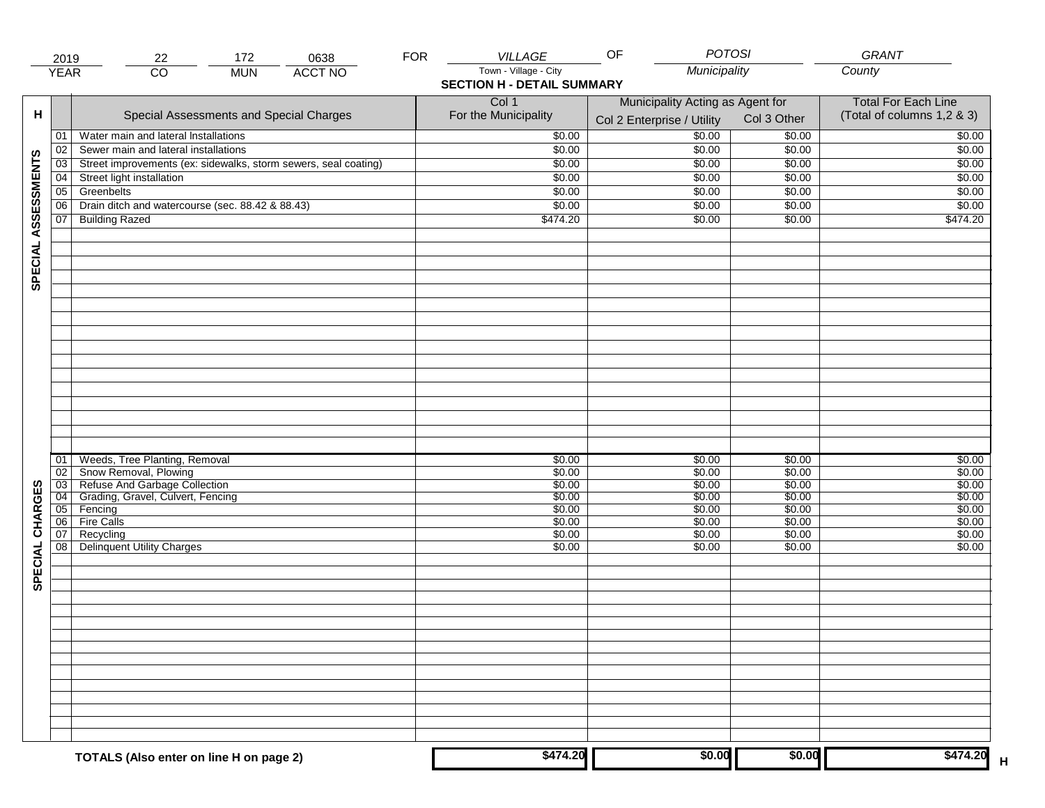| 2019 | 22 | 172 | 0638 | FOR | VILLAGE | OF | POTOSI | GRANT |
|---|---|---|---|---|---|---|---|---|
| YEAR | CO | MUN | ACCT NO | | Town - Village - City | | Municipality | County |

## SECTION H - DETAIL SUMMARY

| H | | Special Assessments and Special Charges | Col 1 For the Municipality | Municipality Acting as Agent for Col 2 Enterprise / Utility | Col 3 Other | Total For Each Line (Total of columns 1,2 & 3) |
|---|---|---|---|---|---|---|
| SPECIAL ASSESSMENTS | 01 | Water main and lateral Installations | $0.00 | $0.00 | $0.00 | $0.00 |
| | 02 | Sewer main and lateral installations | $0.00 | $0.00 | $0.00 | $0.00 |
| | 03 | Street improvements (ex: sidewalks, storm sewers, seal coating) | $0.00 | $0.00 | $0.00 | $0.00 |
| | 04 | Street light installation | $0.00 | $0.00 | $0.00 | $0.00 |
| | 05 | Greenbelts | $0.00 | $0.00 | $0.00 | $0.00 |
| | 06 | Drain ditch and watercourse (sec. 88.42 & 88.43) | $0.00 | $0.00 | $0.00 | $0.00 |
| | 07 | Building Razed | $474.20 | $0.00 | $0.00 | $474.20 |
| SPECIAL CHARGES | 01 | Weeds, Tree Planting, Removal | $0.00 | $0.00 | $0.00 | $0.00 |
| | 02 | Snow Removal, Plowing | $0.00 | $0.00 | $0.00 | $0.00 |
| | 03 | Refuse And Garbage Collection | $0.00 | $0.00 | $0.00 | $0.00 |
| | 04 | Grading, Gravel, Culvert, Fencing | $0.00 | $0.00 | $0.00 | $0.00 |
| | 05 | Fencing | $0.00 | $0.00 | $0.00 | $0.00 |
| | 06 | Fire Calls | $0.00 | $0.00 | $0.00 | $0.00 |
| | 07 | Recycling | $0.00 | $0.00 | $0.00 | $0.00 |
| | 08 | Delinquent Utility Charges | $0.00 | $0.00 | $0.00 | $0.00 |
| | | **TOTALS (Also enter on line H on page 2)** | **$474.20** | **$0.00** | **$0.00** | **$474.20** H |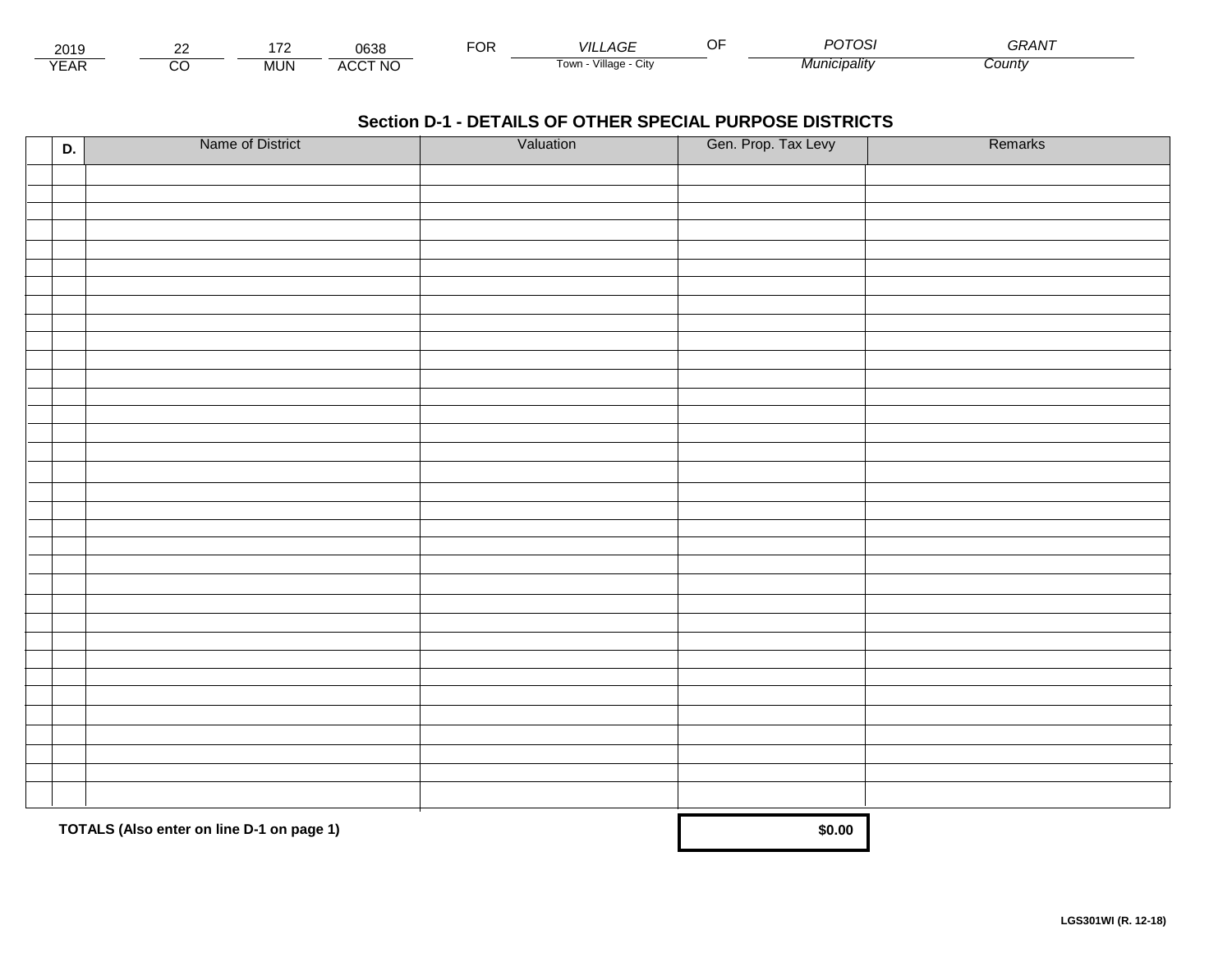| 2019 | 22 | 172 | 0638 | FOR | VILLAGE | OF | POTOSI | GRANT |
|---|---|---|---|---|---|---|---|---|
| YEAR | CO | MUN | ACCT NO | | Town - Village - City | | Municipality | County |

## Section D-1 - DETAILS OF OTHER SPECIAL PURPOSE DISTRICTS

| | D. | Name of District | Valuation | Gen. Prop. Tax Levy | Remarks |
|---|---|---|---|---|---|
| | | | | | |
| | | | | | |
| | | | | | |
| | | | | | |
| | | | | | |
| | | | | | |
| | | | | | |
| | | | | | |
| | | | | | |
| | | | | | |
| | | | | | |
| | | | | | |
| | | | | | |
| | | | | | |
| | | | | | |
| | | | | | |
| | | | | | |
| | | | | | |
| | | | | | |
| | | | | | |
| | | | | | |
| | | | | | |
| | | | | | |
| | | | | | |
| | | | | | |
| | | | | | |
| | | | | | |
| | | | | | |
| | | | | | |
| | | | | | |
| | | | | | |
| | | | | | |
| | | | | | |
| | | | | | |
| | | | | | |

**TOTALS (Also enter on line D-1 on page 1)** **$0.00**

**LGS301WI (R. 12-18)**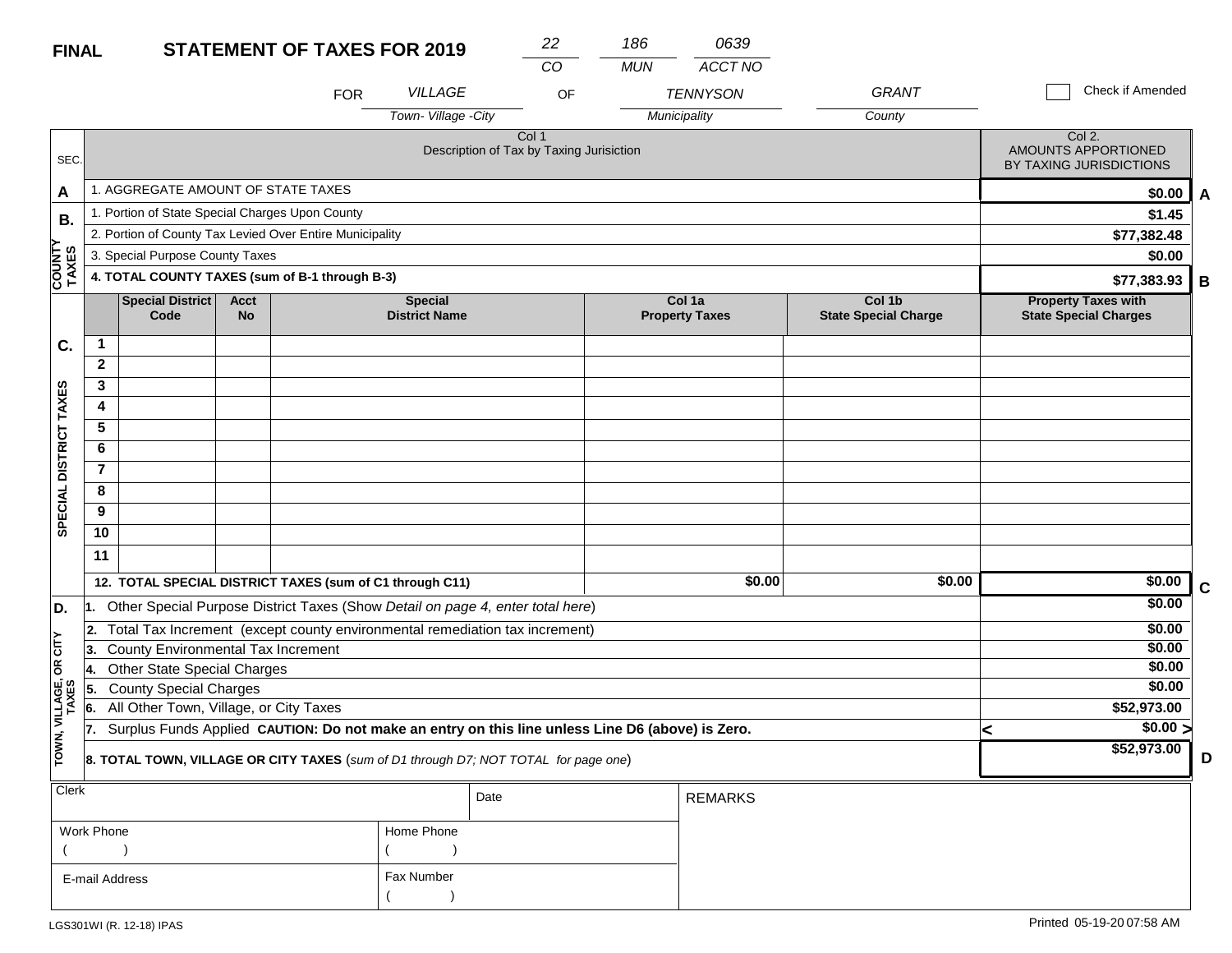**FINAL** **STATEMENT OF TAXES FOR 2019**

| CO | MUN | ACCT NO |
|---|---|---|
| 22 | 186 | 0639 |

FOR *VILLAGE* (Town- Village -City) OF *TENNYSON* (Municipality) *GRANT* (County)

☐ Check if Amended

| SEC. | Col 1 Description of Tax by Taxing Jurisiction | Col 2. AMOUNTS APPORTIONED BY TAXING JURISDICTIONS | |
|---|---|---|---|
| A | 1. AGGREGATE AMOUNT OF STATE TAXES | $0.00 | A |
| B. COUNTY TAXES | 1. Portion of State Special Charges Upon County | $1.45 | |
| | 2. Portion of County Tax Levied Over Entire Municipality | $77,382.48 | |
| | 3. Special Purpose County Taxes | $0.00 | |
| | **4. TOTAL COUNTY TAXES (sum of B-1 through B-3)** | **$77,383.93** | B |

| SEC. | | Special District Code | Acct No | Special District Name | Col 1a Property Taxes | Col 1b State Special Charge | Property Taxes with State Special Charges | |
|---|---|---|---|---|---|---|---|---|
| C. SPECIAL DISTRICT TAXES | 1 | | | | | | | |
| | 2 | | | | | | | |
| | 3 | | | | | | | |
| | 4 | | | | | | | |
| | 5 | | | | | | | |
| | 6 | | | | | | | |
| | 7 | | | | | | | |
| | 8 | | | | | | | |
| | 9 | | | | | | | |
| | 10 | | | | | | | |
| | 11 | | | | | | | |
| | **12. TOTAL SPECIAL DISTRICT TAXES (sum of C1 through C11)** | | | | $0.00 | $0.00 | $0.00 | C |

| SEC. | Description | Amount | |
|---|---|---|---|
| D. TOWN, VILLAGE, OR CITY TAXES | 1. Other Special Purpose District Taxes (Show *Detail on page 4, enter total here*) | $0.00 | |
| | 2. Total Tax Increment (except county environmental remediation tax increment) | $0.00 | |
| | 3. County Environmental Tax Increment | $0.00 | |
| | 4. Other State Special Charges | $0.00 | |
| | 5. County Special Charges | $0.00 | |
| | 6. All Other Town, Village, or City Taxes | $52,973.00 | |
| | 7. Surplus Funds Applied **CAUTION: Do not make an entry on this line unless Line D6 (above) is Zero.** | < $0.00 > | |
| | **8. TOTAL TOWN, VILLAGE OR CITY TAXES** (*sum of D1 through D7; NOT TOTAL for page one*) | **$52,973.00** | D |

| Clerk | | Date | REMARKS |
|---|---|---|---|
| Work Phone ( ) | Home Phone ( ) | | |
| E-mail Address | Fax Number ( ) | | |

LGS301WI (R. 12-18) IPAS

Printed 05-19-20 07:58 AM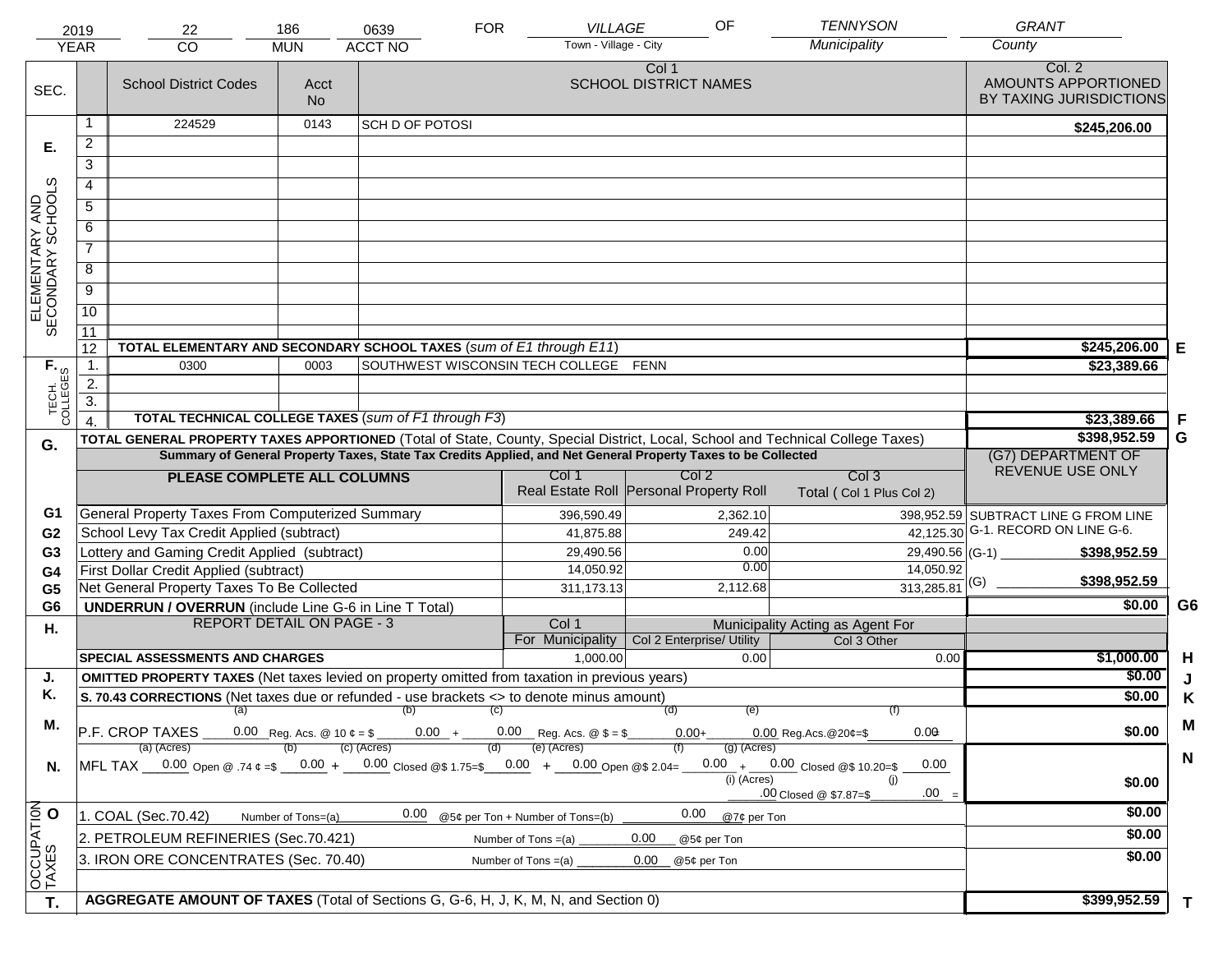| 2019 | 22 | 186 | 0639 | FOR | VILLAGE | OF | TENNYSON | GRANT |
|---|---|---|---|---|---|---|---|---|
| YEAR | CO | MUN | ACCT NO | | Town - Village - City | | Municipality | County |

| SEC. | | School District Codes | Acct No | Col 1 SCHOOL DISTRICT NAMES | Col. 2 AMOUNTS APPORTIONED BY TAXING JURISDICTIONS | |
|---|---|---|---|---|---|---|
| E. ELEMENTARY AND SECONDARY SCHOOLS | 1 | 224529 | 0143 | SCH D OF POTOSI | $245,206.00 | |
| | 2 | | | | | |
| | 3 | | | | | |
| | 4 | | | | | |
| | 5 | | | | | |
| | 6 | | | | | |
| | 7 | | | | | |
| | 8 | | | | | |
| | 9 | | | | | |
| | 10 | | | | | |
| | 11 | | | | | |
| | 12 | TOTAL ELEMENTARY AND SECONDARY SCHOOL TAXES (*sum of E1 through E11*) | | | $245,206.00 | E |
| F. TECH. COLLEGES | 1. | 0300 | 0003 | SOUTHWEST WISCONSIN TECH COLLEGE FENN | $23,389.66 | |
| | 2. | | | | | |
| | 3. | | | | | |
| | 4. | TOTAL TECHNICAL COLLEGE TAXES (*sum of F1 through F3*) | | | $23,389.66 | F |
| G. | | TOTAL GENERAL PROPERTY TAXES APPORTIONED (Total of State, County, Special District, Local, School and Technical College Taxes) | | | $398,952.59 | G |

**Summary of General Property Taxes, State Tax Credits Applied, and Net General Property Taxes to be Collected**

| | PLEASE COMPLETE ALL COLUMNS | Col 1 Real Estate Roll | Col 2 Personal Property Roll | Col 3 Total ( Col 1 Plus Col 2) | (G7) DEPARTMENT OF REVENUE USE ONLY | |
|---|---|---|---|---|---|---|
| G1 | General Property Taxes From Computerized Summary | 396,590.49 | 2,362.10 | 398,952.59 | SUBTRACT LINE G FROM LINE G-1. RECORD ON LINE G-6. | |
| G2 | School Levy Tax Credit Applied (subtract) | 41,875.88 | 249.42 | 42,125.30 | | |
| G3 | Lottery and Gaming Credit Applied (subtract) | 29,490.56 | 0.00 | 29,490.56 | (G-1) $398,952.59 | |
| G4 | First Dollar Credit Applied (subtract) | 14,050.92 | 0.00 | 14,050.92 | | |
| G5 | Net General Property Taxes To Be Collected | 311,173.13 | 2,112.68 | 313,285.81 | (G) $398,952.59 | |
| G6 | UNDERRUN / OVERRUN (include Line G-6 in Line T Total) | | | | $0.00 | G6 |

| H. | REPORT DETAIL ON PAGE - 3 | Col 1 For Municipality | Col 2 Enterprise/ Utility (Municipality Acting as Agent For) | Col 3 Other | | |
|---|---|---|---|---|---|---|
| | SPECIAL ASSESSMENTS AND CHARGES | 1,000.00 | 0.00 | 0.00 | $1,000.00 | H |
| J. | OMITTED PROPERTY TAXES (Net taxes levied on property omitted from taxation in previous years) | | | | $0.00 | J |
| K. | S. 70.43 CORRECTIONS (Net taxes due or refunded - use brackets <> to denote minus amount) | | | | $0.00 | K |
| M. | P.F. CROP TAXES (a) 0.00 Reg. Acs. @ 10 ¢ = $ (b) 0.00 + (c) 0.00 Reg. Acs. @ $ = $ (d) 0.00 + (e) 0.00 Reg.Acs.@20¢=$ (f) 0.00 | | | | $0.00 | M |
| N. | MFL TAX (a) (Acres) 0.00 Open @ .74 ¢ =$ (b) 0.00 + (c) (Acres) 0.00 Closed @$ 1.75=$ (d) 0.00 + (e) (Acres) 0.00 Open @$ 2.04= (f) 0.00 + (g) (Acres) 0.00 Closed @$ 10.20=$ 0.00 (i) (Acres) .00 Closed @ $7.87=$ (j) .00 = | | | | $0.00 | N |
| O. OCCUPATION TAXES | 1. COAL (Sec.70.42) Number of Tons=(a) 0.00 @5¢ per Ton + Number of Tons=(b) 0.00 @7¢ per Ton | | | | $0.00 | |
| | 2. PETROLEUM REFINERIES (Sec.70.421) Number of Tons =(a) 0.00 @5¢ per Ton | | | | $0.00 | |
| | 3. IRON ORE CONCENTRATES (Sec. 70.40) Number of Tons =(a) 0.00 @5¢ per Ton | | | | $0.00 | |
| T. | AGGREGATE AMOUNT OF TAXES (Total of Sections G, G-6, H, J, K, M, N, and Section 0) | | | | $399,952.59 | T |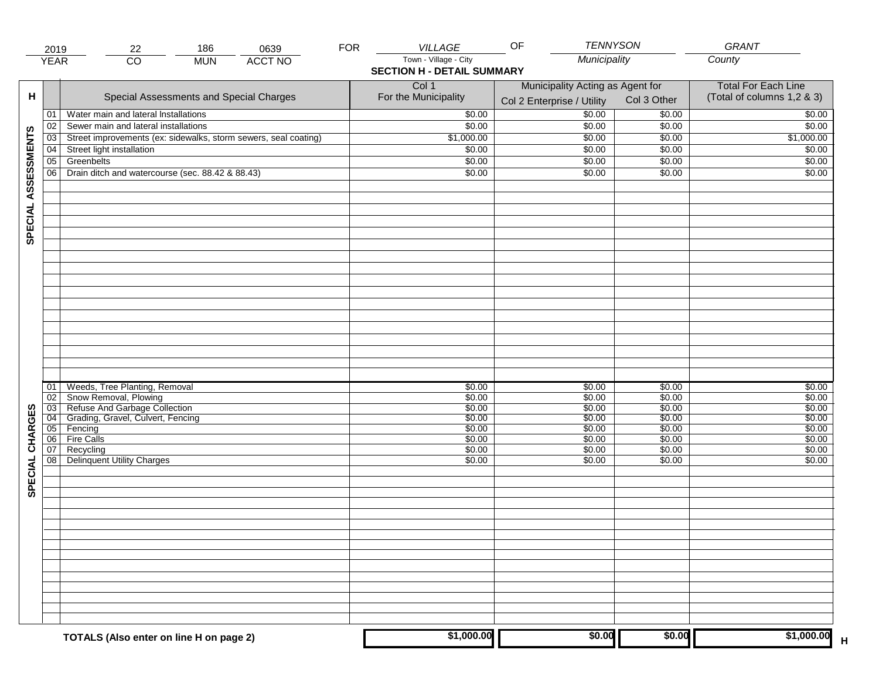| 2019 | 22 | 186 | 0639 | FOR | VILLAGE | OF | TENNYSON | GRANT |
|---|---|---|---|---|---|---|---|---|
| YEAR | CO | MUN | ACCT NO | | Town - Village - City | | Municipality | County |

## SECTION H - DETAIL SUMMARY

| H | | Special Assessments and Special Charges | Col 1 For the Municipality | Municipality Acting as Agent for Col 2 Enterprise / Utility | Col 3 Other | Total For Each Line (Total of columns 1,2 & 3) |
|---|---|---|---|---|---|---|
| SPECIAL ASSESSMENTS | 01 | Water main and lateral Installations | $0.00 | $0.00 | $0.00 | $0.00 |
| | 02 | Sewer main and lateral installations | $0.00 | $0.00 | $0.00 | $0.00 |
| | 03 | Street improvements (ex: sidewalks, storm sewers, seal coating) | $1,000.00 | $0.00 | $0.00 | $1,000.00 |
| | 04 | Street light installation | $0.00 | $0.00 | $0.00 | $0.00 |
| | 05 | Greenbelts | $0.00 | $0.00 | $0.00 | $0.00 |
| | 06 | Drain ditch and watercourse (sec. 88.42 & 88.43) | $0.00 | $0.00 | $0.00 | $0.00 |
| SPECIAL CHARGES | 01 | Weeds, Tree Planting, Removal | $0.00 | $0.00 | $0.00 | $0.00 |
| | 02 | Snow Removal, Plowing | $0.00 | $0.00 | $0.00 | $0.00 |
| | 03 | Refuse And Garbage Collection | $0.00 | $0.00 | $0.00 | $0.00 |
| | 04 | Grading, Gravel, Culvert, Fencing | $0.00 | $0.00 | $0.00 | $0.00 |
| | 05 | Fencing | $0.00 | $0.00 | $0.00 | $0.00 |
| | 06 | Fire Calls | $0.00 | $0.00 | $0.00 | $0.00 |
| | 07 | Recycling | $0.00 | $0.00 | $0.00 | $0.00 |
| | 08 | Delinquent Utility Charges | $0.00 | $0.00 | $0.00 | $0.00 |
| | | **TOTALS (Also enter on line H on page 2)** | **$1,000.00** | **$0.00** | **$0.00** | **$1,000.00** H |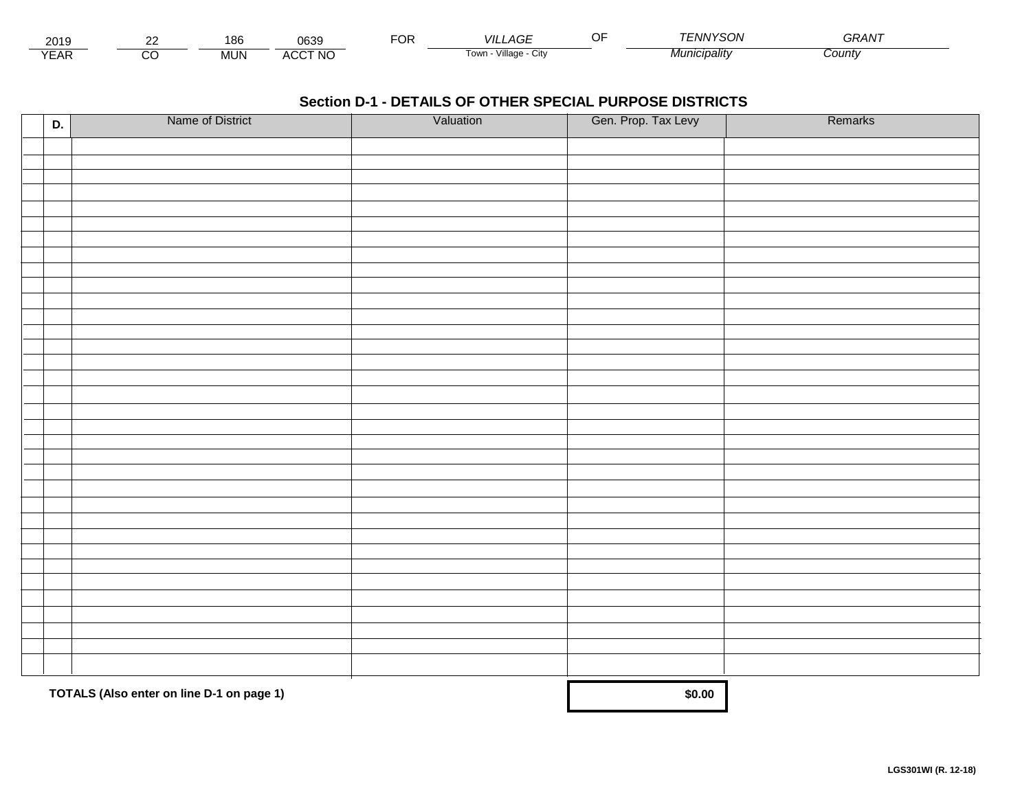| 2019 | 22 | 186 | 0639 | FOR | VILLAGE | OF | TENNYSON | GRANT |
|---|---|---|---|---|---|---|---|---|
| YEAR | CO | MUN | ACCT NO | | Town - Village - City | | Municipality | County |

## Section D-1 - DETAILS OF OTHER SPECIAL PURPOSE DISTRICTS

| | D. | Name of District | Valuation | Gen. Prop. Tax Levy | Remarks |
|---|---|---|---|---|---|
| | | | | | |
| | | | | | |
| | | | | | |
| | | | | | |
| | | | | | |
| | | | | | |
| | | | | | |
| | | | | | |
| | | | | | |
| | | | | | |
| | | | | | |
| | | | | | |
| | | | | | |
| | | | | | |
| | | | | | |
| | | | | | |
| | | | | | |
| | | | | | |
| | | | | | |
| | | | | | |
| | | | | | |
| | | | | | |
| | | | | | |
| | | | | | |
| | | | | | |
| | | | | | |
| | | | | | |
| | | | | | |
| | | | | | |
| | | | | | |
| | | | | | |
| | | | | | |
| | | | | | |
| | | | | | |
| | | | | | |

**TOTALS (Also enter on line D-1 on page 1)** **$0.00**

**LGS301WI (R. 12-18)**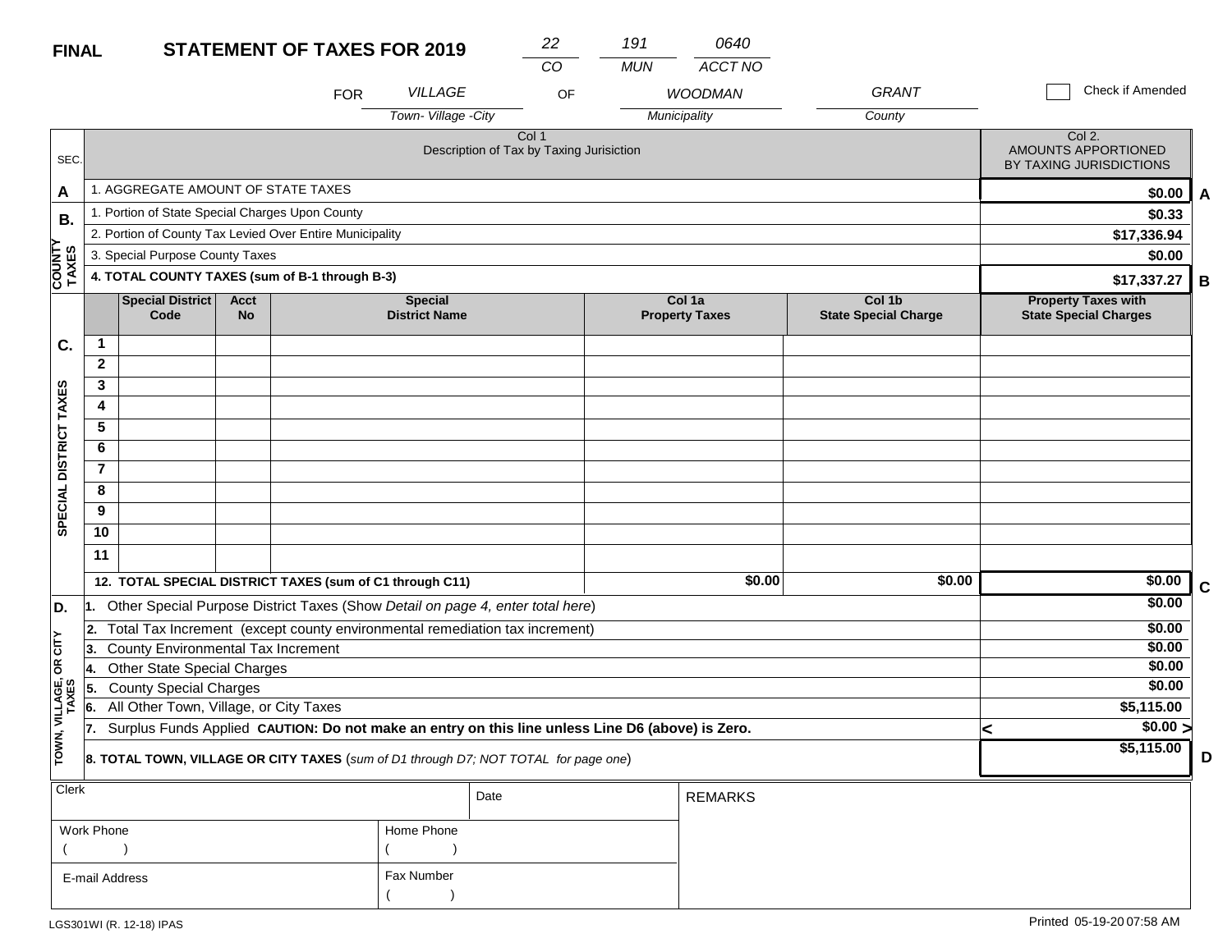**FINAL** **STATEMENT OF TAXES FOR 2019**

| 22 | 191 | 0640 |
|---|---|---|
| CO | MUN | ACCT NO |

FOR *VILLAGE* (Town- Village -City) OF *WOODMAN* (Municipality) *GRANT* (County)

☐ Check if Amended

| SEC. | Col 1 Description of Tax by Taxing Jurisiction | Col 2. AMOUNTS APPORTIONED BY TAXING JURISDICTIONS | |
|---|---|---|---|
| A | 1. AGGREGATE AMOUNT OF STATE TAXES | $0.00 | A |
| B. COUNTY TAXES | 1. Portion of State Special Charges Upon County | $0.33 | |
| | 2. Portion of County Tax Levied Over Entire Municipality | $17,336.94 | |
| | 3. Special Purpose County Taxes | $0.00 | |
| | **4. TOTAL COUNTY TAXES (sum of B-1 through B-3)** | **$17,337.27** | B |

| C. SPECIAL DISTRICT TAXES | | Special District Code | Acct No | Special District Name | Col 1a Property Taxes | Col 1b State Special Charge | Property Taxes with State Special Charges | |
|---|---|---|---|---|---|---|---|---|
| | 1 | | | | | | | |
| | 2 | | | | | | | |
| | 3 | | | | | | | |
| | 4 | | | | | | | |
| | 5 | | | | | | | |
| | 6 | | | | | | | |
| | 7 | | | | | | | |
| | 8 | | | | | | | |
| | 9 | | | | | | | |
| | 10 | | | | | | | |
| | 11 | | | | | | | |
| | **12. TOTAL SPECIAL DISTRICT TAXES (sum of C1 through C11)** | | | | **$0.00** | **$0.00** | **$0.00** | C |

| D. TOWN, VILLAGE, OR CITY TAXES | | | |
|---|---|---|---|
| | 1. Other Special Purpose District Taxes (Show *Detail on page 4, enter total here*) | $0.00 | |
| | 2. Total Tax Increment (except county environmental remediation tax increment) | $0.00 | |
| | 3. County Environmental Tax Increment | $0.00 | |
| | 4. Other State Special Charges | $0.00 | |
| | 5. County Special Charges | $0.00 | |
| | 6. All Other Town, Village, or City Taxes | $5,115.00 | |
| | 7. Surplus Funds Applied **CAUTION: Do not make an entry on this line unless Line D6 (above) is Zero.** | < $0.00 > | |
| | **8. TOTAL TOWN, VILLAGE OR CITY TAXES** (*sum of D1 through D7; NOT TOTAL for page one*) | **$5,115.00** | D |

| Clerk | | Date | REMARKS |
|---|---|---|---|
| Work Phone ( ) | Home Phone ( ) | | |
| E-mail Address | Fax Number ( ) | | |

LGS301WI (R. 12-18) IPAS

Printed 05-19-20 07:58 AM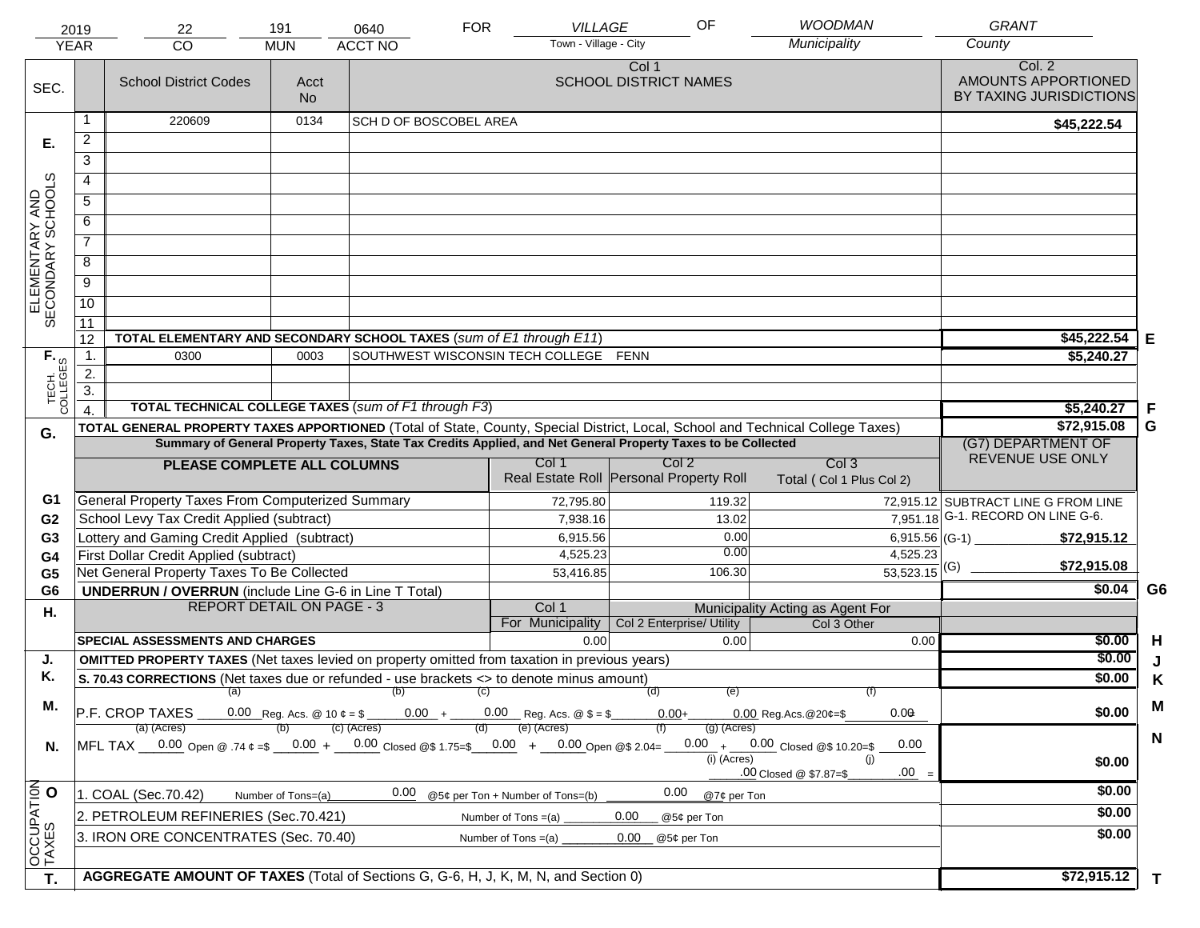| 2019 | 22 | 191 | 0640 | FOR | VILLAGE | OF | WOODMAN | GRANT |
|---|---|---|---|---|---|---|---|---|
| YEAR | CO | MUN | ACCT NO | | Town - Village - City | | Municipality | County |

| SEC. | | School District Codes | Acct No | Col 1 SCHOOL DISTRICT NAMES | Col. 2 AMOUNTS APPORTIONED BY TAXING JURISDICTIONS | |
|---|---|---|---|---|---|---|
| E. ELEMENTARY AND SECONDARY SCHOOLS | 1 | 220609 | 0134 | SCH D OF BOSCOBEL AREA | $45,222.54 | |
| | 2 | | | | | |
| | 3 | | | | | |
| | 4 | | | | | |
| | 5 | | | | | |
| | 6 | | | | | |
| | 7 | | | | | |
| | 8 | | | | | |
| | 9 | | | | | |
| | 10 | | | | | |
| | 11 | | | | | |
| | 12 | TOTAL ELEMENTARY AND SECONDARY SCHOOL TAXES (*sum of E1 through E11*) | | | $45,222.54 | E |
| F. TECH. COLLEGES | 1. | 0300 | 0003 | SOUTHWEST WISCONSIN TECH COLLEGE FENN | $5,240.27 | |
| | 2. | | | | | |
| | 3. | | | | | |
| | 4. | TOTAL TECHNICAL COLLEGE TAXES (*sum of F1 through F3*) | | | $5,240.27 | F |
| G. | | TOTAL GENERAL PROPERTY TAXES APPORTIONED (Total of State, County, Special District, Local, School and Technical College Taxes) | | | $72,915.08 | G |

Summary of General Property Taxes, State Tax Credits Applied, and Net General Property Taxes to be Collected

| | PLEASE COMPLETE ALL COLUMNS | Col 1 Real Estate Roll | Col 2 Personal Property Roll | Col 3 Total ( Col 1 Plus Col 2) | (G7) DEPARTMENT OF REVENUE USE ONLY | |
|---|---|---|---|---|---|---|
| G1 | General Property Taxes From Computerized Summary | 72,795.80 | 119.32 | 72,915.12 | SUBTRACT LINE G FROM LINE G-1. RECORD ON LINE G-6. | |
| G2 | School Levy Tax Credit Applied (subtract) | 7,938.16 | 13.02 | 7,951.18 | | |
| G3 | Lottery and Gaming Credit Applied (subtract) | 6,915.56 | 0.00 | 6,915.56 | (G-1) $72,915.12 | |
| G4 | First Dollar Credit Applied (subtract) | 4,525.23 | 0.00 | 4,525.23 | | |
| G5 | Net General Property Taxes To Be Collected | 53,416.85 | 106.30 | 53,523.15 | (G) $72,915.08 | |
| G6 | UNDERRUN / OVERRUN (include Line G-6 in Line T Total) | | | | $0.04 | G6 |

| H. | REPORT DETAIL ON PAGE - 3 | Col 1 For Municipality | Col 2 Enterprise/ Utility (Municipality Acting as Agent For) | Col 3 Other | | |
|---|---|---|---|---|---|---|
| | SPECIAL ASSESSMENTS AND CHARGES | 0.00 | 0.00 | 0.00 | $0.00 | H |
| J. | OMITTED PROPERTY TAXES (Net taxes levied on property omitted from taxation in previous years) | | | | $0.00 | J |
| K. | S. 70.43 CORRECTIONS (Net taxes due or refunded - use brackets <> to denote minus amount) | | | | $0.00 | K |
| M. | P.F. CROP TAXES (a) 0.00 Reg. Acs. @ 10 ¢ = $ (b) 0.00 + (c) 0.00 Reg. Acs. @ $ = $ (d) 0.00 + (e) 0.00 Reg.Acs.@20¢=$ (f) 0.00 = | | | | $0.00 | M |
| N. | MFL TAX (a) (Acres) 0.00 Open @ .74 ¢ =$ (b) 0.00 + (c) (Acres) 0.00 Closed @$ 1.75=$ (d) 0.00 + (e) (Acres) 0.00 Open @$ 2.04= (f) 0.00 + (g) (Acres) 0.00 Closed @$ 10.20=$ 0.00 (i) (Acres) .00 Closed @ $7.87=$ (j) .00 = | | | | $0.00 | N |
| O OCCUPATION TAXES | 1. COAL (Sec.70.42) Number of Tons=(a) 0.00 @5¢ per Ton + Number of Tons=(b) 0.00 @7¢ per Ton | | | | $0.00 | |
| | 2. PETROLEUM REFINERIES (Sec.70.421) Number of Tons =(a) 0.00 @5¢ per Ton | | | | $0.00 | |
| | 3. IRON ORE CONCENTRATES (Sec. 70.40) Number of Tons =(a) 0.00 @5¢ per Ton | | | | $0.00 | |
| T. | AGGREGATE AMOUNT OF TAXES (Total of Sections G, G-6, H, J, K, M, N, and Section 0) | | | | $72,915.12 | T |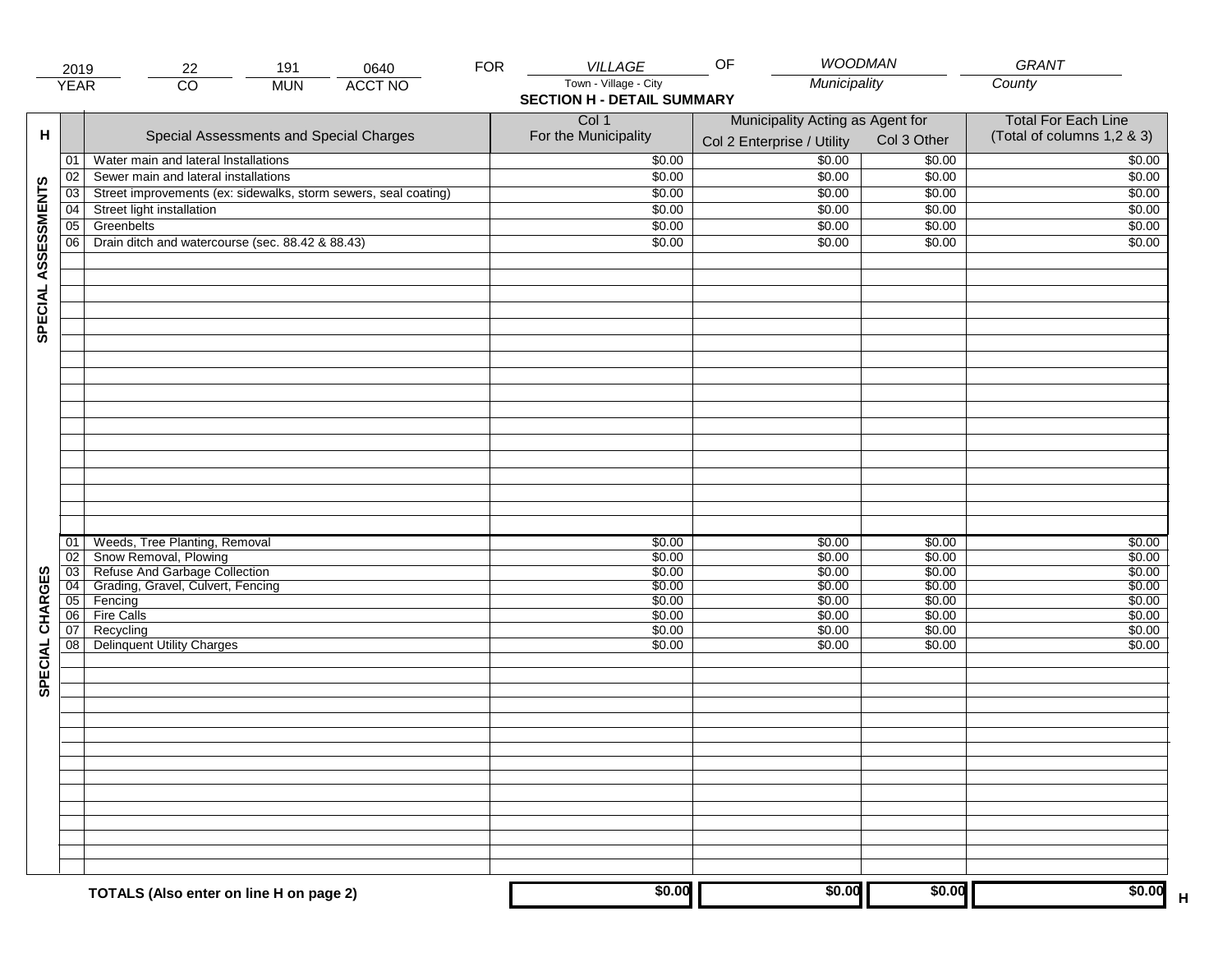| 2019 | 22 | 191 | 0640 | FOR | VILLAGE | OF | WOODMAN | GRANT |
|---|---|---|---|---|---|---|---|---|
| YEAR | CO | MUN | ACCT NO | | Town - Village - City | | Municipality | County |

## SECTION H - DETAIL SUMMARY

| H | | Special Assessments and Special Charges | Col 1 For the Municipality | Municipality Acting as Agent for Col 2 Enterprise / Utility | Col 3 Other | Total For Each Line (Total of columns 1,2 & 3) |
|---|---|---|---|---|---|---|
| SPECIAL ASSESSMENTS | 01 | Water main and lateral Installations | $0.00 | $0.00 | $0.00 | $0.00 |
| | 02 | Sewer main and lateral installations | $0.00 | $0.00 | $0.00 | $0.00 |
| | 03 | Street improvements (ex: sidewalks, storm sewers, seal coating) | $0.00 | $0.00 | $0.00 | $0.00 |
| | 04 | Street light installation | $0.00 | $0.00 | $0.00 | $0.00 |
| | 05 | Greenbelts | $0.00 | $0.00 | $0.00 | $0.00 |
| | 06 | Drain ditch and watercourse (sec. 88.42 & 88.43) | $0.00 | $0.00 | $0.00 | $0.00 |
| SPECIAL CHARGES | 01 | Weeds, Tree Planting, Removal | $0.00 | $0.00 | $0.00 | $0.00 |
| | 02 | Snow Removal, Plowing | $0.00 | $0.00 | $0.00 | $0.00 |
| | 03 | Refuse And Garbage Collection | $0.00 | $0.00 | $0.00 | $0.00 |
| | 04 | Grading, Gravel, Culvert, Fencing | $0.00 | $0.00 | $0.00 | $0.00 |
| | 05 | Fencing | $0.00 | $0.00 | $0.00 | $0.00 |
| | 06 | Fire Calls | $0.00 | $0.00 | $0.00 | $0.00 |
| | 07 | Recycling | $0.00 | $0.00 | $0.00 | $0.00 |
| | 08 | Delinquent Utility Charges | $0.00 | $0.00 | $0.00 | $0.00 |
| | | **TOTALS (Also enter on line H on page 2)** | **$0.00** | **$0.00** | **$0.00** | **$0.00** H |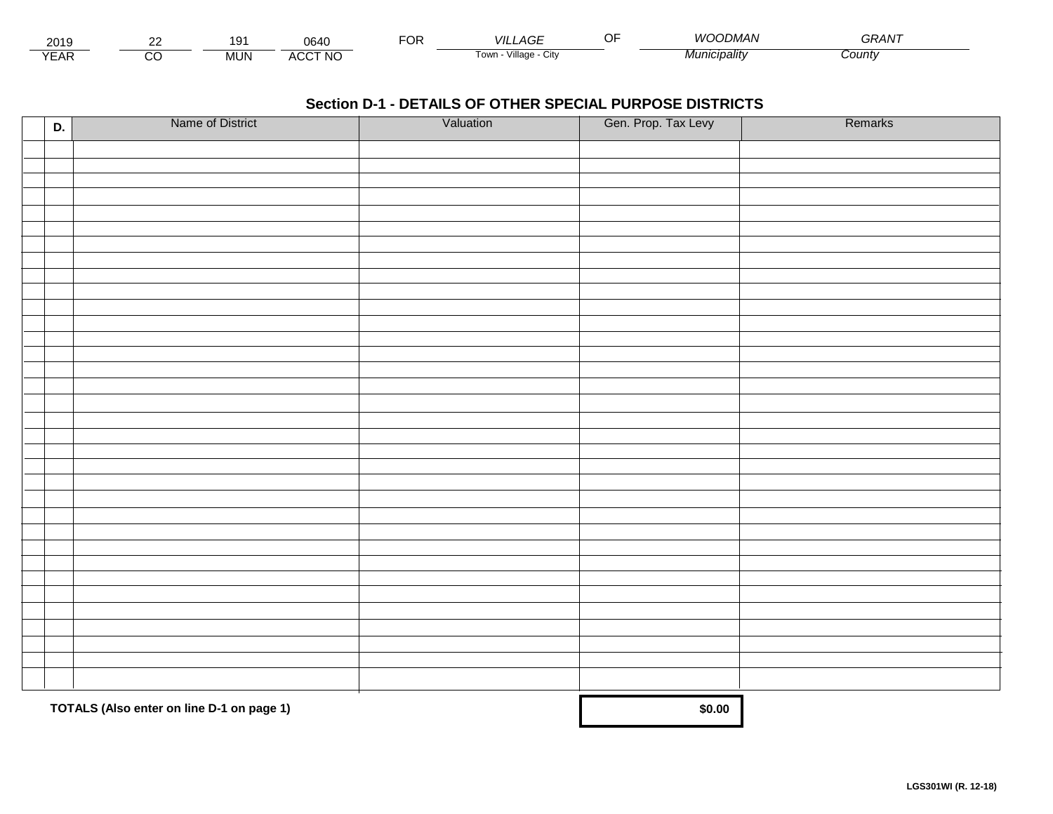| 2019 | 22 | 191 | 0640 | FOR | VILLAGE | OF | WOODMAN | GRANT |
|---|---|---|---|---|---|---|---|---|
| YEAR | CO | MUN | ACCT NO | | Town - Village - City | | Municipality | County |

## Section D-1 - DETAILS OF OTHER SPECIAL PURPOSE DISTRICTS

| | D. | Name of District | Valuation | Gen. Prop. Tax Levy | Remarks |
|---|---|---|---|---|---|
| | | | | | |
| | | | | | |
| | | | | | |
| | | | | | |
| | | | | | |
| | | | | | |
| | | | | | |
| | | | | | |
| | | | | | |
| | | | | | |
| | | | | | |
| | | | | | |
| | | | | | |
| | | | | | |
| | | | | | |
| | | | | | |
| | | | | | |
| | | | | | |
| | | | | | |
| | | | | | |
| | | | | | |
| | | | | | |
| | | | | | |
| | | | | | |
| | | | | | |
| | | | | | |
| | | | | | |
| | | | | | |
| | | | | | |
| | | | | | |
| | | | | | |
| | | | | | |
| | | | | | |
| | | | | | |
| | | | | | |
| | | | | | |

**TOTALS (Also enter on line D-1 on page 1)** **$0.00**

**LGS301WI (R. 12-18)**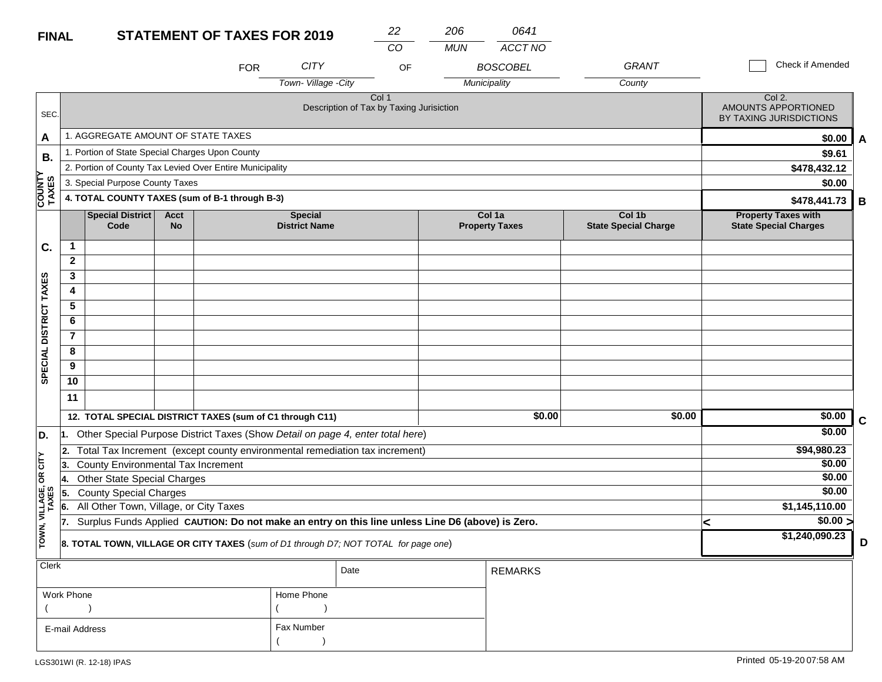**FINAL** **STATEMENT OF TAXES FOR 2019**

| 22 | 206 | 0641 |
|---|---|---|
| CO | MUN | ACCT NO |

FOR CITY (Town- Village -City) OF BOSCOBEL (Municipality) GRANT (County)

☐ Check if Amended

| SEC. | Col 1 Description of Tax by Taxing Jurisiction | Col 2. AMOUNTS APPORTIONED BY TAXING JURISDICTIONS | |
|---|---|---|---|
| A | 1. AGGREGATE AMOUNT OF STATE TAXES | $0.00 | A |
| B. COUNTY TAXES | 1. Portion of State Special Charges Upon County | $9.61 | |
| | 2. Portion of County Tax Levied Over Entire Municipality | $478,432.12 | |
| | 3. Special Purpose County Taxes | $0.00 | |
| | **4. TOTAL COUNTY TAXES (sum of B-1 through B-3)** | **$478,441.73** | B |

| SEC. | | Special District Code | Acct No | Special District Name | Col 1a Property Taxes | Col 1b State Special Charge | Property Taxes with State Special Charges | |
|---|---|---|---|---|---|---|---|---|
| C. SPECIAL DISTRICT TAXES | 1 | | | | | | | |
| | 2 | | | | | | | |
| | 3 | | | | | | | |
| | 4 | | | | | | | |
| | 5 | | | | | | | |
| | 6 | | | | | | | |
| | 7 | | | | | | | |
| | 8 | | | | | | | |
| | 9 | | | | | | | |
| | 10 | | | | | | | |
| | 11 | | | | | | | |
| | **12. TOTAL SPECIAL DISTRICT TAXES (sum of C1 through C11)** | | | | $0.00 | $0.00 | $0.00 | C |

| SEC. | Description | Amount | |
|---|---|---|---|
| D. TOWN, VILLAGE, OR CITY TAXES | 1. Other Special Purpose District Taxes (Show *Detail on page 4, enter total here*) | $0.00 | |
| | 2. Total Tax Increment (except county environmental remediation tax increment) | $94,980.23 | |
| | 3. County Environmental Tax Increment | $0.00 | |
| | 4. Other State Special Charges | $0.00 | |
| | 5. County Special Charges | $0.00 | |
| | 6. All Other Town, Village, or City Taxes | $1,145,110.00 | |
| | 7. Surplus Funds Applied **CAUTION: Do not make an entry on this line unless Line D6 (above) is Zero.** | < $0.00 > | |
| | **8. TOTAL TOWN, VILLAGE OR CITY TAXES** (*sum of D1 through D7; NOT TOTAL for page one*) | **$1,240,090.23** | D |

| Clerk | | Date | REMARKS |
|---|---|---|---|
| Work Phone ( ) | Home Phone ( ) | | |
| E-mail Address | Fax Number ( ) | | |

LGS301WI (R. 12-18) IPAS

Printed 05-19-20 07:58 AM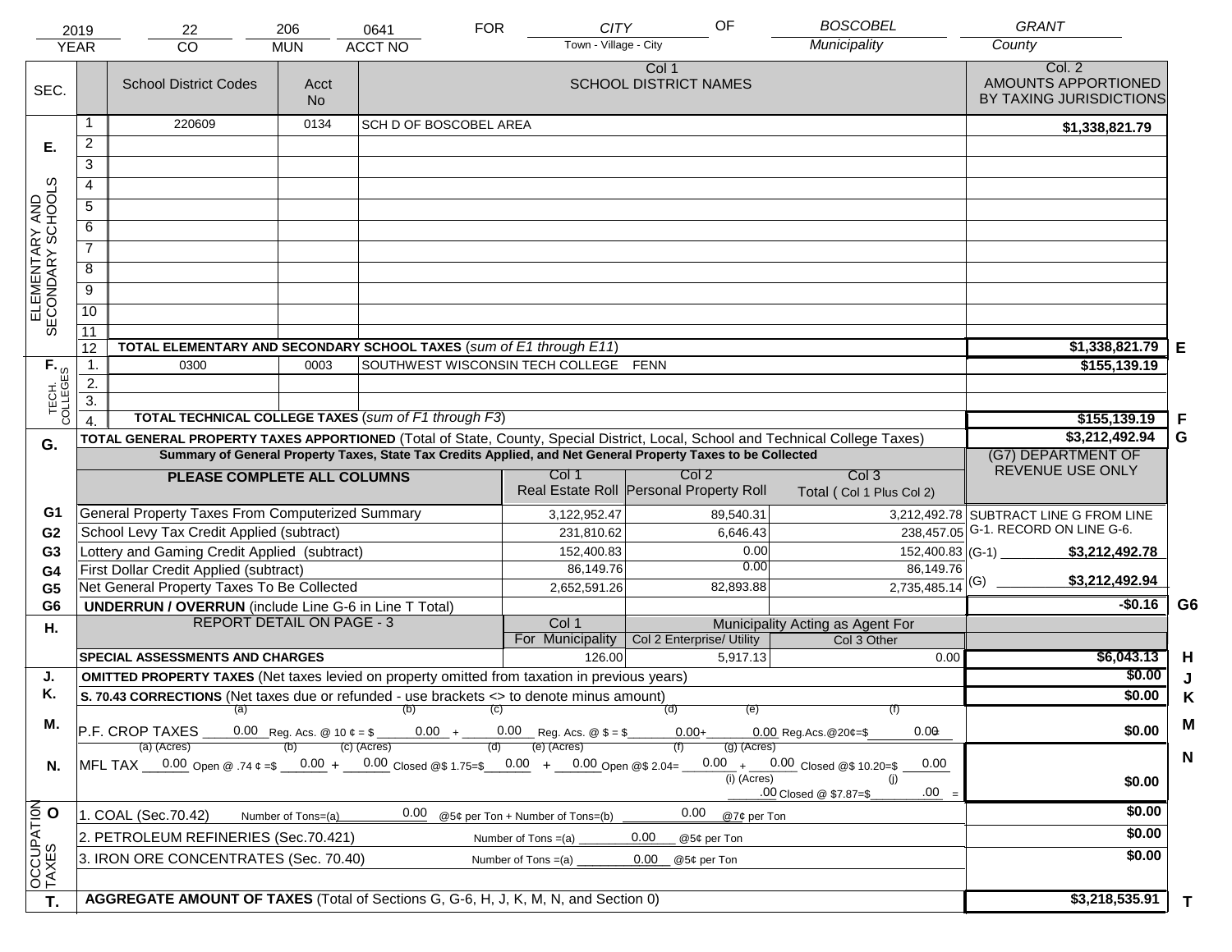| 2019 | 22 | 206 | 0641 | FOR | CITY | OF | BOSCOBEL | GRANT |
|---|---|---|---|---|---|---|---|---|
| YEAR | CO | MUN | ACCT NO | | Town - Village - City | | Municipality | County |

| SEC. | | School District Codes | Acct No | Col 1 SCHOOL DISTRICT NAMES | Col. 2 AMOUNTS APPORTIONED BY TAXING JURISDICTIONS | |
|---|---|---|---|---|---|---|
| E. ELEMENTARY AND SECONDARY SCHOOLS | 1 | 220609 | 0134 | SCH D OF BOSCOBEL AREA | $1,338,821.79 | |
| | 2 | | | | | |
| | 3 | | | | | |
| | 4 | | | | | |
| | 5 | | | | | |
| | 6 | | | | | |
| | 7 | | | | | |
| | 8 | | | | | |
| | 9 | | | | | |
| | 10 | | | | | |
| | 11 | | | | | |
| | 12 | TOTAL ELEMENTARY AND SECONDARY SCHOOL TAXES (*sum of E1 through E11*) | | | $1,338,821.79 | E |
| F. TECH. COLLEGES | 1. | 0300 | 0003 | SOUTHWEST WISCONSIN TECH COLLEGE FENN | $155,139.19 | |
| | 2. | | | | | |
| | 3. | | | | | |
| | 4. | TOTAL TECHNICAL COLLEGE TAXES (*sum of F1 through F3*) | | | $155,139.19 | F |
| G. | | TOTAL GENERAL PROPERTY TAXES APPORTIONED (Total of State, County, Special District, Local, School and Technical College Taxes) | | | $3,212,492.94 | G |

**Summary of General Property Taxes, State Tax Credits Applied, and Net General Property Taxes to be Collected**

| | PLEASE COMPLETE ALL COLUMNS | Col 1 Real Estate Roll | Col 2 Personal Property Roll | Col 3 Total ( Col 1 Plus Col 2) | (G7) DEPARTMENT OF REVENUE USE ONLY |
|---|---|---|---|---|---|
| G1 | General Property Taxes From Computerized Summary | 3,122,952.47 | 89,540.31 | 3,212,492.78 | SUBTRACT LINE G FROM LINE G-1. RECORD ON LINE G-6. |
| G2 | School Levy Tax Credit Applied (subtract) | 231,810.62 | 6,646.43 | 238,457.05 | |
| G3 | Lottery and Gaming Credit Applied (subtract) | 152,400.83 | 0.00 | 152,400.83 | (G-1) $3,212,492.78 |
| G4 | First Dollar Credit Applied (subtract) | 86,149.76 | 0.00 | 86,149.76 | |
| G5 | Net General Property Taxes To Be Collected | 2,652,591.26 | 82,893.88 | 2,735,485.14 | (G) $3,212,492.94 |
| G6 | UNDERRUN / OVERRUN (include Line G-6 in Line T Total) | | | | -$0.16 G6 |

| H. | REPORT DETAIL ON PAGE - 3 | Col 1 For Municipality | Col 2 Enterprise/ Utility (Municipality Acting as Agent For) | Col 3 Other | | |
|---|---|---|---|---|---|---|
| | SPECIAL ASSESSMENTS AND CHARGES | 126.00 | 5,917.13 | 0.00 | $6,043.13 | H |
| J. | OMITTED PROPERTY TAXES (Net taxes levied on property omitted from taxation in previous years) | | | | $0.00 | J |
| K. | S. 70.43 CORRECTIONS (Net taxes due or refunded - use brackets <> to denote minus amount) | | | | $0.00 | K |
| M. | P.F. CROP TAXES (a) 0.00 Reg. Acs. @ 10 ¢ = $ (b) 0.00 + (c) 0.00 Reg. Acs. @ $ = $ (d) 0.00 + (e) 0.00 Reg.Acs.@20¢=$ (f) 0.00 | | | | $0.00 | M |
| N. | MFL TAX (a) (Acres) 0.00 Open @ .74 ¢ =$ (b) 0.00 + (c) (Acres) 0.00 Closed @$ 1.75=$ (d) 0.00 + (e) (Acres) 0.00 Open @$ 2.04= (f) 0.00 + (g) (Acres) 0.00 Closed @$ 10.20=$ 0.00 (i) (Acres) .00 Closed @ $7.87=$ (j) .00 = | | | | $0.00 | N |
| O. OCCUPATION TAXES | 1. COAL (Sec.70.42) Number of Tons=(a) 0.00 @5¢ per Ton + Number of Tons=(b) 0.00 @7¢ per Ton | | | | $0.00 | |
| | 2. PETROLEUM REFINERIES (Sec.70.421) Number of Tons =(a) 0.00 @5¢ per Ton | | | | $0.00 | |
| | 3. IRON ORE CONCENTRATES (Sec. 70.40) Number of Tons =(a) 0.00 @5¢ per Ton | | | | $0.00 | |
| T. | AGGREGATE AMOUNT OF TAXES (Total of Sections G, G-6, H, J, K, M, N, and Section 0) | | | | $3,218,535.91 | T |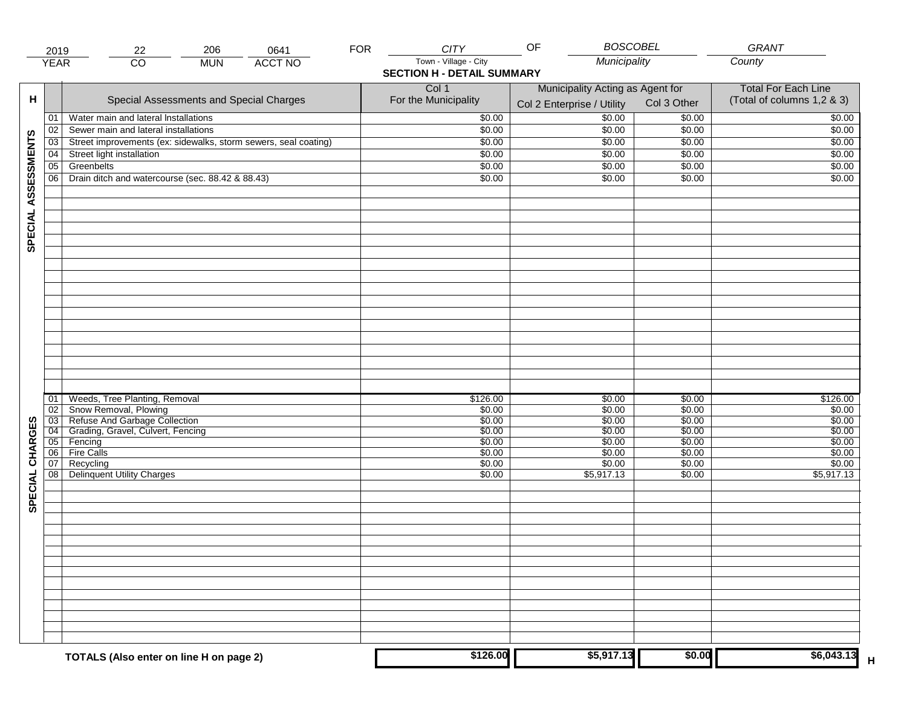| 2019 | 22 | 206 | 0641 | FOR | CITY | OF | BOSCOBEL | GRANT |
|---|---|---|---|---|---|---|---|---|
| YEAR | CO | MUN | ACCT NO | | Town - Village - City | | Municipality | County |

## SECTION H - DETAIL SUMMARY

| H | | Special Assessments and Special Charges | Col 1 For the Municipality | Municipality Acting as Agent for Col 2 Enterprise / Utility | Col 3 Other | Total For Each Line (Total of columns 1,2 & 3) |
|---|---|---|---|---|---|---|
| SPECIAL ASSESSMENTS | 01 | Water main and lateral Installations | $0.00 | $0.00 | $0.00 | $0.00 |
| | 02 | Sewer main and lateral installations | $0.00 | $0.00 | $0.00 | $0.00 |
| | 03 | Street improvements (ex: sidewalks, storm sewers, seal coating) | $0.00 | $0.00 | $0.00 | $0.00 |
| | 04 | Street light installation | $0.00 | $0.00 | $0.00 | $0.00 |
| | 05 | Greenbelts | $0.00 | $0.00 | $0.00 | $0.00 |
| | 06 | Drain ditch and watercourse (sec. 88.42 & 88.43) | $0.00 | $0.00 | $0.00 | $0.00 |
| SPECIAL CHARGES | 01 | Weeds, Tree Planting, Removal | $126.00 | $0.00 | $0.00 | $126.00 |
| | 02 | Snow Removal, Plowing | $0.00 | $0.00 | $0.00 | $0.00 |
| | 03 | Refuse And Garbage Collection | $0.00 | $0.00 | $0.00 | $0.00 |
| | 04 | Grading, Gravel, Culvert, Fencing | $0.00 | $0.00 | $0.00 | $0.00 |
| | 05 | Fencing | $0.00 | $0.00 | $0.00 | $0.00 |
| | 06 | Fire Calls | $0.00 | $0.00 | $0.00 | $0.00 |
| | 07 | Recycling | $0.00 | $0.00 | $0.00 | $0.00 |
| | 08 | Delinquent Utility Charges | $0.00 | $5,917.13 | $0.00 | $5,917.13 |
| | | **TOTALS (Also enter on line H on page 2)** | **$126.00** | **$5,917.13** | **$0.00** | **$6,043.13** |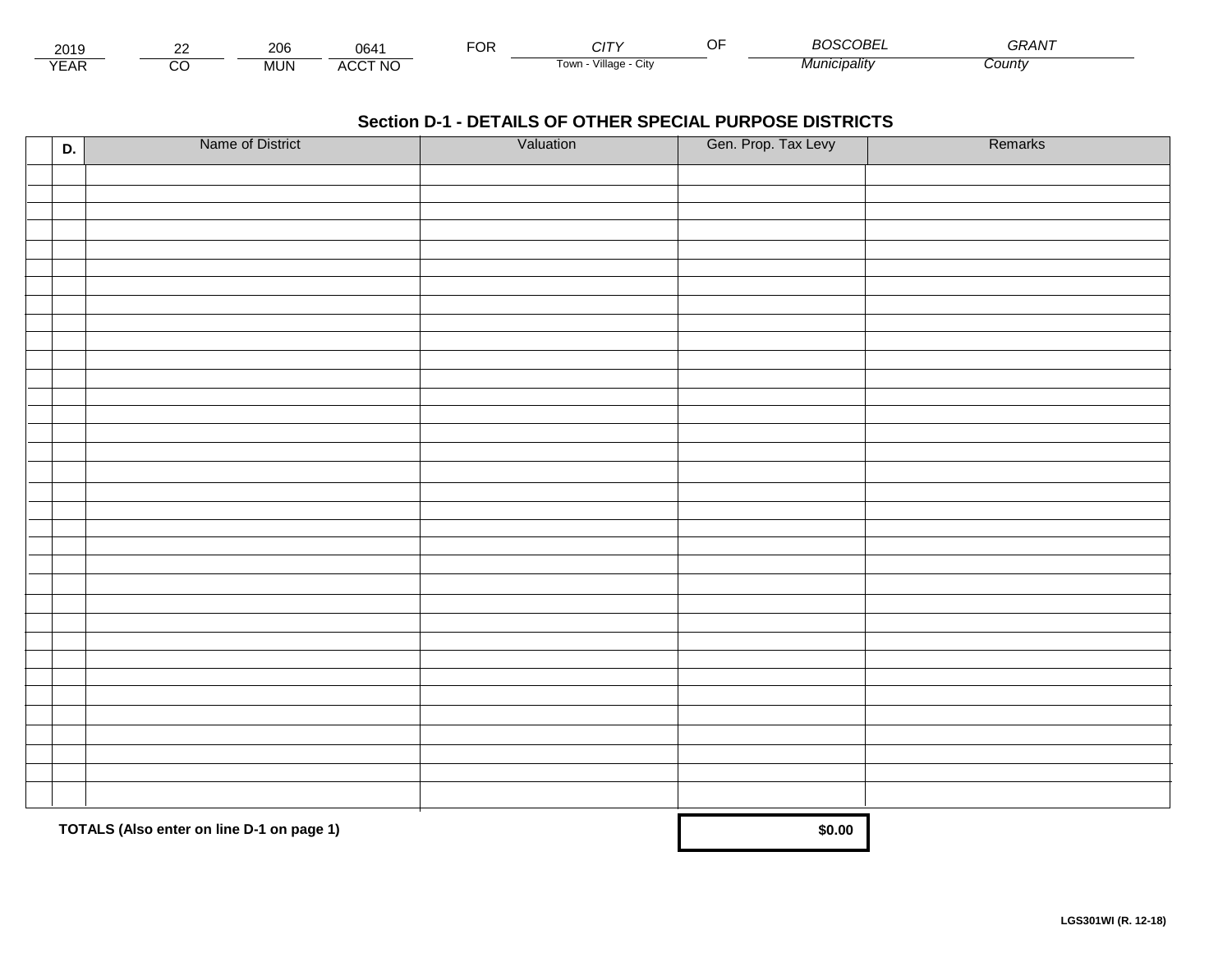| 2019 | 22 | 206 | 0641 | FOR | CITY | OF | BOSCOBEL | GRANT |
|---|---|---|---|---|---|---|---|---|
| YEAR | CO | MUN | ACCT NO | | Town - Village - City | | Municipality | County |

## Section D-1 - DETAILS OF OTHER SPECIAL PURPOSE DISTRICTS

| | D. | Name of District | Valuation | Gen. Prop. Tax Levy | Remarks |
|---|---|---|---|---|---|
| | | | | | |
| | | | | | |
| | | | | | |
| | | | | | |
| | | | | | |
| | | | | | |
| | | | | | |
| | | | | | |
| | | | | | |
| | | | | | |
| | | | | | |
| | | | | | |
| | | | | | |
| | | | | | |
| | | | | | |
| | | | | | |
| | | | | | |
| | | | | | |
| | | | | | |
| | | | | | |
| | | | | | |
| | | | | | |
| | | | | | |
| | | | | | |
| | | | | | |
| | | | | | |
| | | | | | |
| | | | | | |
| | | | | | |
| | | | | | |
| | | | | | |
| | | | | | |
| | | | | | |
| | | | | | |
| | | | | | |

**TOTALS (Also enter on line D-1 on page 1)** **$0.00**

**LGS301WI (R. 12-18)**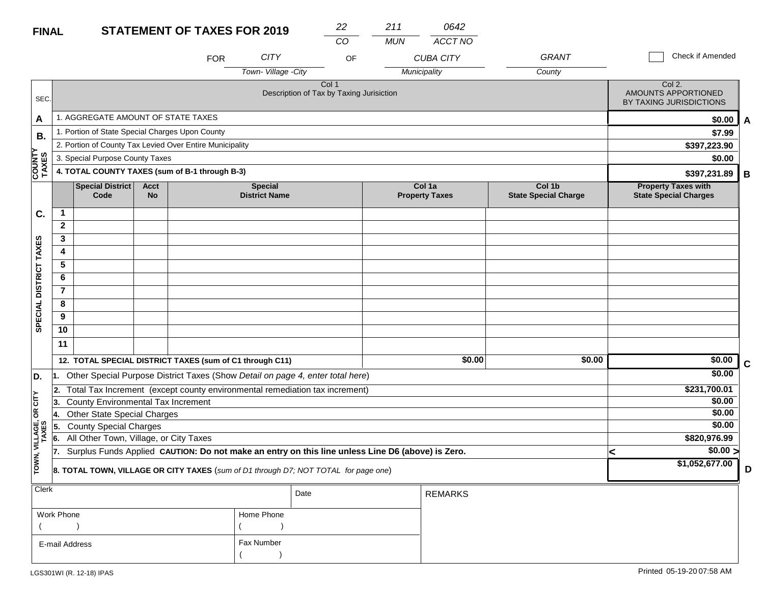**FINAL** **STATEMENT OF TAXES FOR 2019**

| 22 | 211 | 0642 |
|---|---|---|
| CO | MUN | ACCT NO |

FOR CITY (Town- Village -City) OF CUBA CITY (Municipality) GRANT (County) ☐ Check if Amended

| SEC. | Col 1 Description of Tax by Taxing Jurisiction | Col 2. AMOUNTS APPORTIONED BY TAXING JURISDICTIONS | |
|---|---|---|---|
| A | 1. AGGREGATE AMOUNT OF STATE TAXES | $0.00 | A |
| B. COUNTY TAXES | 1. Portion of State Special Charges Upon County | $7.99 | |
| | 2. Portion of County Tax Levied Over Entire Municipality | $397,223.90 | |
| | 3. Special Purpose County Taxes | $0.00 | |
| | **4. TOTAL COUNTY TAXES (sum of B-1 through B-3)** | $397,231.89 | B |

| SEC. | | Special District Code | Acct No | Special District Name | Col 1a Property Taxes | Col 1b State Special Charge | Property Taxes with State Special Charges | |
|---|---|---|---|---|---|---|---|---|
| C. SPECIAL DISTRICT TAXES | 1 | | | | | | | |
| | 2 | | | | | | | |
| | 3 | | | | | | | |
| | 4 | | | | | | | |
| | 5 | | | | | | | |
| | 6 | | | | | | | |
| | 7 | | | | | | | |
| | 8 | | | | | | | |
| | 9 | | | | | | | |
| | 10 | | | | | | | |
| | 11 | | | | | | | |
| | **12. TOTAL SPECIAL DISTRICT TAXES (sum of C1 through C11)** | | | | $0.00 | $0.00 | $0.00 | C |

| SEC. | Description | Amount | |
|---|---|---|---|
| D. TOWN, VILLAGE, OR CITY TAXES | 1. Other Special Purpose District Taxes (Show *Detail on page 4, enter total here*) | $0.00 | |
| | 2. Total Tax Increment (except county environmental remediation tax increment) | $231,700.01 | |
| | 3. County Environmental Tax Increment | $0.00 | |
| | 4. Other State Special Charges | $0.00 | |
| | 5. County Special Charges | $0.00 | |
| | 6. All Other Town, Village, or City Taxes | $820,976.99 | |
| | 7. Surplus Funds Applied **CAUTION: Do not make an entry on this line unless Line D6 (above) is Zero.** | < $0.00 > | |
| | **8. TOTAL TOWN, VILLAGE OR CITY TAXES** (*sum of D1 through D7; NOT TOTAL for page one*) | $1,052,677.00 | D |

| Clerk | | Date | REMARKS |
|---|---|---|---|
| Work Phone ( ) | Home Phone ( ) | | |
| E-mail Address | Fax Number ( ) | | |

LGS301WI (R. 12-18) IPAS

Printed 05-19-20 07:58 AM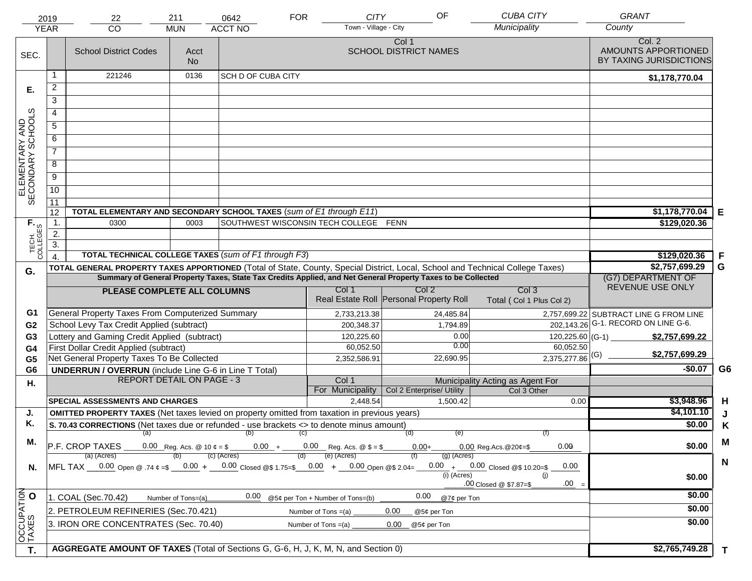| 2019 | 22 | 211 | 0642 | FOR | CITY | OF | CUBA CITY | GRANT |
|---|---|---|---|---|---|---|---|---|
| YEAR | CO | MUN | ACCT NO | | Town - Village - City | | Municipality | County |

| SEC. | | School District Codes | Acct No | Col 1 SCHOOL DISTRICT NAMES | Col. 2 AMOUNTS APPORTIONED BY TAXING JURISDICTIONS | |
|---|---|---|---|---|---|---|
| E. ELEMENTARY AND SECONDARY SCHOOLS | 1 | 221246 | 0136 | SCH D OF CUBA CITY | $1,178,770.04 | |
| | 2 | | | | | |
| | 3 | | | | | |
| | 4 | | | | | |
| | 5 | | | | | |
| | 6 | | | | | |
| | 7 | | | | | |
| | 8 | | | | | |
| | 9 | | | | | |
| | 10 | | | | | |
| | 11 | | | | | |
| | 12 | TOTAL ELEMENTARY AND SECONDARY SCHOOL TAXES (*sum of E1 through E11*) | | | $1,178,770.04 | E |
| F. TECH. COLLEGES | 1. | 0300 | 0003 | SOUTHWEST WISCONSIN TECH COLLEGE FENN | $129,020.36 | |
| | 2. | | | | | |
| | 3. | | | | | |
| | 4. | TOTAL TECHNICAL COLLEGE TAXES (*sum of F1 through F3*) | | | $129,020.36 | F |
| G. | | TOTAL GENERAL PROPERTY TAXES APPORTIONED (Total of State, County, Special District, Local, School and Technical College Taxes) | | | $2,757,699.29 | G |

**Summary of General Property Taxes, State Tax Credits Applied, and Net General Property Taxes to be Collected**

| | PLEASE COMPLETE ALL COLUMNS | Col 1 Real Estate Roll | Col 2 Personal Property Roll | Col 3 Total ( Col 1 Plus Col 2) | (G7) DEPARTMENT OF REVENUE USE ONLY | |
|---|---|---|---|---|---|---|
| G1 | General Property Taxes From Computerized Summary | 2,733,213.38 | 24,485.84 | 2,757,699.22 | SUBTRACT LINE G FROM LINE G-1. RECORD ON LINE G-6. | |
| G2 | School Levy Tax Credit Applied (subtract) | 200,348.37 | 1,794.89 | 202,143.26 | | |
| G3 | Lottery and Gaming Credit Applied (subtract) | 120,225.60 | 0.00 | 120,225.60 | (G-1) $2,757,699.22 | |
| G4 | First Dollar Credit Applied (subtract) | 60,052.50 | 0.00 | 60,052.50 | | |
| G5 | Net General Property Taxes To Be Collected | 2,352,586.91 | 22,690.95 | 2,375,277.86 | (G) $2,757,699.29 | |
| G6 | UNDERRUN / OVERRUN (include Line G-6 in Line T Total) | | | | -$0.07 | G6 |

| H. | REPORT DETAIL ON PAGE - 3 | Col 1 For Municipality | Col 2 Enterprise/ Utility (Municipality Acting as Agent For) | Col 3 Other | | |
|---|---|---|---|---|---|---|
| | SPECIAL ASSESSMENTS AND CHARGES | 2,448.54 | 1,500.42 | 0.00 | $3,948.96 | H |
| J. | OMITTED PROPERTY TAXES (Net taxes levied on property omitted from taxation in previous years) | | | | $4,101.10 | J |
| K. | S. 70.43 CORRECTIONS (Net taxes due or refunded - use brackets <> to denote minus amount) | | | | $0.00 | K |
| M. | P.F. CROP TAXES (a) 0.00 Reg. Acs. @ 10 ¢ = $ (b) 0.00 + (c) 0.00 Reg. Acs. @ $ = $ (d) 0.00 + (e) 0.00 Reg.Acs.@20¢=$ (f) 0.00 | | | | $0.00 | M |
| N. | MFL TAX (a) (Acres) 0.00 Open @ .74 ¢ =$ (b) 0.00 + (c) (Acres) 0.00 Closed @$ 1.75=$ (d) 0.00 + (e) (Acres) 0.00 Open @$ 2.04= (f) 0.00 + (g) (Acres) 0.00 Closed @$ 10.20=$ 0.00 (i) (Acres) .00 Closed @ $7.87=$ (j) .00 = | | | | $0.00 | N |
| O. OCCUPATION TAXES | 1. COAL (Sec.70.42) Number of Tons=(a) 0.00 @5¢ per Ton + Number of Tons=(b) 0.00 @7¢ per Ton | | | | $0.00 | |
| | 2. PETROLEUM REFINERIES (Sec.70.421) Number of Tons =(a) 0.00 @5¢ per Ton | | | | $0.00 | |
| | 3. IRON ORE CONCENTRATES (Sec. 70.40) Number of Tons =(a) 0.00 @5¢ per Ton | | | | $0.00 | |
| T. | AGGREGATE AMOUNT OF TAXES (Total of Sections G, G-6, H, J, K, M, N, and Section 0) | | | | $2,765,749.28 | T |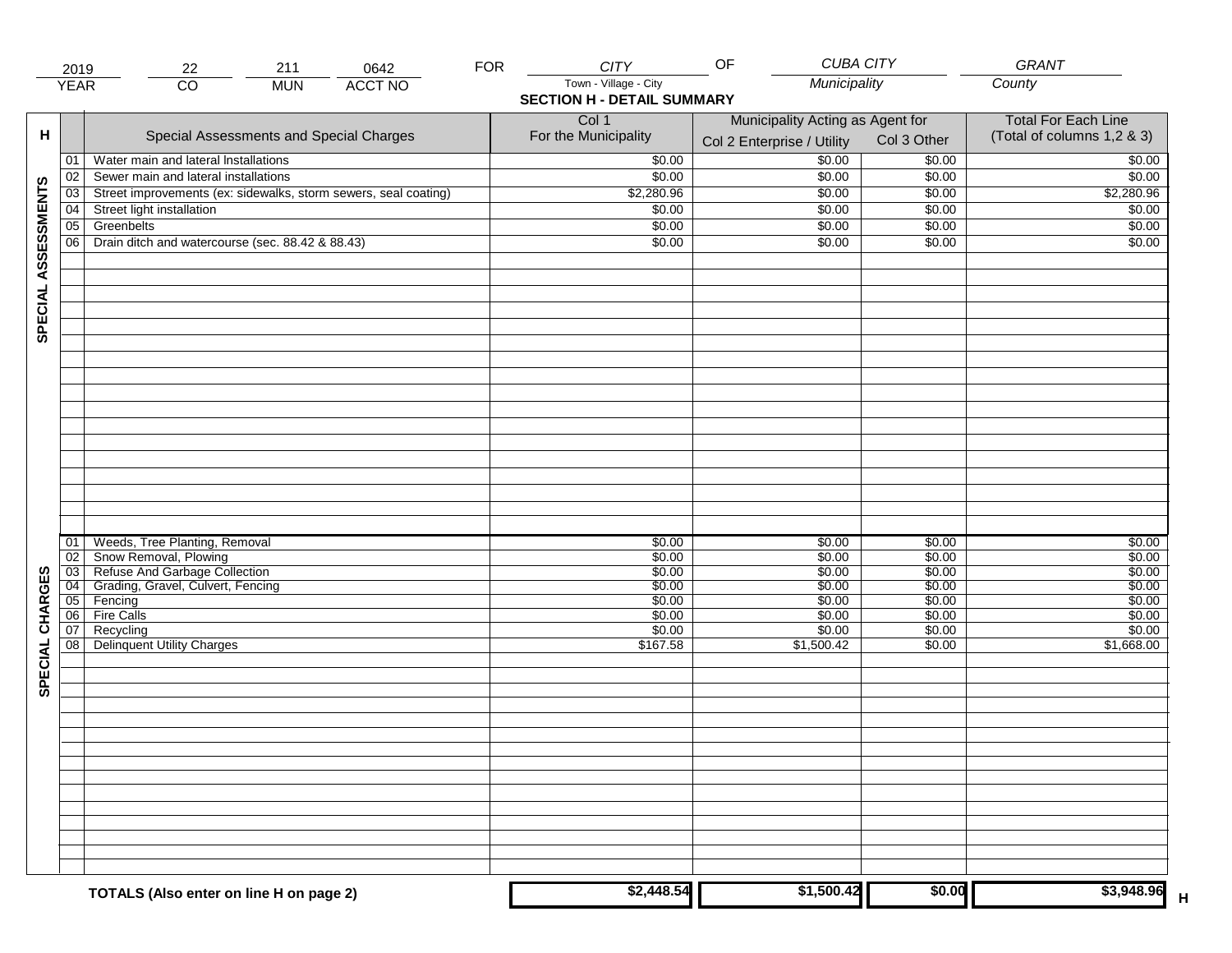| 2019 | 22 | 211 | 0642 | FOR | CITY | OF | CUBA CITY | GRANT |
|---|---|---|---|---|---|---|---|---|
| YEAR | CO | MUN | ACCT NO | | Town - Village - City | | Municipality | County |

## SECTION H - DETAIL SUMMARY

| H | | Special Assessments and Special Charges | Col 1 For the Municipality | Municipality Acting as Agent for Col 2 Enterprise / Utility | Col 3 Other | Total For Each Line (Total of columns 1,2 & 3) |
|---|---|---|---|---|---|---|
| SPECIAL ASSESSMENTS | 01 | Water main and lateral Installations | $0.00 | $0.00 | $0.00 | $0.00 |
| | 02 | Sewer main and lateral installations | $0.00 | $0.00 | $0.00 | $0.00 |
| | 03 | Street improvements (ex: sidewalks, storm sewers, seal coating) | $2,280.96 | $0.00 | $0.00 | $2,280.96 |
| | 04 | Street light installation | $0.00 | $0.00 | $0.00 | $0.00 |
| | 05 | Greenbelts | $0.00 | $0.00 | $0.00 | $0.00 |
| | 06 | Drain ditch and watercourse (sec. 88.42 & 88.43) | $0.00 | $0.00 | $0.00 | $0.00 |
| SPECIAL CHARGES | 01 | Weeds, Tree Planting, Removal | $0.00 | $0.00 | $0.00 | $0.00 |
| | 02 | Snow Removal, Plowing | $0.00 | $0.00 | $0.00 | $0.00 |
| | 03 | Refuse And Garbage Collection | $0.00 | $0.00 | $0.00 | $0.00 |
| | 04 | Grading, Gravel, Culvert, Fencing | $0.00 | $0.00 | $0.00 | $0.00 |
| | 05 | Fencing | $0.00 | $0.00 | $0.00 | $0.00 |
| | 06 | Fire Calls | $0.00 | $0.00 | $0.00 | $0.00 |
| | 07 | Recycling | $0.00 | $0.00 | $0.00 | $0.00 |
| | 08 | Delinquent Utility Charges | $167.58 | $1,500.42 | $0.00 | $1,668.00 |
| | | **TOTALS (Also enter on line H on page 2)** | **$2,448.54** | **$1,500.42** | **$0.00** | **$3,948.96** H |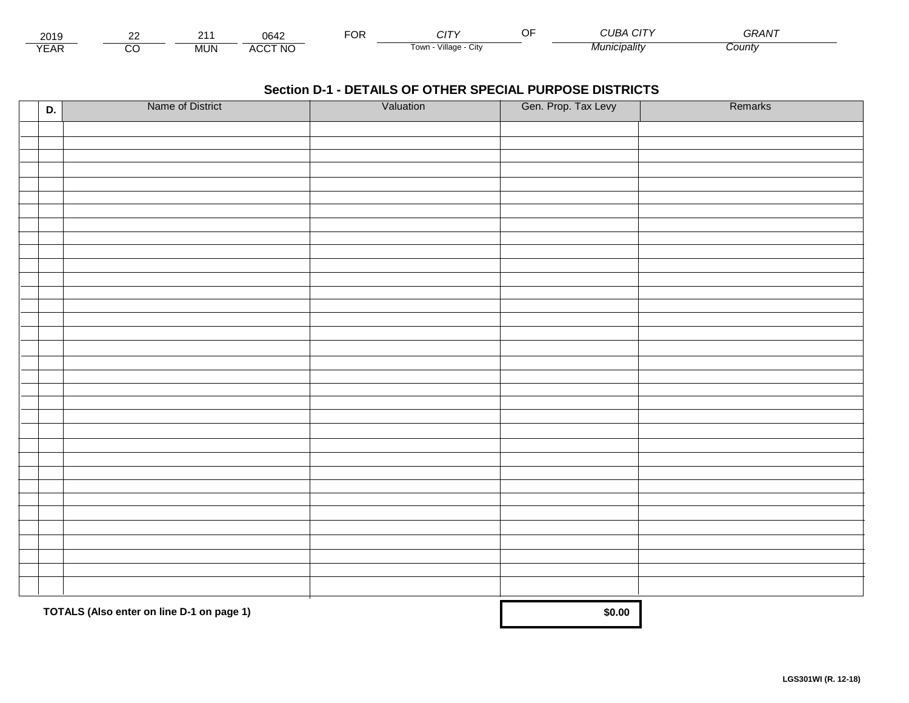| 2019 | 22 | 211 | 0642 | FOR | CITY | OF | CUBA CITY | GRANT |
|---|---|---|---|---|---|---|---|---|
| YEAR | CO | MUN | ACCT NO | | Town - Village - City | | Municipality | County |

## Section D-1 - DETAILS OF OTHER SPECIAL PURPOSE DISTRICTS

| D. | Name of District | Valuation | Gen. Prop. Tax Levy | Remarks |
|---|---|---|---|---|
| | | | | |
| | | | | |
| | | | | |
| | | | | |
| | | | | |
| | | | | |
| | | | | |
| | | | | |
| | | | | |
| | | | | |
| | | | | |
| | | | | |
| | | | | |
| | | | | |
| | | | | |
| | | | | |
| | | | | |
| | | | | |
| | | | | |
| | | | | |
| | | | | |
| | | | | |
| | | | | |
| | | | | |
| | | | | |
| | | | | |
| | | | | |
| | | | | |
| | | | | |
| | | | | |
| | | | | |
| | | | | |
| | | | | |
| | | | | |
| | | | | |
| | **TOTALS (Also enter on line D-1 on page 1)** | | **$0.00** | |

**LGS301WI (R. 12-18)**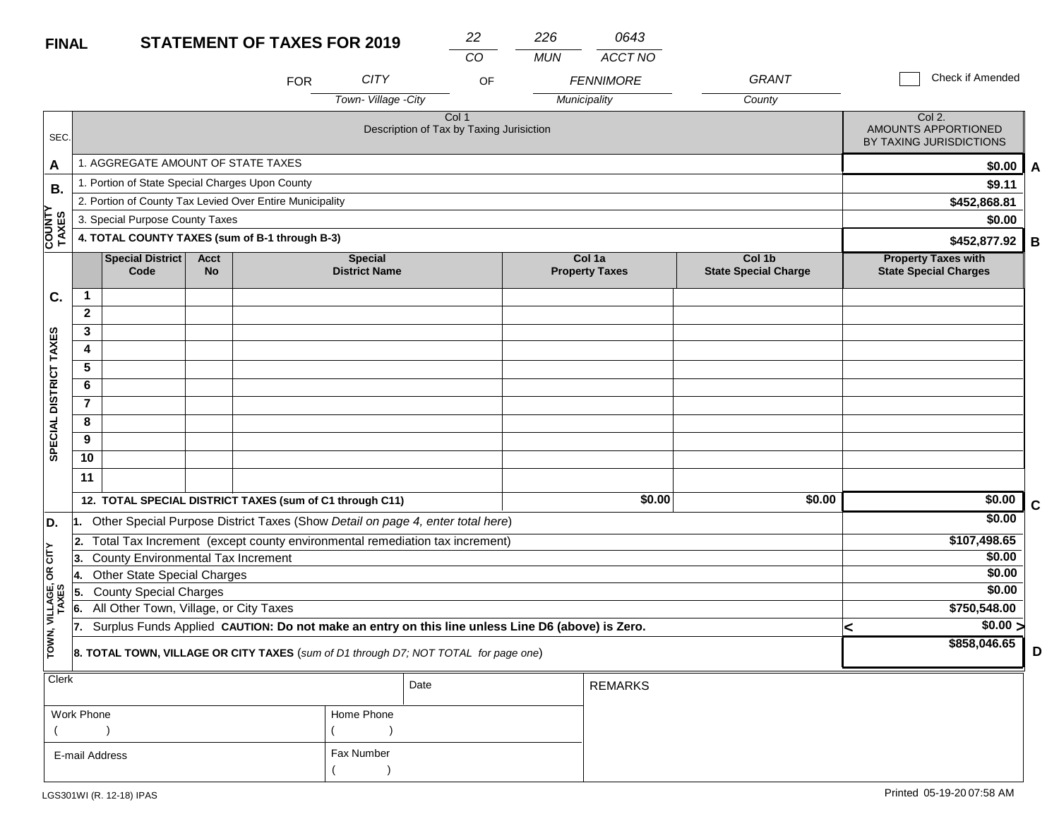**FINAL** **STATEMENT OF TAXES FOR 2019**

| 22 | 226 | 0643 |
|---|---|---|
| CO | MUN | ACCT NO |

FOR *CITY* (Town- Village -City) OF *FENNIMORE* (Municipality) *GRANT* (County)

☐ Check if Amended

| SEC. | Col 1 Description of Tax by Taxing Jurisiction | Col 2. AMOUNTS APPORTIONED BY TAXING JURISDICTIONS | |
|---|---|---|---|
| A | 1. AGGREGATE AMOUNT OF STATE TAXES | $0.00 | A |
| B. COUNTY TAXES | 1. Portion of State Special Charges Upon County | $9.11 | |
| | 2. Portion of County Tax Levied Over Entire Municipality | $452,868.81 | |
| | 3. Special Purpose County Taxes | $0.00 | |
| | **4. TOTAL COUNTY TAXES (sum of B-1 through B-3)** | **$452,877.92** | B |

| SEC. | | Special District Code | Acct No | Special District Name | Col 1a Property Taxes | Col 1b State Special Charge | Property Taxes with State Special Charges | |
|---|---|---|---|---|---|---|---|---|
| C. SPECIAL DISTRICT TAXES | 1 | | | | | | | |
| | 2 | | | | | | | |
| | 3 | | | | | | | |
| | 4 | | | | | | | |
| | 5 | | | | | | | |
| | 6 | | | | | | | |
| | 7 | | | | | | | |
| | 8 | | | | | | | |
| | 9 | | | | | | | |
| | 10 | | | | | | | |
| | 11 | | | | | | | |
| | **12. TOTAL SPECIAL DISTRICT TAXES (sum of C1 through C11)** | | | | $0.00 | $0.00 | $0.00 | C |

| SEC. | Description | Amount | |
|---|---|---|---|
| D. TOWN, VILLAGE, OR CITY TAXES | 1. Other Special Purpose District Taxes (Show *Detail on page 4, enter total here*) | $0.00 | |
| | 2. Total Tax Increment (except county environmental remediation tax increment) | $107,498.65 | |
| | 3. County Environmental Tax Increment | $0.00 | |
| | 4. Other State Special Charges | $0.00 | |
| | 5. County Special Charges | $0.00 | |
| | 6. All Other Town, Village, or City Taxes | $750,548.00 | |
| | 7. Surplus Funds Applied **CAUTION: Do not make an entry on this line unless Line D6 (above) is Zero.** | < $0.00 > | |
| | **8. TOTAL TOWN, VILLAGE OR CITY TAXES** (*sum of D1 through D7; NOT TOTAL for page one*) | **$858,046.65** | D |

| Clerk | | Date | REMARKS |
|---|---|---|---|
| Work Phone ( ) | Home Phone ( ) | | |
| E-mail Address | Fax Number ( ) | | |

LGS301WI (R. 12-18) IPAS

Printed 05-19-20 07:58 AM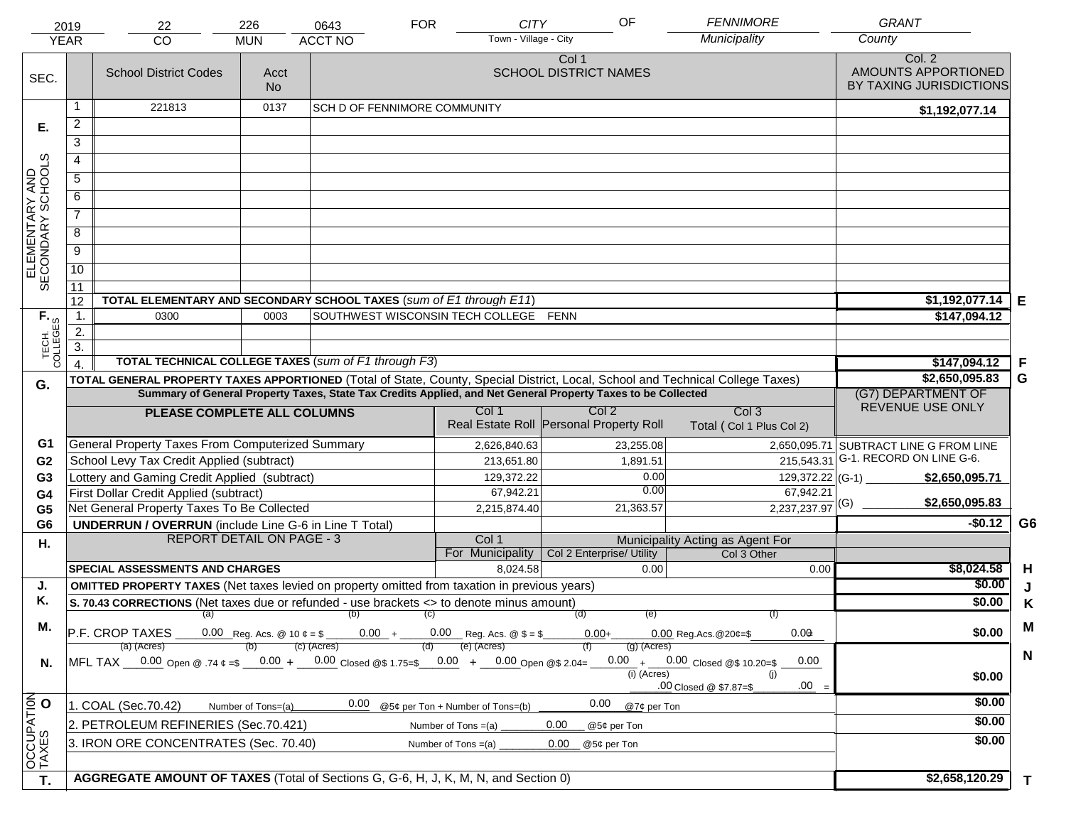| 2019 | 22 | 226 | 0643 | FOR | CITY | OF | FENNIMORE | GRANT |
|---|---|---|---|---|---|---|---|---|
| YEAR | CO | MUN | ACCT NO | | Town - Village - City | | Municipality | County |

| SEC. | | School District Codes | Acct No | Col 1 SCHOOL DISTRICT NAMES | Col. 2 AMOUNTS APPORTIONED BY TAXING JURISDICTIONS | |
|---|---|---|---|---|---|---|
| E. ELEMENTARY AND SECONDARY SCHOOLS | 1 | 221813 | 0137 | SCH D OF FENNIMORE COMMUNITY | $1,192,077.14 | |
| | 2 | | | | | |
| | 3 | | | | | |
| | 4 | | | | | |
| | 5 | | | | | |
| | 6 | | | | | |
| | 7 | | | | | |
| | 8 | | | | | |
| | 9 | | | | | |
| | 10 | | | | | |
| | 11 | | | | | |
| | 12 | TOTAL ELEMENTARY AND SECONDARY SCHOOL TAXES (*sum of E1 through E11*) | | | $1,192,077.14 | E |
| F. TECH. COLLEGES | 1. | 0300 | 0003 | SOUTHWEST WISCONSIN TECH COLLEGE FENN | $147,094.12 | |
| | 2. | | | | | |
| | 3. | | | | | |
| | 4. | TOTAL TECHNICAL COLLEGE TAXES (*sum of F1 through F3*) | | | $147,094.12 | F |
| G. | | TOTAL GENERAL PROPERTY TAXES APPORTIONED (Total of State, County, Special District, Local, School and Technical College Taxes) | | | $2,650,095.83 | G |

**Summary of General Property Taxes, State Tax Credits Applied, and Net General Property Taxes to be Collected**

| | PLEASE COMPLETE ALL COLUMNS | Col 1 Real Estate Roll | Col 2 Personal Property Roll | Col 3 Total ( Col 1 Plus Col 2) | (G7) DEPARTMENT OF REVENUE USE ONLY | |
|---|---|---|---|---|---|---|
| G1 | General Property Taxes From Computerized Summary | 2,626,840.63 | 23,255.08 | 2,650,095.71 | SUBTRACT LINE G FROM LINE G-1. RECORD ON LINE G-6. | |
| G2 | School Levy Tax Credit Applied (subtract) | 213,651.80 | 1,891.51 | 215,543.31 | | |
| G3 | Lottery and Gaming Credit Applied (subtract) | 129,372.22 | 0.00 | 129,372.22 | (G-1) $2,650,095.71 | |
| G4 | First Dollar Credit Applied (subtract) | 67,942.21 | 0.00 | 67,942.21 | | |
| G5 | Net General Property Taxes To Be Collected | 2,215,874.40 | 21,363.57 | 2,237,237.97 | (G) $2,650,095.83 | |
| G6 | UNDERRUN / OVERRUN (include Line G-6 in Line T Total) | | | | -$0.12 | G6 |

| H. | REPORT DETAIL ON PAGE - 3 | Col 1 For Municipality | Col 2 Enterprise/ Utility | Col 3 Other | | |
|---|---|---|---|---|---|---|
| | | | Municipality Acting as Agent For | | | |
| | SPECIAL ASSESSMENTS AND CHARGES | 8,024.58 | 0.00 | 0.00 | $8,024.58 | H |
| J. | OMITTED PROPERTY TAXES (Net taxes levied on property omitted from taxation in previous years) | | | | $0.00 | J |
| K. | S. 70.43 CORRECTIONS (Net taxes due or refunded - use brackets <> to denote minus amount) | | | | $0.00 | K |
| M. | P.F. CROP TAXES (a) 0.00 Reg. Acs. @ 10 ¢ = $ (b) 0.00 + (c) 0.00 Reg. Acs. @ $ = $ (d) 0.00 + (e) 0.00 Reg.Acs.@20¢=$ (f) 0.00 = | | | | $0.00 | M |
| N. | MFL TAX (a) (Acres) 0.00 Open @ .74 ¢ =$ (b) 0.00 + (c) (Acres) 0.00 Closed @$ 1.75=$ (d) 0.00 + (e) (Acres) 0.00 Open @$ 2.04= (f) 0.00 + (g) (Acres) 0.00 Closed @$ 10.20=$ 0.00 (i) (Acres) .00 Closed @ $7.87=$ (j) .00 = | | | | $0.00 | N |
| O OCCUPATION TAXES | 1. COAL (Sec.70.42) Number of Tons=(a) 0.00 @5¢ per Ton + Number of Tons=(b) 0.00 @7¢ per Ton | | | | $0.00 | |
| | 2. PETROLEUM REFINERIES (Sec.70.421) Number of Tons =(a) 0.00 @5¢ per Ton | | | | $0.00 | |
| | 3. IRON ORE CONCENTRATES (Sec. 70.40) Number of Tons =(a) 0.00 @5¢ per Ton | | | | $0.00 | |
| T. | AGGREGATE AMOUNT OF TAXES (Total of Sections G, G-6, H, J, K, M, N, and Section 0) | | | | $2,658,120.29 | T |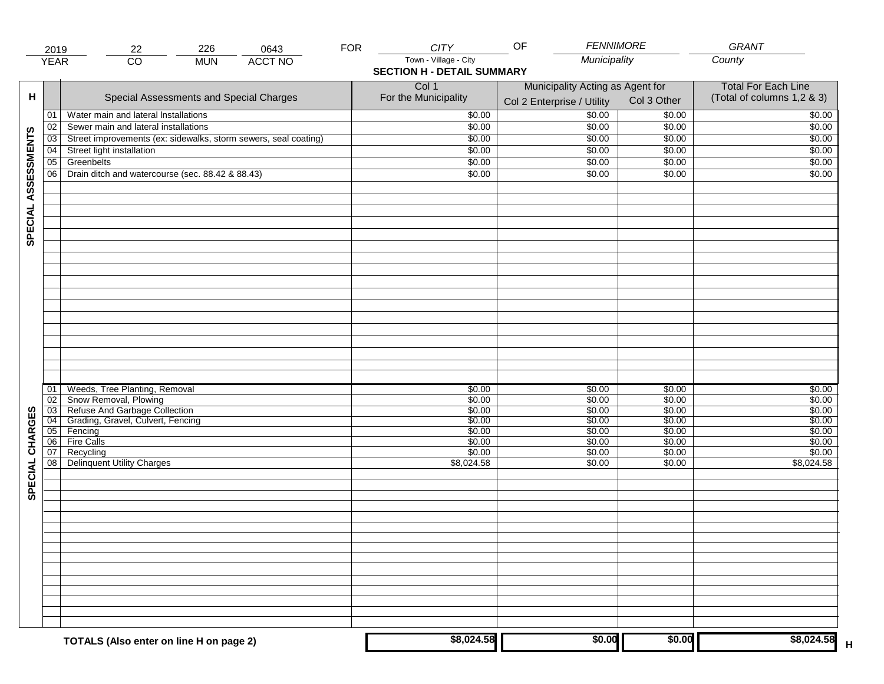| 2019 | 22 | 226 | 0643 | FOR | CITY | OF | FENNIMORE | GRANT |
|---|---|---|---|---|---|---|---|---|
| YEAR | CO | MUN | ACCT NO | | Town - Village - City | | Municipality | County |

## SECTION H - DETAIL SUMMARY

| H | | Special Assessments and Special Charges | Col 1 For the Municipality | Municipality Acting as Agent for Col 2 Enterprise / Utility | Col 3 Other | Total For Each Line (Total of columns 1,2 & 3) |
|---|---|---|---|---|---|---|
| SPECIAL ASSESSMENTS | 01 | Water main and lateral Installations | $0.00 | $0.00 | $0.00 | $0.00 |
| | 02 | Sewer main and lateral installations | $0.00 | $0.00 | $0.00 | $0.00 |
| | 03 | Street improvements (ex: sidewalks, storm sewers, seal coating) | $0.00 | $0.00 | $0.00 | $0.00 |
| | 04 | Street light installation | $0.00 | $0.00 | $0.00 | $0.00 |
| | 05 | Greenbelts | $0.00 | $0.00 | $0.00 | $0.00 |
| | 06 | Drain ditch and watercourse (sec. 88.42 & 88.43) | $0.00 | $0.00 | $0.00 | $0.00 |
| SPECIAL CHARGES | 01 | Weeds, Tree Planting, Removal | $0.00 | $0.00 | $0.00 | $0.00 |
| | 02 | Snow Removal, Plowing | $0.00 | $0.00 | $0.00 | $0.00 |
| | 03 | Refuse And Garbage Collection | $0.00 | $0.00 | $0.00 | $0.00 |
| | 04 | Grading, Gravel, Culvert, Fencing | $0.00 | $0.00 | $0.00 | $0.00 |
| | 05 | Fencing | $0.00 | $0.00 | $0.00 | $0.00 |
| | 06 | Fire Calls | $0.00 | $0.00 | $0.00 | $0.00 |
| | 07 | Recycling | $0.00 | $0.00 | $0.00 | $0.00 |
| | 08 | Delinquent Utility Charges | $8,024.58 | $0.00 | $0.00 | $8,024.58 |
| | | **TOTALS (Also enter on line H on page 2)** | **$8,024.58** | **$0.00** | **$0.00** | **$8,024.58** H |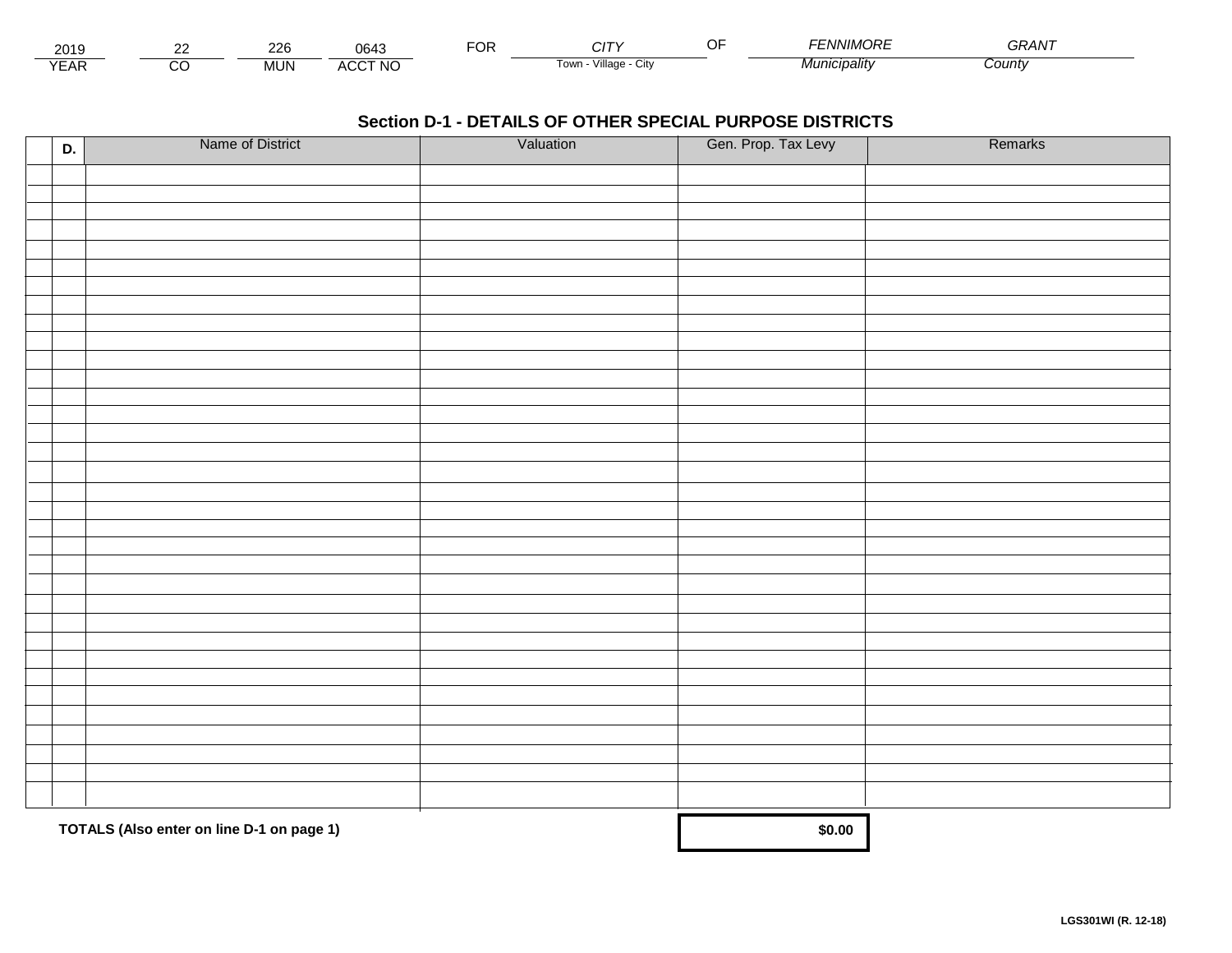| 2019 | 22 | 226 | 0643 | FOR | CITY | OF | FENNIMORE | GRANT |
|---|---|---|---|---|---|---|---|---|
| YEAR | CO | MUN | ACCT NO | | Town - Village - City | | Municipality | County |

## Section D-1 - DETAILS OF OTHER SPECIAL PURPOSE DISTRICTS

| | D. | Name of District | Valuation | Gen. Prop. Tax Levy | Remarks |
|---|---|---|---|---|---|
| | | | | | |
| | | | | | |
| | | | | | |
| | | | | | |
| | | | | | |
| | | | | | |
| | | | | | |
| | | | | | |
| | | | | | |
| | | | | | |
| | | | | | |
| | | | | | |
| | | | | | |
| | | | | | |
| | | | | | |
| | | | | | |
| | | | | | |
| | | | | | |
| | | | | | |
| | | | | | |
| | | | | | |
| | | | | | |
| | | | | | |
| | | | | | |
| | | | | | |
| | | | | | |
| | | | | | |
| | | | | | |
| | | | | | |
| | | | | | |
| | | | | | |
| | | | | | |
| | | | | | |
| | | | | | |
| | | | | | |

**TOTALS (Also enter on line D-1 on page 1)** **$0.00**

**LGS301WI (R. 12-18)**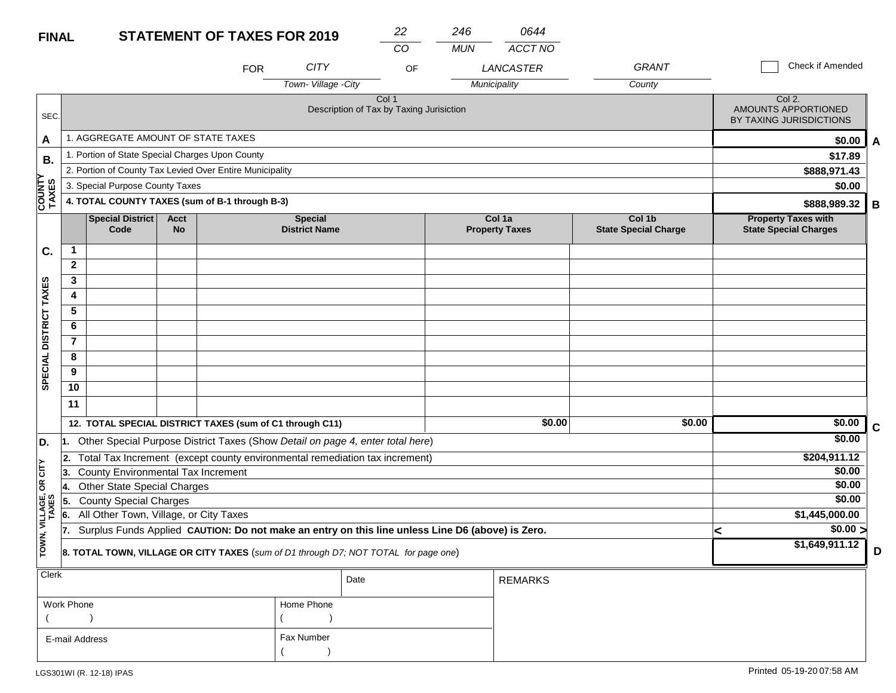**FINAL** **STATEMENT OF TAXES FOR 2019**

| 22 | 246 | 0644 |
|---|---|---|
| CO | MUN | ACCT NO |

FOR CITY (Town- Village -City) OF LANCASTER (Municipality) GRANT (County)

☐ Check if Amended

| SEC. | Col 1 Description of Tax by Taxing Jurisiction | Col 2. AMOUNTS APPORTIONED BY TAXING JURISDICTIONS | |
|---|---|---|---|
| A | 1. AGGREGATE AMOUNT OF STATE TAXES | $0.00 | A |
| B. COUNTY TAXES | 1. Portion of State Special Charges Upon County | $17.89 | |
| | 2. Portion of County Tax Levied Over Entire Municipality | $888,971.43 | |
| | 3. Special Purpose County Taxes | $0.00 | |
| | **4. TOTAL COUNTY TAXES (sum of B-1 through B-3)** | **$888,989.32** | B |

| SEC. | | Special District Code | Acct No | Special District Name | Col 1a Property Taxes | Col 1b State Special Charge | Property Taxes with State Special Charges | |
|---|---|---|---|---|---|---|---|---|
| C. SPECIAL DISTRICT TAXES | 1 | | | | | | | |
| | 2 | | | | | | | |
| | 3 | | | | | | | |
| | 4 | | | | | | | |
| | 5 | | | | | | | |
| | 6 | | | | | | | |
| | 7 | | | | | | | |
| | 8 | | | | | | | |
| | 9 | | | | | | | |
| | 10 | | | | | | | |
| | 11 | | | | | | | |
| | **12. TOTAL SPECIAL DISTRICT TAXES (sum of C1 through C11)** | | | | $0.00 | $0.00 | $0.00 | C |

| SEC. | | Amount | |
|---|---|---|---|
| D. TOWN, VILLAGE, OR CITY TAXES | 1. Other Special Purpose District Taxes (Show *Detail on page 4, enter total here*) | $0.00 | |
| | 2. Total Tax Increment (except county environmental remediation tax increment) | $204,911.12 | |
| | 3. County Environmental Tax Increment | $0.00 | |
| | 4. Other State Special Charges | $0.00 | |
| | 5. County Special Charges | $0.00 | |
| | 6. All Other Town, Village, or City Taxes | $1,445,000.00 | |
| | 7. Surplus Funds Applied **CAUTION: Do not make an entry on this line unless Line D6 (above) is Zero.** | < $0.00 > | |
| | **8. TOTAL TOWN, VILLAGE OR CITY TAXES** (*sum of D1 through D7; NOT TOTAL for page one*) | $1,649,911.12 | D |

| Clerk | | Date | REMARKS |
|---|---|---|---|
| Work Phone ( ) | Home Phone ( ) | | |
| E-mail Address | Fax Number ( ) | | |

LGS301WI (R. 12-18) IPAS

Printed 05-19-20 07:58 AM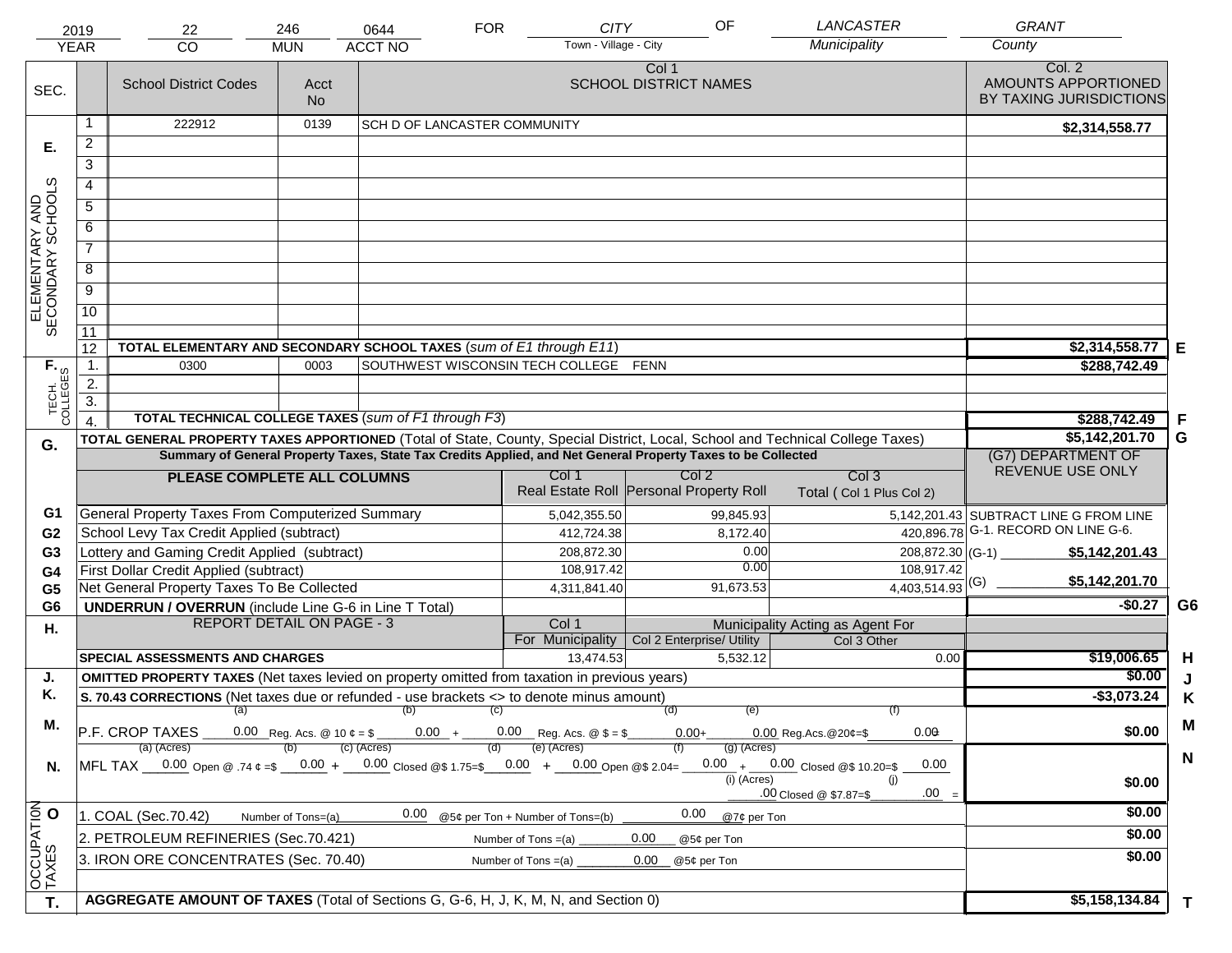| 2019 | 22 | 246 | 0644 | FOR | CITY | OF | LANCASTER | GRANT |
|---|---|---|---|---|---|---|---|---|
| YEAR | CO | MUN | ACCT NO | | Town - Village - City | | Municipality | County |

| SEC. | | School District Codes | Acct No | Col 1 SCHOOL DISTRICT NAMES | Col. 2 AMOUNTS APPORTIONED BY TAXING JURISDICTIONS | |
|---|---|---|---|---|---|---|
| E. ELEMENTARY AND SECONDARY SCHOOLS | 1 | 222912 | 0139 | SCH D OF LANCASTER COMMUNITY | $2,314,558.77 | |
| | 2 | | | | | |
| | 3 | | | | | |
| | 4 | | | | | |
| | 5 | | | | | |
| | 6 | | | | | |
| | 7 | | | | | |
| | 8 | | | | | |
| | 9 | | | | | |
| | 10 | | | | | |
| | 11 | | | | | |
| | 12 | TOTAL ELEMENTARY AND SECONDARY SCHOOL TAXES (*sum of E1 through E11*) | | | $2,314,558.77 | E |
| F. TECH. COLLEGES | 1. | 0300 | 0003 | SOUTHWEST WISCONSIN TECH COLLEGE FENN | $288,742.49 | |
| | 2. | | | | | |
| | 3. | | | | | |
| | 4. | TOTAL TECHNICAL COLLEGE TAXES (*sum of F1 through F3*) | | | $288,742.49 | F |
| G. | | TOTAL GENERAL PROPERTY TAXES APPORTIONED (Total of State, County, Special District, Local, School and Technical College Taxes) | | | $5,142,201.70 | G |

**Summary of General Property Taxes, State Tax Credits Applied, and Net General Property Taxes to be Collected**

| | PLEASE COMPLETE ALL COLUMNS | Col 1 Real Estate Roll | Col 2 Personal Property Roll | Col 3 Total ( Col 1 Plus Col 2) | (G7) DEPARTMENT OF REVENUE USE ONLY | |
|---|---|---|---|---|---|---|
| G1 | General Property Taxes From Computerized Summary | 5,042,355.50 | 99,845.93 | 5,142,201.43 | SUBTRACT LINE G FROM LINE G-1. RECORD ON LINE G-6. | |
| G2 | School Levy Tax Credit Applied (subtract) | 412,724.38 | 8,172.40 | 420,896.78 | | |
| G3 | Lottery and Gaming Credit Applied (subtract) | 208,872.30 | 0.00 | 208,872.30 | (G-1) $5,142,201.43 | |
| G4 | First Dollar Credit Applied (subtract) | 108,917.42 | 0.00 | 108,917.42 | | |
| G5 | Net General Property Taxes To Be Collected | 4,311,841.40 | 91,673.53 | 4,403,514.93 | (G) $5,142,201.70 | |
| G6 | UNDERRUN / OVERRUN (include Line G-6 in Line T Total) | | | | -$0.27 | G6 |

| H. | REPORT DETAIL ON PAGE - 3 | Col 1 For Municipality | Col 2 Enterprise/ Utility (Municipality Acting as Agent For) | Col 3 Other | | |
|---|---|---|---|---|---|---|
| | SPECIAL ASSESSMENTS AND CHARGES | 13,474.53 | 5,532.12 | 0.00 | $19,006.65 | H |
| J. | OMITTED PROPERTY TAXES (Net taxes levied on property omitted from taxation in previous years) | | | | $0.00 | J |
| K. | S. 70.43 CORRECTIONS (Net taxes due or refunded - use brackets <> to denote minus amount) | | | | -$3,073.24 | K |
| M. | P.F. CROP TAXES (a) 0.00 Reg. Acs. @ 10 ¢ = $ (b) 0.00 + (c) 0.00 Reg. Acs. @ $ = $ (d) 0.00 + (e) 0.00 Reg.Acs.@20¢=$ (f) 0.00 | | | | $0.00 | M |
| N. | MFL TAX (a) (Acres) 0.00 Open @ .74 ¢ =$ (b) 0.00 + (c) (Acres) 0.00 Closed @$ 1.75=$ (d) 0.00 + (e) (Acres) 0.00 Open @$ 2.04= (f) 0.00 + (g) (Acres) 0.00 Closed @$ 10.20=$ 0.00 (i) (Acres) .00 Closed @ $7.87=$ (j) .00 = | | | | $0.00 | N |
| O. OCCUPATION TAXES | 1. COAL (Sec.70.42) Number of Tons=(a) 0.00 @5¢ per Ton + Number of Tons=(b) 0.00 @7¢ per Ton | | | | $0.00 | |
| | 2. PETROLEUM REFINERIES (Sec.70.421) Number of Tons =(a) 0.00 @5¢ per Ton | | | | $0.00 | |
| | 3. IRON ORE CONCENTRATES (Sec. 70.40) Number of Tons =(a) 0.00 @5¢ per Ton | | | | $0.00 | |
| T. | AGGREGATE AMOUNT OF TAXES (Total of Sections G, G-6, H, J, K, M, N, and Section 0) | | | | $5,158,134.84 | T |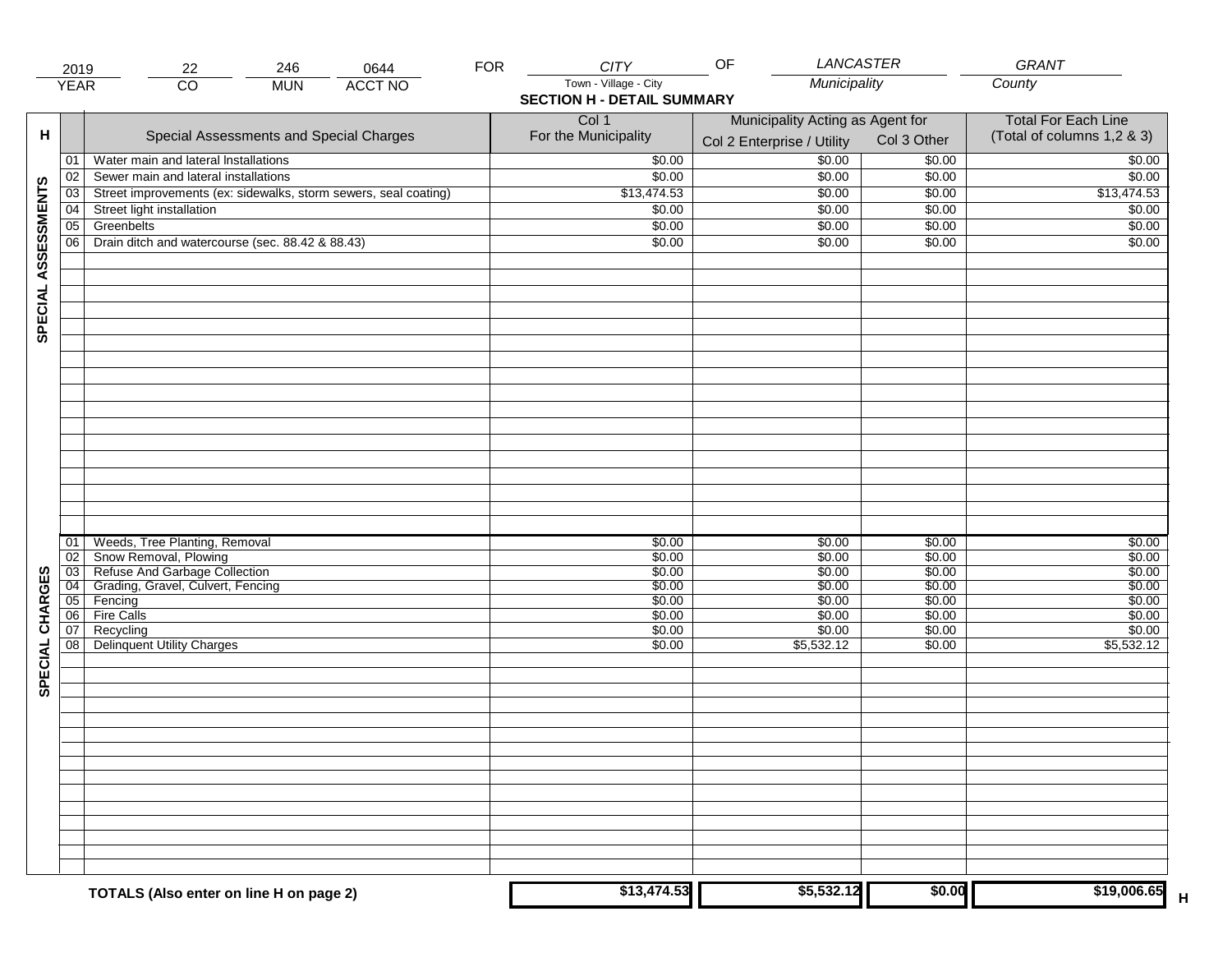| 2019 | 22 | 246 | 0644 | FOR | CITY | OF | LANCASTER | GRANT |
|---|---|---|---|---|---|---|---|---|
| YEAR | CO | MUN | ACCT NO | | Town - Village - City | | Municipality | County |

## SECTION H - DETAIL SUMMARY

| H | | Special Assessments and Special Charges | Col 1 For the Municipality | Municipality Acting as Agent for Col 2 Enterprise / Utility | Col 3 Other | Total For Each Line (Total of columns 1,2 & 3) |
|---|---|---|---|---|---|---|
| SPECIAL ASSESSMENTS | 01 | Water main and lateral Installations | $0.00 | $0.00 | $0.00 | $0.00 |
| | 02 | Sewer main and lateral installations | $0.00 | $0.00 | $0.00 | $0.00 |
| | 03 | Street improvements (ex: sidewalks, storm sewers, seal coating) | $13,474.53 | $0.00 | $0.00 | $13,474.53 |
| | 04 | Street light installation | $0.00 | $0.00 | $0.00 | $0.00 |
| | 05 | Greenbelts | $0.00 | $0.00 | $0.00 | $0.00 |
| | 06 | Drain ditch and watercourse (sec. 88.42 & 88.43) | $0.00 | $0.00 | $0.00 | $0.00 |
| SPECIAL CHARGES | 01 | Weeds, Tree Planting, Removal | $0.00 | $0.00 | $0.00 | $0.00 |
| | 02 | Snow Removal, Plowing | $0.00 | $0.00 | $0.00 | $0.00 |
| | 03 | Refuse And Garbage Collection | $0.00 | $0.00 | $0.00 | $0.00 |
| | 04 | Grading, Gravel, Culvert, Fencing | $0.00 | $0.00 | $0.00 | $0.00 |
| | 05 | Fencing | $0.00 | $0.00 | $0.00 | $0.00 |
| | 06 | Fire Calls | $0.00 | $0.00 | $0.00 | $0.00 |
| | 07 | Recycling | $0.00 | $0.00 | $0.00 | $0.00 |
| | 08 | Delinquent Utility Charges | $0.00 | $5,532.12 | $0.00 | $5,532.12 |
| | | **TOTALS (Also enter on line H on page 2)** | **$13,474.53** | **$5,532.12** | **$0.00** | **$19,006.65** |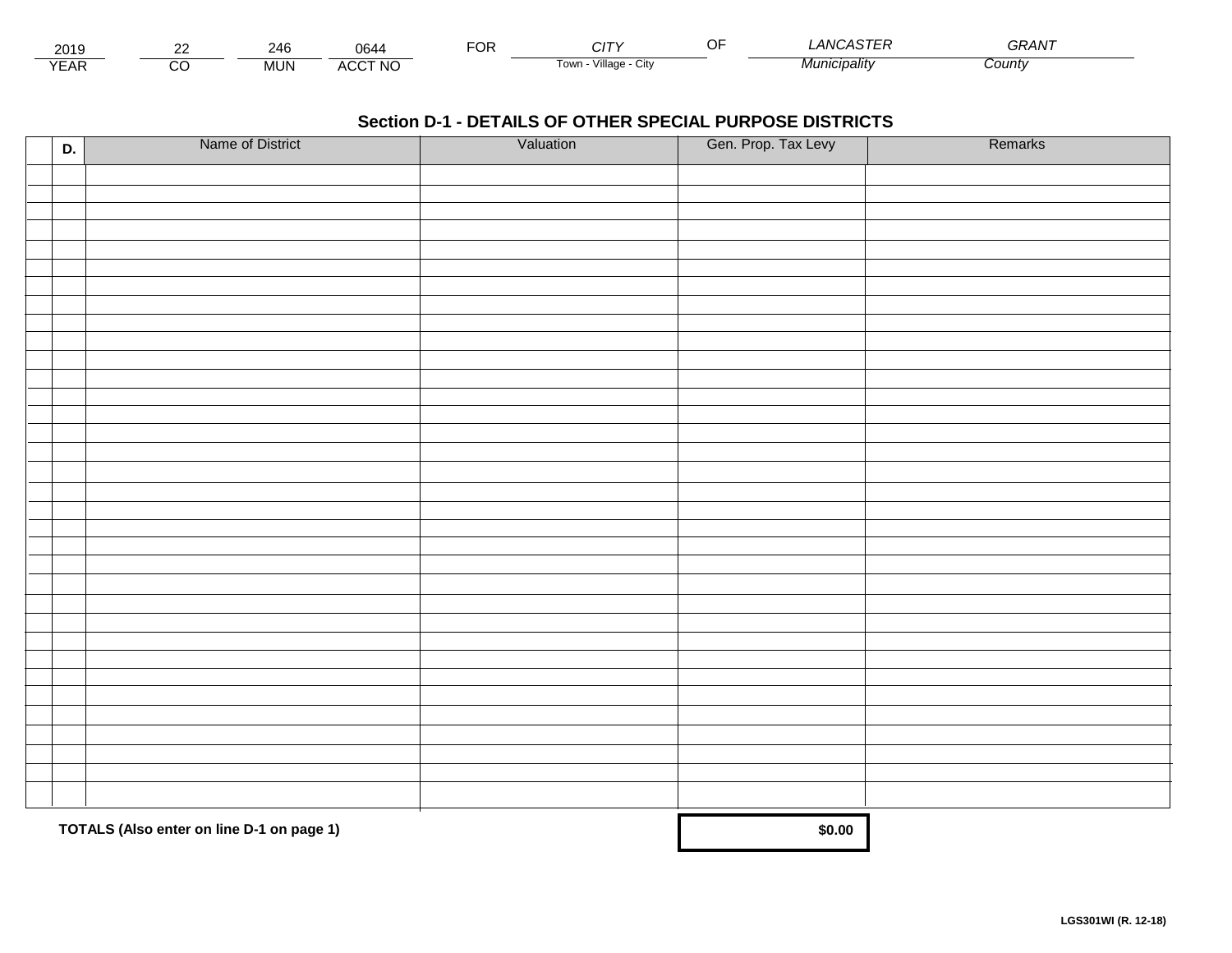| 2019 | 22 | 246 | 0644 | FOR | CITY | OF | LANCASTER | GRANT |
|---|---|---|---|---|---|---|---|---|
| YEAR | CO | MUN | ACCT NO | | Town - Village - City | | Municipality | County |

## Section D-1 - DETAILS OF OTHER SPECIAL PURPOSE DISTRICTS

| D. | Name of District | Valuation | Gen. Prop. Tax Levy | Remarks |
|---|---|---|---|---|
| | | | | |
| | | | | |
| | | | | |
| | | | | |
| | | | | |
| | | | | |
| | | | | |
| | | | | |
| | | | | |
| | | | | |
| | | | | |
| | | | | |
| | | | | |
| | | | | |
| | | | | |
| | | | | |
| | | | | |
| | | | | |
| | | | | |
| | | | | |
| | | | | |
| | | | | |
| | | | | |
| | | | | |
| | | | | |
| | | | | |
| | | | | |
| | | | | |
| | | | | |
| | | | | |
| | | | | |
| | | | | |
| | | | | |
| | | | | |
| **TOTALS (Also enter on line D-1 on page 1)** | | | **$0.00** | |

LGS301WI (R. 12-18)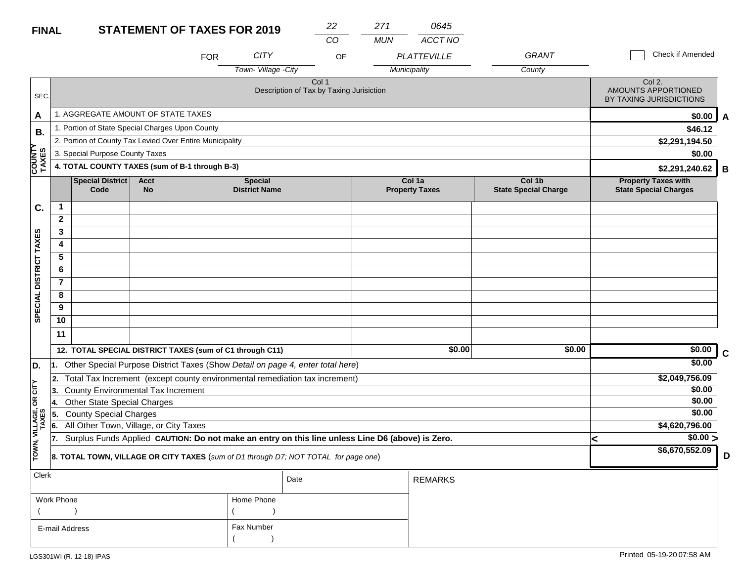**FINAL** **STATEMENT OF TAXES FOR 2019**

| 22 | 271 | 0645 |
|---|---|---|
| CO | MUN | ACCT NO |

FOR *CITY* (Town- Village -City) OF *PLATTEVILLE* (Municipality) *GRANT* (County)

☐ Check if Amended

| SEC. | Col 1 Description of Tax by Taxing Jurisiction | Col 2. AMOUNTS APPORTIONED BY TAXING JURISDICTIONS | |
|---|---|---|---|
| A | 1. AGGREGATE AMOUNT OF STATE TAXES | $0.00 | A |
| B. COUNTY TAXES | 1. Portion of State Special Charges Upon County | $46.12 | |
| | 2. Portion of County Tax Levied Over Entire Municipality | $2,291,194.50 | |
| | 3. Special Purpose County Taxes | $0.00 | |
| | 4. TOTAL COUNTY TAXES (sum of B-1 through B-3) | $2,291,240.62 | B |

| SEC. | | Special District Code | Acct No | Special District Name | Col 1a Property Taxes | Col 1b State Special Charge | Property Taxes with State Special Charges | |
|---|---|---|---|---|---|---|---|---|
| C. SPECIAL DISTRICT TAXES | 1 | | | | | | | |
| | 2 | | | | | | | |
| | 3 | | | | | | | |
| | 4 | | | | | | | |
| | 5 | | | | | | | |
| | 6 | | | | | | | |
| | 7 | | | | | | | |
| | 8 | | | | | | | |
| | 9 | | | | | | | |
| | 10 | | | | | | | |
| | 11 | | | | | | | |
| | 12. TOTAL SPECIAL DISTRICT TAXES (sum of C1 through C11) | | | | $0.00 | $0.00 | $0.00 | C |

| SEC. | Description | Amount | |
|---|---|---|---|
| D. TOWN, VILLAGE, OR CITY TAXES | 1. Other Special Purpose District Taxes (Show *Detail on page 4, enter total here*) | $0.00 | |
| | 2. Total Tax Increment (except county environmental remediation tax increment) | $2,049,756.09 | |
| | 3. County Environmental Tax Increment | $0.00 | |
| | 4. Other State Special Charges | $0.00 | |
| | 5. County Special Charges | $0.00 | |
| | 6. All Other Town, Village, or City Taxes | $4,620,796.00 | |
| | 7. Surplus Funds Applied **CAUTION: Do not make an entry on this line unless Line D6 (above) is Zero.** | < $0.00 > | |
| | **8. TOTAL TOWN, VILLAGE OR CITY TAXES** (*sum of D1 through D7; NOT TOTAL for page one*) | $6,670,552.09 | D |

| Clerk | | Date | REMARKS |
|---|---|---|---|
| Work Phone ( ) | Home Phone ( ) | | |
| E-mail Address | Fax Number ( ) | | |

LGS301WI (R. 12-18) IPAS

Printed 05-19-20 07:58 AM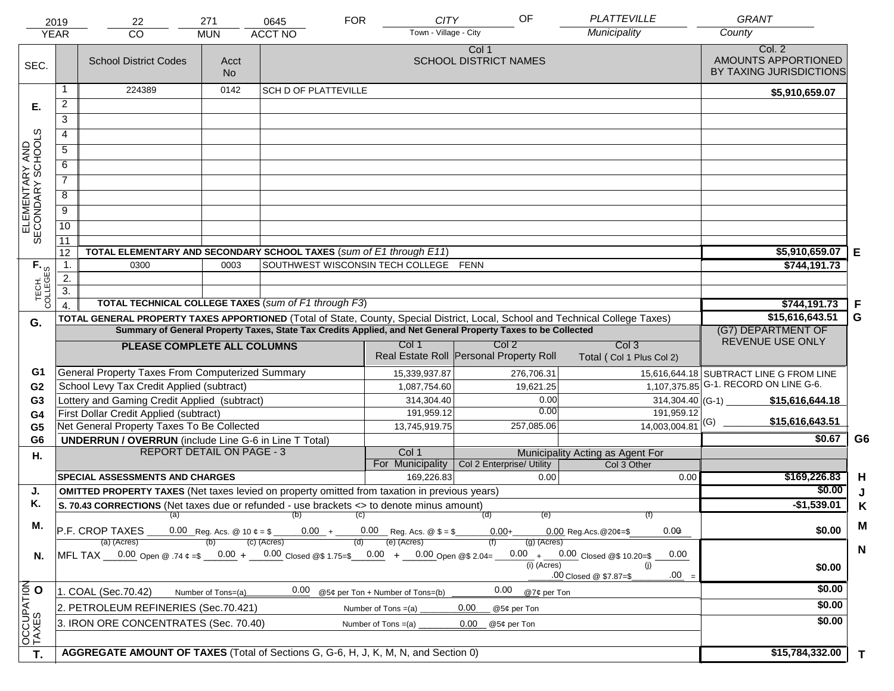| 2019 | 22 | 271 | 0645 | FOR | CITY | OF | PLATTEVILLE | GRANT |
|---|---|---|---|---|---|---|---|---|
| YEAR | CO | MUN | ACCT NO | | Town - Village - City | | Municipality | County |

| SEC. | | School District Codes | Acct No | Col 1 SCHOOL DISTRICT NAMES | Col. 2 AMOUNTS APPORTIONED BY TAXING JURISDICTIONS | |
|---|---|---|---|---|---|---|
| E. ELEMENTARY AND SECONDARY SCHOOLS | 1 | 224389 | 0142 | SCH D OF PLATTEVILLE | $5,910,659.07 | |
| | 2 | | | | | |
| | 3 | | | | | |
| | 4 | | | | | |
| | 5 | | | | | |
| | 6 | | | | | |
| | 7 | | | | | |
| | 8 | | | | | |
| | 9 | | | | | |
| | 10 | | | | | |
| | 11 | | | | | |
| | 12 | TOTAL ELEMENTARY AND SECONDARY SCHOOL TAXES (*sum of E1 through E11*) | | | $5,910,659.07 | E |
| F. TECH. COLLEGES | 1. | 0300 | 0003 | SOUTHWEST WISCONSIN TECH COLLEGE FENN | $744,191.73 | |
| | 2. | | | | | |
| | 3. | | | | | |
| | 4. | TOTAL TECHNICAL COLLEGE TAXES (*sum of F1 through F3*) | | | $744,191.73 | F |
| G. | | TOTAL GENERAL PROPERTY TAXES APPORTIONED (Total of State, County, Special District, Local, School and Technical College Taxes) | | | $15,616,643.51 | G |

**Summary of General Property Taxes, State Tax Credits Applied, and Net General Property Taxes to be Collected**

| | PLEASE COMPLETE ALL COLUMNS | Col 1 Real Estate Roll | Col 2 Personal Property Roll | Col 3 Total ( Col 1 Plus Col 2) | (G7) DEPARTMENT OF REVENUE USE ONLY | |
|---|---|---|---|---|---|---|
| G1 | General Property Taxes From Computerized Summary | 15,339,937.87 | 276,706.31 | 15,616,644.18 | SUBTRACT LINE G FROM LINE G-1. RECORD ON LINE G-6. | |
| G2 | School Levy Tax Credit Applied (subtract) | 1,087,754.60 | 19,621.25 | 1,107,375.85 | | |
| G3 | Lottery and Gaming Credit Applied (subtract) | 314,304.40 | 0.00 | 314,304.40 | (G-1) $15,616,644.18 | |
| G4 | First Dollar Credit Applied (subtract) | 191,959.12 | 0.00 | 191,959.12 | | |
| G5 | Net General Property Taxes To Be Collected | 13,745,919.75 | 257,085.06 | 14,003,004.81 | (G) $15,616,643.51 | |
| G6 | UNDERRUN / OVERRUN (include Line G-6 in Line T Total) | | | | $0.67 | G6 |

| H. | REPORT DETAIL ON PAGE - 3 | Col 1 For Municipality | Col 2 Enterprise/ Utility (Municipality Acting as Agent For) | Col 3 Other | | |
|---|---|---|---|---|---|---|
| | SPECIAL ASSESSMENTS AND CHARGES | 169,226.83 | 0.00 | 0.00 | $169,226.83 | H |
| J. | OMITTED PROPERTY TAXES (Net taxes levied on property omitted from taxation in previous years) | | | | $0.00 | J |
| K. | S. 70.43 CORRECTIONS (Net taxes due or refunded - use brackets <> to denote minus amount) | | | | -$1,539.01 | K |
| M. | P.F. CROP TAXES (a) 0.00 Reg. Acs. @ 10 ¢ = $ (b) 0.00 + (c) 0.00 Reg. Acs. @ $ = $ (d) 0.00 + (e) 0.00 Reg.Acs.@20¢=$ (f) 0.00 = | | | | $0.00 | M |
| N. | MFL TAX (a) (Acres) 0.00 Open @ .74 ¢ =$ (b) 0.00 + (c) (Acres) 0.00 Closed @$ 1.75=$ (d) 0.00 + (e) (Acres) 0.00 Open @$ 2.04= (f) 0.00 + (g) (Acres) 0.00 Closed @$ 10.20=$ 0.00 (i) (Acres) .00 Closed @ $7.87=$ (j) .00 = | | | | $0.00 | N |
| O. OCCUPATION TAXES | 1. COAL (Sec.70.42) Number of Tons=(a) 0.00 @5¢ per Ton + Number of Tons=(b) 0.00 @7¢ per Ton | | | | $0.00 | |
| | 2. PETROLEUM REFINERIES (Sec.70.421) Number of Tons =(a) 0.00 @5¢ per Ton | | | | $0.00 | |
| | 3. IRON ORE CONCENTRATES (Sec. 70.40) Number of Tons =(a) 0.00 @5¢ per Ton | | | | $0.00 | |
| T. | AGGREGATE AMOUNT OF TAXES (Total of Sections G, G-6, H, J, K, M, N, and Section 0) | | | | $15,784,332.00 | T |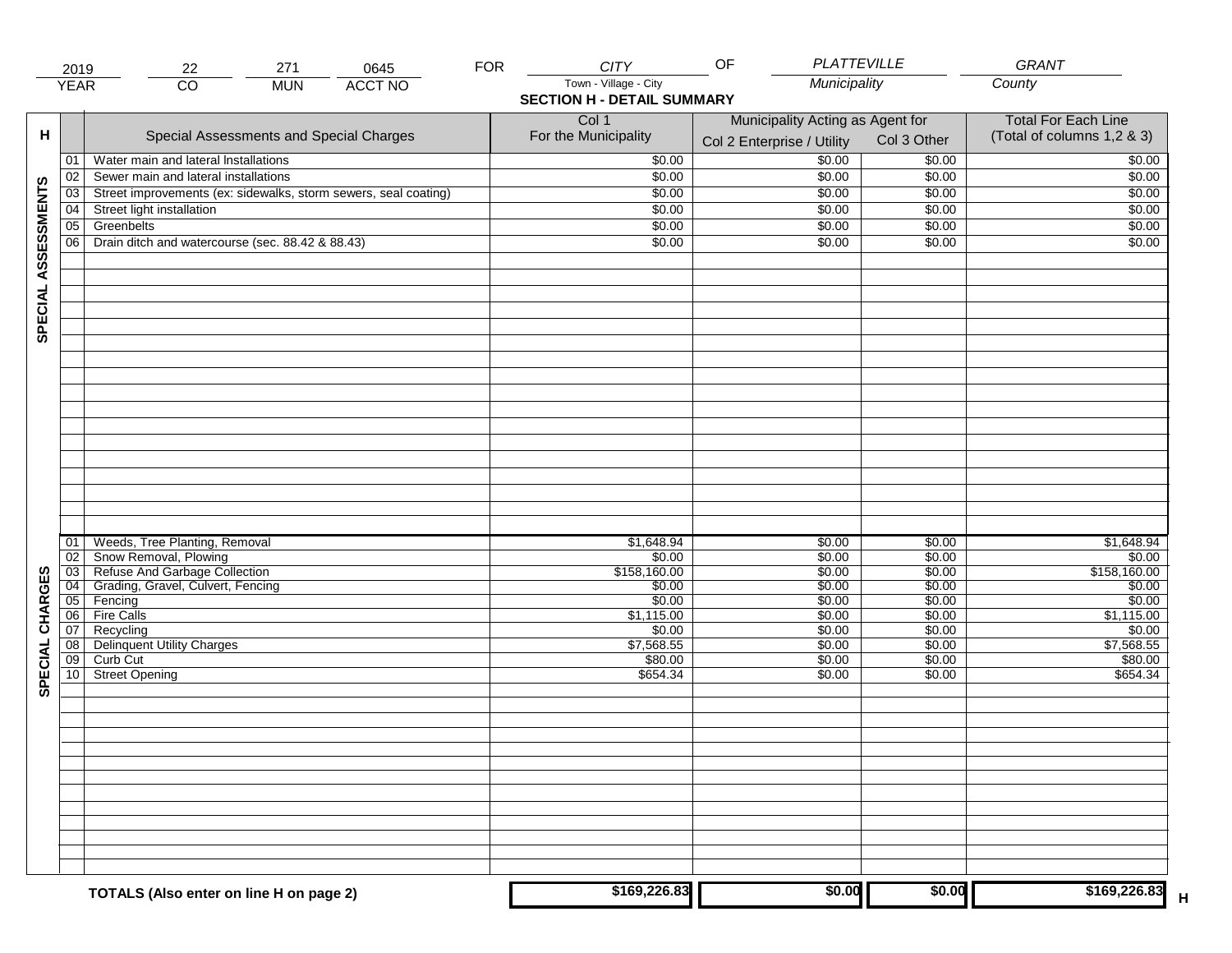| 2019 | 22 | 271 | 0645 | FOR | CITY | OF | PLATTEVILLE | GRANT |
|---|---|---|---|---|---|---|---|---|
| YEAR | CO | MUN | ACCT NO | | Town - Village - City | | Municipality | County |

## SECTION H - DETAIL SUMMARY

| H | | Special Assessments and Special Charges | Col 1 For the Municipality | Municipality Acting as Agent for: Col 2 Enterprise / Utility | Col 3 Other | Total For Each Line (Total of columns 1,2 & 3) |
|---|---|---|---|---|---|---|
| SPECIAL ASSESSMENTS | 01 | Water main and lateral Installations | $0.00 | $0.00 | $0.00 | $0.00 |
| | 02 | Sewer main and lateral installations | $0.00 | $0.00 | $0.00 | $0.00 |
| | 03 | Street improvements (ex: sidewalks, storm sewers, seal coating) | $0.00 | $0.00 | $0.00 | $0.00 |
| | 04 | Street light installation | $0.00 | $0.00 | $0.00 | $0.00 |
| | 05 | Greenbelts | $0.00 | $0.00 | $0.00 | $0.00 |
| | 06 | Drain ditch and watercourse (sec. 88.42 & 88.43) | $0.00 | $0.00 | $0.00 | $0.00 |
| SPECIAL CHARGES | 01 | Weeds, Tree Planting, Removal | $1,648.94 | $0.00 | $0.00 | $1,648.94 |
| | 02 | Snow Removal, Plowing | $0.00 | $0.00 | $0.00 | $0.00 |
| | 03 | Refuse And Garbage Collection | $158,160.00 | $0.00 | $0.00 | $158,160.00 |
| | 04 | Grading, Gravel, Culvert, Fencing | $0.00 | $0.00 | $0.00 | $0.00 |
| | 05 | Fencing | $0.00 | $0.00 | $0.00 | $0.00 |
| | 06 | Fire Calls | $1,115.00 | $0.00 | $0.00 | $1,115.00 |
| | 07 | Recycling | $0.00 | $0.00 | $0.00 | $0.00 |
| | 08 | Delinquent Utility Charges | $7,568.55 | $0.00 | $0.00 | $7,568.55 |
| | 09 | Curb Cut | $80.00 | $0.00 | $0.00 | $80.00 |
| | 10 | Street Opening | $654.34 | $0.00 | $0.00 | $654.34 |
| | | **TOTALS (Also enter on line H on page 2)** | **$169,226.83** | **$0.00** | **$0.00** | **$169,226.83** H |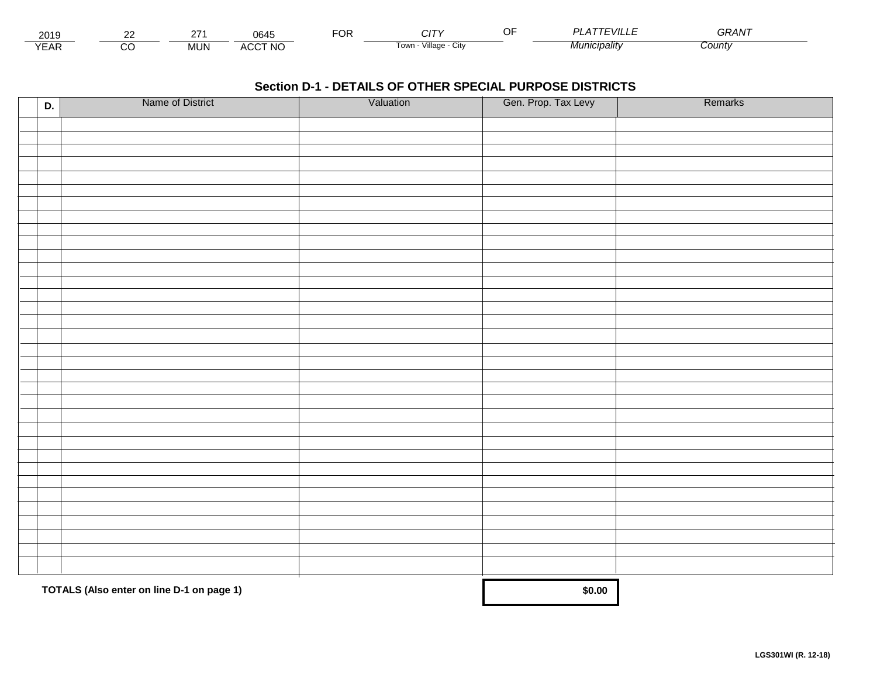| 2019 | 22 | 271 | 0645 | FOR | CITY | OF | PLATTEVILLE | GRANT |
|---|---|---|---|---|---|---|---|---|
| YEAR | CO | MUN | ACCT NO | | Town - Village - City | | Municipality | County |

## Section D-1 - DETAILS OF OTHER SPECIAL PURPOSE DISTRICTS

| D. | Name of District | Valuation | Gen. Prop. Tax Levy | Remarks |
|---|---|---|---|---|
| | | | | |

**TOTALS (Also enter on line D-1 on page 1)** **$0.00**

LGS301WI (R. 12-18)